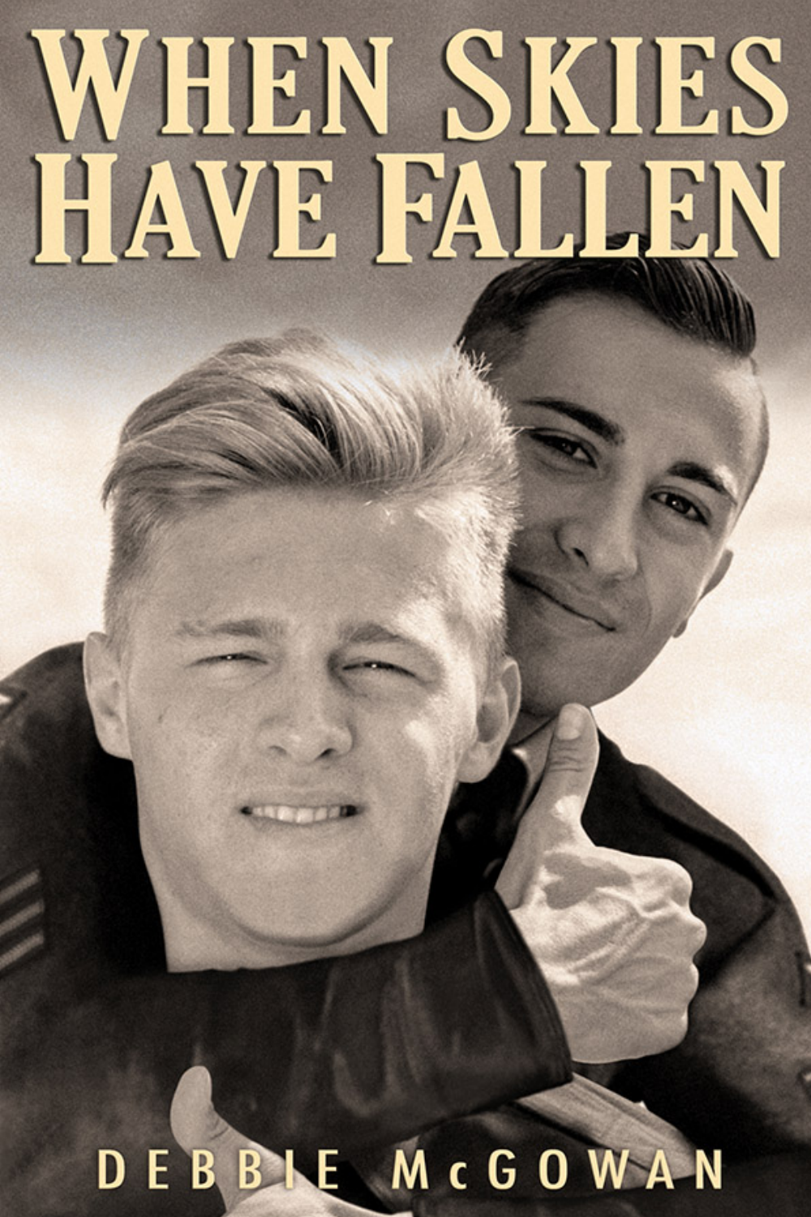# When Skies Have Fallen

Debbie McGowan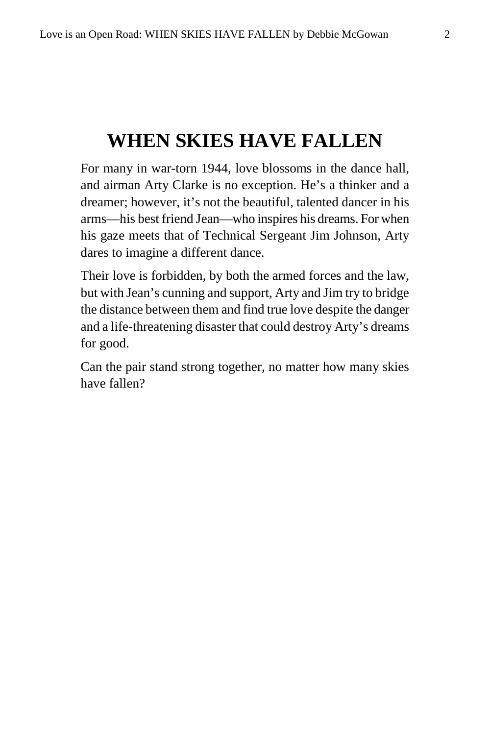# WHEN SKIES HAVE FALLEN

For many in war-torn 1944, love blossoms in the dance hall, and airman Arty Clarke is no exception. He's a thinker and a dreamer; however, it's not the beautiful, talented dancer in his arms—his best friend Jean—who inspires his dreams. For when his gaze meets that of Technical Sergeant Jim Johnson, Arty dares to imagine a different dance.

Their love is forbidden, by both the armed forces and the law, but with Jean's cunning and support, Arty and Jim try to bridge the distance between them and find true love despite the danger and a life-threatening disaster that could destroy Arty's dreams for good.

Can the pair stand strong together, no matter how many skies have fallen?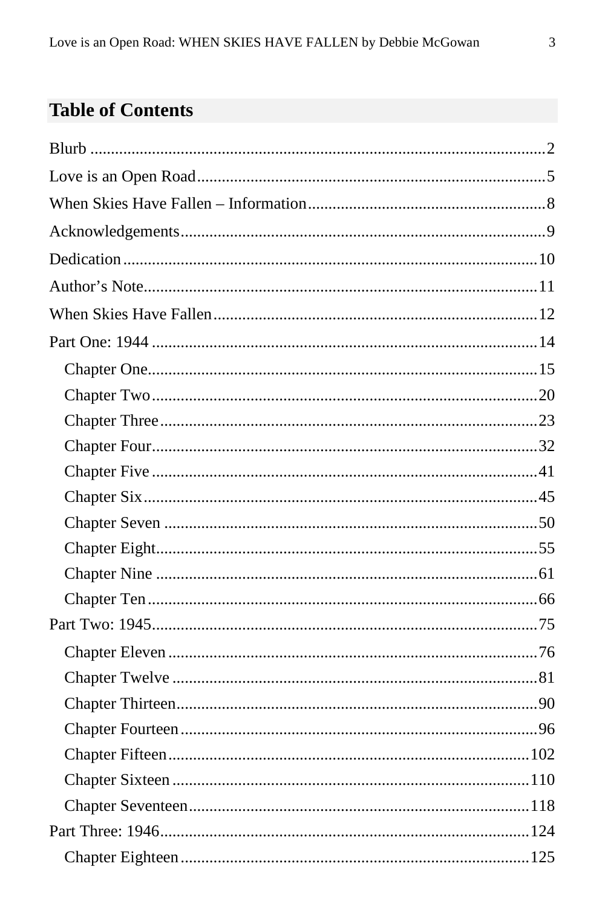## Table of Contents

Blurb ....................................................................................................2

Love is an Open Road..........................................................................5

When Skies Have Fallen – Information...........................................8

Acknowledgements.............................................................................9

Dedication..........................................................................................10

Author’s Note.....................................................................................11

When Skies Have Fallen...................................................................12

Part One: 1944 ..................................................................................14

- Chapter One...................................................................................15
- Chapter Two...................................................................................20
- Chapter Three.................................................................................23
- Chapter Four..................................................................................32
- Chapter Five ..................................................................................41
- Chapter Six.....................................................................................45
- Chapter Seven ................................................................................50
- Chapter Eight..................................................................................55
- Chapter Nine ..................................................................................61
- Chapter Ten....................................................................................66

Part Two: 1945...................................................................................75

- Chapter Eleven...............................................................................76
- Chapter Twelve ..............................................................................81
- Chapter Thirteen.............................................................................90
- Chapter Fourteen............................................................................96
- Chapter Fifteen.............................................................................102
- Chapter Sixteen............................................................................110
- Chapter Seventeen........................................................................118

Part Three: 1946...............................................................................124

- Chapter Eighteen..........................................................................125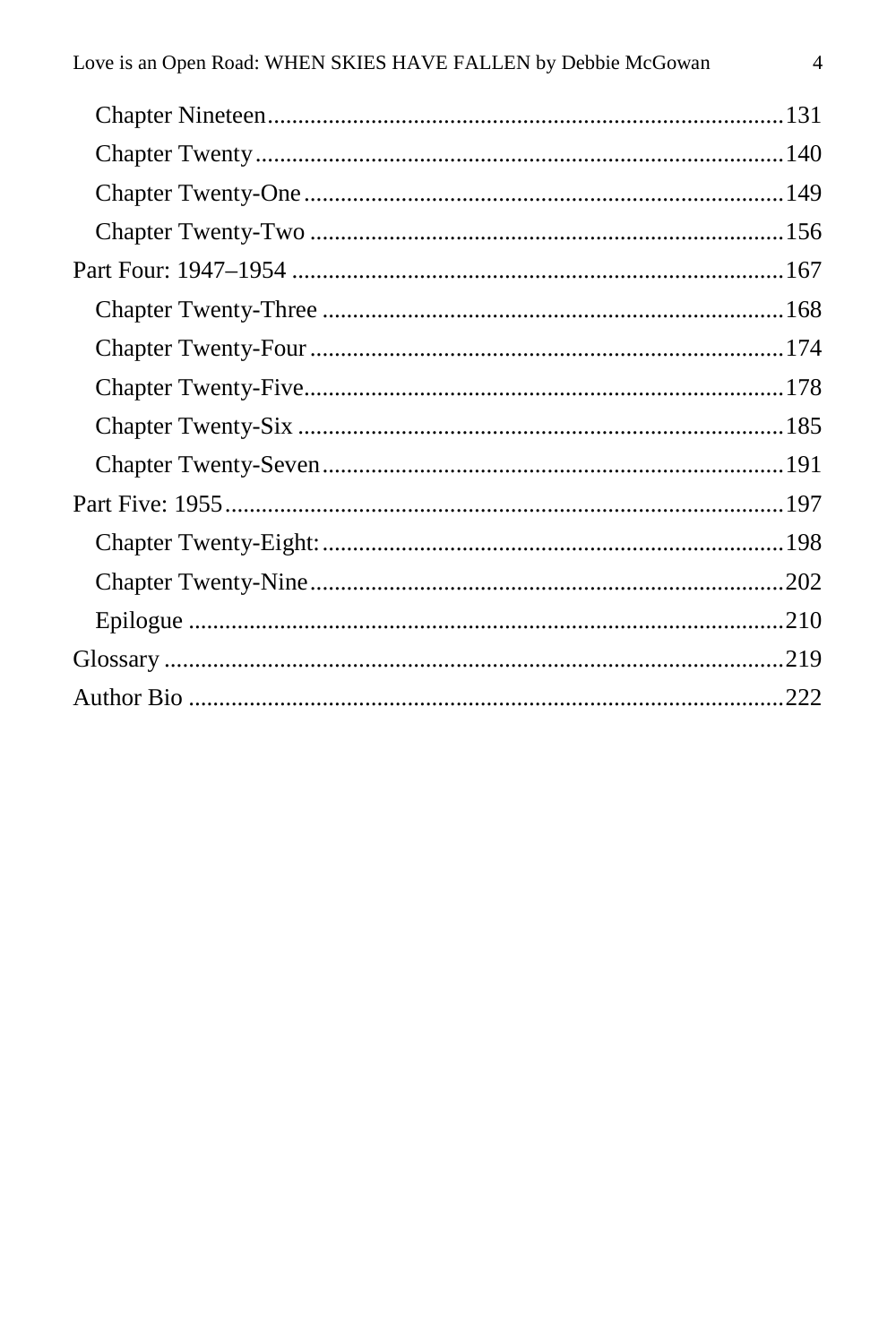Chapter Nineteen .......... 131
Chapter Twenty .......... 140
Chapter Twenty-One .......... 149
Chapter Twenty-Two .......... 156
Part Four: 1947–1954 .......... 167
Chapter Twenty-Three .......... 168
Chapter Twenty-Four .......... 174
Chapter Twenty-Five .......... 178
Chapter Twenty-Six .......... 185
Chapter Twenty-Seven .......... 191
Part Five: 1955 .......... 197
Chapter Twenty-Eight: .......... 198
Chapter Twenty-Nine .......... 202
Epilogue .......... 210
Glossary .......... 219
Author Bio .......... 222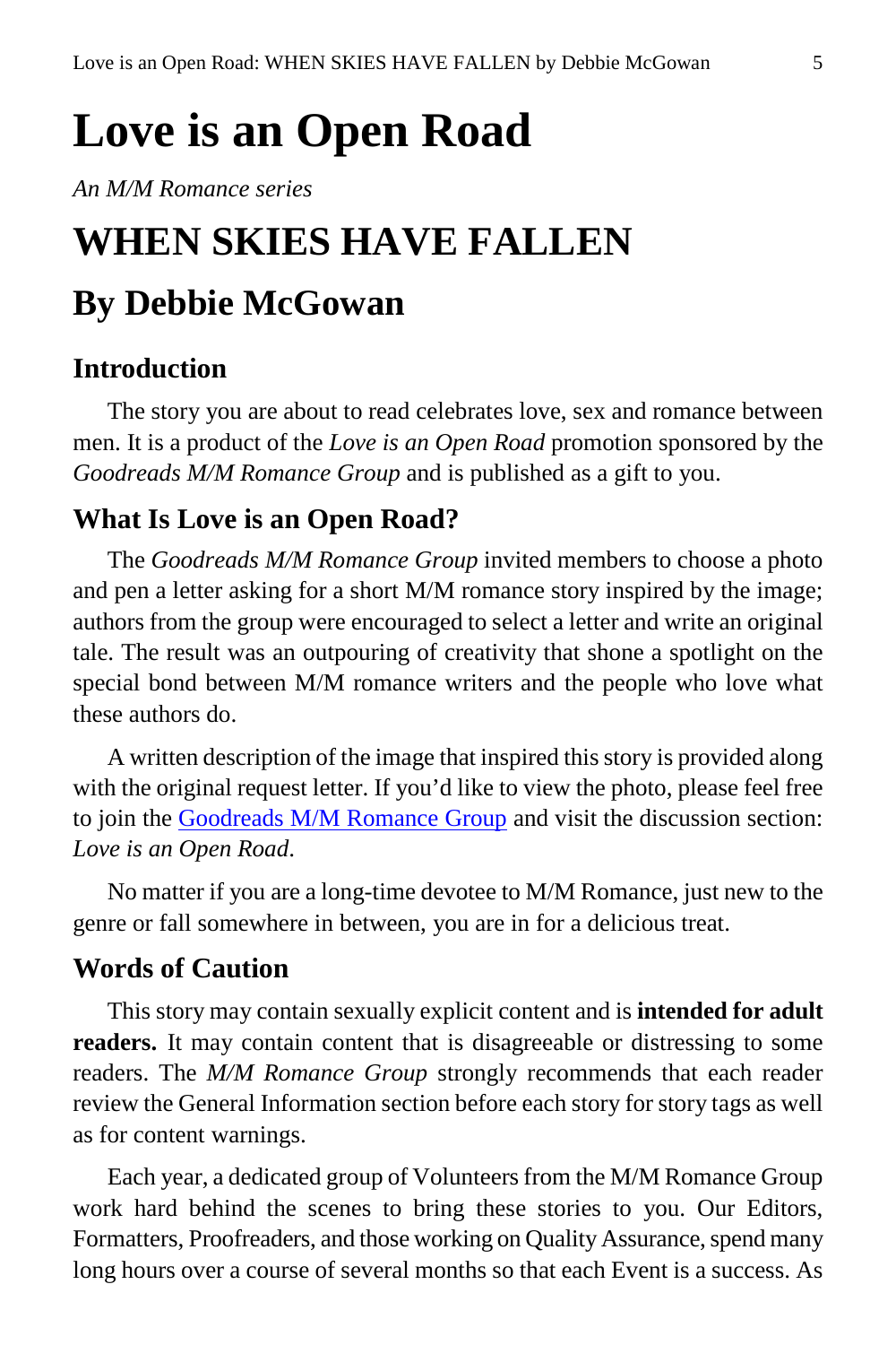# Love is an Open Road

*An M/M Romance series*

# WHEN SKIES HAVE FALLEN

## By Debbie McGowan

### Introduction

The story you are about to read celebrates love, sex and romance between men. It is a product of the *Love is an Open Road* promotion sponsored by the *Goodreads M/M Romance Group* and is published as a gift to you.

### What Is Love is an Open Road?

The *Goodreads M/M Romance Group* invited members to choose a photo and pen a letter asking for a short M/M romance story inspired by the image; authors from the group were encouraged to select a letter and write an original tale. The result was an outpouring of creativity that shone a spotlight on the special bond between M/M romance writers and the people who love what these authors do.

A written description of the image that inspired this story is provided along with the original request letter. If you'd like to view the photo, please feel free to join the Goodreads M/M Romance Group and visit the discussion section: *Love is an Open Road*.

No matter if you are a long-time devotee to M/M Romance, just new to the genre or fall somewhere in between, you are in for a delicious treat.

### Words of Caution

This story may contain sexually explicit content and is **intended for adult readers.** It may contain content that is disagreeable or distressing to some readers. The *M/M Romance Group* strongly recommends that each reader review the General Information section before each story for story tags as well as for content warnings.

Each year, a dedicated group of Volunteers from the M/M Romance Group work hard behind the scenes to bring these stories to you. Our Editors, Formatters, Proofreaders, and those working on Quality Assurance, spend many long hours over a course of several months so that each Event is a success. As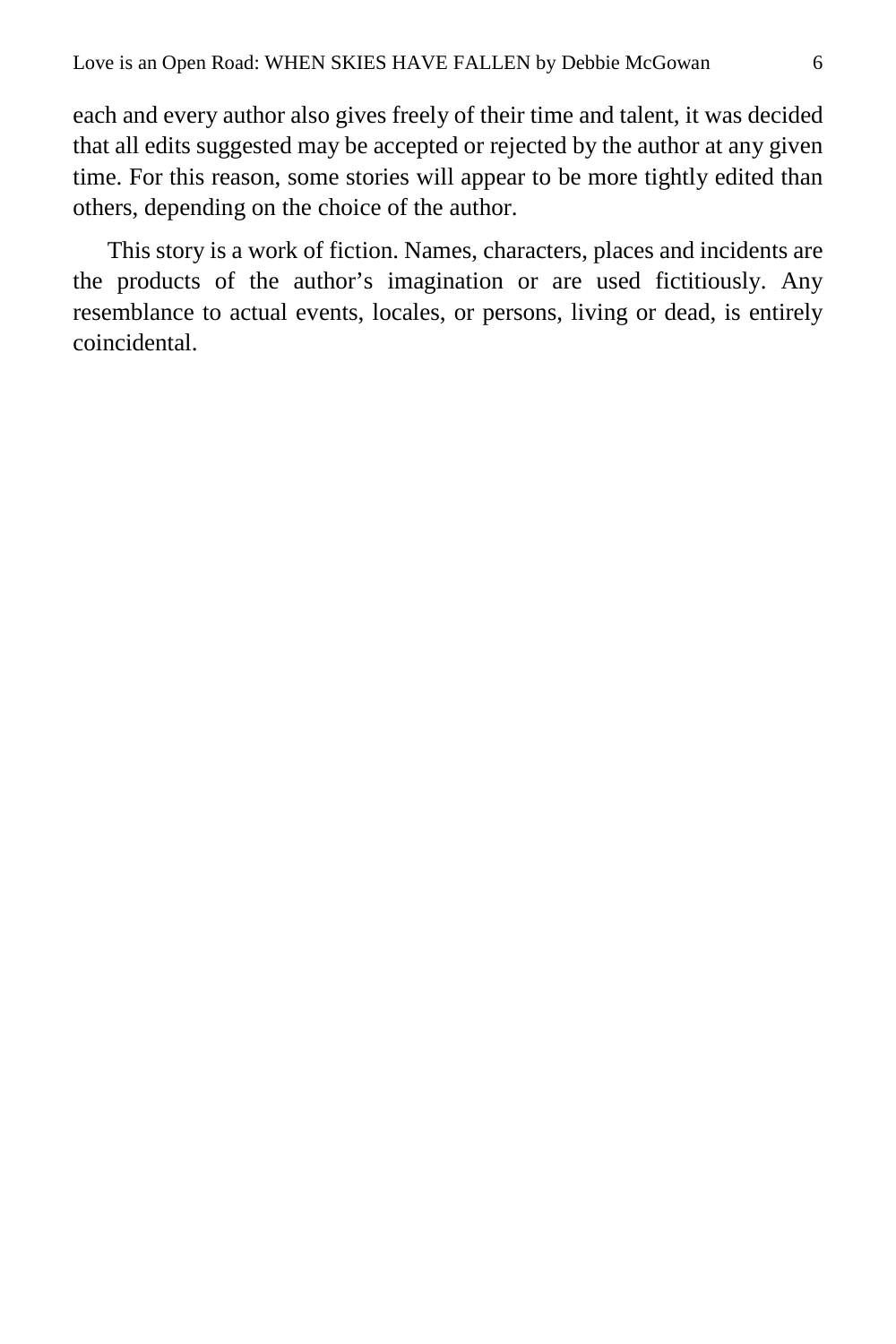each and every author also gives freely of their time and talent, it was decided that all edits suggested may be accepted or rejected by the author at any given time. For this reason, some stories will appear to be more tightly edited than others, depending on the choice of the author.

This story is a work of fiction. Names, characters, places and incidents are the products of the author's imagination or are used fictitiously. Any resemblance to actual events, locales, or persons, living or dead, is entirely coincidental.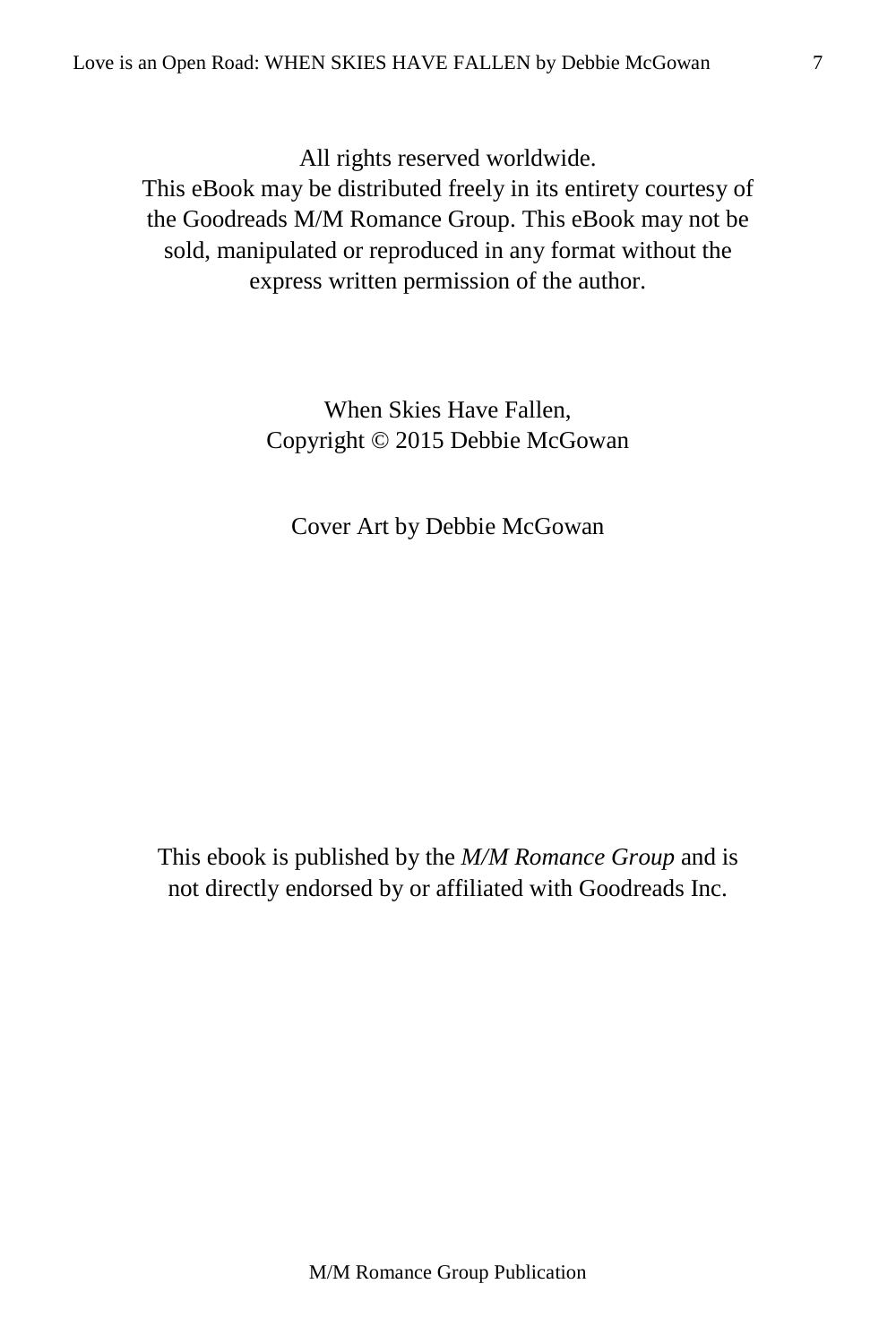All rights reserved worldwide.
This eBook may be distributed freely in its entirety courtesy of the Goodreads M/M Romance Group. This eBook may not be sold, manipulated or reproduced in any format without the express written permission of the author.

When Skies Have Fallen,
Copyright © 2015 Debbie McGowan

Cover Art by Debbie McGowan

This ebook is published by the *M/M Romance Group* and is not directly endorsed by or affiliated with Goodreads Inc.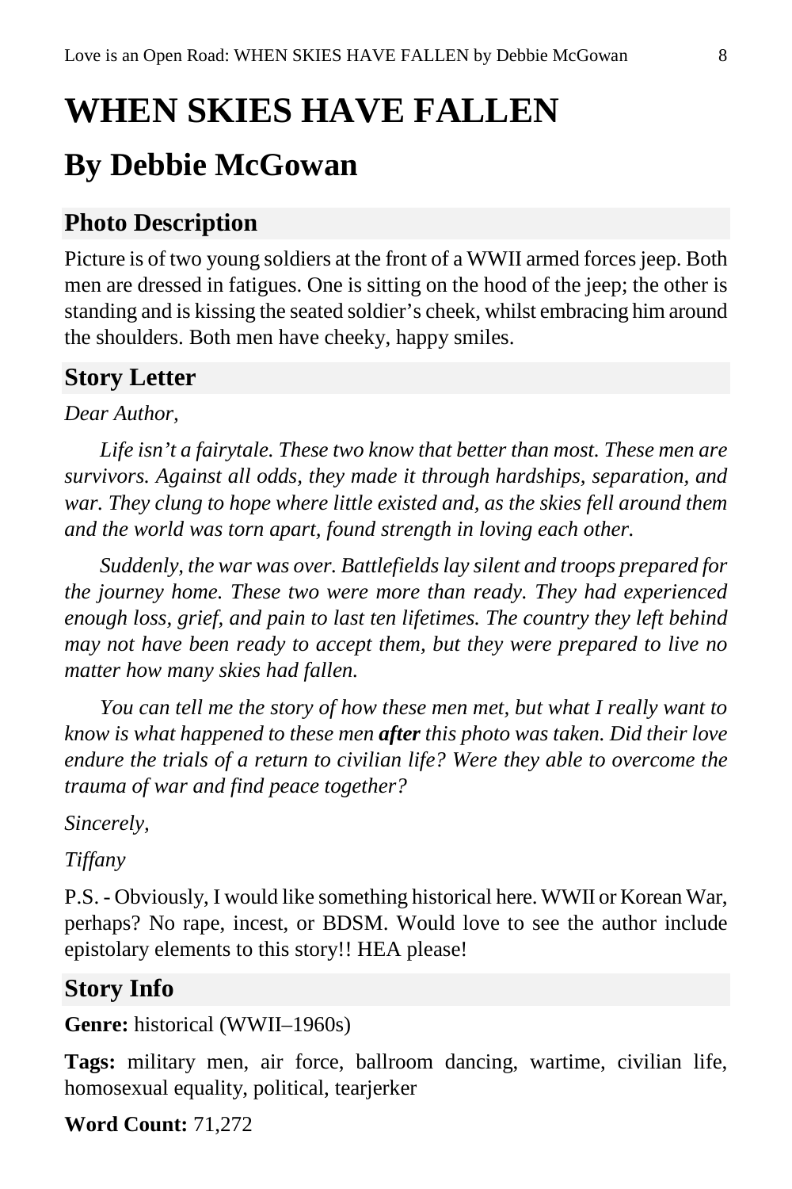# WHEN SKIES HAVE FALLEN

## By Debbie McGowan

### Photo Description

Picture is of two young soldiers at the front of a WWII armed forces jeep. Both men are dressed in fatigues. One is sitting on the hood of the jeep; the other is standing and is kissing the seated soldier's cheek, whilst embracing him around the shoulders. Both men have cheeky, happy smiles.

### Story Letter

*Dear Author,*

*Life isn't a fairytale. These two know that better than most. These men are survivors. Against all odds, they made it through hardships, separation, and war. They clung to hope where little existed and, as the skies fell around them and the world was torn apart, found strength in loving each other.*

*Suddenly, the war was over. Battlefields lay silent and troops prepared for the journey home. These two were more than ready. They had experienced enough loss, grief, and pain to last ten lifetimes. The country they left behind may not have been ready to accept them, but they were prepared to live no matter how many skies had fallen.*

*You can tell me the story of how these men met, but what I really want to know is what happened to these men* ***after*** *this photo was taken. Did their love endure the trials of a return to civilian life? Were they able to overcome the trauma of war and find peace together?*

*Sincerely,*

*Tiffany*

P.S. - Obviously, I would like something historical here. WWII or Korean War, perhaps? No rape, incest, or BDSM. Would love to see the author include epistolary elements to this story!! HEA please!

### Story Info

**Genre:** historical (WWII–1960s)

**Tags:** military men, air force, ballroom dancing, wartime, civilian life, homosexual equality, political, tearjerker

**Word Count:** 71,272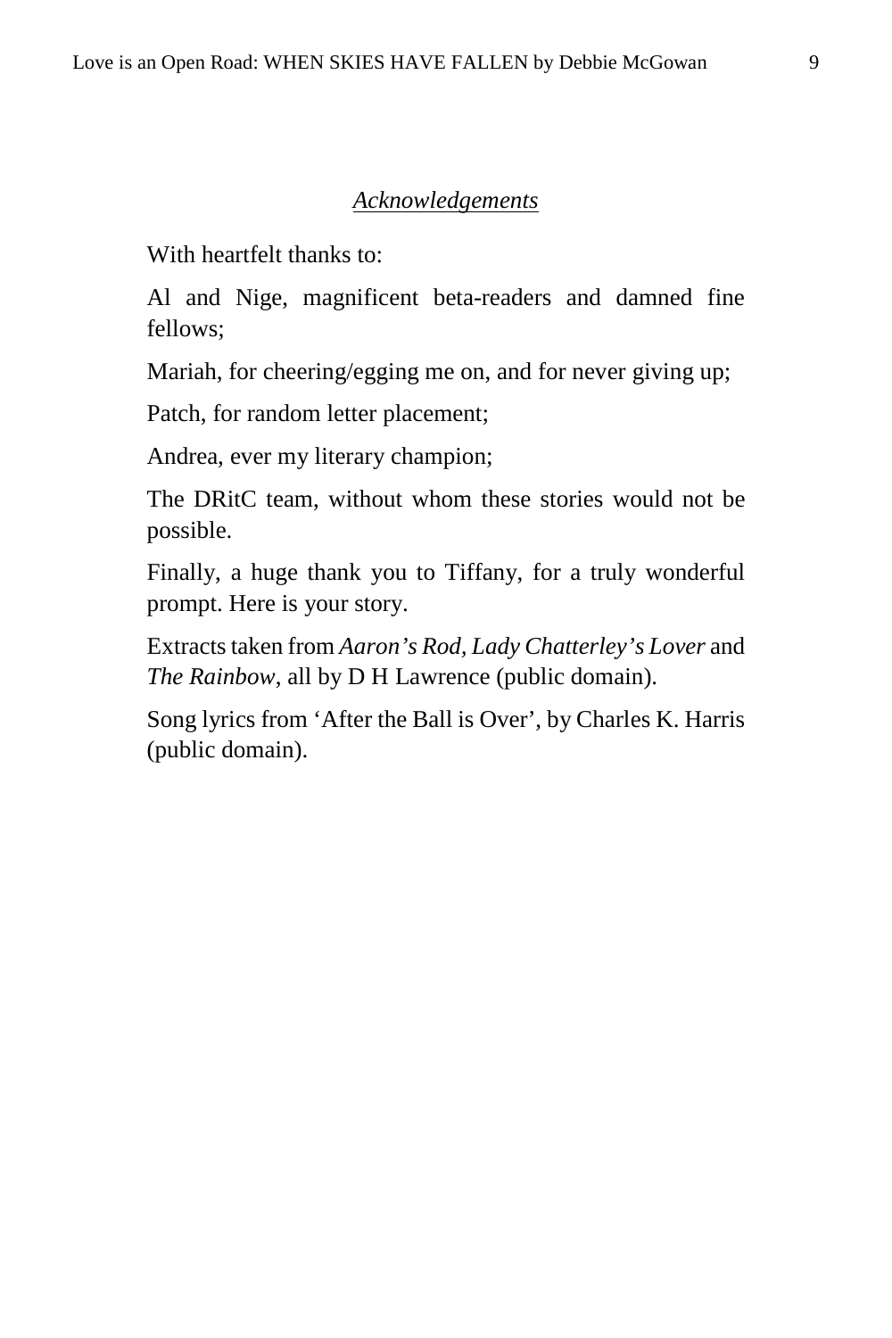## *Acknowledgements*

With heartfelt thanks to:

Al and Nige, magnificent beta-readers and damned fine fellows;

Mariah, for cheering/egging me on, and for never giving up;

Patch, for random letter placement;

Andrea, ever my literary champion;

The DRitC team, without whom these stories would not be possible.

Finally, a huge thank you to Tiffany, for a truly wonderful prompt. Here is your story.

Extracts taken from *Aaron's Rod, Lady Chatterley's Lover* and *The Rainbow*, all by D H Lawrence (public domain).

Song lyrics from 'After the Ball is Over', by Charles K. Harris (public domain).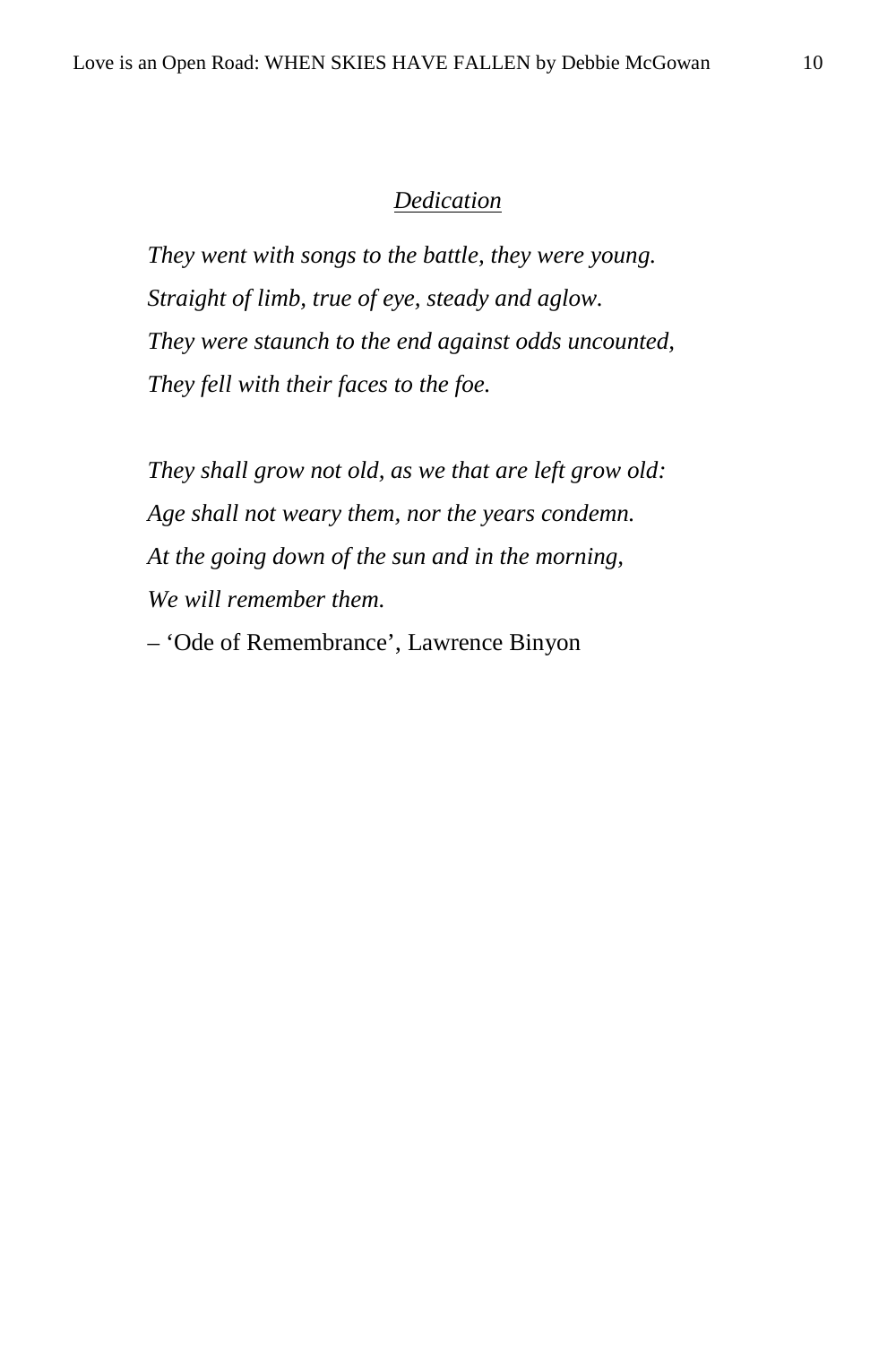## *Dedication*

*They went with songs to the battle, they were young.*
*Straight of limb, true of eye, steady and aglow.*
*They were staunch to the end against odds uncounted,*
*They fell with their faces to the foe.*

*They shall grow not old, as we that are left grow old:*
*Age shall not weary them, nor the years condemn.*
*At the going down of the sun and in the morning,*
*We will remember them.*

– 'Ode of Remembrance', Lawrence Binyon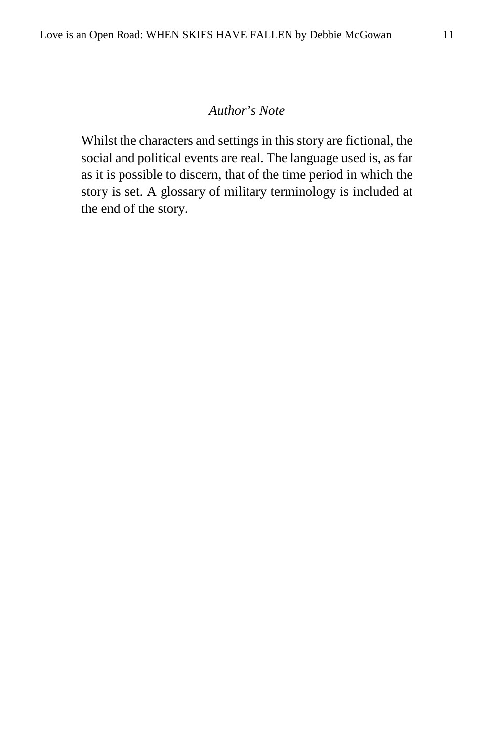## *Author's Note*

Whilst the characters and settings in this story are fictional, the social and political events are real. The language used is, as far as it is possible to discern, that of the time period in which the story is set. A glossary of military terminology is included at the end of the story.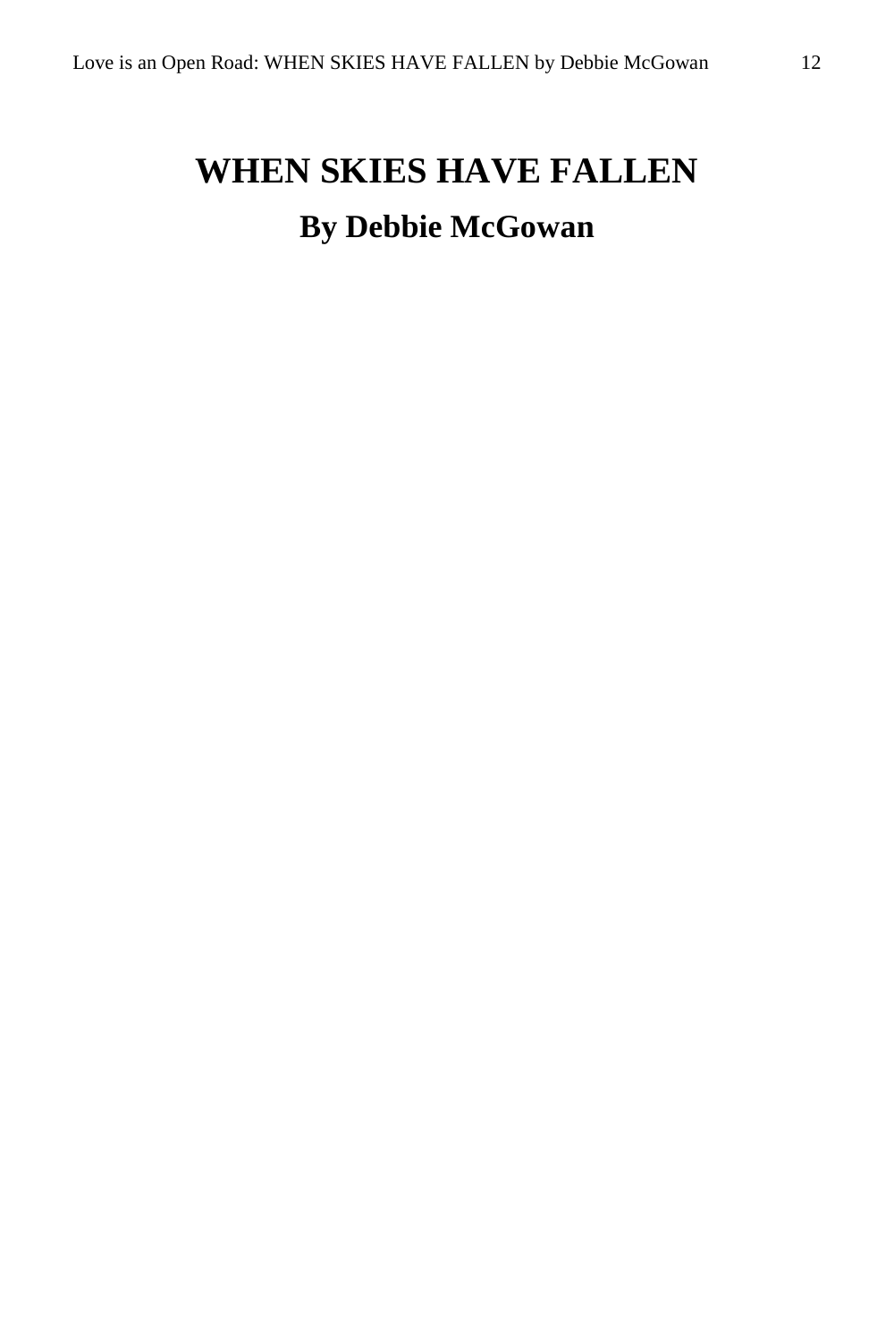# WHEN SKIES HAVE FALLEN

## By Debbie McGowan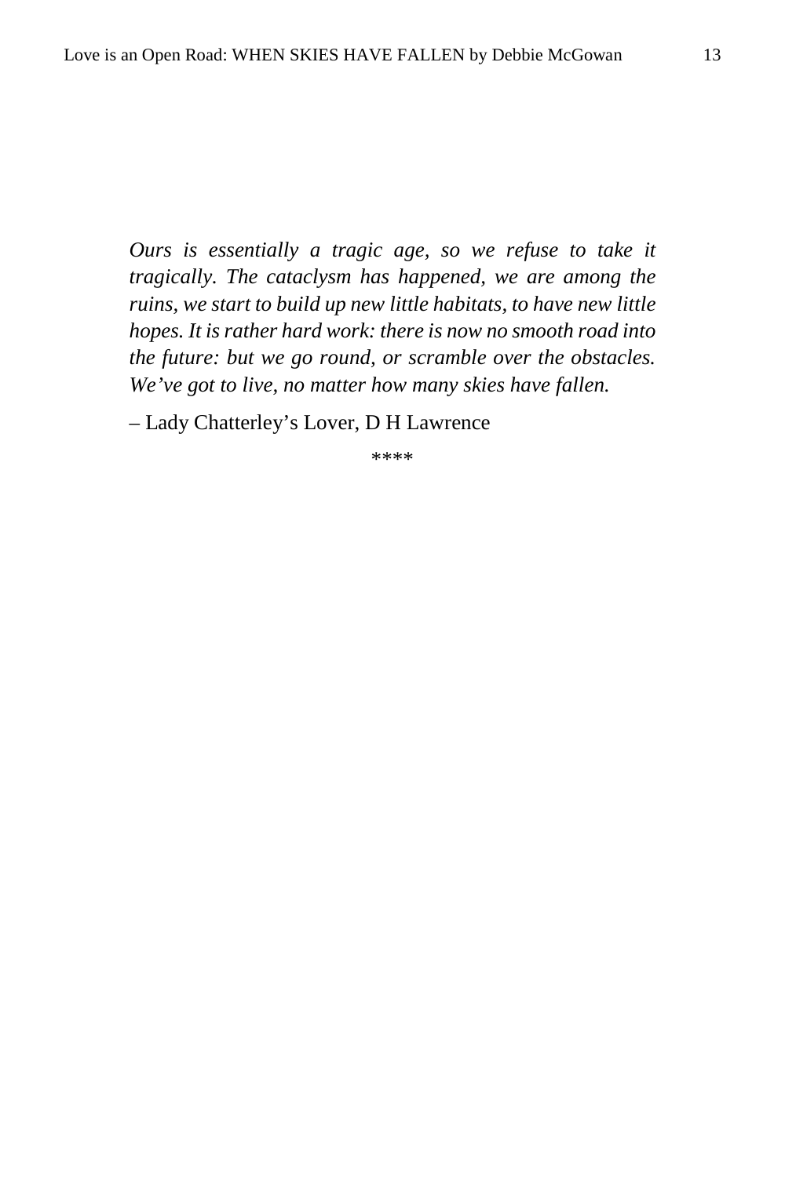*Ours is essentially a tragic age, so we refuse to take it tragically. The cataclysm has happened, we are among the ruins, we start to build up new little habitats, to have new little hopes. It is rather hard work: there is now no smooth road into the future: but we go round, or scramble over the obstacles. We've got to live, no matter how many skies have fallen.*

– Lady Chatterley's Lover, D H Lawrence

****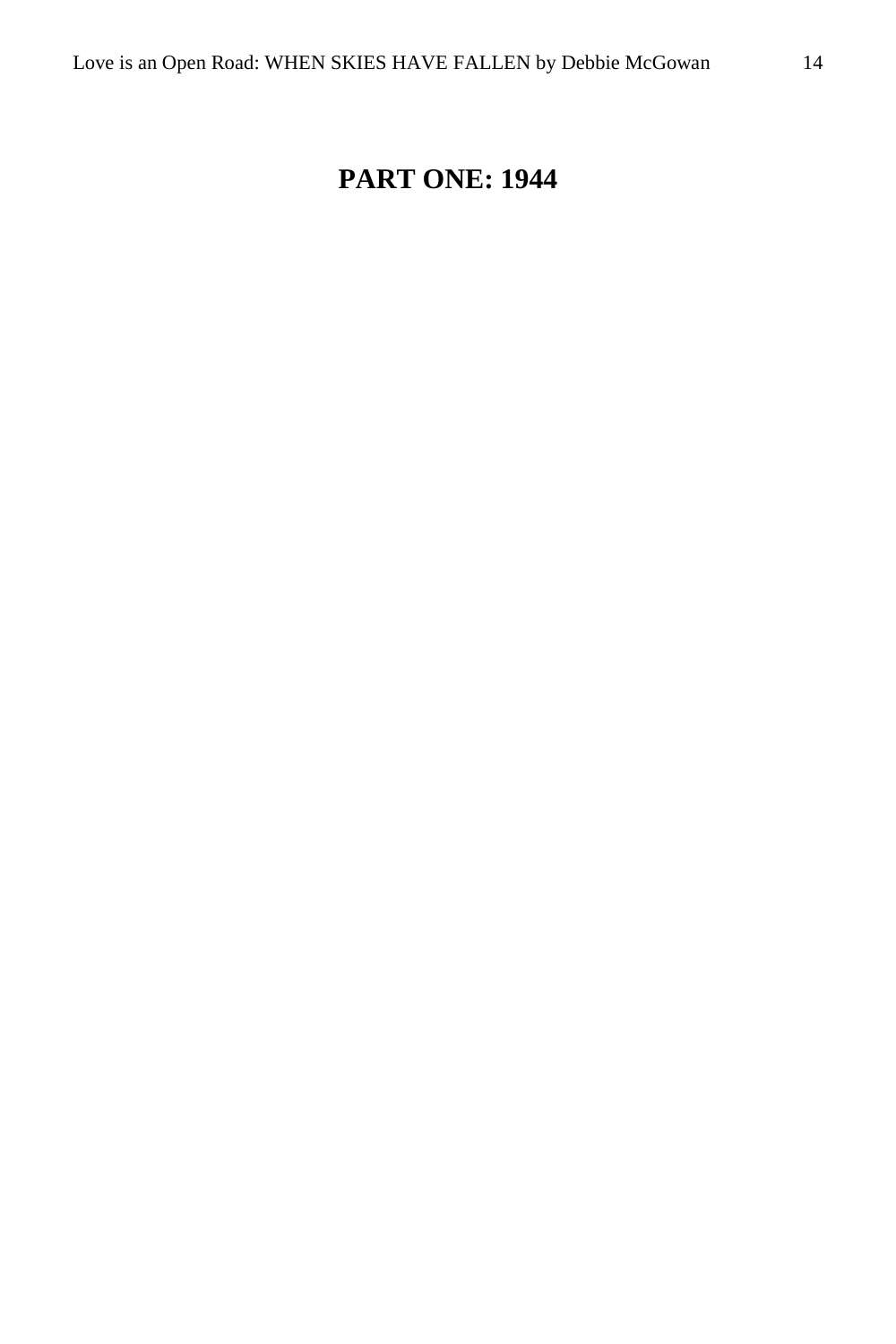# PART ONE: 1944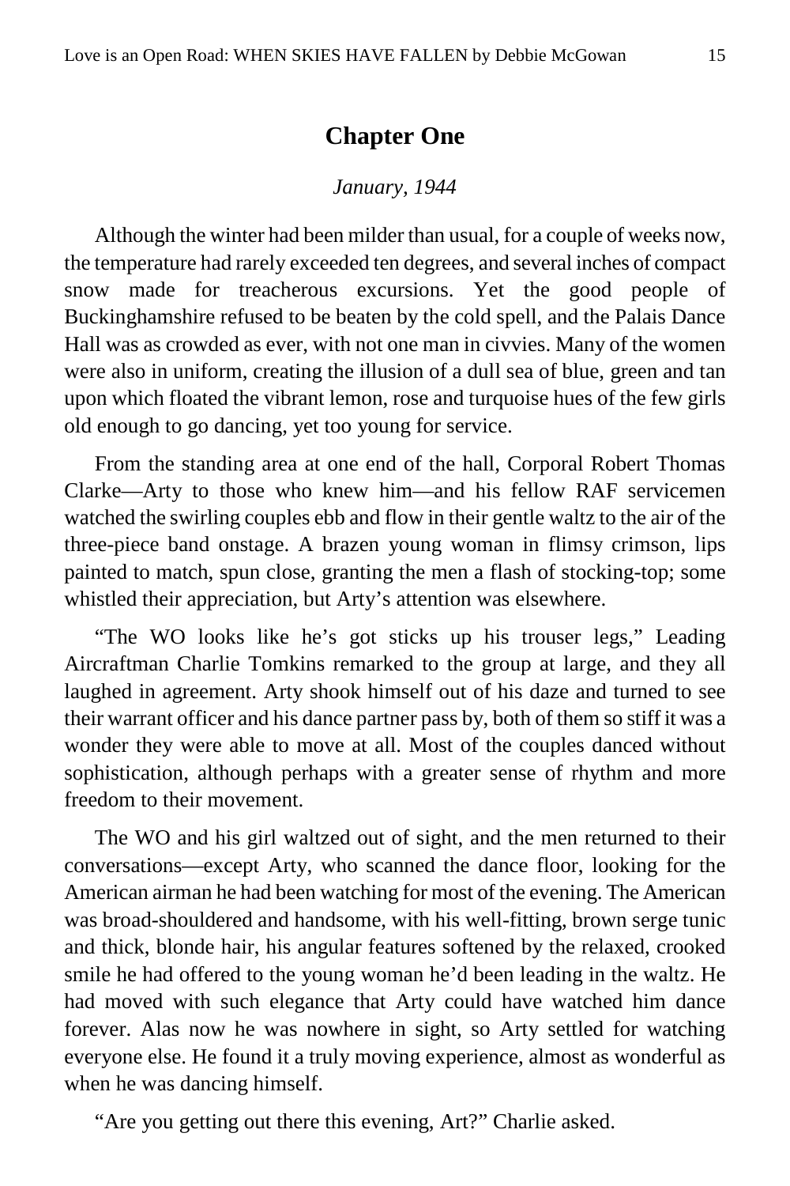## Chapter One

*January, 1944*

Although the winter had been milder than usual, for a couple of weeks now, the temperature had rarely exceeded ten degrees, and several inches of compact snow made for treacherous excursions. Yet the good people of Buckinghamshire refused to be beaten by the cold spell, and the Palais Dance Hall was as crowded as ever, with not one man in civvies. Many of the women were also in uniform, creating the illusion of a dull sea of blue, green and tan upon which floated the vibrant lemon, rose and turquoise hues of the few girls old enough to go dancing, yet too young for service.

From the standing area at one end of the hall, Corporal Robert Thomas Clarke—Arty to those who knew him—and his fellow RAF servicemen watched the swirling couples ebb and flow in their gentle waltz to the air of the three-piece band onstage. A brazen young woman in flimsy crimson, lips painted to match, spun close, granting the men a flash of stocking-top; some whistled their appreciation, but Arty's attention was elsewhere.

"The WO looks like he's got sticks up his trouser legs," Leading Aircraftman Charlie Tomkins remarked to the group at large, and they all laughed in agreement. Arty shook himself out of his daze and turned to see their warrant officer and his dance partner pass by, both of them so stiff it was a wonder they were able to move at all. Most of the couples danced without sophistication, although perhaps with a greater sense of rhythm and more freedom to their movement.

The WO and his girl waltzed out of sight, and the men returned to their conversations—except Arty, who scanned the dance floor, looking for the American airman he had been watching for most of the evening. The American was broad-shouldered and handsome, with his well-fitting, brown serge tunic and thick, blonde hair, his angular features softened by the relaxed, crooked smile he had offered to the young woman he'd been leading in the waltz. He had moved with such elegance that Arty could have watched him dance forever. Alas now he was nowhere in sight, so Arty settled for watching everyone else. He found it a truly moving experience, almost as wonderful as when he was dancing himself.

"Are you getting out there this evening, Art?" Charlie asked.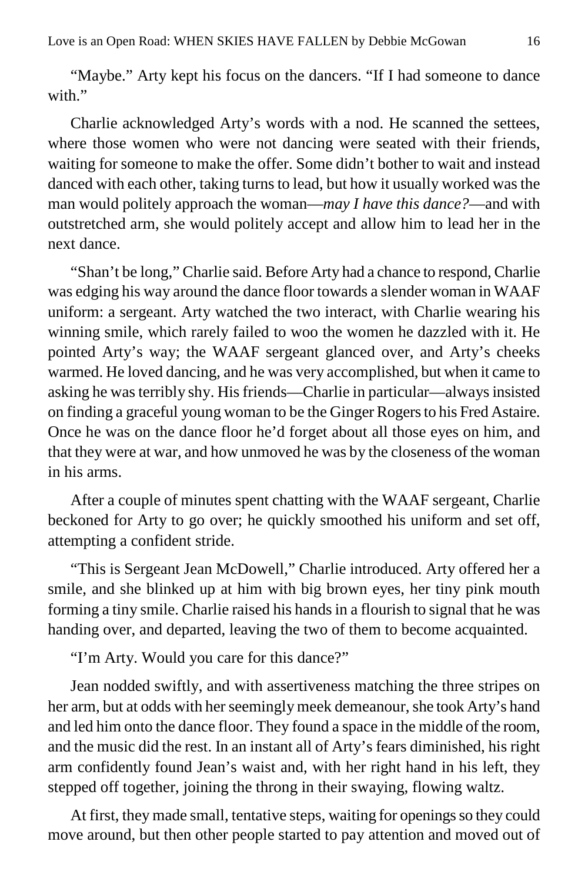"Maybe." Arty kept his focus on the dancers. "If I had someone to dance with."

Charlie acknowledged Arty's words with a nod. He scanned the settees, where those women who were not dancing were seated with their friends, waiting for someone to make the offer. Some didn't bother to wait and instead danced with each other, taking turns to lead, but how it usually worked was the man would politely approach the woman—*may I have this dance?*—and with outstretched arm, she would politely accept and allow him to lead her in the next dance.

"Shan't be long," Charlie said. Before Arty had a chance to respond, Charlie was edging his way around the dance floor towards a slender woman in WAAF uniform: a sergeant. Arty watched the two interact, with Charlie wearing his winning smile, which rarely failed to woo the women he dazzled with it. He pointed Arty's way; the WAAF sergeant glanced over, and Arty's cheeks warmed. He loved dancing, and he was very accomplished, but when it came to asking he was terribly shy. His friends—Charlie in particular—always insisted on finding a graceful young woman to be the Ginger Rogers to his Fred Astaire. Once he was on the dance floor he'd forget about all those eyes on him, and that they were at war, and how unmoved he was by the closeness of the woman in his arms.

After a couple of minutes spent chatting with the WAAF sergeant, Charlie beckoned for Arty to go over; he quickly smoothed his uniform and set off, attempting a confident stride.

"This is Sergeant Jean McDowell," Charlie introduced. Arty offered her a smile, and she blinked up at him with big brown eyes, her tiny pink mouth forming a tiny smile. Charlie raised his hands in a flourish to signal that he was handing over, and departed, leaving the two of them to become acquainted.

"I'm Arty. Would you care for this dance?"

Jean nodded swiftly, and with assertiveness matching the three stripes on her arm, but at odds with her seemingly meek demeanour, she took Arty's hand and led him onto the dance floor. They found a space in the middle of the room, and the music did the rest. In an instant all of Arty's fears diminished, his right arm confidently found Jean's waist and, with her right hand in his left, they stepped off together, joining the throng in their swaying, flowing waltz.

At first, they made small, tentative steps, waiting for openings so they could move around, but then other people started to pay attention and moved out of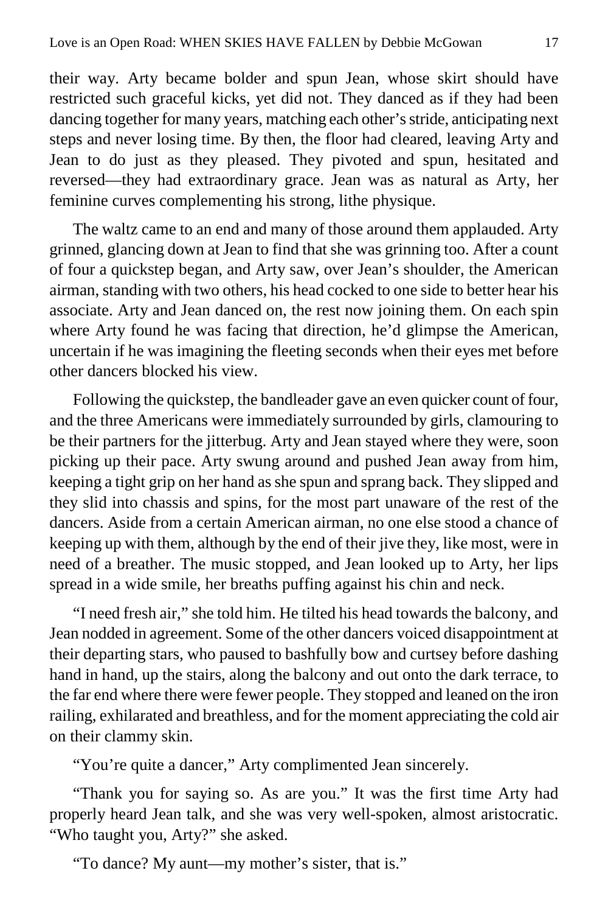their way. Arty became bolder and spun Jean, whose skirt should have restricted such graceful kicks, yet did not. They danced as if they had been dancing together for many years, matching each other's stride, anticipating next steps and never losing time. By then, the floor had cleared, leaving Arty and Jean to do just as they pleased. They pivoted and spun, hesitated and reversed—they had extraordinary grace. Jean was as natural as Arty, her feminine curves complementing his strong, lithe physique.

The waltz came to an end and many of those around them applauded. Arty grinned, glancing down at Jean to find that she was grinning too. After a count of four a quickstep began, and Arty saw, over Jean's shoulder, the American airman, standing with two others, his head cocked to one side to better hear his associate. Arty and Jean danced on, the rest now joining them. On each spin where Arty found he was facing that direction, he'd glimpse the American, uncertain if he was imagining the fleeting seconds when their eyes met before other dancers blocked his view.

Following the quickstep, the bandleader gave an even quicker count of four, and the three Americans were immediately surrounded by girls, clamouring to be their partners for the jitterbug. Arty and Jean stayed where they were, soon picking up their pace. Arty swung around and pushed Jean away from him, keeping a tight grip on her hand as she spun and sprang back. They slipped and they slid into chassis and spins, for the most part unaware of the rest of the dancers. Aside from a certain American airman, no one else stood a chance of keeping up with them, although by the end of their jive they, like most, were in need of a breather. The music stopped, and Jean looked up to Arty, her lips spread in a wide smile, her breaths puffing against his chin and neck.

"I need fresh air," she told him. He tilted his head towards the balcony, and Jean nodded in agreement. Some of the other dancers voiced disappointment at their departing stars, who paused to bashfully bow and curtsey before dashing hand in hand, up the stairs, along the balcony and out onto the dark terrace, to the far end where there were fewer people. They stopped and leaned on the iron railing, exhilarated and breathless, and for the moment appreciating the cold air on their clammy skin.

"You're quite a dancer," Arty complimented Jean sincerely.

"Thank you for saying so. As are you." It was the first time Arty had properly heard Jean talk, and she was very well-spoken, almost aristocratic. "Who taught you, Arty?" she asked.

"To dance? My aunt—my mother's sister, that is."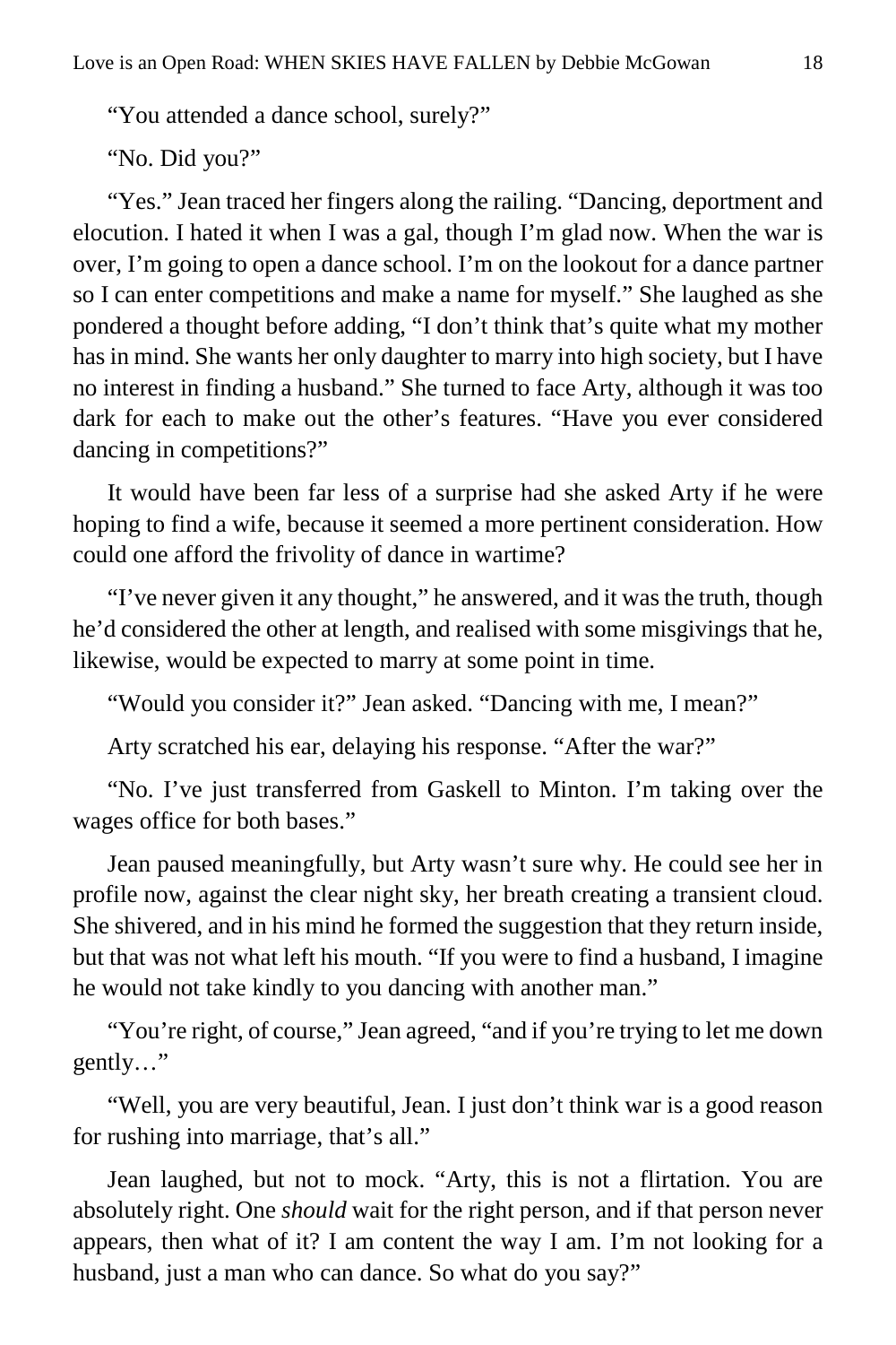"You attended a dance school, surely?"

"No. Did you?"

"Yes." Jean traced her fingers along the railing. "Dancing, deportment and elocution. I hated it when I was a gal, though I'm glad now. When the war is over, I'm going to open a dance school. I'm on the lookout for a dance partner so I can enter competitions and make a name for myself." She laughed as she pondered a thought before adding, "I don't think that's quite what my mother has in mind. She wants her only daughter to marry into high society, but I have no interest in finding a husband." She turned to face Arty, although it was too dark for each to make out the other's features. "Have you ever considered dancing in competitions?"

It would have been far less of a surprise had she asked Arty if he were hoping to find a wife, because it seemed a more pertinent consideration. How could one afford the frivolity of dance in wartime?

"I've never given it any thought," he answered, and it was the truth, though he'd considered the other at length, and realised with some misgivings that he, likewise, would be expected to marry at some point in time.

"Would you consider it?" Jean asked. "Dancing with me, I mean?"

Arty scratched his ear, delaying his response. "After the war?"

"No. I've just transferred from Gaskell to Minton. I'm taking over the wages office for both bases."

Jean paused meaningfully, but Arty wasn't sure why. He could see her in profile now, against the clear night sky, her breath creating a transient cloud. She shivered, and in his mind he formed the suggestion that they return inside, but that was not what left his mouth. "If you were to find a husband, I imagine he would not take kindly to you dancing with another man."

"You're right, of course," Jean agreed, "and if you're trying to let me down gently…"

"Well, you are very beautiful, Jean. I just don't think war is a good reason for rushing into marriage, that's all."

Jean laughed, but not to mock. "Arty, this is not a flirtation. You are absolutely right. One *should* wait for the right person, and if that person never appears, then what of it? I am content the way I am. I'm not looking for a husband, just a man who can dance. So what do you say?"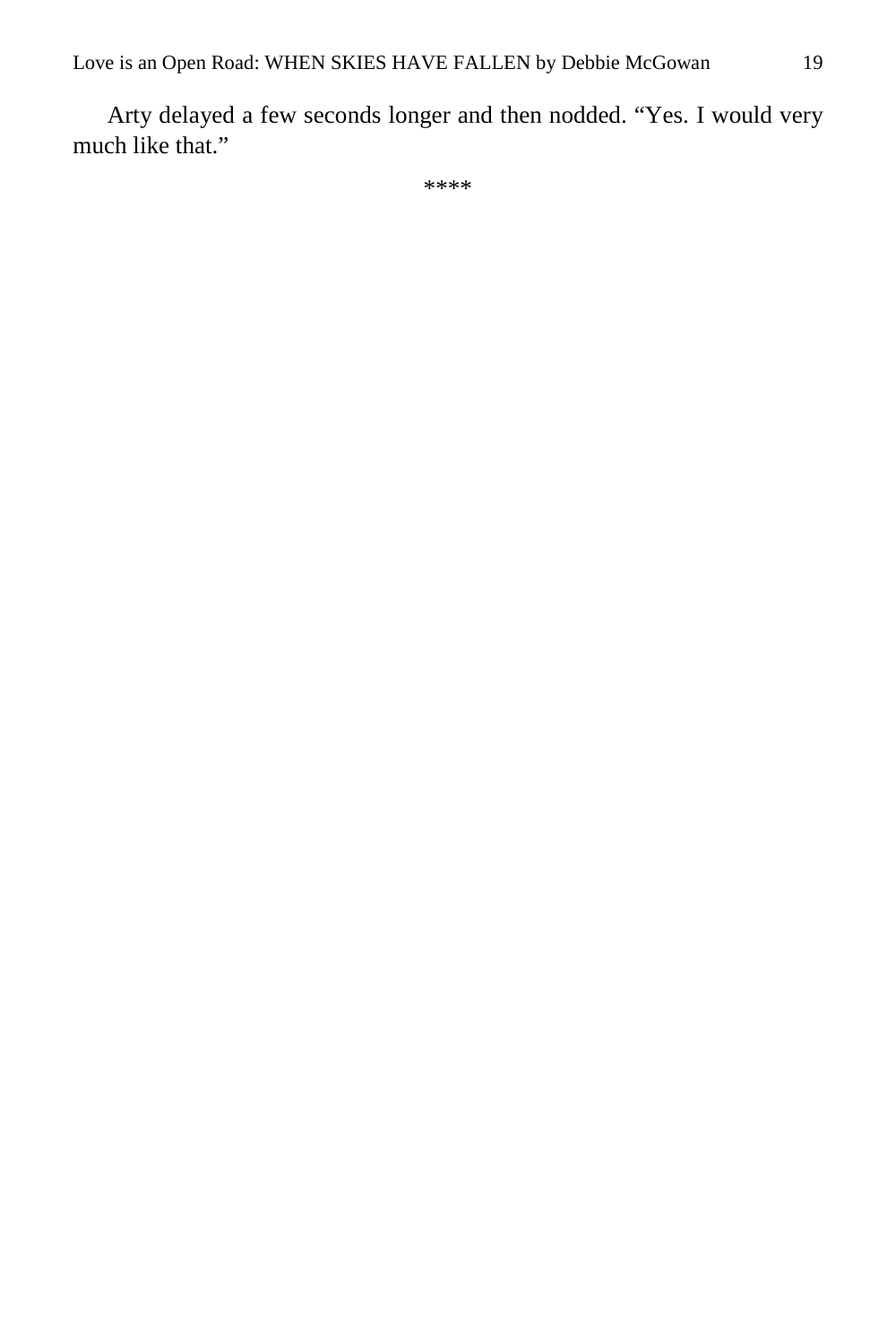Arty delayed a few seconds longer and then nodded. “Yes. I would very much like that.”

****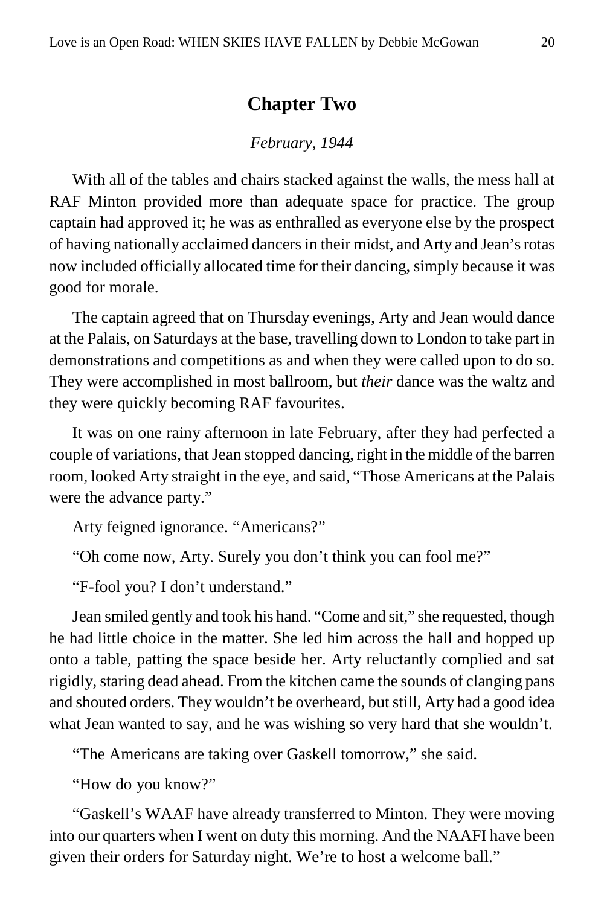## Chapter Two

*February, 1944*

With all of the tables and chairs stacked against the walls, the mess hall at RAF Minton provided more than adequate space for practice. The group captain had approved it; he was as enthralled as everyone else by the prospect of having nationally acclaimed dancers in their midst, and Arty and Jean's rotas now included officially allocated time for their dancing, simply because it was good for morale.

The captain agreed that on Thursday evenings, Arty and Jean would dance at the Palais, on Saturdays at the base, travelling down to London to take part in demonstrations and competitions as and when they were called upon to do so. They were accomplished in most ballroom, but *their* dance was the waltz and they were quickly becoming RAF favourites.

It was on one rainy afternoon in late February, after they had perfected a couple of variations, that Jean stopped dancing, right in the middle of the barren room, looked Arty straight in the eye, and said, "Those Americans at the Palais were the advance party."

Arty feigned ignorance. "Americans?"

"Oh come now, Arty. Surely you don't think you can fool me?"

"F-fool you? I don't understand."

Jean smiled gently and took his hand. "Come and sit," she requested, though he had little choice in the matter. She led him across the hall and hopped up onto a table, patting the space beside her. Arty reluctantly complied and sat rigidly, staring dead ahead. From the kitchen came the sounds of clanging pans and shouted orders. They wouldn't be overheard, but still, Arty had a good idea what Jean wanted to say, and he was wishing so very hard that she wouldn't.

"The Americans are taking over Gaskell tomorrow," she said.

"How do you know?"

"Gaskell's WAAF have already transferred to Minton. They were moving into our quarters when I went on duty this morning. And the NAAFI have been given their orders for Saturday night. We're to host a welcome ball."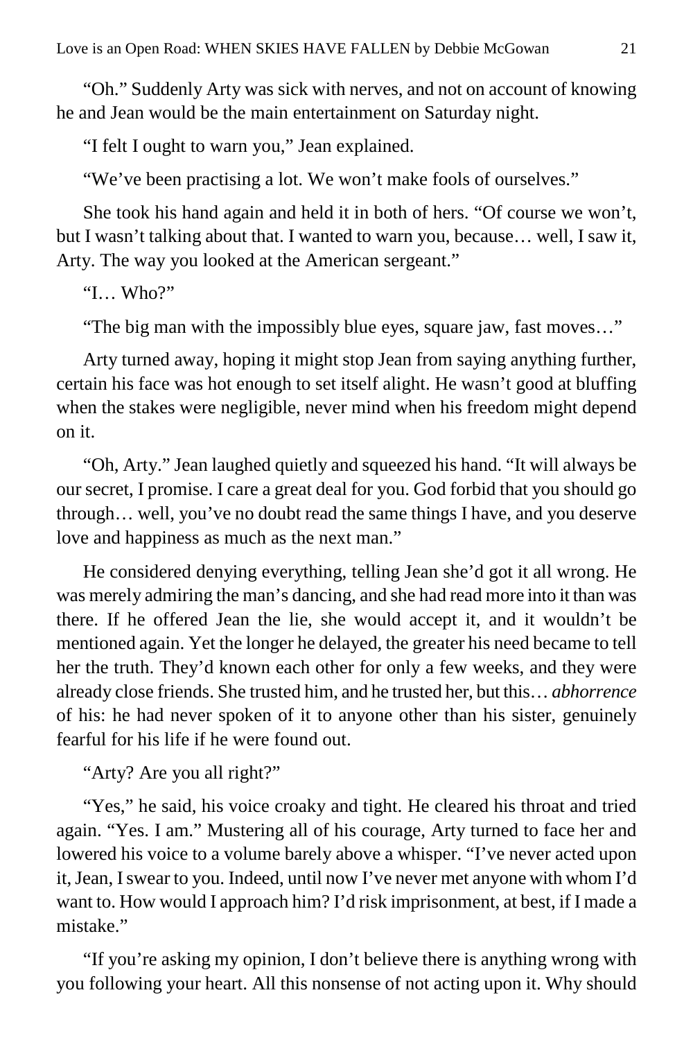"Oh." Suddenly Arty was sick with nerves, and not on account of knowing he and Jean would be the main entertainment on Saturday night.

"I felt I ought to warn you," Jean explained.

"We've been practising a lot. We won't make fools of ourselves."

She took his hand again and held it in both of hers. "Of course we won't, but I wasn't talking about that. I wanted to warn you, because… well, I saw it, Arty. The way you looked at the American sergeant."

"I… Who?"

"The big man with the impossibly blue eyes, square jaw, fast moves…"

Arty turned away, hoping it might stop Jean from saying anything further, certain his face was hot enough to set itself alight. He wasn't good at bluffing when the stakes were negligible, never mind when his freedom might depend on it.

"Oh, Arty." Jean laughed quietly and squeezed his hand. "It will always be our secret, I promise. I care a great deal for you. God forbid that you should go through… well, you've no doubt read the same things I have, and you deserve love and happiness as much as the next man."

He considered denying everything, telling Jean she'd got it all wrong. He was merely admiring the man's dancing, and she had read more into it than was there. If he offered Jean the lie, she would accept it, and it wouldn't be mentioned again. Yet the longer he delayed, the greater his need became to tell her the truth. They'd known each other for only a few weeks, and they were already close friends. She trusted him, and he trusted her, but this… *abhorrence* of his: he had never spoken of it to anyone other than his sister, genuinely fearful for his life if he were found out.

"Arty? Are you all right?"

"Yes," he said, his voice croaky and tight. He cleared his throat and tried again. "Yes. I am." Mustering all of his courage, Arty turned to face her and lowered his voice to a volume barely above a whisper. "I've never acted upon it, Jean, I swear to you. Indeed, until now I've never met anyone with whom I'd want to. How would I approach him? I'd risk imprisonment, at best, if I made a mistake."

"If you're asking my opinion, I don't believe there is anything wrong with you following your heart. All this nonsense of not acting upon it. Why should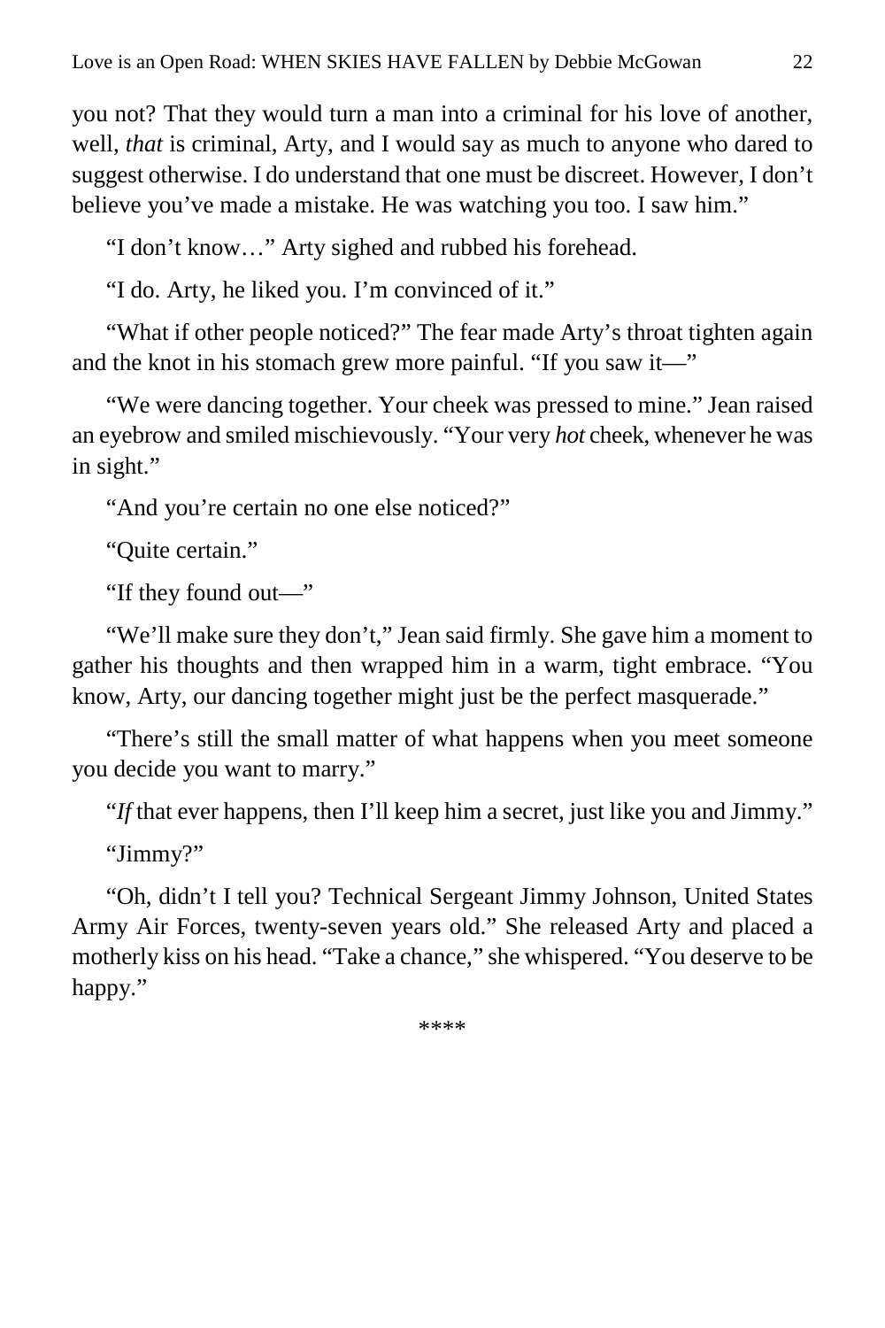you not? That they would turn a man into a criminal for his love of another, well, *that* is criminal, Arty, and I would say as much to anyone who dared to suggest otherwise. I do understand that one must be discreet. However, I don't believe you've made a mistake. He was watching you too. I saw him."

"I don't know…" Arty sighed and rubbed his forehead.

"I do. Arty, he liked you. I'm convinced of it."

"What if other people noticed?" The fear made Arty's throat tighten again and the knot in his stomach grew more painful. "If you saw it—"

"We were dancing together. Your cheek was pressed to mine." Jean raised an eyebrow and smiled mischievously. "Your very *hot* cheek, whenever he was in sight."

"And you're certain no one else noticed?"

"Quite certain."

"If they found out—"

"We'll make sure they don't," Jean said firmly. She gave him a moment to gather his thoughts and then wrapped him in a warm, tight embrace. "You know, Arty, our dancing together might just be the perfect masquerade."

"There's still the small matter of what happens when you meet someone you decide you want to marry."

"*If* that ever happens, then I'll keep him a secret, just like you and Jimmy."

"Jimmy?"

"Oh, didn't I tell you? Technical Sergeant Jimmy Johnson, United States Army Air Forces, twenty-seven years old." She released Arty and placed a motherly kiss on his head. "Take a chance," she whispered. "You deserve to be happy."

****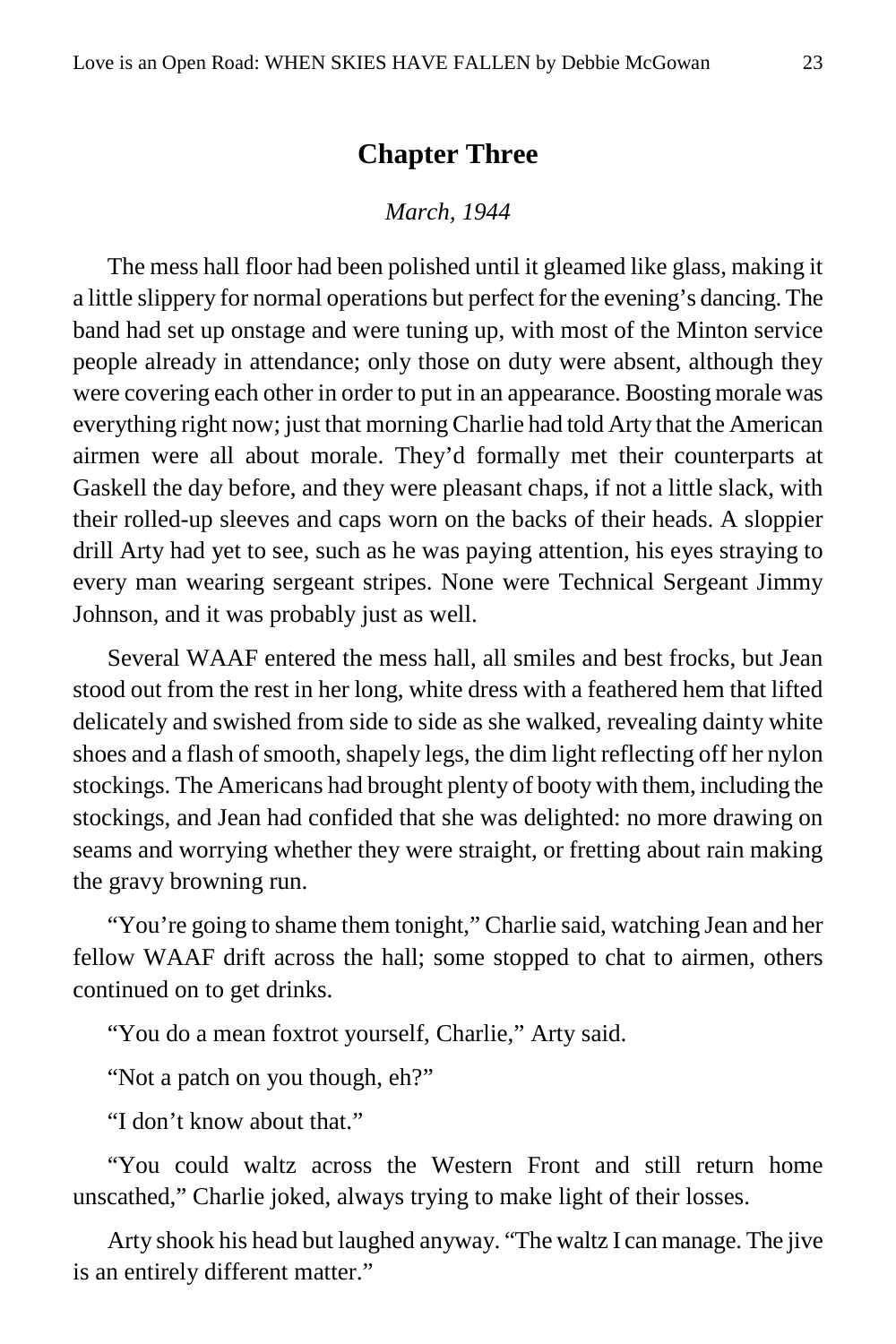## Chapter Three

*March, 1944*

The mess hall floor had been polished until it gleamed like glass, making it a little slippery for normal operations but perfect for the evening's dancing. The band had set up onstage and were tuning up, with most of the Minton service people already in attendance; only those on duty were absent, although they were covering each other in order to put in an appearance. Boosting morale was everything right now; just that morning Charlie had told Arty that the American airmen were all about morale. They'd formally met their counterparts at Gaskell the day before, and they were pleasant chaps, if not a little slack, with their rolled-up sleeves and caps worn on the backs of their heads. A sloppier drill Arty had yet to see, such as he was paying attention, his eyes straying to every man wearing sergeant stripes. None were Technical Sergeant Jimmy Johnson, and it was probably just as well.

Several WAAF entered the mess hall, all smiles and best frocks, but Jean stood out from the rest in her long, white dress with a feathered hem that lifted delicately and swished from side to side as she walked, revealing dainty white shoes and a flash of smooth, shapely legs, the dim light reflecting off her nylon stockings. The Americans had brought plenty of booty with them, including the stockings, and Jean had confided that she was delighted: no more drawing on seams and worrying whether they were straight, or fretting about rain making the gravy browning run.

"You're going to shame them tonight," Charlie said, watching Jean and her fellow WAAF drift across the hall; some stopped to chat to airmen, others continued on to get drinks.

"You do a mean foxtrot yourself, Charlie," Arty said.

"Not a patch on you though, eh?"

"I don't know about that."

"You could waltz across the Western Front and still return home unscathed," Charlie joked, always trying to make light of their losses.

Arty shook his head but laughed anyway. "The waltz I can manage. The jive is an entirely different matter."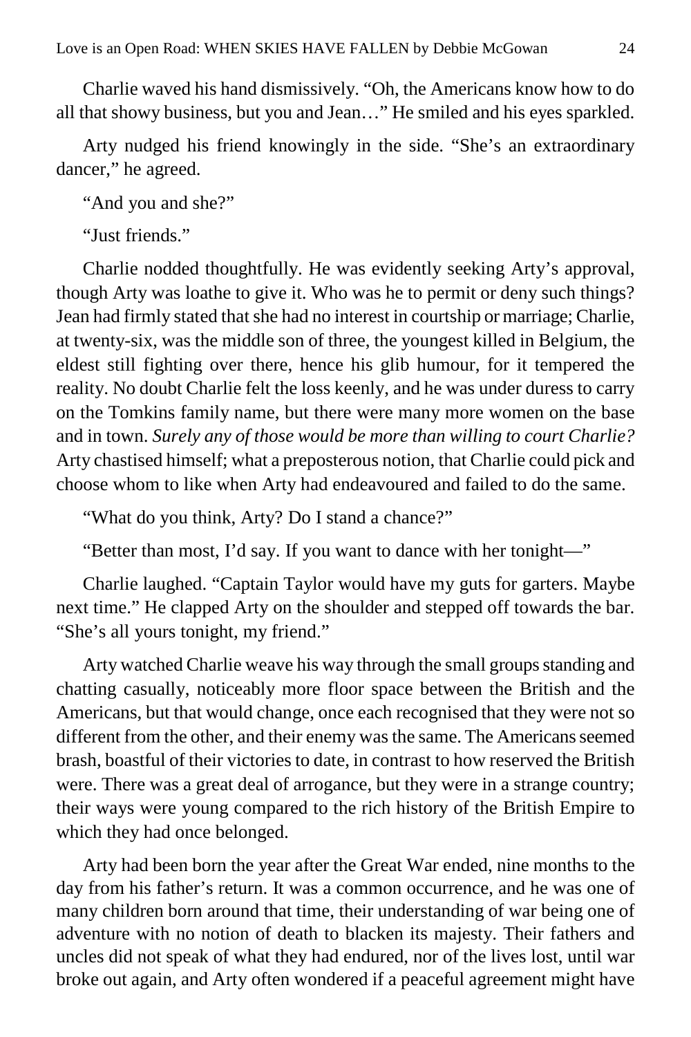Charlie waved his hand dismissively. “Oh, the Americans know how to do all that showy business, but you and Jean…” He smiled and his eyes sparkled.

Arty nudged his friend knowingly in the side. “She’s an extraordinary dancer,” he agreed.

“And you and she?”

“Just friends.”

Charlie nodded thoughtfully. He was evidently seeking Arty’s approval, though Arty was loathe to give it. Who was he to permit or deny such things? Jean had firmly stated that she had no interest in courtship or marriage; Charlie, at twenty-six, was the middle son of three, the youngest killed in Belgium, the eldest still fighting over there, hence his glib humour, for it tempered the reality. No doubt Charlie felt the loss keenly, and he was under duress to carry on the Tomkins family name, but there were many more women on the base and in town. *Surely any of those would be more than willing to court Charlie?* Arty chastised himself; what a preposterous notion, that Charlie could pick and choose whom to like when Arty had endeavoured and failed to do the same.

“What do you think, Arty? Do I stand a chance?”

“Better than most, I’d say. If you want to dance with her tonight—”

Charlie laughed. “Captain Taylor would have my guts for garters. Maybe next time.” He clapped Arty on the shoulder and stepped off towards the bar. “She’s all yours tonight, my friend.”

Arty watched Charlie weave his way through the small groups standing and chatting casually, noticeably more floor space between the British and the Americans, but that would change, once each recognised that they were not so different from the other, and their enemy was the same. The Americans seemed brash, boastful of their victories to date, in contrast to how reserved the British were. There was a great deal of arrogance, but they were in a strange country; their ways were young compared to the rich history of the British Empire to which they had once belonged.

Arty had been born the year after the Great War ended, nine months to the day from his father’s return. It was a common occurrence, and he was one of many children born around that time, their understanding of war being one of adventure with no notion of death to blacken its majesty. Their fathers and uncles did not speak of what they had endured, nor of the lives lost, until war broke out again, and Arty often wondered if a peaceful agreement might have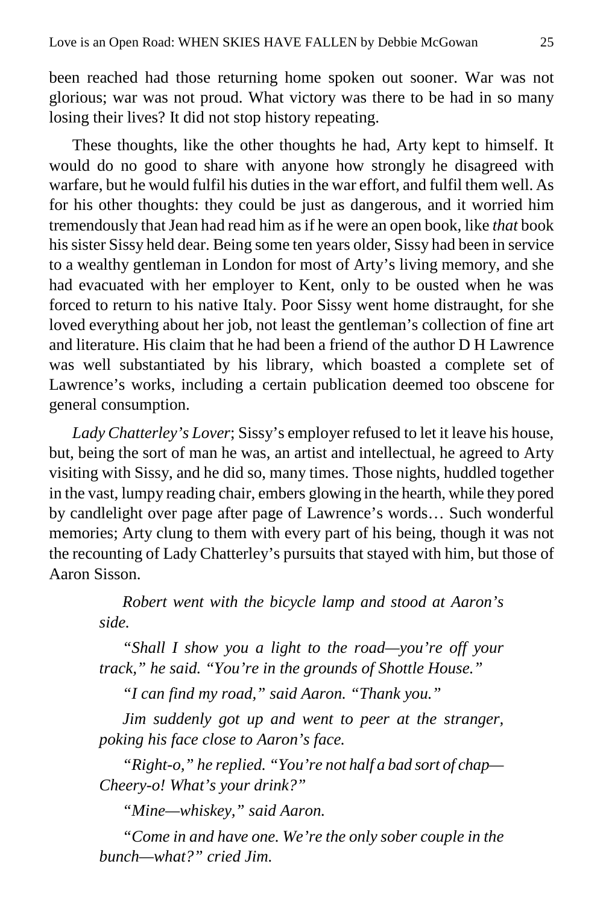been reached had those returning home spoken out sooner. War was not glorious; war was not proud. What victory was there to be had in so many losing their lives? It did not stop history repeating.

These thoughts, like the other thoughts he had, Arty kept to himself. It would do no good to share with anyone how strongly he disagreed with warfare, but he would fulfil his duties in the war effort, and fulfil them well. As for his other thoughts: they could be just as dangerous, and it worried him tremendously that Jean had read him as if he were an open book, like *that* book his sister Sissy held dear. Being some ten years older, Sissy had been in service to a wealthy gentleman in London for most of Arty's living memory, and she had evacuated with her employer to Kent, only to be ousted when he was forced to return to his native Italy. Poor Sissy went home distraught, for she loved everything about her job, not least the gentleman's collection of fine art and literature. His claim that he had been a friend of the author D H Lawrence was well substantiated by his library, which boasted a complete set of Lawrence's works, including a certain publication deemed too obscene for general consumption.

*Lady Chatterley's Lover*; Sissy's employer refused to let it leave his house, but, being the sort of man he was, an artist and intellectual, he agreed to Arty visiting with Sissy, and he did so, many times. Those nights, huddled together in the vast, lumpy reading chair, embers glowing in the hearth, while they pored by candlelight over page after page of Lawrence's words… Such wonderful memories; Arty clung to them with every part of his being, though it was not the recounting of Lady Chatterley's pursuits that stayed with him, but those of Aaron Sisson.

> *Robert went with the bicycle lamp and stood at Aaron's side.*
>
> *"Shall I show you a light to the road—you're off your track," he said. "You're in the grounds of Shottle House."*
>
> *"I can find my road," said Aaron. "Thank you."*
>
> *Jim suddenly got up and went to peer at the stranger, poking his face close to Aaron's face.*
>
> *"Right-o," he replied. "You're not half a bad sort of chap—Cheery-o! What's your drink?"*
>
> *"Mine—whiskey," said Aaron.*
>
> *"Come in and have one. We're the only sober couple in the bunch—what?" cried Jim.*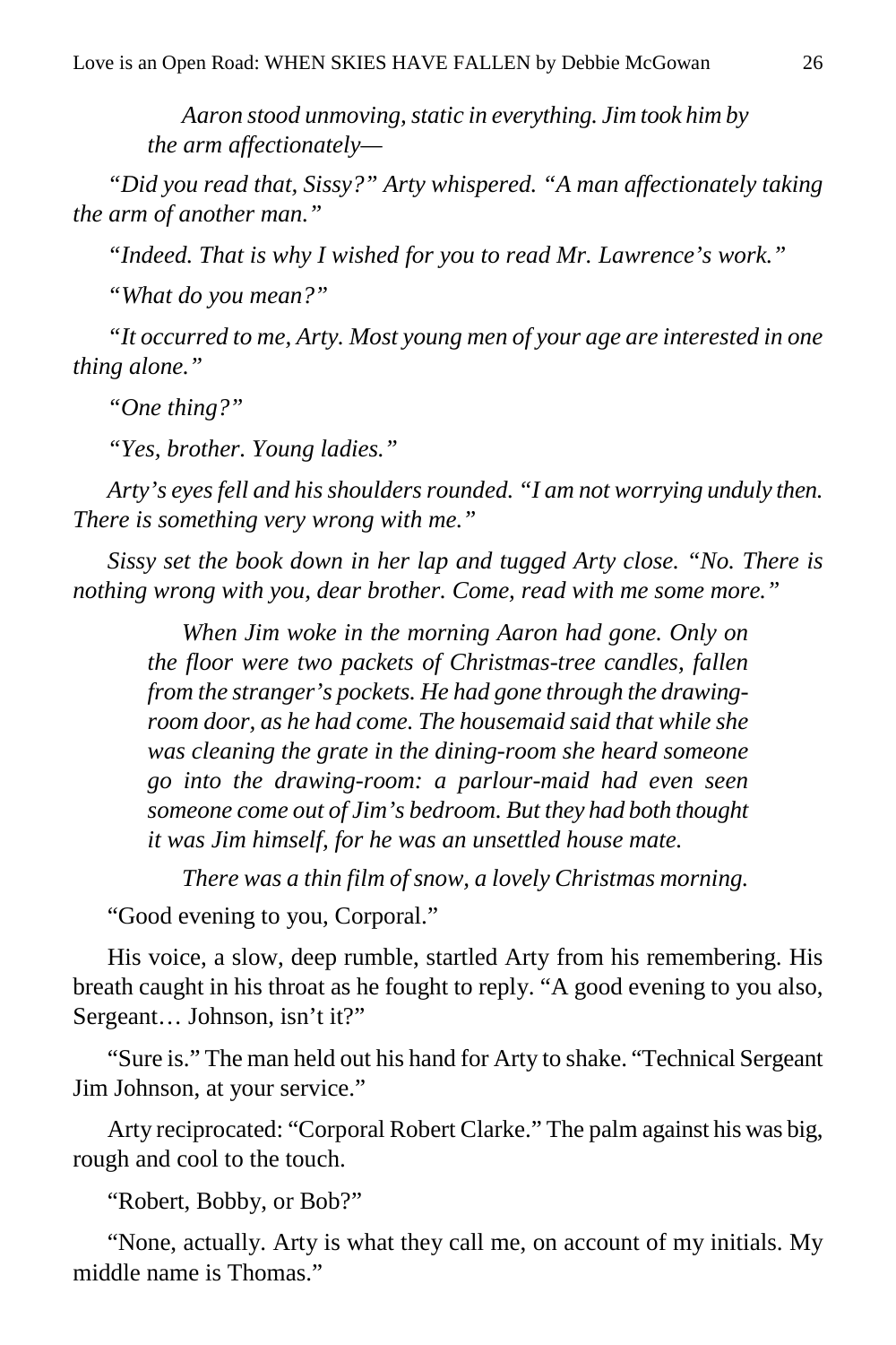> *Aaron stood unmoving, static in everything. Jim took him by the arm affectionately—*

*"Did you read that, Sissy?" Arty whispered. "A man affectionately taking the arm of another man."*

*"Indeed. That is why I wished for you to read Mr. Lawrence's work."*

*"What do you mean?"*

*"It occurred to me, Arty. Most young men of your age are interested in one thing alone."*

*"One thing?"*

*"Yes, brother. Young ladies."*

*Arty's eyes fell and his shoulders rounded. "I am not worrying unduly then. There is something very wrong with me."*

*Sissy set the book down in her lap and tugged Arty close. "No. There is nothing wrong with you, dear brother. Come, read with me some more."*

> *When Jim woke in the morning Aaron had gone. Only on the floor were two packets of Christmas-tree candles, fallen from the stranger's pockets. He had gone through the drawing-room door, as he had come. The housemaid said that while she was cleaning the grate in the dining-room she heard someone go into the drawing-room: a parlour-maid had even seen someone come out of Jim's bedroom. But they had both thought it was Jim himself, for he was an unsettled house mate.*
>
> *There was a thin film of snow, a lovely Christmas morning.*

"Good evening to you, Corporal."

His voice, a slow, deep rumble, startled Arty from his remembering. His breath caught in his throat as he fought to reply. "A good evening to you also, Sergeant… Johnson, isn't it?"

"Sure is." The man held out his hand for Arty to shake. "Technical Sergeant Jim Johnson, at your service."

Arty reciprocated: "Corporal Robert Clarke." The palm against his was big, rough and cool to the touch.

"Robert, Bobby, or Bob?"

"None, actually. Arty is what they call me, on account of my initials. My middle name is Thomas."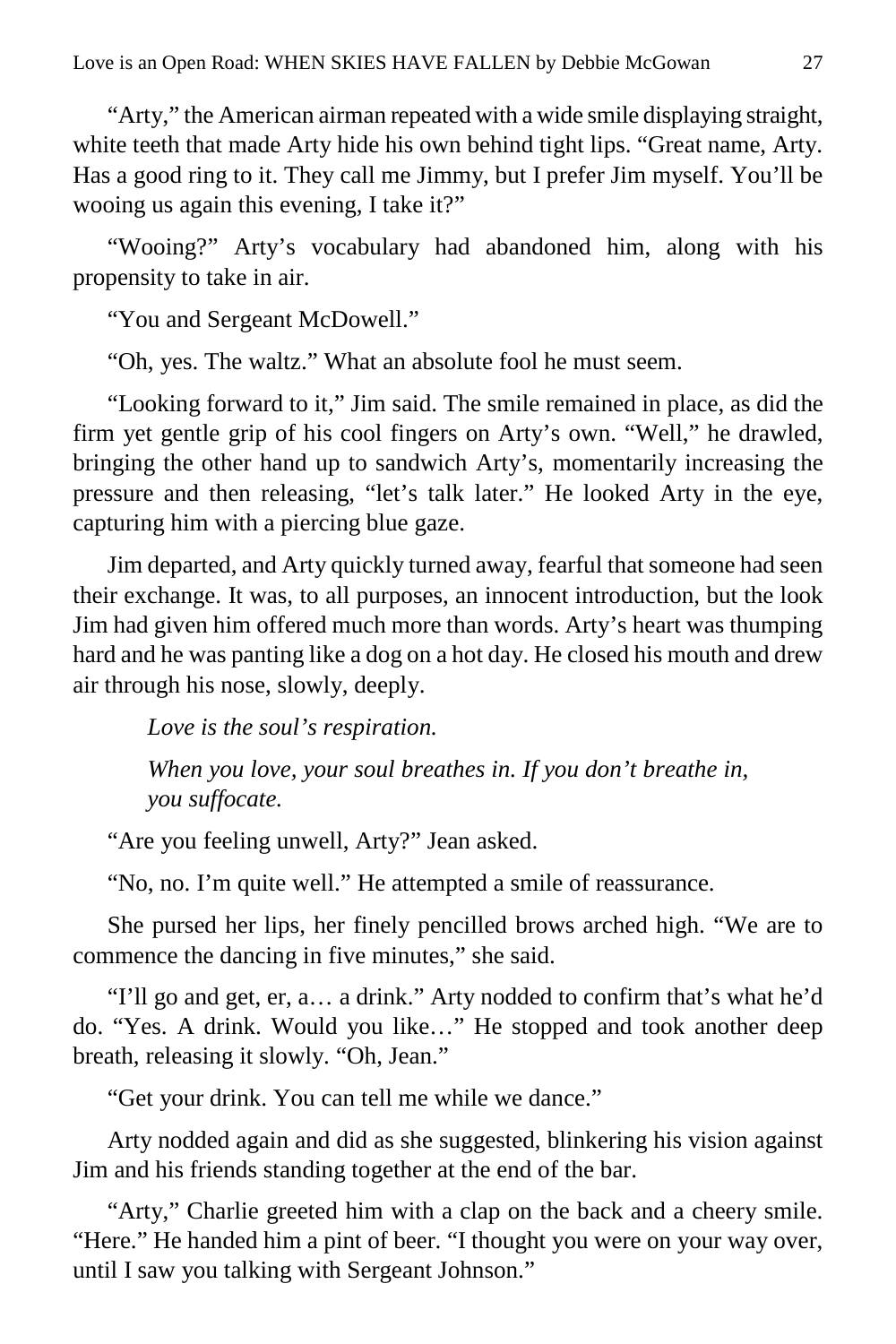"Arty," the American airman repeated with a wide smile displaying straight, white teeth that made Arty hide his own behind tight lips. "Great name, Arty. Has a good ring to it. They call me Jimmy, but I prefer Jim myself. You'll be wooing us again this evening, I take it?"

"Wooing?" Arty's vocabulary had abandoned him, along with his propensity to take in air.

"You and Sergeant McDowell."

"Oh, yes. The waltz." What an absolute fool he must seem.

"Looking forward to it," Jim said. The smile remained in place, as did the firm yet gentle grip of his cool fingers on Arty's own. "Well," he drawled, bringing the other hand up to sandwich Arty's, momentarily increasing the pressure and then releasing, "let's talk later." He looked Arty in the eye, capturing him with a piercing blue gaze.

Jim departed, and Arty quickly turned away, fearful that someone had seen their exchange. It was, to all purposes, an innocent introduction, but the look Jim had given him offered much more than words. Arty's heart was thumping hard and he was panting like a dog on a hot day. He closed his mouth and drew air through his nose, slowly, deeply.

> *Love is the soul's respiration.*
>
> *When you love, your soul breathes in. If you don't breathe in, you suffocate.*

"Are you feeling unwell, Arty?" Jean asked.

"No, no. I'm quite well." He attempted a smile of reassurance.

She pursed her lips, her finely pencilled brows arched high. "We are to commence the dancing in five minutes," she said.

"I'll go and get, er, a… a drink." Arty nodded to confirm that's what he'd do. "Yes. A drink. Would you like…" He stopped and took another deep breath, releasing it slowly. "Oh, Jean."

"Get your drink. You can tell me while we dance."

Arty nodded again and did as she suggested, blinkering his vision against Jim and his friends standing together at the end of the bar.

"Arty," Charlie greeted him with a clap on the back and a cheery smile. "Here." He handed him a pint of beer. "I thought you were on your way over, until I saw you talking with Sergeant Johnson."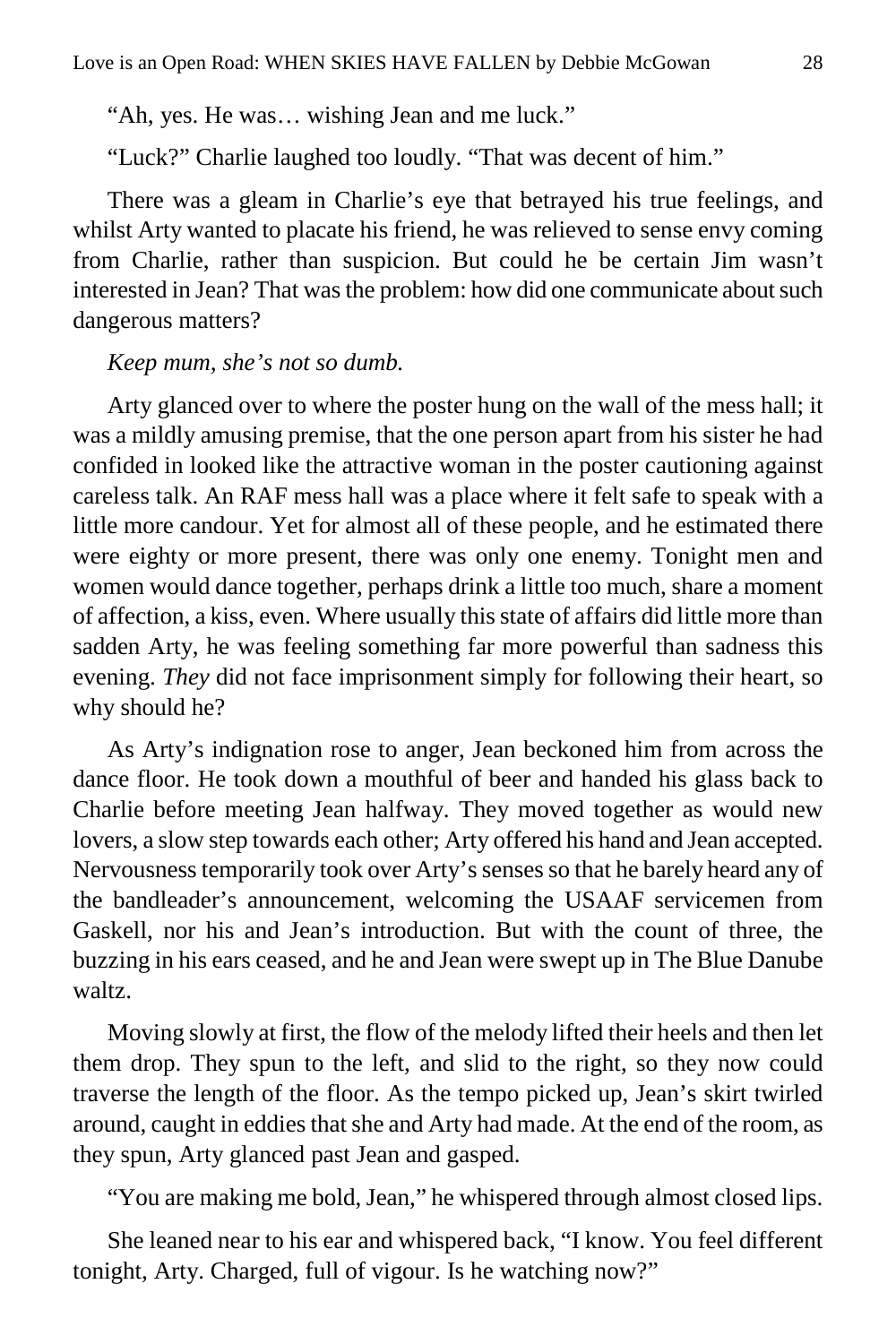"Ah, yes. He was… wishing Jean and me luck."

"Luck?" Charlie laughed too loudly. "That was decent of him."

There was a gleam in Charlie's eye that betrayed his true feelings, and whilst Arty wanted to placate his friend, he was relieved to sense envy coming from Charlie, rather than suspicion. But could he be certain Jim wasn't interested in Jean? That was the problem: how did one communicate about such dangerous matters?

*Keep mum, she's not so dumb.*

Arty glanced over to where the poster hung on the wall of the mess hall; it was a mildly amusing premise, that the one person apart from his sister he had confided in looked like the attractive woman in the poster cautioning against careless talk. An RAF mess hall was a place where it felt safe to speak with a little more candour. Yet for almost all of these people, and he estimated there were eighty or more present, there was only one enemy. Tonight men and women would dance together, perhaps drink a little too much, share a moment of affection, a kiss, even. Where usually this state of affairs did little more than sadden Arty, he was feeling something far more powerful than sadness this evening. *They* did not face imprisonment simply for following their heart, so why should he?

As Arty's indignation rose to anger, Jean beckoned him from across the dance floor. He took down a mouthful of beer and handed his glass back to Charlie before meeting Jean halfway. They moved together as would new lovers, a slow step towards each other; Arty offered his hand and Jean accepted. Nervousness temporarily took over Arty's senses so that he barely heard any of the bandleader's announcement, welcoming the USAAF servicemen from Gaskell, nor his and Jean's introduction. But with the count of three, the buzzing in his ears ceased, and he and Jean were swept up in The Blue Danube waltz.

Moving slowly at first, the flow of the melody lifted their heels and then let them drop. They spun to the left, and slid to the right, so they now could traverse the length of the floor. As the tempo picked up, Jean's skirt twirled around, caught in eddies that she and Arty had made. At the end of the room, as they spun, Arty glanced past Jean and gasped.

"You are making me bold, Jean," he whispered through almost closed lips.

She leaned near to his ear and whispered back, "I know. You feel different tonight, Arty. Charged, full of vigour. Is he watching now?"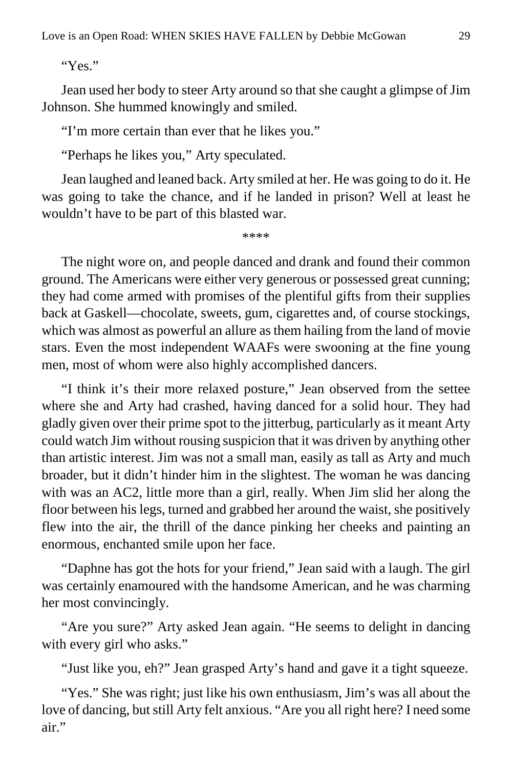"Yes."

Jean used her body to steer Arty around so that she caught a glimpse of Jim Johnson. She hummed knowingly and smiled.

"I'm more certain than ever that he likes you."

"Perhaps he likes you," Arty speculated.

Jean laughed and leaned back. Arty smiled at her. He was going to do it. He was going to take the chance, and if he landed in prison? Well at least he wouldn't have to be part of this blasted war.

****

The night wore on, and people danced and drank and found their common ground. The Americans were either very generous or possessed great cunning; they had come armed with promises of the plentiful gifts from their supplies back at Gaskell—chocolate, sweets, gum, cigarettes and, of course stockings, which was almost as powerful an allure as them hailing from the land of movie stars. Even the most independent WAAFs were swooning at the fine young men, most of whom were also highly accomplished dancers.

"I think it's their more relaxed posture," Jean observed from the settee where she and Arty had crashed, having danced for a solid hour. They had gladly given over their prime spot to the jitterbug, particularly as it meant Arty could watch Jim without rousing suspicion that it was driven by anything other than artistic interest. Jim was not a small man, easily as tall as Arty and much broader, but it didn't hinder him in the slightest. The woman he was dancing with was an AC2, little more than a girl, really. When Jim slid her along the floor between his legs, turned and grabbed her around the waist, she positively flew into the air, the thrill of the dance pinking her cheeks and painting an enormous, enchanted smile upon her face.

"Daphne has got the hots for your friend," Jean said with a laugh. The girl was certainly enamoured with the handsome American, and he was charming her most convincingly.

"Are you sure?" Arty asked Jean again. "He seems to delight in dancing with every girl who asks."

"Just like you, eh?" Jean grasped Arty's hand and gave it a tight squeeze.

"Yes." She was right; just like his own enthusiasm, Jim's was all about the love of dancing, but still Arty felt anxious. "Are you all right here? I need some air."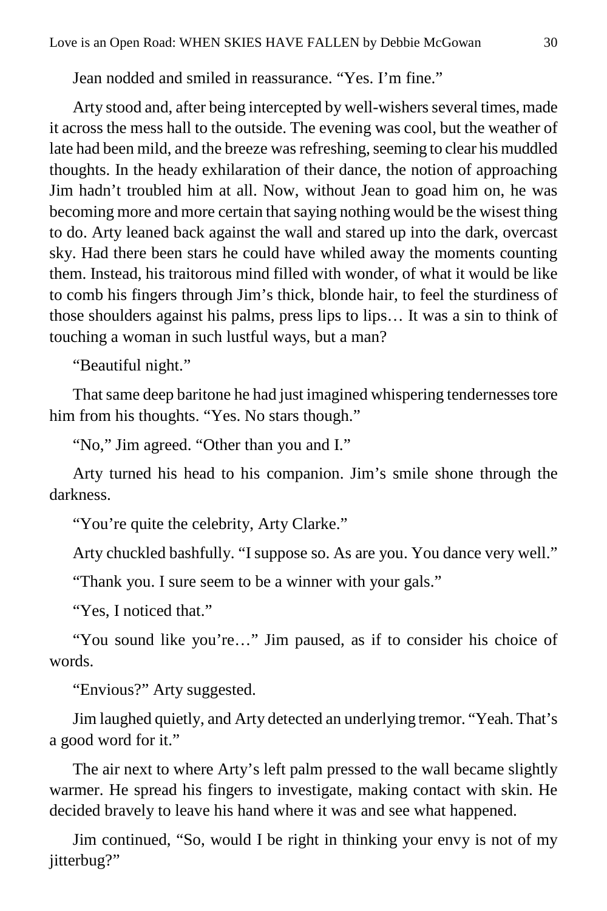Jean nodded and smiled in reassurance. "Yes. I'm fine."

Arty stood and, after being intercepted by well-wishers several times, made it across the mess hall to the outside. The evening was cool, but the weather of late had been mild, and the breeze was refreshing, seeming to clear his muddled thoughts. In the heady exhilaration of their dance, the notion of approaching Jim hadn't troubled him at all. Now, without Jean to goad him on, he was becoming more and more certain that saying nothing would be the wisest thing to do. Arty leaned back against the wall and stared up into the dark, overcast sky. Had there been stars he could have whiled away the moments counting them. Instead, his traitorous mind filled with wonder, of what it would be like to comb his fingers through Jim's thick, blonde hair, to feel the sturdiness of those shoulders against his palms, press lips to lips… It was a sin to think of touching a woman in such lustful ways, but a man?

"Beautiful night."

That same deep baritone he had just imagined whispering tendernesses tore him from his thoughts. "Yes. No stars though."

"No," Jim agreed. "Other than you and I."

Arty turned his head to his companion. Jim's smile shone through the darkness.

"You're quite the celebrity, Arty Clarke."

Arty chuckled bashfully. "I suppose so. As are you. You dance very well."

"Thank you. I sure seem to be a winner with your gals."

"Yes, I noticed that."

"You sound like you're…" Jim paused, as if to consider his choice of words.

"Envious?" Arty suggested.

Jim laughed quietly, and Arty detected an underlying tremor. "Yeah. That's a good word for it."

The air next to where Arty's left palm pressed to the wall became slightly warmer. He spread his fingers to investigate, making contact with skin. He decided bravely to leave his hand where it was and see what happened.

Jim continued, "So, would I be right in thinking your envy is not of my jitterbug?"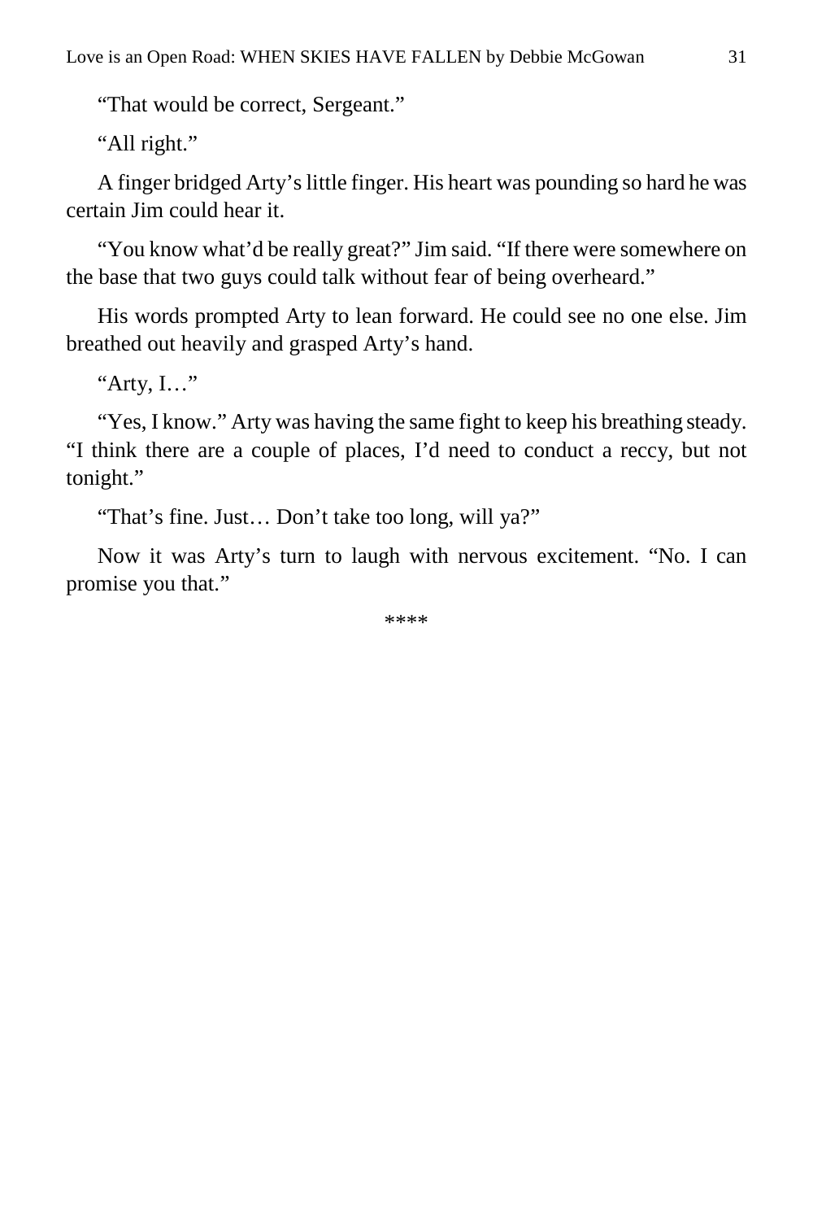"That would be correct, Sergeant."

"All right."

A finger bridged Arty's little finger. His heart was pounding so hard he was certain Jim could hear it.

"You know what'd be really great?" Jim said. "If there were somewhere on the base that two guys could talk without fear of being overheard."

His words prompted Arty to lean forward. He could see no one else. Jim breathed out heavily and grasped Arty's hand.

"Arty, I…"

"Yes, I know." Arty was having the same fight to keep his breathing steady. "I think there are a couple of places, I'd need to conduct a reccy, but not tonight."

"That's fine. Just… Don't take too long, will ya?"

Now it was Arty's turn to laugh with nervous excitement. "No. I can promise you that."

****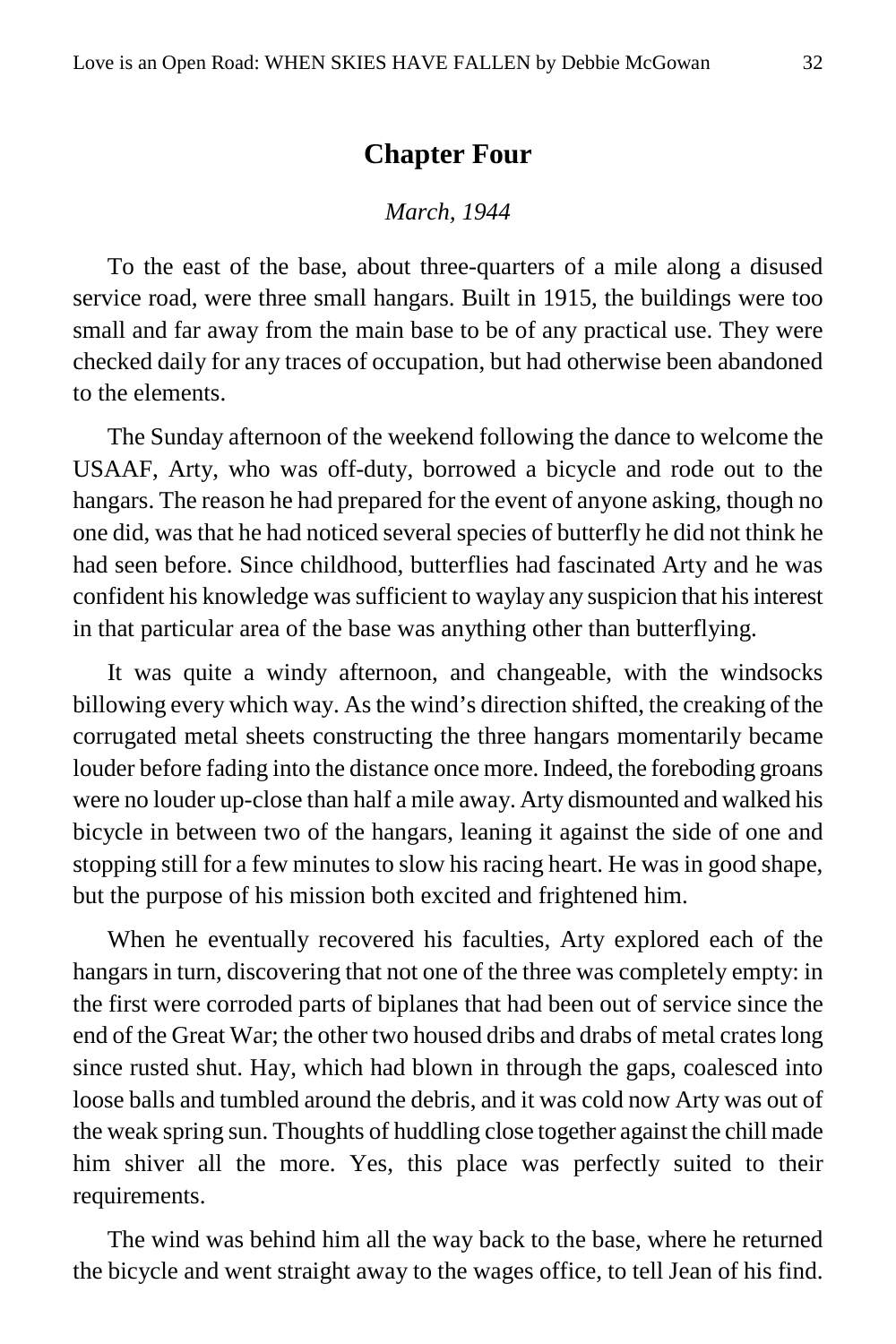## Chapter Four

*March, 1944*

To the east of the base, about three-quarters of a mile along a disused service road, were three small hangars. Built in 1915, the buildings were too small and far away from the main base to be of any practical use. They were checked daily for any traces of occupation, but had otherwise been abandoned to the elements.

The Sunday afternoon of the weekend following the dance to welcome the USAAF, Arty, who was off-duty, borrowed a bicycle and rode out to the hangars. The reason he had prepared for the event of anyone asking, though no one did, was that he had noticed several species of butterfly he did not think he had seen before. Since childhood, butterflies had fascinated Arty and he was confident his knowledge was sufficient to waylay any suspicion that his interest in that particular area of the base was anything other than butterflying.

It was quite a windy afternoon, and changeable, with the windsocks billowing every which way. As the wind's direction shifted, the creaking of the corrugated metal sheets constructing the three hangars momentarily became louder before fading into the distance once more. Indeed, the foreboding groans were no louder up-close than half a mile away. Arty dismounted and walked his bicycle in between two of the hangars, leaning it against the side of one and stopping still for a few minutes to slow his racing heart. He was in good shape, but the purpose of his mission both excited and frightened him.

When he eventually recovered his faculties, Arty explored each of the hangars in turn, discovering that not one of the three was completely empty: in the first were corroded parts of biplanes that had been out of service since the end of the Great War; the other two housed dribs and drabs of metal crates long since rusted shut. Hay, which had blown in through the gaps, coalesced into loose balls and tumbled around the debris, and it was cold now Arty was out of the weak spring sun. Thoughts of huddling close together against the chill made him shiver all the more. Yes, this place was perfectly suited to their requirements.

The wind was behind him all the way back to the base, where he returned the bicycle and went straight away to the wages office, to tell Jean of his find.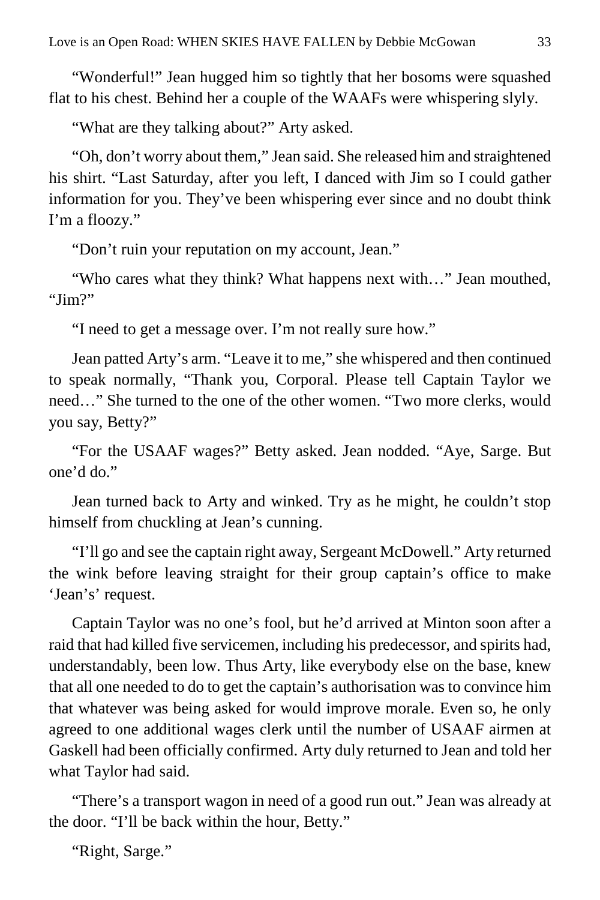"Wonderful!" Jean hugged him so tightly that her bosoms were squashed flat to his chest. Behind her a couple of the WAAFs were whispering slyly.

"What are they talking about?" Arty asked.

"Oh, don't worry about them," Jean said. She released him and straightened his shirt. "Last Saturday, after you left, I danced with Jim so I could gather information for you. They've been whispering ever since and no doubt think I'm a floozy."

"Don't ruin your reputation on my account, Jean."

"Who cares what they think? What happens next with…" Jean mouthed, "Jim?"

"I need to get a message over. I'm not really sure how."

Jean patted Arty's arm. "Leave it to me," she whispered and then continued to speak normally, "Thank you, Corporal. Please tell Captain Taylor we need…" She turned to the one of the other women. "Two more clerks, would you say, Betty?"

"For the USAAF wages?" Betty asked. Jean nodded. "Aye, Sarge. But one'd do."

Jean turned back to Arty and winked. Try as he might, he couldn't stop himself from chuckling at Jean's cunning.

"I'll go and see the captain right away, Sergeant McDowell." Arty returned the wink before leaving straight for their group captain's office to make 'Jean's' request.

Captain Taylor was no one's fool, but he'd arrived at Minton soon after a raid that had killed five servicemen, including his predecessor, and spirits had, understandably, been low. Thus Arty, like everybody else on the base, knew that all one needed to do to get the captain's authorisation was to convince him that whatever was being asked for would improve morale. Even so, he only agreed to one additional wages clerk until the number of USAAF airmen at Gaskell had been officially confirmed. Arty duly returned to Jean and told her what Taylor had said.

"There's a transport wagon in need of a good run out." Jean was already at the door. "I'll be back within the hour, Betty."

"Right, Sarge."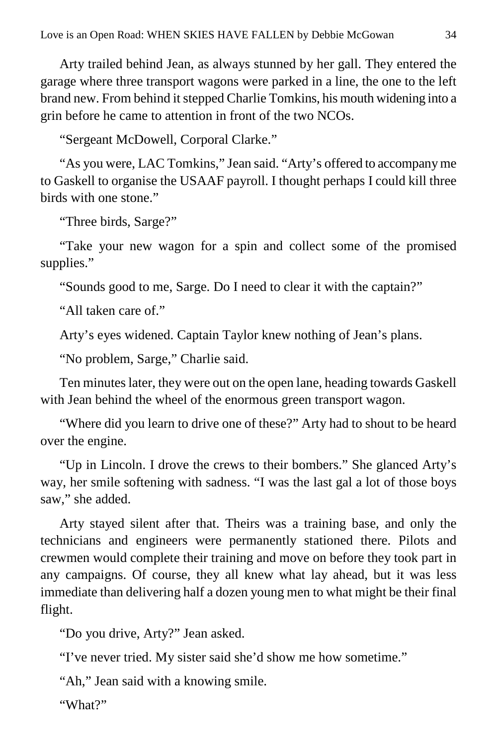Arty trailed behind Jean, as always stunned by her gall. They entered the garage where three transport wagons were parked in a line, the one to the left brand new. From behind it stepped Charlie Tomkins, his mouth widening into a grin before he came to attention in front of the two NCOs.

"Sergeant McDowell, Corporal Clarke."

"As you were, LAC Tomkins," Jean said. "Arty's offered to accompany me to Gaskell to organise the USAAF payroll. I thought perhaps I could kill three birds with one stone."

"Three birds, Sarge?"

"Take your new wagon for a spin and collect some of the promised supplies."

"Sounds good to me, Sarge. Do I need to clear it with the captain?"

"All taken care of."

Arty's eyes widened. Captain Taylor knew nothing of Jean's plans.

"No problem, Sarge," Charlie said.

Ten minutes later, they were out on the open lane, heading towards Gaskell with Jean behind the wheel of the enormous green transport wagon.

"Where did you learn to drive one of these?" Arty had to shout to be heard over the engine.

"Up in Lincoln. I drove the crews to their bombers." She glanced Arty's way, her smile softening with sadness. "I was the last gal a lot of those boys saw," she added.

Arty stayed silent after that. Theirs was a training base, and only the technicians and engineers were permanently stationed there. Pilots and crewmen would complete their training and move on before they took part in any campaigns. Of course, they all knew what lay ahead, but it was less immediate than delivering half a dozen young men to what might be their final flight.

"Do you drive, Arty?" Jean asked.

"I've never tried. My sister said she'd show me how sometime."

"Ah," Jean said with a knowing smile.

"What?"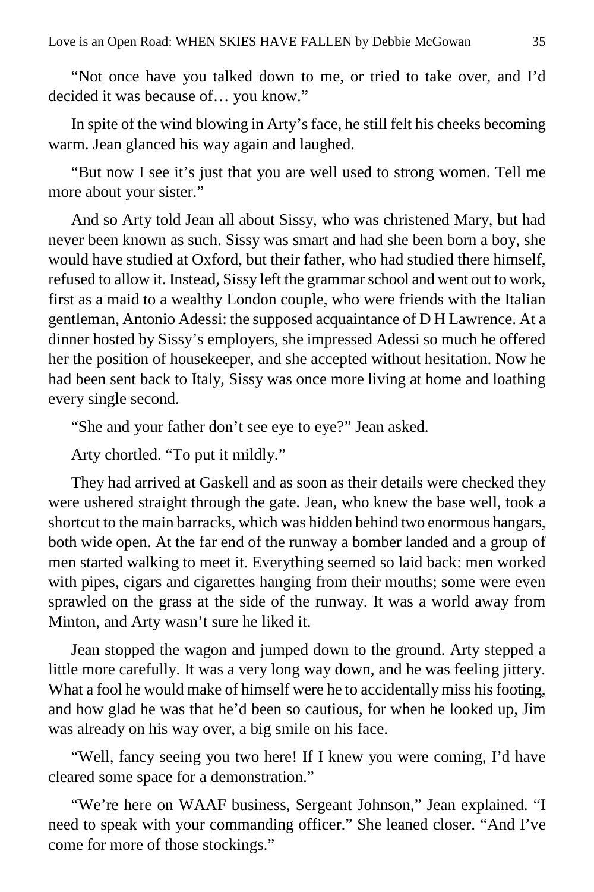"Not once have you talked down to me, or tried to take over, and I'd decided it was because of… you know."

In spite of the wind blowing in Arty's face, he still felt his cheeks becoming warm. Jean glanced his way again and laughed.

"But now I see it's just that you are well used to strong women. Tell me more about your sister."

And so Arty told Jean all about Sissy, who was christened Mary, but had never been known as such. Sissy was smart and had she been born a boy, she would have studied at Oxford, but their father, who had studied there himself, refused to allow it. Instead, Sissy left the grammar school and went out to work, first as a maid to a wealthy London couple, who were friends with the Italian gentleman, Antonio Adessi: the supposed acquaintance of D H Lawrence. At a dinner hosted by Sissy's employers, she impressed Adessi so much he offered her the position of housekeeper, and she accepted without hesitation. Now he had been sent back to Italy, Sissy was once more living at home and loathing every single second.

"She and your father don't see eye to eye?" Jean asked.

Arty chortled. "To put it mildly."

They had arrived at Gaskell and as soon as their details were checked they were ushered straight through the gate. Jean, who knew the base well, took a shortcut to the main barracks, which was hidden behind two enormous hangars, both wide open. At the far end of the runway a bomber landed and a group of men started walking to meet it. Everything seemed so laid back: men worked with pipes, cigars and cigarettes hanging from their mouths; some were even sprawled on the grass at the side of the runway. It was a world away from Minton, and Arty wasn't sure he liked it.

Jean stopped the wagon and jumped down to the ground. Arty stepped a little more carefully. It was a very long way down, and he was feeling jittery. What a fool he would make of himself were he to accidentally miss his footing, and how glad he was that he'd been so cautious, for when he looked up, Jim was already on his way over, a big smile on his face.

"Well, fancy seeing you two here! If I knew you were coming, I'd have cleared some space for a demonstration."

"We're here on WAAF business, Sergeant Johnson," Jean explained. "I need to speak with your commanding officer." She leaned closer. "And I've come for more of those stockings."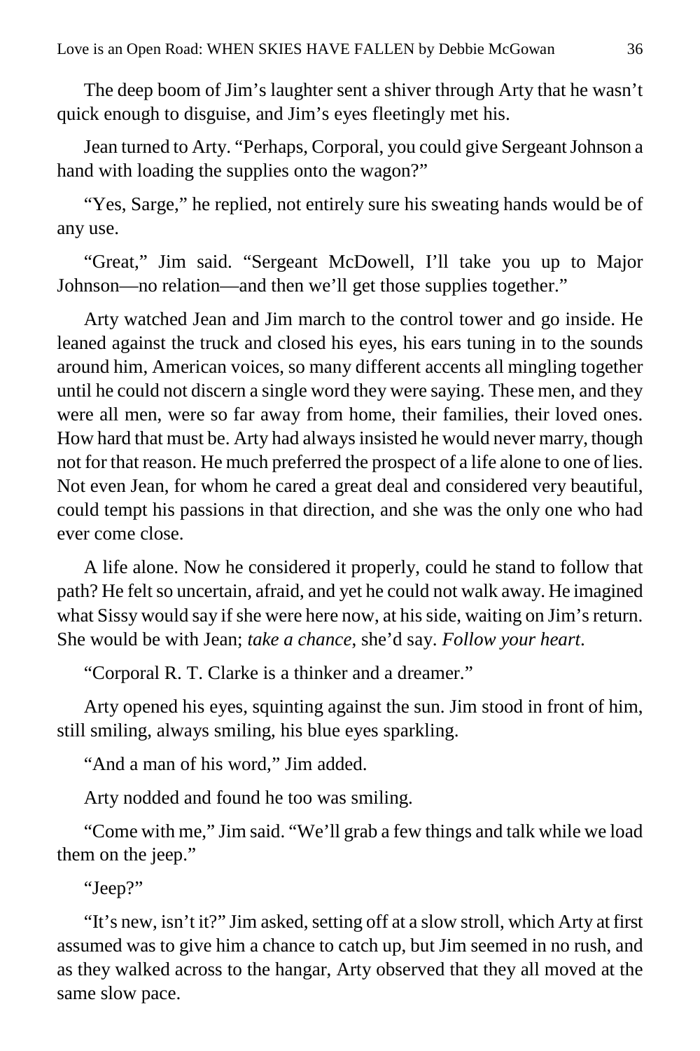The deep boom of Jim's laughter sent a shiver through Arty that he wasn't quick enough to disguise, and Jim's eyes fleetingly met his.

Jean turned to Arty. "Perhaps, Corporal, you could give Sergeant Johnson a hand with loading the supplies onto the wagon?"

"Yes, Sarge," he replied, not entirely sure his sweating hands would be of any use.

"Great," Jim said. "Sergeant McDowell, I'll take you up to Major Johnson—no relation—and then we'll get those supplies together."

Arty watched Jean and Jim march to the control tower and go inside. He leaned against the truck and closed his eyes, his ears tuning in to the sounds around him, American voices, so many different accents all mingling together until he could not discern a single word they were saying. These men, and they were all men, were so far away from home, their families, their loved ones. How hard that must be. Arty had always insisted he would never marry, though not for that reason. He much preferred the prospect of a life alone to one of lies. Not even Jean, for whom he cared a great deal and considered very beautiful, could tempt his passions in that direction, and she was the only one who had ever come close.

A life alone. Now he considered it properly, could he stand to follow that path? He felt so uncertain, afraid, and yet he could not walk away. He imagined what Sissy would say if she were here now, at his side, waiting on Jim's return. She would be with Jean; *take a chance*, she'd say. *Follow your heart*.

"Corporal R. T. Clarke is a thinker and a dreamer."

Arty opened his eyes, squinting against the sun. Jim stood in front of him, still smiling, always smiling, his blue eyes sparkling.

"And a man of his word," Jim added.

Arty nodded and found he too was smiling.

"Come with me," Jim said. "We'll grab a few things and talk while we load them on the jeep."

"Jeep?"

"It's new, isn't it?" Jim asked, setting off at a slow stroll, which Arty at first assumed was to give him a chance to catch up, but Jim seemed in no rush, and as they walked across to the hangar, Arty observed that they all moved at the same slow pace.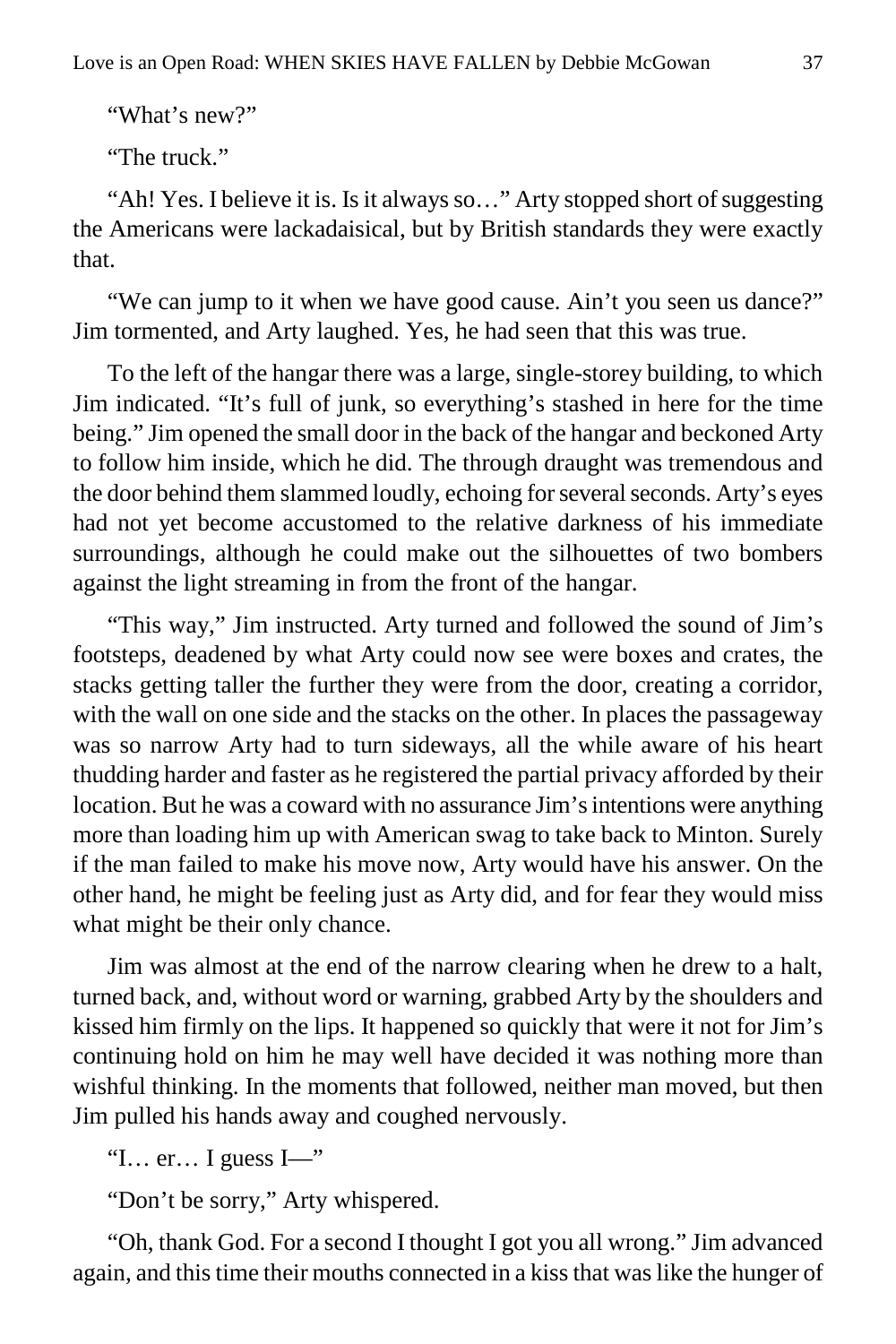"What's new?"

"The truck."

"Ah! Yes. I believe it is. Is it always so…" Arty stopped short of suggesting the Americans were lackadaisical, but by British standards they were exactly that.

"We can jump to it when we have good cause. Ain't you seen us dance?" Jim tormented, and Arty laughed. Yes, he had seen that this was true.

To the left of the hangar there was a large, single-storey building, to which Jim indicated. "It's full of junk, so everything's stashed in here for the time being." Jim opened the small door in the back of the hangar and beckoned Arty to follow him inside, which he did. The through draught was tremendous and the door behind them slammed loudly, echoing for several seconds. Arty's eyes had not yet become accustomed to the relative darkness of his immediate surroundings, although he could make out the silhouettes of two bombers against the light streaming in from the front of the hangar.

"This way," Jim instructed. Arty turned and followed the sound of Jim's footsteps, deadened by what Arty could now see were boxes and crates, the stacks getting taller the further they were from the door, creating a corridor, with the wall on one side and the stacks on the other. In places the passageway was so narrow Arty had to turn sideways, all the while aware of his heart thudding harder and faster as he registered the partial privacy afforded by their location. But he was a coward with no assurance Jim's intentions were anything more than loading him up with American swag to take back to Minton. Surely if the man failed to make his move now, Arty would have his answer. On the other hand, he might be feeling just as Arty did, and for fear they would miss what might be their only chance.

Jim was almost at the end of the narrow clearing when he drew to a halt, turned back, and, without word or warning, grabbed Arty by the shoulders and kissed him firmly on the lips. It happened so quickly that were it not for Jim's continuing hold on him he may well have decided it was nothing more than wishful thinking. In the moments that followed, neither man moved, but then Jim pulled his hands away and coughed nervously.

"I… er… I guess I—"

"Don't be sorry," Arty whispered.

"Oh, thank God. For a second I thought I got you all wrong." Jim advanced again, and this time their mouths connected in a kiss that was like the hunger of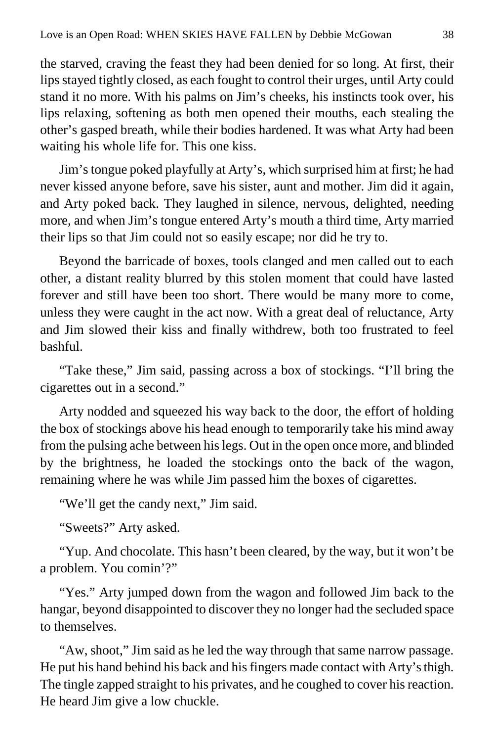the starved, craving the feast they had been denied for so long. At first, their lips stayed tightly closed, as each fought to control their urges, until Arty could stand it no more. With his palms on Jim's cheeks, his instincts took over, his lips relaxing, softening as both men opened their mouths, each stealing the other's gasped breath, while their bodies hardened. It was what Arty had been waiting his whole life for. This one kiss.

Jim's tongue poked playfully at Arty's, which surprised him at first; he had never kissed anyone before, save his sister, aunt and mother. Jim did it again, and Arty poked back. They laughed in silence, nervous, delighted, needing more, and when Jim's tongue entered Arty's mouth a third time, Arty married their lips so that Jim could not so easily escape; nor did he try to.

Beyond the barricade of boxes, tools clanged and men called out to each other, a distant reality blurred by this stolen moment that could have lasted forever and still have been too short. There would be many more to come, unless they were caught in the act now. With a great deal of reluctance, Arty and Jim slowed their kiss and finally withdrew, both too frustrated to feel bashful.

"Take these," Jim said, passing across a box of stockings. "I'll bring the cigarettes out in a second."

Arty nodded and squeezed his way back to the door, the effort of holding the box of stockings above his head enough to temporarily take his mind away from the pulsing ache between his legs. Out in the open once more, and blinded by the brightness, he loaded the stockings onto the back of the wagon, remaining where he was while Jim passed him the boxes of cigarettes.

"We'll get the candy next," Jim said.

"Sweets?" Arty asked.

"Yup. And chocolate. This hasn't been cleared, by the way, but it won't be a problem. You comin'?"

"Yes." Arty jumped down from the wagon and followed Jim back to the hangar, beyond disappointed to discover they no longer had the secluded space to themselves.

"Aw, shoot," Jim said as he led the way through that same narrow passage. He put his hand behind his back and his fingers made contact with Arty's thigh. The tingle zapped straight to his privates, and he coughed to cover his reaction. He heard Jim give a low chuckle.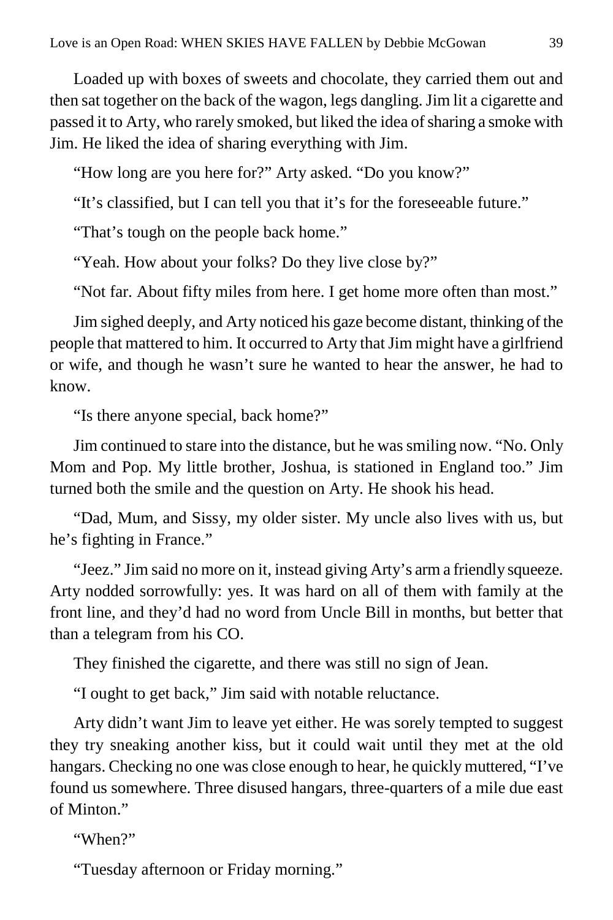Loaded up with boxes of sweets and chocolate, they carried them out and then sat together on the back of the wagon, legs dangling. Jim lit a cigarette and passed it to Arty, who rarely smoked, but liked the idea of sharing a smoke with Jim. He liked the idea of sharing everything with Jim.

"How long are you here for?" Arty asked. "Do you know?"

"It's classified, but I can tell you that it's for the foreseeable future."

"That's tough on the people back home."

"Yeah. How about your folks? Do they live close by?"

"Not far. About fifty miles from here. I get home more often than most."

Jim sighed deeply, and Arty noticed his gaze become distant, thinking of the people that mattered to him. It occurred to Arty that Jim might have a girlfriend or wife, and though he wasn't sure he wanted to hear the answer, he had to know.

"Is there anyone special, back home?"

Jim continued to stare into the distance, but he was smiling now. "No. Only Mom and Pop. My little brother, Joshua, is stationed in England too." Jim turned both the smile and the question on Arty. He shook his head.

"Dad, Mum, and Sissy, my older sister. My uncle also lives with us, but he's fighting in France."

"Jeez." Jim said no more on it, instead giving Arty's arm a friendly squeeze. Arty nodded sorrowfully: yes. It was hard on all of them with family at the front line, and they'd had no word from Uncle Bill in months, but better that than a telegram from his CO.

They finished the cigarette, and there was still no sign of Jean.

"I ought to get back," Jim said with notable reluctance.

Arty didn't want Jim to leave yet either. He was sorely tempted to suggest they try sneaking another kiss, but it could wait until they met at the old hangars. Checking no one was close enough to hear, he quickly muttered, "I've found us somewhere. Three disused hangars, three-quarters of a mile due east of Minton."

"When?"

"Tuesday afternoon or Friday morning."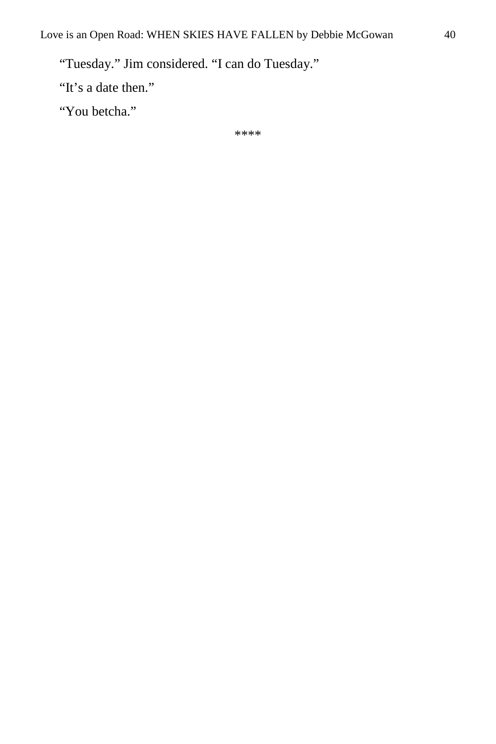“Tuesday.” Jim considered. “I can do Tuesday.”

“It’s a date then.”

“You betcha.”

****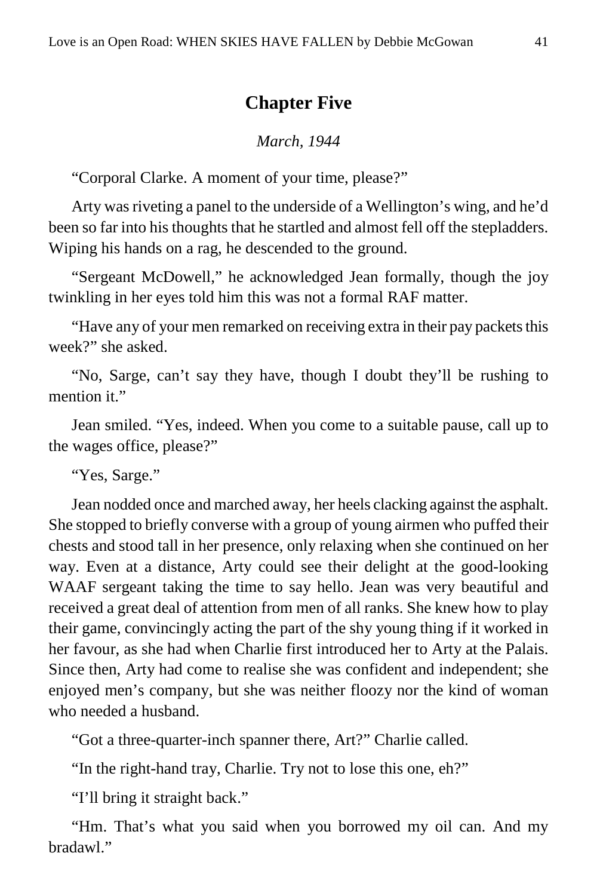## Chapter Five

*March, 1944*

“Corporal Clarke. A moment of your time, please?”

Arty was riveting a panel to the underside of a Wellington’s wing, and he’d been so far into his thoughts that he startled and almost fell off the stepladders. Wiping his hands on a rag, he descended to the ground.

“Sergeant McDowell,” he acknowledged Jean formally, though the joy twinkling in her eyes told him this was not a formal RAF matter.

“Have any of your men remarked on receiving extra in their pay packets this week?” she asked.

“No, Sarge, can’t say they have, though I doubt they’ll be rushing to mention it.”

Jean smiled. “Yes, indeed. When you come to a suitable pause, call up to the wages office, please?”

“Yes, Sarge.”

Jean nodded once and marched away, her heels clacking against the asphalt. She stopped to briefly converse with a group of young airmen who puffed their chests and stood tall in her presence, only relaxing when she continued on her way. Even at a distance, Arty could see their delight at the good-looking WAAF sergeant taking the time to say hello. Jean was very beautiful and received a great deal of attention from men of all ranks. She knew how to play their game, convincingly acting the part of the shy young thing if it worked in her favour, as she had when Charlie first introduced her to Arty at the Palais. Since then, Arty had come to realise she was confident and independent; she enjoyed men’s company, but she was neither floozy nor the kind of woman who needed a husband.

“Got a three-quarter-inch spanner there, Art?” Charlie called.

“In the right-hand tray, Charlie. Try not to lose this one, eh?”

“I’ll bring it straight back.”

“Hm. That’s what you said when you borrowed my oil can. And my bradawl.”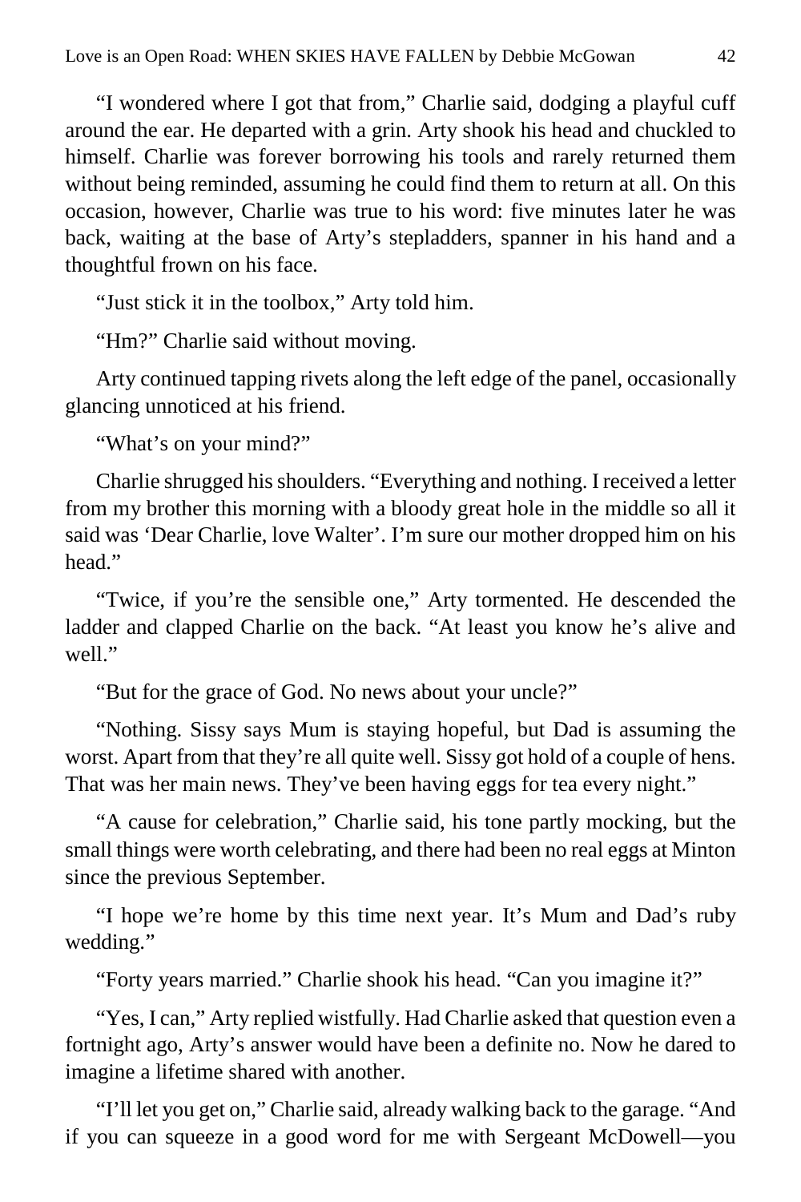"I wondered where I got that from," Charlie said, dodging a playful cuff around the ear. He departed with a grin. Arty shook his head and chuckled to himself. Charlie was forever borrowing his tools and rarely returned them without being reminded, assuming he could find them to return at all. On this occasion, however, Charlie was true to his word: five minutes later he was back, waiting at the base of Arty's stepladders, spanner in his hand and a thoughtful frown on his face.

"Just stick it in the toolbox," Arty told him.

"Hm?" Charlie said without moving.

Arty continued tapping rivets along the left edge of the panel, occasionally glancing unnoticed at his friend.

"What's on your mind?"

Charlie shrugged his shoulders. "Everything and nothing. I received a letter from my brother this morning with a bloody great hole in the middle so all it said was 'Dear Charlie, love Walter'. I'm sure our mother dropped him on his head."

"Twice, if you're the sensible one," Arty tormented. He descended the ladder and clapped Charlie on the back. "At least you know he's alive and well."

"But for the grace of God. No news about your uncle?"

"Nothing. Sissy says Mum is staying hopeful, but Dad is assuming the worst. Apart from that they're all quite well. Sissy got hold of a couple of hens. That was her main news. They've been having eggs for tea every night."

"A cause for celebration," Charlie said, his tone partly mocking, but the small things were worth celebrating, and there had been no real eggs at Minton since the previous September.

"I hope we're home by this time next year. It's Mum and Dad's ruby wedding."

"Forty years married." Charlie shook his head. "Can you imagine it?"

"Yes, I can," Arty replied wistfully. Had Charlie asked that question even a fortnight ago, Arty's answer would have been a definite no. Now he dared to imagine a lifetime shared with another.

"I'll let you get on," Charlie said, already walking back to the garage. "And if you can squeeze in a good word for me with Sergeant McDowell—you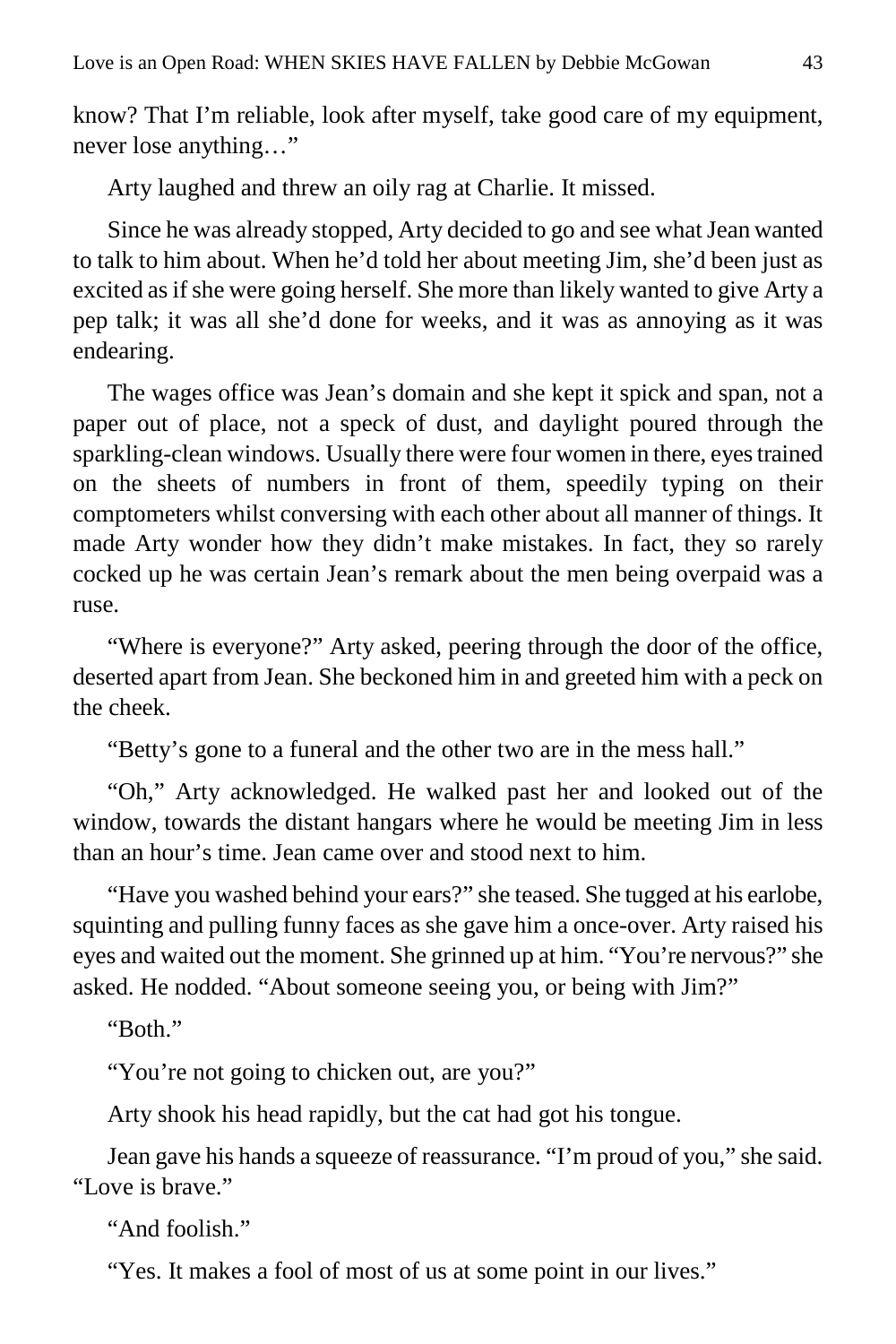know? That I'm reliable, look after myself, take good care of my equipment, never lose anything…"

Arty laughed and threw an oily rag at Charlie. It missed.

Since he was already stopped, Arty decided to go and see what Jean wanted to talk to him about. When he'd told her about meeting Jim, she'd been just as excited as if she were going herself. She more than likely wanted to give Arty a pep talk; it was all she'd done for weeks, and it was as annoying as it was endearing.

The wages office was Jean's domain and she kept it spick and span, not a paper out of place, not a speck of dust, and daylight poured through the sparkling-clean windows. Usually there were four women in there, eyes trained on the sheets of numbers in front of them, speedily typing on their comptometers whilst conversing with each other about all manner of things. It made Arty wonder how they didn't make mistakes. In fact, they so rarely cocked up he was certain Jean's remark about the men being overpaid was a ruse.

"Where is everyone?" Arty asked, peering through the door of the office, deserted apart from Jean. She beckoned him in and greeted him with a peck on the cheek.

"Betty's gone to a funeral and the other two are in the mess hall."

"Oh," Arty acknowledged. He walked past her and looked out of the window, towards the distant hangars where he would be meeting Jim in less than an hour's time. Jean came over and stood next to him.

"Have you washed behind your ears?" she teased. She tugged at his earlobe, squinting and pulling funny faces as she gave him a once-over. Arty raised his eyes and waited out the moment. She grinned up at him. "You're nervous?" she asked. He nodded. "About someone seeing you, or being with Jim?"

"Both."

"You're not going to chicken out, are you?"

Arty shook his head rapidly, but the cat had got his tongue.

Jean gave his hands a squeeze of reassurance. "I'm proud of you," she said. "Love is brave."

"And foolish."

"Yes. It makes a fool of most of us at some point in our lives."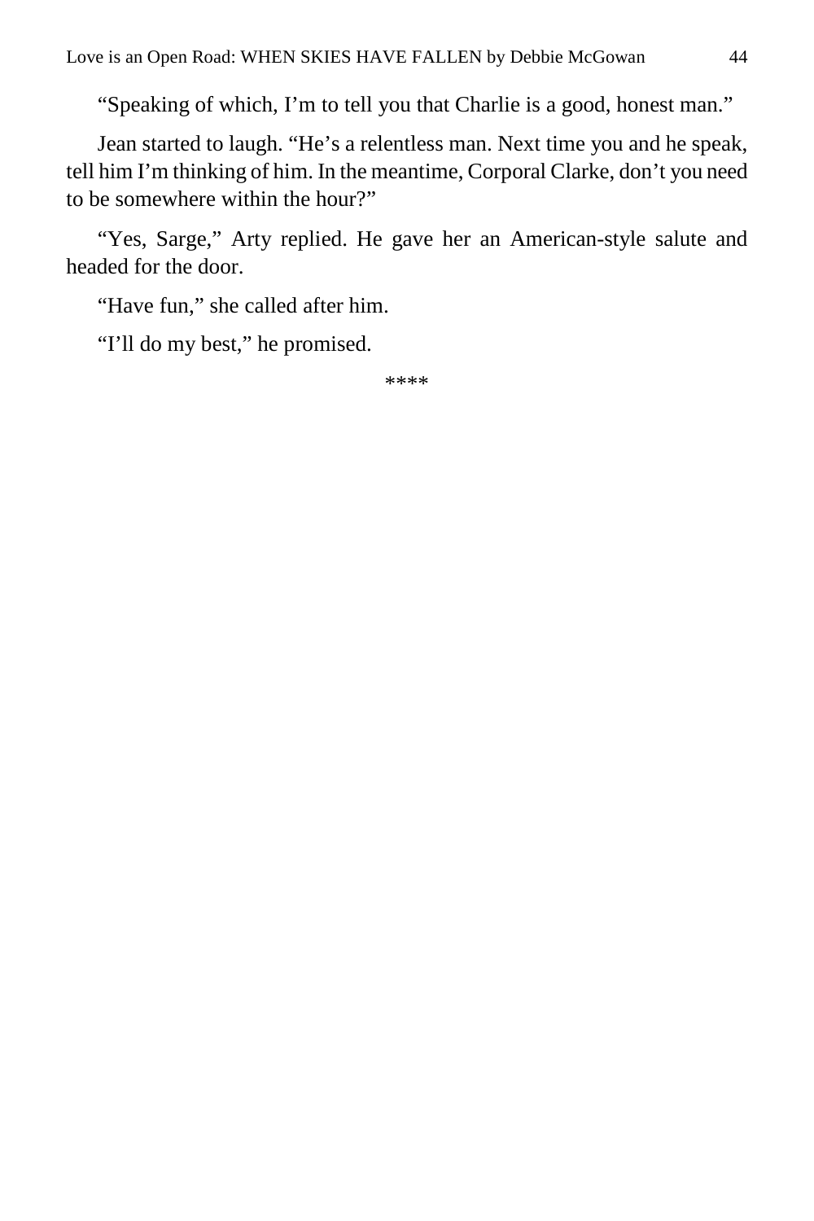"Speaking of which, I'm to tell you that Charlie is a good, honest man."

Jean started to laugh. "He's a relentless man. Next time you and he speak, tell him I'm thinking of him. In the meantime, Corporal Clarke, don't you need to be somewhere within the hour?"

"Yes, Sarge," Arty replied. He gave her an American-style salute and headed for the door.

"Have fun," she called after him.

"I'll do my best," he promised.

****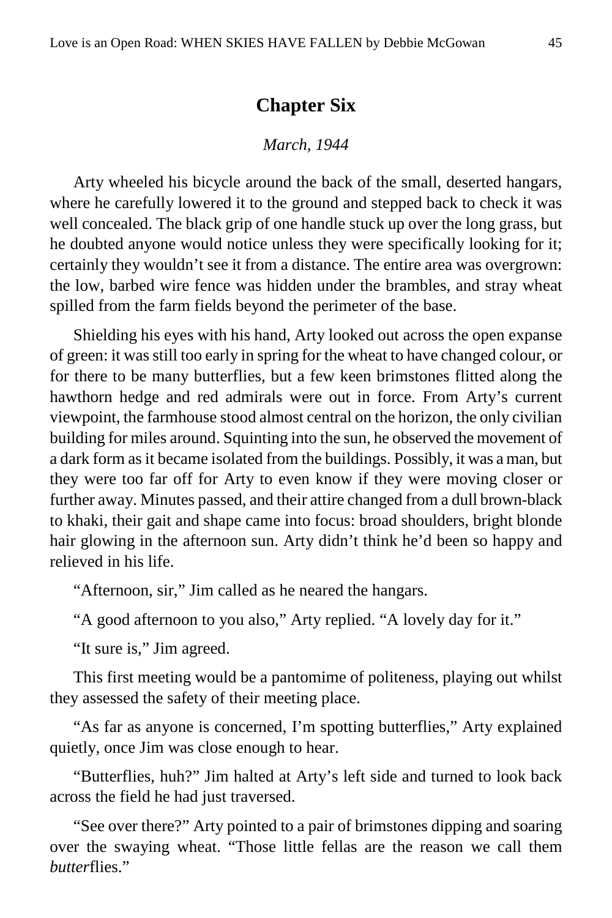## Chapter Six

*March, 1944*

Arty wheeled his bicycle around the back of the small, deserted hangars, where he carefully lowered it to the ground and stepped back to check it was well concealed. The black grip of one handle stuck up over the long grass, but he doubted anyone would notice unless they were specifically looking for it; certainly they wouldn't see it from a distance. The entire area was overgrown: the low, barbed wire fence was hidden under the brambles, and stray wheat spilled from the farm fields beyond the perimeter of the base.

Shielding his eyes with his hand, Arty looked out across the open expanse of green: it was still too early in spring for the wheat to have changed colour, or for there to be many butterflies, but a few keen brimstones flitted along the hawthorn hedge and red admirals were out in force. From Arty's current viewpoint, the farmhouse stood almost central on the horizon, the only civilian building for miles around. Squinting into the sun, he observed the movement of a dark form as it became isolated from the buildings. Possibly, it was a man, but they were too far off for Arty to even know if they were moving closer or further away. Minutes passed, and their attire changed from a dull brown-black to khaki, their gait and shape came into focus: broad shoulders, bright blonde hair glowing in the afternoon sun. Arty didn't think he'd been so happy and relieved in his life.

"Afternoon, sir," Jim called as he neared the hangars.

"A good afternoon to you also," Arty replied. "A lovely day for it."

"It sure is," Jim agreed.

This first meeting would be a pantomime of politeness, playing out whilst they assessed the safety of their meeting place.

"As far as anyone is concerned, I'm spotting butterflies," Arty explained quietly, once Jim was close enough to hear.

"Butterflies, huh?" Jim halted at Arty's left side and turned to look back across the field he had just traversed.

"See over there?" Arty pointed to a pair of brimstones dipping and soaring over the swaying wheat. "Those little fellas are the reason we call them *butter*flies."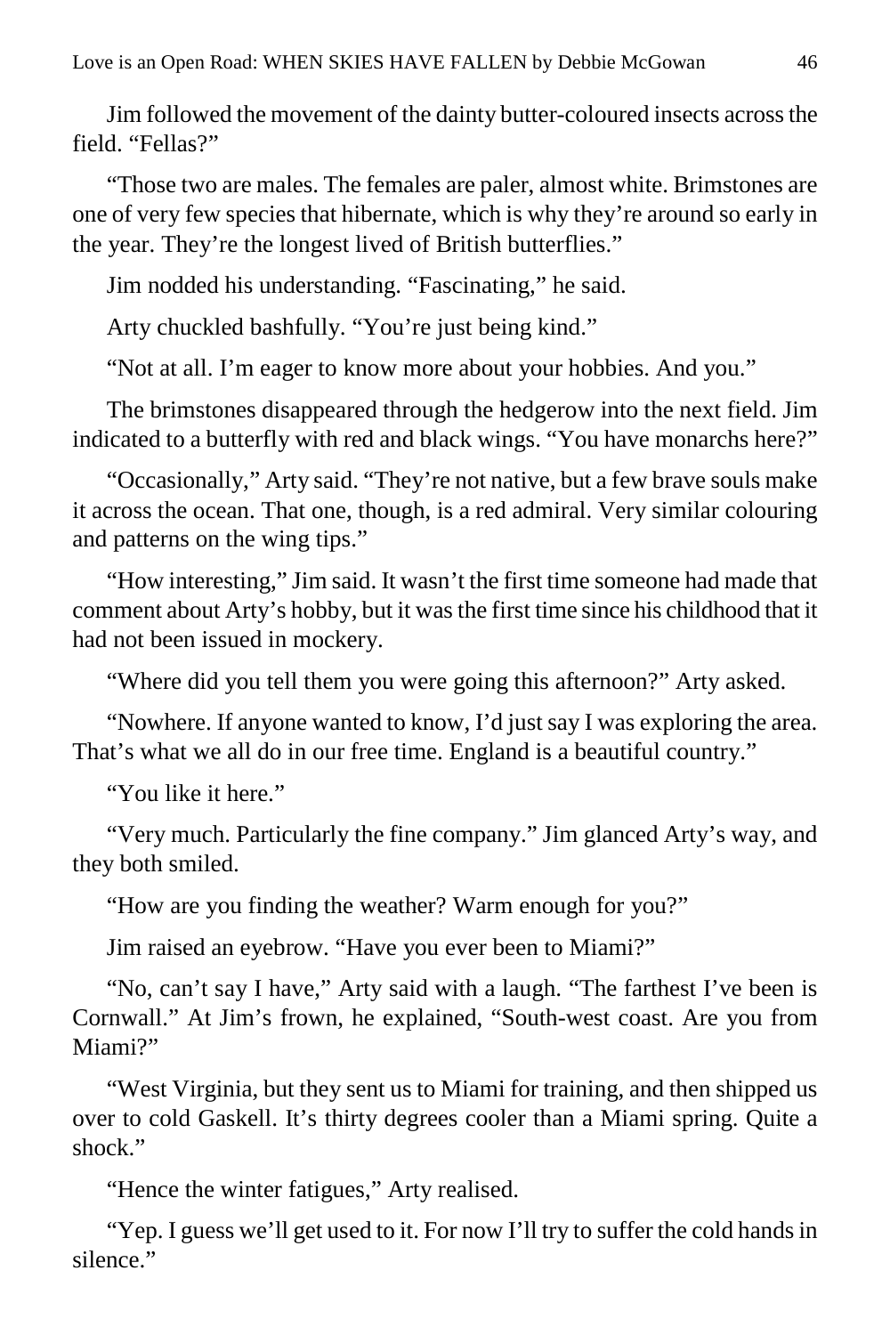Jim followed the movement of the dainty butter-coloured insects across the field. “Fellas?”

“Those two are males. The females are paler, almost white. Brimstones are one of very few species that hibernate, which is why they’re around so early in the year. They’re the longest lived of British butterflies.”

Jim nodded his understanding. “Fascinating,” he said.

Arty chuckled bashfully. “You’re just being kind.”

“Not at all. I’m eager to know more about your hobbies. And you.”

The brimstones disappeared through the hedgerow into the next field. Jim indicated to a butterfly with red and black wings. “You have monarchs here?”

“Occasionally,” Arty said. “They’re not native, but a few brave souls make it across the ocean. That one, though, is a red admiral. Very similar colouring and patterns on the wing tips.”

“How interesting,” Jim said. It wasn’t the first time someone had made that comment about Arty’s hobby, but it was the first time since his childhood that it had not been issued in mockery.

“Where did you tell them you were going this afternoon?” Arty asked.

“Nowhere. If anyone wanted to know, I’d just say I was exploring the area. That’s what we all do in our free time. England is a beautiful country.”

“You like it here.”

“Very much. Particularly the fine company.” Jim glanced Arty’s way, and they both smiled.

“How are you finding the weather? Warm enough for you?”

Jim raised an eyebrow. “Have you ever been to Miami?”

“No, can’t say I have,” Arty said with a laugh. “The farthest I’ve been is Cornwall.” At Jim’s frown, he explained, “South-west coast. Are you from Miami?”

“West Virginia, but they sent us to Miami for training, and then shipped us over to cold Gaskell. It’s thirty degrees cooler than a Miami spring. Quite a shock.”

“Hence the winter fatigues,” Arty realised.

“Yep. I guess we’ll get used to it. For now I’ll try to suffer the cold hands in silence.”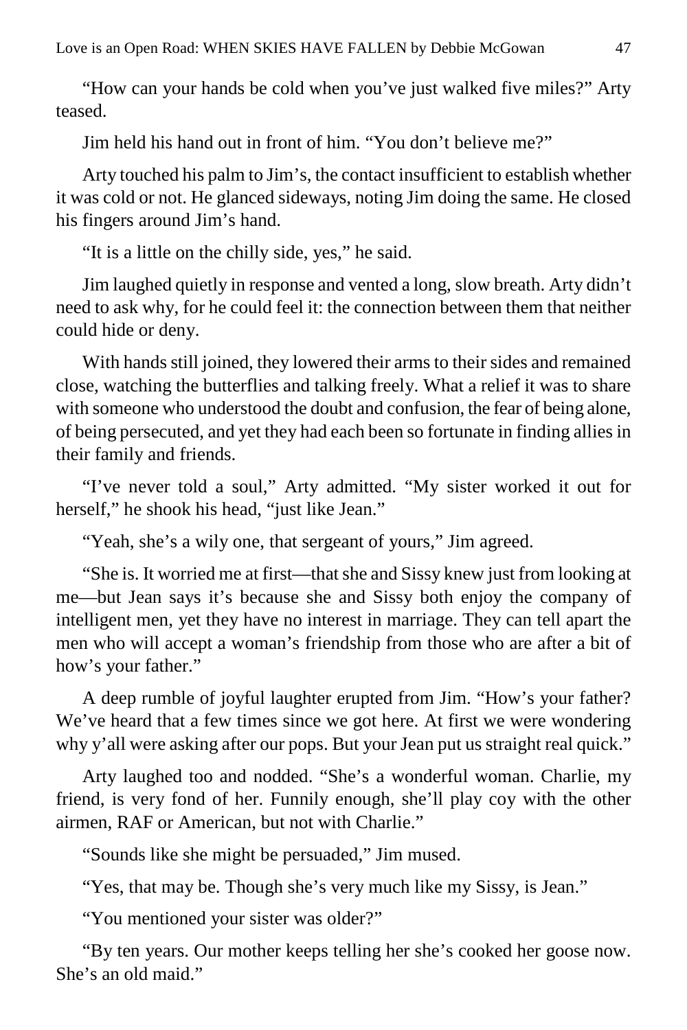"How can your hands be cold when you've just walked five miles?" Arty teased.

Jim held his hand out in front of him. "You don't believe me?"

Arty touched his palm to Jim's, the contact insufficient to establish whether it was cold or not. He glanced sideways, noting Jim doing the same. He closed his fingers around Jim's hand.

"It is a little on the chilly side, yes," he said.

Jim laughed quietly in response and vented a long, slow breath. Arty didn't need to ask why, for he could feel it: the connection between them that neither could hide or deny.

With hands still joined, they lowered their arms to their sides and remained close, watching the butterflies and talking freely. What a relief it was to share with someone who understood the doubt and confusion, the fear of being alone, of being persecuted, and yet they had each been so fortunate in finding allies in their family and friends.

"I've never told a soul," Arty admitted. "My sister worked it out for herself," he shook his head, "just like Jean."

"Yeah, she's a wily one, that sergeant of yours," Jim agreed.

"She is. It worried me at first—that she and Sissy knew just from looking at me—but Jean says it's because she and Sissy both enjoy the company of intelligent men, yet they have no interest in marriage. They can tell apart the men who will accept a woman's friendship from those who are after a bit of how's your father."

A deep rumble of joyful laughter erupted from Jim. "How's your father? We've heard that a few times since we got here. At first we were wondering why y'all were asking after our pops. But your Jean put us straight real quick."

Arty laughed too and nodded. "She's a wonderful woman. Charlie, my friend, is very fond of her. Funnily enough, she'll play coy with the other airmen, RAF or American, but not with Charlie."

"Sounds like she might be persuaded," Jim mused.

"Yes, that may be. Though she's very much like my Sissy, is Jean."

"You mentioned your sister was older?"

"By ten years. Our mother keeps telling her she's cooked her goose now. She's an old maid."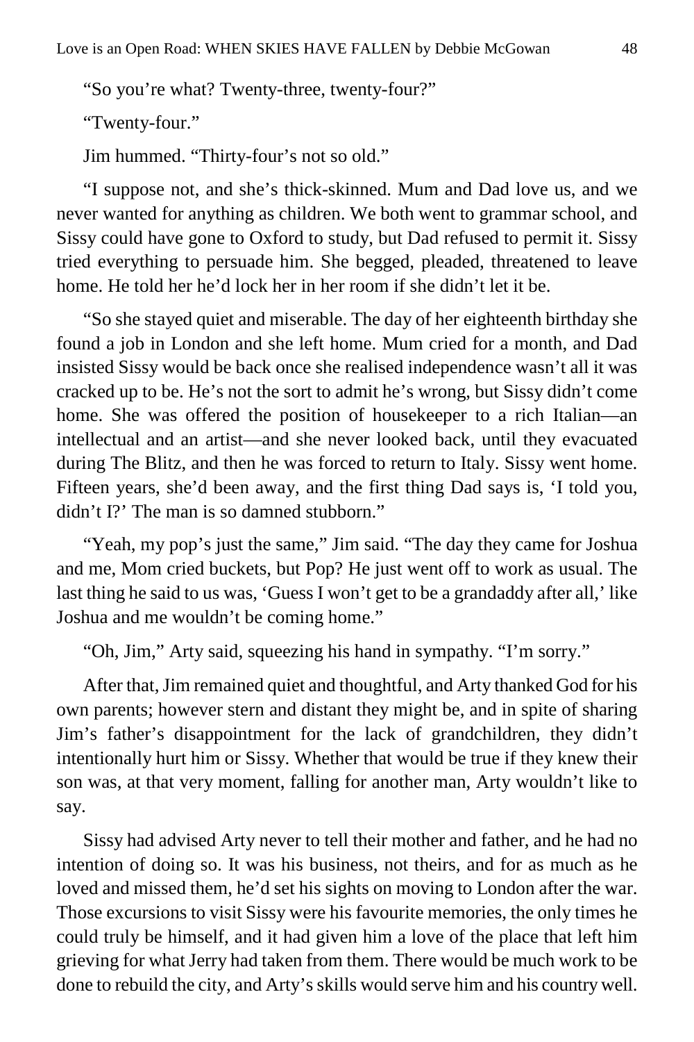“So you’re what? Twenty-three, twenty-four?”

“Twenty-four.”

Jim hummed. “Thirty-four’s not so old.”

“I suppose not, and she’s thick-skinned. Mum and Dad love us, and we never wanted for anything as children. We both went to grammar school, and Sissy could have gone to Oxford to study, but Dad refused to permit it. Sissy tried everything to persuade him. She begged, pleaded, threatened to leave home. He told her he’d lock her in her room if she didn’t let it be.

“So she stayed quiet and miserable. The day of her eighteenth birthday she found a job in London and she left home. Mum cried for a month, and Dad insisted Sissy would be back once she realised independence wasn’t all it was cracked up to be. He’s not the sort to admit he’s wrong, but Sissy didn’t come home. She was offered the position of housekeeper to a rich Italian—an intellectual and an artist—and she never looked back, until they evacuated during The Blitz, and then he was forced to return to Italy. Sissy went home. Fifteen years, she’d been away, and the first thing Dad says is, ‘I told you, didn’t I?’ The man is so damned stubborn.”

“Yeah, my pop’s just the same,” Jim said. “The day they came for Joshua and me, Mom cried buckets, but Pop? He just went off to work as usual. The last thing he said to us was, ‘Guess I won’t get to be a grandaddy after all,’ like Joshua and me wouldn’t be coming home.”

“Oh, Jim,” Arty said, squeezing his hand in sympathy. “I’m sorry.”

After that, Jim remained quiet and thoughtful, and Arty thanked God for his own parents; however stern and distant they might be, and in spite of sharing Jim’s father’s disappointment for the lack of grandchildren, they didn’t intentionally hurt him or Sissy. Whether that would be true if they knew their son was, at that very moment, falling for another man, Arty wouldn’t like to say.

Sissy had advised Arty never to tell their mother and father, and he had no intention of doing so. It was his business, not theirs, and for as much as he loved and missed them, he’d set his sights on moving to London after the war. Those excursions to visit Sissy were his favourite memories, the only times he could truly be himself, and it had given him a love of the place that left him grieving for what Jerry had taken from them. There would be much work to be done to rebuild the city, and Arty’s skills would serve him and his country well.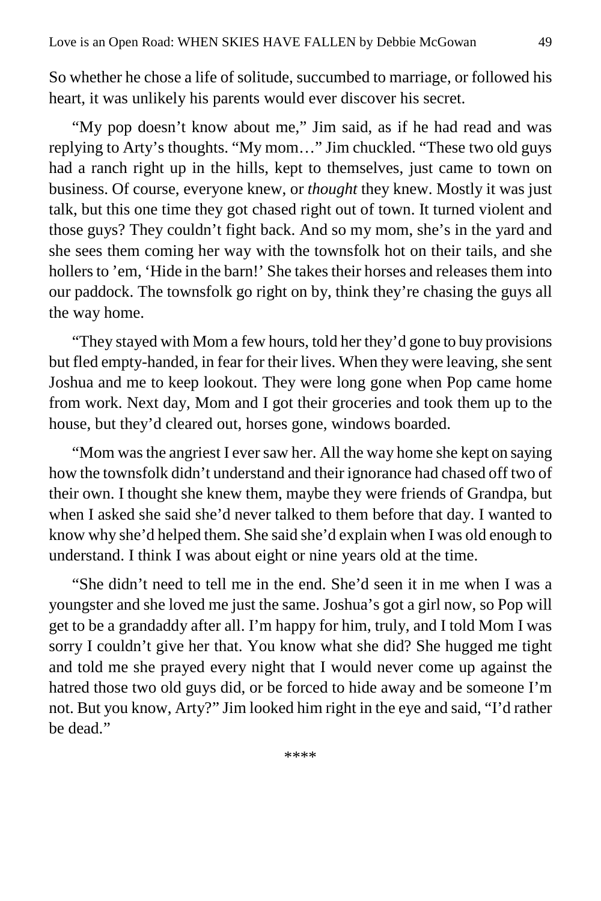So whether he chose a life of solitude, succumbed to marriage, or followed his heart, it was unlikely his parents would ever discover his secret.

"My pop doesn't know about me," Jim said, as if he had read and was replying to Arty's thoughts. "My mom…" Jim chuckled. "These two old guys had a ranch right up in the hills, kept to themselves, just came to town on business. Of course, everyone knew, or *thought* they knew. Mostly it was just talk, but this one time they got chased right out of town. It turned violent and those guys? They couldn't fight back. And so my mom, she's in the yard and she sees them coming her way with the townsfolk hot on their tails, and she hollers to 'em, 'Hide in the barn!' She takes their horses and releases them into our paddock. The townsfolk go right on by, think they're chasing the guys all the way home.

"They stayed with Mom a few hours, told her they'd gone to buy provisions but fled empty-handed, in fear for their lives. When they were leaving, she sent Joshua and me to keep lookout. They were long gone when Pop came home from work. Next day, Mom and I got their groceries and took them up to the house, but they'd cleared out, horses gone, windows boarded.

"Mom was the angriest I ever saw her. All the way home she kept on saying how the townsfolk didn't understand and their ignorance had chased off two of their own. I thought she knew them, maybe they were friends of Grandpa, but when I asked she said she'd never talked to them before that day. I wanted to know why she'd helped them. She said she'd explain when I was old enough to understand. I think I was about eight or nine years old at the time.

"She didn't need to tell me in the end. She'd seen it in me when I was a youngster and she loved me just the same. Joshua's got a girl now, so Pop will get to be a grandaddy after all. I'm happy for him, truly, and I told Mom I was sorry I couldn't give her that. You know what she did? She hugged me tight and told me she prayed every night that I would never come up against the hatred those two old guys did, or be forced to hide away and be someone I'm not. But you know, Arty?" Jim looked him right in the eye and said, "I'd rather be dead."

****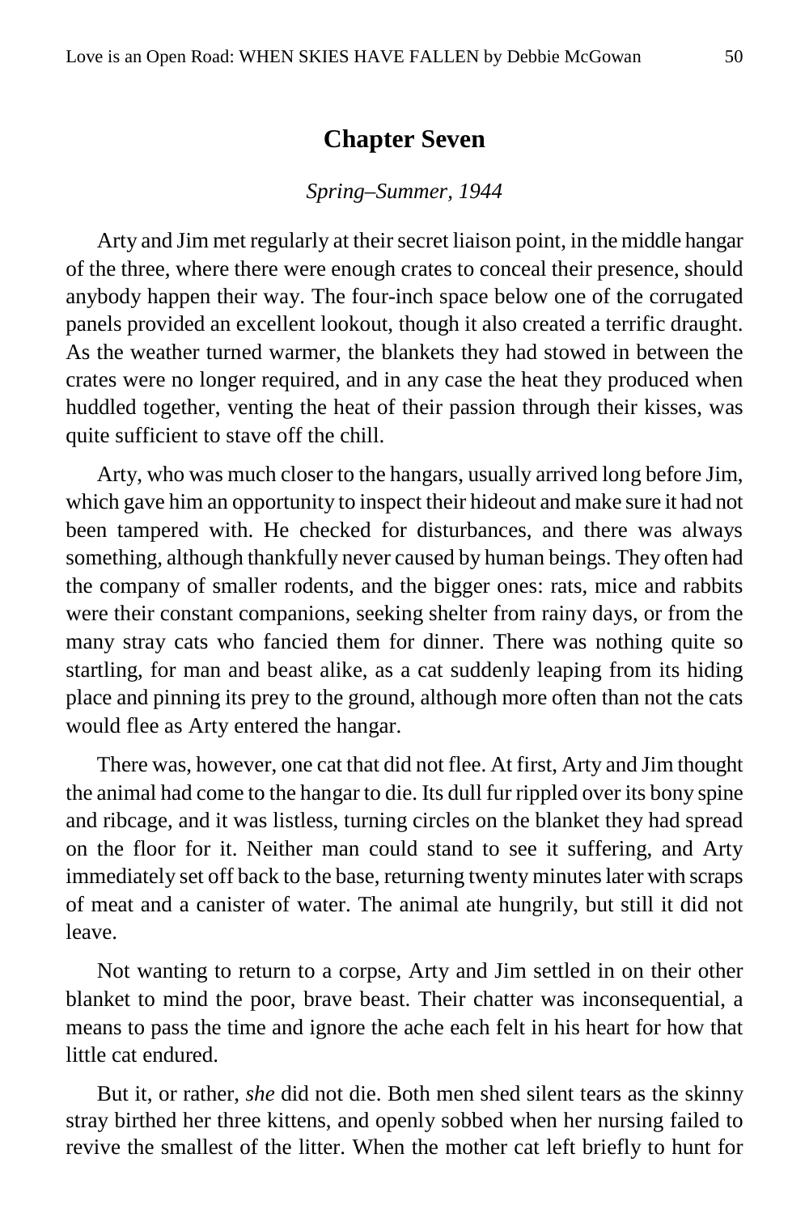## Chapter Seven

*Spring–Summer, 1944*

Arty and Jim met regularly at their secret liaison point, in the middle hangar of the three, where there were enough crates to conceal their presence, should anybody happen their way. The four-inch space below one of the corrugated panels provided an excellent lookout, though it also created a terrific draught. As the weather turned warmer, the blankets they had stowed in between the crates were no longer required, and in any case the heat they produced when huddled together, venting the heat of their passion through their kisses, was quite sufficient to stave off the chill.

Arty, who was much closer to the hangars, usually arrived long before Jim, which gave him an opportunity to inspect their hideout and make sure it had not been tampered with. He checked for disturbances, and there was always something, although thankfully never caused by human beings. They often had the company of smaller rodents, and the bigger ones: rats, mice and rabbits were their constant companions, seeking shelter from rainy days, or from the many stray cats who fancied them for dinner. There was nothing quite so startling, for man and beast alike, as a cat suddenly leaping from its hiding place and pinning its prey to the ground, although more often than not the cats would flee as Arty entered the hangar.

There was, however, one cat that did not flee. At first, Arty and Jim thought the animal had come to the hangar to die. Its dull fur rippled over its bony spine and ribcage, and it was listless, turning circles on the blanket they had spread on the floor for it. Neither man could stand to see it suffering, and Arty immediately set off back to the base, returning twenty minutes later with scraps of meat and a canister of water. The animal ate hungrily, but still it did not leave.

Not wanting to return to a corpse, Arty and Jim settled in on their other blanket to mind the poor, brave beast. Their chatter was inconsequential, a means to pass the time and ignore the ache each felt in his heart for how that little cat endured.

But it, or rather, *she* did not die. Both men shed silent tears as the skinny stray birthed her three kittens, and openly sobbed when her nursing failed to revive the smallest of the litter. When the mother cat left briefly to hunt for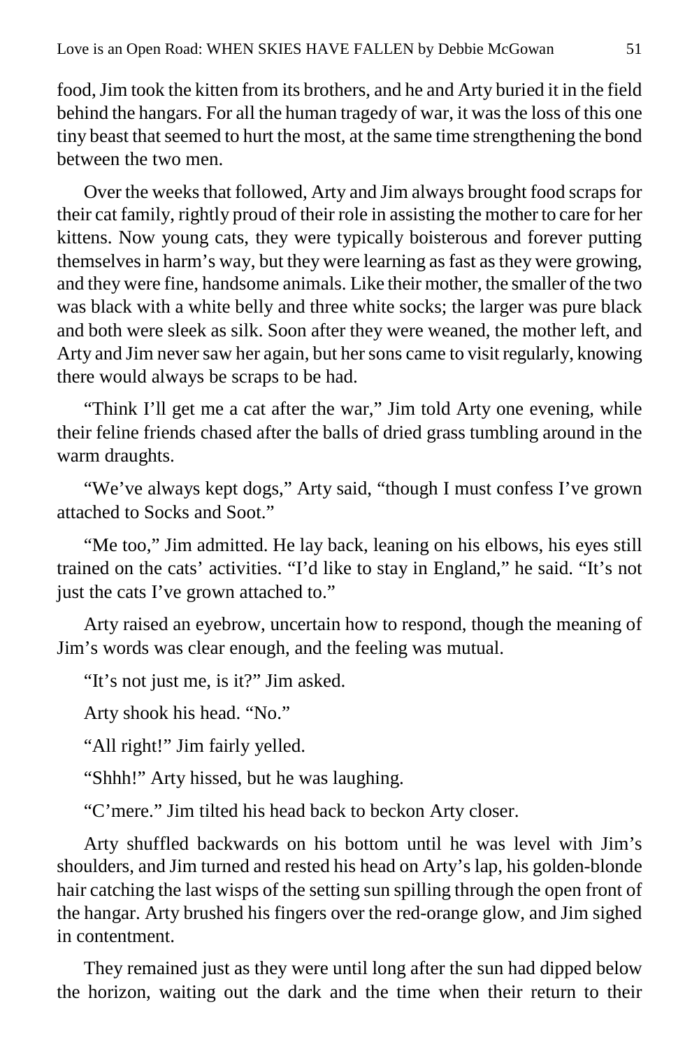food, Jim took the kitten from its brothers, and he and Arty buried it in the field behind the hangars. For all the human tragedy of war, it was the loss of this one tiny beast that seemed to hurt the most, at the same time strengthening the bond between the two men.

Over the weeks that followed, Arty and Jim always brought food scraps for their cat family, rightly proud of their role in assisting the mother to care for her kittens. Now young cats, they were typically boisterous and forever putting themselves in harm's way, but they were learning as fast as they were growing, and they were fine, handsome animals. Like their mother, the smaller of the two was black with a white belly and three white socks; the larger was pure black and both were sleek as silk. Soon after they were weaned, the mother left, and Arty and Jim never saw her again, but her sons came to visit regularly, knowing there would always be scraps to be had.

"Think I'll get me a cat after the war," Jim told Arty one evening, while their feline friends chased after the balls of dried grass tumbling around in the warm draughts.

"We've always kept dogs," Arty said, "though I must confess I've grown attached to Socks and Soot."

"Me too," Jim admitted. He lay back, leaning on his elbows, his eyes still trained on the cats' activities. "I'd like to stay in England," he said. "It's not just the cats I've grown attached to."

Arty raised an eyebrow, uncertain how to respond, though the meaning of Jim's words was clear enough, and the feeling was mutual.

"It's not just me, is it?" Jim asked.

Arty shook his head. "No."

"All right!" Jim fairly yelled.

"Shhh!" Arty hissed, but he was laughing.

"C'mere." Jim tilted his head back to beckon Arty closer.

Arty shuffled backwards on his bottom until he was level with Jim's shoulders, and Jim turned and rested his head on Arty's lap, his golden-blonde hair catching the last wisps of the setting sun spilling through the open front of the hangar. Arty brushed his fingers over the red-orange glow, and Jim sighed in contentment.

They remained just as they were until long after the sun had dipped below the horizon, waiting out the dark and the time when their return to their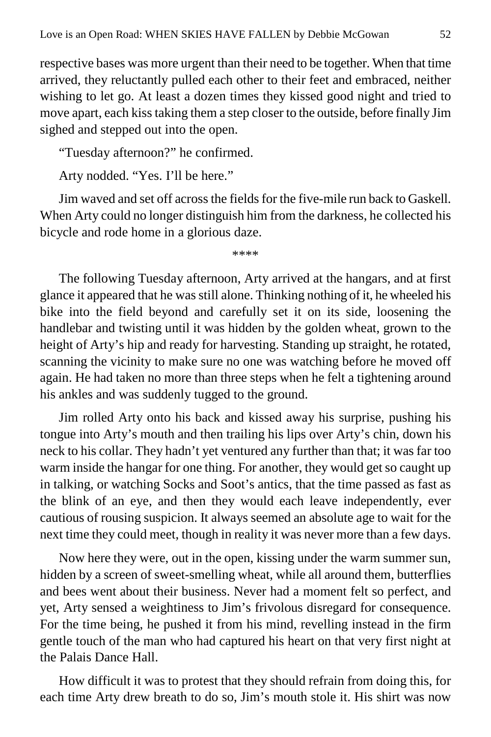respective bases was more urgent than their need to be together. When that time arrived, they reluctantly pulled each other to their feet and embraced, neither wishing to let go. At least a dozen times they kissed good night and tried to move apart, each kiss taking them a step closer to the outside, before finally Jim sighed and stepped out into the open.

"Tuesday afternoon?" he confirmed.

Arty nodded. "Yes. I'll be here."

Jim waved and set off across the fields for the five-mile run back to Gaskell. When Arty could no longer distinguish him from the darkness, he collected his bicycle and rode home in a glorious daze.

****

The following Tuesday afternoon, Arty arrived at the hangars, and at first glance it appeared that he was still alone. Thinking nothing of it, he wheeled his bike into the field beyond and carefully set it on its side, loosening the handlebar and twisting until it was hidden by the golden wheat, grown to the height of Arty's hip and ready for harvesting. Standing up straight, he rotated, scanning the vicinity to make sure no one was watching before he moved off again. He had taken no more than three steps when he felt a tightening around his ankles and was suddenly tugged to the ground.

Jim rolled Arty onto his back and kissed away his surprise, pushing his tongue into Arty's mouth and then trailing his lips over Arty's chin, down his neck to his collar. They hadn't yet ventured any further than that; it was far too warm inside the hangar for one thing. For another, they would get so caught up in talking, or watching Socks and Soot's antics, that the time passed as fast as the blink of an eye, and then they would each leave independently, ever cautious of rousing suspicion. It always seemed an absolute age to wait for the next time they could meet, though in reality it was never more than a few days.

Now here they were, out in the open, kissing under the warm summer sun, hidden by a screen of sweet-smelling wheat, while all around them, butterflies and bees went about their business. Never had a moment felt so perfect, and yet, Arty sensed a weightiness to Jim's frivolous disregard for consequence. For the time being, he pushed it from his mind, revelling instead in the firm gentle touch of the man who had captured his heart on that very first night at the Palais Dance Hall.

How difficult it was to protest that they should refrain from doing this, for each time Arty drew breath to do so, Jim's mouth stole it. His shirt was now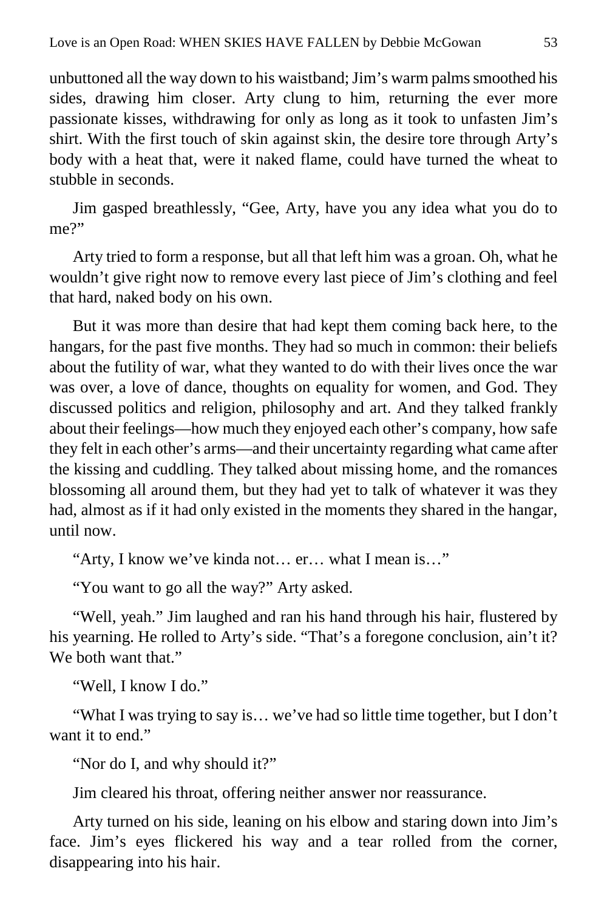unbuttoned all the way down to his waistband; Jim's warm palms smoothed his sides, drawing him closer. Arty clung to him, returning the ever more passionate kisses, withdrawing for only as long as it took to unfasten Jim's shirt. With the first touch of skin against skin, the desire tore through Arty's body with a heat that, were it naked flame, could have turned the wheat to stubble in seconds.

Jim gasped breathlessly, "Gee, Arty, have you any idea what you do to me?"

Arty tried to form a response, but all that left him was a groan. Oh, what he wouldn't give right now to remove every last piece of Jim's clothing and feel that hard, naked body on his own.

But it was more than desire that had kept them coming back here, to the hangars, for the past five months. They had so much in common: their beliefs about the futility of war, what they wanted to do with their lives once the war was over, a love of dance, thoughts on equality for women, and God. They discussed politics and religion, philosophy and art. And they talked frankly about their feelings—how much they enjoyed each other's company, how safe they felt in each other's arms—and their uncertainty regarding what came after the kissing and cuddling. They talked about missing home, and the romances blossoming all around them, but they had yet to talk of whatever it was they had, almost as if it had only existed in the moments they shared in the hangar, until now.

"Arty, I know we've kinda not… er… what I mean is…"

"You want to go all the way?" Arty asked.

"Well, yeah." Jim laughed and ran his hand through his hair, flustered by his yearning. He rolled to Arty's side. "That's a foregone conclusion, ain't it? We both want that."

"Well, I know I do."

"What I was trying to say is… we've had so little time together, but I don't want it to end."

"Nor do I, and why should it?"

Jim cleared his throat, offering neither answer nor reassurance.

Arty turned on his side, leaning on his elbow and staring down into Jim's face. Jim's eyes flickered his way and a tear rolled from the corner, disappearing into his hair.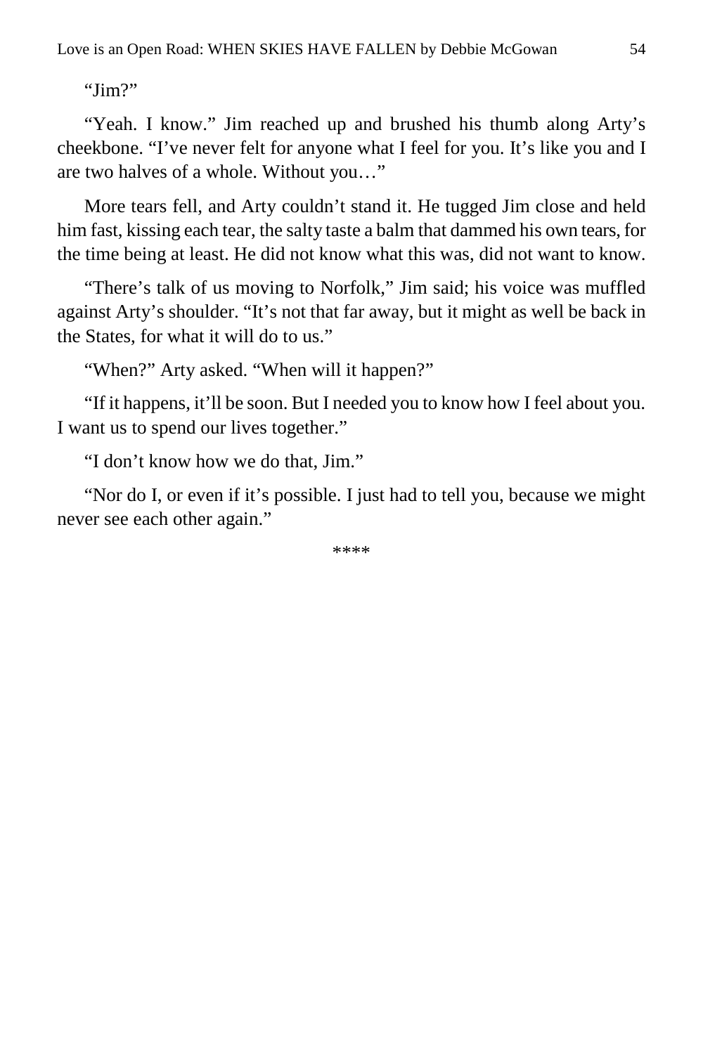“Jim?”

“Yeah. I know.” Jim reached up and brushed his thumb along Arty’s cheekbone. “I’ve never felt for anyone what I feel for you. It’s like you and I are two halves of a whole. Without you…”

More tears fell, and Arty couldn’t stand it. He tugged Jim close and held him fast, kissing each tear, the salty taste a balm that dammed his own tears, for the time being at least. He did not know what this was, did not want to know.

“There’s talk of us moving to Norfolk,” Jim said; his voice was muffled against Arty’s shoulder. “It’s not that far away, but it might as well be back in the States, for what it will do to us.”

“When?” Arty asked. “When will it happen?”

“If it happens, it’ll be soon. But I needed you to know how I feel about you. I want us to spend our lives together.”

“I don’t know how we do that, Jim.”

“Nor do I, or even if it’s possible. I just had to tell you, because we might never see each other again.”

****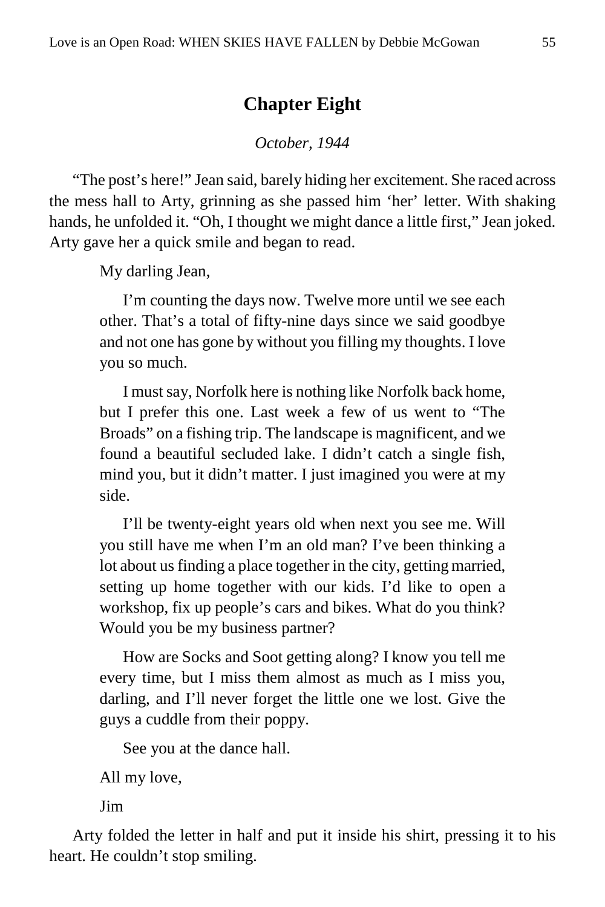## Chapter Eight

*October, 1944*

"The post's here!" Jean said, barely hiding her excitement. She raced across the mess hall to Arty, grinning as she passed him 'her' letter. With shaking hands, he unfolded it. "Oh, I thought we might dance a little first," Jean joked. Arty gave her a quick smile and began to read.

> My darling Jean,
>
> I'm counting the days now. Twelve more until we see each other. That's a total of fifty-nine days since we said goodbye and not one has gone by without you filling my thoughts. I love you so much.
>
> I must say, Norfolk here is nothing like Norfolk back home, but I prefer this one. Last week a few of us went to "The Broads" on a fishing trip. The landscape is magnificent, and we found a beautiful secluded lake. I didn't catch a single fish, mind you, but it didn't matter. I just imagined you were at my side.
>
> I'll be twenty-eight years old when next you see me. Will you still have me when I'm an old man? I've been thinking a lot about us finding a place together in the city, getting married, setting up home together with our kids. I'd like to open a workshop, fix up people's cars and bikes. What do you think? Would you be my business partner?
>
> How are Socks and Soot getting along? I know you tell me every time, but I miss them almost as much as I miss you, darling, and I'll never forget the little one we lost. Give the guys a cuddle from their poppy.
>
> See you at the dance hall.
>
> All my love,
>
> Jim

Arty folded the letter in half and put it inside his shirt, pressing it to his heart. He couldn't stop smiling.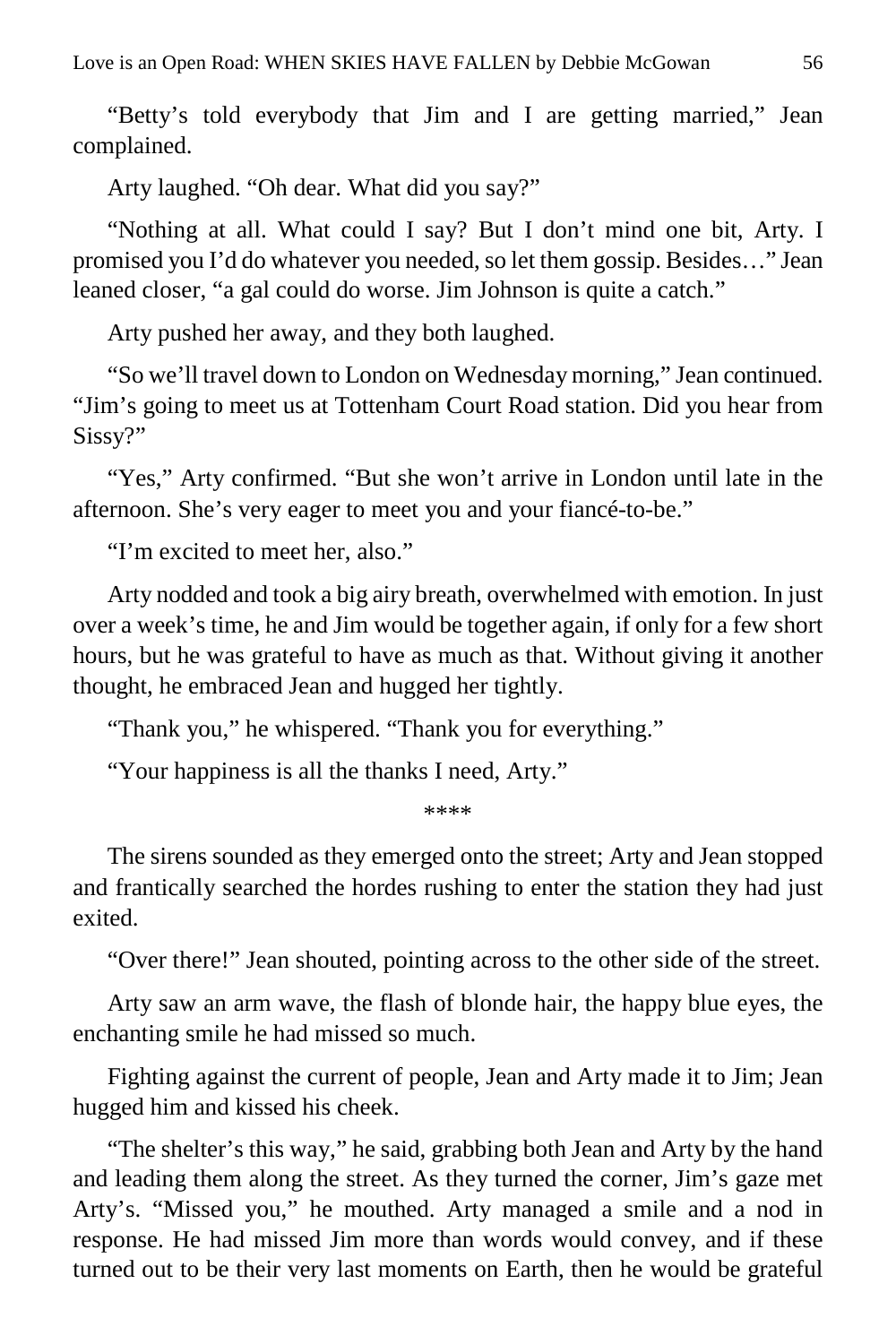"Betty's told everybody that Jim and I are getting married," Jean complained.

Arty laughed. "Oh dear. What did you say?"

"Nothing at all. What could I say? But I don't mind one bit, Arty. I promised you I'd do whatever you needed, so let them gossip. Besides…" Jean leaned closer, "a gal could do worse. Jim Johnson is quite a catch."

Arty pushed her away, and they both laughed.

"So we'll travel down to London on Wednesday morning," Jean continued. "Jim's going to meet us at Tottenham Court Road station. Did you hear from Sissy?"

"Yes," Arty confirmed. "But she won't arrive in London until late in the afternoon. She's very eager to meet you and your fiancé-to-be."

"I'm excited to meet her, also."

Arty nodded and took a big airy breath, overwhelmed with emotion. In just over a week's time, he and Jim would be together again, if only for a few short hours, but he was grateful to have as much as that. Without giving it another thought, he embraced Jean and hugged her tightly.

"Thank you," he whispered. "Thank you for everything."

"Your happiness is all the thanks I need, Arty."

****

The sirens sounded as they emerged onto the street; Arty and Jean stopped and frantically searched the hordes rushing to enter the station they had just exited.

"Over there!" Jean shouted, pointing across to the other side of the street.

Arty saw an arm wave, the flash of blonde hair, the happy blue eyes, the enchanting smile he had missed so much.

Fighting against the current of people, Jean and Arty made it to Jim; Jean hugged him and kissed his cheek.

"The shelter's this way," he said, grabbing both Jean and Arty by the hand and leading them along the street. As they turned the corner, Jim's gaze met Arty's. "Missed you," he mouthed. Arty managed a smile and a nod in response. He had missed Jim more than words would convey, and if these turned out to be their very last moments on Earth, then he would be grateful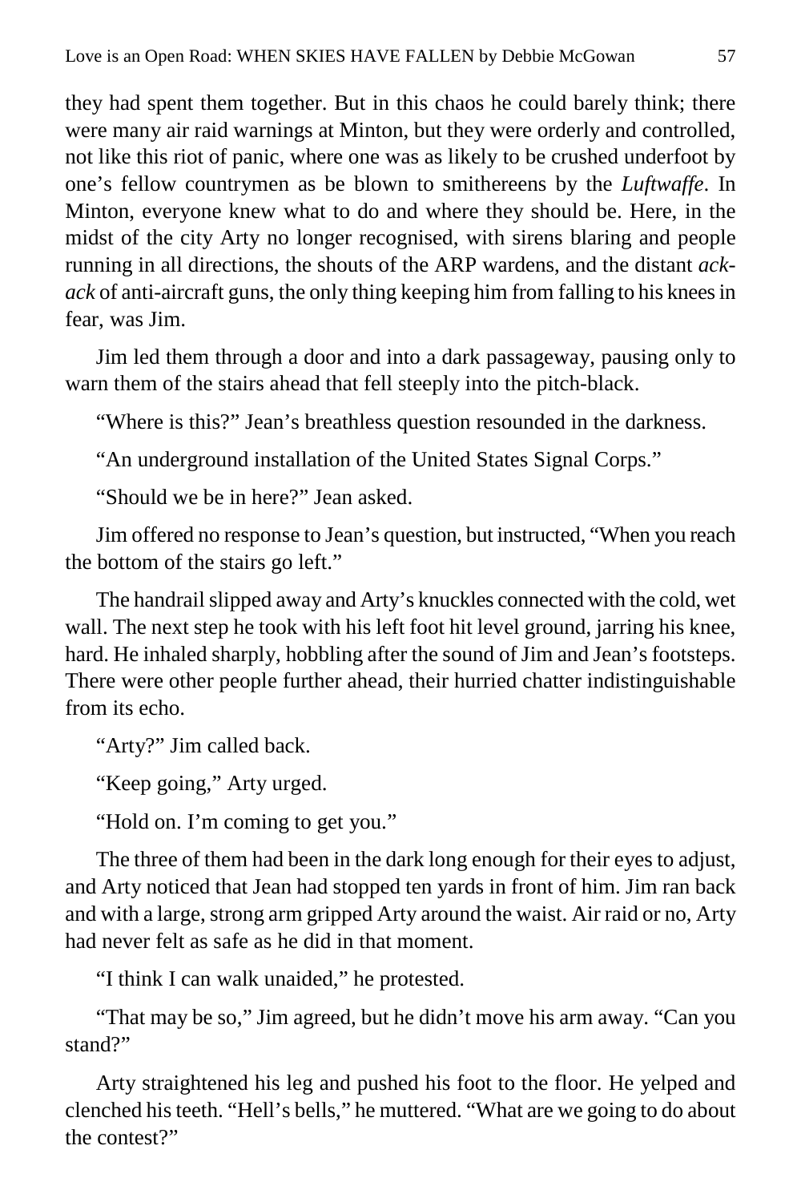they had spent them together. But in this chaos he could barely think; there were many air raid warnings at Minton, but they were orderly and controlled, not like this riot of panic, where one was as likely to be crushed underfoot by one's fellow countrymen as be blown to smithereens by the *Luftwaffe*. In Minton, everyone knew what to do and where they should be. Here, in the midst of the city Arty no longer recognised, with sirens blaring and people running in all directions, the shouts of the ARP wardens, and the distant *ack-ack* of anti-aircraft guns, the only thing keeping him from falling to his knees in fear, was Jim.

Jim led them through a door and into a dark passageway, pausing only to warn them of the stairs ahead that fell steeply into the pitch-black.

"Where is this?" Jean's breathless question resounded in the darkness.

"An underground installation of the United States Signal Corps."

"Should we be in here?" Jean asked.

Jim offered no response to Jean's question, but instructed, "When you reach the bottom of the stairs go left."

The handrail slipped away and Arty's knuckles connected with the cold, wet wall. The next step he took with his left foot hit level ground, jarring his knee, hard. He inhaled sharply, hobbling after the sound of Jim and Jean's footsteps. There were other people further ahead, their hurried chatter indistinguishable from its echo.

"Arty?" Jim called back.

"Keep going," Arty urged.

"Hold on. I'm coming to get you."

The three of them had been in the dark long enough for their eyes to adjust, and Arty noticed that Jean had stopped ten yards in front of him. Jim ran back and with a large, strong arm gripped Arty around the waist. Air raid or no, Arty had never felt as safe as he did in that moment.

"I think I can walk unaided," he protested.

"That may be so," Jim agreed, but he didn't move his arm away. "Can you stand?"

Arty straightened his leg and pushed his foot to the floor. He yelped and clenched his teeth. "Hell's bells," he muttered. "What are we going to do about the contest?"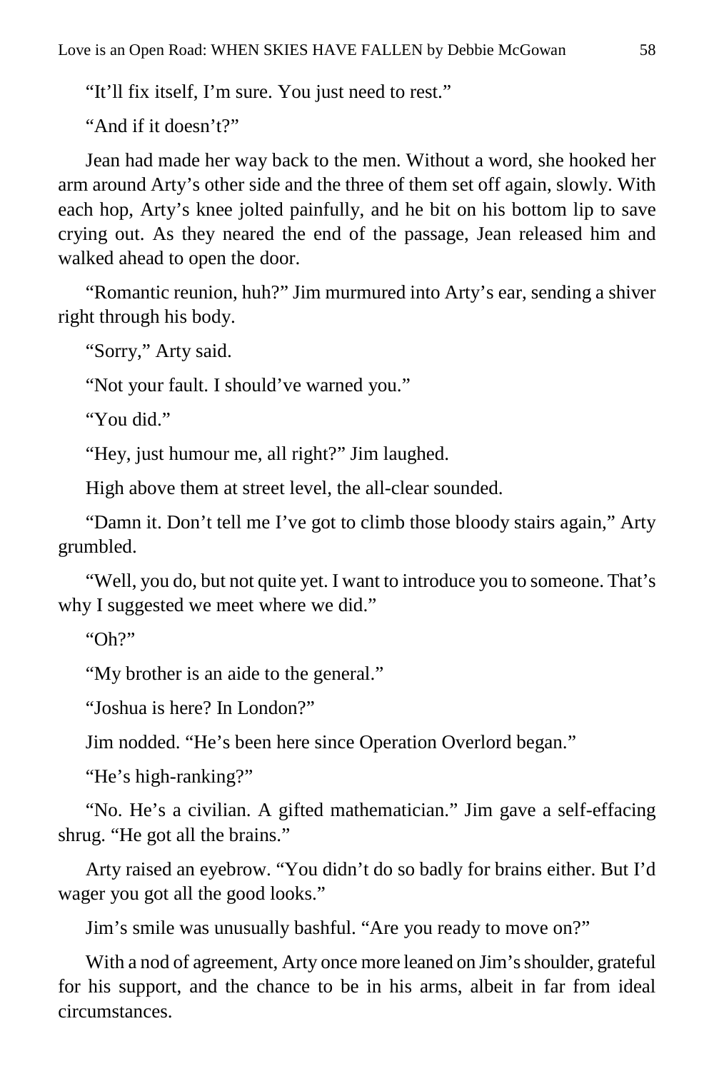"It'll fix itself, I'm sure. You just need to rest."

"And if it doesn't?"

Jean had made her way back to the men. Without a word, she hooked her arm around Arty's other side and the three of them set off again, slowly. With each hop, Arty's knee jolted painfully, and he bit on his bottom lip to save crying out. As they neared the end of the passage, Jean released him and walked ahead to open the door.

"Romantic reunion, huh?" Jim murmured into Arty's ear, sending a shiver right through his body.

"Sorry," Arty said.

"Not your fault. I should've warned you."

"You did."

"Hey, just humour me, all right?" Jim laughed.

High above them at street level, the all-clear sounded.

"Damn it. Don't tell me I've got to climb those bloody stairs again," Arty grumbled.

"Well, you do, but not quite yet. I want to introduce you to someone. That's why I suggested we meet where we did."

"Oh?"

"My brother is an aide to the general."

"Joshua is here? In London?"

Jim nodded. "He's been here since Operation Overlord began."

"He's high-ranking?"

"No. He's a civilian. A gifted mathematician." Jim gave a self-effacing shrug. "He got all the brains."

Arty raised an eyebrow. "You didn't do so badly for brains either. But I'd wager you got all the good looks."

Jim's smile was unusually bashful. "Are you ready to move on?"

With a nod of agreement, Arty once more leaned on Jim's shoulder, grateful for his support, and the chance to be in his arms, albeit in far from ideal circumstances.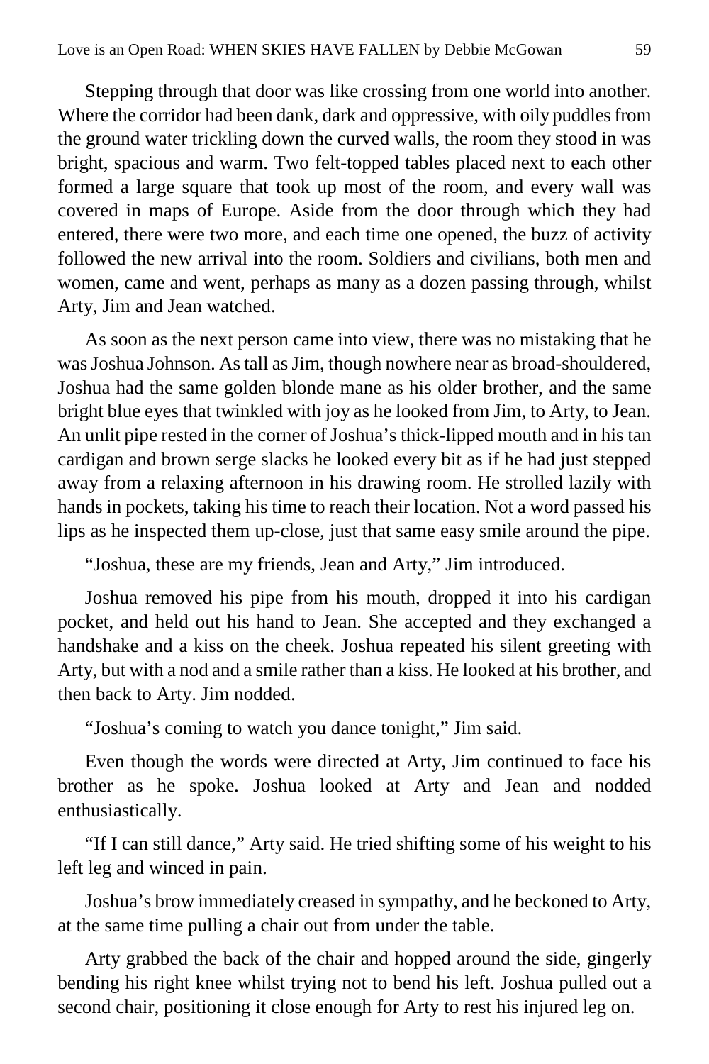Stepping through that door was like crossing from one world into another. Where the corridor had been dank, dark and oppressive, with oily puddles from the ground water trickling down the curved walls, the room they stood in was bright, spacious and warm. Two felt-topped tables placed next to each other formed a large square that took up most of the room, and every wall was covered in maps of Europe. Aside from the door through which they had entered, there were two more, and each time one opened, the buzz of activity followed the new arrival into the room. Soldiers and civilians, both men and women, came and went, perhaps as many as a dozen passing through, whilst Arty, Jim and Jean watched.

As soon as the next person came into view, there was no mistaking that he was Joshua Johnson. As tall as Jim, though nowhere near as broad-shouldered, Joshua had the same golden blonde mane as his older brother, and the same bright blue eyes that twinkled with joy as he looked from Jim, to Arty, to Jean. An unlit pipe rested in the corner of Joshua's thick-lipped mouth and in his tan cardigan and brown serge slacks he looked every bit as if he had just stepped away from a relaxing afternoon in his drawing room. He strolled lazily with hands in pockets, taking his time to reach their location. Not a word passed his lips as he inspected them up-close, just that same easy smile around the pipe.

"Joshua, these are my friends, Jean and Arty," Jim introduced.

Joshua removed his pipe from his mouth, dropped it into his cardigan pocket, and held out his hand to Jean. She accepted and they exchanged a handshake and a kiss on the cheek. Joshua repeated his silent greeting with Arty, but with a nod and a smile rather than a kiss. He looked at his brother, and then back to Arty. Jim nodded.

"Joshua's coming to watch you dance tonight," Jim said.

Even though the words were directed at Arty, Jim continued to face his brother as he spoke. Joshua looked at Arty and Jean and nodded enthusiastically.

"If I can still dance," Arty said. He tried shifting some of his weight to his left leg and winced in pain.

Joshua's brow immediately creased in sympathy, and he beckoned to Arty, at the same time pulling a chair out from under the table.

Arty grabbed the back of the chair and hopped around the side, gingerly bending his right knee whilst trying not to bend his left. Joshua pulled out a second chair, positioning it close enough for Arty to rest his injured leg on.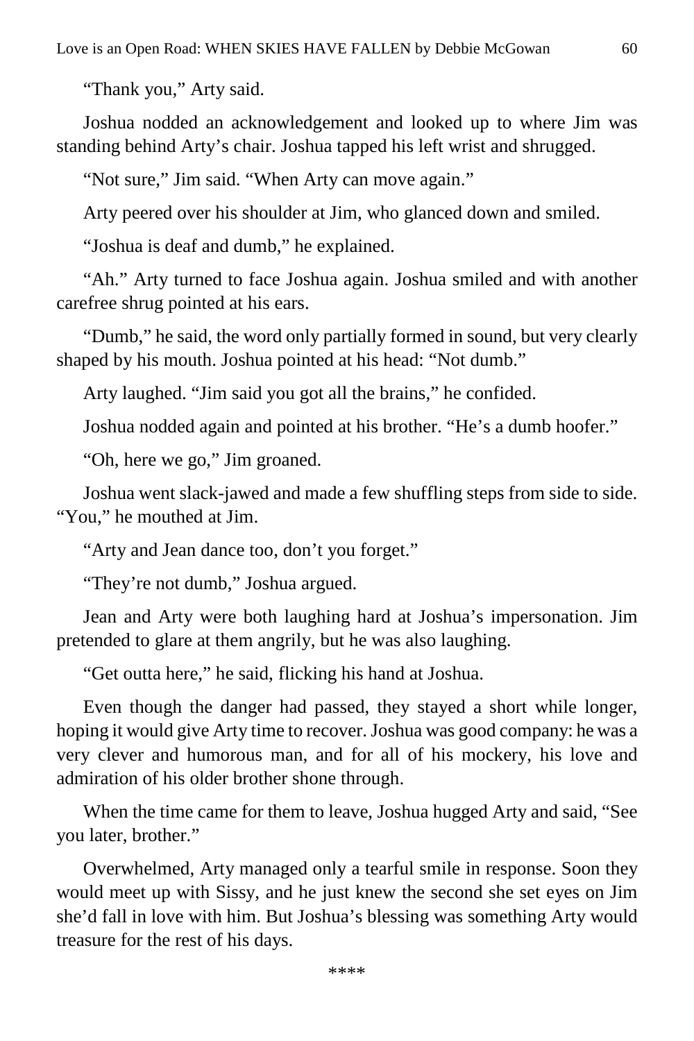"Thank you," Arty said.

Joshua nodded an acknowledgement and looked up to where Jim was standing behind Arty's chair. Joshua tapped his left wrist and shrugged.

"Not sure," Jim said. "When Arty can move again."

Arty peered over his shoulder at Jim, who glanced down and smiled.

"Joshua is deaf and dumb," he explained.

"Ah." Arty turned to face Joshua again. Joshua smiled and with another carefree shrug pointed at his ears.

"Dumb," he said, the word only partially formed in sound, but very clearly shaped by his mouth. Joshua pointed at his head: "Not dumb."

Arty laughed. "Jim said you got all the brains," he confided.

Joshua nodded again and pointed at his brother. "He's a dumb hoofer."

"Oh, here we go," Jim groaned.

Joshua went slack-jawed and made a few shuffling steps from side to side. "You," he mouthed at Jim.

"Arty and Jean dance too, don't you forget."

"They're not dumb," Joshua argued.

Jean and Arty were both laughing hard at Joshua's impersonation. Jim pretended to glare at them angrily, but he was also laughing.

"Get outta here," he said, flicking his hand at Joshua.

Even though the danger had passed, they stayed a short while longer, hoping it would give Arty time to recover. Joshua was good company: he was a very clever and humorous man, and for all of his mockery, his love and admiration of his older brother shone through.

When the time came for them to leave, Joshua hugged Arty and said, "See you later, brother."

Overwhelmed, Arty managed only a tearful smile in response. Soon they would meet up with Sissy, and he just knew the second she set eyes on Jim she'd fall in love with him. But Joshua's blessing was something Arty would treasure for the rest of his days.

****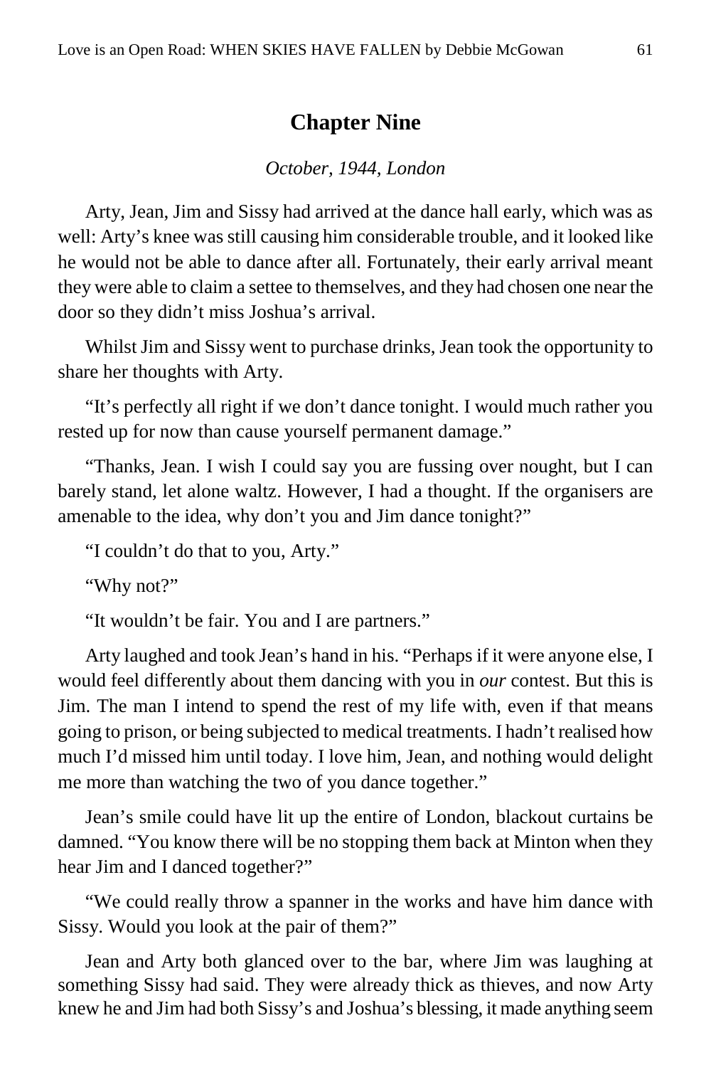## Chapter Nine

*October, 1944, London*

Arty, Jean, Jim and Sissy had arrived at the dance hall early, which was as well: Arty's knee was still causing him considerable trouble, and it looked like he would not be able to dance after all. Fortunately, their early arrival meant they were able to claim a settee to themselves, and they had chosen one near the door so they didn't miss Joshua's arrival.

Whilst Jim and Sissy went to purchase drinks, Jean took the opportunity to share her thoughts with Arty.

"It's perfectly all right if we don't dance tonight. I would much rather you rested up for now than cause yourself permanent damage."

"Thanks, Jean. I wish I could say you are fussing over nought, but I can barely stand, let alone waltz. However, I had a thought. If the organisers are amenable to the idea, why don't you and Jim dance tonight?"

"I couldn't do that to you, Arty."

"Why not?"

"It wouldn't be fair. You and I are partners."

Arty laughed and took Jean's hand in his. "Perhaps if it were anyone else, I would feel differently about them dancing with you in *our* contest. But this is Jim. The man I intend to spend the rest of my life with, even if that means going to prison, or being subjected to medical treatments. I hadn't realised how much I'd missed him until today. I love him, Jean, and nothing would delight me more than watching the two of you dance together."

Jean's smile could have lit up the entire of London, blackout curtains be damned. "You know there will be no stopping them back at Minton when they hear Jim and I danced together?"

"We could really throw a spanner in the works and have him dance with Sissy. Would you look at the pair of them?"

Jean and Arty both glanced over to the bar, where Jim was laughing at something Sissy had said. They were already thick as thieves, and now Arty knew he and Jim had both Sissy's and Joshua's blessing, it made anything seem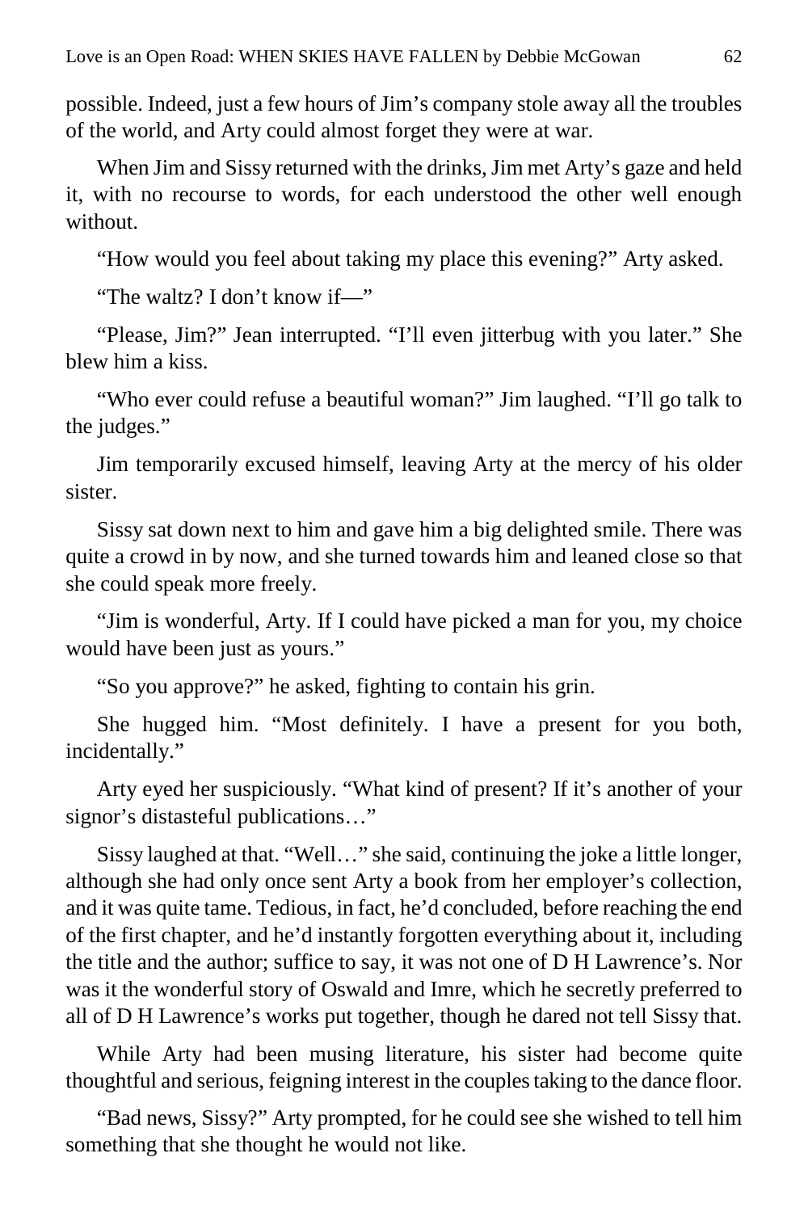possible. Indeed, just a few hours of Jim's company stole away all the troubles of the world, and Arty could almost forget they were at war.

When Jim and Sissy returned with the drinks, Jim met Arty's gaze and held it, with no recourse to words, for each understood the other well enough without.

"How would you feel about taking my place this evening?" Arty asked.

"The waltz? I don't know if—"

"Please, Jim?" Jean interrupted. "I'll even jitterbug with you later." She blew him a kiss.

"Who ever could refuse a beautiful woman?" Jim laughed. "I'll go talk to the judges."

Jim temporarily excused himself, leaving Arty at the mercy of his older sister.

Sissy sat down next to him and gave him a big delighted smile. There was quite a crowd in by now, and she turned towards him and leaned close so that she could speak more freely.

"Jim is wonderful, Arty. If I could have picked a man for you, my choice would have been just as yours."

"So you approve?" he asked, fighting to contain his grin.

She hugged him. "Most definitely. I have a present for you both, incidentally."

Arty eyed her suspiciously. "What kind of present? If it's another of your signor's distasteful publications…"

Sissy laughed at that. "Well…" she said, continuing the joke a little longer, although she had only once sent Arty a book from her employer's collection, and it was quite tame. Tedious, in fact, he'd concluded, before reaching the end of the first chapter, and he'd instantly forgotten everything about it, including the title and the author; suffice to say, it was not one of D H Lawrence's. Nor was it the wonderful story of Oswald and Imre, which he secretly preferred to all of D H Lawrence's works put together, though he dared not tell Sissy that.

While Arty had been musing literature, his sister had become quite thoughtful and serious, feigning interest in the couples taking to the dance floor.

"Bad news, Sissy?" Arty prompted, for he could see she wished to tell him something that she thought he would not like.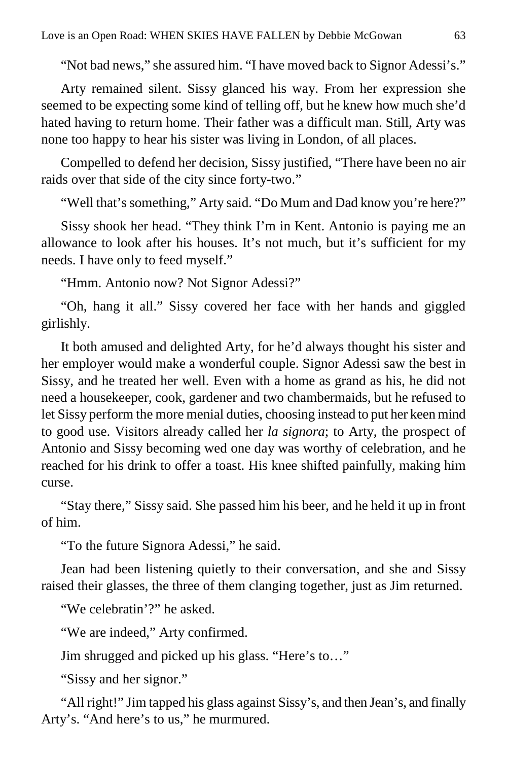"Not bad news," she assured him. "I have moved back to Signor Adessi's."

Arty remained silent. Sissy glanced his way. From her expression she seemed to be expecting some kind of telling off, but he knew how much she'd hated having to return home. Their father was a difficult man. Still, Arty was none too happy to hear his sister was living in London, of all places.

Compelled to defend her decision, Sissy justified, "There have been no air raids over that side of the city since forty-two."

"Well that's something," Arty said. "Do Mum and Dad know you're here?"

Sissy shook her head. "They think I'm in Kent. Antonio is paying me an allowance to look after his houses. It's not much, but it's sufficient for my needs. I have only to feed myself."

"Hmm. Antonio now? Not Signor Adessi?"

"Oh, hang it all." Sissy covered her face with her hands and giggled girlishly.

It both amused and delighted Arty, for he'd always thought his sister and her employer would make a wonderful couple. Signor Adessi saw the best in Sissy, and he treated her well. Even with a home as grand as his, he did not need a housekeeper, cook, gardener and two chambermaids, but he refused to let Sissy perform the more menial duties, choosing instead to put her keen mind to good use. Visitors already called her *la signora*; to Arty, the prospect of Antonio and Sissy becoming wed one day was worthy of celebration, and he reached for his drink to offer a toast. His knee shifted painfully, making him curse.

"Stay there," Sissy said. She passed him his beer, and he held it up in front of him.

"To the future Signora Adessi," he said.

Jean had been listening quietly to their conversation, and she and Sissy raised their glasses, the three of them clanging together, just as Jim returned.

"We celebratin'?" he asked.

"We are indeed," Arty confirmed.

Jim shrugged and picked up his glass. "Here's to…"

"Sissy and her signor."

"All right!" Jim tapped his glass against Sissy's, and then Jean's, and finally Arty's. "And here's to us," he murmured.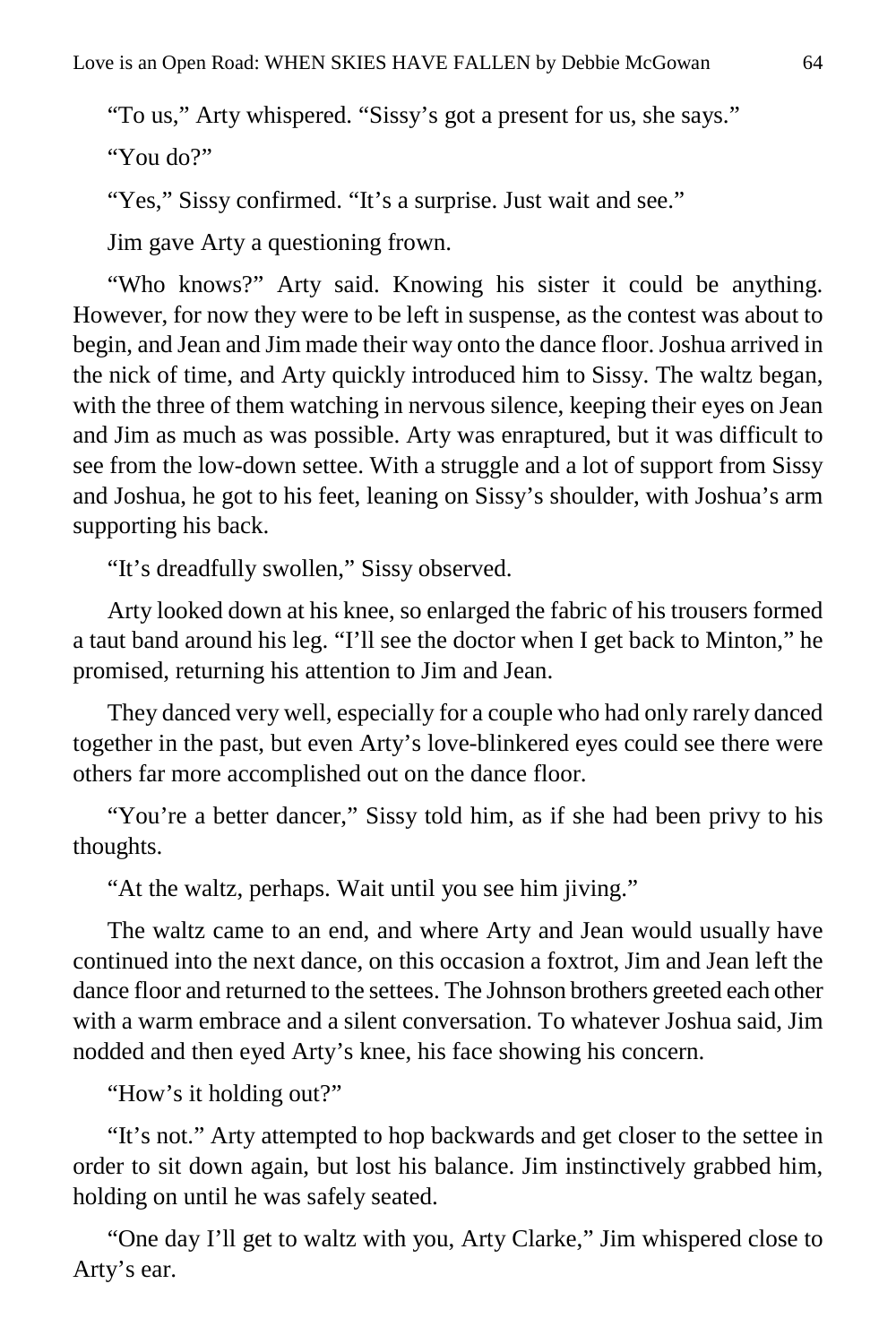"To us," Arty whispered. "Sissy's got a present for us, she says."

"You do?"

"Yes," Sissy confirmed. "It's a surprise. Just wait and see."

Jim gave Arty a questioning frown.

"Who knows?" Arty said. Knowing his sister it could be anything. However, for now they were to be left in suspense, as the contest was about to begin, and Jean and Jim made their way onto the dance floor. Joshua arrived in the nick of time, and Arty quickly introduced him to Sissy. The waltz began, with the three of them watching in nervous silence, keeping their eyes on Jean and Jim as much as was possible. Arty was enraptured, but it was difficult to see from the low-down settee. With a struggle and a lot of support from Sissy and Joshua, he got to his feet, leaning on Sissy's shoulder, with Joshua's arm supporting his back.

"It's dreadfully swollen," Sissy observed.

Arty looked down at his knee, so enlarged the fabric of his trousers formed a taut band around his leg. "I'll see the doctor when I get back to Minton," he promised, returning his attention to Jim and Jean.

They danced very well, especially for a couple who had only rarely danced together in the past, but even Arty's love-blinkered eyes could see there were others far more accomplished out on the dance floor.

"You're a better dancer," Sissy told him, as if she had been privy to his thoughts.

"At the waltz, perhaps. Wait until you see him jiving."

The waltz came to an end, and where Arty and Jean would usually have continued into the next dance, on this occasion a foxtrot, Jim and Jean left the dance floor and returned to the settees. The Johnson brothers greeted each other with a warm embrace and a silent conversation. To whatever Joshua said, Jim nodded and then eyed Arty's knee, his face showing his concern.

"How's it holding out?"

"It's not." Arty attempted to hop backwards and get closer to the settee in order to sit down again, but lost his balance. Jim instinctively grabbed him, holding on until he was safely seated.

"One day I'll get to waltz with you, Arty Clarke," Jim whispered close to Arty's ear.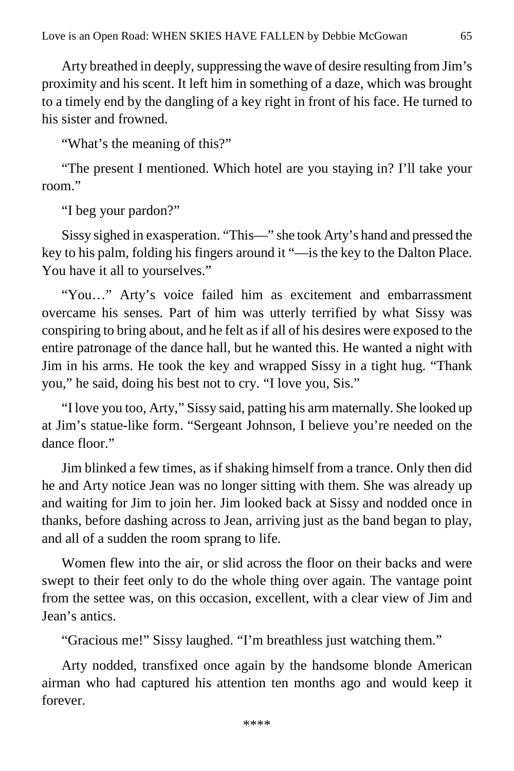Arty breathed in deeply, suppressing the wave of desire resulting from Jim's proximity and his scent. It left him in something of a daze, which was brought to a timely end by the dangling of a key right in front of his face. He turned to his sister and frowned.

"What's the meaning of this?"

"The present I mentioned. Which hotel are you staying in? I'll take your room."

"I beg your pardon?"

Sissy sighed in exasperation. "This—" she took Arty's hand and pressed the key to his palm, folding his fingers around it "—is the key to the Dalton Place. You have it all to yourselves."

"You…" Arty's voice failed him as excitement and embarrassment overcame his senses. Part of him was utterly terrified by what Sissy was conspiring to bring about, and he felt as if all of his desires were exposed to the entire patronage of the dance hall, but he wanted this. He wanted a night with Jim in his arms. He took the key and wrapped Sissy in a tight hug. "Thank you," he said, doing his best not to cry. "I love you, Sis."

"I love you too, Arty," Sissy said, patting his arm maternally. She looked up at Jim's statue-like form. "Sergeant Johnson, I believe you're needed on the dance floor."

Jim blinked a few times, as if shaking himself from a trance. Only then did he and Arty notice Jean was no longer sitting with them. She was already up and waiting for Jim to join her. Jim looked back at Sissy and nodded once in thanks, before dashing across to Jean, arriving just as the band began to play, and all of a sudden the room sprang to life.

Women flew into the air, or slid across the floor on their backs and were swept to their feet only to do the whole thing over again. The vantage point from the settee was, on this occasion, excellent, with a clear view of Jim and Jean's antics.

"Gracious me!" Sissy laughed. "I'm breathless just watching them."

Arty nodded, transfixed once again by the handsome blonde American airman who had captured his attention ten months ago and would keep it forever.

****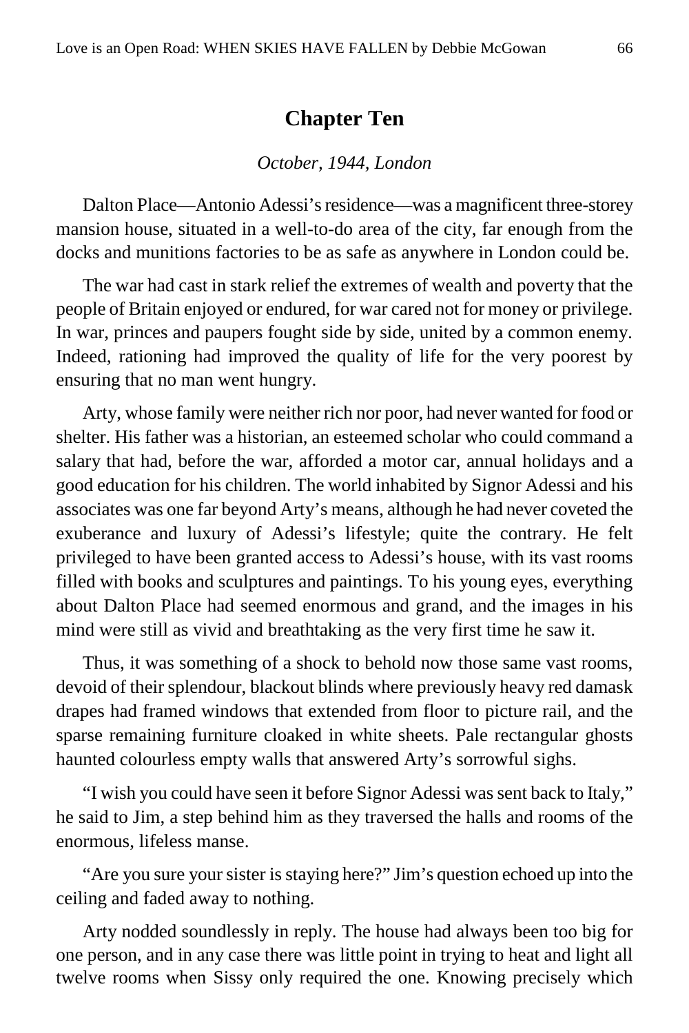## Chapter Ten

*October, 1944, London*

Dalton Place—Antonio Adessi's residence—was a magnificent three-storey mansion house, situated in a well-to-do area of the city, far enough from the docks and munitions factories to be as safe as anywhere in London could be.

The war had cast in stark relief the extremes of wealth and poverty that the people of Britain enjoyed or endured, for war cared not for money or privilege. In war, princes and paupers fought side by side, united by a common enemy. Indeed, rationing had improved the quality of life for the very poorest by ensuring that no man went hungry.

Arty, whose family were neither rich nor poor, had never wanted for food or shelter. His father was a historian, an esteemed scholar who could command a salary that had, before the war, afforded a motor car, annual holidays and a good education for his children. The world inhabited by Signor Adessi and his associates was one far beyond Arty's means, although he had never coveted the exuberance and luxury of Adessi's lifestyle; quite the contrary. He felt privileged to have been granted access to Adessi's house, with its vast rooms filled with books and sculptures and paintings. To his young eyes, everything about Dalton Place had seemed enormous and grand, and the images in his mind were still as vivid and breathtaking as the very first time he saw it.

Thus, it was something of a shock to behold now those same vast rooms, devoid of their splendour, blackout blinds where previously heavy red damask drapes had framed windows that extended from floor to picture rail, and the sparse remaining furniture cloaked in white sheets. Pale rectangular ghosts haunted colourless empty walls that answered Arty's sorrowful sighs.

"I wish you could have seen it before Signor Adessi was sent back to Italy," he said to Jim, a step behind him as they traversed the halls and rooms of the enormous, lifeless manse.

"Are you sure your sister is staying here?" Jim's question echoed up into the ceiling and faded away to nothing.

Arty nodded soundlessly in reply. The house had always been too big for one person, and in any case there was little point in trying to heat and light all twelve rooms when Sissy only required the one. Knowing precisely which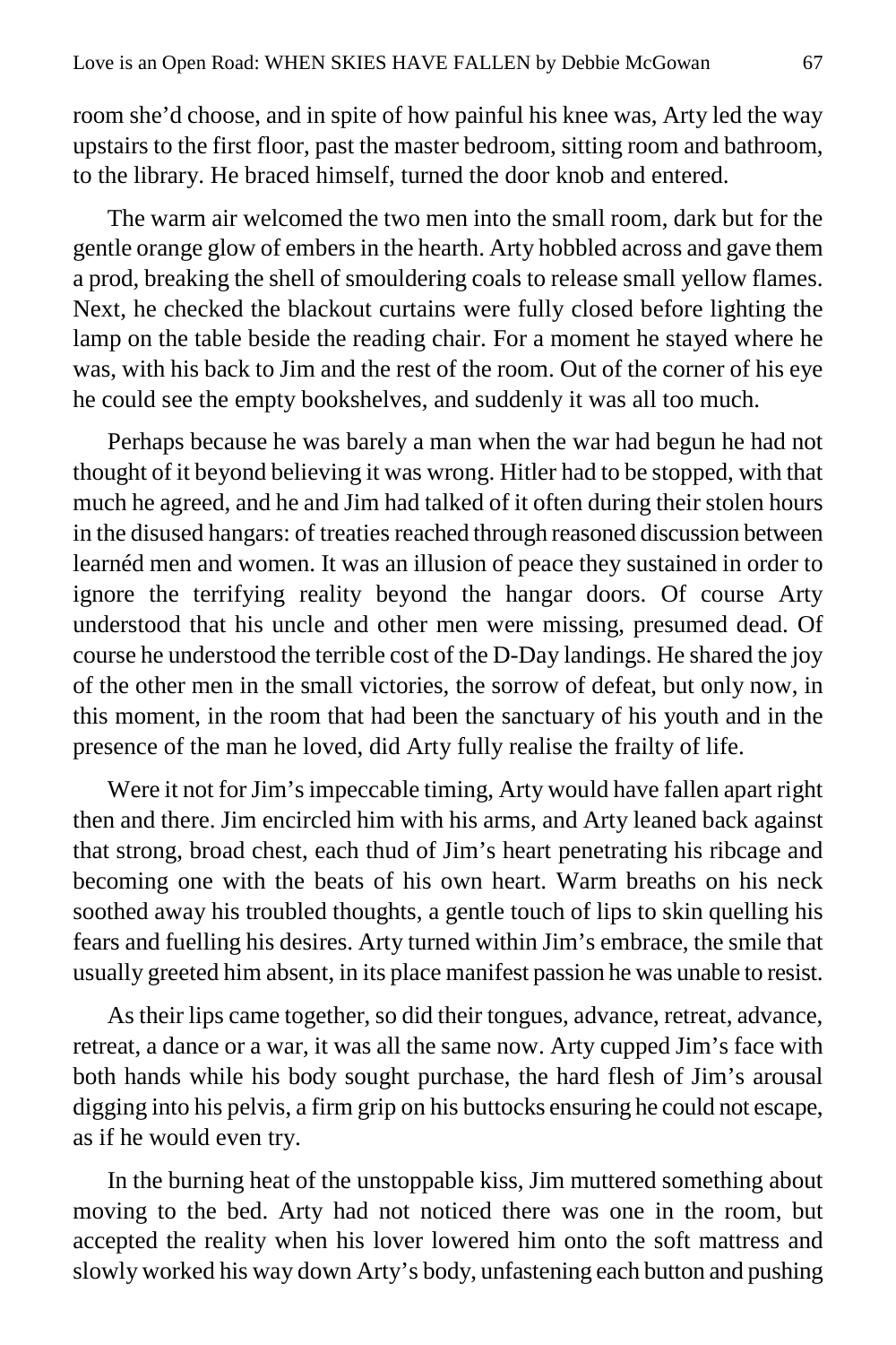room she'd choose, and in spite of how painful his knee was, Arty led the way upstairs to the first floor, past the master bedroom, sitting room and bathroom, to the library. He braced himself, turned the door knob and entered.

The warm air welcomed the two men into the small room, dark but for the gentle orange glow of embers in the hearth. Arty hobbled across and gave them a prod, breaking the shell of smouldering coals to release small yellow flames. Next, he checked the blackout curtains were fully closed before lighting the lamp on the table beside the reading chair. For a moment he stayed where he was, with his back to Jim and the rest of the room. Out of the corner of his eye he could see the empty bookshelves, and suddenly it was all too much.

Perhaps because he was barely a man when the war had begun he had not thought of it beyond believing it was wrong. Hitler had to be stopped, with that much he agreed, and he and Jim had talked of it often during their stolen hours in the disused hangars: of treaties reached through reasoned discussion between learnéd men and women. It was an illusion of peace they sustained in order to ignore the terrifying reality beyond the hangar doors. Of course Arty understood that his uncle and other men were missing, presumed dead. Of course he understood the terrible cost of the D-Day landings. He shared the joy of the other men in the small victories, the sorrow of defeat, but only now, in this moment, in the room that had been the sanctuary of his youth and in the presence of the man he loved, did Arty fully realise the frailty of life.

Were it not for Jim's impeccable timing, Arty would have fallen apart right then and there. Jim encircled him with his arms, and Arty leaned back against that strong, broad chest, each thud of Jim's heart penetrating his ribcage and becoming one with the beats of his own heart. Warm breaths on his neck soothed away his troubled thoughts, a gentle touch of lips to skin quelling his fears and fuelling his desires. Arty turned within Jim's embrace, the smile that usually greeted him absent, in its place manifest passion he was unable to resist.

As their lips came together, so did their tongues, advance, retreat, advance, retreat, a dance or a war, it was all the same now. Arty cupped Jim's face with both hands while his body sought purchase, the hard flesh of Jim's arousal digging into his pelvis, a firm grip on his buttocks ensuring he could not escape, as if he would even try.

In the burning heat of the unstoppable kiss, Jim muttered something about moving to the bed. Arty had not noticed there was one in the room, but accepted the reality when his lover lowered him onto the soft mattress and slowly worked his way down Arty's body, unfastening each button and pushing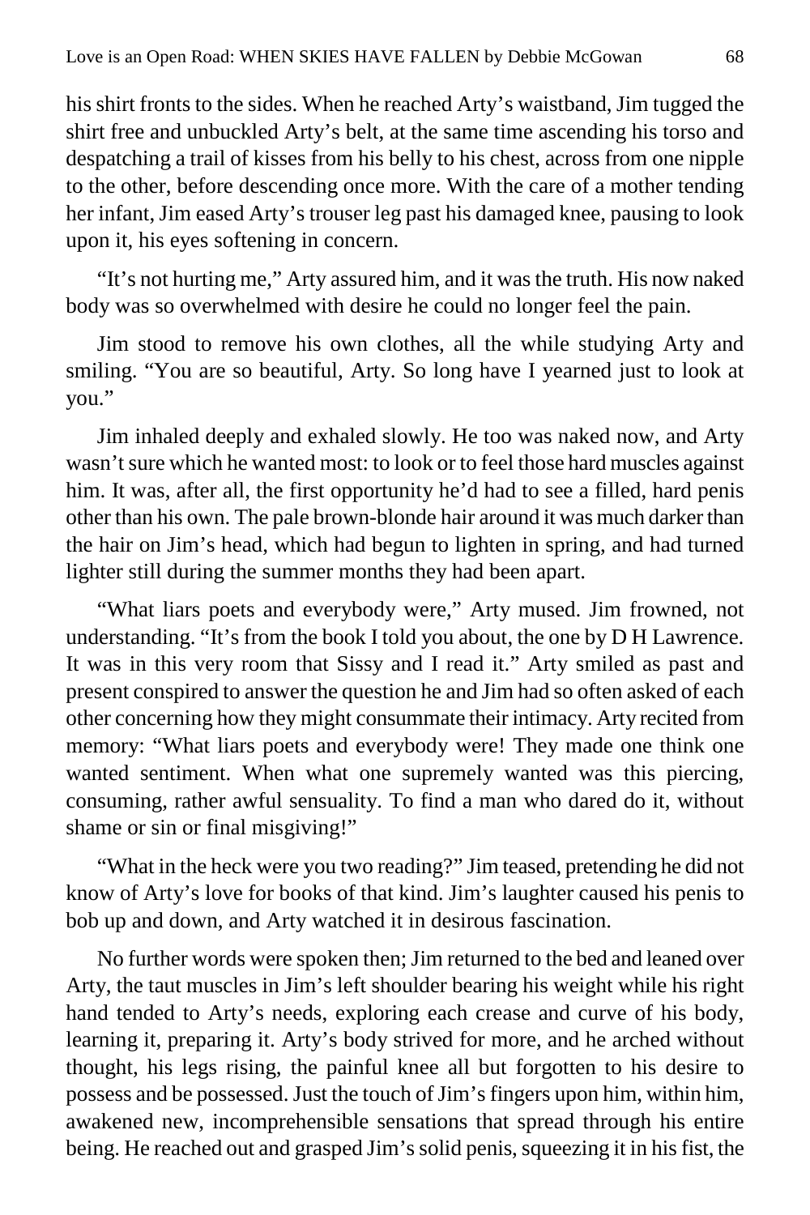his shirt fronts to the sides. When he reached Arty's waistband, Jim tugged the shirt free and unbuckled Arty's belt, at the same time ascending his torso and despatching a trail of kisses from his belly to his chest, across from one nipple to the other, before descending once more. With the care of a mother tending her infant, Jim eased Arty's trouser leg past his damaged knee, pausing to look upon it, his eyes softening in concern.

"It's not hurting me," Arty assured him, and it was the truth. His now naked body was so overwhelmed with desire he could no longer feel the pain.

Jim stood to remove his own clothes, all the while studying Arty and smiling. "You are so beautiful, Arty. So long have I yearned just to look at you."

Jim inhaled deeply and exhaled slowly. He too was naked now, and Arty wasn't sure which he wanted most: to look or to feel those hard muscles against him. It was, after all, the first opportunity he'd had to see a filled, hard penis other than his own. The pale brown-blonde hair around it was much darker than the hair on Jim's head, which had begun to lighten in spring, and had turned lighter still during the summer months they had been apart.

"What liars poets and everybody were," Arty mused. Jim frowned, not understanding. "It's from the book I told you about, the one by D H Lawrence. It was in this very room that Sissy and I read it." Arty smiled as past and present conspired to answer the question he and Jim had so often asked of each other concerning how they might consummate their intimacy. Arty recited from memory: "What liars poets and everybody were! They made one think one wanted sentiment. When what one supremely wanted was this piercing, consuming, rather awful sensuality. To find a man who dared do it, without shame or sin or final misgiving!"

"What in the heck were you two reading?" Jim teased, pretending he did not know of Arty's love for books of that kind. Jim's laughter caused his penis to bob up and down, and Arty watched it in desirous fascination.

No further words were spoken then; Jim returned to the bed and leaned over Arty, the taut muscles in Jim's left shoulder bearing his weight while his right hand tended to Arty's needs, exploring each crease and curve of his body, learning it, preparing it. Arty's body strived for more, and he arched without thought, his legs rising, the painful knee all but forgotten to his desire to possess and be possessed. Just the touch of Jim's fingers upon him, within him, awakened new, incomprehensible sensations that spread through his entire being. He reached out and grasped Jim's solid penis, squeezing it in his fist, the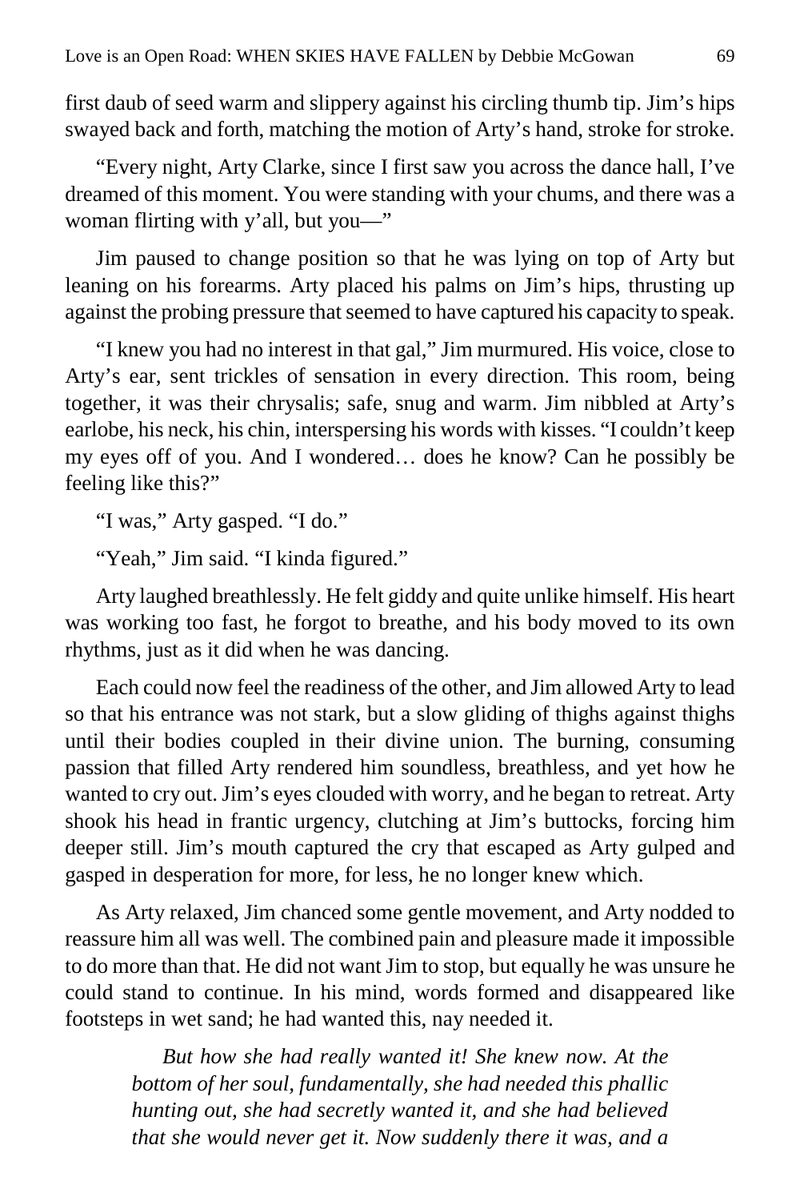first daub of seed warm and slippery against his circling thumb tip. Jim's hips swayed back and forth, matching the motion of Arty's hand, stroke for stroke.

"Every night, Arty Clarke, since I first saw you across the dance hall, I've dreamed of this moment. You were standing with your chums, and there was a woman flirting with y'all, but you—"

Jim paused to change position so that he was lying on top of Arty but leaning on his forearms. Arty placed his palms on Jim's hips, thrusting up against the probing pressure that seemed to have captured his capacity to speak.

"I knew you had no interest in that gal," Jim murmured. His voice, close to Arty's ear, sent trickles of sensation in every direction. This room, being together, it was their chrysalis; safe, snug and warm. Jim nibbled at Arty's earlobe, his neck, his chin, interspersing his words with kisses. "I couldn't keep my eyes off of you. And I wondered… does he know? Can he possibly be feeling like this?"

"I was," Arty gasped. "I do."

"Yeah," Jim said. "I kinda figured."

Arty laughed breathlessly. He felt giddy and quite unlike himself. His heart was working too fast, he forgot to breathe, and his body moved to its own rhythms, just as it did when he was dancing.

Each could now feel the readiness of the other, and Jim allowed Arty to lead so that his entrance was not stark, but a slow gliding of thighs against thighs until their bodies coupled in their divine union. The burning, consuming passion that filled Arty rendered him soundless, breathless, and yet how he wanted to cry out. Jim's eyes clouded with worry, and he began to retreat. Arty shook his head in frantic urgency, clutching at Jim's buttocks, forcing him deeper still. Jim's mouth captured the cry that escaped as Arty gulped and gasped in desperation for more, for less, he no longer knew which.

As Arty relaxed, Jim chanced some gentle movement, and Arty nodded to reassure him all was well. The combined pain and pleasure made it impossible to do more than that. He did not want Jim to stop, but equally he was unsure he could stand to continue. In his mind, words formed and disappeared like footsteps in wet sand; he had wanted this, nay needed it.

> *But how she had really wanted it! She knew now. At the bottom of her soul, fundamentally, she had needed this phallic hunting out, she had secretly wanted it, and she had believed that she would never get it. Now suddenly there it was, and a*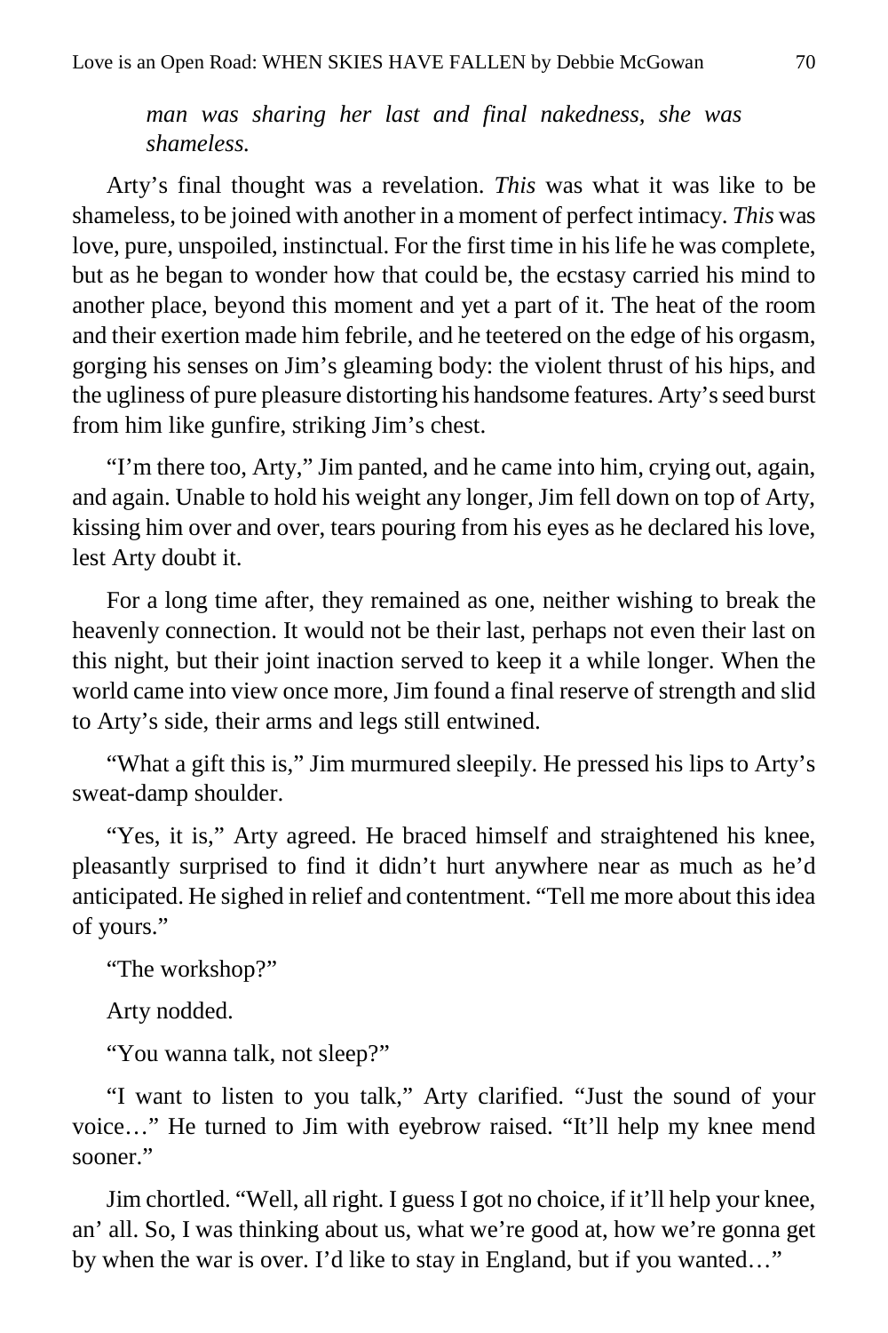*man was sharing her last and final nakedness, she was shameless.*

Arty's final thought was a revelation. *This* was what it was like to be shameless, to be joined with another in a moment of perfect intimacy. *This* was love, pure, unspoiled, instinctual. For the first time in his life he was complete, but as he began to wonder how that could be, the ecstasy carried his mind to another place, beyond this moment and yet a part of it. The heat of the room and their exertion made him febrile, and he teetered on the edge of his orgasm, gorging his senses on Jim's gleaming body: the violent thrust of his hips, and the ugliness of pure pleasure distorting his handsome features. Arty's seed burst from him like gunfire, striking Jim's chest.

"I'm there too, Arty," Jim panted, and he came into him, crying out, again, and again. Unable to hold his weight any longer, Jim fell down on top of Arty, kissing him over and over, tears pouring from his eyes as he declared his love, lest Arty doubt it.

For a long time after, they remained as one, neither wishing to break the heavenly connection. It would not be their last, perhaps not even their last on this night, but their joint inaction served to keep it a while longer. When the world came into view once more, Jim found a final reserve of strength and slid to Arty's side, their arms and legs still entwined.

"What a gift this is," Jim murmured sleepily. He pressed his lips to Arty's sweat-damp shoulder.

"Yes, it is," Arty agreed. He braced himself and straightened his knee, pleasantly surprised to find it didn't hurt anywhere near as much as he'd anticipated. He sighed in relief and contentment. "Tell me more about this idea of yours."

"The workshop?"

Arty nodded.

"You wanna talk, not sleep?"

"I want to listen to you talk," Arty clarified. "Just the sound of your voice…" He turned to Jim with eyebrow raised. "It'll help my knee mend sooner."

Jim chortled. "Well, all right. I guess I got no choice, if it'll help your knee, an' all. So, I was thinking about us, what we're good at, how we're gonna get by when the war is over. I'd like to stay in England, but if you wanted…"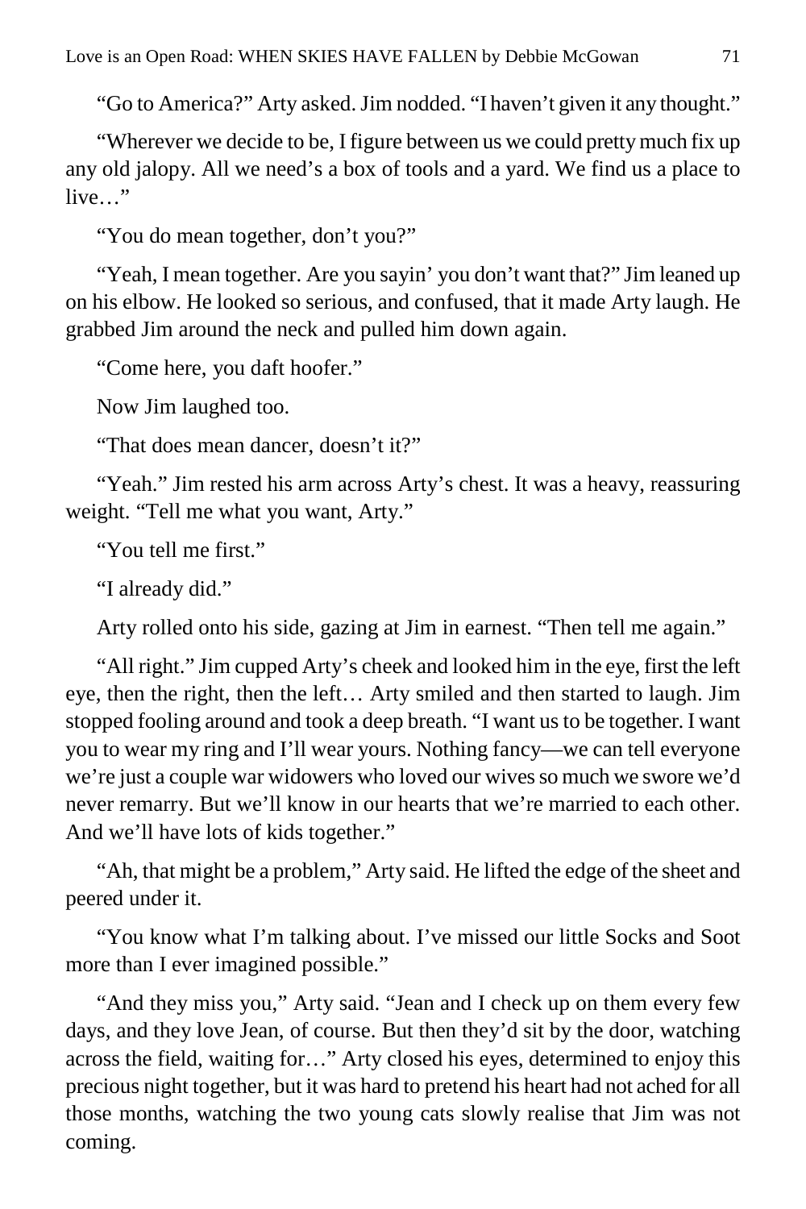"Go to America?" Arty asked. Jim nodded. "I haven't given it any thought."

"Wherever we decide to be, I figure between us we could pretty much fix up any old jalopy. All we need's a box of tools and a yard. We find us a place to live…"

"You do mean together, don't you?"

"Yeah, I mean together. Are you sayin' you don't want that?" Jim leaned up on his elbow. He looked so serious, and confused, that it made Arty laugh. He grabbed Jim around the neck and pulled him down again.

"Come here, you daft hoofer."

Now Jim laughed too.

"That does mean dancer, doesn't it?"

"Yeah." Jim rested his arm across Arty's chest. It was a heavy, reassuring weight. "Tell me what you want, Arty."

"You tell me first."

"I already did."

Arty rolled onto his side, gazing at Jim in earnest. "Then tell me again."

"All right." Jim cupped Arty's cheek and looked him in the eye, first the left eye, then the right, then the left… Arty smiled and then started to laugh. Jim stopped fooling around and took a deep breath. "I want us to be together. I want you to wear my ring and I'll wear yours. Nothing fancy—we can tell everyone we're just a couple war widowers who loved our wives so much we swore we'd never remarry. But we'll know in our hearts that we're married to each other. And we'll have lots of kids together."

"Ah, that might be a problem," Arty said. He lifted the edge of the sheet and peered under it.

"You know what I'm talking about. I've missed our little Socks and Soot more than I ever imagined possible."

"And they miss you," Arty said. "Jean and I check up on them every few days, and they love Jean, of course. But then they'd sit by the door, watching across the field, waiting for…" Arty closed his eyes, determined to enjoy this precious night together, but it was hard to pretend his heart had not ached for all those months, watching the two young cats slowly realise that Jim was not coming.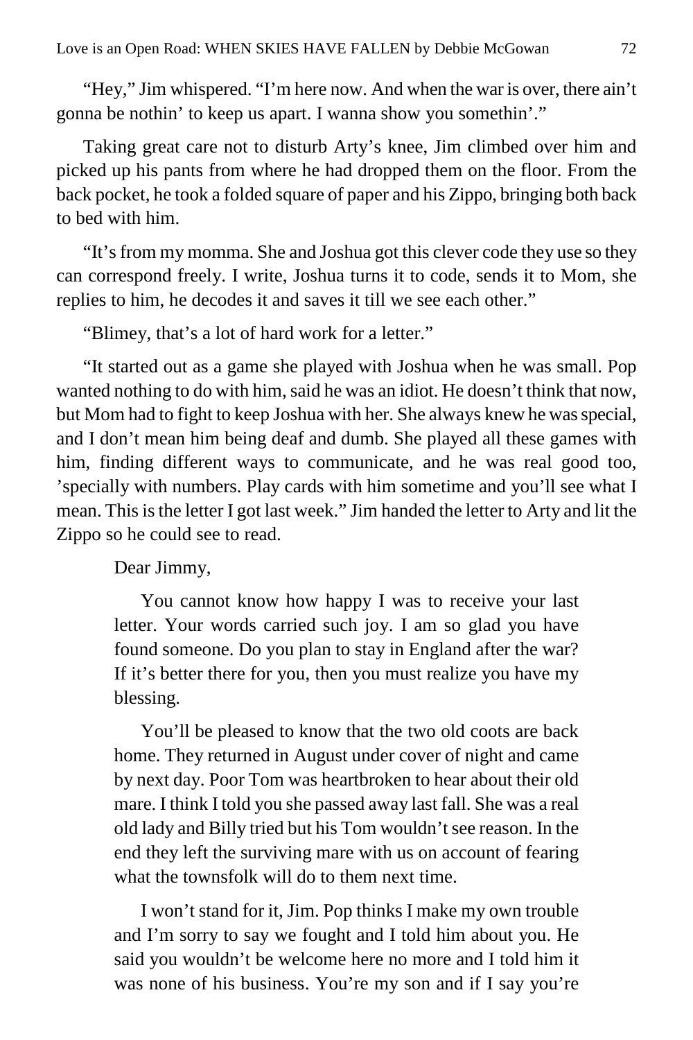"Hey," Jim whispered. "I'm here now. And when the war is over, there ain't gonna be nothin' to keep us apart. I wanna show you somethin'."

Taking great care not to disturb Arty's knee, Jim climbed over him and picked up his pants from where he had dropped them on the floor. From the back pocket, he took a folded square of paper and his Zippo, bringing both back to bed with him.

"It's from my momma. She and Joshua got this clever code they use so they can correspond freely. I write, Joshua turns it to code, sends it to Mom, she replies to him, he decodes it and saves it till we see each other."

"Blimey, that's a lot of hard work for a letter."

"It started out as a game she played with Joshua when he was small. Pop wanted nothing to do with him, said he was an idiot. He doesn't think that now, but Mom had to fight to keep Joshua with her. She always knew he was special, and I don't mean him being deaf and dumb. She played all these games with him, finding different ways to communicate, and he was real good too, 'specially with numbers. Play cards with him sometime and you'll see what I mean. This is the letter I got last week." Jim handed the letter to Arty and lit the Zippo so he could see to read.

> Dear Jimmy,
>
> You cannot know how happy I was to receive your last letter. Your words carried such joy. I am so glad you have found someone. Do you plan to stay in England after the war? If it's better there for you, then you must realize you have my blessing.
>
> You'll be pleased to know that the two old coots are back home. They returned in August under cover of night and came by next day. Poor Tom was heartbroken to hear about their old mare. I think I told you she passed away last fall. She was a real old lady and Billy tried but his Tom wouldn't see reason. In the end they left the surviving mare with us on account of fearing what the townsfolk will do to them next time.
>
> I won't stand for it, Jim. Pop thinks I make my own trouble and I'm sorry to say we fought and I told him about you. He said you wouldn't be welcome here no more and I told him it was none of his business. You're my son and if I say you're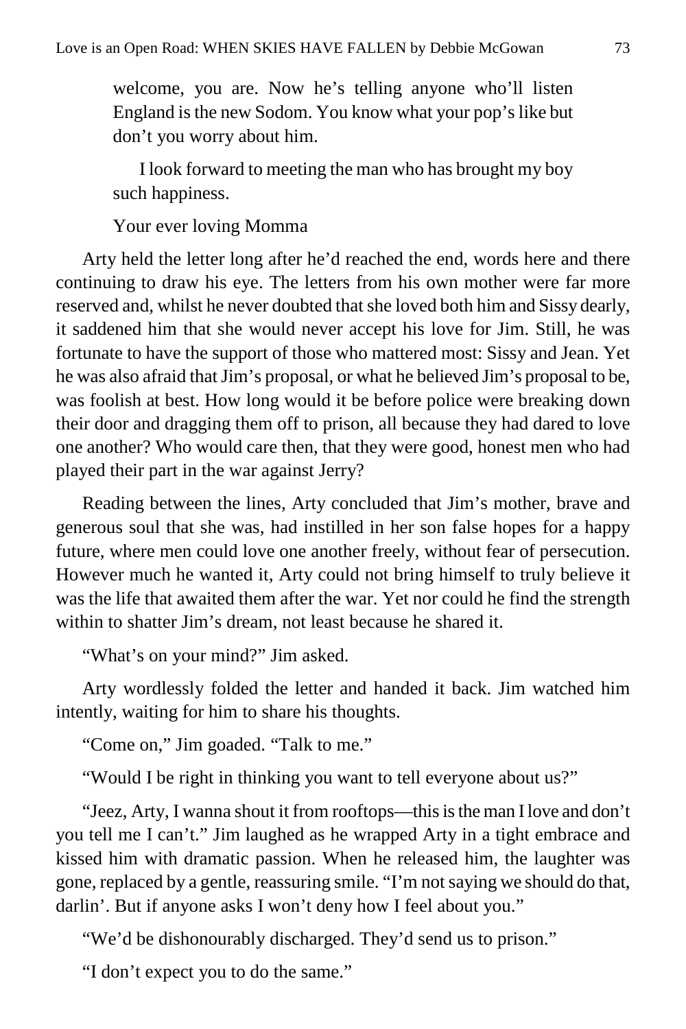welcome, you are. Now he's telling anyone who'll listen England is the new Sodom. You know what your pop's like but don't you worry about him.

I look forward to meeting the man who has brought my boy such happiness.

Your ever loving Momma

Arty held the letter long after he'd reached the end, words here and there continuing to draw his eye. The letters from his own mother were far more reserved and, whilst he never doubted that she loved both him and Sissy dearly, it saddened him that she would never accept his love for Jim. Still, he was fortunate to have the support of those who mattered most: Sissy and Jean. Yet he was also afraid that Jim's proposal, or what he believed Jim's proposal to be, was foolish at best. How long would it be before police were breaking down their door and dragging them off to prison, all because they had dared to love one another? Who would care then, that they were good, honest men who had played their part in the war against Jerry?

Reading between the lines, Arty concluded that Jim's mother, brave and generous soul that she was, had instilled in her son false hopes for a happy future, where men could love one another freely, without fear of persecution. However much he wanted it, Arty could not bring himself to truly believe it was the life that awaited them after the war. Yet nor could he find the strength within to shatter Jim's dream, not least because he shared it.

"What's on your mind?" Jim asked.

Arty wordlessly folded the letter and handed it back. Jim watched him intently, waiting for him to share his thoughts.

"Come on," Jim goaded. "Talk to me."

"Would I be right in thinking you want to tell everyone about us?"

"Jeez, Arty, I wanna shout it from rooftops—this is the man I love and don't you tell me I can't." Jim laughed as he wrapped Arty in a tight embrace and kissed him with dramatic passion. When he released him, the laughter was gone, replaced by a gentle, reassuring smile. "I'm not saying we should do that, darlin'. But if anyone asks I won't deny how I feel about you."

"We'd be dishonourably discharged. They'd send us to prison."

"I don't expect you to do the same."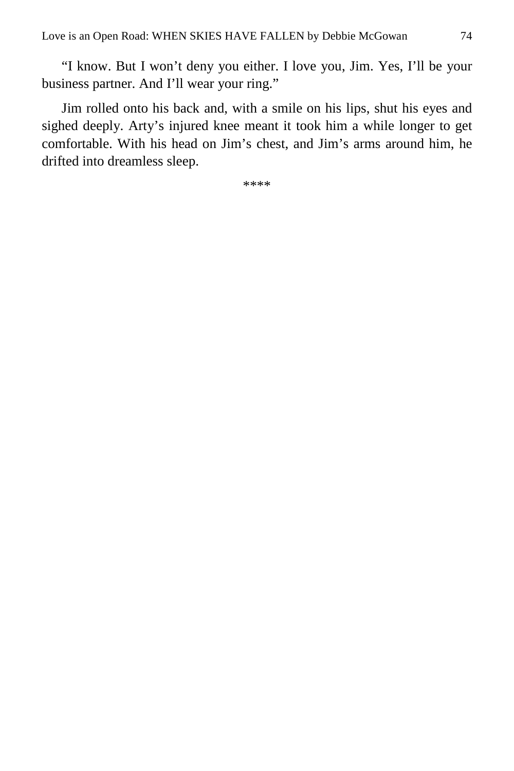"I know. But I won't deny you either. I love you, Jim. Yes, I'll be your business partner. And I'll wear your ring."

Jim rolled onto his back and, with a smile on his lips, shut his eyes and sighed deeply. Arty's injured knee meant it took him a while longer to get comfortable. With his head on Jim's chest, and Jim's arms around him, he drifted into dreamless sleep.

****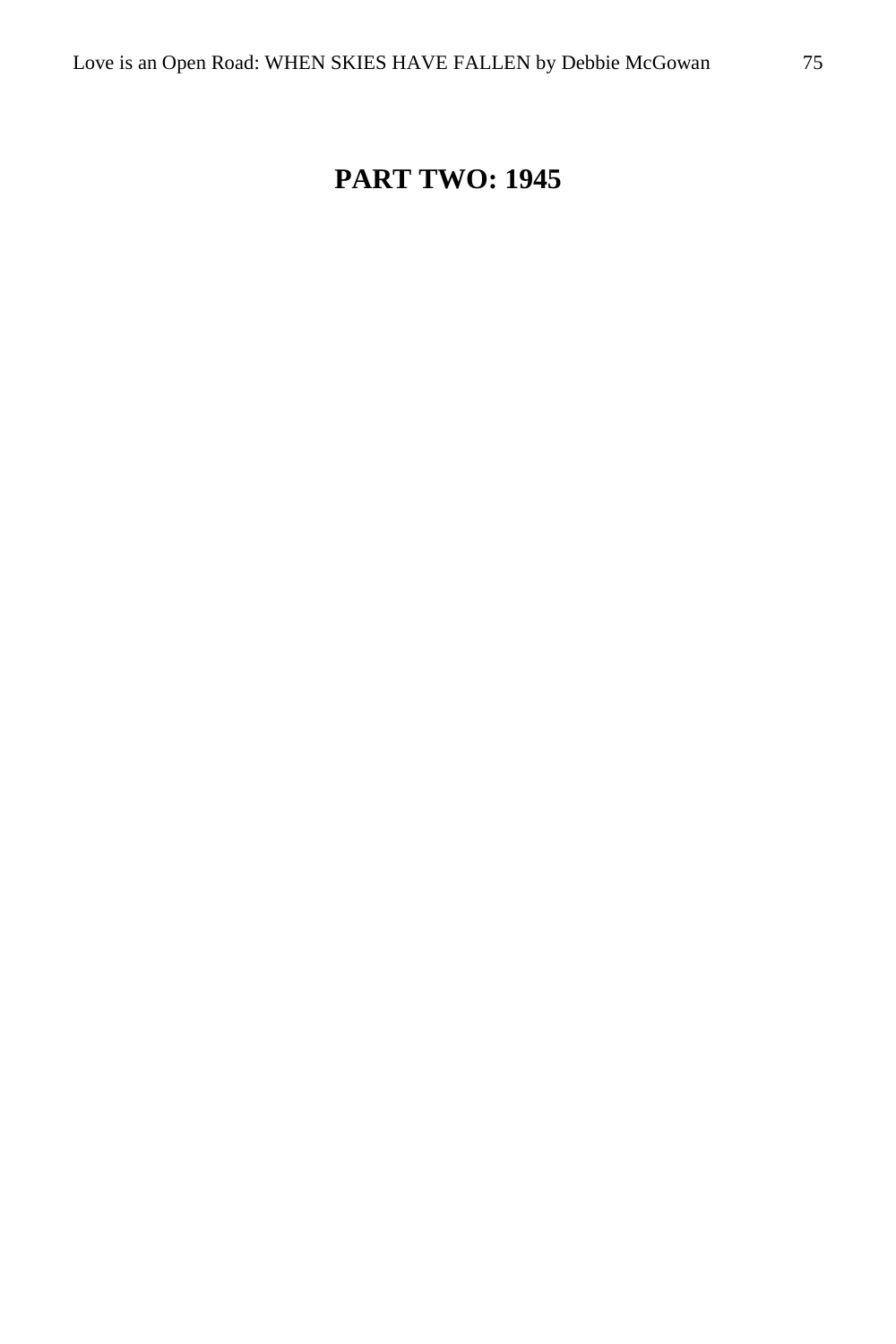# PART TWO: 1945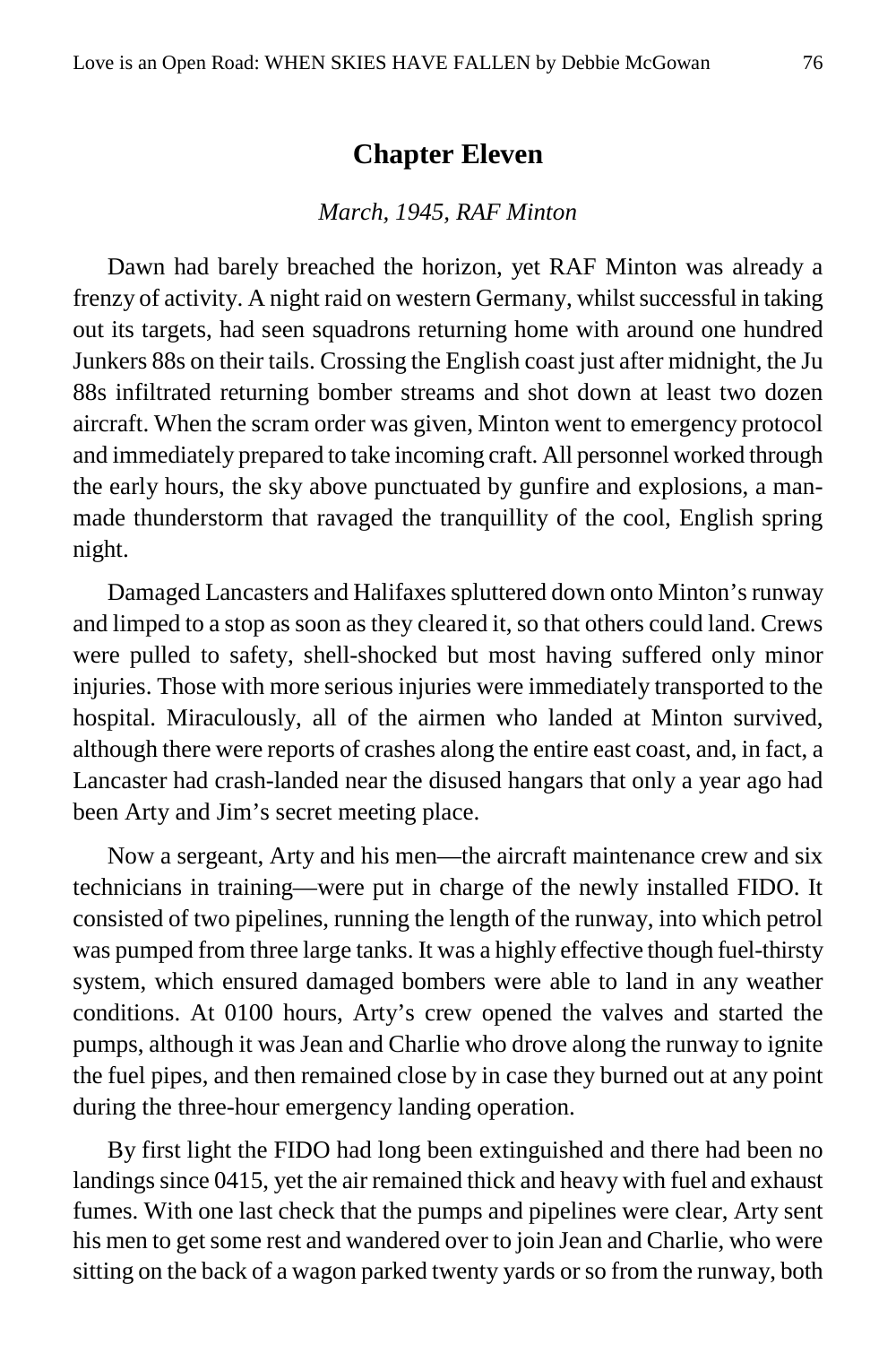## Chapter Eleven

*March, 1945, RAF Minton*

Dawn had barely breached the horizon, yet RAF Minton was already a frenzy of activity. A night raid on western Germany, whilst successful in taking out its targets, had seen squadrons returning home with around one hundred Junkers 88s on their tails. Crossing the English coast just after midnight, the Ju 88s infiltrated returning bomber streams and shot down at least two dozen aircraft. When the scram order was given, Minton went to emergency protocol and immediately prepared to take incoming craft. All personnel worked through the early hours, the sky above punctuated by gunfire and explosions, a man-made thunderstorm that ravaged the tranquillity of the cool, English spring night.

Damaged Lancasters and Halifaxes spluttered down onto Minton's runway and limped to a stop as soon as they cleared it, so that others could land. Crews were pulled to safety, shell-shocked but most having suffered only minor injuries. Those with more serious injuries were immediately transported to the hospital. Miraculously, all of the airmen who landed at Minton survived, although there were reports of crashes along the entire east coast, and, in fact, a Lancaster had crash-landed near the disused hangars that only a year ago had been Arty and Jim's secret meeting place.

Now a sergeant, Arty and his men—the aircraft maintenance crew and six technicians in training—were put in charge of the newly installed FIDO. It consisted of two pipelines, running the length of the runway, into which petrol was pumped from three large tanks. It was a highly effective though fuel-thirsty system, which ensured damaged bombers were able to land in any weather conditions. At 0100 hours, Arty's crew opened the valves and started the pumps, although it was Jean and Charlie who drove along the runway to ignite the fuel pipes, and then remained close by in case they burned out at any point during the three-hour emergency landing operation.

By first light the FIDO had long been extinguished and there had been no landings since 0415, yet the air remained thick and heavy with fuel and exhaust fumes. With one last check that the pumps and pipelines were clear, Arty sent his men to get some rest and wandered over to join Jean and Charlie, who were sitting on the back of a wagon parked twenty yards or so from the runway, both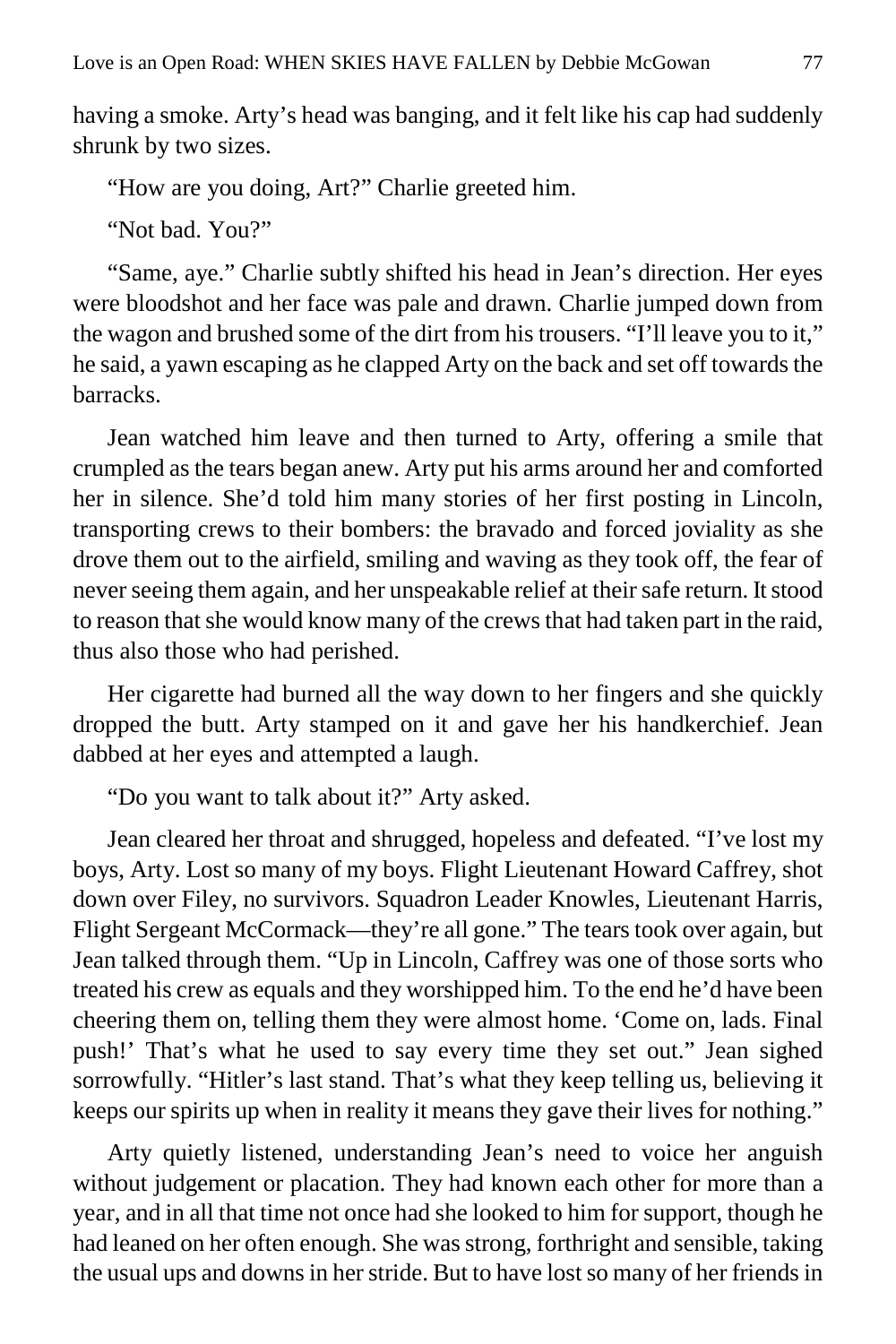having a smoke. Arty's head was banging, and it felt like his cap had suddenly shrunk by two sizes.

"How are you doing, Art?" Charlie greeted him.

"Not bad. You?"

"Same, aye." Charlie subtly shifted his head in Jean's direction. Her eyes were bloodshot and her face was pale and drawn. Charlie jumped down from the wagon and brushed some of the dirt from his trousers. "I'll leave you to it," he said, a yawn escaping as he clapped Arty on the back and set off towards the barracks.

Jean watched him leave and then turned to Arty, offering a smile that crumpled as the tears began anew. Arty put his arms around her and comforted her in silence. She'd told him many stories of her first posting in Lincoln, transporting crews to their bombers: the bravado and forced joviality as she drove them out to the airfield, smiling and waving as they took off, the fear of never seeing them again, and her unspeakable relief at their safe return. It stood to reason that she would know many of the crews that had taken part in the raid, thus also those who had perished.

Her cigarette had burned all the way down to her fingers and she quickly dropped the butt. Arty stamped on it and gave her his handkerchief. Jean dabbed at her eyes and attempted a laugh.

"Do you want to talk about it?" Arty asked.

Jean cleared her throat and shrugged, hopeless and defeated. "I've lost my boys, Arty. Lost so many of my boys. Flight Lieutenant Howard Caffrey, shot down over Filey, no survivors. Squadron Leader Knowles, Lieutenant Harris, Flight Sergeant McCormack—they're all gone." The tears took over again, but Jean talked through them. "Up in Lincoln, Caffrey was one of those sorts who treated his crew as equals and they worshipped him. To the end he'd have been cheering them on, telling them they were almost home. 'Come on, lads. Final push!' That's what he used to say every time they set out." Jean sighed sorrowfully. "Hitler's last stand. That's what they keep telling us, believing it keeps our spirits up when in reality it means they gave their lives for nothing."

Arty quietly listened, understanding Jean's need to voice her anguish without judgement or placation. They had known each other for more than a year, and in all that time not once had she looked to him for support, though he had leaned on her often enough. She was strong, forthright and sensible, taking the usual ups and downs in her stride. But to have lost so many of her friends in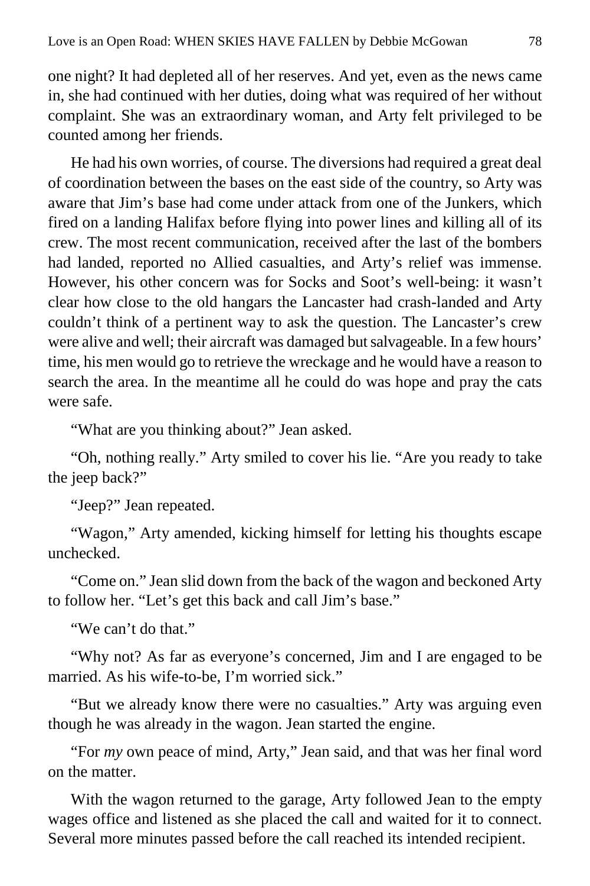one night? It had depleted all of her reserves. And yet, even as the news came in, she had continued with her duties, doing what was required of her without complaint. She was an extraordinary woman, and Arty felt privileged to be counted among her friends.

He had his own worries, of course. The diversions had required a great deal of coordination between the bases on the east side of the country, so Arty was aware that Jim's base had come under attack from one of the Junkers, which fired on a landing Halifax before flying into power lines and killing all of its crew. The most recent communication, received after the last of the bombers had landed, reported no Allied casualties, and Arty's relief was immense. However, his other concern was for Socks and Soot's well-being: it wasn't clear how close to the old hangars the Lancaster had crash-landed and Arty couldn't think of a pertinent way to ask the question. The Lancaster's crew were alive and well; their aircraft was damaged but salvageable. In a few hours' time, his men would go to retrieve the wreckage and he would have a reason to search the area. In the meantime all he could do was hope and pray the cats were safe.

"What are you thinking about?" Jean asked.

"Oh, nothing really." Arty smiled to cover his lie. "Are you ready to take the jeep back?"

"Jeep?" Jean repeated.

"Wagon," Arty amended, kicking himself for letting his thoughts escape unchecked.

"Come on." Jean slid down from the back of the wagon and beckoned Arty to follow her. "Let's get this back and call Jim's base."

"We can't do that."

"Why not? As far as everyone's concerned, Jim and I are engaged to be married. As his wife-to-be, I'm worried sick."

"But we already know there were no casualties." Arty was arguing even though he was already in the wagon. Jean started the engine.

"For *my* own peace of mind, Arty," Jean said, and that was her final word on the matter.

With the wagon returned to the garage, Arty followed Jean to the empty wages office and listened as she placed the call and waited for it to connect. Several more minutes passed before the call reached its intended recipient.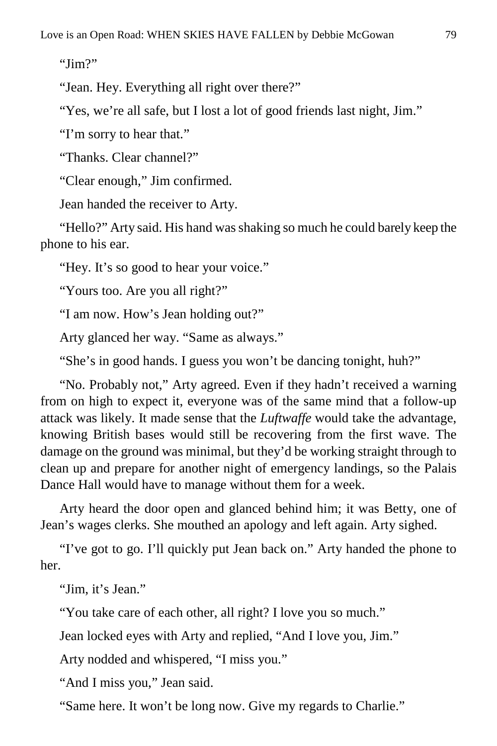“Jim?”

“Jean. Hey. Everything all right over there?”

“Yes, we’re all safe, but I lost a lot of good friends last night, Jim.”

“I’m sorry to hear that.”

“Thanks. Clear channel?”

“Clear enough,” Jim confirmed.

Jean handed the receiver to Arty.

“Hello?” Arty said. His hand was shaking so much he could barely keep the phone to his ear.

“Hey. It’s so good to hear your voice.”

“Yours too. Are you all right?”

“I am now. How’s Jean holding out?”

Arty glanced her way. “Same as always.”

“She’s in good hands. I guess you won’t be dancing tonight, huh?”

“No. Probably not,” Arty agreed. Even if they hadn’t received a warning from on high to expect it, everyone was of the same mind that a follow-up attack was likely. It made sense that the *Luftwaffe* would take the advantage, knowing British bases would still be recovering from the first wave. The damage on the ground was minimal, but they’d be working straight through to clean up and prepare for another night of emergency landings, so the Palais Dance Hall would have to manage without them for a week.

Arty heard the door open and glanced behind him; it was Betty, one of Jean’s wages clerks. She mouthed an apology and left again. Arty sighed.

“I’ve got to go. I’ll quickly put Jean back on.” Arty handed the phone to her.

“Jim, it’s Jean.”

“You take care of each other, all right? I love you so much.”

Jean locked eyes with Arty and replied, “And I love you, Jim.”

Arty nodded and whispered, “I miss you.”

“And I miss you,” Jean said.

“Same here. It won’t be long now. Give my regards to Charlie.”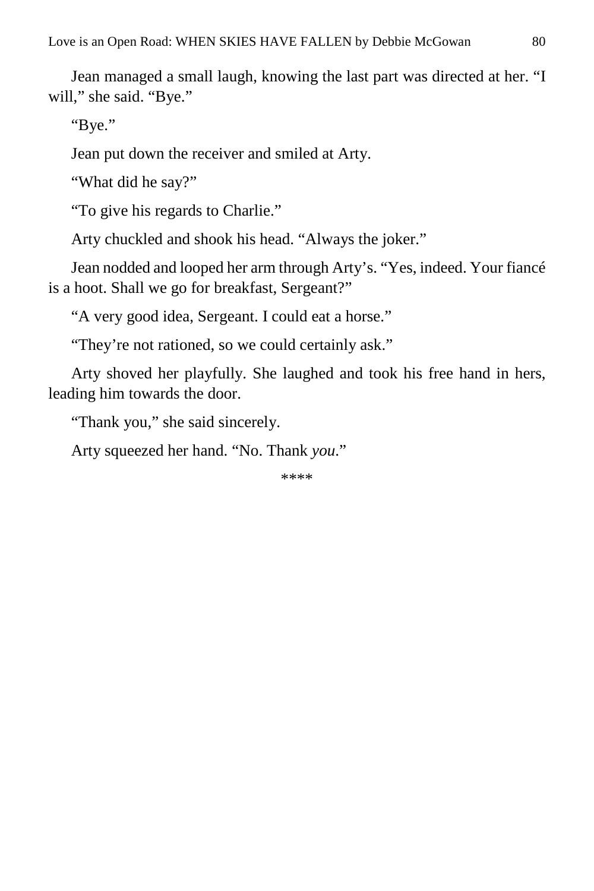Jean managed a small laugh, knowing the last part was directed at her. "I will," she said. "Bye."

"Bye."

Jean put down the receiver and smiled at Arty.

"What did he say?"

"To give his regards to Charlie."

Arty chuckled and shook his head. "Always the joker."

Jean nodded and looped her arm through Arty's. "Yes, indeed. Your fiancé is a hoot. Shall we go for breakfast, Sergeant?"

"A very good idea, Sergeant. I could eat a horse."

"They're not rationed, so we could certainly ask."

Arty shoved her playfully. She laughed and took his free hand in hers, leading him towards the door.

"Thank you," she said sincerely.

Arty squeezed her hand. "No. Thank *you*."

****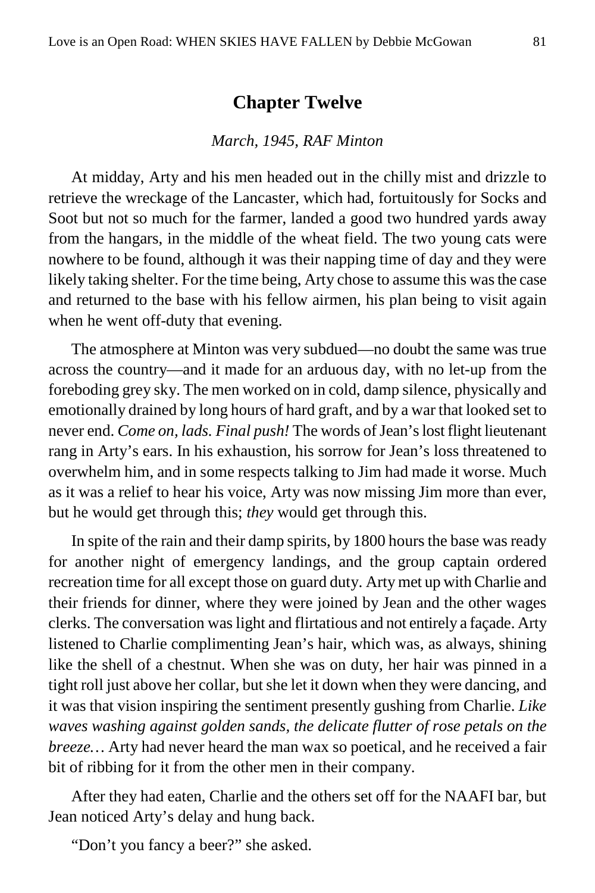## Chapter Twelve

*March, 1945, RAF Minton*

At midday, Arty and his men headed out in the chilly mist and drizzle to retrieve the wreckage of the Lancaster, which had, fortuitously for Socks and Soot but not so much for the farmer, landed a good two hundred yards away from the hangars, in the middle of the wheat field. The two young cats were nowhere to be found, although it was their napping time of day and they were likely taking shelter. For the time being, Arty chose to assume this was the case and returned to the base with his fellow airmen, his plan being to visit again when he went off-duty that evening.

The atmosphere at Minton was very subdued—no doubt the same was true across the country—and it made for an arduous day, with no let-up from the foreboding grey sky. The men worked on in cold, damp silence, physically and emotionally drained by long hours of hard graft, and by a war that looked set to never end. *Come on, lads. Final push!* The words of Jean's lost flight lieutenant rang in Arty's ears. In his exhaustion, his sorrow for Jean's loss threatened to overwhelm him, and in some respects talking to Jim had made it worse. Much as it was a relief to hear his voice, Arty was now missing Jim more than ever, but he would get through this; *they* would get through this.

In spite of the rain and their damp spirits, by 1800 hours the base was ready for another night of emergency landings, and the group captain ordered recreation time for all except those on guard duty. Arty met up with Charlie and their friends for dinner, where they were joined by Jean and the other wages clerks. The conversation was light and flirtatious and not entirely a façade. Arty listened to Charlie complimenting Jean's hair, which was, as always, shining like the shell of a chestnut. When she was on duty, her hair was pinned in a tight roll just above her collar, but she let it down when they were dancing, and it was that vision inspiring the sentiment presently gushing from Charlie. *Like waves washing against golden sands, the delicate flutter of rose petals on the breeze…* Arty had never heard the man wax so poetical, and he received a fair bit of ribbing for it from the other men in their company.

After they had eaten, Charlie and the others set off for the NAAFI bar, but Jean noticed Arty's delay and hung back.

"Don't you fancy a beer?" she asked.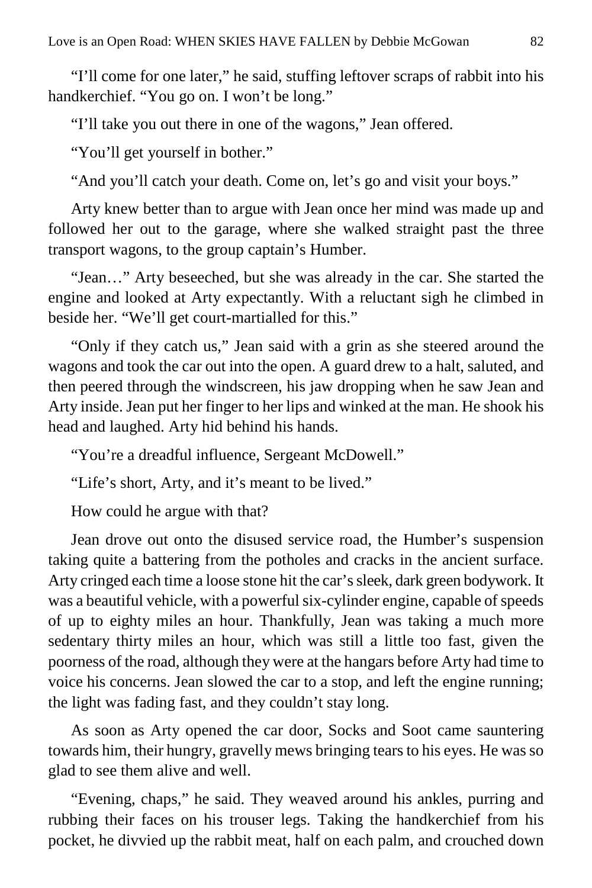"I'll come for one later," he said, stuffing leftover scraps of rabbit into his handkerchief. "You go on. I won't be long."

"I'll take you out there in one of the wagons," Jean offered.

"You'll get yourself in bother."

"And you'll catch your death. Come on, let's go and visit your boys."

Arty knew better than to argue with Jean once her mind was made up and followed her out to the garage, where she walked straight past the three transport wagons, to the group captain's Humber.

"Jean…" Arty beseeched, but she was already in the car. She started the engine and looked at Arty expectantly. With a reluctant sigh he climbed in beside her. "We'll get court-martialled for this."

"Only if they catch us," Jean said with a grin as she steered around the wagons and took the car out into the open. A guard drew to a halt, saluted, and then peered through the windscreen, his jaw dropping when he saw Jean and Arty inside. Jean put her finger to her lips and winked at the man. He shook his head and laughed. Arty hid behind his hands.

"You're a dreadful influence, Sergeant McDowell."

"Life's short, Arty, and it's meant to be lived."

How could he argue with that?

Jean drove out onto the disused service road, the Humber's suspension taking quite a battering from the potholes and cracks in the ancient surface. Arty cringed each time a loose stone hit the car's sleek, dark green bodywork. It was a beautiful vehicle, with a powerful six-cylinder engine, capable of speeds of up to eighty miles an hour. Thankfully, Jean was taking a much more sedentary thirty miles an hour, which was still a little too fast, given the poorness of the road, although they were at the hangars before Arty had time to voice his concerns. Jean slowed the car to a stop, and left the engine running; the light was fading fast, and they couldn't stay long.

As soon as Arty opened the car door, Socks and Soot came sauntering towards him, their hungry, gravelly mews bringing tears to his eyes. He was so glad to see them alive and well.

"Evening, chaps," he said. They weaved around his ankles, purring and rubbing their faces on his trouser legs. Taking the handkerchief from his pocket, he divvied up the rabbit meat, half on each palm, and crouched down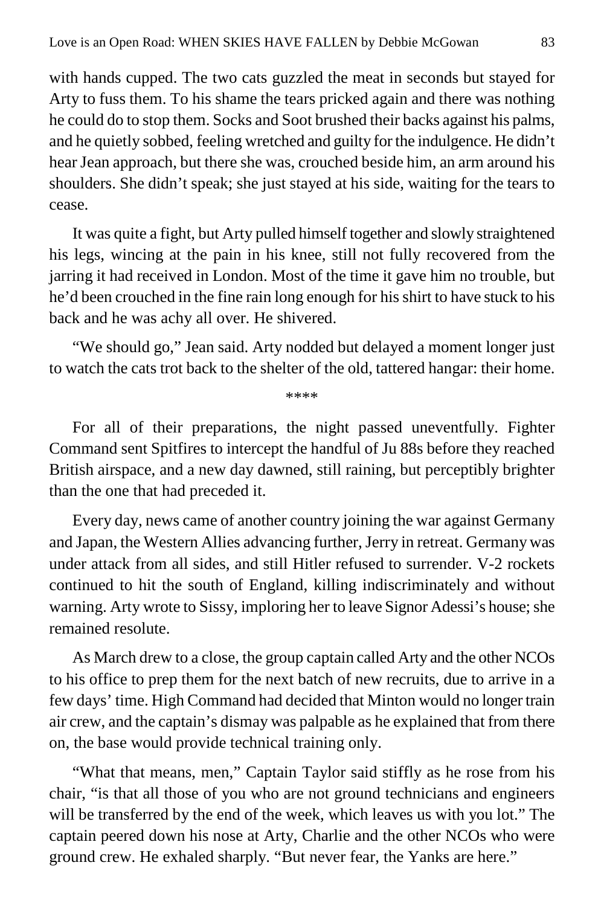with hands cupped. The two cats guzzled the meat in seconds but stayed for Arty to fuss them. To his shame the tears pricked again and there was nothing he could do to stop them. Socks and Soot brushed their backs against his palms, and he quietly sobbed, feeling wretched and guilty for the indulgence. He didn't hear Jean approach, but there she was, crouched beside him, an arm around his shoulders. She didn't speak; she just stayed at his side, waiting for the tears to cease.

It was quite a fight, but Arty pulled himself together and slowly straightened his legs, wincing at the pain in his knee, still not fully recovered from the jarring it had received in London. Most of the time it gave him no trouble, but he'd been crouched in the fine rain long enough for his shirt to have stuck to his back and he was achy all over. He shivered.

"We should go," Jean said. Arty nodded but delayed a moment longer just to watch the cats trot back to the shelter of the old, tattered hangar: their home.

****

For all of their preparations, the night passed uneventfully. Fighter Command sent Spitfires to intercept the handful of Ju 88s before they reached British airspace, and a new day dawned, still raining, but perceptibly brighter than the one that had preceded it.

Every day, news came of another country joining the war against Germany and Japan, the Western Allies advancing further, Jerry in retreat. Germany was under attack from all sides, and still Hitler refused to surrender. V-2 rockets continued to hit the south of England, killing indiscriminately and without warning. Arty wrote to Sissy, imploring her to leave Signor Adessi's house; she remained resolute.

As March drew to a close, the group captain called Arty and the other NCOs to his office to prep them for the next batch of new recruits, due to arrive in a few days' time. High Command had decided that Minton would no longer train air crew, and the captain's dismay was palpable as he explained that from there on, the base would provide technical training only.

"What that means, men," Captain Taylor said stiffly as he rose from his chair, "is that all those of you who are not ground technicians and engineers will be transferred by the end of the week, which leaves us with you lot." The captain peered down his nose at Arty, Charlie and the other NCOs who were ground crew. He exhaled sharply. "But never fear, the Yanks are here."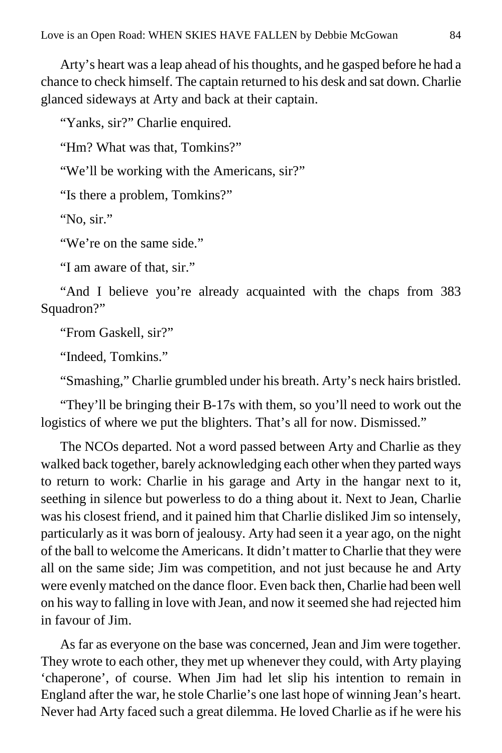Arty's heart was a leap ahead of his thoughts, and he gasped before he had a chance to check himself. The captain returned to his desk and sat down. Charlie glanced sideways at Arty and back at their captain.

"Yanks, sir?" Charlie enquired.

"Hm? What was that, Tomkins?"

"We'll be working with the Americans, sir?"

"Is there a problem, Tomkins?"

"No, sir."

"We're on the same side."

"I am aware of that, sir."

"And I believe you're already acquainted with the chaps from 383 Squadron?"

"From Gaskell, sir?"

"Indeed, Tomkins."

"Smashing," Charlie grumbled under his breath. Arty's neck hairs bristled.

"They'll be bringing their B-17s with them, so you'll need to work out the logistics of where we put the blighters. That's all for now. Dismissed."

The NCOs departed. Not a word passed between Arty and Charlie as they walked back together, barely acknowledging each other when they parted ways to return to work: Charlie in his garage and Arty in the hangar next to it, seething in silence but powerless to do a thing about it. Next to Jean, Charlie was his closest friend, and it pained him that Charlie disliked Jim so intensely, particularly as it was born of jealousy. Arty had seen it a year ago, on the night of the ball to welcome the Americans. It didn't matter to Charlie that they were all on the same side; Jim was competition, and not just because he and Arty were evenly matched on the dance floor. Even back then, Charlie had been well on his way to falling in love with Jean, and now it seemed she had rejected him in favour of Jim.

As far as everyone on the base was concerned, Jean and Jim were together. They wrote to each other, they met up whenever they could, with Arty playing 'chaperone', of course. When Jim had let slip his intention to remain in England after the war, he stole Charlie's one last hope of winning Jean's heart. Never had Arty faced such a great dilemma. He loved Charlie as if he were his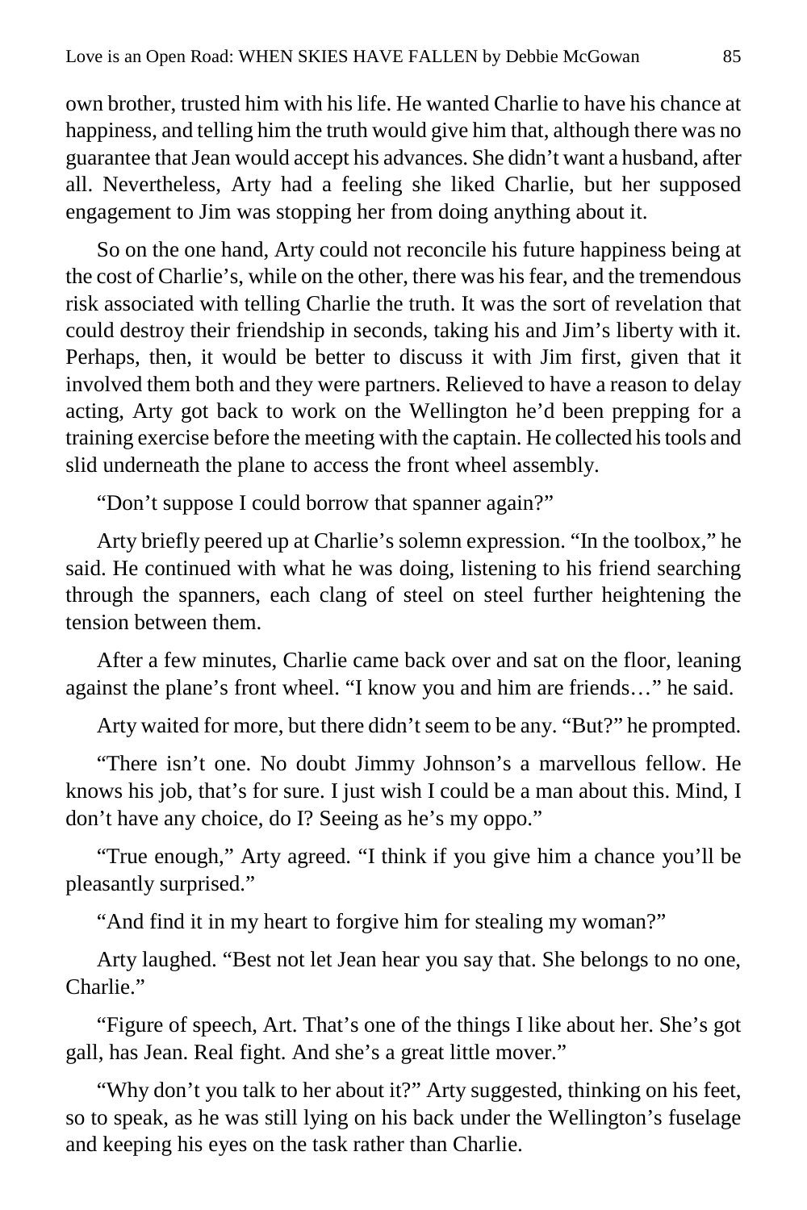own brother, trusted him with his life. He wanted Charlie to have his chance at happiness, and telling him the truth would give him that, although there was no guarantee that Jean would accept his advances. She didn't want a husband, after all. Nevertheless, Arty had a feeling she liked Charlie, but her supposed engagement to Jim was stopping her from doing anything about it.

So on the one hand, Arty could not reconcile his future happiness being at the cost of Charlie's, while on the other, there was his fear, and the tremendous risk associated with telling Charlie the truth. It was the sort of revelation that could destroy their friendship in seconds, taking his and Jim's liberty with it. Perhaps, then, it would be better to discuss it with Jim first, given that it involved them both and they were partners. Relieved to have a reason to delay acting, Arty got back to work on the Wellington he'd been prepping for a training exercise before the meeting with the captain. He collected his tools and slid underneath the plane to access the front wheel assembly.

"Don't suppose I could borrow that spanner again?"

Arty briefly peered up at Charlie's solemn expression. "In the toolbox," he said. He continued with what he was doing, listening to his friend searching through the spanners, each clang of steel on steel further heightening the tension between them.

After a few minutes, Charlie came back over and sat on the floor, leaning against the plane's front wheel. "I know you and him are friends…" he said.

Arty waited for more, but there didn't seem to be any. "But?" he prompted.

"There isn't one. No doubt Jimmy Johnson's a marvellous fellow. He knows his job, that's for sure. I just wish I could be a man about this. Mind, I don't have any choice, do I? Seeing as he's my oppo."

"True enough," Arty agreed. "I think if you give him a chance you'll be pleasantly surprised."

"And find it in my heart to forgive him for stealing my woman?"

Arty laughed. "Best not let Jean hear you say that. She belongs to no one, Charlie."

"Figure of speech, Art. That's one of the things I like about her. She's got gall, has Jean. Real fight. And she's a great little mover."

"Why don't you talk to her about it?" Arty suggested, thinking on his feet, so to speak, as he was still lying on his back under the Wellington's fuselage and keeping his eyes on the task rather than Charlie.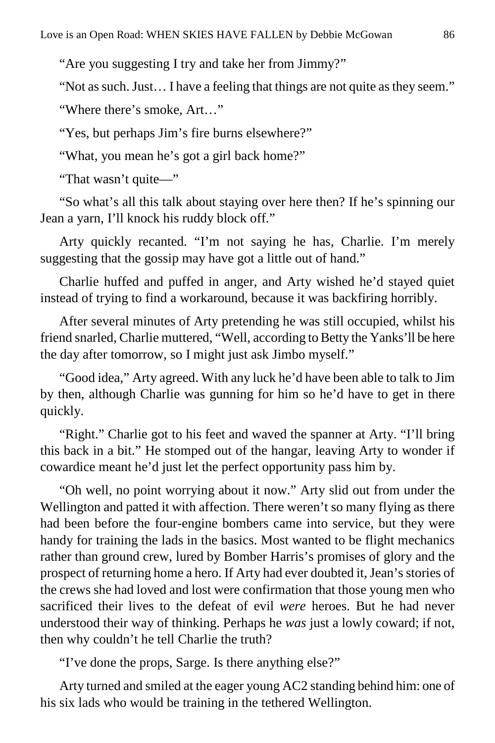"Are you suggesting I try and take her from Jimmy?"

"Not as such. Just… I have a feeling that things are not quite as they seem."

"Where there's smoke, Art…"

"Yes, but perhaps Jim's fire burns elsewhere?"

"What, you mean he's got a girl back home?"

"That wasn't quite—"

"So what's all this talk about staying over here then? If he's spinning our Jean a yarn, I'll knock his ruddy block off."

Arty quickly recanted. "I'm not saying he has, Charlie. I'm merely suggesting that the gossip may have got a little out of hand."

Charlie huffed and puffed in anger, and Arty wished he'd stayed quiet instead of trying to find a workaround, because it was backfiring horribly.

After several minutes of Arty pretending he was still occupied, whilst his friend snarled, Charlie muttered, "Well, according to Betty the Yanks'll be here the day after tomorrow, so I might just ask Jimbo myself."

"Good idea," Arty agreed. With any luck he'd have been able to talk to Jim by then, although Charlie was gunning for him so he'd have to get in there quickly.

"Right." Charlie got to his feet and waved the spanner at Arty. "I'll bring this back in a bit." He stomped out of the hangar, leaving Arty to wonder if cowardice meant he'd just let the perfect opportunity pass him by.

"Oh well, no point worrying about it now." Arty slid out from under the Wellington and patted it with affection. There weren't so many flying as there had been before the four-engine bombers came into service, but they were handy for training the lads in the basics. Most wanted to be flight mechanics rather than ground crew, lured by Bomber Harris's promises of glory and the prospect of returning home a hero. If Arty had ever doubted it, Jean's stories of the crews she had loved and lost were confirmation that those young men who sacrificed their lives to the defeat of evil *were* heroes. But he had never understood their way of thinking. Perhaps he *was* just a lowly coward; if not, then why couldn't he tell Charlie the truth?

"I've done the props, Sarge. Is there anything else?"

Arty turned and smiled at the eager young AC2 standing behind him: one of his six lads who would be training in the tethered Wellington.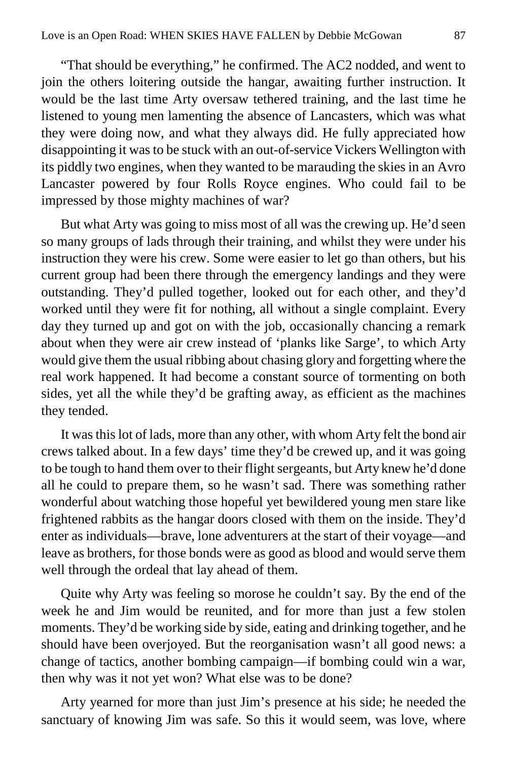“That should be everything,” he confirmed. The AC2 nodded, and went to join the others loitering outside the hangar, awaiting further instruction. It would be the last time Arty oversaw tethered training, and the last time he listened to young men lamenting the absence of Lancasters, which was what they were doing now, and what they always did. He fully appreciated how disappointing it was to be stuck with an out-of-service Vickers Wellington with its piddly two engines, when they wanted to be marauding the skies in an Avro Lancaster powered by four Rolls Royce engines. Who could fail to be impressed by those mighty machines of war?

But what Arty was going to miss most of all was the crewing up. He’d seen so many groups of lads through their training, and whilst they were under his instruction they were his crew. Some were easier to let go than others, but his current group had been there through the emergency landings and they were outstanding. They’d pulled together, looked out for each other, and they’d worked until they were fit for nothing, all without a single complaint. Every day they turned up and got on with the job, occasionally chancing a remark about when they were air crew instead of ‘planks like Sarge’, to which Arty would give them the usual ribbing about chasing glory and forgetting where the real work happened. It had become a constant source of tormenting on both sides, yet all the while they’d be grafting away, as efficient as the machines they tended.

It was this lot of lads, more than any other, with whom Arty felt the bond air crews talked about. In a few days’ time they’d be crewed up, and it was going to be tough to hand them over to their flight sergeants, but Arty knew he’d done all he could to prepare them, so he wasn’t sad. There was something rather wonderful about watching those hopeful yet bewildered young men stare like frightened rabbits as the hangar doors closed with them on the inside. They’d enter as individuals—brave, lone adventurers at the start of their voyage—and leave as brothers, for those bonds were as good as blood and would serve them well through the ordeal that lay ahead of them.

Quite why Arty was feeling so morose he couldn’t say. By the end of the week he and Jim would be reunited, and for more than just a few stolen moments. They’d be working side by side, eating and drinking together, and he should have been overjoyed. But the reorganisation wasn’t all good news: a change of tactics, another bombing campaign—if bombing could win a war, then why was it not yet won? What else was to be done?

Arty yearned for more than just Jim’s presence at his side; he needed the sanctuary of knowing Jim was safe. So this it would seem, was love, where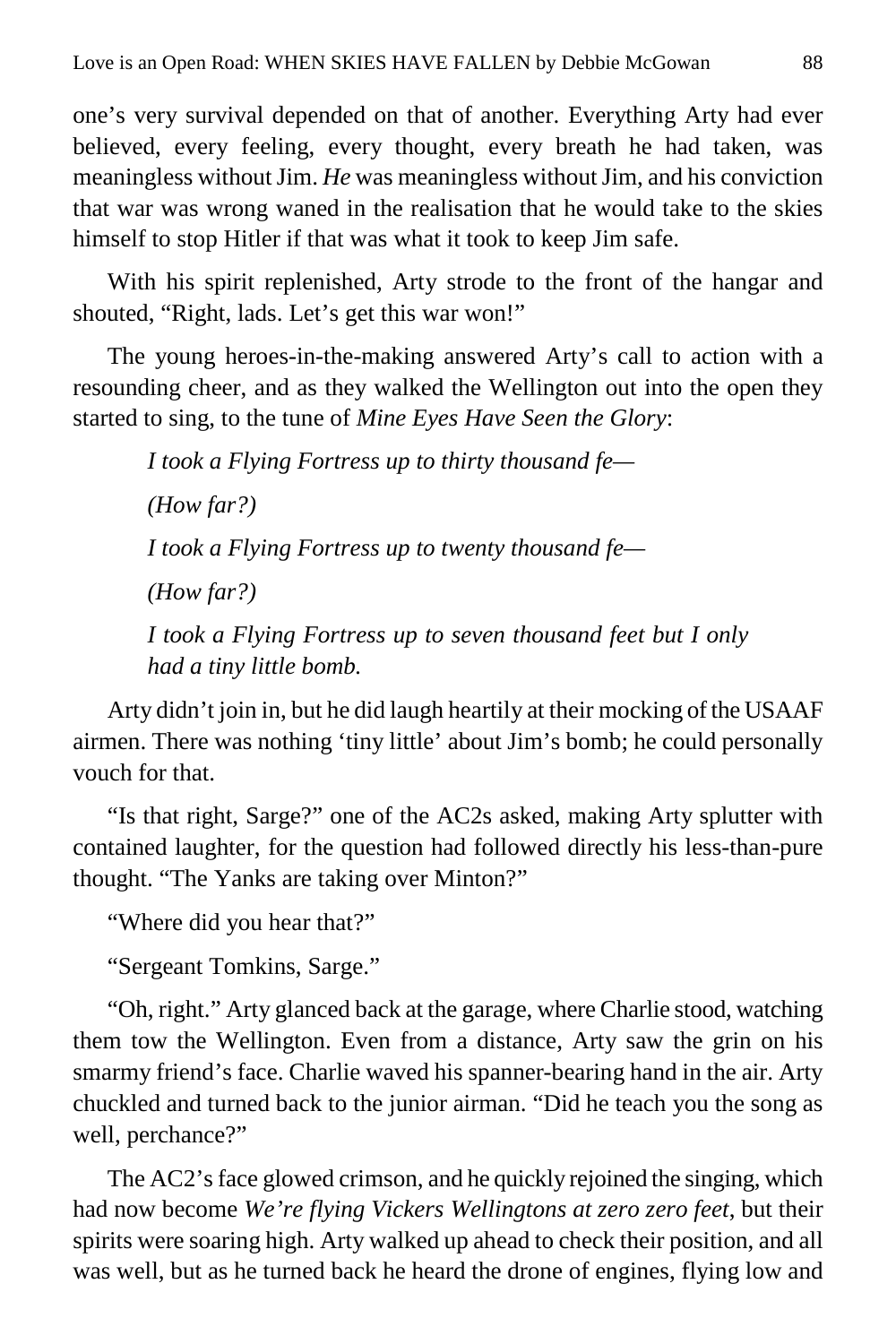one's very survival depended on that of another. Everything Arty had ever believed, every feeling, every thought, every breath he had taken, was meaningless without Jim. *He* was meaningless without Jim, and his conviction that war was wrong waned in the realisation that he would take to the skies himself to stop Hitler if that was what it took to keep Jim safe.

With his spirit replenished, Arty strode to the front of the hangar and shouted, "Right, lads. Let's get this war won!"

The young heroes-in-the-making answered Arty's call to action with a resounding cheer, and as they walked the Wellington out into the open they started to sing, to the tune of *Mine Eyes Have Seen the Glory*:

> *I took a Flying Fortress up to thirty thousand fe—*
>
> *(How far?)*
>
> *I took a Flying Fortress up to twenty thousand fe—*
>
> *(How far?)*
>
> *I took a Flying Fortress up to seven thousand feet but I only had a tiny little bomb.*

Arty didn't join in, but he did laugh heartily at their mocking of the USAAF airmen. There was nothing 'tiny little' about Jim's bomb; he could personally vouch for that.

"Is that right, Sarge?" one of the AC2s asked, making Arty splutter with contained laughter, for the question had followed directly his less-than-pure thought. "The Yanks are taking over Minton?"

"Where did you hear that?"

"Sergeant Tomkins, Sarge."

"Oh, right." Arty glanced back at the garage, where Charlie stood, watching them tow the Wellington. Even from a distance, Arty saw the grin on his smarmy friend's face. Charlie waved his spanner-bearing hand in the air. Arty chuckled and turned back to the junior airman. "Did he teach you the song as well, perchance?"

The AC2's face glowed crimson, and he quickly rejoined the singing, which had now become *We're flying Vickers Wellingtons at zero zero feet*, but their spirits were soaring high. Arty walked up ahead to check their position, and all was well, but as he turned back he heard the drone of engines, flying low and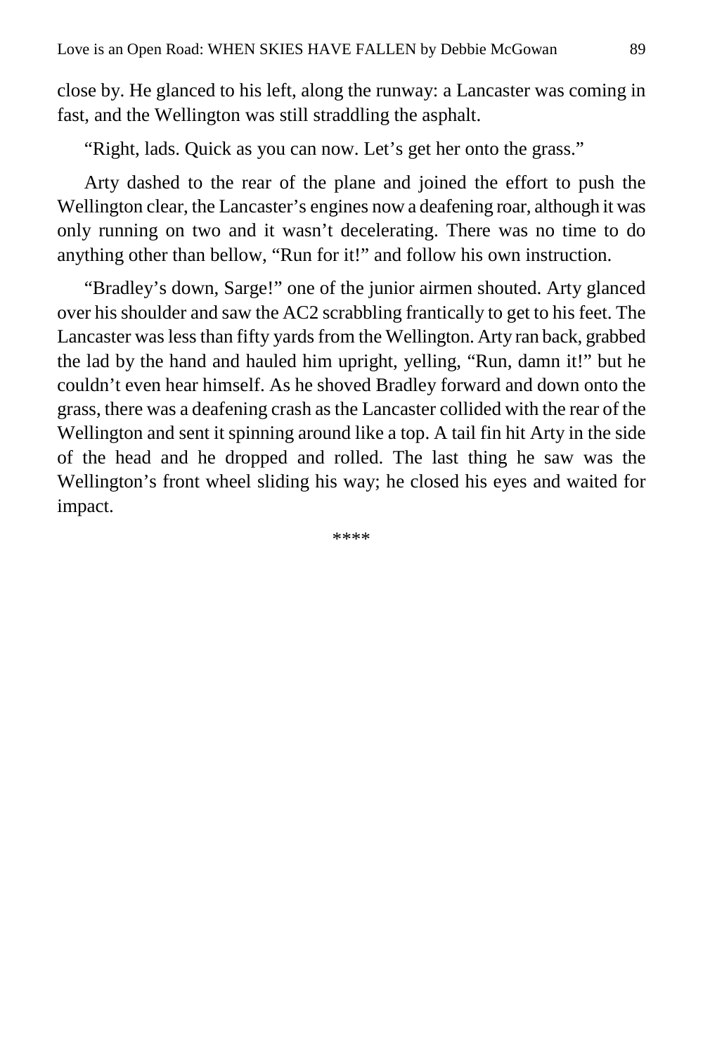close by. He glanced to his left, along the runway: a Lancaster was coming in fast, and the Wellington was still straddling the asphalt.

"Right, lads. Quick as you can now. Let's get her onto the grass."

Arty dashed to the rear of the plane and joined the effort to push the Wellington clear, the Lancaster's engines now a deafening roar, although it was only running on two and it wasn't decelerating. There was no time to do anything other than bellow, "Run for it!" and follow his own instruction.

"Bradley's down, Sarge!" one of the junior airmen shouted. Arty glanced over his shoulder and saw the AC2 scrabbling frantically to get to his feet. The Lancaster was less than fifty yards from the Wellington. Arty ran back, grabbed the lad by the hand and hauled him upright, yelling, "Run, damn it!" but he couldn't even hear himself. As he shoved Bradley forward and down onto the grass, there was a deafening crash as the Lancaster collided with the rear of the Wellington and sent it spinning around like a top. A tail fin hit Arty in the side of the head and he dropped and rolled. The last thing he saw was the Wellington's front wheel sliding his way; he closed his eyes and waited for impact.

****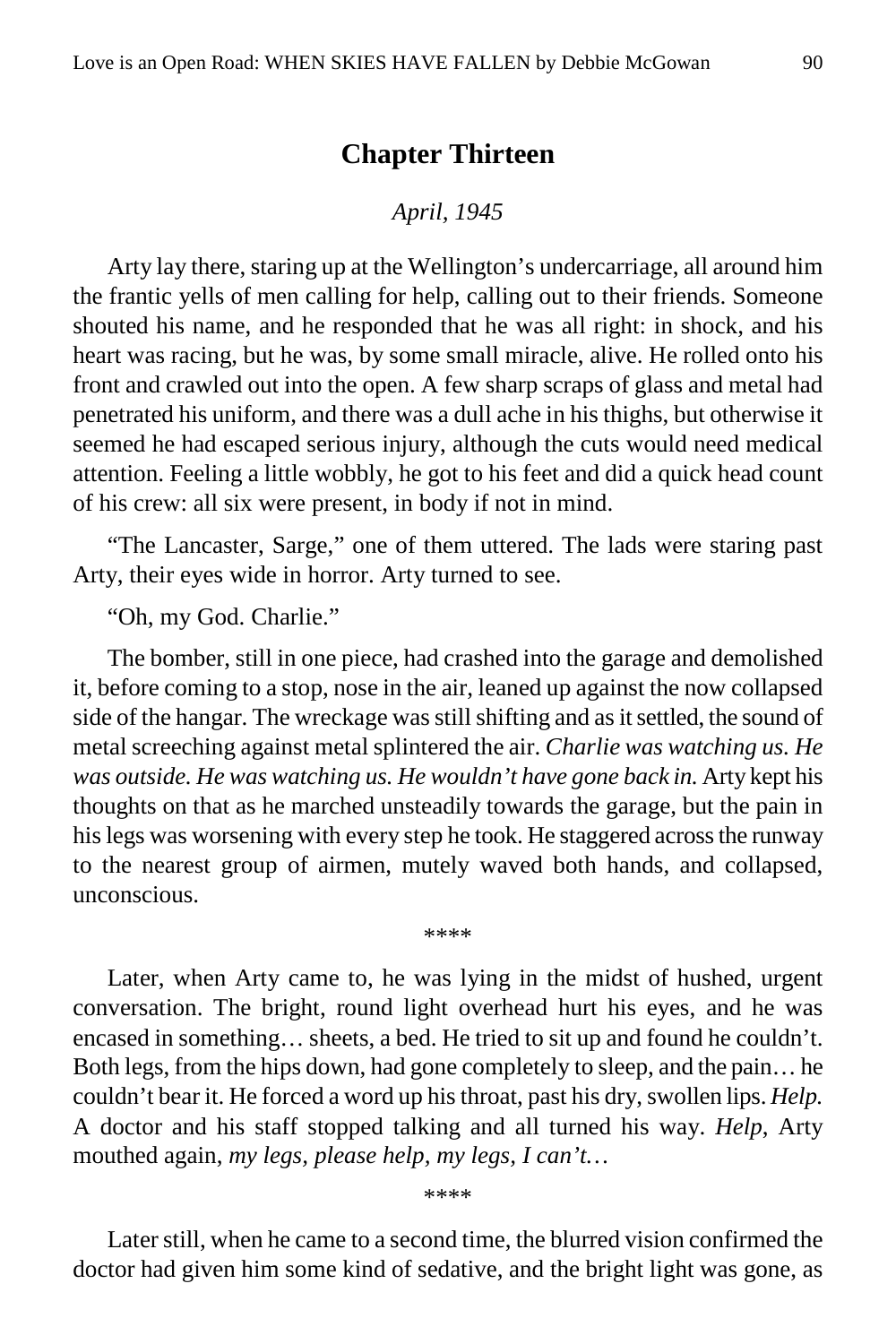## Chapter Thirteen

*April, 1945*

Arty lay there, staring up at the Wellington's undercarriage, all around him the frantic yells of men calling for help, calling out to their friends. Someone shouted his name, and he responded that he was all right: in shock, and his heart was racing, but he was, by some small miracle, alive. He rolled onto his front and crawled out into the open. A few sharp scraps of glass and metal had penetrated his uniform, and there was a dull ache in his thighs, but otherwise it seemed he had escaped serious injury, although the cuts would need medical attention. Feeling a little wobbly, he got to his feet and did a quick head count of his crew: all six were present, in body if not in mind.

"The Lancaster, Sarge," one of them uttered. The lads were staring past Arty, their eyes wide in horror. Arty turned to see.

"Oh, my God. Charlie."

The bomber, still in one piece, had crashed into the garage and demolished it, before coming to a stop, nose in the air, leaned up against the now collapsed side of the hangar. The wreckage was still shifting and as it settled, the sound of metal screeching against metal splintered the air. *Charlie was watching us. He was outside. He was watching us. He wouldn't have gone back in.* Arty kept his thoughts on that as he marched unsteadily towards the garage, but the pain in his legs was worsening with every step he took. He staggered across the runway to the nearest group of airmen, mutely waved both hands, and collapsed, unconscious.

\*\*\*\*

Later, when Arty came to, he was lying in the midst of hushed, urgent conversation. The bright, round light overhead hurt his eyes, and he was encased in something… sheets, a bed. He tried to sit up and found he couldn't. Both legs, from the hips down, had gone completely to sleep, and the pain… he couldn't bear it. He forced a word up his throat, past his dry, swollen lips. *Help.* A doctor and his staff stopped talking and all turned his way. *Help*, Arty mouthed again, *my legs, please help, my legs, I can't…*

\*\*\*\*

Later still, when he came to a second time, the blurred vision confirmed the doctor had given him some kind of sedative, and the bright light was gone, as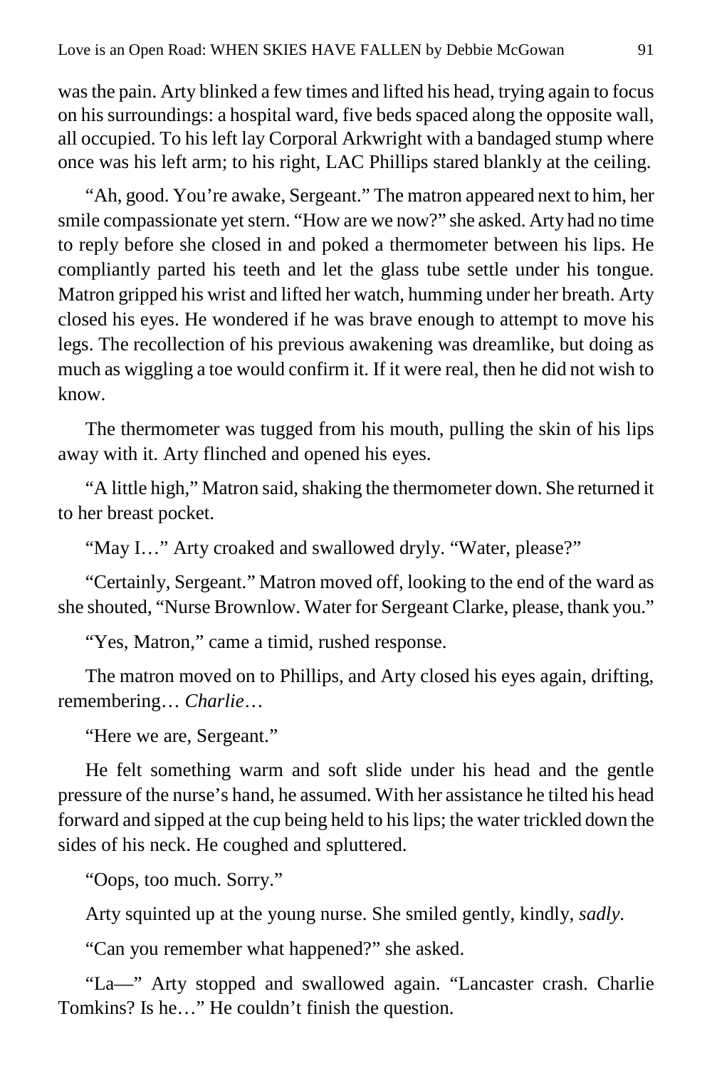was the pain. Arty blinked a few times and lifted his head, trying again to focus on his surroundings: a hospital ward, five beds spaced along the opposite wall, all occupied. To his left lay Corporal Arkwright with a bandaged stump where once was his left arm; to his right, LAC Phillips stared blankly at the ceiling.

"Ah, good. You're awake, Sergeant." The matron appeared next to him, her smile compassionate yet stern. "How are we now?" she asked. Arty had no time to reply before she closed in and poked a thermometer between his lips. He compliantly parted his teeth and let the glass tube settle under his tongue. Matron gripped his wrist and lifted her watch, humming under her breath. Arty closed his eyes. He wondered if he was brave enough to attempt to move his legs. The recollection of his previous awakening was dreamlike, but doing as much as wiggling a toe would confirm it. If it were real, then he did not wish to know.

The thermometer was tugged from his mouth, pulling the skin of his lips away with it. Arty flinched and opened his eyes.

"A little high," Matron said, shaking the thermometer down. She returned it to her breast pocket.

"May I…" Arty croaked and swallowed dryly. "Water, please?"

"Certainly, Sergeant." Matron moved off, looking to the end of the ward as she shouted, "Nurse Brownlow. Water for Sergeant Clarke, please, thank you."

"Yes, Matron," came a timid, rushed response.

The matron moved on to Phillips, and Arty closed his eyes again, drifting, remembering… *Charlie*…

"Here we are, Sergeant."

He felt something warm and soft slide under his head and the gentle pressure of the nurse's hand, he assumed. With her assistance he tilted his head forward and sipped at the cup being held to his lips; the water trickled down the sides of his neck. He coughed and spluttered.

"Oops, too much. Sorry."

Arty squinted up at the young nurse. She smiled gently, kindly, *sadly*.

"Can you remember what happened?" she asked.

"La—" Arty stopped and swallowed again. "Lancaster crash. Charlie Tomkins? Is he…" He couldn't finish the question.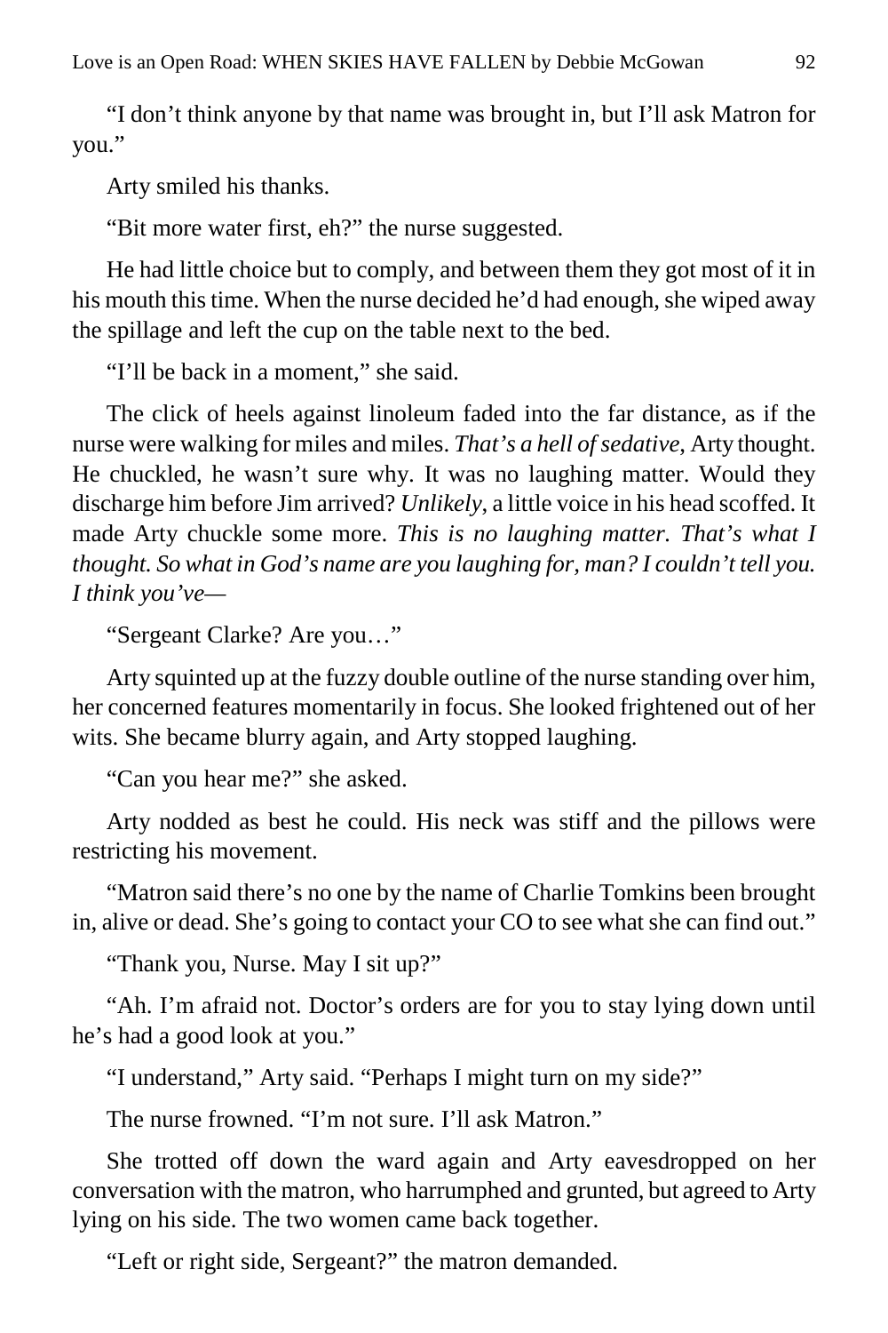"I don't think anyone by that name was brought in, but I'll ask Matron for you."

Arty smiled his thanks.

"Bit more water first, eh?" the nurse suggested.

He had little choice but to comply, and between them they got most of it in his mouth this time. When the nurse decided he'd had enough, she wiped away the spillage and left the cup on the table next to the bed.

"I'll be back in a moment," she said.

The click of heels against linoleum faded into the far distance, as if the nurse were walking for miles and miles. *That's a hell of sedative,* Arty thought. He chuckled, he wasn't sure why. It was no laughing matter. Would they discharge him before Jim arrived? *Unlikely,* a little voice in his head scoffed. It made Arty chuckle some more. *This is no laughing matter. That's what I thought. So what in God's name are you laughing for, man? I couldn't tell you. I think you've—*

"Sergeant Clarke? Are you…"

Arty squinted up at the fuzzy double outline of the nurse standing over him, her concerned features momentarily in focus. She looked frightened out of her wits. She became blurry again, and Arty stopped laughing.

"Can you hear me?" she asked.

Arty nodded as best he could. His neck was stiff and the pillows were restricting his movement.

"Matron said there's no one by the name of Charlie Tomkins been brought in, alive or dead. She's going to contact your CO to see what she can find out."

"Thank you, Nurse. May I sit up?"

"Ah. I'm afraid not. Doctor's orders are for you to stay lying down until he's had a good look at you."

"I understand," Arty said. "Perhaps I might turn on my side?"

The nurse frowned. "I'm not sure. I'll ask Matron."

She trotted off down the ward again and Arty eavesdropped on her conversation with the matron, who harrumphed and grunted, but agreed to Arty lying on his side. The two women came back together.

"Left or right side, Sergeant?" the matron demanded.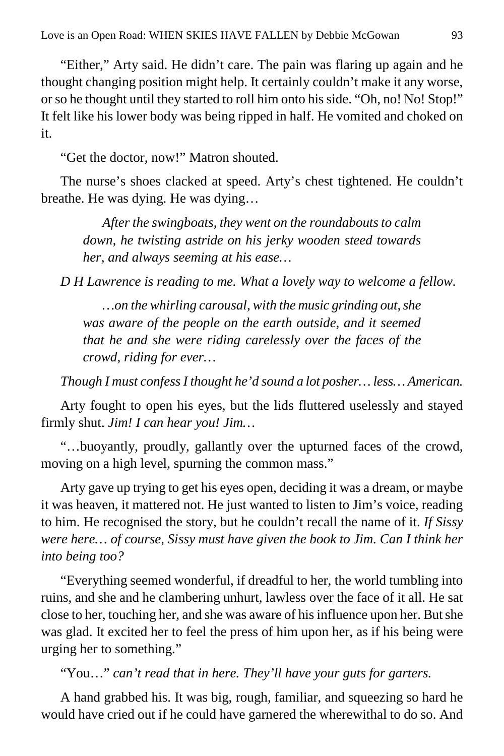"Either," Arty said. He didn't care. The pain was flaring up again and he thought changing position might help. It certainly couldn't make it any worse, or so he thought until they started to roll him onto his side. "Oh, no! No! Stop!" It felt like his lower body was being ripped in half. He vomited and choked on it.

"Get the doctor, now!" Matron shouted.

The nurse's shoes clacked at speed. Arty's chest tightened. He couldn't breathe. He was dying. He was dying…

> *After the swingboats, they went on the roundabouts to calm down, he twisting astride on his jerky wooden steed towards her, and always seeming at his ease…*

*D H Lawrence is reading to me. What a lovely way to welcome a fellow.*

> *…on the whirling carousal, with the music grinding out, she was aware of the people on the earth outside, and it seemed that he and she were riding carelessly over the faces of the crowd, riding for ever…*

*Though I must confess I thought he'd sound a lot posher… less… American.*

Arty fought to open his eyes, but the lids fluttered uselessly and stayed firmly shut. *Jim! I can hear you! Jim…*

"…buoyantly, proudly, gallantly over the upturned faces of the crowd, moving on a high level, spurning the common mass."

Arty gave up trying to get his eyes open, deciding it was a dream, or maybe it was heaven, it mattered not. He just wanted to listen to Jim's voice, reading to him. He recognised the story, but he couldn't recall the name of it. *If Sissy were here… of course, Sissy must have given the book to Jim. Can I think her into being too?*

"Everything seemed wonderful, if dreadful to her, the world tumbling into ruins, and she and he clambering unhurt, lawless over the face of it all. He sat close to her, touching her, and she was aware of his influence upon her. But she was glad. It excited her to feel the press of him upon her, as if his being were urging her to something."

"You…" *can't read that in here. They'll have your guts for garters.*

A hand grabbed his. It was big, rough, familiar, and squeezing so hard he would have cried out if he could have garnered the wherewithal to do so. And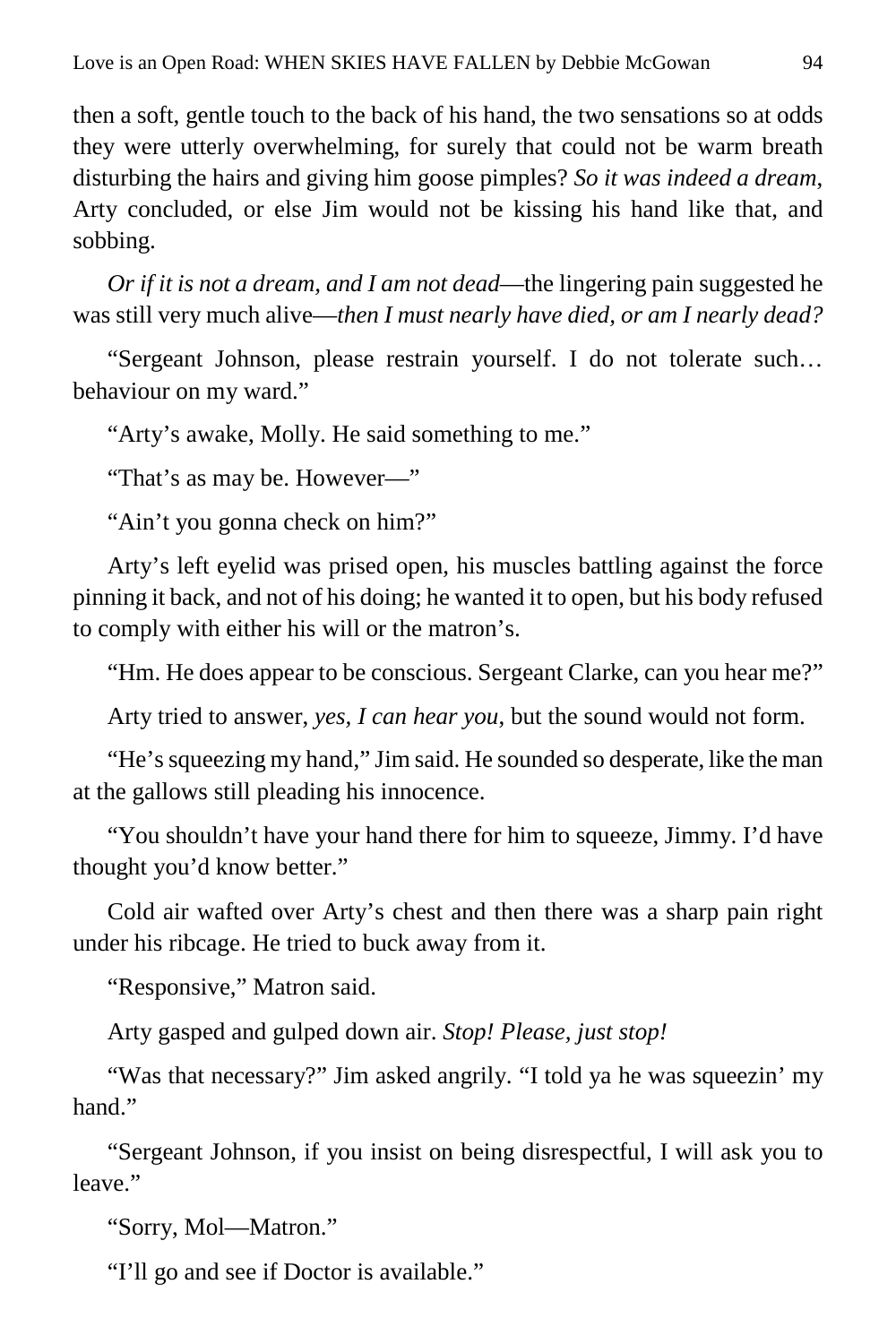then a soft, gentle touch to the back of his hand, the two sensations so at odds they were utterly overwhelming, for surely that could not be warm breath disturbing the hairs and giving him goose pimples? *So it was indeed a dream*, Arty concluded, or else Jim would not be kissing his hand like that, and sobbing.

*Or if it is not a dream, and I am not dead*—the lingering pain suggested he was still very much alive—*then I must nearly have died, or am I nearly dead?*

"Sergeant Johnson, please restrain yourself. I do not tolerate such… behaviour on my ward."

"Arty's awake, Molly. He said something to me."

"That's as may be. However—"

"Ain't you gonna check on him?"

Arty's left eyelid was prised open, his muscles battling against the force pinning it back, and not of his doing; he wanted it to open, but his body refused to comply with either his will or the matron's.

"Hm. He does appear to be conscious. Sergeant Clarke, can you hear me?"

Arty tried to answer, *yes, I can hear you*, but the sound would not form.

"He's squeezing my hand," Jim said. He sounded so desperate, like the man at the gallows still pleading his innocence.

"You shouldn't have your hand there for him to squeeze, Jimmy. I'd have thought you'd know better."

Cold air wafted over Arty's chest and then there was a sharp pain right under his ribcage. He tried to buck away from it.

"Responsive," Matron said.

Arty gasped and gulped down air. *Stop! Please, just stop!*

"Was that necessary?" Jim asked angrily. "I told ya he was squeezin' my hand."

"Sergeant Johnson, if you insist on being disrespectful, I will ask you to leave."

"Sorry, Mol—Matron."

"I'll go and see if Doctor is available."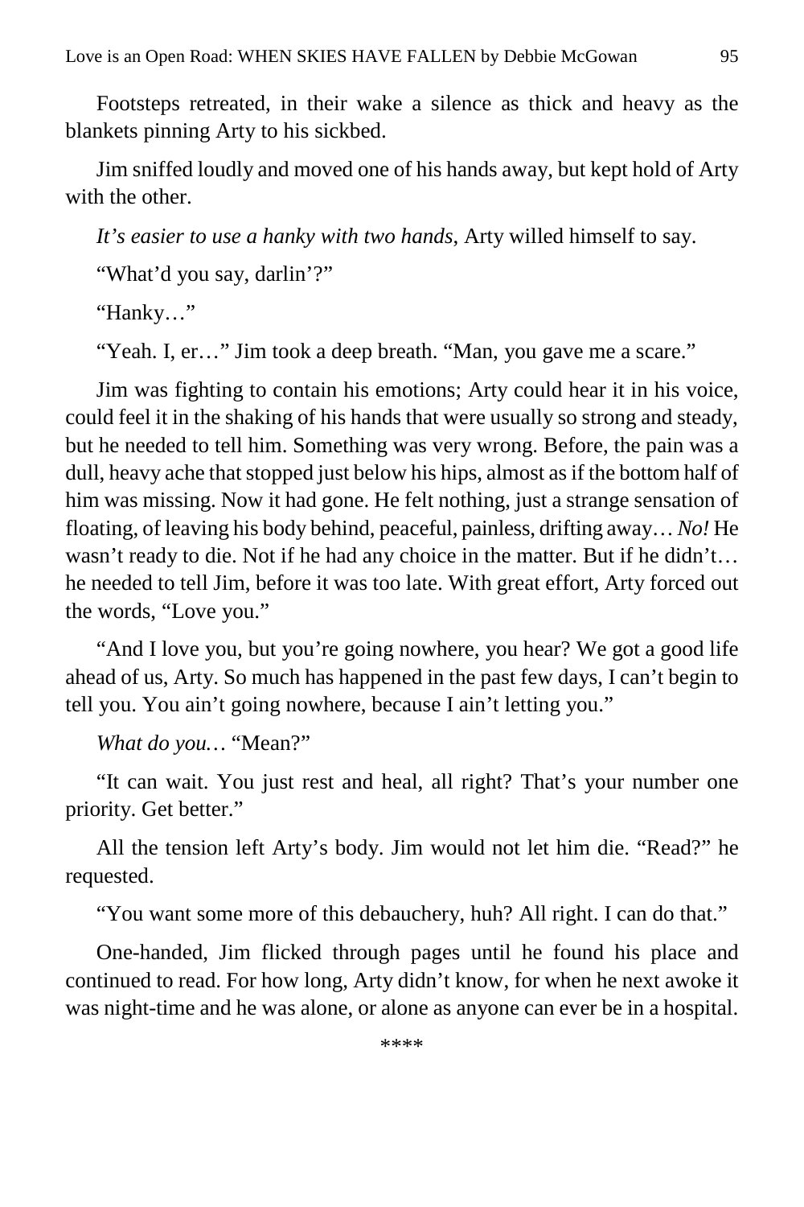Footsteps retreated, in their wake a silence as thick and heavy as the blankets pinning Arty to his sickbed.

Jim sniffed loudly and moved one of his hands away, but kept hold of Arty with the other.

*It's easier to use a hanky with two hands*, Arty willed himself to say.

"What'd you say, darlin'?"

"Hanky…"

"Yeah. I, er…" Jim took a deep breath. "Man, you gave me a scare."

Jim was fighting to contain his emotions; Arty could hear it in his voice, could feel it in the shaking of his hands that were usually so strong and steady, but he needed to tell him. Something was very wrong. Before, the pain was a dull, heavy ache that stopped just below his hips, almost as if the bottom half of him was missing. Now it had gone. He felt nothing, just a strange sensation of floating, of leaving his body behind, peaceful, painless, drifting away… *No!* He wasn't ready to die. Not if he had any choice in the matter. But if he didn't… he needed to tell Jim, before it was too late. With great effort, Arty forced out the words, "Love you."

"And I love you, but you're going nowhere, you hear? We got a good life ahead of us, Arty. So much has happened in the past few days, I can't begin to tell you. You ain't going nowhere, because I ain't letting you."

*What do you…* "Mean?"

"It can wait. You just rest and heal, all right? That's your number one priority. Get better."

All the tension left Arty's body. Jim would not let him die. "Read?" he requested.

"You want some more of this debauchery, huh? All right. I can do that."

One-handed, Jim flicked through pages until he found his place and continued to read. For how long, Arty didn't know, for when he next awoke it was night-time and he was alone, or alone as anyone can ever be in a hospital.

\*\*\*\*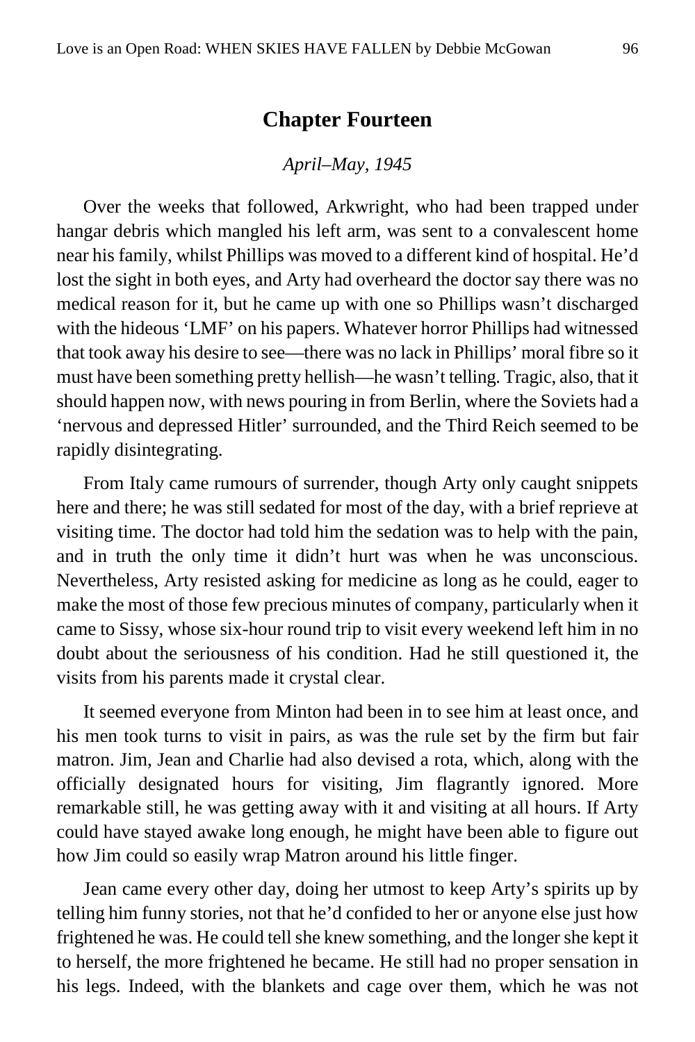## Chapter Fourteen

*April–May, 1945*

Over the weeks that followed, Arkwright, who had been trapped under hangar debris which mangled his left arm, was sent to a convalescent home near his family, whilst Phillips was moved to a different kind of hospital. He'd lost the sight in both eyes, and Arty had overheard the doctor say there was no medical reason for it, but he came up with one so Phillips wasn't discharged with the hideous 'LMF' on his papers. Whatever horror Phillips had witnessed that took away his desire to see—there was no lack in Phillips' moral fibre so it must have been something pretty hellish—he wasn't telling. Tragic, also, that it should happen now, with news pouring in from Berlin, where the Soviets had a 'nervous and depressed Hitler' surrounded, and the Third Reich seemed to be rapidly disintegrating.

From Italy came rumours of surrender, though Arty only caught snippets here and there; he was still sedated for most of the day, with a brief reprieve at visiting time. The doctor had told him the sedation was to help with the pain, and in truth the only time it didn't hurt was when he was unconscious. Nevertheless, Arty resisted asking for medicine as long as he could, eager to make the most of those few precious minutes of company, particularly when it came to Sissy, whose six-hour round trip to visit every weekend left him in no doubt about the seriousness of his condition. Had he still questioned it, the visits from his parents made it crystal clear.

It seemed everyone from Minton had been in to see him at least once, and his men took turns to visit in pairs, as was the rule set by the firm but fair matron. Jim, Jean and Charlie had also devised a rota, which, along with the officially designated hours for visiting, Jim flagrantly ignored. More remarkable still, he was getting away with it and visiting at all hours. If Arty could have stayed awake long enough, he might have been able to figure out how Jim could so easily wrap Matron around his little finger.

Jean came every other day, doing her utmost to keep Arty's spirits up by telling him funny stories, not that he'd confided to her or anyone else just how frightened he was. He could tell she knew something, and the longer she kept it to herself, the more frightened he became. He still had no proper sensation in his legs. Indeed, with the blankets and cage over them, which he was not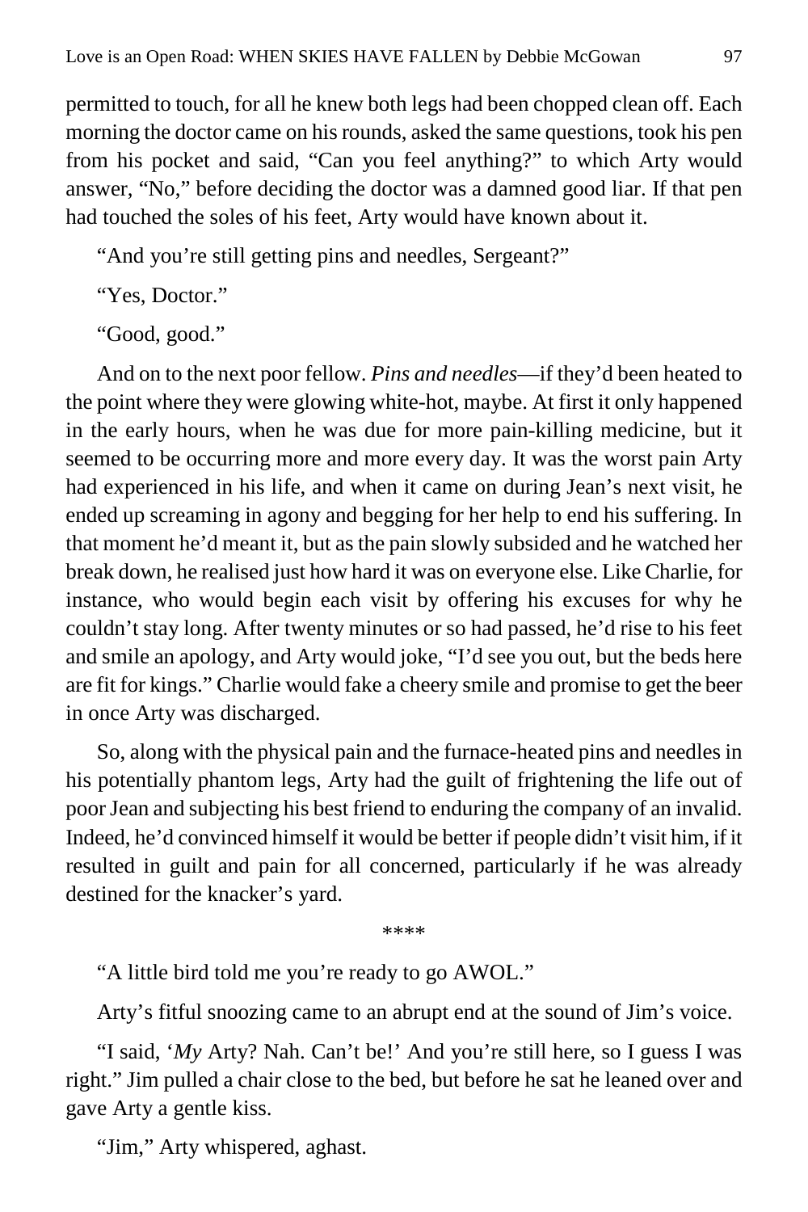permitted to touch, for all he knew both legs had been chopped clean off. Each morning the doctor came on his rounds, asked the same questions, took his pen from his pocket and said, "Can you feel anything?" to which Arty would answer, "No," before deciding the doctor was a damned good liar. If that pen had touched the soles of his feet, Arty would have known about it.

"And you're still getting pins and needles, Sergeant?"

"Yes, Doctor."

"Good, good."

And on to the next poor fellow. *Pins and needles*—if they'd been heated to the point where they were glowing white-hot, maybe. At first it only happened in the early hours, when he was due for more pain-killing medicine, but it seemed to be occurring more and more every day. It was the worst pain Arty had experienced in his life, and when it came on during Jean's next visit, he ended up screaming in agony and begging for her help to end his suffering. In that moment he'd meant it, but as the pain slowly subsided and he watched her break down, he realised just how hard it was on everyone else. Like Charlie, for instance, who would begin each visit by offering his excuses for why he couldn't stay long. After twenty minutes or so had passed, he'd rise to his feet and smile an apology, and Arty would joke, "I'd see you out, but the beds here are fit for kings." Charlie would fake a cheery smile and promise to get the beer in once Arty was discharged.

So, along with the physical pain and the furnace-heated pins and needles in his potentially phantom legs, Arty had the guilt of frightening the life out of poor Jean and subjecting his best friend to enduring the company of an invalid. Indeed, he'd convinced himself it would be better if people didn't visit him, if it resulted in guilt and pain for all concerned, particularly if he was already destined for the knacker's yard.

****

"A little bird told me you're ready to go AWOL."

Arty's fitful snoozing came to an abrupt end at the sound of Jim's voice.

"I said, '*My* Arty? Nah. Can't be!' And you're still here, so I guess I was right." Jim pulled a chair close to the bed, but before he sat he leaned over and gave Arty a gentle kiss.

"Jim," Arty whispered, aghast.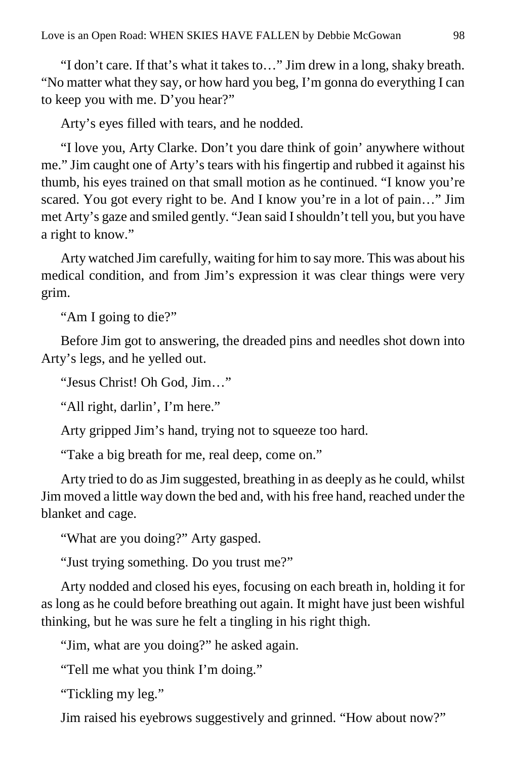"I don't care. If that's what it takes to…" Jim drew in a long, shaky breath. "No matter what they say, or how hard you beg, I'm gonna do everything I can to keep you with me. D'you hear?"

Arty's eyes filled with tears, and he nodded.

"I love you, Arty Clarke. Don't you dare think of goin' anywhere without me." Jim caught one of Arty's tears with his fingertip and rubbed it against his thumb, his eyes trained on that small motion as he continued. "I know you're scared. You got every right to be. And I know you're in a lot of pain…" Jim met Arty's gaze and smiled gently. "Jean said I shouldn't tell you, but you have a right to know."

Arty watched Jim carefully, waiting for him to say more. This was about his medical condition, and from Jim's expression it was clear things were very grim.

"Am I going to die?"

Before Jim got to answering, the dreaded pins and needles shot down into Arty's legs, and he yelled out.

"Jesus Christ! Oh God, Jim…"

"All right, darlin', I'm here."

Arty gripped Jim's hand, trying not to squeeze too hard.

"Take a big breath for me, real deep, come on."

Arty tried to do as Jim suggested, breathing in as deeply as he could, whilst Jim moved a little way down the bed and, with his free hand, reached under the blanket and cage.

"What are you doing?" Arty gasped.

"Just trying something. Do you trust me?"

Arty nodded and closed his eyes, focusing on each breath in, holding it for as long as he could before breathing out again. It might have just been wishful thinking, but he was sure he felt a tingling in his right thigh.

"Jim, what are you doing?" he asked again.

"Tell me what you think I'm doing."

"Tickling my leg."

Jim raised his eyebrows suggestively and grinned. "How about now?"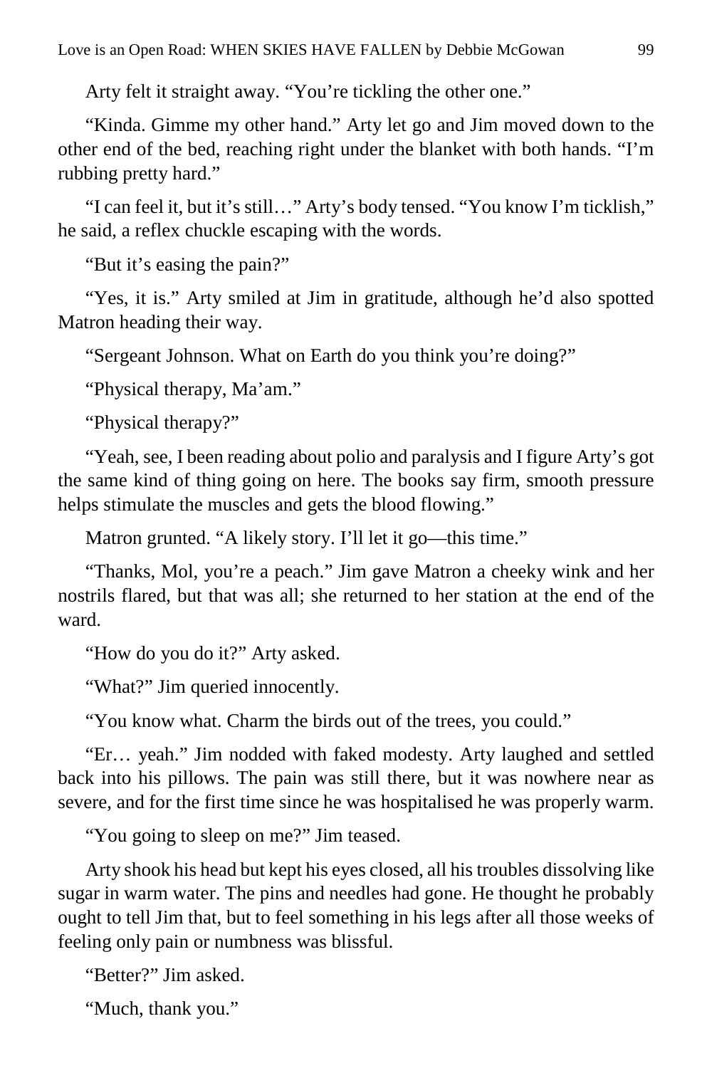Arty felt it straight away. “You’re tickling the other one.”

“Kinda. Gimme my other hand.” Arty let go and Jim moved down to the other end of the bed, reaching right under the blanket with both hands. “I’m rubbing pretty hard.”

“I can feel it, but it’s still…” Arty’s body tensed. “You know I’m ticklish,” he said, a reflex chuckle escaping with the words.

“But it’s easing the pain?”

“Yes, it is.” Arty smiled at Jim in gratitude, although he’d also spotted Matron heading their way.

“Sergeant Johnson. What on Earth do you think you’re doing?”

“Physical therapy, Ma’am.”

“Physical therapy?”

“Yeah, see, I been reading about polio and paralysis and I figure Arty’s got the same kind of thing going on here. The books say firm, smooth pressure helps stimulate the muscles and gets the blood flowing.”

Matron grunted. “A likely story. I’ll let it go—this time.”

“Thanks, Mol, you’re a peach.” Jim gave Matron a cheeky wink and her nostrils flared, but that was all; she returned to her station at the end of the ward.

“How do you do it?” Arty asked.

“What?” Jim queried innocently.

“You know what. Charm the birds out of the trees, you could.”

“Er… yeah.” Jim nodded with faked modesty. Arty laughed and settled back into his pillows. The pain was still there, but it was nowhere near as severe, and for the first time since he was hospitalised he was properly warm.

“You going to sleep on me?” Jim teased.

Arty shook his head but kept his eyes closed, all his troubles dissolving like sugar in warm water. The pins and needles had gone. He thought he probably ought to tell Jim that, but to feel something in his legs after all those weeks of feeling only pain or numbness was blissful.

“Better?” Jim asked.

“Much, thank you.”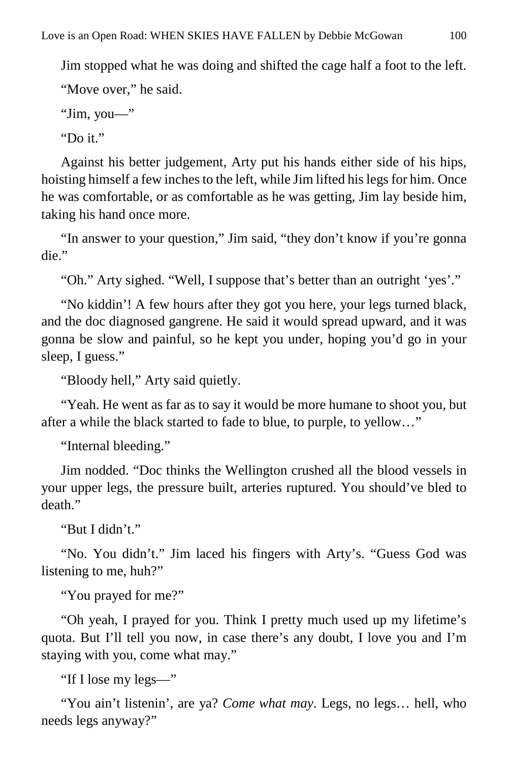Jim stopped what he was doing and shifted the cage half a foot to the left.

"Move over," he said.

"Jim, you—"

"Do it."

Against his better judgement, Arty put his hands either side of his hips, hoisting himself a few inches to the left, while Jim lifted his legs for him. Once he was comfortable, or as comfortable as he was getting, Jim lay beside him, taking his hand once more.

"In answer to your question," Jim said, "they don't know if you're gonna die."

"Oh." Arty sighed. "Well, I suppose that's better than an outright 'yes'."

"No kiddin'! A few hours after they got you here, your legs turned black, and the doc diagnosed gangrene. He said it would spread upward, and it was gonna be slow and painful, so he kept you under, hoping you'd go in your sleep, I guess."

"Bloody hell," Arty said quietly.

"Yeah. He went as far as to say it would be more humane to shoot you, but after a while the black started to fade to blue, to purple, to yellow…"

"Internal bleeding."

Jim nodded. "Doc thinks the Wellington crushed all the blood vessels in your upper legs, the pressure built, arteries ruptured. You should've bled to death."

"But I didn't."

"No. You didn't." Jim laced his fingers with Arty's. "Guess God was listening to me, huh?"

"You prayed for me?"

"Oh yeah, I prayed for you. Think I pretty much used up my lifetime's quota. But I'll tell you now, in case there's any doubt, I love you and I'm staying with you, come what may."

"If I lose my legs—"

"You ain't listenin', are ya? *Come what may*. Legs, no legs… hell, who needs legs anyway?"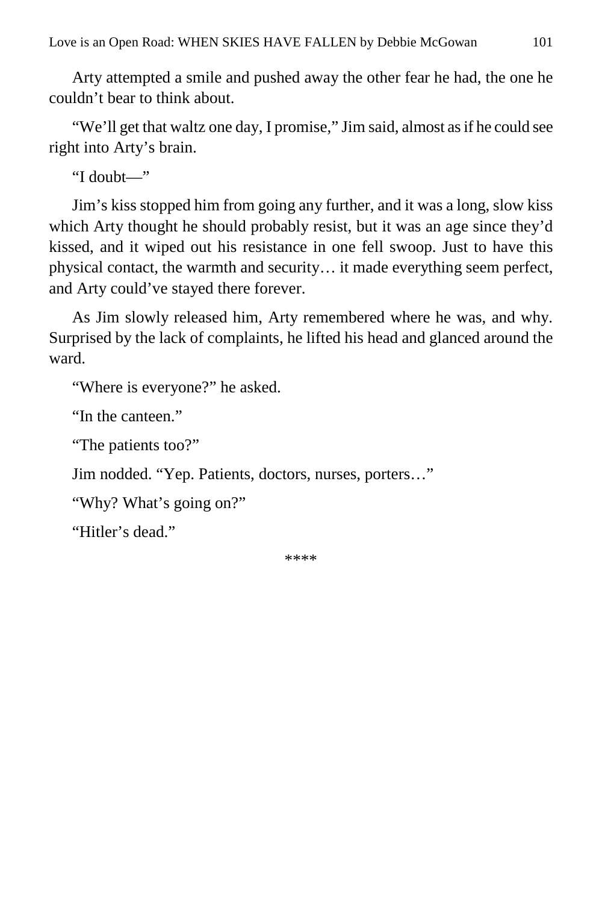Arty attempted a smile and pushed away the other fear he had, the one he couldn't bear to think about.

"We'll get that waltz one day, I promise," Jim said, almost as if he could see right into Arty's brain.

"I doubt—"

Jim's kiss stopped him from going any further, and it was a long, slow kiss which Arty thought he should probably resist, but it was an age since they'd kissed, and it wiped out his resistance in one fell swoop. Just to have this physical contact, the warmth and security… it made everything seem perfect, and Arty could've stayed there forever.

As Jim slowly released him, Arty remembered where he was, and why. Surprised by the lack of complaints, he lifted his head and glanced around the ward.

"Where is everyone?" he asked.

"In the canteen."

"The patients too?"

Jim nodded. "Yep. Patients, doctors, nurses, porters…"

"Why? What's going on?"

"Hitler's dead."

****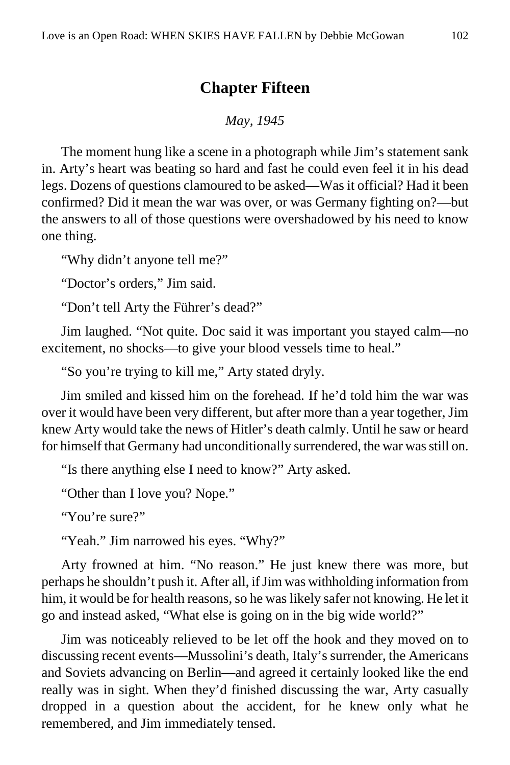## Chapter Fifteen

*May, 1945*

The moment hung like a scene in a photograph while Jim's statement sank in. Arty's heart was beating so hard and fast he could even feel it in his dead legs. Dozens of questions clamoured to be asked—Was it official? Had it been confirmed? Did it mean the war was over, or was Germany fighting on?—but the answers to all of those questions were overshadowed by his need to know one thing.

"Why didn't anyone tell me?"

"Doctor's orders," Jim said.

"Don't tell Arty the Führer's dead?"

Jim laughed. "Not quite. Doc said it was important you stayed calm—no excitement, no shocks—to give your blood vessels time to heal."

"So you're trying to kill me," Arty stated dryly.

Jim smiled and kissed him on the forehead. If he'd told him the war was over it would have been very different, but after more than a year together, Jim knew Arty would take the news of Hitler's death calmly. Until he saw or heard for himself that Germany had unconditionally surrendered, the war was still on.

"Is there anything else I need to know?" Arty asked.

"Other than I love you? Nope."

"You're sure?"

"Yeah." Jim narrowed his eyes. "Why?"

Arty frowned at him. "No reason." He just knew there was more, but perhaps he shouldn't push it. After all, if Jim was withholding information from him, it would be for health reasons, so he was likely safer not knowing. He let it go and instead asked, "What else is going on in the big wide world?"

Jim was noticeably relieved to be let off the hook and they moved on to discussing recent events—Mussolini's death, Italy's surrender, the Americans and Soviets advancing on Berlin—and agreed it certainly looked like the end really was in sight. When they'd finished discussing the war, Arty casually dropped in a question about the accident, for he knew only what he remembered, and Jim immediately tensed.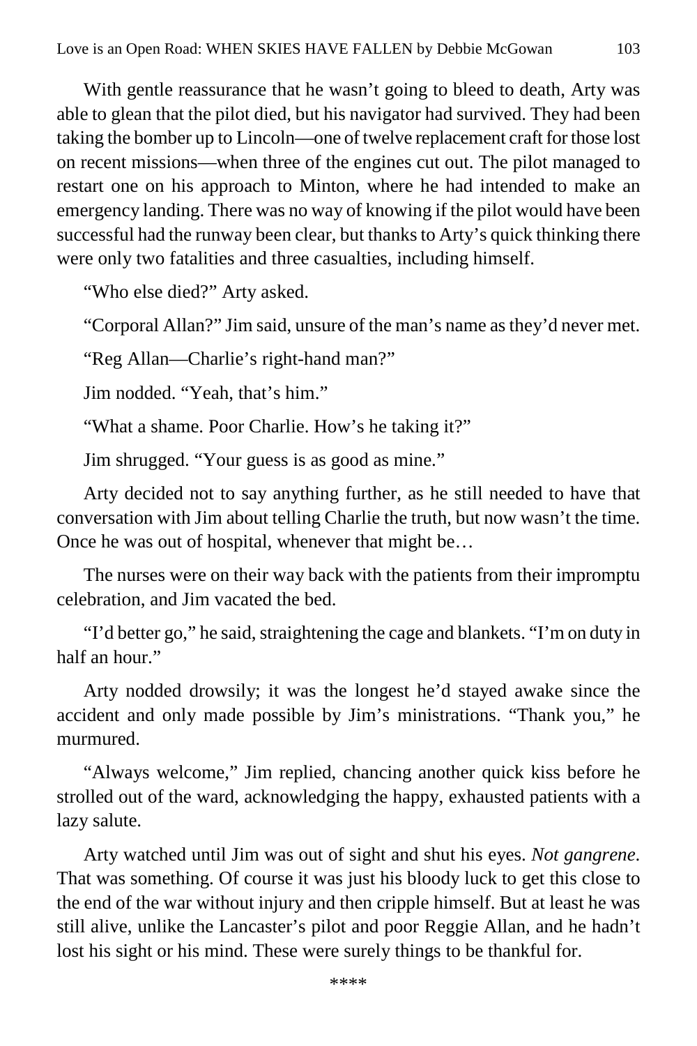With gentle reassurance that he wasn't going to bleed to death, Arty was able to glean that the pilot died, but his navigator had survived. They had been taking the bomber up to Lincoln—one of twelve replacement craft for those lost on recent missions—when three of the engines cut out. The pilot managed to restart one on his approach to Minton, where he had intended to make an emergency landing. There was no way of knowing if the pilot would have been successful had the runway been clear, but thanks to Arty's quick thinking there were only two fatalities and three casualties, including himself.

"Who else died?" Arty asked.

"Corporal Allan?" Jim said, unsure of the man's name as they'd never met.

"Reg Allan—Charlie's right-hand man?"

Jim nodded. "Yeah, that's him."

"What a shame. Poor Charlie. How's he taking it?"

Jim shrugged. "Your guess is as good as mine."

Arty decided not to say anything further, as he still needed to have that conversation with Jim about telling Charlie the truth, but now wasn't the time. Once he was out of hospital, whenever that might be…

The nurses were on their way back with the patients from their impromptu celebration, and Jim vacated the bed.

"I'd better go," he said, straightening the cage and blankets. "I'm on duty in half an hour."

Arty nodded drowsily; it was the longest he'd stayed awake since the accident and only made possible by Jim's ministrations. "Thank you," he murmured.

"Always welcome," Jim replied, chancing another quick kiss before he strolled out of the ward, acknowledging the happy, exhausted patients with a lazy salute.

Arty watched until Jim was out of sight and shut his eyes. *Not gangrene.* That was something. Of course it was just his bloody luck to get this close to the end of the war without injury and then cripple himself. But at least he was still alive, unlike the Lancaster's pilot and poor Reggie Allan, and he hadn't lost his sight or his mind. These were surely things to be thankful for.

\*\*\*\*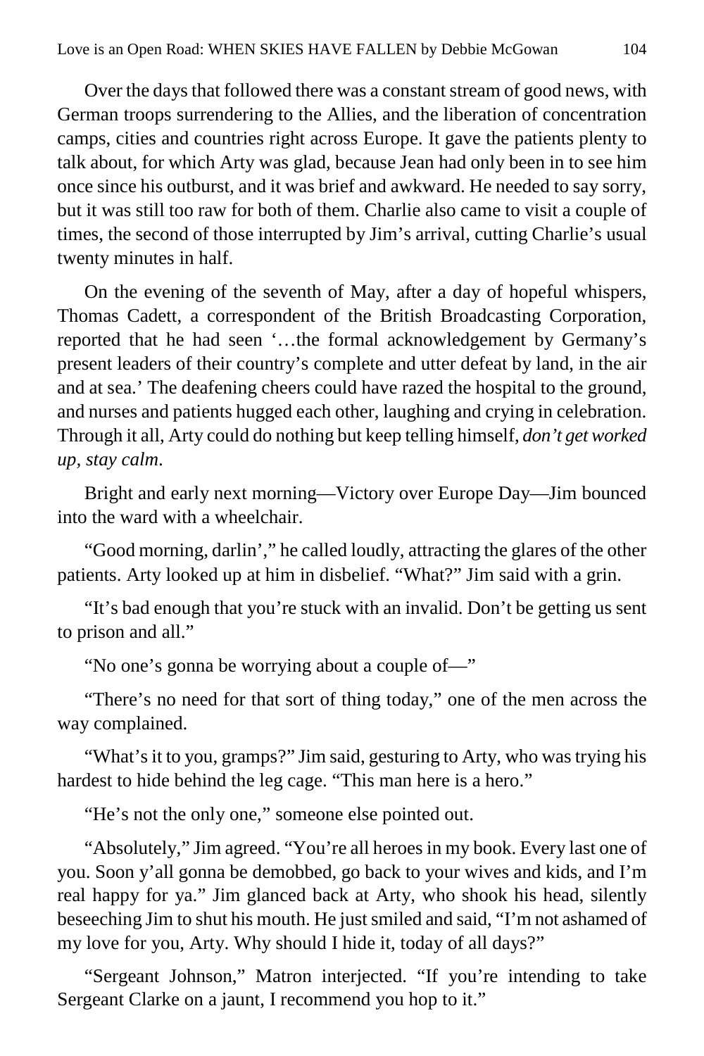Over the days that followed there was a constant stream of good news, with German troops surrendering to the Allies, and the liberation of concentration camps, cities and countries right across Europe. It gave the patients plenty to talk about, for which Arty was glad, because Jean had only been in to see him once since his outburst, and it was brief and awkward. He needed to say sorry, but it was still too raw for both of them. Charlie also came to visit a couple of times, the second of those interrupted by Jim's arrival, cutting Charlie's usual twenty minutes in half.

On the evening of the seventh of May, after a day of hopeful whispers, Thomas Cadett, a correspondent of the British Broadcasting Corporation, reported that he had seen '…the formal acknowledgement by Germany's present leaders of their country's complete and utter defeat by land, in the air and at sea.' The deafening cheers could have razed the hospital to the ground, and nurses and patients hugged each other, laughing and crying in celebration. Through it all, Arty could do nothing but keep telling himself, *don't get worked up, stay calm*.

Bright and early next morning—Victory over Europe Day—Jim bounced into the ward with a wheelchair.

"Good morning, darlin'," he called loudly, attracting the glares of the other patients. Arty looked up at him in disbelief. "What?" Jim said with a grin.

"It's bad enough that you're stuck with an invalid. Don't be getting us sent to prison and all."

"No one's gonna be worrying about a couple of—"

"There's no need for that sort of thing today," one of the men across the way complained.

"What's it to you, gramps?" Jim said, gesturing to Arty, who was trying his hardest to hide behind the leg cage. "This man here is a hero."

"He's not the only one," someone else pointed out.

"Absolutely," Jim agreed. "You're all heroes in my book. Every last one of you. Soon y'all gonna be demobbed, go back to your wives and kids, and I'm real happy for ya." Jim glanced back at Arty, who shook his head, silently beseeching Jim to shut his mouth. He just smiled and said, "I'm not ashamed of my love for you, Arty. Why should I hide it, today of all days?"

"Sergeant Johnson," Matron interjected. "If you're intending to take Sergeant Clarke on a jaunt, I recommend you hop to it."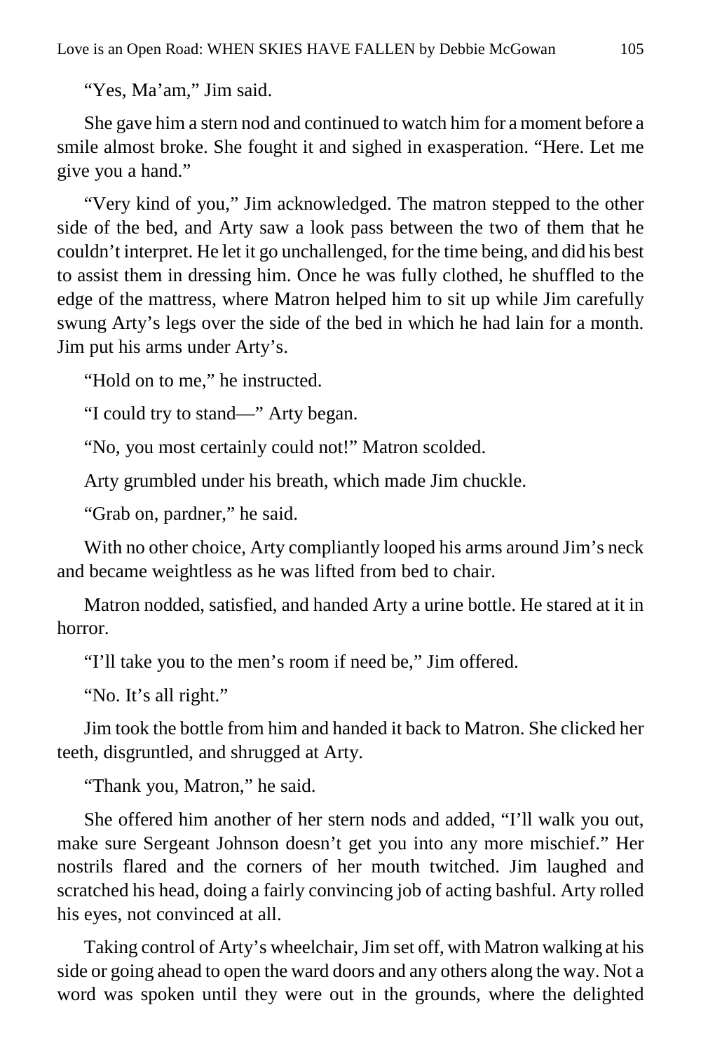"Yes, Ma'am," Jim said.

She gave him a stern nod and continued to watch him for a moment before a smile almost broke. She fought it and sighed in exasperation. "Here. Let me give you a hand."

"Very kind of you," Jim acknowledged. The matron stepped to the other side of the bed, and Arty saw a look pass between the two of them that he couldn't interpret. He let it go unchallenged, for the time being, and did his best to assist them in dressing him. Once he was fully clothed, he shuffled to the edge of the mattress, where Matron helped him to sit up while Jim carefully swung Arty's legs over the side of the bed in which he had lain for a month. Jim put his arms under Arty's.

"Hold on to me," he instructed.

"I could try to stand—" Arty began.

"No, you most certainly could not!" Matron scolded.

Arty grumbled under his breath, which made Jim chuckle.

"Grab on, pardner," he said.

With no other choice, Arty compliantly looped his arms around Jim's neck and became weightless as he was lifted from bed to chair.

Matron nodded, satisfied, and handed Arty a urine bottle. He stared at it in horror.

"I'll take you to the men's room if need be," Jim offered.

"No. It's all right."

Jim took the bottle from him and handed it back to Matron. She clicked her teeth, disgruntled, and shrugged at Arty.

"Thank you, Matron," he said.

She offered him another of her stern nods and added, "I'll walk you out, make sure Sergeant Johnson doesn't get you into any more mischief." Her nostrils flared and the corners of her mouth twitched. Jim laughed and scratched his head, doing a fairly convincing job of acting bashful. Arty rolled his eyes, not convinced at all.

Taking control of Arty's wheelchair, Jim set off, with Matron walking at his side or going ahead to open the ward doors and any others along the way. Not a word was spoken until they were out in the grounds, where the delighted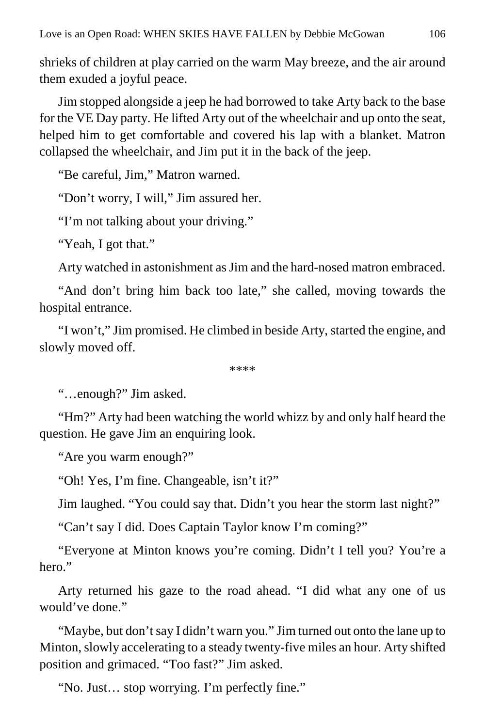shrieks of children at play carried on the warm May breeze, and the air around them exuded a joyful peace.

Jim stopped alongside a jeep he had borrowed to take Arty back to the base for the VE Day party. He lifted Arty out of the wheelchair and up onto the seat, helped him to get comfortable and covered his lap with a blanket. Matron collapsed the wheelchair, and Jim put it in the back of the jeep.

"Be careful, Jim," Matron warned.

"Don't worry, I will," Jim assured her.

"I'm not talking about your driving."

"Yeah, I got that."

Arty watched in astonishment as Jim and the hard-nosed matron embraced.

"And don't bring him back too late," she called, moving towards the hospital entrance.

"I won't," Jim promised. He climbed in beside Arty, started the engine, and slowly moved off.

\*\*\*\*

"…enough?" Jim asked.

"Hm?" Arty had been watching the world whizz by and only half heard the question. He gave Jim an enquiring look.

"Are you warm enough?"

"Oh! Yes, I'm fine. Changeable, isn't it?"

Jim laughed. "You could say that. Didn't you hear the storm last night?"

"Can't say I did. Does Captain Taylor know I'm coming?"

"Everyone at Minton knows you're coming. Didn't I tell you? You're a hero."

Arty returned his gaze to the road ahead. "I did what any one of us would've done."

"Maybe, but don't say I didn't warn you." Jim turned out onto the lane up to Minton, slowly accelerating to a steady twenty-five miles an hour. Arty shifted position and grimaced. "Too fast?" Jim asked.

"No. Just… stop worrying. I'm perfectly fine."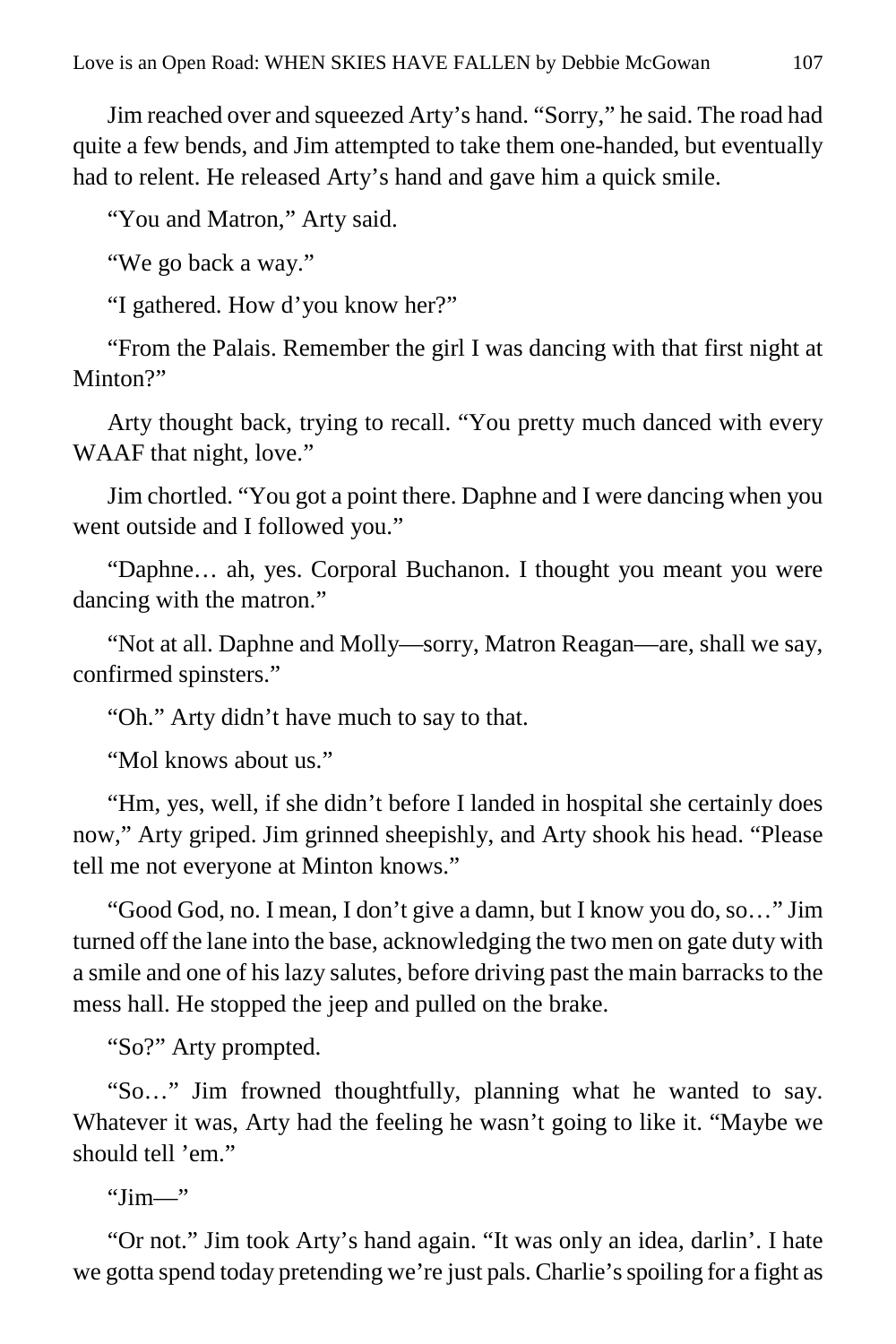Jim reached over and squeezed Arty's hand. "Sorry," he said. The road had quite a few bends, and Jim attempted to take them one-handed, but eventually had to relent. He released Arty's hand and gave him a quick smile.

"You and Matron," Arty said.

"We go back a way."

"I gathered. How d'you know her?"

"From the Palais. Remember the girl I was dancing with that first night at Minton?"

Arty thought back, trying to recall. "You pretty much danced with every WAAF that night, love."

Jim chortled. "You got a point there. Daphne and I were dancing when you went outside and I followed you."

"Daphne… ah, yes. Corporal Buchanon. I thought you meant you were dancing with the matron."

"Not at all. Daphne and Molly—sorry, Matron Reagan—are, shall we say, confirmed spinsters."

"Oh." Arty didn't have much to say to that.

"Mol knows about us."

"Hm, yes, well, if she didn't before I landed in hospital she certainly does now," Arty griped. Jim grinned sheepishly, and Arty shook his head. "Please tell me not everyone at Minton knows."

"Good God, no. I mean, I don't give a damn, but I know you do, so…" Jim turned off the lane into the base, acknowledging the two men on gate duty with a smile and one of his lazy salutes, before driving past the main barracks to the mess hall. He stopped the jeep and pulled on the brake.

"So?" Arty prompted.

"So…" Jim frowned thoughtfully, planning what he wanted to say. Whatever it was, Arty had the feeling he wasn't going to like it. "Maybe we should tell 'em."

"Jim—"

"Or not." Jim took Arty's hand again. "It was only an idea, darlin'. I hate we gotta spend today pretending we're just pals. Charlie's spoiling for a fight as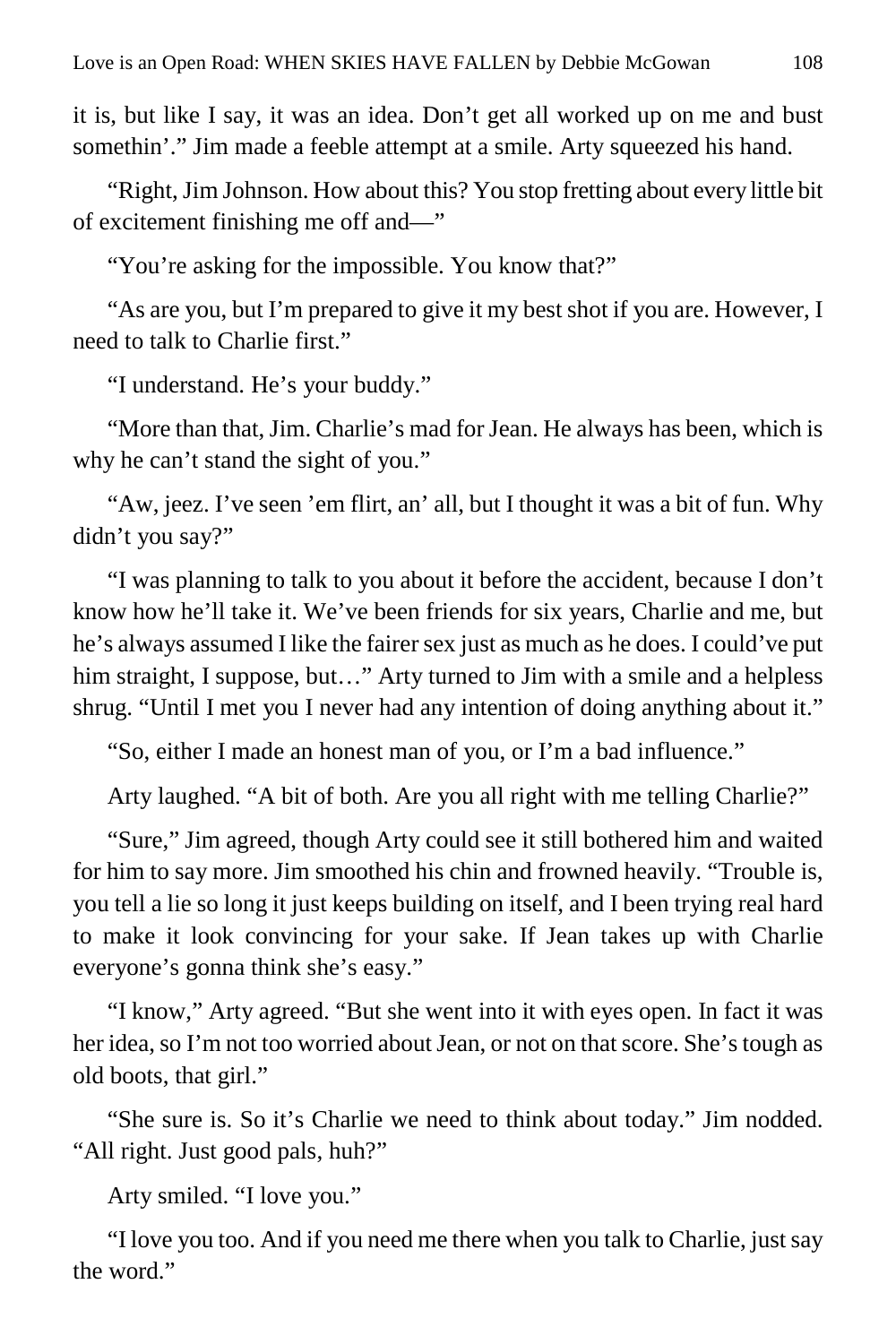it is, but like I say, it was an idea. Don't get all worked up on me and bust somethin'." Jim made a feeble attempt at a smile. Arty squeezed his hand.

"Right, Jim Johnson. How about this? You stop fretting about every little bit of excitement finishing me off and—"

"You're asking for the impossible. You know that?"

"As are you, but I'm prepared to give it my best shot if you are. However, I need to talk to Charlie first."

"I understand. He's your buddy."

"More than that, Jim. Charlie's mad for Jean. He always has been, which is why he can't stand the sight of you."

"Aw, jeez. I've seen 'em flirt, an' all, but I thought it was a bit of fun. Why didn't you say?"

"I was planning to talk to you about it before the accident, because I don't know how he'll take it. We've been friends for six years, Charlie and me, but he's always assumed I like the fairer sex just as much as he does. I could've put him straight, I suppose, but…" Arty turned to Jim with a smile and a helpless shrug. "Until I met you I never had any intention of doing anything about it."

"So, either I made an honest man of you, or I'm a bad influence."

Arty laughed. "A bit of both. Are you all right with me telling Charlie?"

"Sure," Jim agreed, though Arty could see it still bothered him and waited for him to say more. Jim smoothed his chin and frowned heavily. "Trouble is, you tell a lie so long it just keeps building on itself, and I been trying real hard to make it look convincing for your sake. If Jean takes up with Charlie everyone's gonna think she's easy."

"I know," Arty agreed. "But she went into it with eyes open. In fact it was her idea, so I'm not too worried about Jean, or not on that score. She's tough as old boots, that girl."

"She sure is. So it's Charlie we need to think about today." Jim nodded. "All right. Just good pals, huh?"

Arty smiled. "I love you."

"I love you too. And if you need me there when you talk to Charlie, just say the word."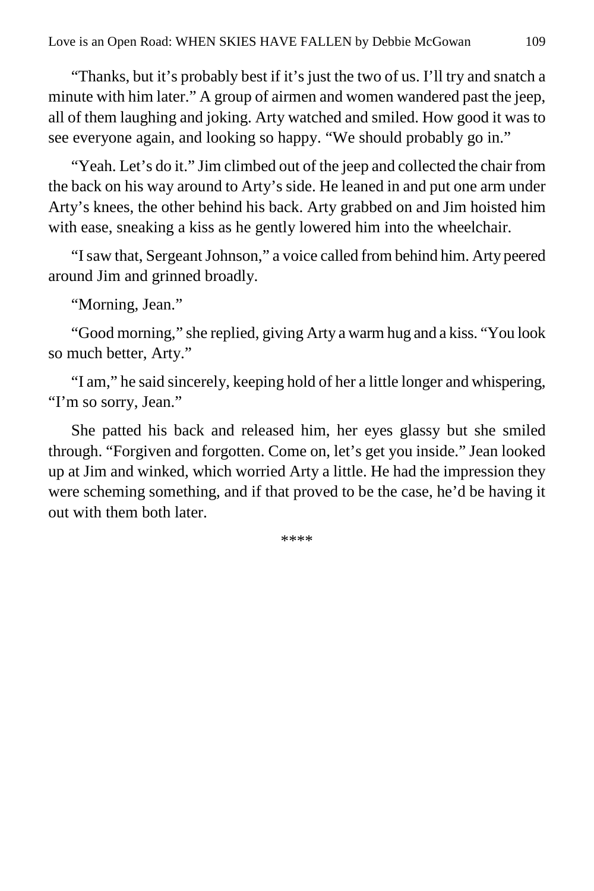“Thanks, but it’s probably best if it’s just the two of us. I’ll try and snatch a minute with him later.” A group of airmen and women wandered past the jeep, all of them laughing and joking. Arty watched and smiled. How good it was to see everyone again, and looking so happy. “We should probably go in.”

“Yeah. Let’s do it.” Jim climbed out of the jeep and collected the chair from the back on his way around to Arty’s side. He leaned in and put one arm under Arty’s knees, the other behind his back. Arty grabbed on and Jim hoisted him with ease, sneaking a kiss as he gently lowered him into the wheelchair.

“I saw that, Sergeant Johnson,” a voice called from behind him. Arty peered around Jim and grinned broadly.

“Morning, Jean.”

“Good morning,” she replied, giving Arty a warm hug and a kiss. “You look so much better, Arty.”

“I am,” he said sincerely, keeping hold of her a little longer and whispering, “I’m so sorry, Jean.”

She patted his back and released him, her eyes glassy but she smiled through. “Forgiven and forgotten. Come on, let’s get you inside.” Jean looked up at Jim and winked, which worried Arty a little. He had the impression they were scheming something, and if that proved to be the case, he’d be having it out with them both later.

****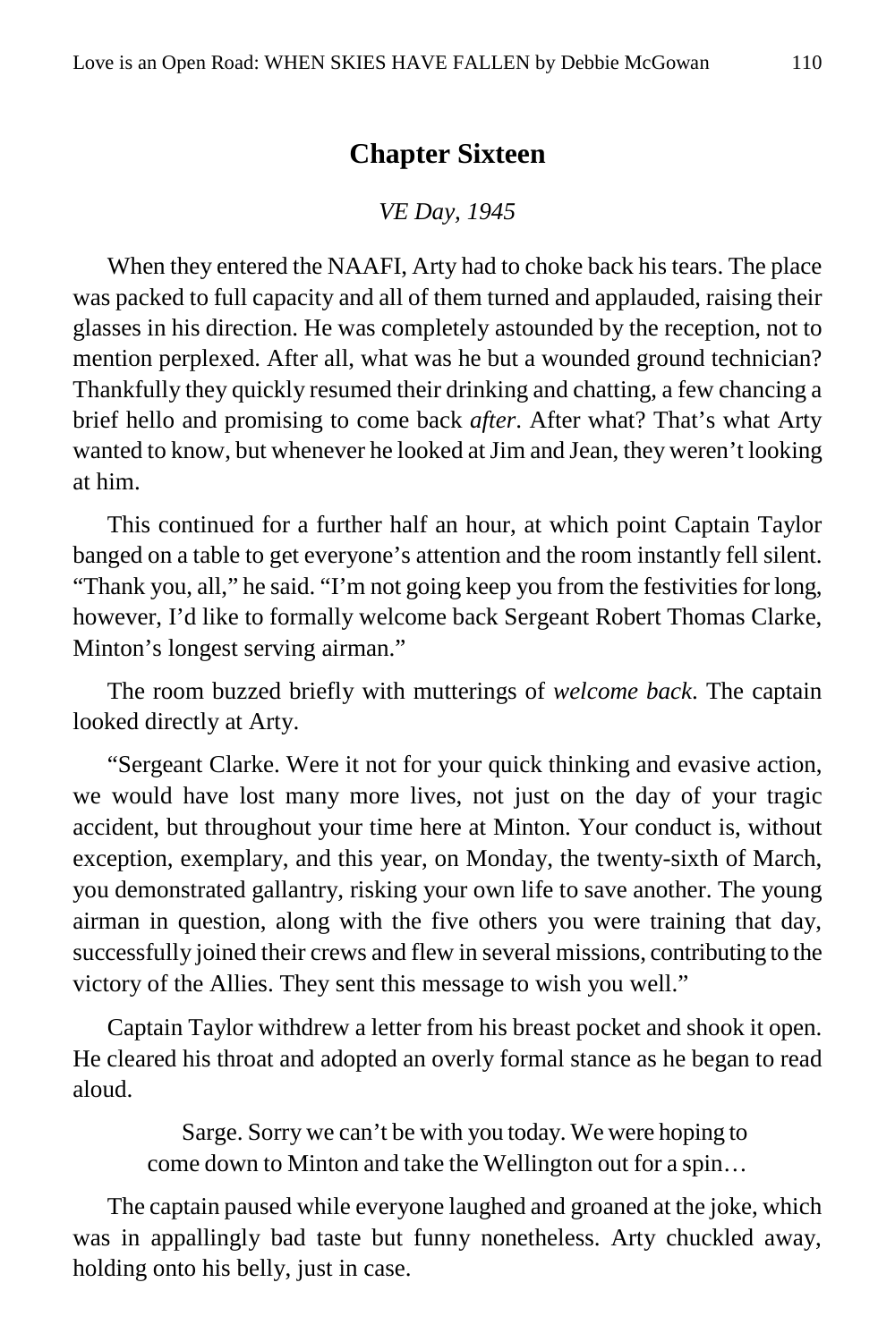## Chapter Sixteen

*VE Day, 1945*

When they entered the NAAFI, Arty had to choke back his tears. The place was packed to full capacity and all of them turned and applauded, raising their glasses in his direction. He was completely astounded by the reception, not to mention perplexed. After all, what was he but a wounded ground technician? Thankfully they quickly resumed their drinking and chatting, a few chancing a brief hello and promising to come back *after*. After what? That's what Arty wanted to know, but whenever he looked at Jim and Jean, they weren't looking at him.

This continued for a further half an hour, at which point Captain Taylor banged on a table to get everyone's attention and the room instantly fell silent. "Thank you, all," he said. "I'm not going keep you from the festivities for long, however, I'd like to formally welcome back Sergeant Robert Thomas Clarke, Minton's longest serving airman."

The room buzzed briefly with mutterings of *welcome back*. The captain looked directly at Arty.

"Sergeant Clarke. Were it not for your quick thinking and evasive action, we would have lost many more lives, not just on the day of your tragic accident, but throughout your time here at Minton. Your conduct is, without exception, exemplary, and this year, on Monday, the twenty-sixth of March, you demonstrated gallantry, risking your own life to save another. The young airman in question, along with the five others you were training that day, successfully joined their crews and flew in several missions, contributing to the victory of the Allies. They sent this message to wish you well."

Captain Taylor withdrew a letter from his breast pocket and shook it open. He cleared his throat and adopted an overly formal stance as he began to read aloud.

> Sarge. Sorry we can't be with you today. We were hoping to come down to Minton and take the Wellington out for a spin…

The captain paused while everyone laughed and groaned at the joke, which was in appallingly bad taste but funny nonetheless. Arty chuckled away, holding onto his belly, just in case.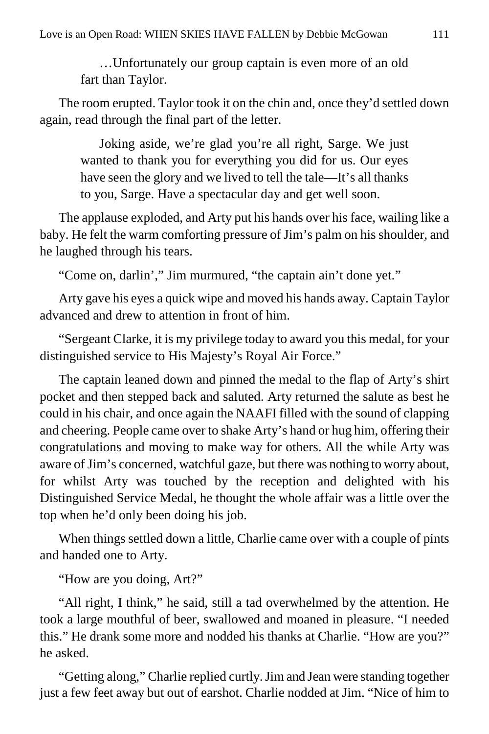> …Unfortunately our group captain is even more of an old fart than Taylor.

The room erupted. Taylor took it on the chin and, once they'd settled down again, read through the final part of the letter.

> Joking aside, we're glad you're all right, Sarge. We just wanted to thank you for everything you did for us. Our eyes have seen the glory and we lived to tell the tale—It's all thanks to you, Sarge. Have a spectacular day and get well soon.

The applause exploded, and Arty put his hands over his face, wailing like a baby. He felt the warm comforting pressure of Jim's palm on his shoulder, and he laughed through his tears.

"Come on, darlin'," Jim murmured, "the captain ain't done yet."

Arty gave his eyes a quick wipe and moved his hands away. Captain Taylor advanced and drew to attention in front of him.

"Sergeant Clarke, it is my privilege today to award you this medal, for your distinguished service to His Majesty's Royal Air Force."

The captain leaned down and pinned the medal to the flap of Arty's shirt pocket and then stepped back and saluted. Arty returned the salute as best he could in his chair, and once again the NAAFI filled with the sound of clapping and cheering. People came over to shake Arty's hand or hug him, offering their congratulations and moving to make way for others. All the while Arty was aware of Jim's concerned, watchful gaze, but there was nothing to worry about, for whilst Arty was touched by the reception and delighted with his Distinguished Service Medal, he thought the whole affair was a little over the top when he'd only been doing his job.

When things settled down a little, Charlie came over with a couple of pints and handed one to Arty.

"How are you doing, Art?"

"All right, I think," he said, still a tad overwhelmed by the attention. He took a large mouthful of beer, swallowed and moaned in pleasure. "I needed this." He drank some more and nodded his thanks at Charlie. "How are you?" he asked.

"Getting along," Charlie replied curtly. Jim and Jean were standing together just a few feet away but out of earshot. Charlie nodded at Jim. "Nice of him to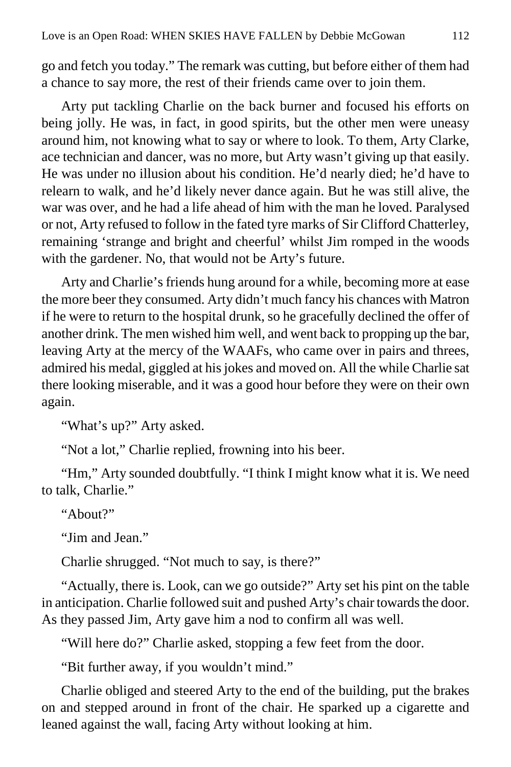go and fetch you today." The remark was cutting, but before either of them had a chance to say more, the rest of their friends came over to join them.

Arty put tackling Charlie on the back burner and focused his efforts on being jolly. He was, in fact, in good spirits, but the other men were uneasy around him, not knowing what to say or where to look. To them, Arty Clarke, ace technician and dancer, was no more, but Arty wasn't giving up that easily. He was under no illusion about his condition. He'd nearly died; he'd have to relearn to walk, and he'd likely never dance again. But he was still alive, the war was over, and he had a life ahead of him with the man he loved. Paralysed or not, Arty refused to follow in the fated tyre marks of Sir Clifford Chatterley, remaining 'strange and bright and cheerful' whilst Jim romped in the woods with the gardener. No, that would not be Arty's future.

Arty and Charlie's friends hung around for a while, becoming more at ease the more beer they consumed. Arty didn't much fancy his chances with Matron if he were to return to the hospital drunk, so he gracefully declined the offer of another drink. The men wished him well, and went back to propping up the bar, leaving Arty at the mercy of the WAAFs, who came over in pairs and threes, admired his medal, giggled at his jokes and moved on. All the while Charlie sat there looking miserable, and it was a good hour before they were on their own again.

"What's up?" Arty asked.

"Not a lot," Charlie replied, frowning into his beer.

"Hm," Arty sounded doubtfully. "I think I might know what it is. We need to talk, Charlie."

"About?"

"Jim and Jean."

Charlie shrugged. "Not much to say, is there?"

"Actually, there is. Look, can we go outside?" Arty set his pint on the table in anticipation. Charlie followed suit and pushed Arty's chair towards the door. As they passed Jim, Arty gave him a nod to confirm all was well.

"Will here do?" Charlie asked, stopping a few feet from the door.

"Bit further away, if you wouldn't mind."

Charlie obliged and steered Arty to the end of the building, put the brakes on and stepped around in front of the chair. He sparked up a cigarette and leaned against the wall, facing Arty without looking at him.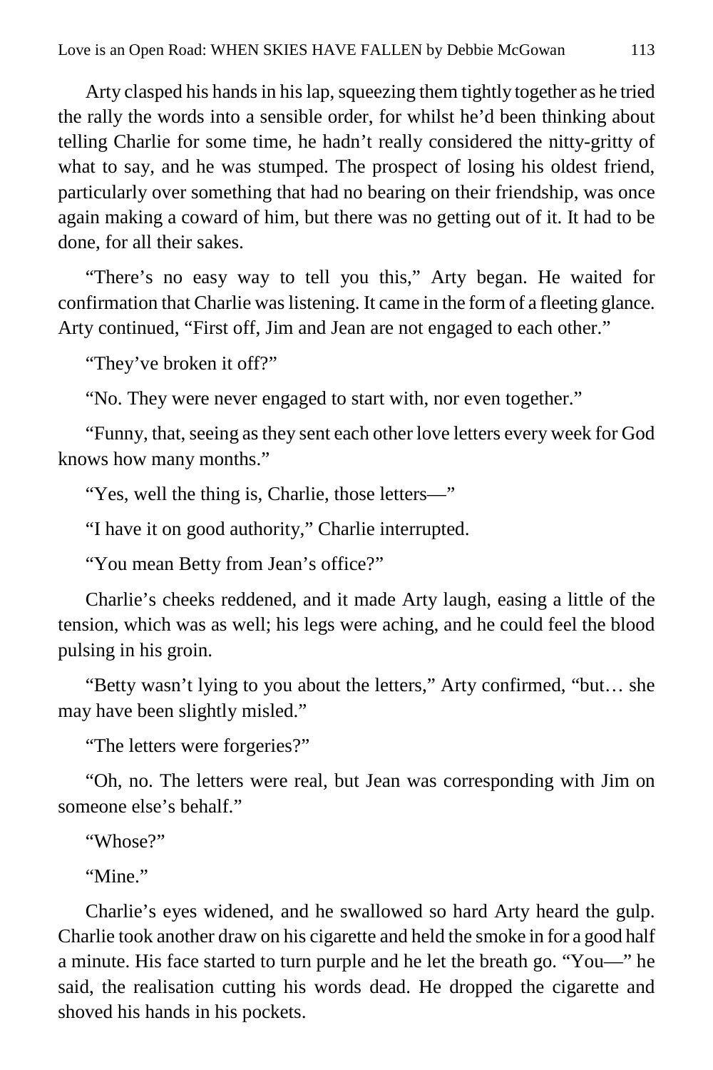Arty clasped his hands in his lap, squeezing them tightly together as he tried the rally the words into a sensible order, for whilst he'd been thinking about telling Charlie for some time, he hadn't really considered the nitty-gritty of what to say, and he was stumped. The prospect of losing his oldest friend, particularly over something that had no bearing on their friendship, was once again making a coward of him, but there was no getting out of it. It had to be done, for all their sakes.

"There's no easy way to tell you this," Arty began. He waited for confirmation that Charlie was listening. It came in the form of a fleeting glance. Arty continued, "First off, Jim and Jean are not engaged to each other."

"They've broken it off?"

"No. They were never engaged to start with, nor even together."

"Funny, that, seeing as they sent each other love letters every week for God knows how many months."

"Yes, well the thing is, Charlie, those letters—"

"I have it on good authority," Charlie interrupted.

"You mean Betty from Jean's office?"

Charlie's cheeks reddened, and it made Arty laugh, easing a little of the tension, which was as well; his legs were aching, and he could feel the blood pulsing in his groin.

"Betty wasn't lying to you about the letters," Arty confirmed, "but… she may have been slightly misled."

"The letters were forgeries?"

"Oh, no. The letters were real, but Jean was corresponding with Jim on someone else's behalf."

"Whose?"

"Mine."

Charlie's eyes widened, and he swallowed so hard Arty heard the gulp. Charlie took another draw on his cigarette and held the smoke in for a good half a minute. His face started to turn purple and he let the breath go. "You—" he said, the realisation cutting his words dead. He dropped the cigarette and shoved his hands in his pockets.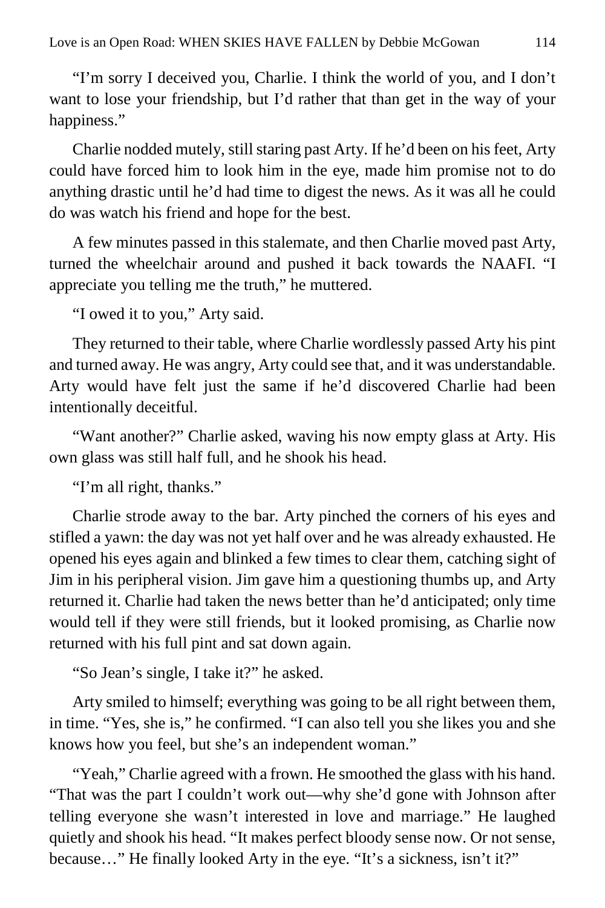"I'm sorry I deceived you, Charlie. I think the world of you, and I don't want to lose your friendship, but I'd rather that than get in the way of your happiness."

Charlie nodded mutely, still staring past Arty. If he'd been on his feet, Arty could have forced him to look him in the eye, made him promise not to do anything drastic until he'd had time to digest the news. As it was all he could do was watch his friend and hope for the best.

A few minutes passed in this stalemate, and then Charlie moved past Arty, turned the wheelchair around and pushed it back towards the NAAFI. "I appreciate you telling me the truth," he muttered.

"I owed it to you," Arty said.

They returned to their table, where Charlie wordlessly passed Arty his pint and turned away. He was angry, Arty could see that, and it was understandable. Arty would have felt just the same if he'd discovered Charlie had been intentionally deceitful.

"Want another?" Charlie asked, waving his now empty glass at Arty. His own glass was still half full, and he shook his head.

"I'm all right, thanks."

Charlie strode away to the bar. Arty pinched the corners of his eyes and stifled a yawn: the day was not yet half over and he was already exhausted. He opened his eyes again and blinked a few times to clear them, catching sight of Jim in his peripheral vision. Jim gave him a questioning thumbs up, and Arty returned it. Charlie had taken the news better than he'd anticipated; only time would tell if they were still friends, but it looked promising, as Charlie now returned with his full pint and sat down again.

"So Jean's single, I take it?" he asked.

Arty smiled to himself; everything was going to be all right between them, in time. "Yes, she is," he confirmed. "I can also tell you she likes you and she knows how you feel, but she's an independent woman."

"Yeah," Charlie agreed with a frown. He smoothed the glass with his hand. "That was the part I couldn't work out—why she'd gone with Johnson after telling everyone she wasn't interested in love and marriage." He laughed quietly and shook his head. "It makes perfect bloody sense now. Or not sense, because…" He finally looked Arty in the eye. "It's a sickness, isn't it?"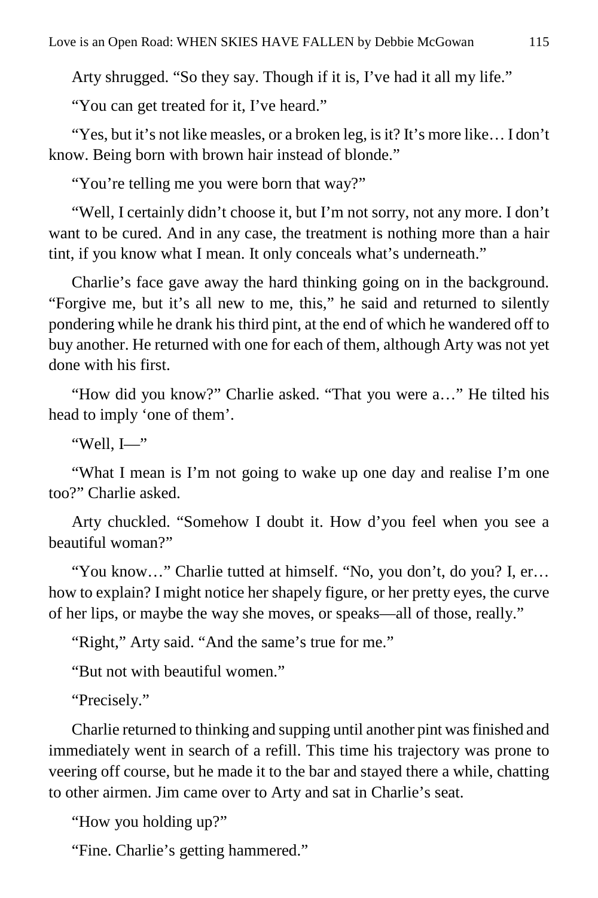Arty shrugged. “So they say. Though if it is, I’ve had it all my life.”

“You can get treated for it, I’ve heard.”

“Yes, but it’s not like measles, or a broken leg, is it? It’s more like… I don’t know. Being born with brown hair instead of blonde.”

“You’re telling me you were born that way?”

“Well, I certainly didn’t choose it, but I’m not sorry, not any more. I don’t want to be cured. And in any case, the treatment is nothing more than a hair tint, if you know what I mean. It only conceals what’s underneath.”

Charlie’s face gave away the hard thinking going on in the background. “Forgive me, but it’s all new to me, this,” he said and returned to silently pondering while he drank his third pint, at the end of which he wandered off to buy another. He returned with one for each of them, although Arty was not yet done with his first.

“How did you know?” Charlie asked. “That you were a…” He tilted his head to imply ‘one of them’.

“Well, I—”

“What I mean is I’m not going to wake up one day and realise I’m one too?” Charlie asked.

Arty chuckled. “Somehow I doubt it. How d’you feel when you see a beautiful woman?”

“You know…” Charlie tutted at himself. “No, you don’t, do you? I, er… how to explain? I might notice her shapely figure, or her pretty eyes, the curve of her lips, or maybe the way she moves, or speaks—all of those, really.”

“Right,” Arty said. “And the same’s true for me.”

“But not with beautiful women.”

“Precisely.”

Charlie returned to thinking and supping until another pint was finished and immediately went in search of a refill. This time his trajectory was prone to veering off course, but he made it to the bar and stayed there a while, chatting to other airmen. Jim came over to Arty and sat in Charlie’s seat.

“How you holding up?”

“Fine. Charlie’s getting hammered.”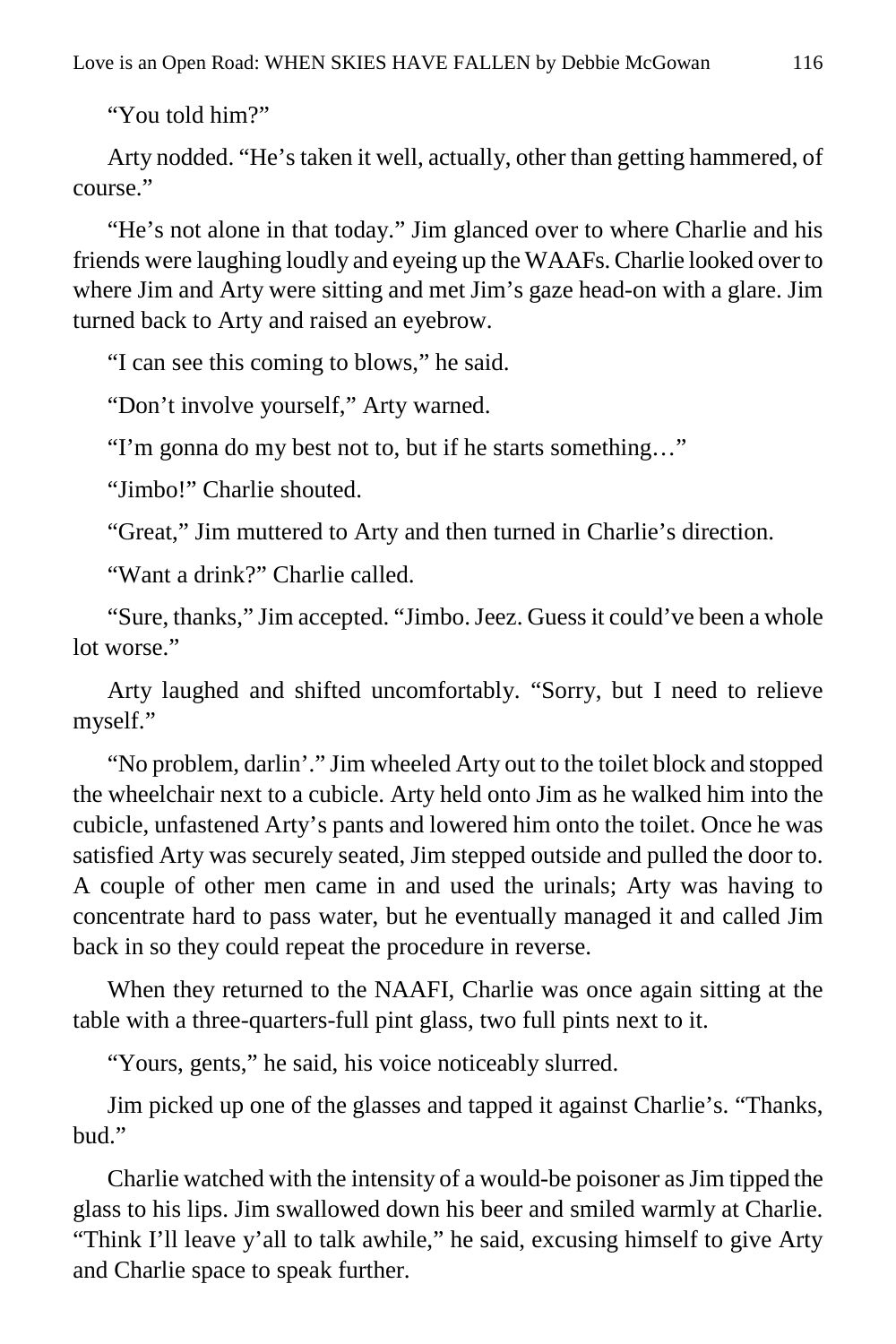"You told him?"

Arty nodded. "He's taken it well, actually, other than getting hammered, of course."

"He's not alone in that today." Jim glanced over to where Charlie and his friends were laughing loudly and eyeing up the WAAFs. Charlie looked over to where Jim and Arty were sitting and met Jim's gaze head-on with a glare. Jim turned back to Arty and raised an eyebrow.

"I can see this coming to blows," he said.

"Don't involve yourself," Arty warned.

"I'm gonna do my best not to, but if he starts something…"

"Jimbo!" Charlie shouted.

"Great," Jim muttered to Arty and then turned in Charlie's direction.

"Want a drink?" Charlie called.

"Sure, thanks," Jim accepted. "Jimbo. Jeez. Guess it could've been a whole lot worse."

Arty laughed and shifted uncomfortably. "Sorry, but I need to relieve myself."

"No problem, darlin'." Jim wheeled Arty out to the toilet block and stopped the wheelchair next to a cubicle. Arty held onto Jim as he walked him into the cubicle, unfastened Arty's pants and lowered him onto the toilet. Once he was satisfied Arty was securely seated, Jim stepped outside and pulled the door to. A couple of other men came in and used the urinals; Arty was having to concentrate hard to pass water, but he eventually managed it and called Jim back in so they could repeat the procedure in reverse.

When they returned to the NAAFI, Charlie was once again sitting at the table with a three-quarters-full pint glass, two full pints next to it.

"Yours, gents," he said, his voice noticeably slurred.

Jim picked up one of the glasses and tapped it against Charlie's. "Thanks, bud."

Charlie watched with the intensity of a would-be poisoner as Jim tipped the glass to his lips. Jim swallowed down his beer and smiled warmly at Charlie. "Think I'll leave y'all to talk awhile," he said, excusing himself to give Arty and Charlie space to speak further.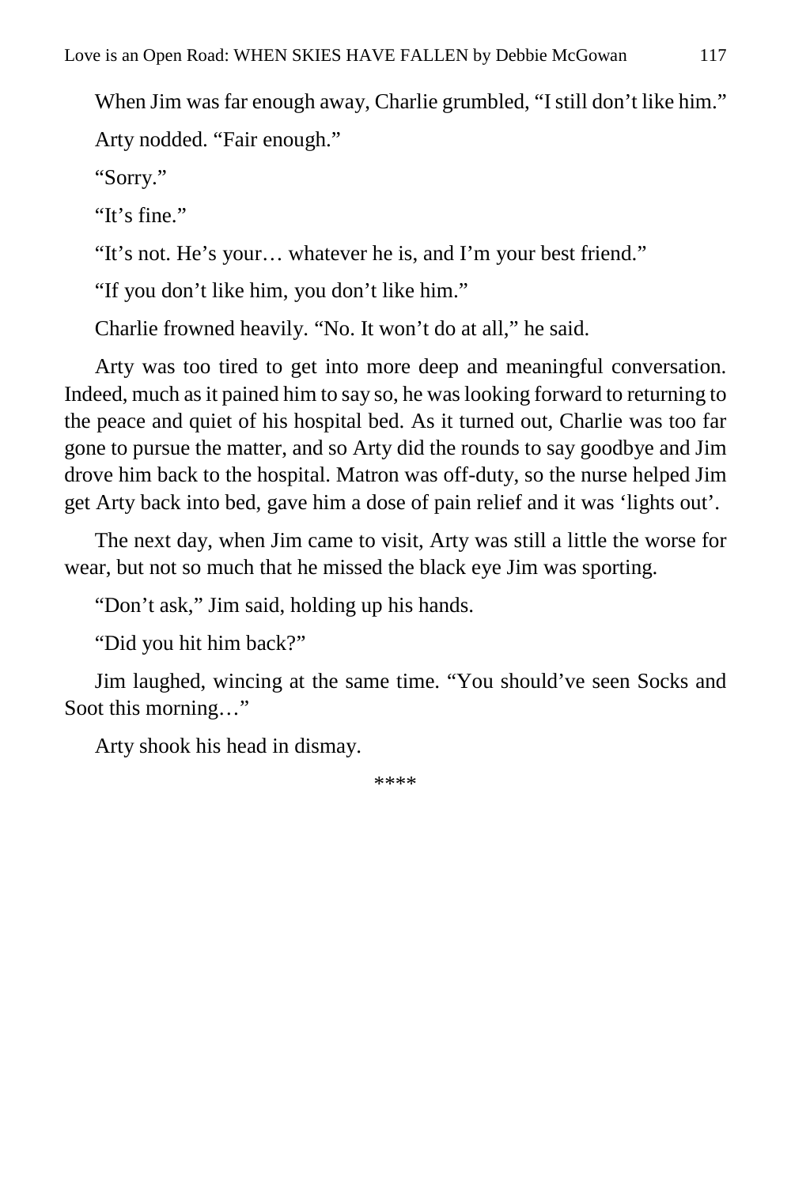When Jim was far enough away, Charlie grumbled, "I still don't like him."

Arty nodded. "Fair enough."

"Sorry."

"It's fine."

"It's not. He's your… whatever he is, and I'm your best friend."

"If you don't like him, you don't like him."

Charlie frowned heavily. "No. It won't do at all," he said.

Arty was too tired to get into more deep and meaningful conversation. Indeed, much as it pained him to say so, he was looking forward to returning to the peace and quiet of his hospital bed. As it turned out, Charlie was too far gone to pursue the matter, and so Arty did the rounds to say goodbye and Jim drove him back to the hospital. Matron was off-duty, so the nurse helped Jim get Arty back into bed, gave him a dose of pain relief and it was 'lights out'.

The next day, when Jim came to visit, Arty was still a little the worse for wear, but not so much that he missed the black eye Jim was sporting.

"Don't ask," Jim said, holding up his hands.

"Did you hit him back?"

Jim laughed, wincing at the same time. "You should've seen Socks and Soot this morning…"

Arty shook his head in dismay.

****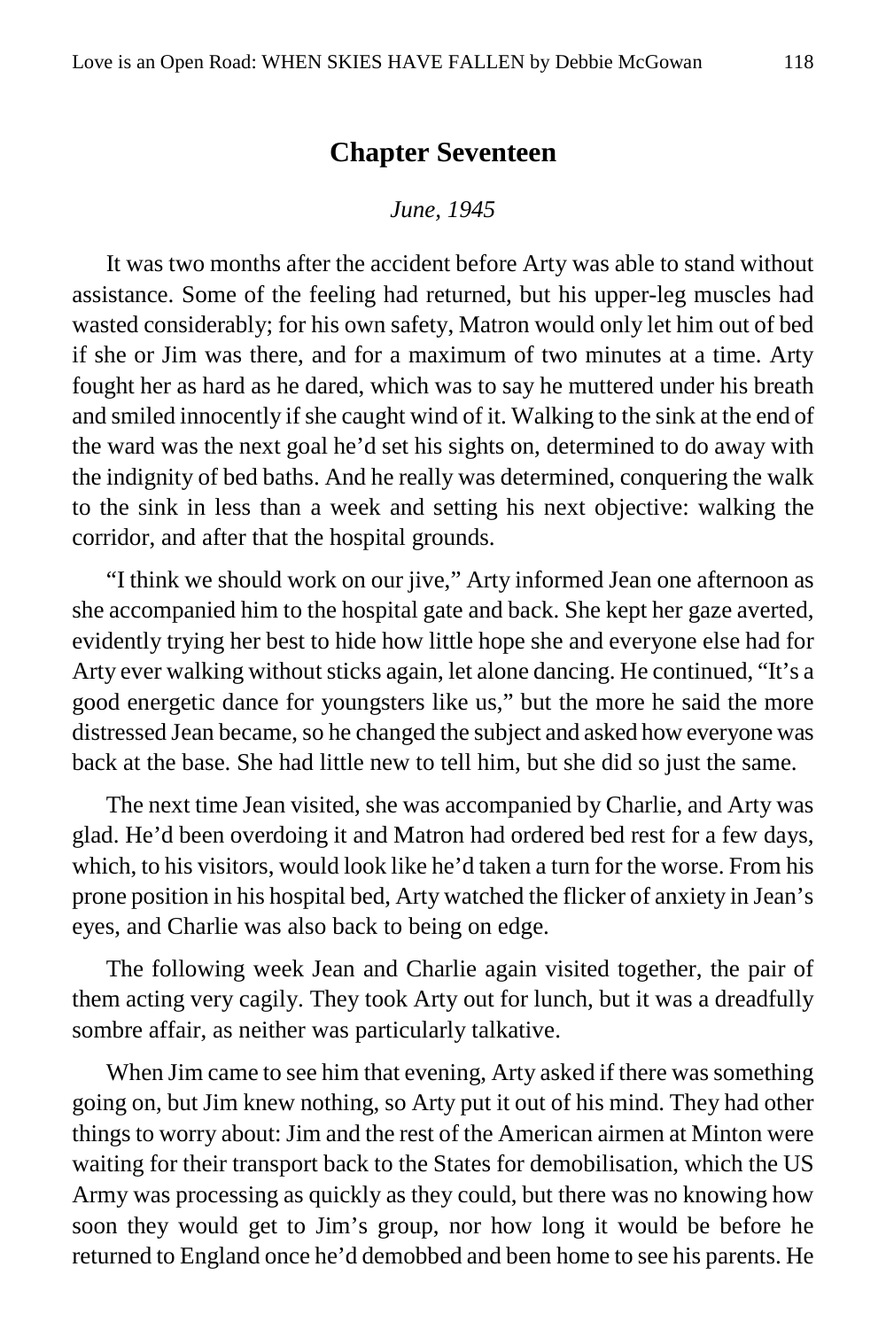## Chapter Seventeen

*June, 1945*

It was two months after the accident before Arty was able to stand without assistance. Some of the feeling had returned, but his upper-leg muscles had wasted considerably; for his own safety, Matron would only let him out of bed if she or Jim was there, and for a maximum of two minutes at a time. Arty fought her as hard as he dared, which was to say he muttered under his breath and smiled innocently if she caught wind of it. Walking to the sink at the end of the ward was the next goal he'd set his sights on, determined to do away with the indignity of bed baths. And he really was determined, conquering the walk to the sink in less than a week and setting his next objective: walking the corridor, and after that the hospital grounds.

"I think we should work on our jive," Arty informed Jean one afternoon as she accompanied him to the hospital gate and back. She kept her gaze averted, evidently trying her best to hide how little hope she and everyone else had for Arty ever walking without sticks again, let alone dancing. He continued, "It's a good energetic dance for youngsters like us," but the more he said the more distressed Jean became, so he changed the subject and asked how everyone was back at the base. She had little new to tell him, but she did so just the same.

The next time Jean visited, she was accompanied by Charlie, and Arty was glad. He'd been overdoing it and Matron had ordered bed rest for a few days, which, to his visitors, would look like he'd taken a turn for the worse. From his prone position in his hospital bed, Arty watched the flicker of anxiety in Jean's eyes, and Charlie was also back to being on edge.

The following week Jean and Charlie again visited together, the pair of them acting very cagily. They took Arty out for lunch, but it was a dreadfully sombre affair, as neither was particularly talkative.

When Jim came to see him that evening, Arty asked if there was something going on, but Jim knew nothing, so Arty put it out of his mind. They had other things to worry about: Jim and the rest of the American airmen at Minton were waiting for their transport back to the States for demobilisation, which the US Army was processing as quickly as they could, but there was no knowing how soon they would get to Jim's group, nor how long it would be before he returned to England once he'd demobbed and been home to see his parents. He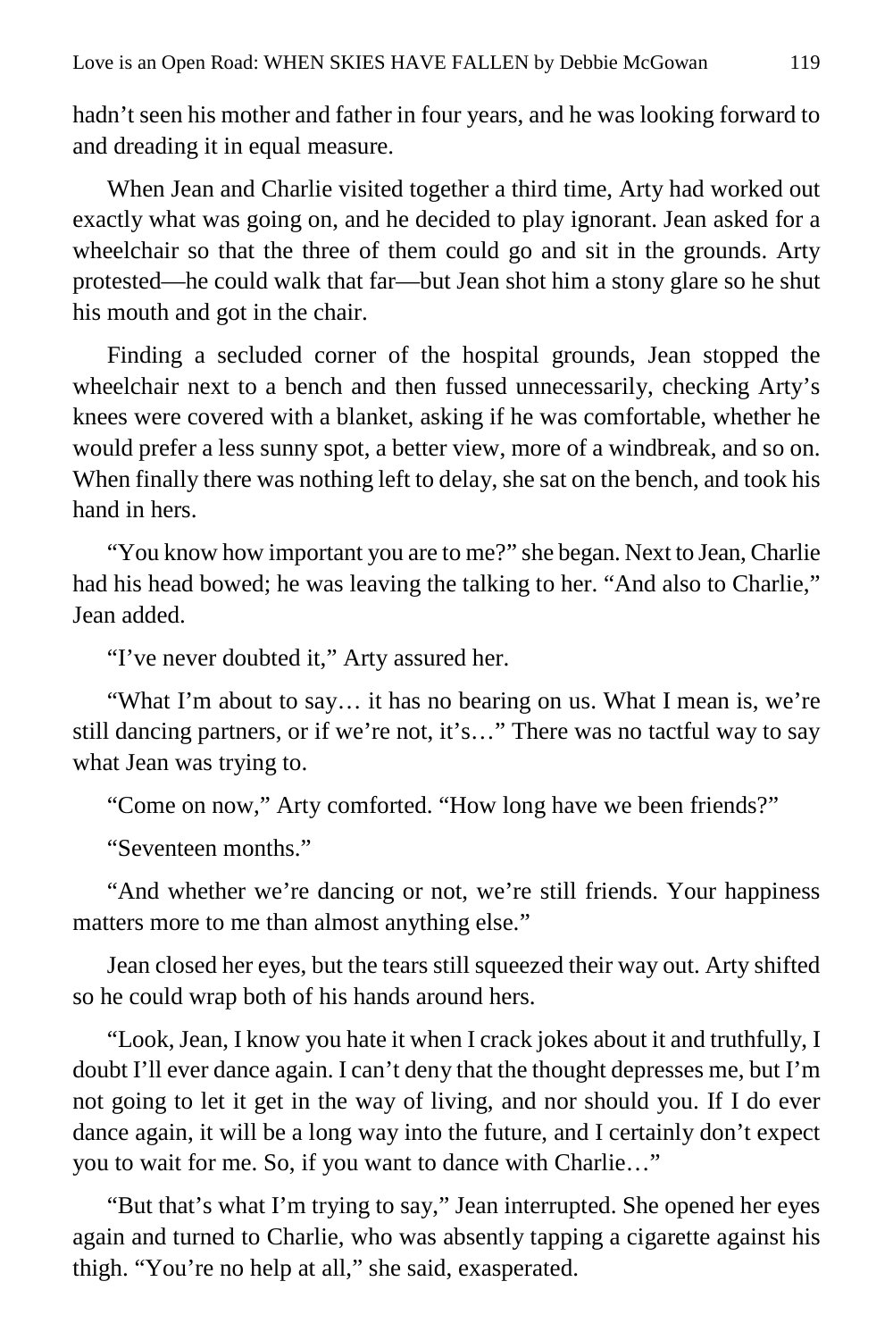hadn't seen his mother and father in four years, and he was looking forward to and dreading it in equal measure.

When Jean and Charlie visited together a third time, Arty had worked out exactly what was going on, and he decided to play ignorant. Jean asked for a wheelchair so that the three of them could go and sit in the grounds. Arty protested—he could walk that far—but Jean shot him a stony glare so he shut his mouth and got in the chair.

Finding a secluded corner of the hospital grounds, Jean stopped the wheelchair next to a bench and then fussed unnecessarily, checking Arty's knees were covered with a blanket, asking if he was comfortable, whether he would prefer a less sunny spot, a better view, more of a windbreak, and so on. When finally there was nothing left to delay, she sat on the bench, and took his hand in hers.

"You know how important you are to me?" she began. Next to Jean, Charlie had his head bowed; he was leaving the talking to her. "And also to Charlie," Jean added.

"I've never doubted it," Arty assured her.

"What I'm about to say… it has no bearing on us. What I mean is, we're still dancing partners, or if we're not, it's…" There was no tactful way to say what Jean was trying to.

"Come on now," Arty comforted. "How long have we been friends?"

"Seventeen months."

"And whether we're dancing or not, we're still friends. Your happiness matters more to me than almost anything else."

Jean closed her eyes, but the tears still squeezed their way out. Arty shifted so he could wrap both of his hands around hers.

"Look, Jean, I know you hate it when I crack jokes about it and truthfully, I doubt I'll ever dance again. I can't deny that the thought depresses me, but I'm not going to let it get in the way of living, and nor should you. If I do ever dance again, it will be a long way into the future, and I certainly don't expect you to wait for me. So, if you want to dance with Charlie…"

"But that's what I'm trying to say," Jean interrupted. She opened her eyes again and turned to Charlie, who was absently tapping a cigarette against his thigh. "You're no help at all," she said, exasperated.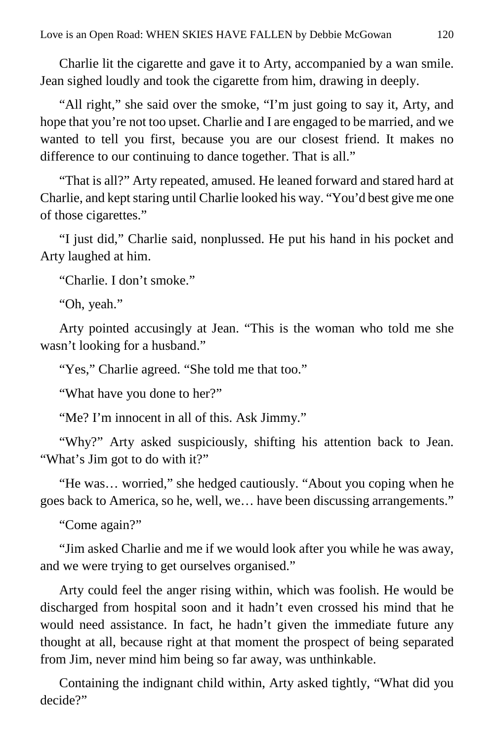Charlie lit the cigarette and gave it to Arty, accompanied by a wan smile. Jean sighed loudly and took the cigarette from him, drawing in deeply.

"All right," she said over the smoke, "I'm just going to say it, Arty, and hope that you're not too upset. Charlie and I are engaged to be married, and we wanted to tell you first, because you are our closest friend. It makes no difference to our continuing to dance together. That is all."

"That is all?" Arty repeated, amused. He leaned forward and stared hard at Charlie, and kept staring until Charlie looked his way. "You'd best give me one of those cigarettes."

"I just did," Charlie said, nonplussed. He put his hand in his pocket and Arty laughed at him.

"Charlie. I don't smoke."

"Oh, yeah."

Arty pointed accusingly at Jean. "This is the woman who told me she wasn't looking for a husband."

"Yes," Charlie agreed. "She told me that too."

"What have you done to her?"

"Me? I'm innocent in all of this. Ask Jimmy."

"Why?" Arty asked suspiciously, shifting his attention back to Jean. "What's Jim got to do with it?"

"He was… worried," she hedged cautiously. "About you coping when he goes back to America, so he, well, we… have been discussing arrangements."

"Come again?"

"Jim asked Charlie and me if we would look after you while he was away, and we were trying to get ourselves organised."

Arty could feel the anger rising within, which was foolish. He would be discharged from hospital soon and it hadn't even crossed his mind that he would need assistance. In fact, he hadn't given the immediate future any thought at all, because right at that moment the prospect of being separated from Jim, never mind him being so far away, was unthinkable.

Containing the indignant child within, Arty asked tightly, "What did you decide?"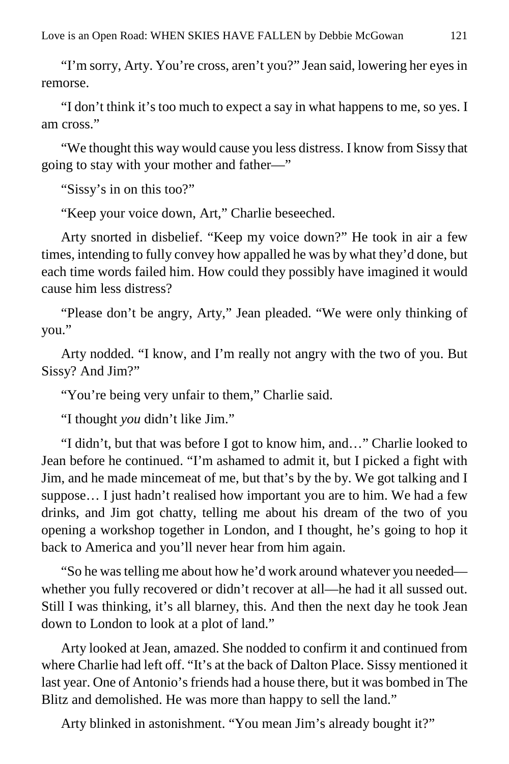"I'm sorry, Arty. You're cross, aren't you?" Jean said, lowering her eyes in remorse.

"I don't think it's too much to expect a say in what happens to me, so yes. I am cross."

"We thought this way would cause you less distress. I know from Sissy that going to stay with your mother and father—"

"Sissy's in on this too?"

"Keep your voice down, Art," Charlie beseeched.

Arty snorted in disbelief. "Keep my voice down?" He took in air a few times, intending to fully convey how appalled he was by what they'd done, but each time words failed him. How could they possibly have imagined it would cause him less distress?

"Please don't be angry, Arty," Jean pleaded. "We were only thinking of you."

Arty nodded. "I know, and I'm really not angry with the two of you. But Sissy? And Jim?"

"You're being very unfair to them," Charlie said.

"I thought *you* didn't like Jim."

"I didn't, but that was before I got to know him, and…" Charlie looked to Jean before he continued. "I'm ashamed to admit it, but I picked a fight with Jim, and he made mincemeat of me, but that's by the by. We got talking and I suppose… I just hadn't realised how important you are to him. We had a few drinks, and Jim got chatty, telling me about his dream of the two of you opening a workshop together in London, and I thought, he's going to hop it back to America and you'll never hear from him again.

"So he was telling me about how he'd work around whatever you needed—whether you fully recovered or didn't recover at all—he had it all sussed out. Still I was thinking, it's all blarney, this. And then the next day he took Jean down to London to look at a plot of land."

Arty looked at Jean, amazed. She nodded to confirm it and continued from where Charlie had left off. "It's at the back of Dalton Place. Sissy mentioned it last year. One of Antonio's friends had a house there, but it was bombed in The Blitz and demolished. He was more than happy to sell the land."

Arty blinked in astonishment. "You mean Jim's already bought it?"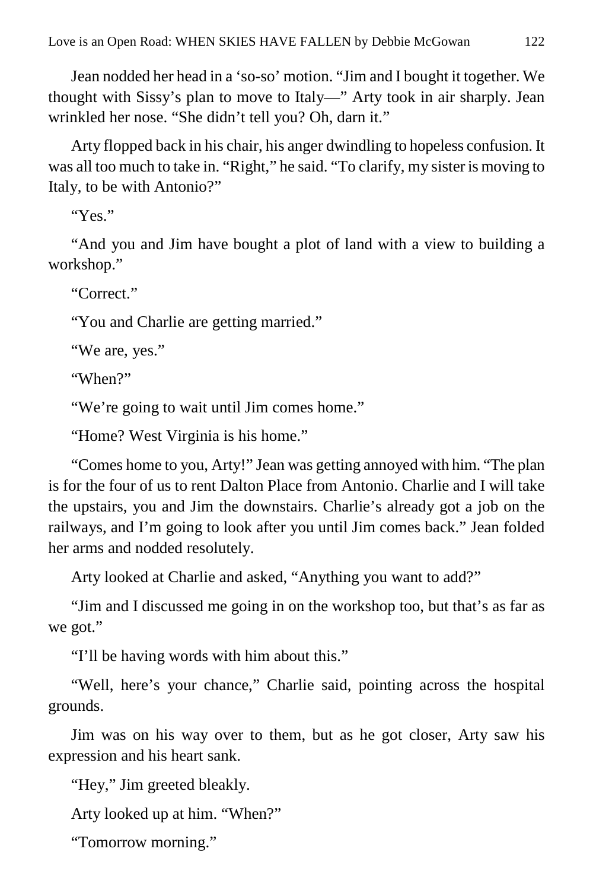Jean nodded her head in a ‘so-so’ motion. “Jim and I bought it together. We thought with Sissy’s plan to move to Italy—” Arty took in air sharply. Jean wrinkled her nose. “She didn’t tell you? Oh, darn it.”

Arty flopped back in his chair, his anger dwindling to hopeless confusion. It was all too much to take in. “Right,” he said. “To clarify, my sister is moving to Italy, to be with Antonio?”

“Yes.”

“And you and Jim have bought a plot of land with a view to building a workshop.”

“Correct.”

“You and Charlie are getting married.”

“We are, yes.”

“When?”

“We’re going to wait until Jim comes home.”

“Home? West Virginia is his home.”

“Comes home to you, Arty!” Jean was getting annoyed with him. “The plan is for the four of us to rent Dalton Place from Antonio. Charlie and I will take the upstairs, you and Jim the downstairs. Charlie’s already got a job on the railways, and I’m going to look after you until Jim comes back.” Jean folded her arms and nodded resolutely.

Arty looked at Charlie and asked, “Anything you want to add?”

“Jim and I discussed me going in on the workshop too, but that’s as far as we got.”

“I’ll be having words with him about this.”

“Well, here’s your chance,” Charlie said, pointing across the hospital grounds.

Jim was on his way over to them, but as he got closer, Arty saw his expression and his heart sank.

“Hey,” Jim greeted bleakly.

Arty looked up at him. “When?”

“Tomorrow morning.”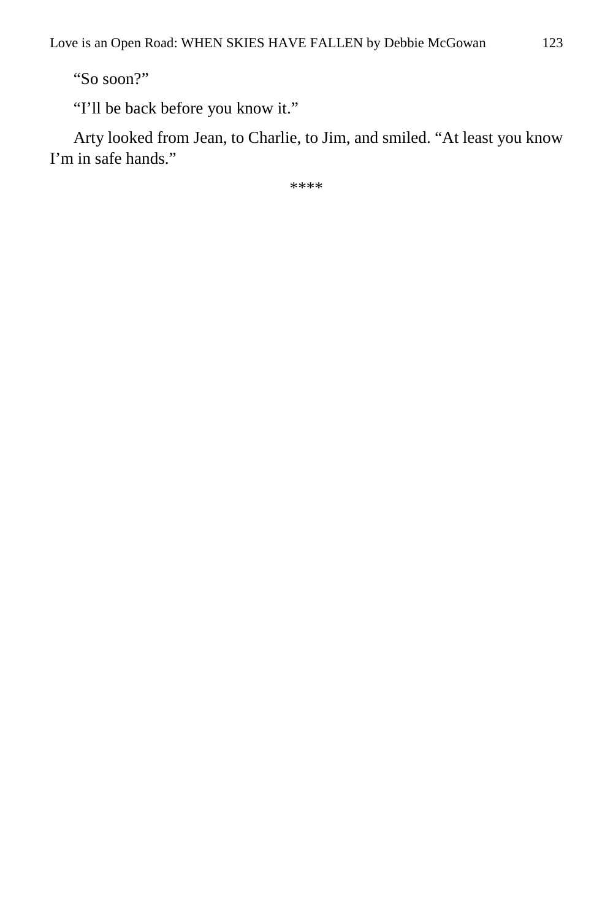“So soon?”

“I’ll be back before you know it.”

Arty looked from Jean, to Charlie, to Jim, and smiled. “At least you know I’m in safe hands.”

****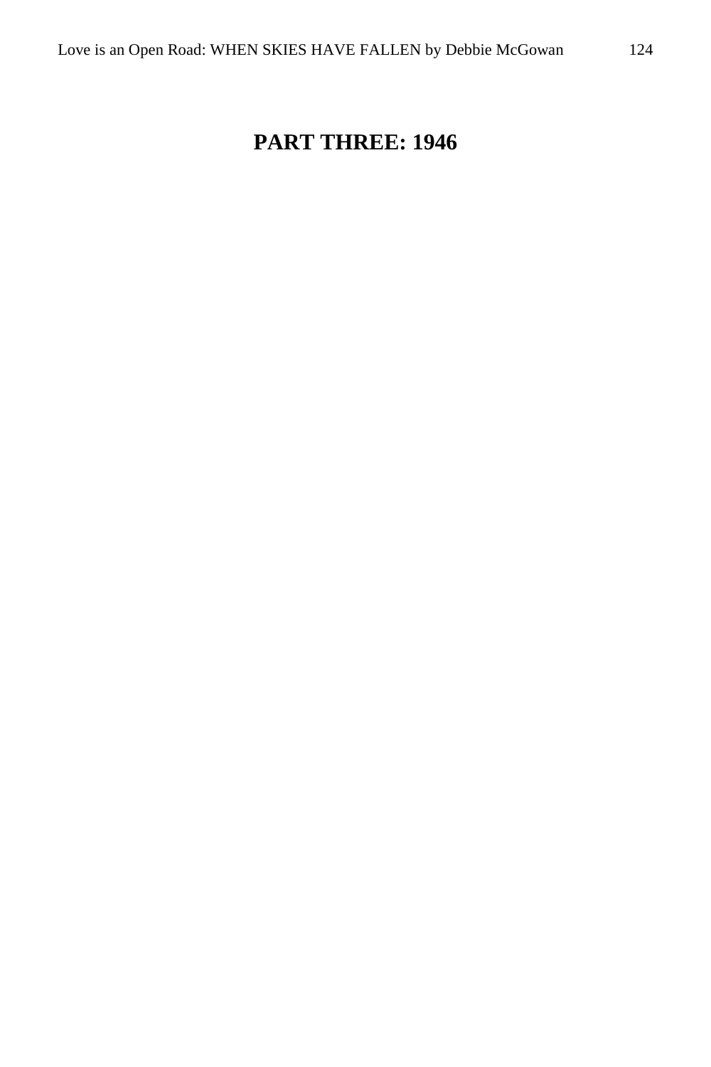# PART THREE: 1946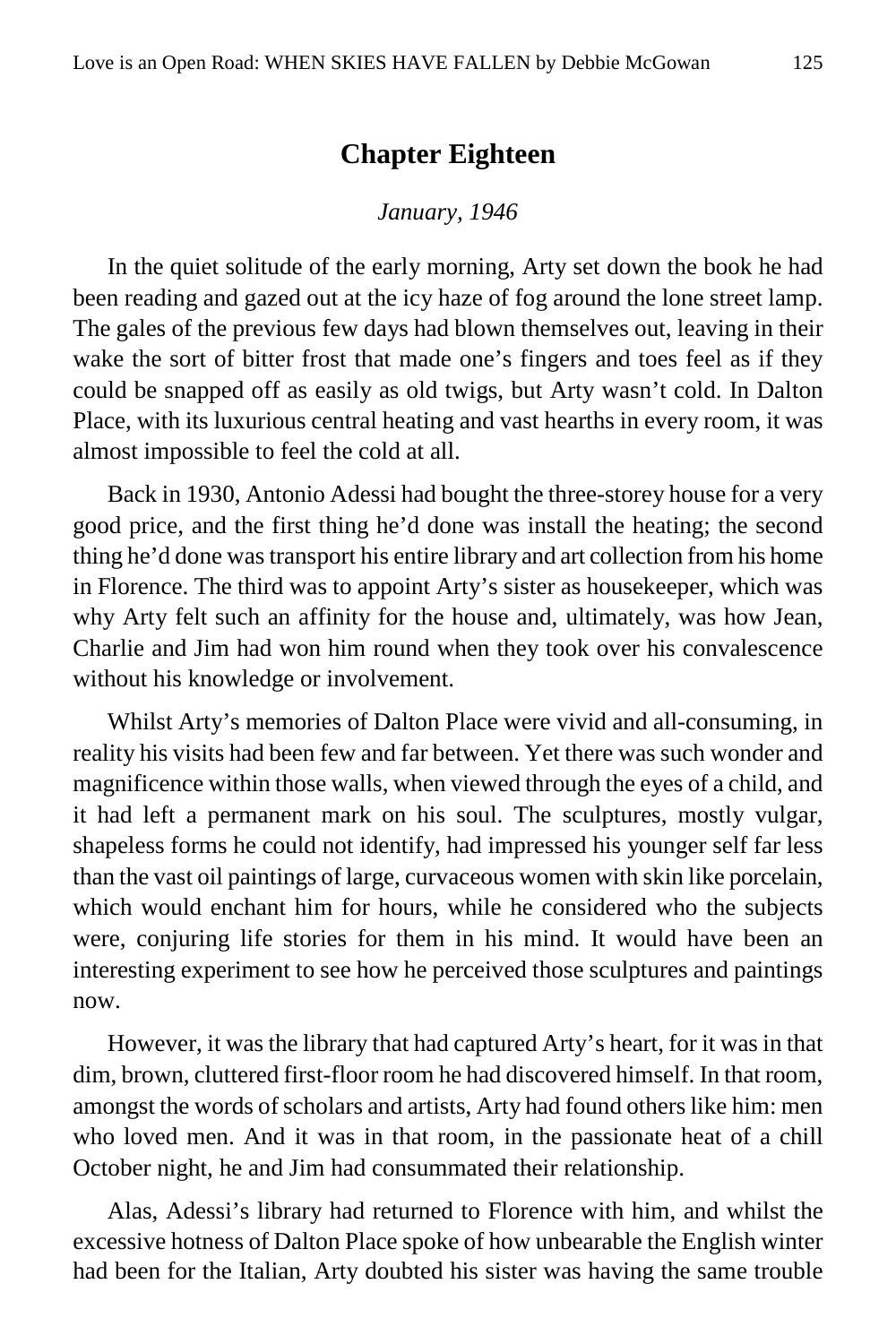## Chapter Eighteen

*January, 1946*

In the quiet solitude of the early morning, Arty set down the book he had been reading and gazed out at the icy haze of fog around the lone street lamp. The gales of the previous few days had blown themselves out, leaving in their wake the sort of bitter frost that made one's fingers and toes feel as if they could be snapped off as easily as old twigs, but Arty wasn't cold. In Dalton Place, with its luxurious central heating and vast hearths in every room, it was almost impossible to feel the cold at all.

Back in 1930, Antonio Adessi had bought the three-storey house for a very good price, and the first thing he'd done was install the heating; the second thing he'd done was transport his entire library and art collection from his home in Florence. The third was to appoint Arty's sister as housekeeper, which was why Arty felt such an affinity for the house and, ultimately, was how Jean, Charlie and Jim had won him round when they took over his convalescence without his knowledge or involvement.

Whilst Arty's memories of Dalton Place were vivid and all-consuming, in reality his visits had been few and far between. Yet there was such wonder and magnificence within those walls, when viewed through the eyes of a child, and it had left a permanent mark on his soul. The sculptures, mostly vulgar, shapeless forms he could not identify, had impressed his younger self far less than the vast oil paintings of large, curvaceous women with skin like porcelain, which would enchant him for hours, while he considered who the subjects were, conjuring life stories for them in his mind. It would have been an interesting experiment to see how he perceived those sculptures and paintings now.

However, it was the library that had captured Arty's heart, for it was in that dim, brown, cluttered first-floor room he had discovered himself. In that room, amongst the words of scholars and artists, Arty had found others like him: men who loved men. And it was in that room, in the passionate heat of a chill October night, he and Jim had consummated their relationship.

Alas, Adessi's library had returned to Florence with him, and whilst the excessive hotness of Dalton Place spoke of how unbearable the English winter had been for the Italian, Arty doubted his sister was having the same trouble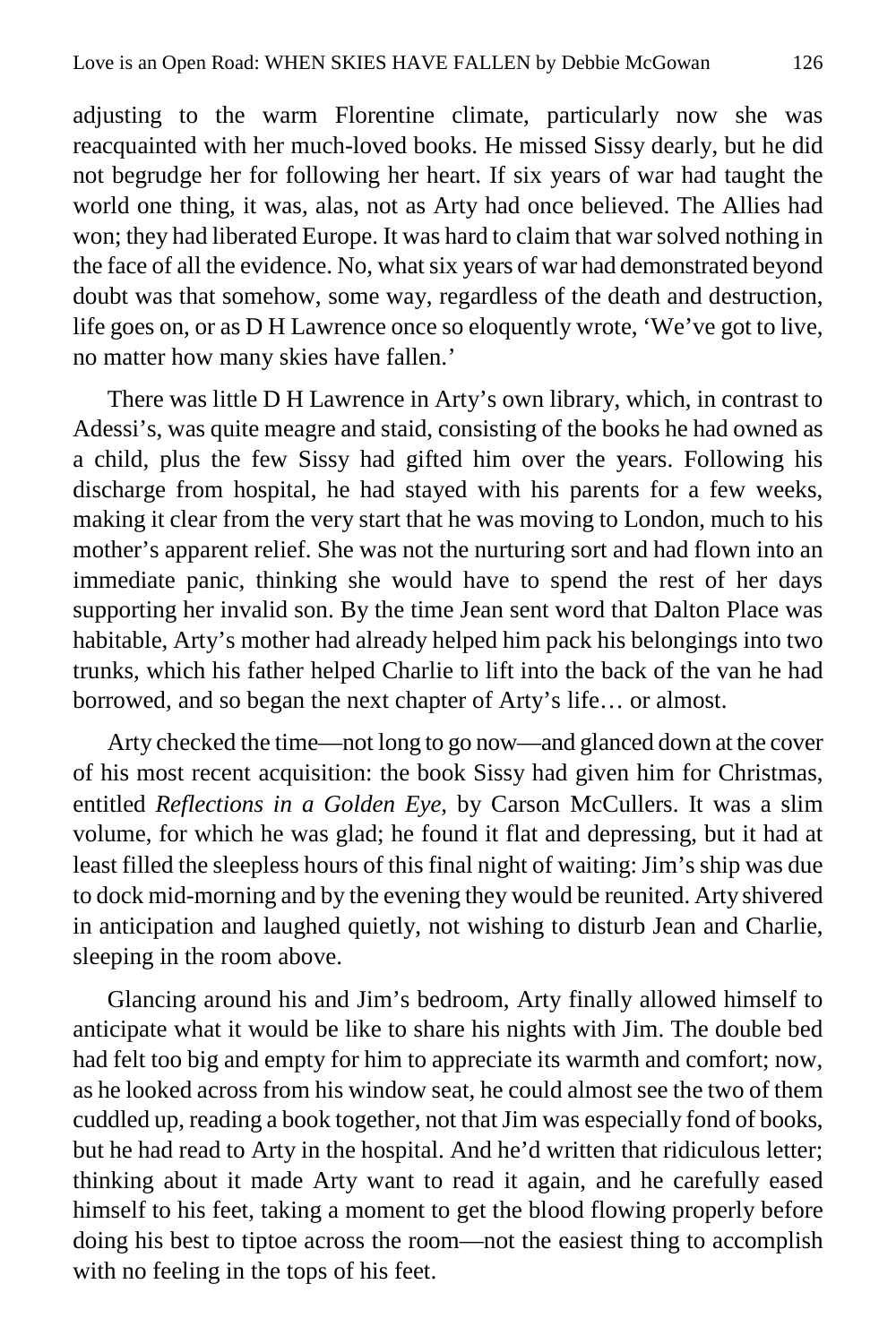adjusting to the warm Florentine climate, particularly now she was reacquainted with her much-loved books. He missed Sissy dearly, but he did not begrudge her for following her heart. If six years of war had taught the world one thing, it was, alas, not as Arty had once believed. The Allies had won; they had liberated Europe. It was hard to claim that war solved nothing in the face of all the evidence. No, what six years of war had demonstrated beyond doubt was that somehow, some way, regardless of the death and destruction, life goes on, or as D H Lawrence once so eloquently wrote, 'We've got to live, no matter how many skies have fallen.'

There was little D H Lawrence in Arty's own library, which, in contrast to Adessi's, was quite meagre and staid, consisting of the books he had owned as a child, plus the few Sissy had gifted him over the years. Following his discharge from hospital, he had stayed with his parents for a few weeks, making it clear from the very start that he was moving to London, much to his mother's apparent relief. She was not the nurturing sort and had flown into an immediate panic, thinking she would have to spend the rest of her days supporting her invalid son. By the time Jean sent word that Dalton Place was habitable, Arty's mother had already helped him pack his belongings into two trunks, which his father helped Charlie to lift into the back of the van he had borrowed, and so began the next chapter of Arty's life… or almost.

Arty checked the time—not long to go now—and glanced down at the cover of his most recent acquisition: the book Sissy had given him for Christmas, entitled *Reflections in a Golden Eye*, by Carson McCullers. It was a slim volume, for which he was glad; he found it flat and depressing, but it had at least filled the sleepless hours of this final night of waiting: Jim's ship was due to dock mid-morning and by the evening they would be reunited. Arty shivered in anticipation and laughed quietly, not wishing to disturb Jean and Charlie, sleeping in the room above.

Glancing around his and Jim's bedroom, Arty finally allowed himself to anticipate what it would be like to share his nights with Jim. The double bed had felt too big and empty for him to appreciate its warmth and comfort; now, as he looked across from his window seat, he could almost see the two of them cuddled up, reading a book together, not that Jim was especially fond of books, but he had read to Arty in the hospital. And he'd written that ridiculous letter; thinking about it made Arty want to read it again, and he carefully eased himself to his feet, taking a moment to get the blood flowing properly before doing his best to tiptoe across the room—not the easiest thing to accomplish with no feeling in the tops of his feet.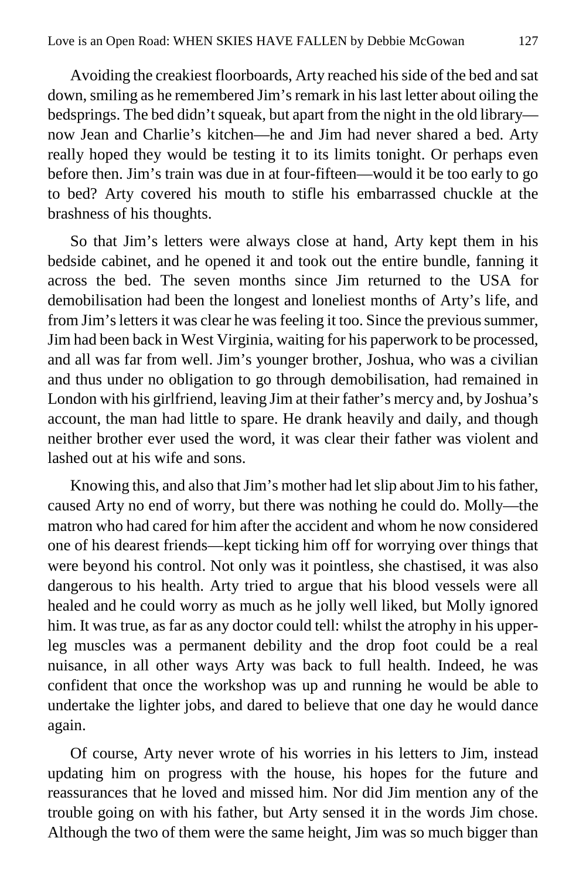Avoiding the creakiest floorboards, Arty reached his side of the bed and sat down, smiling as he remembered Jim's remark in his last letter about oiling the bedsprings. The bed didn't squeak, but apart from the night in the old library—now Jean and Charlie's kitchen—he and Jim had never shared a bed. Arty really hoped they would be testing it to its limits tonight. Or perhaps even before then. Jim's train was due in at four-fifteen—would it be too early to go to bed? Arty covered his mouth to stifle his embarrassed chuckle at the brashness of his thoughts.

So that Jim's letters were always close at hand, Arty kept them in his bedside cabinet, and he opened it and took out the entire bundle, fanning it across the bed. The seven months since Jim returned to the USA for demobilisation had been the longest and loneliest months of Arty's life, and from Jim's letters it was clear he was feeling it too. Since the previous summer, Jim had been back in West Virginia, waiting for his paperwork to be processed, and all was far from well. Jim's younger brother, Joshua, who was a civilian and thus under no obligation to go through demobilisation, had remained in London with his girlfriend, leaving Jim at their father's mercy and, by Joshua's account, the man had little to spare. He drank heavily and daily, and though neither brother ever used the word, it was clear their father was violent and lashed out at his wife and sons.

Knowing this, and also that Jim's mother had let slip about Jim to his father, caused Arty no end of worry, but there was nothing he could do. Molly—the matron who had cared for him after the accident and whom he now considered one of his dearest friends—kept ticking him off for worrying over things that were beyond his control. Not only was it pointless, she chastised, it was also dangerous to his health. Arty tried to argue that his blood vessels were all healed and he could worry as much as he jolly well liked, but Molly ignored him. It was true, as far as any doctor could tell: whilst the atrophy in his upper-leg muscles was a permanent debility and the drop foot could be a real nuisance, in all other ways Arty was back to full health. Indeed, he was confident that once the workshop was up and running he would be able to undertake the lighter jobs, and dared to believe that one day he would dance again.

Of course, Arty never wrote of his worries in his letters to Jim, instead updating him on progress with the house, his hopes for the future and reassurances that he loved and missed him. Nor did Jim mention any of the trouble going on with his father, but Arty sensed it in the words Jim chose. Although the two of them were the same height, Jim was so much bigger than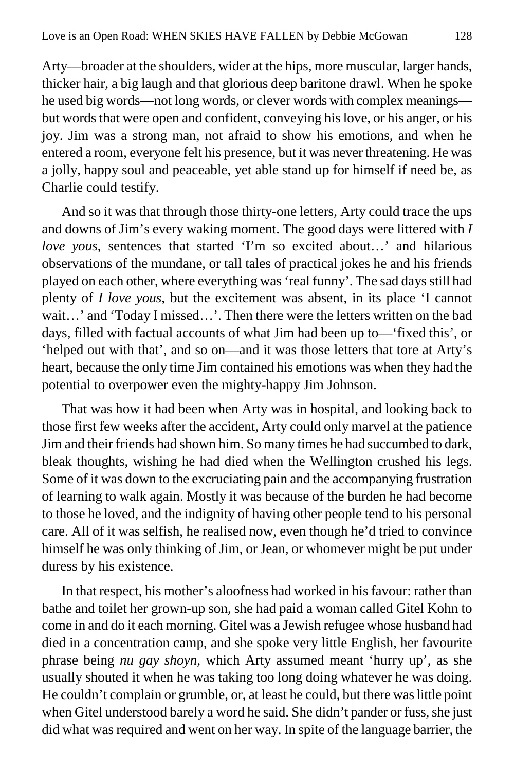Arty—broader at the shoulders, wider at the hips, more muscular, larger hands, thicker hair, a big laugh and that glorious deep baritone drawl. When he spoke he used big words—not long words, or clever words with complex meanings—but words that were open and confident, conveying his love, or his anger, or his joy. Jim was a strong man, not afraid to show his emotions, and when he entered a room, everyone felt his presence, but it was never threatening. He was a jolly, happy soul and peaceable, yet able stand up for himself if need be, as Charlie could testify.

And so it was that through those thirty-one letters, Arty could trace the ups and downs of Jim's every waking moment. The good days were littered with *I love yous*, sentences that started 'I'm so excited about…' and hilarious observations of the mundane, or tall tales of practical jokes he and his friends played on each other, where everything was 'real funny'. The sad days still had plenty of *I love yous*, but the excitement was absent, in its place 'I cannot wait…' and 'Today I missed…'. Then there were the letters written on the bad days, filled with factual accounts of what Jim had been up to—'fixed this', or 'helped out with that', and so on—and it was those letters that tore at Arty's heart, because the only time Jim contained his emotions was when they had the potential to overpower even the mighty-happy Jim Johnson.

That was how it had been when Arty was in hospital, and looking back to those first few weeks after the accident, Arty could only marvel at the patience Jim and their friends had shown him. So many times he had succumbed to dark, bleak thoughts, wishing he had died when the Wellington crushed his legs. Some of it was down to the excruciating pain and the accompanying frustration of learning to walk again. Mostly it was because of the burden he had become to those he loved, and the indignity of having other people tend to his personal care. All of it was selfish, he realised now, even though he'd tried to convince himself he was only thinking of Jim, or Jean, or whomever might be put under duress by his existence.

In that respect, his mother's aloofness had worked in his favour: rather than bathe and toilet her grown-up son, she had paid a woman called Gitel Kohn to come in and do it each morning. Gitel was a Jewish refugee whose husband had died in a concentration camp, and she spoke very little English, her favourite phrase being *nu gay shoyn*, which Arty assumed meant 'hurry up', as she usually shouted it when he was taking too long doing whatever he was doing. He couldn't complain or grumble, or, at least he could, but there was little point when Gitel understood barely a word he said. She didn't pander or fuss, she just did what was required and went on her way. In spite of the language barrier, the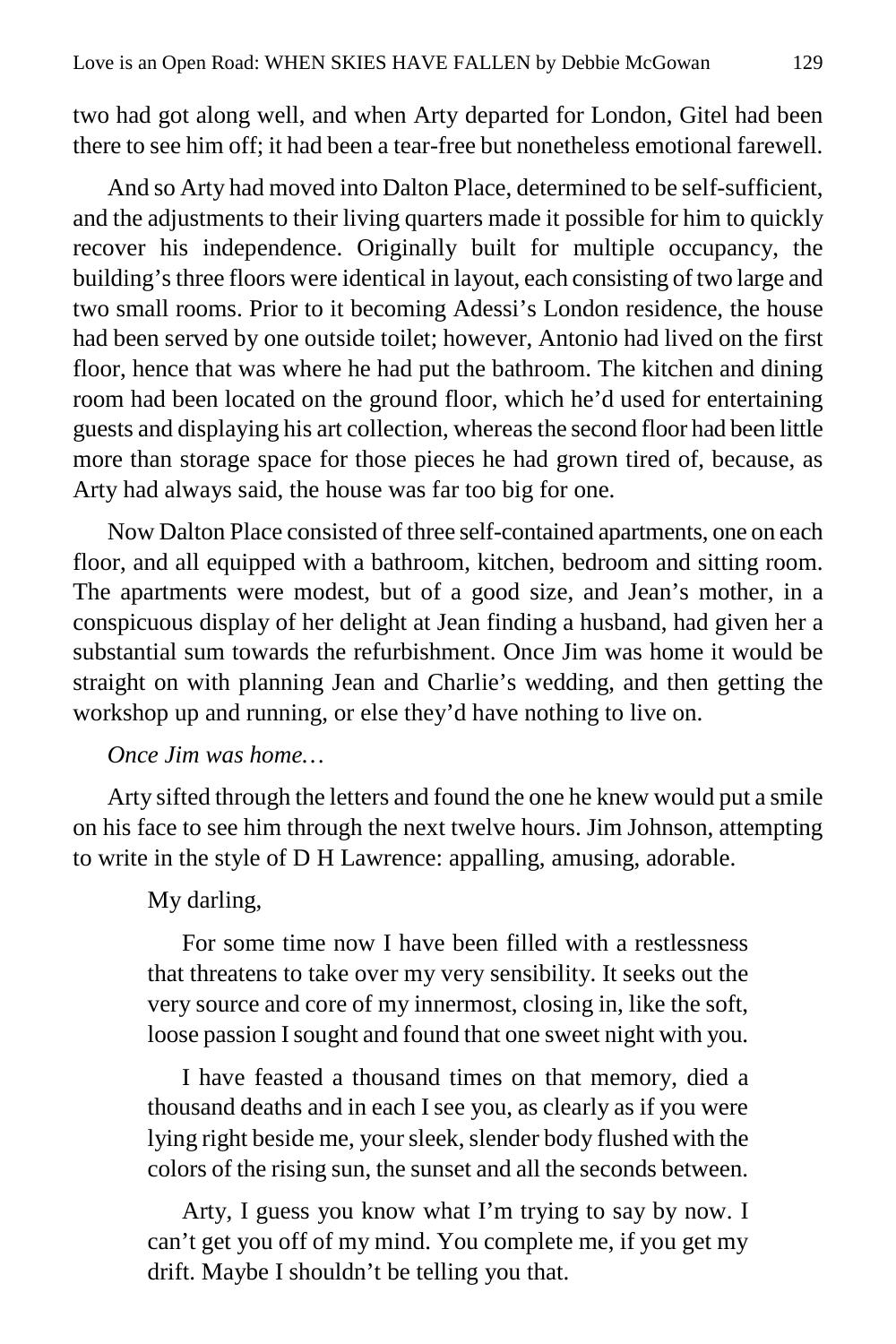two had got along well, and when Arty departed for London, Gitel had been there to see him off; it had been a tear-free but nonetheless emotional farewell.

And so Arty had moved into Dalton Place, determined to be self-sufficient, and the adjustments to their living quarters made it possible for him to quickly recover his independence. Originally built for multiple occupancy, the building's three floors were identical in layout, each consisting of two large and two small rooms. Prior to it becoming Adessi's London residence, the house had been served by one outside toilet; however, Antonio had lived on the first floor, hence that was where he had put the bathroom. The kitchen and dining room had been located on the ground floor, which he'd used for entertaining guests and displaying his art collection, whereas the second floor had been little more than storage space for those pieces he had grown tired of, because, as Arty had always said, the house was far too big for one.

Now Dalton Place consisted of three self-contained apartments, one on each floor, and all equipped with a bathroom, kitchen, bedroom and sitting room. The apartments were modest, but of a good size, and Jean's mother, in a conspicuous display of her delight at Jean finding a husband, had given her a substantial sum towards the refurbishment. Once Jim was home it would be straight on with planning Jean and Charlie's wedding, and then getting the workshop up and running, or else they'd have nothing to live on.

*Once Jim was home…*

Arty sifted through the letters and found the one he knew would put a smile on his face to see him through the next twelve hours. Jim Johnson, attempting to write in the style of D H Lawrence: appalling, amusing, adorable.

> My darling,
>
> For some time now I have been filled with a restlessness that threatens to take over my very sensibility. It seeks out the very source and core of my innermost, closing in, like the soft, loose passion I sought and found that one sweet night with you.
>
> I have feasted a thousand times on that memory, died a thousand deaths and in each I see you, as clearly as if you were lying right beside me, your sleek, slender body flushed with the colors of the rising sun, the sunset and all the seconds between.
>
> Arty, I guess you know what I'm trying to say by now. I can't get you off of my mind. You complete me, if you get my drift. Maybe I shouldn't be telling you that.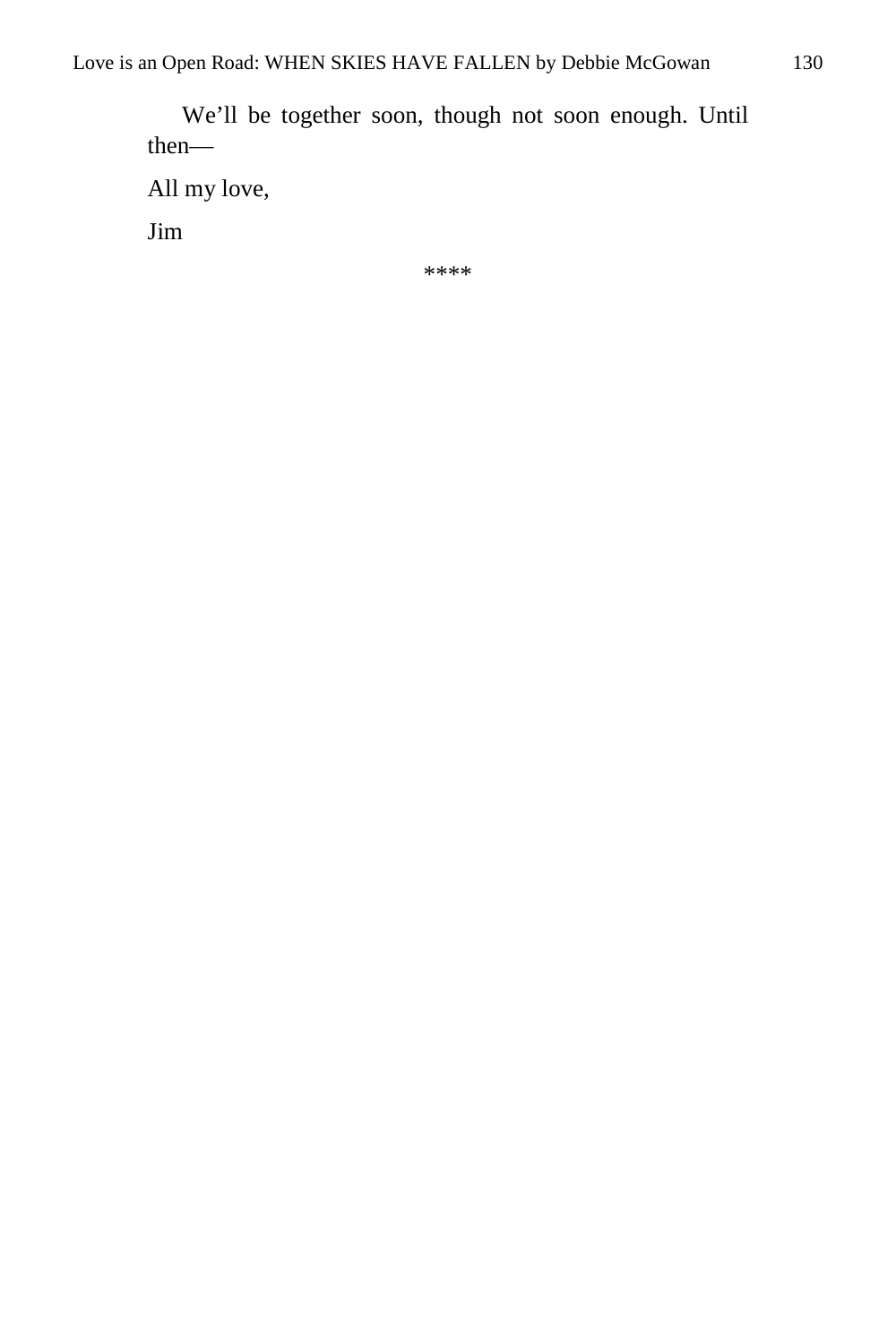We'll be together soon, though not soon enough. Until then—

All my love,

Jim

****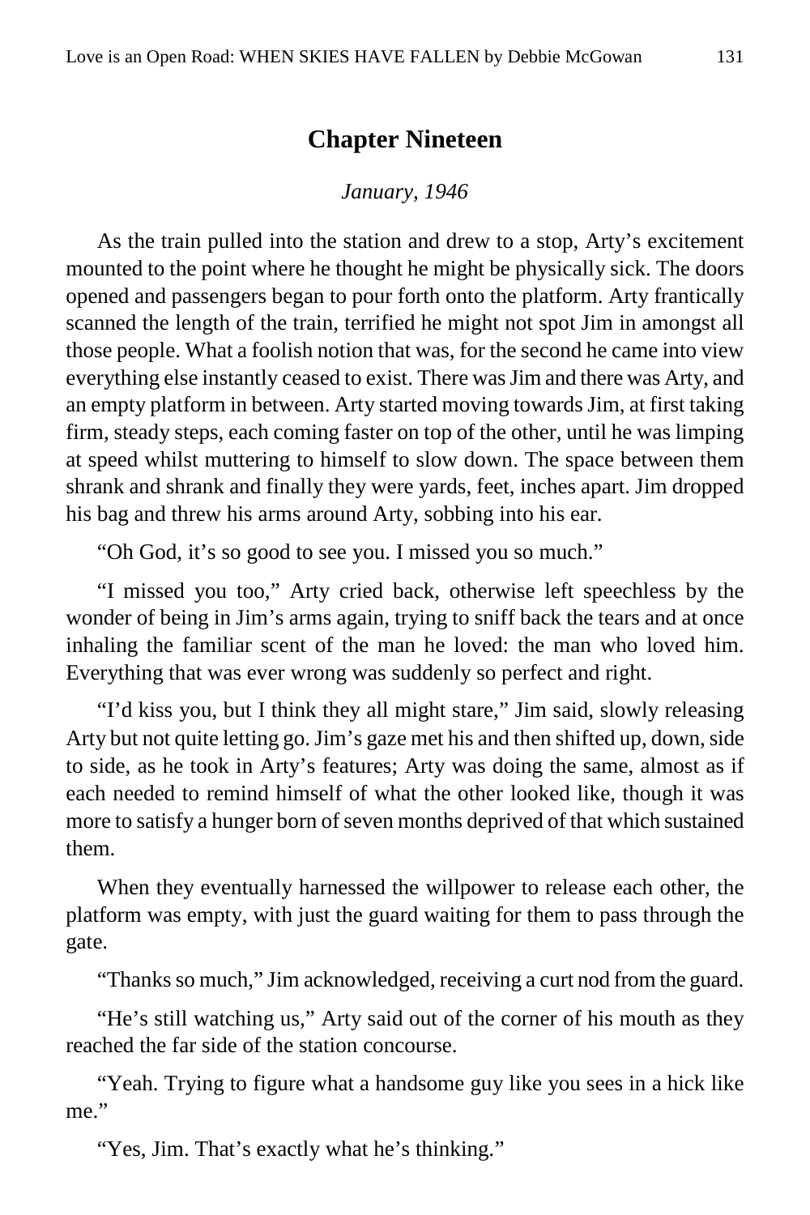## Chapter Nineteen

*January, 1946*

As the train pulled into the station and drew to a stop, Arty's excitement mounted to the point where he thought he might be physically sick. The doors opened and passengers began to pour forth onto the platform. Arty frantically scanned the length of the train, terrified he might not spot Jim in amongst all those people. What a foolish notion that was, for the second he came into view everything else instantly ceased to exist. There was Jim and there was Arty, and an empty platform in between. Arty started moving towards Jim, at first taking firm, steady steps, each coming faster on top of the other, until he was limping at speed whilst muttering to himself to slow down. The space between them shrank and shrank and finally they were yards, feet, inches apart. Jim dropped his bag and threw his arms around Arty, sobbing into his ear.

"Oh God, it's so good to see you. I missed you so much."

"I missed you too," Arty cried back, otherwise left speechless by the wonder of being in Jim's arms again, trying to sniff back the tears and at once inhaling the familiar scent of the man he loved: the man who loved him. Everything that was ever wrong was suddenly so perfect and right.

"I'd kiss you, but I think they all might stare," Jim said, slowly releasing Arty but not quite letting go. Jim's gaze met his and then shifted up, down, side to side, as he took in Arty's features; Arty was doing the same, almost as if each needed to remind himself of what the other looked like, though it was more to satisfy a hunger born of seven months deprived of that which sustained them.

When they eventually harnessed the willpower to release each other, the platform was empty, with just the guard waiting for them to pass through the gate.

"Thanks so much," Jim acknowledged, receiving a curt nod from the guard.

"He's still watching us," Arty said out of the corner of his mouth as they reached the far side of the station concourse.

"Yeah. Trying to figure what a handsome guy like you sees in a hick like me."

"Yes, Jim. That's exactly what he's thinking."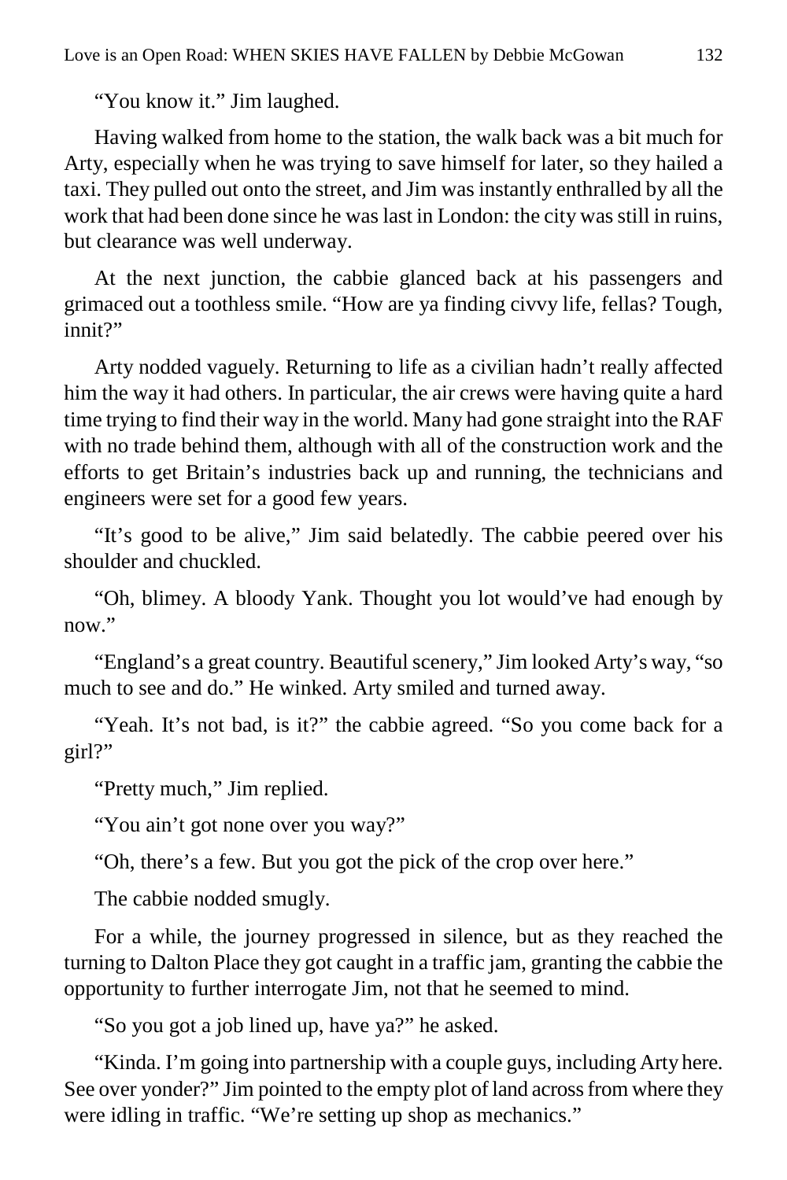"You know it." Jim laughed.

Having walked from home to the station, the walk back was a bit much for Arty, especially when he was trying to save himself for later, so they hailed a taxi. They pulled out onto the street, and Jim was instantly enthralled by all the work that had been done since he was last in London: the city was still in ruins, but clearance was well underway.

At the next junction, the cabbie glanced back at his passengers and grimaced out a toothless smile. "How are ya finding civvy life, fellas? Tough, innit?"

Arty nodded vaguely. Returning to life as a civilian hadn't really affected him the way it had others. In particular, the air crews were having quite a hard time trying to find their way in the world. Many had gone straight into the RAF with no trade behind them, although with all of the construction work and the efforts to get Britain's industries back up and running, the technicians and engineers were set for a good few years.

"It's good to be alive," Jim said belatedly. The cabbie peered over his shoulder and chuckled.

"Oh, blimey. A bloody Yank. Thought you lot would've had enough by now."

"England's a great country. Beautiful scenery," Jim looked Arty's way, "so much to see and do." He winked. Arty smiled and turned away.

"Yeah. It's not bad, is it?" the cabbie agreed. "So you come back for a girl?"

"Pretty much," Jim replied.

"You ain't got none over you way?"

"Oh, there's a few. But you got the pick of the crop over here."

The cabbie nodded smugly.

For a while, the journey progressed in silence, but as they reached the turning to Dalton Place they got caught in a traffic jam, granting the cabbie the opportunity to further interrogate Jim, not that he seemed to mind.

"So you got a job lined up, have ya?" he asked.

"Kinda. I'm going into partnership with a couple guys, including Arty here. See over yonder?" Jim pointed to the empty plot of land across from where they were idling in traffic. "We're setting up shop as mechanics."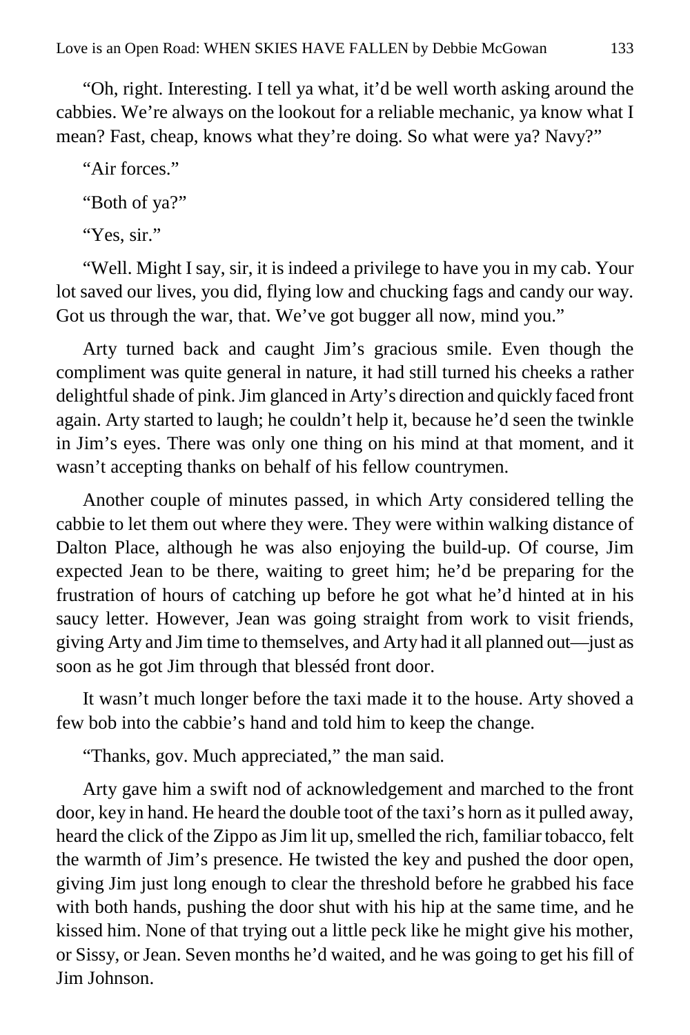"Oh, right. Interesting. I tell ya what, it'd be well worth asking around the cabbies. We're always on the lookout for a reliable mechanic, ya know what I mean? Fast, cheap, knows what they're doing. So what were ya? Navy?"

"Air forces."

"Both of ya?"

"Yes, sir."

"Well. Might I say, sir, it is indeed a privilege to have you in my cab. Your lot saved our lives, you did, flying low and chucking fags and candy our way. Got us through the war, that. We've got bugger all now, mind you."

Arty turned back and caught Jim's gracious smile. Even though the compliment was quite general in nature, it had still turned his cheeks a rather delightful shade of pink. Jim glanced in Arty's direction and quickly faced front again. Arty started to laugh; he couldn't help it, because he'd seen the twinkle in Jim's eyes. There was only one thing on his mind at that moment, and it wasn't accepting thanks on behalf of his fellow countrymen.

Another couple of minutes passed, in which Arty considered telling the cabbie to let them out where they were. They were within walking distance of Dalton Place, although he was also enjoying the build-up. Of course, Jim expected Jean to be there, waiting to greet him; he'd be preparing for the frustration of hours of catching up before he got what he'd hinted at in his saucy letter. However, Jean was going straight from work to visit friends, giving Arty and Jim time to themselves, and Arty had it all planned out—just as soon as he got Jim through that blesséd front door.

It wasn't much longer before the taxi made it to the house. Arty shoved a few bob into the cabbie's hand and told him to keep the change.

"Thanks, gov. Much appreciated," the man said.

Arty gave him a swift nod of acknowledgement and marched to the front door, key in hand. He heard the double toot of the taxi's horn as it pulled away, heard the click of the Zippo as Jim lit up, smelled the rich, familiar tobacco, felt the warmth of Jim's presence. He twisted the key and pushed the door open, giving Jim just long enough to clear the threshold before he grabbed his face with both hands, pushing the door shut with his hip at the same time, and he kissed him. None of that trying out a little peck like he might give his mother, or Sissy, or Jean. Seven months he'd waited, and he was going to get his fill of Jim Johnson.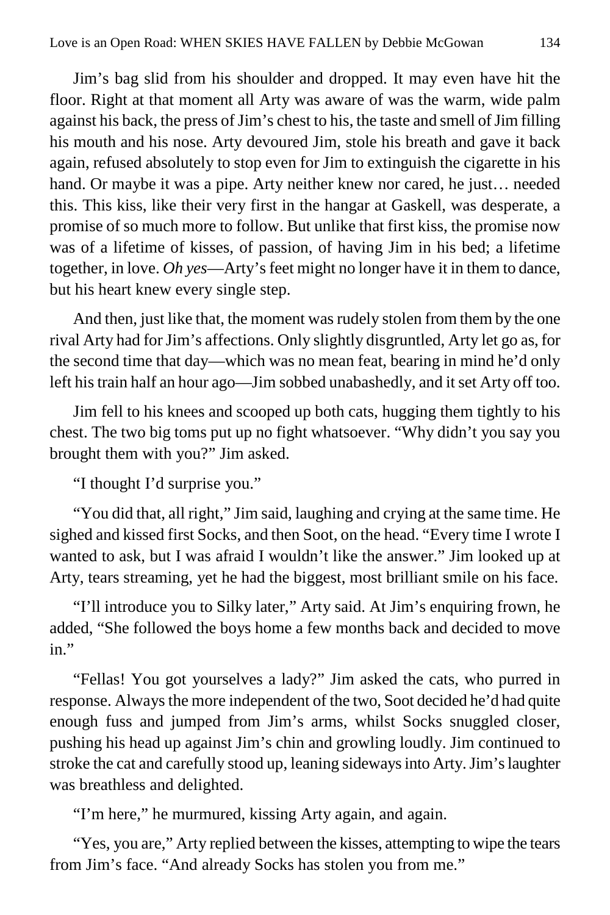Jim's bag slid from his shoulder and dropped. It may even have hit the floor. Right at that moment all Arty was aware of was the warm, wide palm against his back, the press of Jim's chest to his, the taste and smell of Jim filling his mouth and his nose. Arty devoured Jim, stole his breath and gave it back again, refused absolutely to stop even for Jim to extinguish the cigarette in his hand. Or maybe it was a pipe. Arty neither knew nor cared, he just… needed this. This kiss, like their very first in the hangar at Gaskell, was desperate, a promise of so much more to follow. But unlike that first kiss, the promise now was of a lifetime of kisses, of passion, of having Jim in his bed; a lifetime together, in love. *Oh yes*—Arty's feet might no longer have it in them to dance, but his heart knew every single step.

And then, just like that, the moment was rudely stolen from them by the one rival Arty had for Jim's affections. Only slightly disgruntled, Arty let go as, for the second time that day—which was no mean feat, bearing in mind he'd only left his train half an hour ago—Jim sobbed unabashedly, and it set Arty off too.

Jim fell to his knees and scooped up both cats, hugging them tightly to his chest. The two big toms put up no fight whatsoever. "Why didn't you say you brought them with you?" Jim asked.

"I thought I'd surprise you."

"You did that, all right," Jim said, laughing and crying at the same time. He sighed and kissed first Socks, and then Soot, on the head. "Every time I wrote I wanted to ask, but I was afraid I wouldn't like the answer." Jim looked up at Arty, tears streaming, yet he had the biggest, most brilliant smile on his face.

"I'll introduce you to Silky later," Arty said. At Jim's enquiring frown, he added, "She followed the boys home a few months back and decided to move in."

"Fellas! You got yourselves a lady?" Jim asked the cats, who purred in response. Always the more independent of the two, Soot decided he'd had quite enough fuss and jumped from Jim's arms, whilst Socks snuggled closer, pushing his head up against Jim's chin and growling loudly. Jim continued to stroke the cat and carefully stood up, leaning sideways into Arty. Jim's laughter was breathless and delighted.

"I'm here," he murmured, kissing Arty again, and again.

"Yes, you are," Arty replied between the kisses, attempting to wipe the tears from Jim's face. "And already Socks has stolen you from me."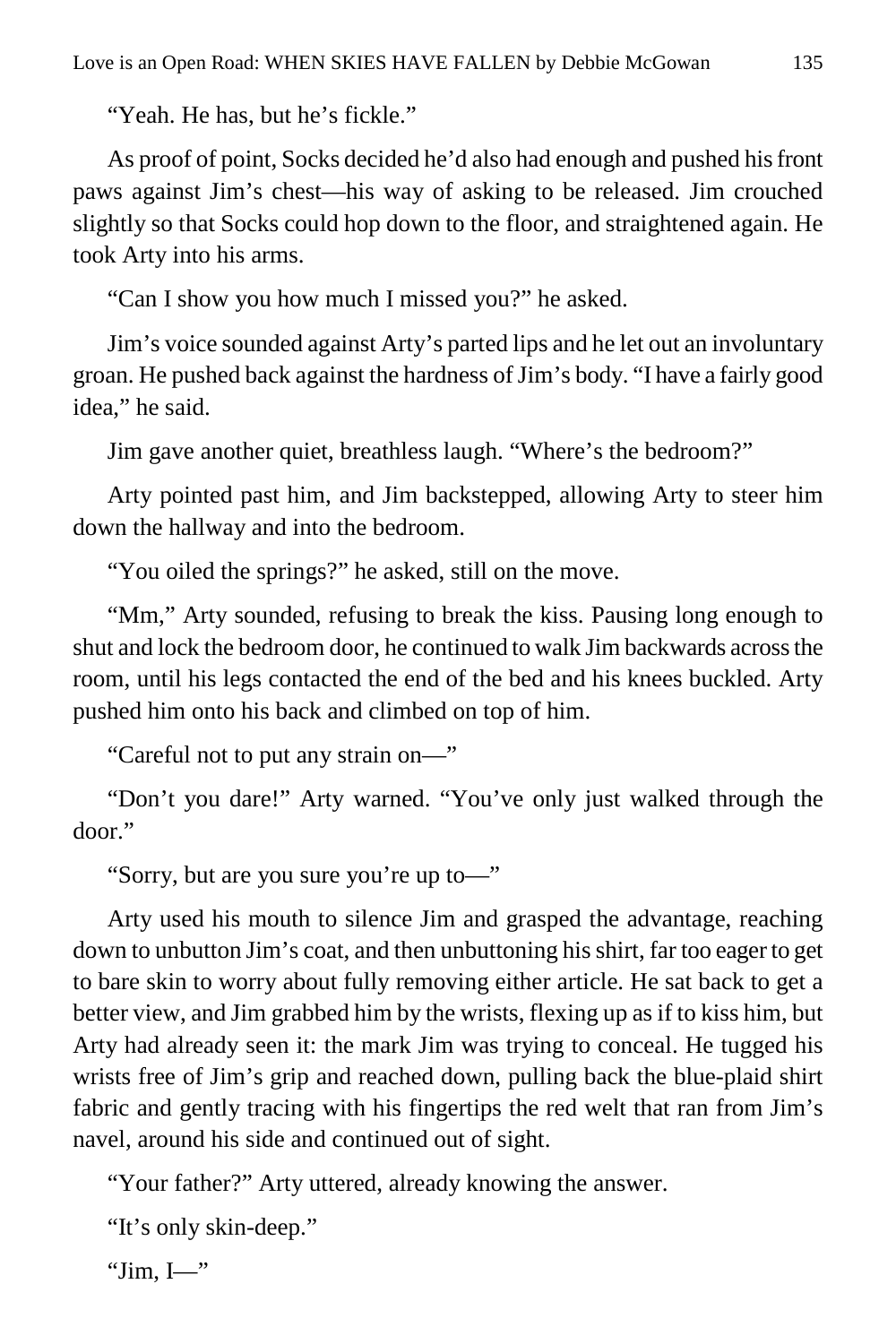"Yeah. He has, but he's fickle."

As proof of point, Socks decided he'd also had enough and pushed his front paws against Jim's chest—his way of asking to be released. Jim crouched slightly so that Socks could hop down to the floor, and straightened again. He took Arty into his arms.

"Can I show you how much I missed you?" he asked.

Jim's voice sounded against Arty's parted lips and he let out an involuntary groan. He pushed back against the hardness of Jim's body. "I have a fairly good idea," he said.

Jim gave another quiet, breathless laugh. "Where's the bedroom?"

Arty pointed past him, and Jim backstepped, allowing Arty to steer him down the hallway and into the bedroom.

"You oiled the springs?" he asked, still on the move.

"Mm," Arty sounded, refusing to break the kiss. Pausing long enough to shut and lock the bedroom door, he continued to walk Jim backwards across the room, until his legs contacted the end of the bed and his knees buckled. Arty pushed him onto his back and climbed on top of him.

"Careful not to put any strain on—"

"Don't you dare!" Arty warned. "You've only just walked through the door."

"Sorry, but are you sure you're up to—"

Arty used his mouth to silence Jim and grasped the advantage, reaching down to unbutton Jim's coat, and then unbuttoning his shirt, far too eager to get to bare skin to worry about fully removing either article. He sat back to get a better view, and Jim grabbed him by the wrists, flexing up as if to kiss him, but Arty had already seen it: the mark Jim was trying to conceal. He tugged his wrists free of Jim's grip and reached down, pulling back the blue-plaid shirt fabric and gently tracing with his fingertips the red welt that ran from Jim's navel, around his side and continued out of sight.

"Your father?" Arty uttered, already knowing the answer.

"It's only skin-deep."

"Jim, I—"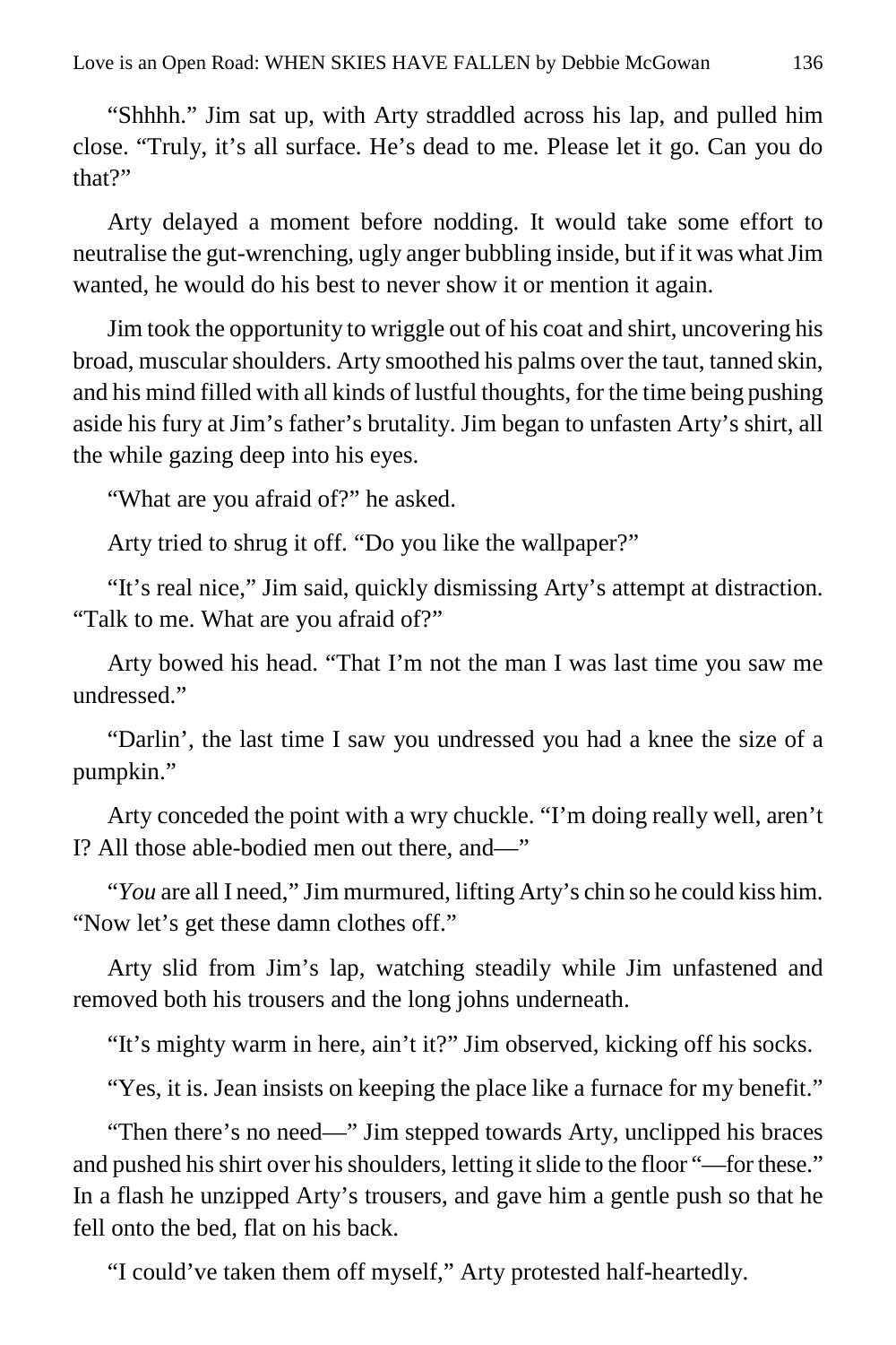"Shhhh." Jim sat up, with Arty straddled across his lap, and pulled him close. "Truly, it's all surface. He's dead to me. Please let it go. Can you do that?"

Arty delayed a moment before nodding. It would take some effort to neutralise the gut-wrenching, ugly anger bubbling inside, but if it was what Jim wanted, he would do his best to never show it or mention it again.

Jim took the opportunity to wriggle out of his coat and shirt, uncovering his broad, muscular shoulders. Arty smoothed his palms over the taut, tanned skin, and his mind filled with all kinds of lustful thoughts, for the time being pushing aside his fury at Jim's father's brutality. Jim began to unfasten Arty's shirt, all the while gazing deep into his eyes.

"What are you afraid of?" he asked.

Arty tried to shrug it off. "Do you like the wallpaper?"

"It's real nice," Jim said, quickly dismissing Arty's attempt at distraction. "Talk to me. What are you afraid of?"

Arty bowed his head. "That I'm not the man I was last time you saw me undressed."

"Darlin', the last time I saw you undressed you had a knee the size of a pumpkin."

Arty conceded the point with a wry chuckle. "I'm doing really well, aren't I? All those able-bodied men out there, and—"

"*You* are all I need," Jim murmured, lifting Arty's chin so he could kiss him. "Now let's get these damn clothes off."

Arty slid from Jim's lap, watching steadily while Jim unfastened and removed both his trousers and the long johns underneath.

"It's mighty warm in here, ain't it?" Jim observed, kicking off his socks.

"Yes, it is. Jean insists on keeping the place like a furnace for my benefit."

"Then there's no need—" Jim stepped towards Arty, unclipped his braces and pushed his shirt over his shoulders, letting it slide to the floor "—for these." In a flash he unzipped Arty's trousers, and gave him a gentle push so that he fell onto the bed, flat on his back.

"I could've taken them off myself," Arty protested half-heartedly.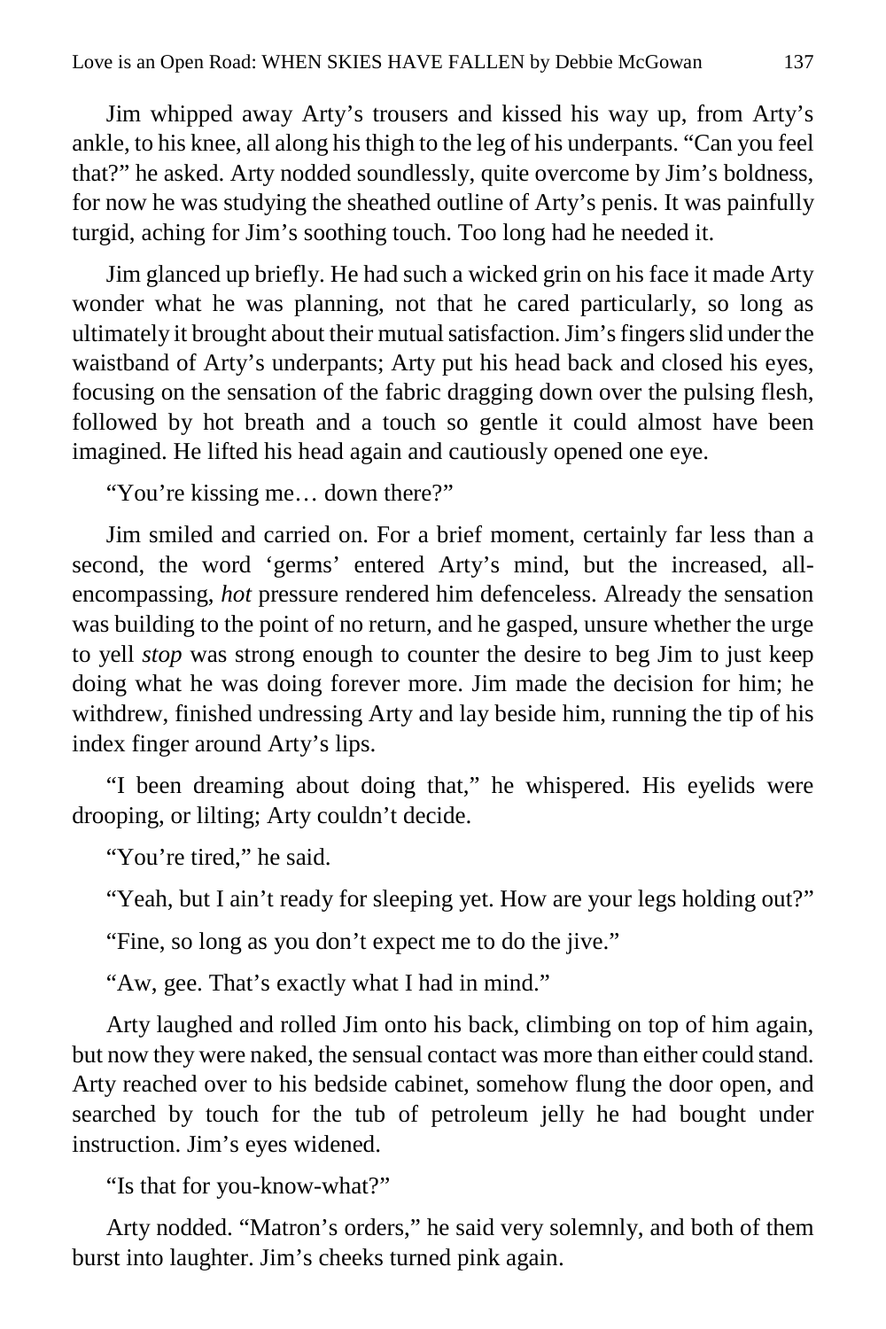Jim whipped away Arty's trousers and kissed his way up, from Arty's ankle, to his knee, all along his thigh to the leg of his underpants. "Can you feel that?" he asked. Arty nodded soundlessly, quite overcome by Jim's boldness, for now he was studying the sheathed outline of Arty's penis. It was painfully turgid, aching for Jim's soothing touch. Too long had he needed it.

Jim glanced up briefly. He had such a wicked grin on his face it made Arty wonder what he was planning, not that he cared particularly, so long as ultimately it brought about their mutual satisfaction. Jim's fingers slid under the waistband of Arty's underpants; Arty put his head back and closed his eyes, focusing on the sensation of the fabric dragging down over the pulsing flesh, followed by hot breath and a touch so gentle it could almost have been imagined. He lifted his head again and cautiously opened one eye.

"You're kissing me… down there?"

Jim smiled and carried on. For a brief moment, certainly far less than a second, the word 'germs' entered Arty's mind, but the increased, all-encompassing, *hot* pressure rendered him defenceless. Already the sensation was building to the point of no return, and he gasped, unsure whether the urge to yell *stop* was strong enough to counter the desire to beg Jim to just keep doing what he was doing forever more. Jim made the decision for him; he withdrew, finished undressing Arty and lay beside him, running the tip of his index finger around Arty's lips.

"I been dreaming about doing that," he whispered. His eyelids were drooping, or lilting; Arty couldn't decide.

"You're tired," he said.

"Yeah, but I ain't ready for sleeping yet. How are your legs holding out?"

"Fine, so long as you don't expect me to do the jive."

"Aw, gee. That's exactly what I had in mind."

Arty laughed and rolled Jim onto his back, climbing on top of him again, but now they were naked, the sensual contact was more than either could stand. Arty reached over to his bedside cabinet, somehow flung the door open, and searched by touch for the tub of petroleum jelly he had bought under instruction. Jim's eyes widened.

"Is that for you-know-what?"

Arty nodded. "Matron's orders," he said very solemnly, and both of them burst into laughter. Jim's cheeks turned pink again.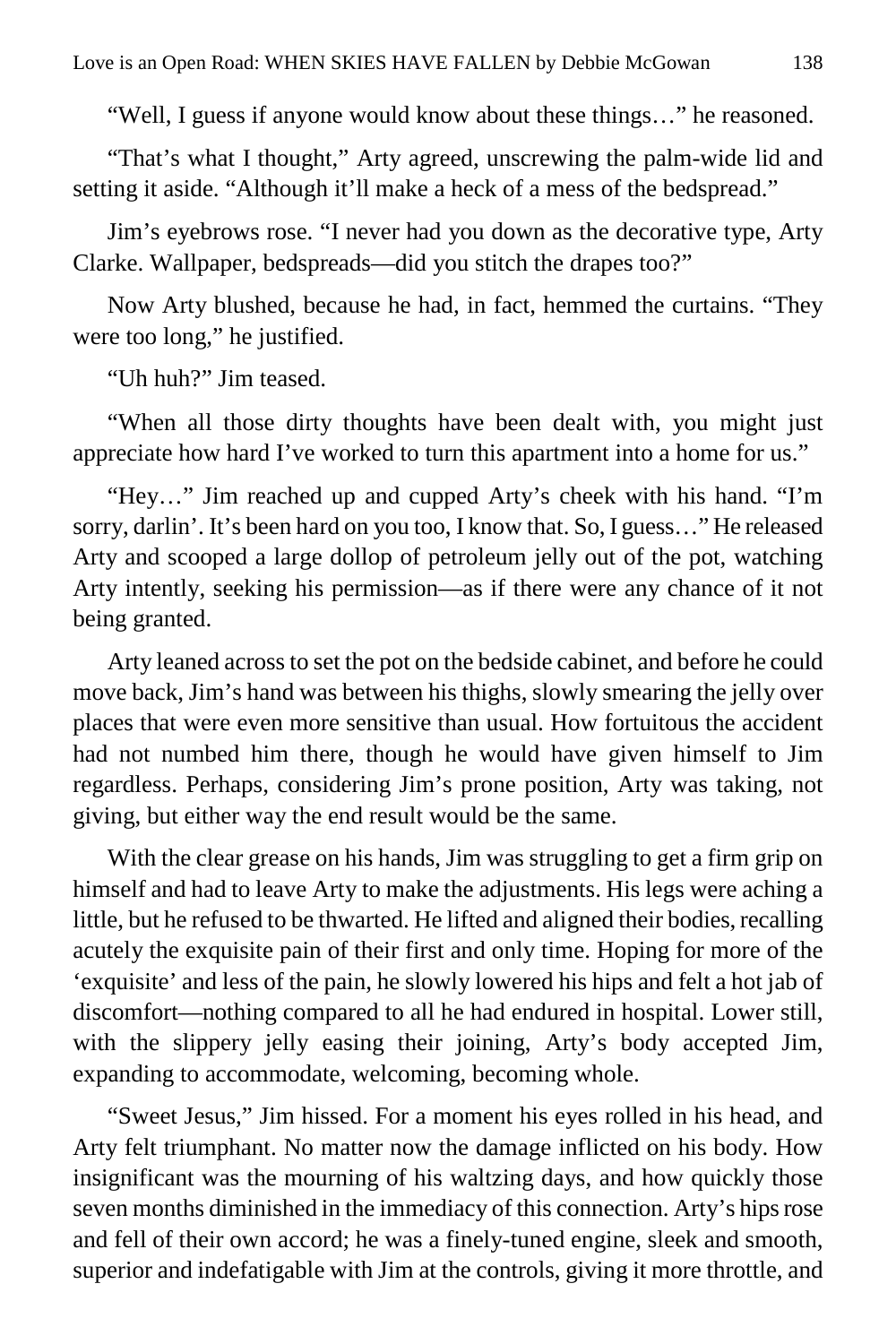"Well, I guess if anyone would know about these things…" he reasoned.

"That's what I thought," Arty agreed, unscrewing the palm-wide lid and setting it aside. "Although it'll make a heck of a mess of the bedspread."

Jim's eyebrows rose. "I never had you down as the decorative type, Arty Clarke. Wallpaper, bedspreads—did you stitch the drapes too?"

Now Arty blushed, because he had, in fact, hemmed the curtains. "They were too long," he justified.

"Uh huh?" Jim teased.

"When all those dirty thoughts have been dealt with, you might just appreciate how hard I've worked to turn this apartment into a home for us."

"Hey…" Jim reached up and cupped Arty's cheek with his hand. "I'm sorry, darlin'. It's been hard on you too, I know that. So, I guess…" He released Arty and scooped a large dollop of petroleum jelly out of the pot, watching Arty intently, seeking his permission—as if there were any chance of it not being granted.

Arty leaned across to set the pot on the bedside cabinet, and before he could move back, Jim's hand was between his thighs, slowly smearing the jelly over places that were even more sensitive than usual. How fortuitous the accident had not numbed him there, though he would have given himself to Jim regardless. Perhaps, considering Jim's prone position, Arty was taking, not giving, but either way the end result would be the same.

With the clear grease on his hands, Jim was struggling to get a firm grip on himself and had to leave Arty to make the adjustments. His legs were aching a little, but he refused to be thwarted. He lifted and aligned their bodies, recalling acutely the exquisite pain of their first and only time. Hoping for more of the 'exquisite' and less of the pain, he slowly lowered his hips and felt a hot jab of discomfort—nothing compared to all he had endured in hospital. Lower still, with the slippery jelly easing their joining, Arty's body accepted Jim, expanding to accommodate, welcoming, becoming whole.

"Sweet Jesus," Jim hissed. For a moment his eyes rolled in his head, and Arty felt triumphant. No matter now the damage inflicted on his body. How insignificant was the mourning of his waltzing days, and how quickly those seven months diminished in the immediacy of this connection. Arty's hips rose and fell of their own accord; he was a finely-tuned engine, sleek and smooth, superior and indefatigable with Jim at the controls, giving it more throttle, and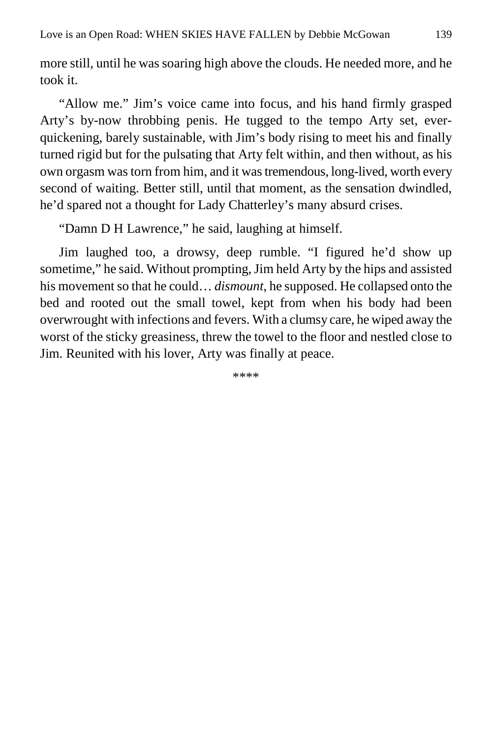more still, until he was soaring high above the clouds. He needed more, and he took it.

"Allow me." Jim's voice came into focus, and his hand firmly grasped Arty's by-now throbbing penis. He tugged to the tempo Arty set, ever-quickening, barely sustainable, with Jim's body rising to meet his and finally turned rigid but for the pulsating that Arty felt within, and then without, as his own orgasm was torn from him, and it was tremendous, long-lived, worth every second of waiting. Better still, until that moment, as the sensation dwindled, he'd spared not a thought for Lady Chatterley's many absurd crises.

"Damn D H Lawrence," he said, laughing at himself.

Jim laughed too, a drowsy, deep rumble. "I figured he'd show up sometime," he said. Without prompting, Jim held Arty by the hips and assisted his movement so that he could… *dismount*, he supposed. He collapsed onto the bed and rooted out the small towel, kept from when his body had been overwrought with infections and fevers. With a clumsy care, he wiped away the worst of the sticky greasiness, threw the towel to the floor and nestled close to Jim. Reunited with his lover, Arty was finally at peace.

****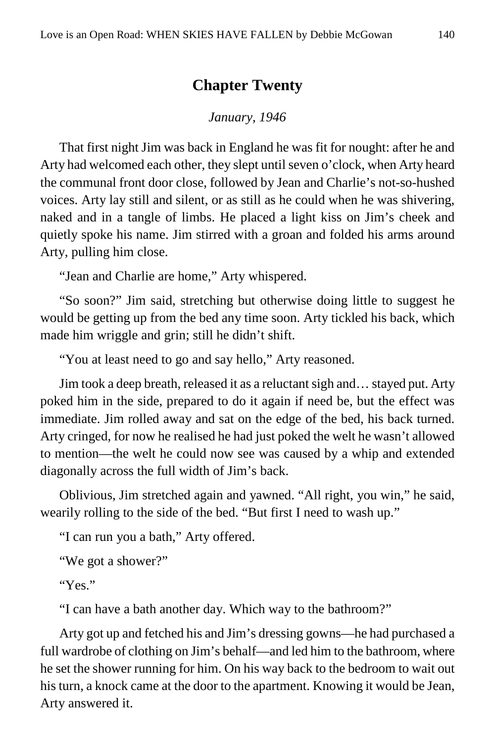## Chapter Twenty

*January, 1946*

That first night Jim was back in England he was fit for nought: after he and Arty had welcomed each other, they slept until seven o'clock, when Arty heard the communal front door close, followed by Jean and Charlie's not-so-hushed voices. Arty lay still and silent, or as still as he could when he was shivering, naked and in a tangle of limbs. He placed a light kiss on Jim's cheek and quietly spoke his name. Jim stirred with a groan and folded his arms around Arty, pulling him close.

"Jean and Charlie are home," Arty whispered.

"So soon?" Jim said, stretching but otherwise doing little to suggest he would be getting up from the bed any time soon. Arty tickled his back, which made him wriggle and grin; still he didn't shift.

"You at least need to go and say hello," Arty reasoned.

Jim took a deep breath, released it as a reluctant sigh and… stayed put. Arty poked him in the side, prepared to do it again if need be, but the effect was immediate. Jim rolled away and sat on the edge of the bed, his back turned. Arty cringed, for now he realised he had just poked the welt he wasn't allowed to mention—the welt he could now see was caused by a whip and extended diagonally across the full width of Jim's back.

Oblivious, Jim stretched again and yawned. "All right, you win," he said, wearily rolling to the side of the bed. "But first I need to wash up."

"I can run you a bath," Arty offered.

"We got a shower?"

"Yes."

"I can have a bath another day. Which way to the bathroom?"

Arty got up and fetched his and Jim's dressing gowns—he had purchased a full wardrobe of clothing on Jim's behalf—and led him to the bathroom, where he set the shower running for him. On his way back to the bedroom to wait out his turn, a knock came at the door to the apartment. Knowing it would be Jean, Arty answered it.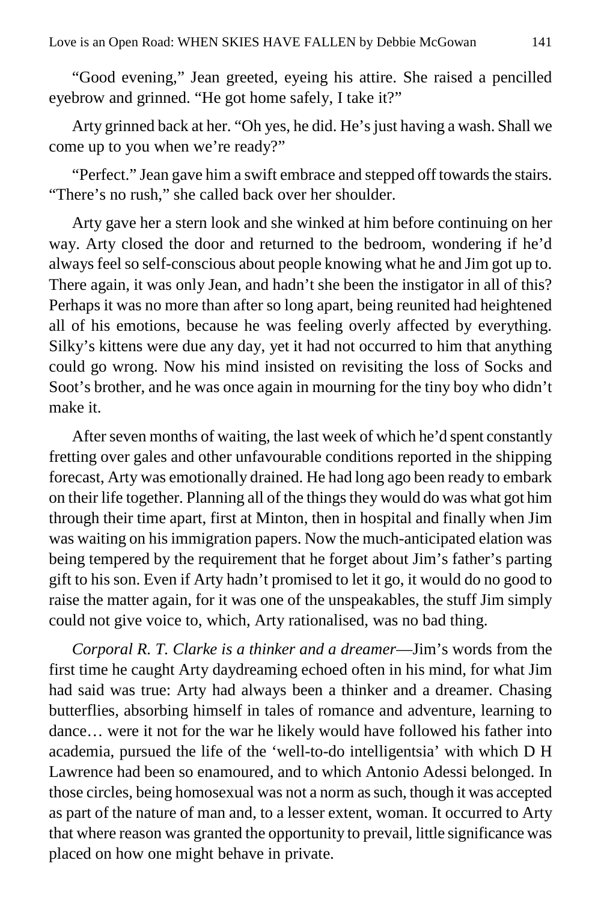"Good evening," Jean greeted, eyeing his attire. She raised a pencilled eyebrow and grinned. "He got home safely, I take it?"

Arty grinned back at her. "Oh yes, he did. He's just having a wash. Shall we come up to you when we're ready?"

"Perfect." Jean gave him a swift embrace and stepped off towards the stairs. "There's no rush," she called back over her shoulder.

Arty gave her a stern look and she winked at him before continuing on her way. Arty closed the door and returned to the bedroom, wondering if he'd always feel so self-conscious about people knowing what he and Jim got up to. There again, it was only Jean, and hadn't she been the instigator in all of this? Perhaps it was no more than after so long apart, being reunited had heightened all of his emotions, because he was feeling overly affected by everything. Silky's kittens were due any day, yet it had not occurred to him that anything could go wrong. Now his mind insisted on revisiting the loss of Socks and Soot's brother, and he was once again in mourning for the tiny boy who didn't make it.

After seven months of waiting, the last week of which he'd spent constantly fretting over gales and other unfavourable conditions reported in the shipping forecast, Arty was emotionally drained. He had long ago been ready to embark on their life together. Planning all of the things they would do was what got him through their time apart, first at Minton, then in hospital and finally when Jim was waiting on his immigration papers. Now the much-anticipated elation was being tempered by the requirement that he forget about Jim's father's parting gift to his son. Even if Arty hadn't promised to let it go, it would do no good to raise the matter again, for it was one of the unspeakables, the stuff Jim simply could not give voice to, which, Arty rationalised, was no bad thing.

*Corporal R. T. Clarke is a thinker and a dreamer*—Jim's words from the first time he caught Arty daydreaming echoed often in his mind, for what Jim had said was true: Arty had always been a thinker and a dreamer. Chasing butterflies, absorbing himself in tales of romance and adventure, learning to dance… were it not for the war he likely would have followed his father into academia, pursued the life of the 'well-to-do intelligentsia' with which D H Lawrence had been so enamoured, and to which Antonio Adessi belonged. In those circles, being homosexual was not a norm as such, though it was accepted as part of the nature of man and, to a lesser extent, woman. It occurred to Arty that where reason was granted the opportunity to prevail, little significance was placed on how one might behave in private.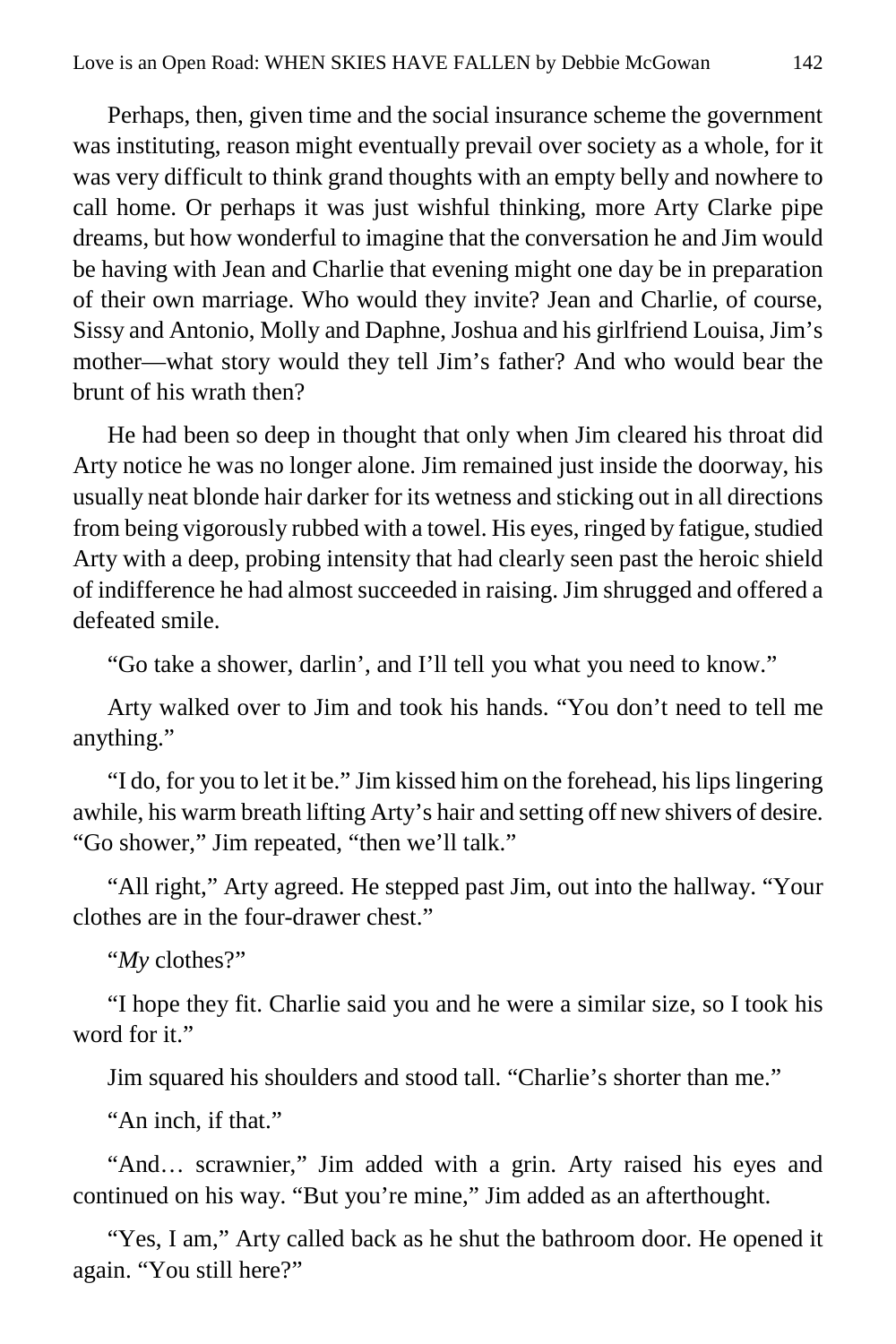Perhaps, then, given time and the social insurance scheme the government was instituting, reason might eventually prevail over society as a whole, for it was very difficult to think grand thoughts with an empty belly and nowhere to call home. Or perhaps it was just wishful thinking, more Arty Clarke pipe dreams, but how wonderful to imagine that the conversation he and Jim would be having with Jean and Charlie that evening might one day be in preparation of their own marriage. Who would they invite? Jean and Charlie, of course, Sissy and Antonio, Molly and Daphne, Joshua and his girlfriend Louisa, Jim's mother—what story would they tell Jim's father? And who would bear the brunt of his wrath then?

He had been so deep in thought that only when Jim cleared his throat did Arty notice he was no longer alone. Jim remained just inside the doorway, his usually neat blonde hair darker for its wetness and sticking out in all directions from being vigorously rubbed with a towel. His eyes, ringed by fatigue, studied Arty with a deep, probing intensity that had clearly seen past the heroic shield of indifference he had almost succeeded in raising. Jim shrugged and offered a defeated smile.

"Go take a shower, darlin', and I'll tell you what you need to know."

Arty walked over to Jim and took his hands. "You don't need to tell me anything."

"I do, for you to let it be." Jim kissed him on the forehead, his lips lingering awhile, his warm breath lifting Arty's hair and setting off new shivers of desire. "Go shower," Jim repeated, "then we'll talk."

"All right," Arty agreed. He stepped past Jim, out into the hallway. "Your clothes are in the four-drawer chest."

"*My* clothes?"

"I hope they fit. Charlie said you and he were a similar size, so I took his word for it."

Jim squared his shoulders and stood tall. "Charlie's shorter than me."

"An inch, if that."

"And… scrawnier," Jim added with a grin. Arty raised his eyes and continued on his way. "But you're mine," Jim added as an afterthought.

"Yes, I am," Arty called back as he shut the bathroom door. He opened it again. "You still here?"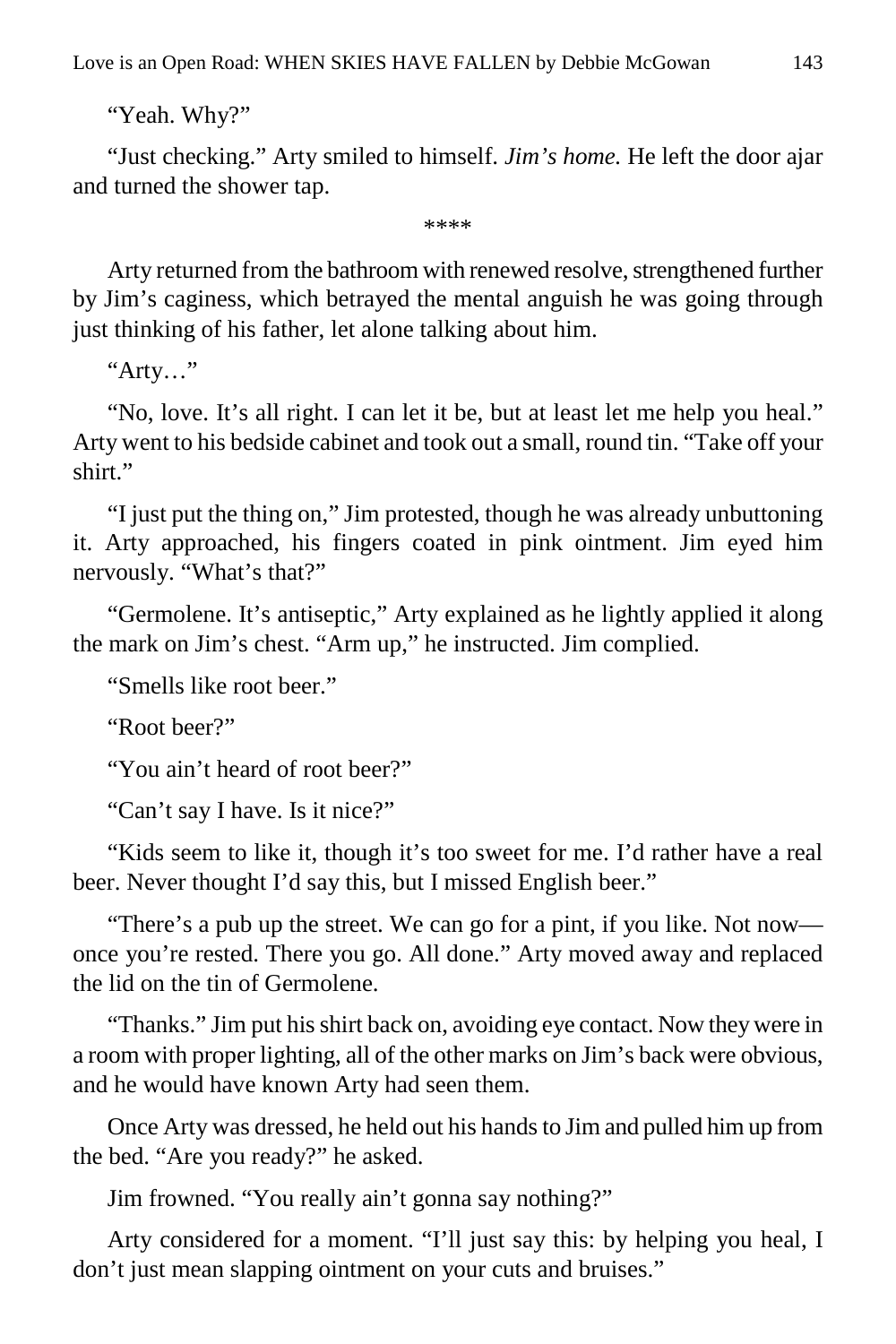"Yeah. Why?"

"Just checking." Arty smiled to himself. *Jim's home.* He left the door ajar and turned the shower tap.

\*\*\*\*

Arty returned from the bathroom with renewed resolve, strengthened further by Jim's caginess, which betrayed the mental anguish he was going through just thinking of his father, let alone talking about him.

"Arty…"

"No, love. It's all right. I can let it be, but at least let me help you heal." Arty went to his bedside cabinet and took out a small, round tin. "Take off your shirt."

"I just put the thing on," Jim protested, though he was already unbuttoning it. Arty approached, his fingers coated in pink ointment. Jim eyed him nervously. "What's that?"

"Germolene. It's antiseptic," Arty explained as he lightly applied it along the mark on Jim's chest. "Arm up," he instructed. Jim complied.

"Smells like root beer."

"Root beer?"

"You ain't heard of root beer?"

"Can't say I have. Is it nice?"

"Kids seem to like it, though it's too sweet for me. I'd rather have a real beer. Never thought I'd say this, but I missed English beer."

"There's a pub up the street. We can go for a pint, if you like. Not now—once you're rested. There you go. All done." Arty moved away and replaced the lid on the tin of Germolene.

"Thanks." Jim put his shirt back on, avoiding eye contact. Now they were in a room with proper lighting, all of the other marks on Jim's back were obvious, and he would have known Arty had seen them.

Once Arty was dressed, he held out his hands to Jim and pulled him up from the bed. "Are you ready?" he asked.

Jim frowned. "You really ain't gonna say nothing?"

Arty considered for a moment. "I'll just say this: by helping you heal, I don't just mean slapping ointment on your cuts and bruises."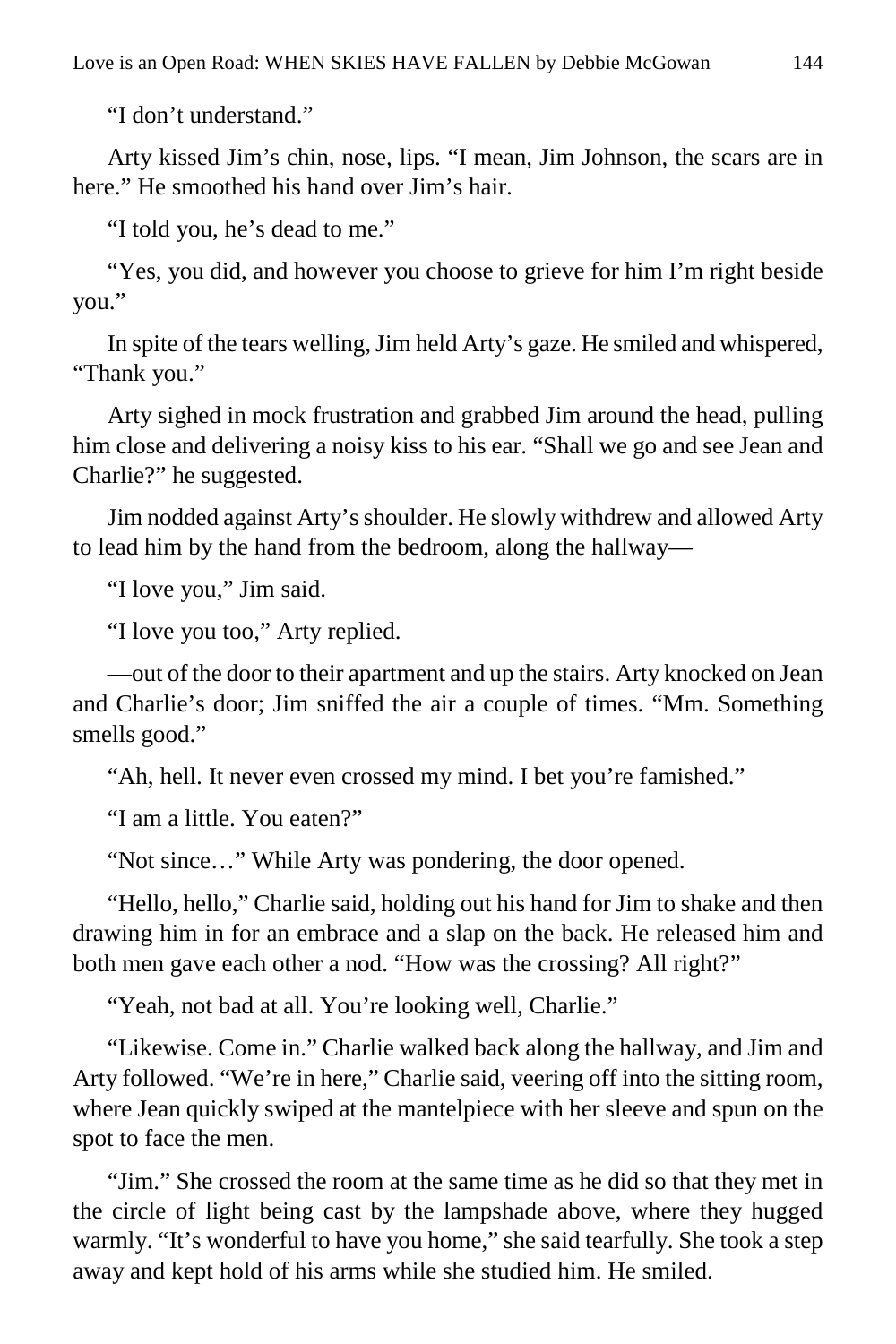"I don't understand."

Arty kissed Jim's chin, nose, lips. "I mean, Jim Johnson, the scars are in here." He smoothed his hand over Jim's hair.

"I told you, he's dead to me."

"Yes, you did, and however you choose to grieve for him I'm right beside you."

In spite of the tears welling, Jim held Arty's gaze. He smiled and whispered, "Thank you."

Arty sighed in mock frustration and grabbed Jim around the head, pulling him close and delivering a noisy kiss to his ear. "Shall we go and see Jean and Charlie?" he suggested.

Jim nodded against Arty's shoulder. He slowly withdrew and allowed Arty to lead him by the hand from the bedroom, along the hallway—

"I love you," Jim said.

"I love you too," Arty replied.

—out of the door to their apartment and up the stairs. Arty knocked on Jean and Charlie's door; Jim sniffed the air a couple of times. "Mm. Something smells good."

"Ah, hell. It never even crossed my mind. I bet you're famished."

"I am a little. You eaten?"

"Not since…" While Arty was pondering, the door opened.

"Hello, hello," Charlie said, holding out his hand for Jim to shake and then drawing him in for an embrace and a slap on the back. He released him and both men gave each other a nod. "How was the crossing? All right?"

"Yeah, not bad at all. You're looking well, Charlie."

"Likewise. Come in." Charlie walked back along the hallway, and Jim and Arty followed. "We're in here," Charlie said, veering off into the sitting room, where Jean quickly swiped at the mantelpiece with her sleeve and spun on the spot to face the men.

"Jim." She crossed the room at the same time as he did so that they met in the circle of light being cast by the lampshade above, where they hugged warmly. "It's wonderful to have you home," she said tearfully. She took a step away and kept hold of his arms while she studied him. He smiled.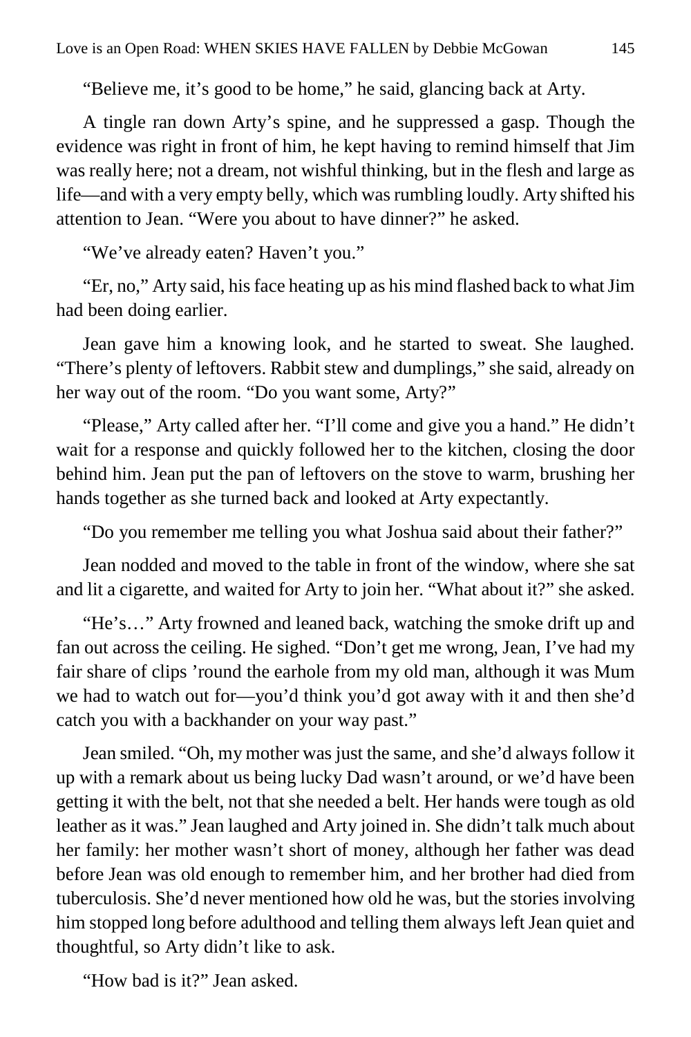"Believe me, it's good to be home," he said, glancing back at Arty.

A tingle ran down Arty's spine, and he suppressed a gasp. Though the evidence was right in front of him, he kept having to remind himself that Jim was really here; not a dream, not wishful thinking, but in the flesh and large as life—and with a very empty belly, which was rumbling loudly. Arty shifted his attention to Jean. "Were you about to have dinner?" he asked.

"We've already eaten? Haven't you."

"Er, no," Arty said, his face heating up as his mind flashed back to what Jim had been doing earlier.

Jean gave him a knowing look, and he started to sweat. She laughed. "There's plenty of leftovers. Rabbit stew and dumplings," she said, already on her way out of the room. "Do you want some, Arty?"

"Please," Arty called after her. "I'll come and give you a hand." He didn't wait for a response and quickly followed her to the kitchen, closing the door behind him. Jean put the pan of leftovers on the stove to warm, brushing her hands together as she turned back and looked at Arty expectantly.

"Do you remember me telling you what Joshua said about their father?"

Jean nodded and moved to the table in front of the window, where she sat and lit a cigarette, and waited for Arty to join her. "What about it?" she asked.

"He's…" Arty frowned and leaned back, watching the smoke drift up and fan out across the ceiling. He sighed. "Don't get me wrong, Jean, I've had my fair share of clips 'round the earhole from my old man, although it was Mum we had to watch out for—you'd think you'd got away with it and then she'd catch you with a backhander on your way past."

Jean smiled. "Oh, my mother was just the same, and she'd always follow it up with a remark about us being lucky Dad wasn't around, or we'd have been getting it with the belt, not that she needed a belt. Her hands were tough as old leather as it was." Jean laughed and Arty joined in. She didn't talk much about her family: her mother wasn't short of money, although her father was dead before Jean was old enough to remember him, and her brother had died from tuberculosis. She'd never mentioned how old he was, but the stories involving him stopped long before adulthood and telling them always left Jean quiet and thoughtful, so Arty didn't like to ask.

"How bad is it?" Jean asked.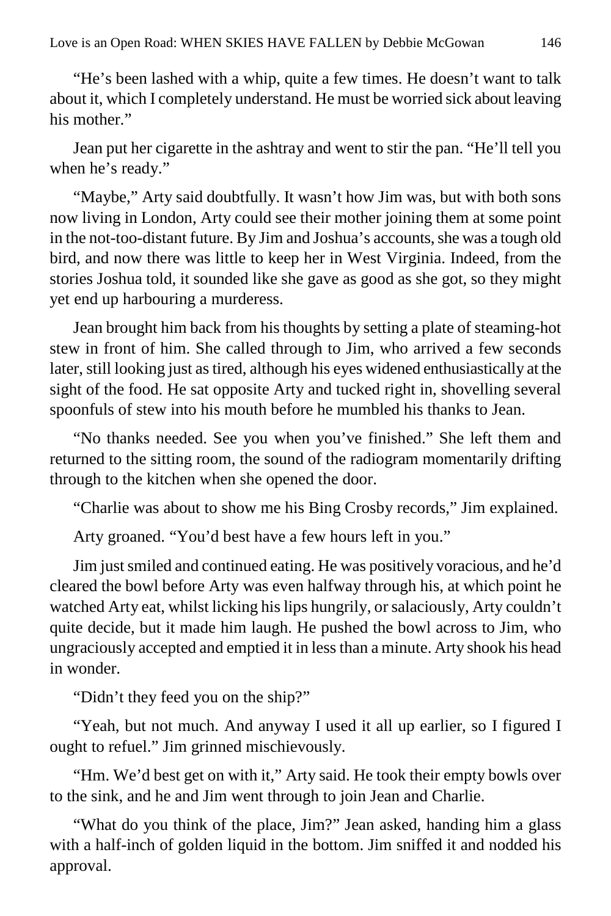"He's been lashed with a whip, quite a few times. He doesn't want to talk about it, which I completely understand. He must be worried sick about leaving his mother."

Jean put her cigarette in the ashtray and went to stir the pan. "He'll tell you when he's ready."

"Maybe," Arty said doubtfully. It wasn't how Jim was, but with both sons now living in London, Arty could see their mother joining them at some point in the not-too-distant future. By Jim and Joshua's accounts, she was a tough old bird, and now there was little to keep her in West Virginia. Indeed, from the stories Joshua told, it sounded like she gave as good as she got, so they might yet end up harbouring a murderess.

Jean brought him back from his thoughts by setting a plate of steaming-hot stew in front of him. She called through to Jim, who arrived a few seconds later, still looking just as tired, although his eyes widened enthusiastically at the sight of the food. He sat opposite Arty and tucked right in, shovelling several spoonfuls of stew into his mouth before he mumbled his thanks to Jean.

"No thanks needed. See you when you've finished." She left them and returned to the sitting room, the sound of the radiogram momentarily drifting through to the kitchen when she opened the door.

"Charlie was about to show me his Bing Crosby records," Jim explained.

Arty groaned. "You'd best have a few hours left in you."

Jim just smiled and continued eating. He was positively voracious, and he'd cleared the bowl before Arty was even halfway through his, at which point he watched Arty eat, whilst licking his lips hungrily, or salaciously, Arty couldn't quite decide, but it made him laugh. He pushed the bowl across to Jim, who ungraciously accepted and emptied it in less than a minute. Arty shook his head in wonder.

"Didn't they feed you on the ship?"

"Yeah, but not much. And anyway I used it all up earlier, so I figured I ought to refuel." Jim grinned mischievously.

"Hm. We'd best get on with it," Arty said. He took their empty bowls over to the sink, and he and Jim went through to join Jean and Charlie.

"What do you think of the place, Jim?" Jean asked, handing him a glass with a half-inch of golden liquid in the bottom. Jim sniffed it and nodded his approval.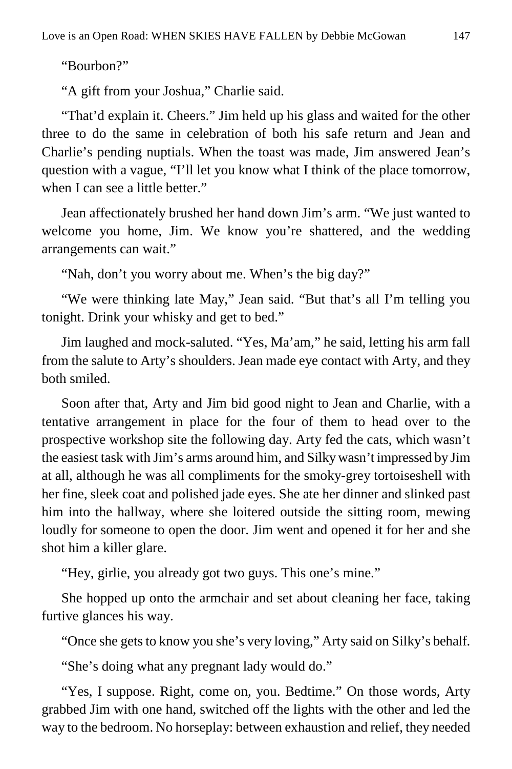"Bourbon?"

"A gift from your Joshua," Charlie said.

"That'd explain it. Cheers." Jim held up his glass and waited for the other three to do the same in celebration of both his safe return and Jean and Charlie's pending nuptials. When the toast was made, Jim answered Jean's question with a vague, "I'll let you know what I think of the place tomorrow, when I can see a little better."

Jean affectionately brushed her hand down Jim's arm. "We just wanted to welcome you home, Jim. We know you're shattered, and the wedding arrangements can wait."

"Nah, don't you worry about me. When's the big day?"

"We were thinking late May," Jean said. "But that's all I'm telling you tonight. Drink your whisky and get to bed."

Jim laughed and mock-saluted. "Yes, Ma'am," he said, letting his arm fall from the salute to Arty's shoulders. Jean made eye contact with Arty, and they both smiled.

Soon after that, Arty and Jim bid good night to Jean and Charlie, with a tentative arrangement in place for the four of them to head over to the prospective workshop site the following day. Arty fed the cats, which wasn't the easiest task with Jim's arms around him, and Silky wasn't impressed by Jim at all, although he was all compliments for the smoky-grey tortoiseshell with her fine, sleek coat and polished jade eyes. She ate her dinner and slinked past him into the hallway, where she loitered outside the sitting room, mewing loudly for someone to open the door. Jim went and opened it for her and she shot him a killer glare.

"Hey, girlie, you already got two guys. This one's mine."

She hopped up onto the armchair and set about cleaning her face, taking furtive glances his way.

"Once she gets to know you she's very loving," Arty said on Silky's behalf.

"She's doing what any pregnant lady would do."

"Yes, I suppose. Right, come on, you. Bedtime." On those words, Arty grabbed Jim with one hand, switched off the lights with the other and led the way to the bedroom. No horseplay: between exhaustion and relief, they needed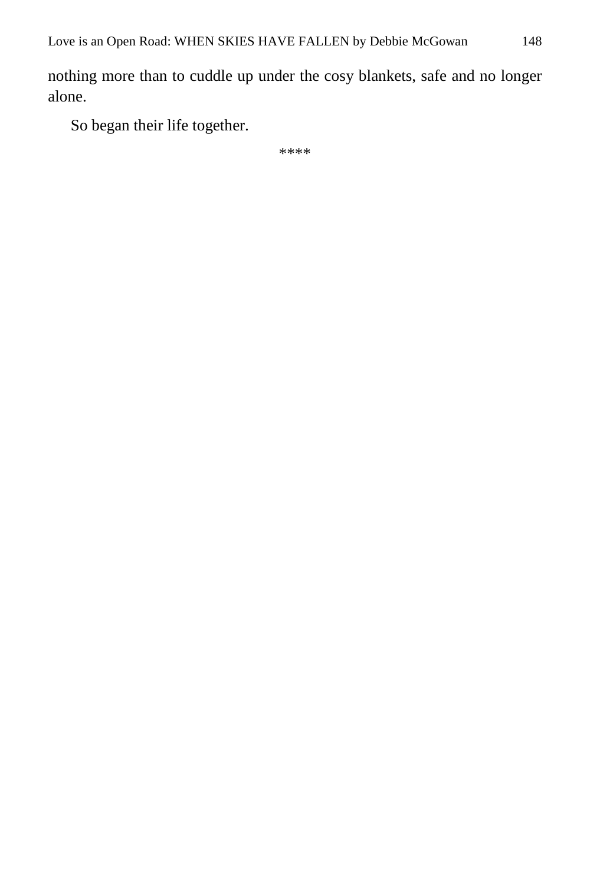nothing more than to cuddle up under the cosy blankets, safe and no longer alone.

So began their life together.

****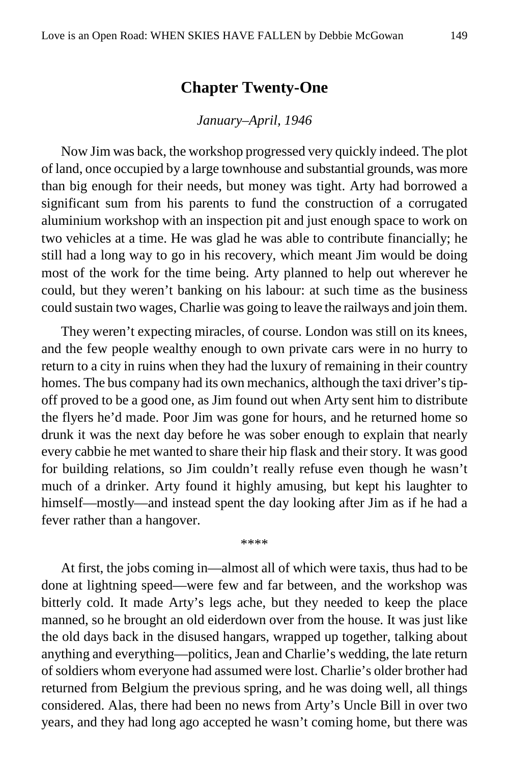## Chapter Twenty-One

*January–April, 1946*

Now Jim was back, the workshop progressed very quickly indeed. The plot of land, once occupied by a large townhouse and substantial grounds, was more than big enough for their needs, but money was tight. Arty had borrowed a significant sum from his parents to fund the construction of a corrugated aluminium workshop with an inspection pit and just enough space to work on two vehicles at a time. He was glad he was able to contribute financially; he still had a long way to go in his recovery, which meant Jim would be doing most of the work for the time being. Arty planned to help out wherever he could, but they weren't banking on his labour: at such time as the business could sustain two wages, Charlie was going to leave the railways and join them.

They weren't expecting miracles, of course. London was still on its knees, and the few people wealthy enough to own private cars were in no hurry to return to a city in ruins when they had the luxury of remaining in their country homes. The bus company had its own mechanics, although the taxi driver's tip-off proved to be a good one, as Jim found out when Arty sent him to distribute the flyers he'd made. Poor Jim was gone for hours, and he returned home so drunk it was the next day before he was sober enough to explain that nearly every cabbie he met wanted to share their hip flask and their story. It was good for building relations, so Jim couldn't really refuse even though he wasn't much of a drinker. Arty found it highly amusing, but kept his laughter to himself—mostly—and instead spent the day looking after Jim as if he had a fever rather than a hangover.

\*\*\*\*

At first, the jobs coming in—almost all of which were taxis, thus had to be done at lightning speed—were few and far between, and the workshop was bitterly cold. It made Arty's legs ache, but they needed to keep the place manned, so he brought an old eiderdown over from the house. It was just like the old days back in the disused hangars, wrapped up together, talking about anything and everything—politics, Jean and Charlie's wedding, the late return of soldiers whom everyone had assumed were lost. Charlie's older brother had returned from Belgium the previous spring, and he was doing well, all things considered. Alas, there had been no news from Arty's Uncle Bill in over two years, and they had long ago accepted he wasn't coming home, but there was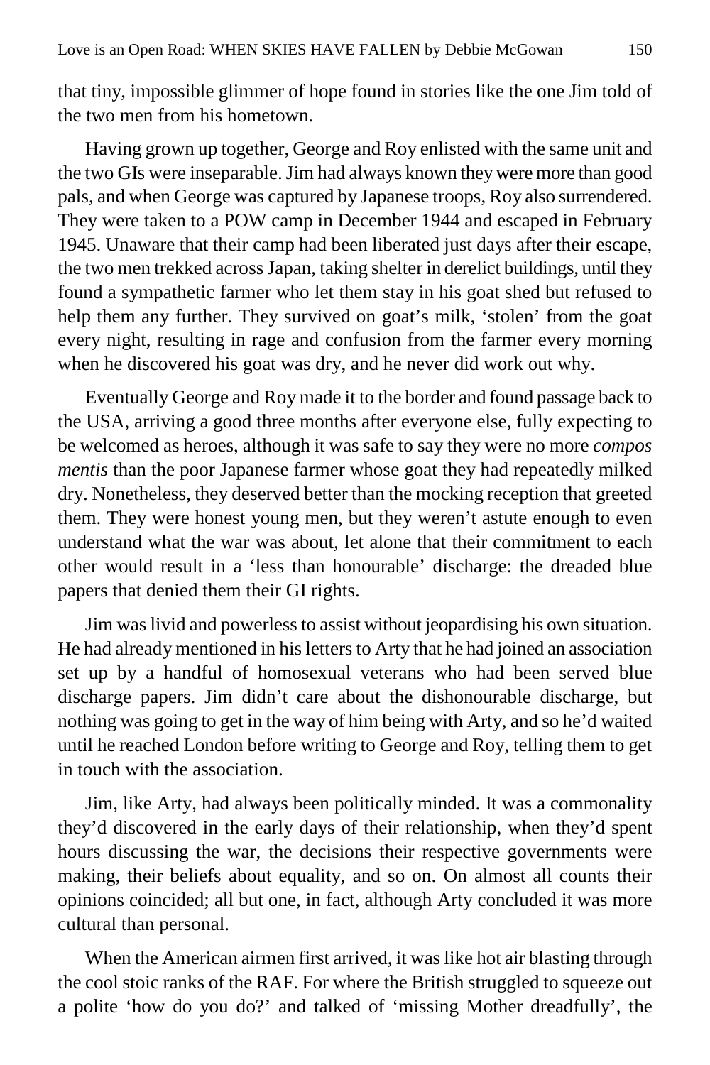that tiny, impossible glimmer of hope found in stories like the one Jim told of the two men from his hometown.

Having grown up together, George and Roy enlisted with the same unit and the two GIs were inseparable. Jim had always known they were more than good pals, and when George was captured by Japanese troops, Roy also surrendered. They were taken to a POW camp in December 1944 and escaped in February 1945. Unaware that their camp had been liberated just days after their escape, the two men trekked across Japan, taking shelter in derelict buildings, until they found a sympathetic farmer who let them stay in his goat shed but refused to help them any further. They survived on goat's milk, 'stolen' from the goat every night, resulting in rage and confusion from the farmer every morning when he discovered his goat was dry, and he never did work out why.

Eventually George and Roy made it to the border and found passage back to the USA, arriving a good three months after everyone else, fully expecting to be welcomed as heroes, although it was safe to say they were no more *compos mentis* than the poor Japanese farmer whose goat they had repeatedly milked dry. Nonetheless, they deserved better than the mocking reception that greeted them. They were honest young men, but they weren't astute enough to even understand what the war was about, let alone that their commitment to each other would result in a 'less than honourable' discharge: the dreaded blue papers that denied them their GI rights.

Jim was livid and powerless to assist without jeopardising his own situation. He had already mentioned in his letters to Arty that he had joined an association set up by a handful of homosexual veterans who had been served blue discharge papers. Jim didn't care about the dishonourable discharge, but nothing was going to get in the way of him being with Arty, and so he'd waited until he reached London before writing to George and Roy, telling them to get in touch with the association.

Jim, like Arty, had always been politically minded. It was a commonality they'd discovered in the early days of their relationship, when they'd spent hours discussing the war, the decisions their respective governments were making, their beliefs about equality, and so on. On almost all counts their opinions coincided; all but one, in fact, although Arty concluded it was more cultural than personal.

When the American airmen first arrived, it was like hot air blasting through the cool stoic ranks of the RAF. For where the British struggled to squeeze out a polite 'how do you do?' and talked of 'missing Mother dreadfully', the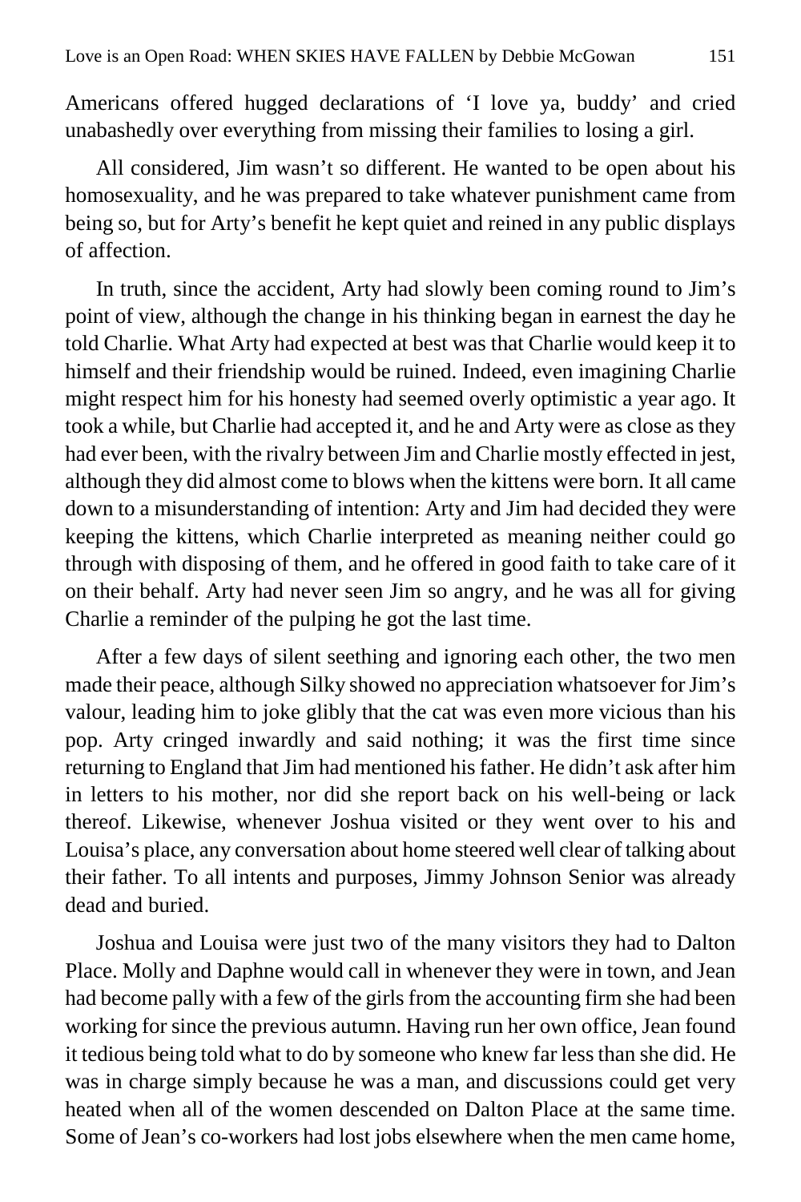Americans offered hugged declarations of 'I love ya, buddy' and cried unabashedly over everything from missing their families to losing a girl.

All considered, Jim wasn't so different. He wanted to be open about his homosexuality, and he was prepared to take whatever punishment came from being so, but for Arty's benefit he kept quiet and reined in any public displays of affection.

In truth, since the accident, Arty had slowly been coming round to Jim's point of view, although the change in his thinking began in earnest the day he told Charlie. What Arty had expected at best was that Charlie would keep it to himself and their friendship would be ruined. Indeed, even imagining Charlie might respect him for his honesty had seemed overly optimistic a year ago. It took a while, but Charlie had accepted it, and he and Arty were as close as they had ever been, with the rivalry between Jim and Charlie mostly effected in jest, although they did almost come to blows when the kittens were born. It all came down to a misunderstanding of intention: Arty and Jim had decided they were keeping the kittens, which Charlie interpreted as meaning neither could go through with disposing of them, and he offered in good faith to take care of it on their behalf. Arty had never seen Jim so angry, and he was all for giving Charlie a reminder of the pulping he got the last time.

After a few days of silent seething and ignoring each other, the two men made their peace, although Silky showed no appreciation whatsoever for Jim's valour, leading him to joke glibly that the cat was even more vicious than his pop. Arty cringed inwardly and said nothing; it was the first time since returning to England that Jim had mentioned his father. He didn't ask after him in letters to his mother, nor did she report back on his well-being or lack thereof. Likewise, whenever Joshua visited or they went over to his and Louisa's place, any conversation about home steered well clear of talking about their father. To all intents and purposes, Jimmy Johnson Senior was already dead and buried.

Joshua and Louisa were just two of the many visitors they had to Dalton Place. Molly and Daphne would call in whenever they were in town, and Jean had become pally with a few of the girls from the accounting firm she had been working for since the previous autumn. Having run her own office, Jean found it tedious being told what to do by someone who knew far less than she did. He was in charge simply because he was a man, and discussions could get very heated when all of the women descended on Dalton Place at the same time. Some of Jean's co-workers had lost jobs elsewhere when the men came home,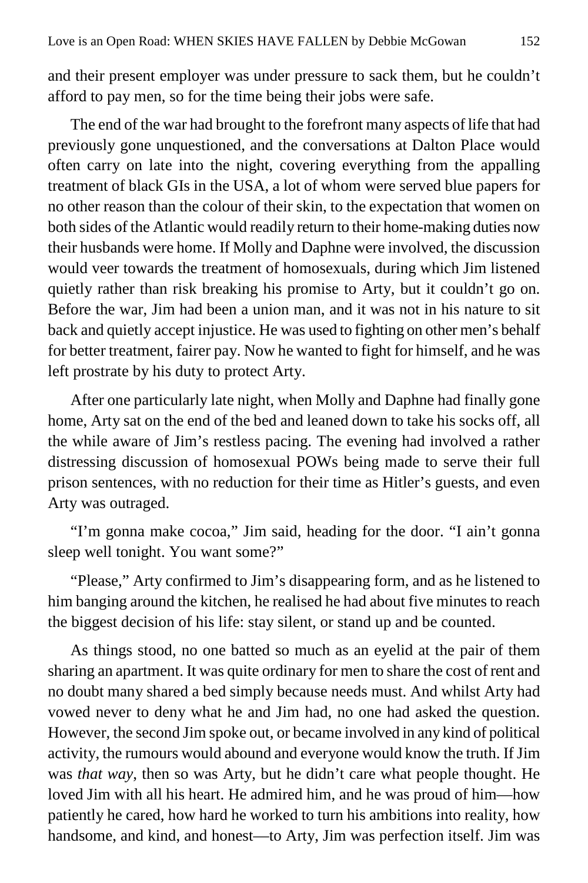and their present employer was under pressure to sack them, but he couldn't afford to pay men, so for the time being their jobs were safe.

The end of the war had brought to the forefront many aspects of life that had previously gone unquestioned, and the conversations at Dalton Place would often carry on late into the night, covering everything from the appalling treatment of black GIs in the USA, a lot of whom were served blue papers for no other reason than the colour of their skin, to the expectation that women on both sides of the Atlantic would readily return to their home-making duties now their husbands were home. If Molly and Daphne were involved, the discussion would veer towards the treatment of homosexuals, during which Jim listened quietly rather than risk breaking his promise to Arty, but it couldn't go on. Before the war, Jim had been a union man, and it was not in his nature to sit back and quietly accept injustice. He was used to fighting on other men's behalf for better treatment, fairer pay. Now he wanted to fight for himself, and he was left prostrate by his duty to protect Arty.

After one particularly late night, when Molly and Daphne had finally gone home, Arty sat on the end of the bed and leaned down to take his socks off, all the while aware of Jim's restless pacing. The evening had involved a rather distressing discussion of homosexual POWs being made to serve their full prison sentences, with no reduction for their time as Hitler's guests, and even Arty was outraged.

"I'm gonna make cocoa," Jim said, heading for the door. "I ain't gonna sleep well tonight. You want some?"

"Please," Arty confirmed to Jim's disappearing form, and as he listened to him banging around the kitchen, he realised he had about five minutes to reach the biggest decision of his life: stay silent, or stand up and be counted.

As things stood, no one batted so much as an eyelid at the pair of them sharing an apartment. It was quite ordinary for men to share the cost of rent and no doubt many shared a bed simply because needs must. And whilst Arty had vowed never to deny what he and Jim had, no one had asked the question. However, the second Jim spoke out, or became involved in any kind of political activity, the rumours would abound and everyone would know the truth. If Jim was *that way*, then so was Arty, but he didn't care what people thought. He loved Jim with all his heart. He admired him, and he was proud of him—how patiently he cared, how hard he worked to turn his ambitions into reality, how handsome, and kind, and honest—to Arty, Jim was perfection itself. Jim was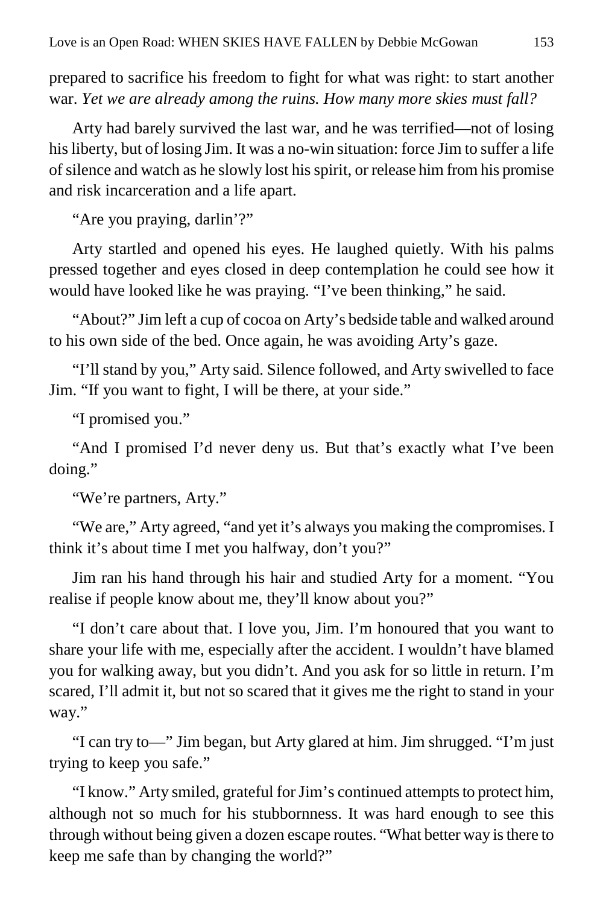prepared to sacrifice his freedom to fight for what was right: to start another war. *Yet we are already among the ruins. How many more skies must fall?*

Arty had barely survived the last war, and he was terrified—not of losing his liberty, but of losing Jim. It was a no-win situation: force Jim to suffer a life of silence and watch as he slowly lost his spirit, or release him from his promise and risk incarceration and a life apart.

"Are you praying, darlin'?"

Arty startled and opened his eyes. He laughed quietly. With his palms pressed together and eyes closed in deep contemplation he could see how it would have looked like he was praying. "I've been thinking," he said.

"About?" Jim left a cup of cocoa on Arty's bedside table and walked around to his own side of the bed. Once again, he was avoiding Arty's gaze.

"I'll stand by you," Arty said. Silence followed, and Arty swivelled to face Jim. "If you want to fight, I will be there, at your side."

"I promised you."

"And I promised I'd never deny us. But that's exactly what I've been doing."

"We're partners, Arty."

"We are," Arty agreed, "and yet it's always you making the compromises. I think it's about time I met you halfway, don't you?"

Jim ran his hand through his hair and studied Arty for a moment. "You realise if people know about me, they'll know about you?"

"I don't care about that. I love you, Jim. I'm honoured that you want to share your life with me, especially after the accident. I wouldn't have blamed you for walking away, but you didn't. And you ask for so little in return. I'm scared, I'll admit it, but not so scared that it gives me the right to stand in your way."

"I can try to—" Jim began, but Arty glared at him. Jim shrugged. "I'm just trying to keep you safe."

"I know." Arty smiled, grateful for Jim's continued attempts to protect him, although not so much for his stubbornness. It was hard enough to see this through without being given a dozen escape routes. "What better way is there to keep me safe than by changing the world?"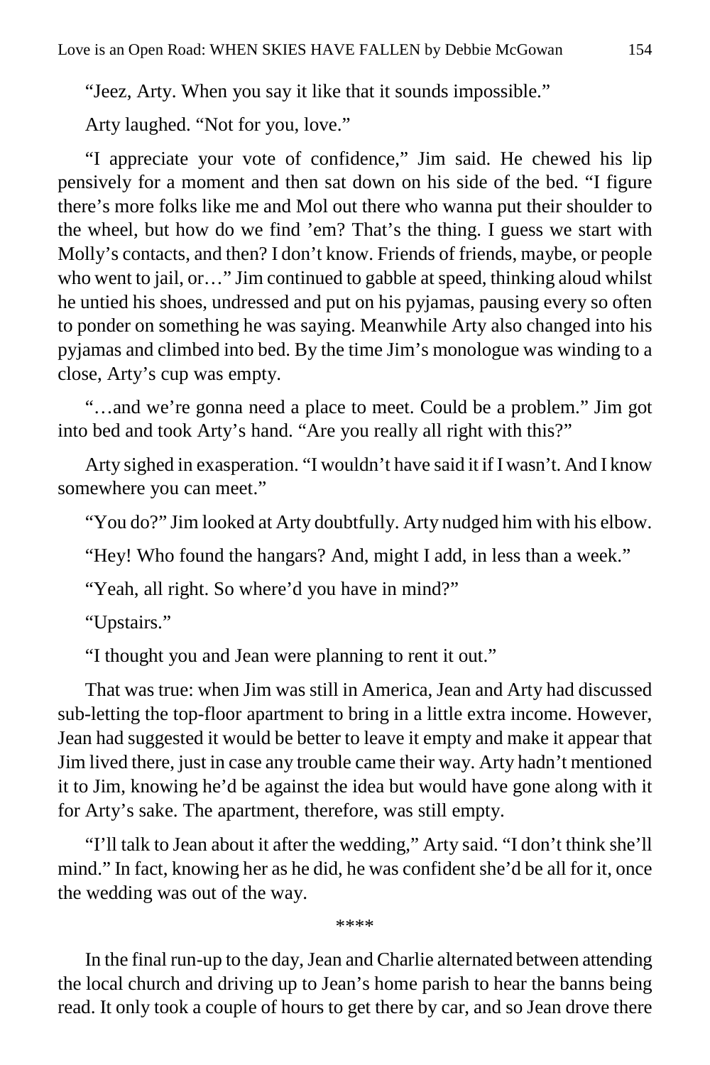"Jeez, Arty. When you say it like that it sounds impossible."

Arty laughed. "Not for you, love."

"I appreciate your vote of confidence," Jim said. He chewed his lip pensively for a moment and then sat down on his side of the bed. "I figure there's more folks like me and Mol out there who wanna put their shoulder to the wheel, but how do we find 'em? That's the thing. I guess we start with Molly's contacts, and then? I don't know. Friends of friends, maybe, or people who went to jail, or…" Jim continued to gabble at speed, thinking aloud whilst he untied his shoes, undressed and put on his pyjamas, pausing every so often to ponder on something he was saying. Meanwhile Arty also changed into his pyjamas and climbed into bed. By the time Jim's monologue was winding to a close, Arty's cup was empty.

"…and we're gonna need a place to meet. Could be a problem." Jim got into bed and took Arty's hand. "Are you really all right with this?"

Arty sighed in exasperation. "I wouldn't have said it if I wasn't. And I know somewhere you can meet."

"You do?" Jim looked at Arty doubtfully. Arty nudged him with his elbow.

"Hey! Who found the hangars? And, might I add, in less than a week."

"Yeah, all right. So where'd you have in mind?"

"Upstairs."

"I thought you and Jean were planning to rent it out."

That was true: when Jim was still in America, Jean and Arty had discussed sub-letting the top-floor apartment to bring in a little extra income. However, Jean had suggested it would be better to leave it empty and make it appear that Jim lived there, just in case any trouble came their way. Arty hadn't mentioned it to Jim, knowing he'd be against the idea but would have gone along with it for Arty's sake. The apartment, therefore, was still empty.

"I'll talk to Jean about it after the wedding," Arty said. "I don't think she'll mind." In fact, knowing her as he did, he was confident she'd be all for it, once the wedding was out of the way.

\*\*\*\*

In the final run-up to the day, Jean and Charlie alternated between attending the local church and driving up to Jean's home parish to hear the banns being read. It only took a couple of hours to get there by car, and so Jean drove there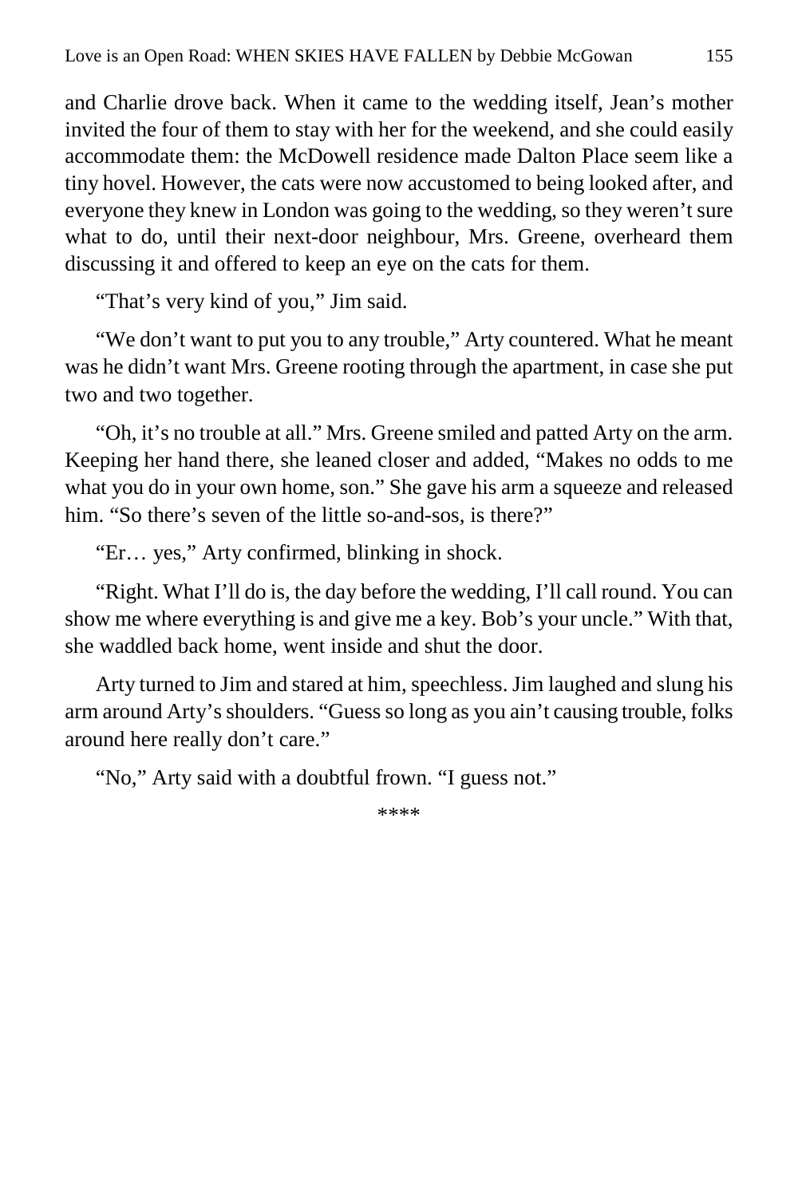and Charlie drove back. When it came to the wedding itself, Jean's mother invited the four of them to stay with her for the weekend, and she could easily accommodate them: the McDowell residence made Dalton Place seem like a tiny hovel. However, the cats were now accustomed to being looked after, and everyone they knew in London was going to the wedding, so they weren't sure what to do, until their next-door neighbour, Mrs. Greene, overheard them discussing it and offered to keep an eye on the cats for them.

"That's very kind of you," Jim said.

"We don't want to put you to any trouble," Arty countered. What he meant was he didn't want Mrs. Greene rooting through the apartment, in case she put two and two together.

"Oh, it's no trouble at all." Mrs. Greene smiled and patted Arty on the arm. Keeping her hand there, she leaned closer and added, "Makes no odds to me what you do in your own home, son." She gave his arm a squeeze and released him. "So there's seven of the little so-and-sos, is there?"

"Er… yes," Arty confirmed, blinking in shock.

"Right. What I'll do is, the day before the wedding, I'll call round. You can show me where everything is and give me a key. Bob's your uncle." With that, she waddled back home, went inside and shut the door.

Arty turned to Jim and stared at him, speechless. Jim laughed and slung his arm around Arty's shoulders. "Guess so long as you ain't causing trouble, folks around here really don't care."

"No," Arty said with a doubtful frown. "I guess not."

****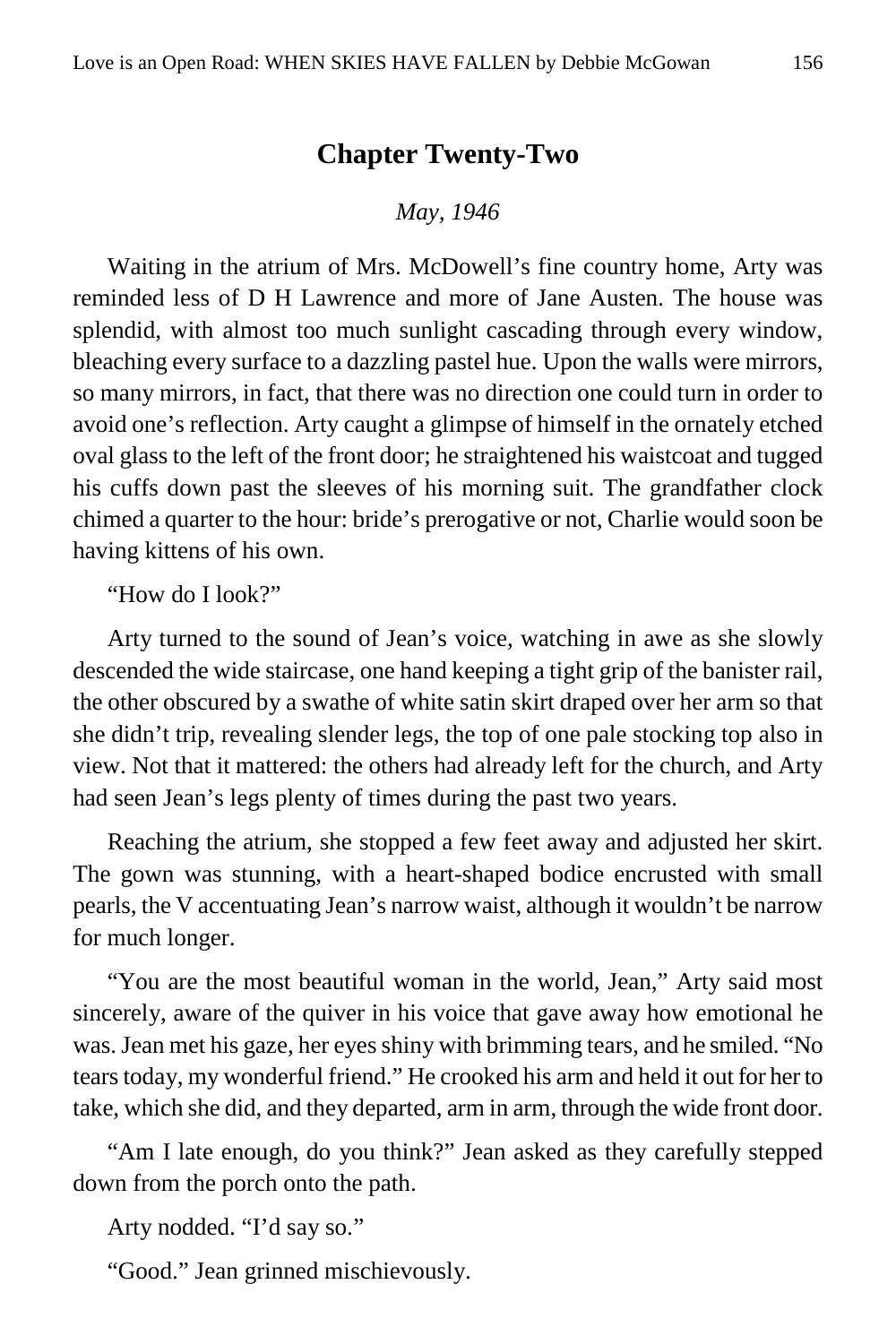## Chapter Twenty-Two

*May, 1946*

Waiting in the atrium of Mrs. McDowell's fine country home, Arty was reminded less of D H Lawrence and more of Jane Austen. The house was splendid, with almost too much sunlight cascading through every window, bleaching every surface to a dazzling pastel hue. Upon the walls were mirrors, so many mirrors, in fact, that there was no direction one could turn in order to avoid one's reflection. Arty caught a glimpse of himself in the ornately etched oval glass to the left of the front door; he straightened his waistcoat and tugged his cuffs down past the sleeves of his morning suit. The grandfather clock chimed a quarter to the hour: bride's prerogative or not, Charlie would soon be having kittens of his own.

"How do I look?"

Arty turned to the sound of Jean's voice, watching in awe as she slowly descended the wide staircase, one hand keeping a tight grip of the banister rail, the other obscured by a swathe of white satin skirt draped over her arm so that she didn't trip, revealing slender legs, the top of one pale stocking top also in view. Not that it mattered: the others had already left for the church, and Arty had seen Jean's legs plenty of times during the past two years.

Reaching the atrium, she stopped a few feet away and adjusted her skirt. The gown was stunning, with a heart-shaped bodice encrusted with small pearls, the V accentuating Jean's narrow waist, although it wouldn't be narrow for much longer.

"You are the most beautiful woman in the world, Jean," Arty said most sincerely, aware of the quiver in his voice that gave away how emotional he was. Jean met his gaze, her eyes shiny with brimming tears, and he smiled. "No tears today, my wonderful friend." He crooked his arm and held it out for her to take, which she did, and they departed, arm in arm, through the wide front door.

"Am I late enough, do you think?" Jean asked as they carefully stepped down from the porch onto the path.

Arty nodded. "I'd say so."

"Good." Jean grinned mischievously.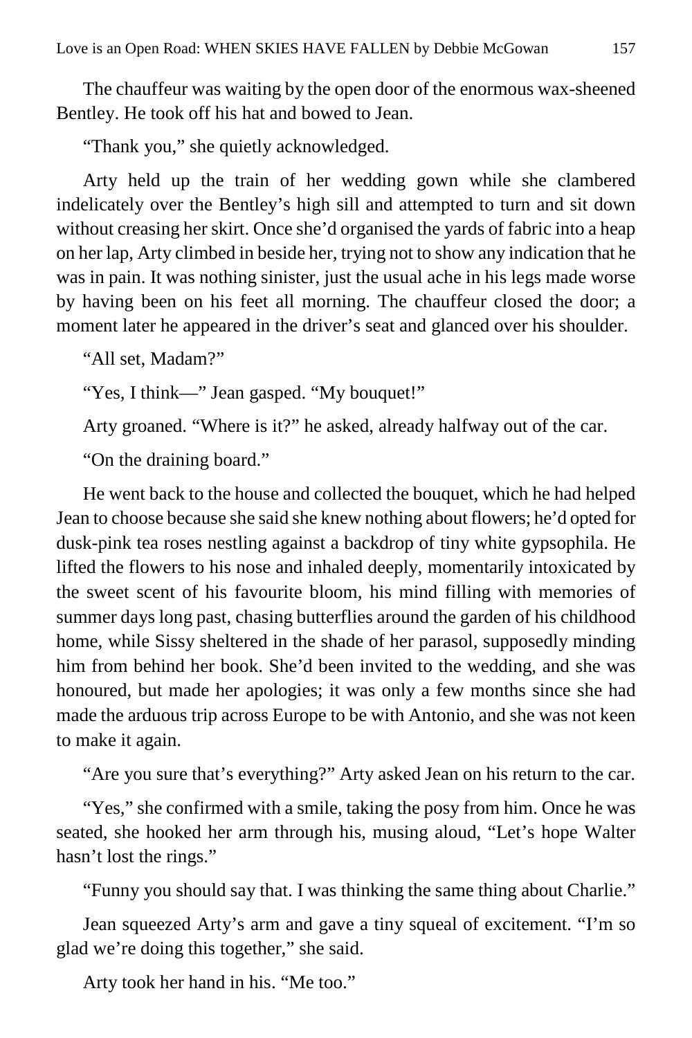The chauffeur was waiting by the open door of the enormous wax-sheened Bentley. He took off his hat and bowed to Jean.

"Thank you," she quietly acknowledged.

Arty held up the train of her wedding gown while she clambered indelicately over the Bentley's high sill and attempted to turn and sit down without creasing her skirt. Once she'd organised the yards of fabric into a heap on her lap, Arty climbed in beside her, trying not to show any indication that he was in pain. It was nothing sinister, just the usual ache in his legs made worse by having been on his feet all morning. The chauffeur closed the door; a moment later he appeared in the driver's seat and glanced over his shoulder.

"All set, Madam?"

"Yes, I think—" Jean gasped. "My bouquet!"

Arty groaned. "Where is it?" he asked, already halfway out of the car.

"On the draining board."

He went back to the house and collected the bouquet, which he had helped Jean to choose because she said she knew nothing about flowers; he'd opted for dusk-pink tea roses nestling against a backdrop of tiny white gypsophila. He lifted the flowers to his nose and inhaled deeply, momentarily intoxicated by the sweet scent of his favourite bloom, his mind filling with memories of summer days long past, chasing butterflies around the garden of his childhood home, while Sissy sheltered in the shade of her parasol, supposedly minding him from behind her book. She'd been invited to the wedding, and she was honoured, but made her apologies; it was only a few months since she had made the arduous trip across Europe to be with Antonio, and she was not keen to make it again.

"Are you sure that's everything?" Arty asked Jean on his return to the car.

"Yes," she confirmed with a smile, taking the posy from him. Once he was seated, she hooked her arm through his, musing aloud, "Let's hope Walter hasn't lost the rings."

"Funny you should say that. I was thinking the same thing about Charlie."

Jean squeezed Arty's arm and gave a tiny squeal of excitement. "I'm so glad we're doing this together," she said.

Arty took her hand in his. "Me too."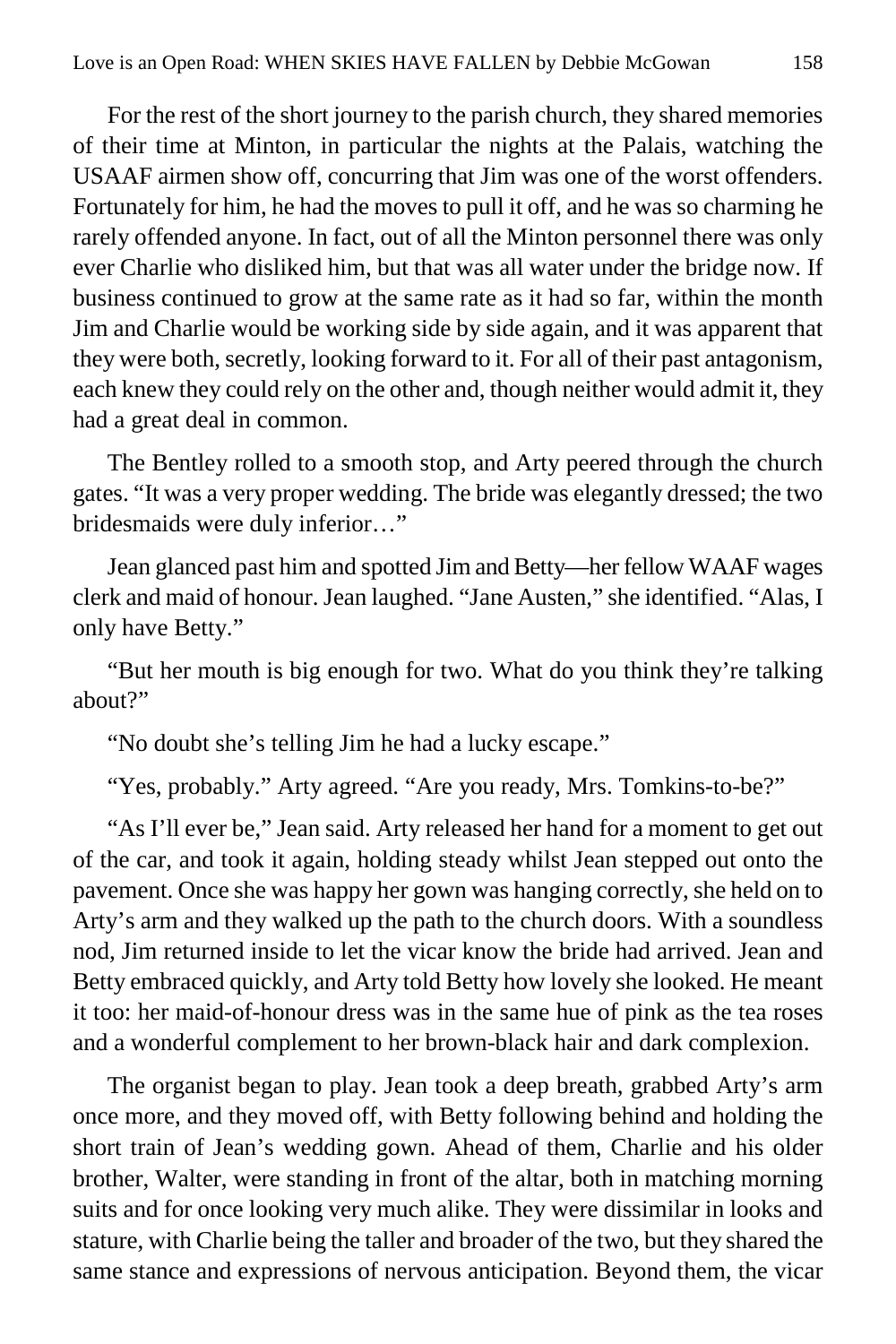For the rest of the short journey to the parish church, they shared memories of their time at Minton, in particular the nights at the Palais, watching the USAAF airmen show off, concurring that Jim was one of the worst offenders. Fortunately for him, he had the moves to pull it off, and he was so charming he rarely offended anyone. In fact, out of all the Minton personnel there was only ever Charlie who disliked him, but that was all water under the bridge now. If business continued to grow at the same rate as it had so far, within the month Jim and Charlie would be working side by side again, and it was apparent that they were both, secretly, looking forward to it. For all of their past antagonism, each knew they could rely on the other and, though neither would admit it, they had a great deal in common.

The Bentley rolled to a smooth stop, and Arty peered through the church gates. "It was a very proper wedding. The bride was elegantly dressed; the two bridesmaids were duly inferior…"

Jean glanced past him and spotted Jim and Betty—her fellow WAAF wages clerk and maid of honour. Jean laughed. "Jane Austen," she identified. "Alas, I only have Betty."

"But her mouth is big enough for two. What do you think they're talking about?"

"No doubt she's telling Jim he had a lucky escape."

"Yes, probably." Arty agreed. "Are you ready, Mrs. Tomkins-to-be?"

"As I'll ever be," Jean said. Arty released her hand for a moment to get out of the car, and took it again, holding steady whilst Jean stepped out onto the pavement. Once she was happy her gown was hanging correctly, she held on to Arty's arm and they walked up the path to the church doors. With a soundless nod, Jim returned inside to let the vicar know the bride had arrived. Jean and Betty embraced quickly, and Arty told Betty how lovely she looked. He meant it too: her maid-of-honour dress was in the same hue of pink as the tea roses and a wonderful complement to her brown-black hair and dark complexion.

The organist began to play. Jean took a deep breath, grabbed Arty's arm once more, and they moved off, with Betty following behind and holding the short train of Jean's wedding gown. Ahead of them, Charlie and his older brother, Walter, were standing in front of the altar, both in matching morning suits and for once looking very much alike. They were dissimilar in looks and stature, with Charlie being the taller and broader of the two, but they shared the same stance and expressions of nervous anticipation. Beyond them, the vicar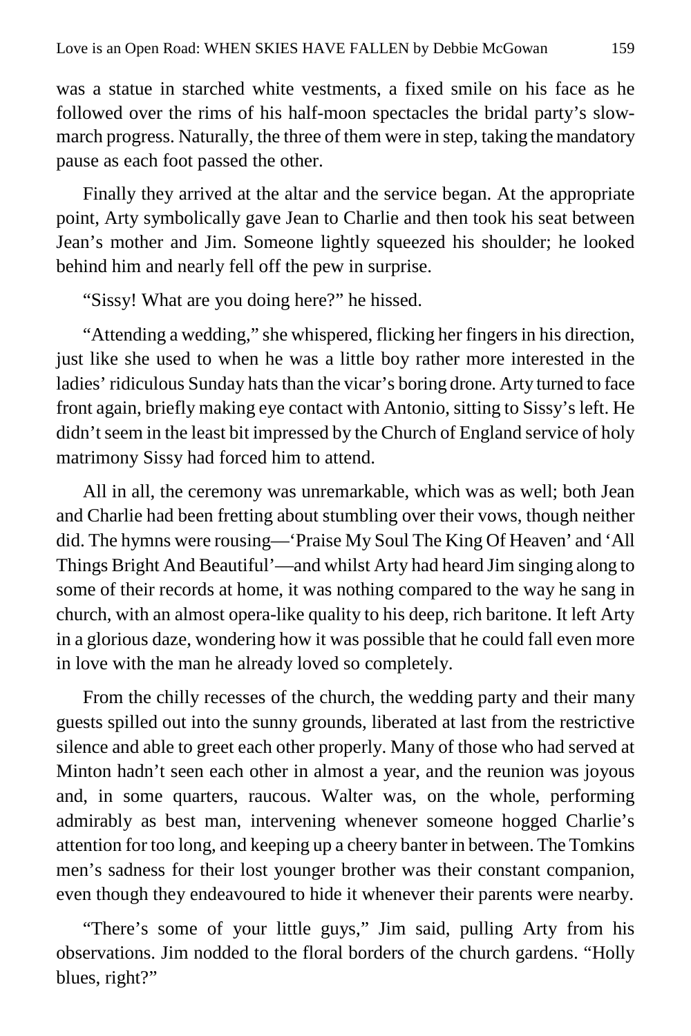was a statue in starched white vestments, a fixed smile on his face as he followed over the rims of his half-moon spectacles the bridal party's slow-march progress. Naturally, the three of them were in step, taking the mandatory pause as each foot passed the other.

Finally they arrived at the altar and the service began. At the appropriate point, Arty symbolically gave Jean to Charlie and then took his seat between Jean's mother and Jim. Someone lightly squeezed his shoulder; he looked behind him and nearly fell off the pew in surprise.

"Sissy! What are you doing here?" he hissed.

"Attending a wedding," she whispered, flicking her fingers in his direction, just like she used to when he was a little boy rather more interested in the ladies' ridiculous Sunday hats than the vicar's boring drone. Arty turned to face front again, briefly making eye contact with Antonio, sitting to Sissy's left. He didn't seem in the least bit impressed by the Church of England service of holy matrimony Sissy had forced him to attend.

All in all, the ceremony was unremarkable, which was as well; both Jean and Charlie had been fretting about stumbling over their vows, though neither did. The hymns were rousing—'Praise My Soul The King Of Heaven' and 'All Things Bright And Beautiful'—and whilst Arty had heard Jim singing along to some of their records at home, it was nothing compared to the way he sang in church, with an almost opera-like quality to his deep, rich baritone. It left Arty in a glorious daze, wondering how it was possible that he could fall even more in love with the man he already loved so completely.

From the chilly recesses of the church, the wedding party and their many guests spilled out into the sunny grounds, liberated at last from the restrictive silence and able to greet each other properly. Many of those who had served at Minton hadn't seen each other in almost a year, and the reunion was joyous and, in some quarters, raucous. Walter was, on the whole, performing admirably as best man, intervening whenever someone hogged Charlie's attention for too long, and keeping up a cheery banter in between. The Tomkins men's sadness for their lost younger brother was their constant companion, even though they endeavoured to hide it whenever their parents were nearby.

"There's some of your little guys," Jim said, pulling Arty from his observations. Jim nodded to the floral borders of the church gardens. "Holly blues, right?"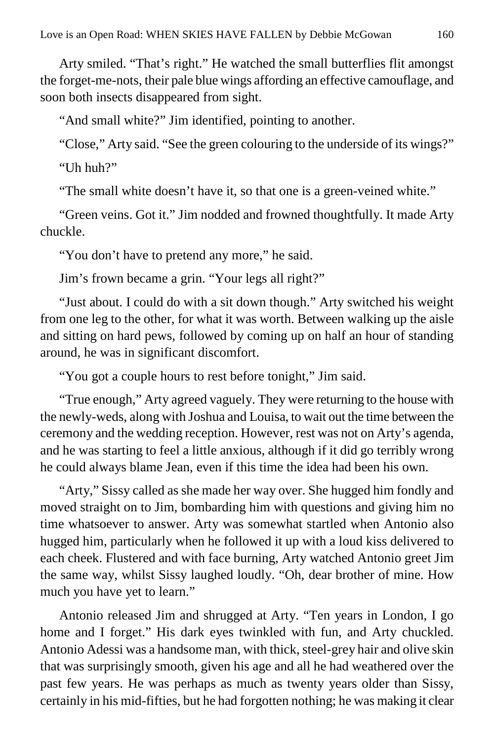Arty smiled. “That’s right.” He watched the small butterflies flit amongst the forget-me-nots, their pale blue wings affording an effective camouflage, and soon both insects disappeared from sight.

“And small white?” Jim identified, pointing to another.

“Close,” Arty said. “See the green colouring to the underside of its wings?”

“Uh huh?”

“The small white doesn’t have it, so that one is a green-veined white.”

“Green veins. Got it.” Jim nodded and frowned thoughtfully. It made Arty chuckle.

“You don’t have to pretend any more,” he said.

Jim’s frown became a grin. “Your legs all right?”

“Just about. I could do with a sit down though.” Arty switched his weight from one leg to the other, for what it was worth. Between walking up the aisle and sitting on hard pews, followed by coming up on half an hour of standing around, he was in significant discomfort.

“You got a couple hours to rest before tonight,” Jim said.

“True enough,” Arty agreed vaguely. They were returning to the house with the newly-weds, along with Joshua and Louisa, to wait out the time between the ceremony and the wedding reception. However, rest was not on Arty’s agenda, and he was starting to feel a little anxious, although if it did go terribly wrong he could always blame Jean, even if this time the idea had been his own.

“Arty,” Sissy called as she made her way over. She hugged him fondly and moved straight on to Jim, bombarding him with questions and giving him no time whatsoever to answer. Arty was somewhat startled when Antonio also hugged him, particularly when he followed it up with a loud kiss delivered to each cheek. Flustered and with face burning, Arty watched Antonio greet Jim the same way, whilst Sissy laughed loudly. “Oh, dear brother of mine. How much you have yet to learn.”

Antonio released Jim and shrugged at Arty. “Ten years in London, I go home and I forget.” His dark eyes twinkled with fun, and Arty chuckled. Antonio Adessi was a handsome man, with thick, steel-grey hair and olive skin that was surprisingly smooth, given his age and all he had weathered over the past few years. He was perhaps as much as twenty years older than Sissy, certainly in his mid-fifties, but he had forgotten nothing; he was making it clear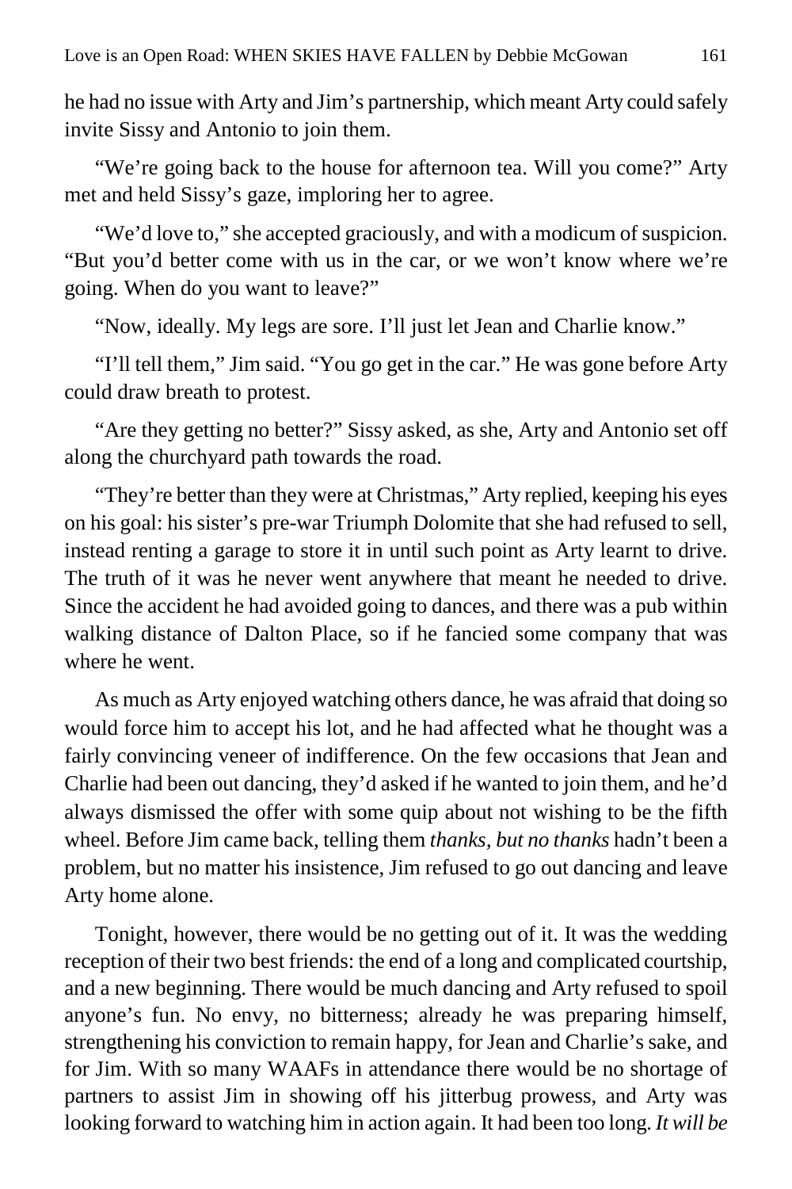he had no issue with Arty and Jim's partnership, which meant Arty could safely invite Sissy and Antonio to join them.

"We're going back to the house for afternoon tea. Will you come?" Arty met and held Sissy's gaze, imploring her to agree.

"We'd love to," she accepted graciously, and with a modicum of suspicion. "But you'd better come with us in the car, or we won't know where we're going. When do you want to leave?"

"Now, ideally. My legs are sore. I'll just let Jean and Charlie know."

"I'll tell them," Jim said. "You go get in the car." He was gone before Arty could draw breath to protest.

"Are they getting no better?" Sissy asked, as she, Arty and Antonio set off along the churchyard path towards the road.

"They're better than they were at Christmas," Arty replied, keeping his eyes on his goal: his sister's pre-war Triumph Dolomite that she had refused to sell, instead renting a garage to store it in until such point as Arty learnt to drive. The truth of it was he never went anywhere that meant he needed to drive. Since the accident he had avoided going to dances, and there was a pub within walking distance of Dalton Place, so if he fancied some company that was where he went.

As much as Arty enjoyed watching others dance, he was afraid that doing so would force him to accept his lot, and he had affected what he thought was a fairly convincing veneer of indifference. On the few occasions that Jean and Charlie had been out dancing, they'd asked if he wanted to join them, and he'd always dismissed the offer with some quip about not wishing to be the fifth wheel. Before Jim came back, telling them *thanks, but no thanks* hadn't been a problem, but no matter his insistence, Jim refused to go out dancing and leave Arty home alone.

Tonight, however, there would be no getting out of it. It was the wedding reception of their two best friends: the end of a long and complicated courtship, and a new beginning. There would be much dancing and Arty refused to spoil anyone's fun. No envy, no bitterness; already he was preparing himself, strengthening his conviction to remain happy, for Jean and Charlie's sake, and for Jim. With so many WAAFs in attendance there would be no shortage of partners to assist Jim in showing off his jitterbug prowess, and Arty was looking forward to watching him in action again. It had been too long. *It will be*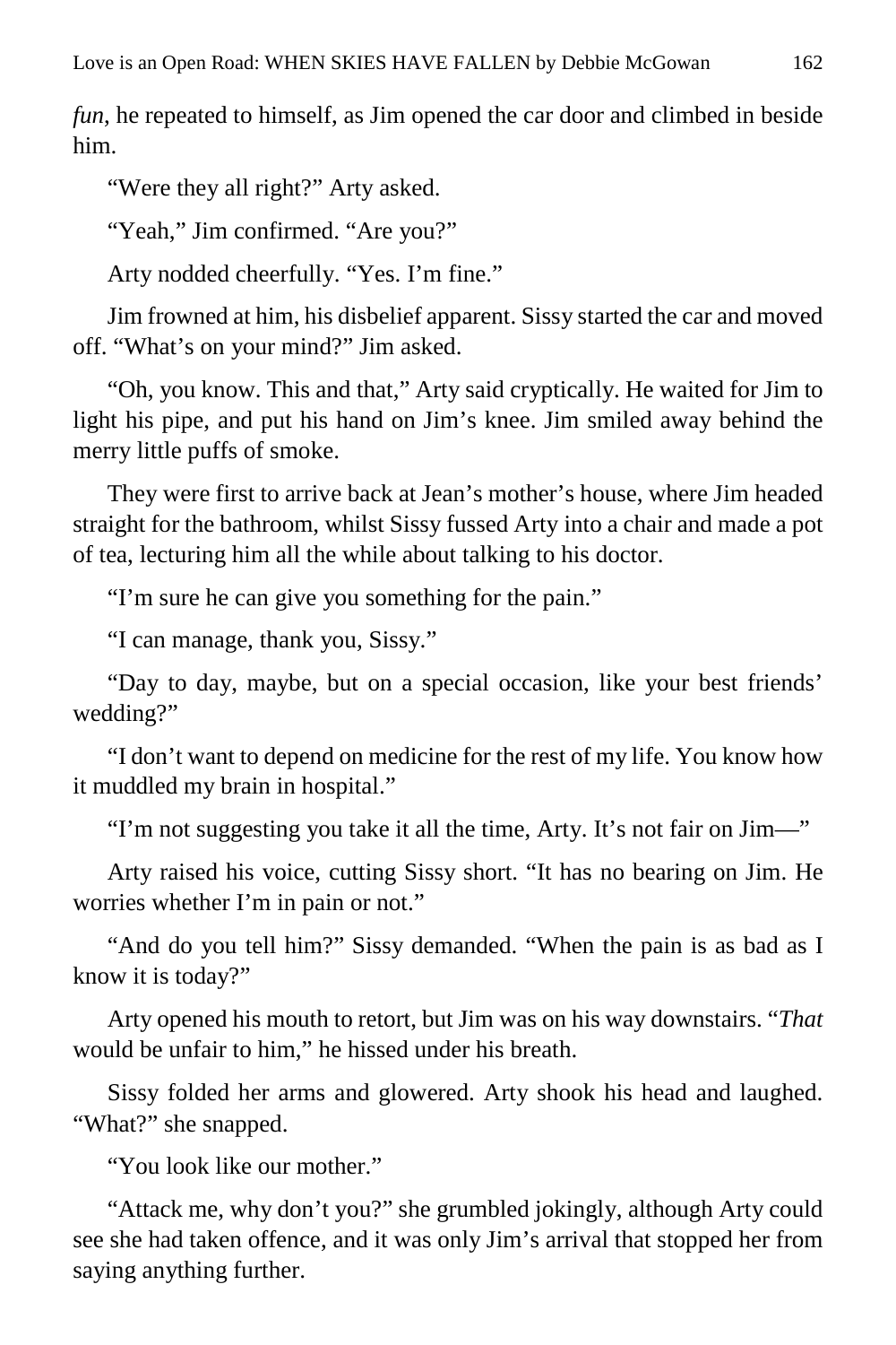*fun*, he repeated to himself, as Jim opened the car door and climbed in beside him.

"Were they all right?" Arty asked.

"Yeah," Jim confirmed. "Are you?"

Arty nodded cheerfully. "Yes. I'm fine."

Jim frowned at him, his disbelief apparent. Sissy started the car and moved off. "What's on your mind?" Jim asked.

"Oh, you know. This and that," Arty said cryptically. He waited for Jim to light his pipe, and put his hand on Jim's knee. Jim smiled away behind the merry little puffs of smoke.

They were first to arrive back at Jean's mother's house, where Jim headed straight for the bathroom, whilst Sissy fussed Arty into a chair and made a pot of tea, lecturing him all the while about talking to his doctor.

"I'm sure he can give you something for the pain."

"I can manage, thank you, Sissy."

"Day to day, maybe, but on a special occasion, like your best friends' wedding?"

"I don't want to depend on medicine for the rest of my life. You know how it muddled my brain in hospital."

"I'm not suggesting you take it all the time, Arty. It's not fair on Jim—"

Arty raised his voice, cutting Sissy short. "It has no bearing on Jim. He worries whether I'm in pain or not."

"And do you tell him?" Sissy demanded. "When the pain is as bad as I know it is today?"

Arty opened his mouth to retort, but Jim was on his way downstairs. "*That* would be unfair to him," he hissed under his breath.

Sissy folded her arms and glowered. Arty shook his head and laughed. "What?" she snapped.

"You look like our mother."

"Attack me, why don't you?" she grumbled jokingly, although Arty could see she had taken offence, and it was only Jim's arrival that stopped her from saying anything further.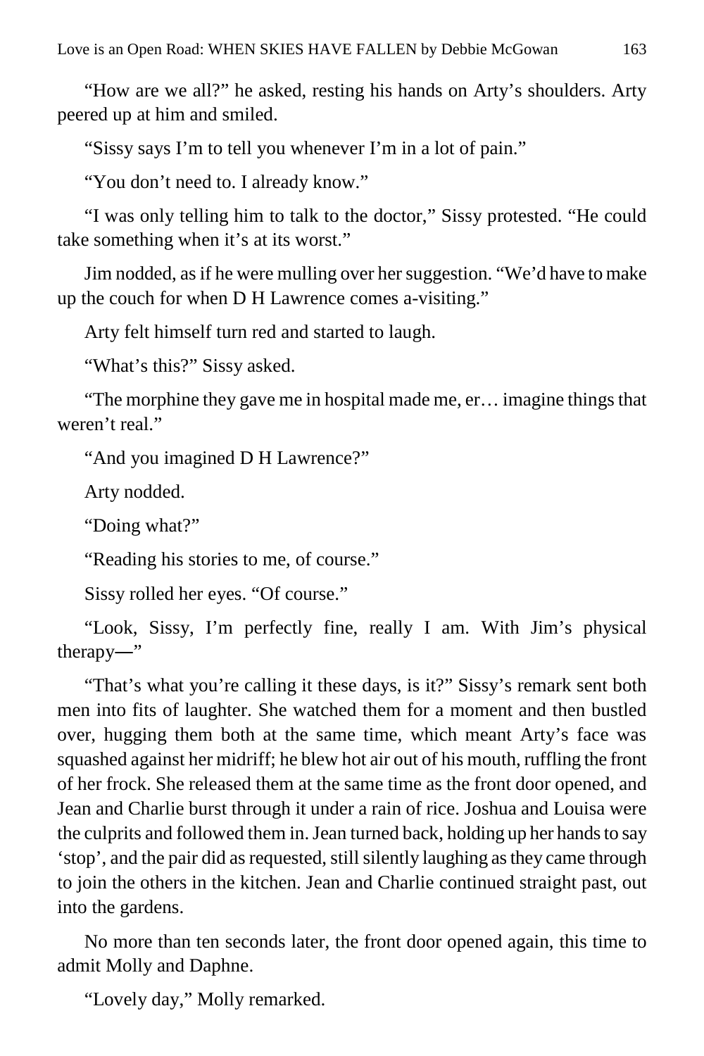"How are we all?" he asked, resting his hands on Arty's shoulders. Arty peered up at him and smiled.

"Sissy says I'm to tell you whenever I'm in a lot of pain."

"You don't need to. I already know."

"I was only telling him to talk to the doctor," Sissy protested. "He could take something when it's at its worst."

Jim nodded, as if he were mulling over her suggestion. "We'd have to make up the couch for when D H Lawrence comes a-visiting."

Arty felt himself turn red and started to laugh.

"What's this?" Sissy asked.

"The morphine they gave me in hospital made me, er… imagine things that weren't real."

"And you imagined D H Lawrence?"

Arty nodded.

"Doing what?"

"Reading his stories to me, of course."

Sissy rolled her eyes. "Of course."

"Look, Sissy, I'm perfectly fine, really I am. With Jim's physical therapy—"

"That's what you're calling it these days, is it?" Sissy's remark sent both men into fits of laughter. She watched them for a moment and then bustled over, hugging them both at the same time, which meant Arty's face was squashed against her midriff; he blew hot air out of his mouth, ruffling the front of her frock. She released them at the same time as the front door opened, and Jean and Charlie burst through it under a rain of rice. Joshua and Louisa were the culprits and followed them in. Jean turned back, holding up her hands to say 'stop', and the pair did as requested, still silently laughing as they came through to join the others in the kitchen. Jean and Charlie continued straight past, out into the gardens.

No more than ten seconds later, the front door opened again, this time to admit Molly and Daphne.

"Lovely day," Molly remarked.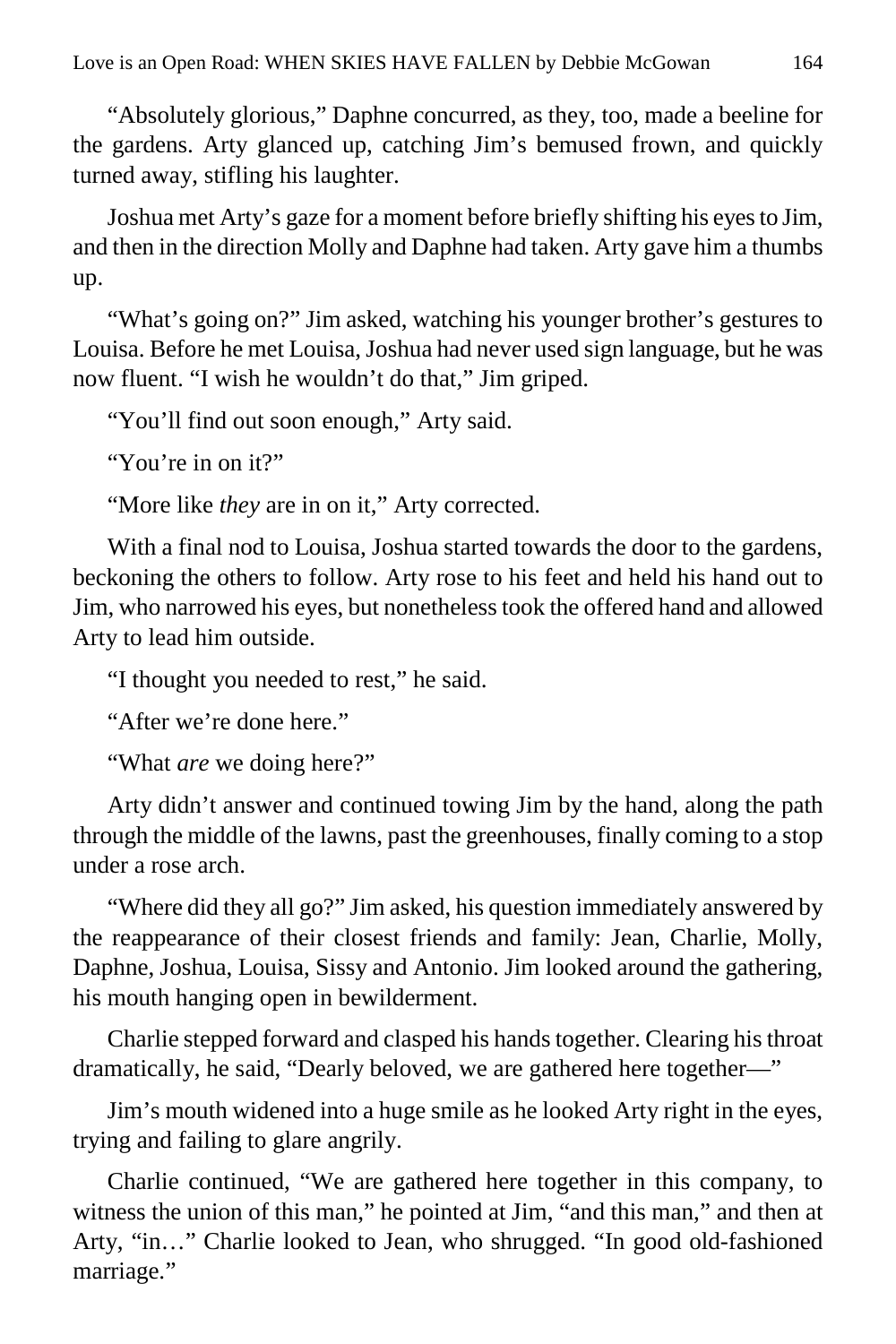"Absolutely glorious," Daphne concurred, as they, too, made a beeline for the gardens. Arty glanced up, catching Jim's bemused frown, and quickly turned away, stifling his laughter.

Joshua met Arty's gaze for a moment before briefly shifting his eyes to Jim, and then in the direction Molly and Daphne had taken. Arty gave him a thumbs up.

"What's going on?" Jim asked, watching his younger brother's gestures to Louisa. Before he met Louisa, Joshua had never used sign language, but he was now fluent. "I wish he wouldn't do that," Jim griped.

"You'll find out soon enough," Arty said.

"You're in on it?"

"More like *they* are in on it," Arty corrected.

With a final nod to Louisa, Joshua started towards the door to the gardens, beckoning the others to follow. Arty rose to his feet and held his hand out to Jim, who narrowed his eyes, but nonetheless took the offered hand and allowed Arty to lead him outside.

"I thought you needed to rest," he said.

"After we're done here."

"What *are* we doing here?"

Arty didn't answer and continued towing Jim by the hand, along the path through the middle of the lawns, past the greenhouses, finally coming to a stop under a rose arch.

"Where did they all go?" Jim asked, his question immediately answered by the reappearance of their closest friends and family: Jean, Charlie, Molly, Daphne, Joshua, Louisa, Sissy and Antonio. Jim looked around the gathering, his mouth hanging open in bewilderment.

Charlie stepped forward and clasped his hands together. Clearing his throat dramatically, he said, "Dearly beloved, we are gathered here together—"

Jim's mouth widened into a huge smile as he looked Arty right in the eyes, trying and failing to glare angrily.

Charlie continued, "We are gathered here together in this company, to witness the union of this man," he pointed at Jim, "and this man," and then at Arty, "in…" Charlie looked to Jean, who shrugged. "In good old-fashioned marriage."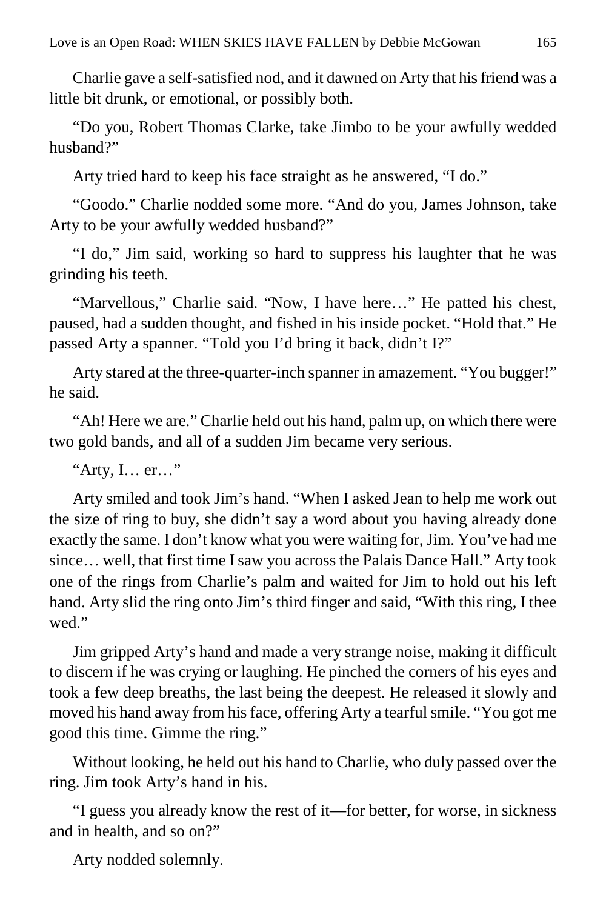Charlie gave a self-satisfied nod, and it dawned on Arty that his friend was a little bit drunk, or emotional, or possibly both.

"Do you, Robert Thomas Clarke, take Jimbo to be your awfully wedded husband?"

Arty tried hard to keep his face straight as he answered, "I do."

"Goodo." Charlie nodded some more. "And do you, James Johnson, take Arty to be your awfully wedded husband?"

"I do," Jim said, working so hard to suppress his laughter that he was grinding his teeth.

"Marvellous," Charlie said. "Now, I have here…" He patted his chest, paused, had a sudden thought, and fished in his inside pocket. "Hold that." He passed Arty a spanner. "Told you I'd bring it back, didn't I?"

Arty stared at the three-quarter-inch spanner in amazement. "You bugger!" he said.

"Ah! Here we are." Charlie held out his hand, palm up, on which there were two gold bands, and all of a sudden Jim became very serious.

"Arty, I… er…"

Arty smiled and took Jim's hand. "When I asked Jean to help me work out the size of ring to buy, she didn't say a word about you having already done exactly the same. I don't know what you were waiting for, Jim. You've had me since… well, that first time I saw you across the Palais Dance Hall." Arty took one of the rings from Charlie's palm and waited for Jim to hold out his left hand. Arty slid the ring onto Jim's third finger and said, "With this ring, I thee wed."

Jim gripped Arty's hand and made a very strange noise, making it difficult to discern if he was crying or laughing. He pinched the corners of his eyes and took a few deep breaths, the last being the deepest. He released it slowly and moved his hand away from his face, offering Arty a tearful smile. "You got me good this time. Gimme the ring."

Without looking, he held out his hand to Charlie, who duly passed over the ring. Jim took Arty's hand in his.

"I guess you already know the rest of it—for better, for worse, in sickness and in health, and so on?"

Arty nodded solemnly.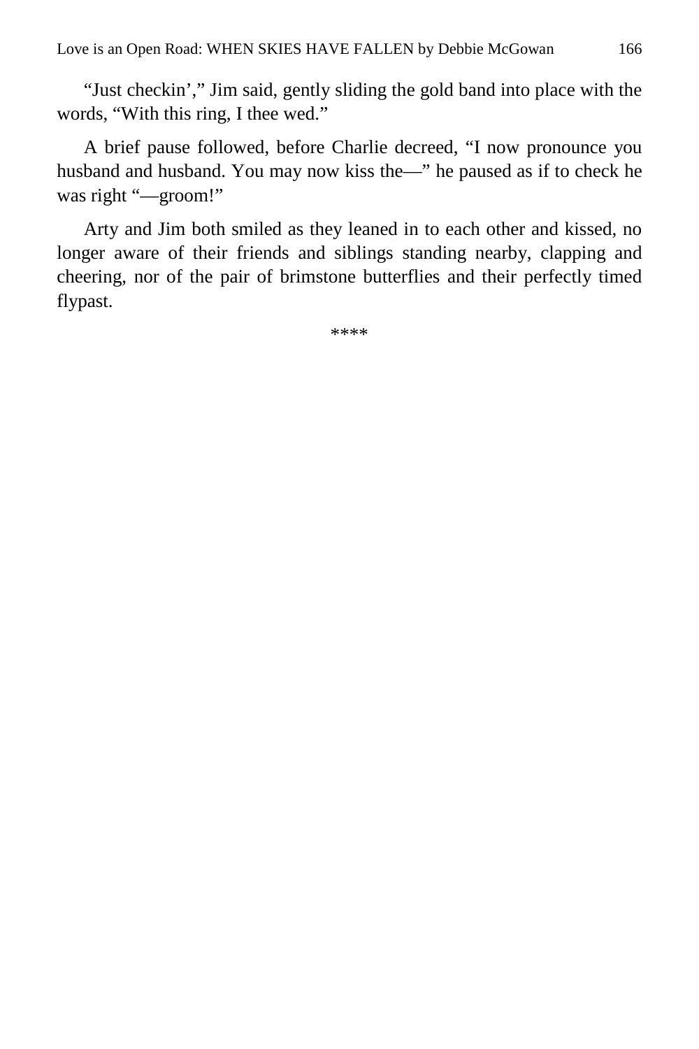“Just checkin’,” Jim said, gently sliding the gold band into place with the words, “With this ring, I thee wed.”

A brief pause followed, before Charlie decreed, “I now pronounce you husband and husband. You may now kiss the—” he paused as if to check he was right “—groom!”

Arty and Jim both smiled as they leaned in to each other and kissed, no longer aware of their friends and siblings standing nearby, clapping and cheering, nor of the pair of brimstone butterflies and their perfectly timed flypast.

****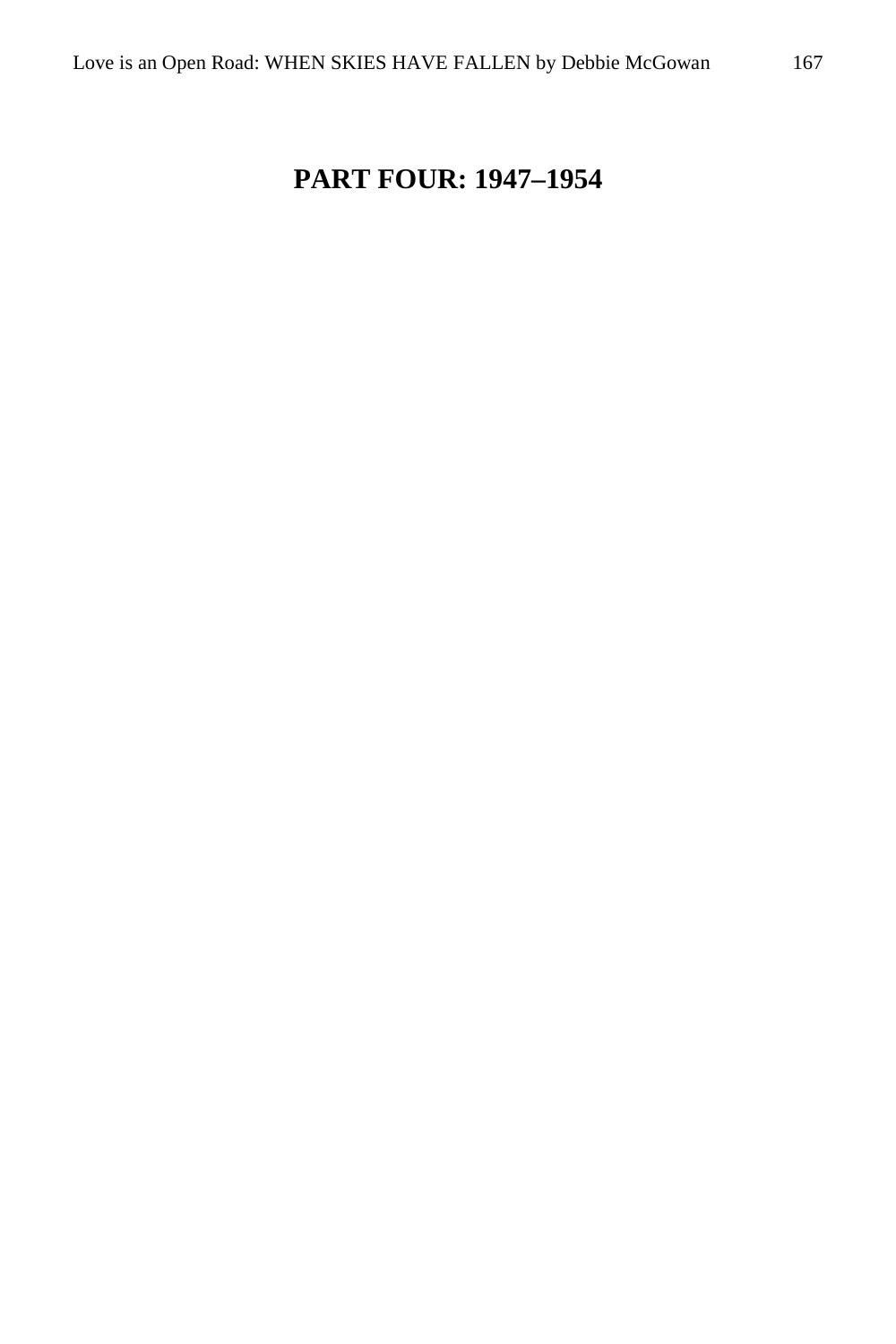# PART FOUR: 1947–1954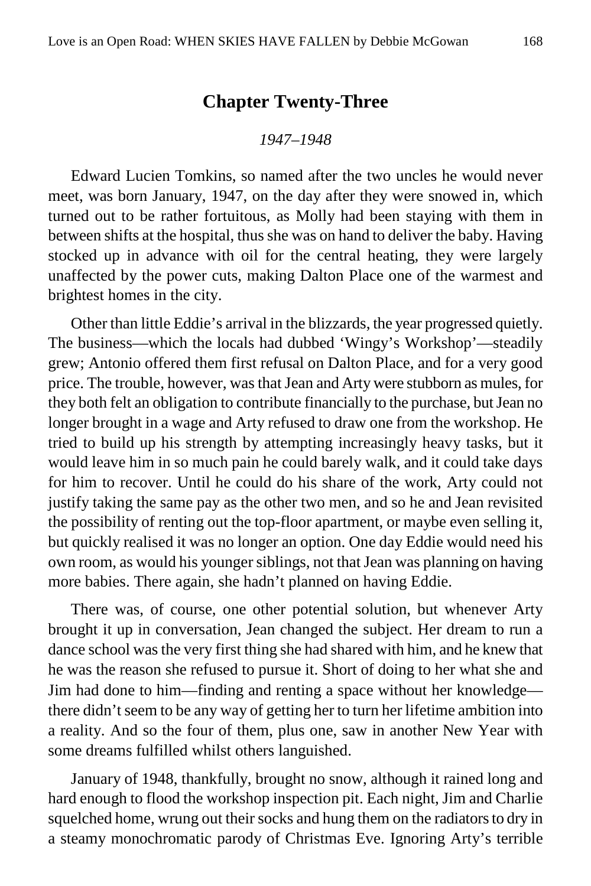## Chapter Twenty-Three

*1947–1948*

Edward Lucien Tomkins, so named after the two uncles he would never meet, was born January, 1947, on the day after they were snowed in, which turned out to be rather fortuitous, as Molly had been staying with them in between shifts at the hospital, thus she was on hand to deliver the baby. Having stocked up in advance with oil for the central heating, they were largely unaffected by the power cuts, making Dalton Place one of the warmest and brightest homes in the city.

Other than little Eddie's arrival in the blizzards, the year progressed quietly. The business—which the locals had dubbed 'Wingy's Workshop'—steadily grew; Antonio offered them first refusal on Dalton Place, and for a very good price. The trouble, however, was that Jean and Arty were stubborn as mules, for they both felt an obligation to contribute financially to the purchase, but Jean no longer brought in a wage and Arty refused to draw one from the workshop. He tried to build up his strength by attempting increasingly heavy tasks, but it would leave him in so much pain he could barely walk, and it could take days for him to recover. Until he could do his share of the work, Arty could not justify taking the same pay as the other two men, and so he and Jean revisited the possibility of renting out the top-floor apartment, or maybe even selling it, but quickly realised it was no longer an option. One day Eddie would need his own room, as would his younger siblings, not that Jean was planning on having more babies. There again, she hadn't planned on having Eddie.

There was, of course, one other potential solution, but whenever Arty brought it up in conversation, Jean changed the subject. Her dream to run a dance school was the very first thing she had shared with him, and he knew that he was the reason she refused to pursue it. Short of doing to her what she and Jim had done to him—finding and renting a space without her knowledge—there didn't seem to be any way of getting her to turn her lifetime ambition into a reality. And so the four of them, plus one, saw in another New Year with some dreams fulfilled whilst others languished.

January of 1948, thankfully, brought no snow, although it rained long and hard enough to flood the workshop inspection pit. Each night, Jim and Charlie squelched home, wrung out their socks and hung them on the radiators to dry in a steamy monochromatic parody of Christmas Eve. Ignoring Arty's terrible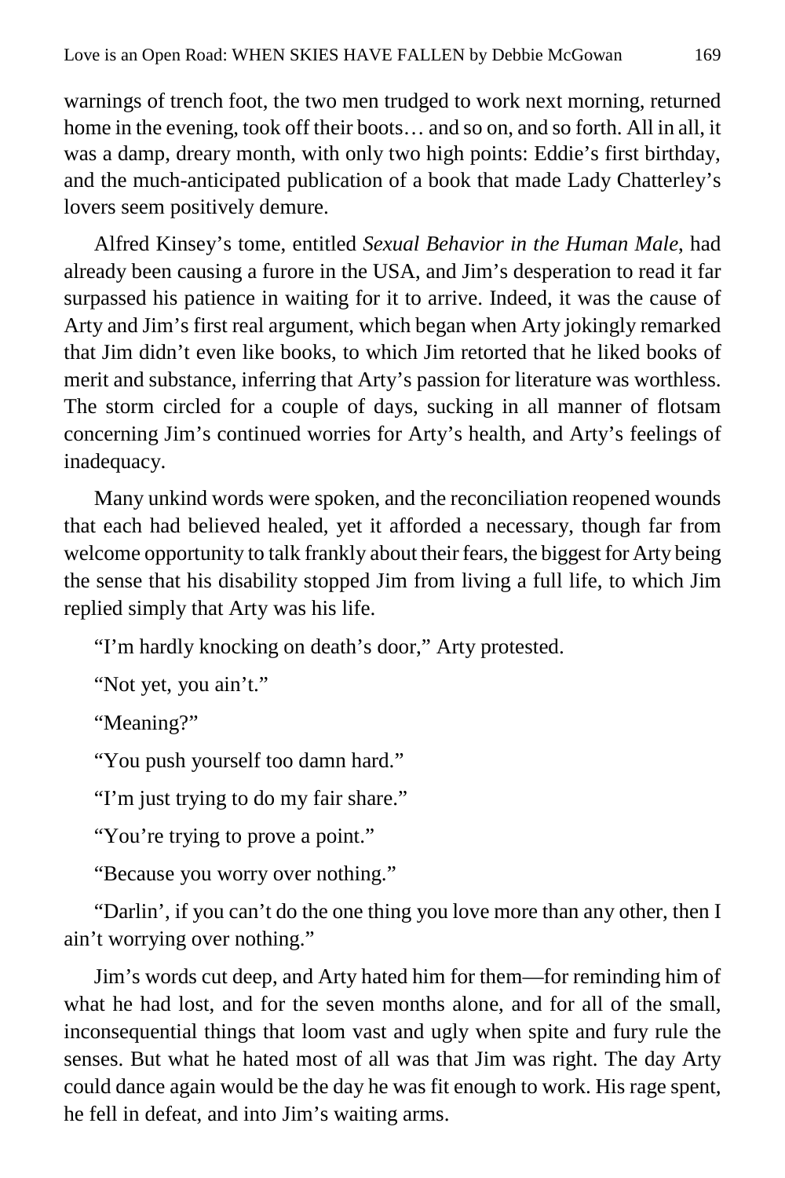warnings of trench foot, the two men trudged to work next morning, returned home in the evening, took off their boots… and so on, and so forth. All in all, it was a damp, dreary month, with only two high points: Eddie's first birthday, and the much-anticipated publication of a book that made Lady Chatterley's lovers seem positively demure.

Alfred Kinsey's tome, entitled *Sexual Behavior in the Human Male*, had already been causing a furore in the USA, and Jim's desperation to read it far surpassed his patience in waiting for it to arrive. Indeed, it was the cause of Arty and Jim's first real argument, which began when Arty jokingly remarked that Jim didn't even like books, to which Jim retorted that he liked books of merit and substance, inferring that Arty's passion for literature was worthless. The storm circled for a couple of days, sucking in all manner of flotsam concerning Jim's continued worries for Arty's health, and Arty's feelings of inadequacy.

Many unkind words were spoken, and the reconciliation reopened wounds that each had believed healed, yet it afforded a necessary, though far from welcome opportunity to talk frankly about their fears, the biggest for Arty being the sense that his disability stopped Jim from living a full life, to which Jim replied simply that Arty was his life.

"I'm hardly knocking on death's door," Arty protested.

"Not yet, you ain't."

"Meaning?"

"You push yourself too damn hard."

"I'm just trying to do my fair share."

"You're trying to prove a point."

"Because you worry over nothing."

"Darlin', if you can't do the one thing you love more than any other, then I ain't worrying over nothing."

Jim's words cut deep, and Arty hated him for them—for reminding him of what he had lost, and for the seven months alone, and for all of the small, inconsequential things that loom vast and ugly when spite and fury rule the senses. But what he hated most of all was that Jim was right. The day Arty could dance again would be the day he was fit enough to work. His rage spent, he fell in defeat, and into Jim's waiting arms.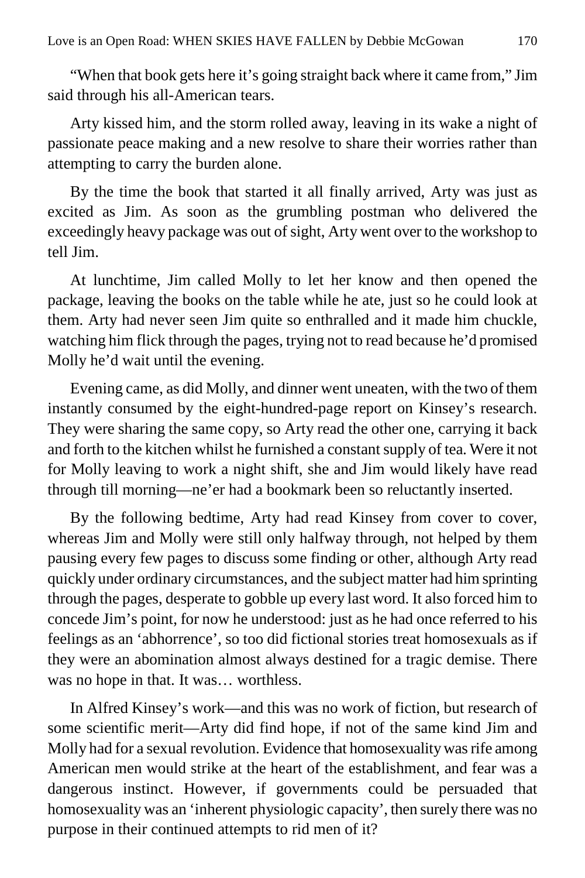"When that book gets here it's going straight back where it came from," Jim said through his all-American tears.

Arty kissed him, and the storm rolled away, leaving in its wake a night of passionate peace making and a new resolve to share their worries rather than attempting to carry the burden alone.

By the time the book that started it all finally arrived, Arty was just as excited as Jim. As soon as the grumbling postman who delivered the exceedingly heavy package was out of sight, Arty went over to the workshop to tell Jim.

At lunchtime, Jim called Molly to let her know and then opened the package, leaving the books on the table while he ate, just so he could look at them. Arty had never seen Jim quite so enthralled and it made him chuckle, watching him flick through the pages, trying not to read because he'd promised Molly he'd wait until the evening.

Evening came, as did Molly, and dinner went uneaten, with the two of them instantly consumed by the eight-hundred-page report on Kinsey's research. They were sharing the same copy, so Arty read the other one, carrying it back and forth to the kitchen whilst he furnished a constant supply of tea. Were it not for Molly leaving to work a night shift, she and Jim would likely have read through till morning—ne'er had a bookmark been so reluctantly inserted.

By the following bedtime, Arty had read Kinsey from cover to cover, whereas Jim and Molly were still only halfway through, not helped by them pausing every few pages to discuss some finding or other, although Arty read quickly under ordinary circumstances, and the subject matter had him sprinting through the pages, desperate to gobble up every last word. It also forced him to concede Jim's point, for now he understood: just as he had once referred to his feelings as an 'abhorrence', so too did fictional stories treat homosexuals as if they were an abomination almost always destined for a tragic demise. There was no hope in that. It was… worthless.

In Alfred Kinsey's work—and this was no work of fiction, but research of some scientific merit—Arty did find hope, if not of the same kind Jim and Molly had for a sexual revolution. Evidence that homosexuality was rife among American men would strike at the heart of the establishment, and fear was a dangerous instinct. However, if governments could be persuaded that homosexuality was an 'inherent physiologic capacity', then surely there was no purpose in their continued attempts to rid men of it?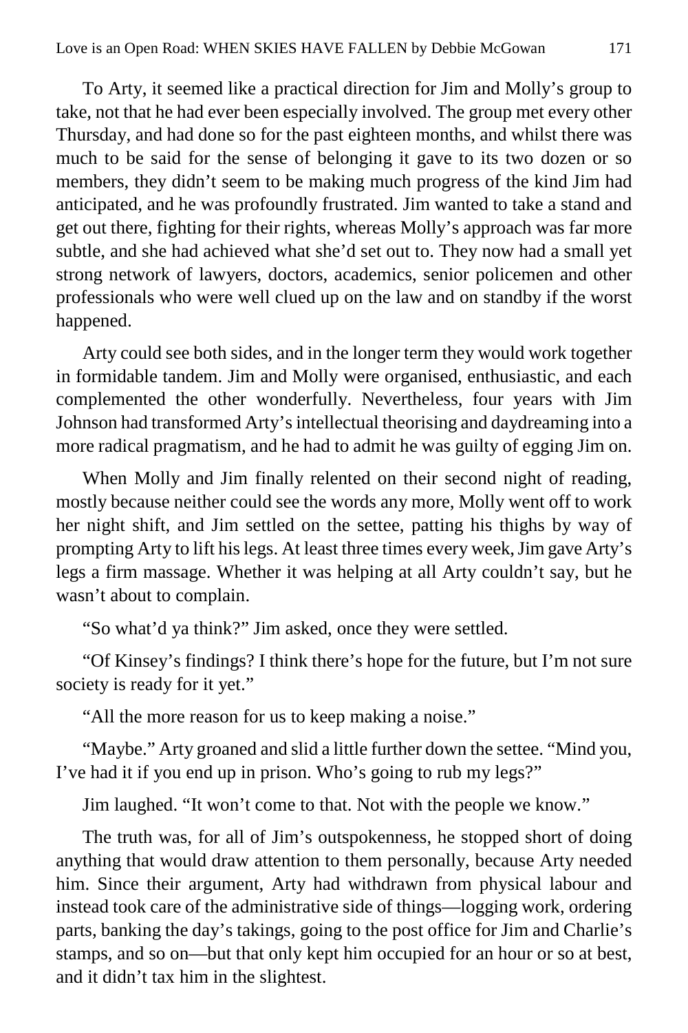To Arty, it seemed like a practical direction for Jim and Molly's group to take, not that he had ever been especially involved. The group met every other Thursday, and had done so for the past eighteen months, and whilst there was much to be said for the sense of belonging it gave to its two dozen or so members, they didn't seem to be making much progress of the kind Jim had anticipated, and he was profoundly frustrated. Jim wanted to take a stand and get out there, fighting for their rights, whereas Molly's approach was far more subtle, and she had achieved what she'd set out to. They now had a small yet strong network of lawyers, doctors, academics, senior policemen and other professionals who were well clued up on the law and on standby if the worst happened.

Arty could see both sides, and in the longer term they would work together in formidable tandem. Jim and Molly were organised, enthusiastic, and each complemented the other wonderfully. Nevertheless, four years with Jim Johnson had transformed Arty's intellectual theorising and daydreaming into a more radical pragmatism, and he had to admit he was guilty of egging Jim on.

When Molly and Jim finally relented on their second night of reading, mostly because neither could see the words any more, Molly went off to work her night shift, and Jim settled on the settee, patting his thighs by way of prompting Arty to lift his legs. At least three times every week, Jim gave Arty's legs a firm massage. Whether it was helping at all Arty couldn't say, but he wasn't about to complain.

"So what'd ya think?" Jim asked, once they were settled.

"Of Kinsey's findings? I think there's hope for the future, but I'm not sure society is ready for it yet."

"All the more reason for us to keep making a noise."

"Maybe." Arty groaned and slid a little further down the settee. "Mind you, I've had it if you end up in prison. Who's going to rub my legs?"

Jim laughed. "It won't come to that. Not with the people we know."

The truth was, for all of Jim's outspokenness, he stopped short of doing anything that would draw attention to them personally, because Arty needed him. Since their argument, Arty had withdrawn from physical labour and instead took care of the administrative side of things—logging work, ordering parts, banking the day's takings, going to the post office for Jim and Charlie's stamps, and so on—but that only kept him occupied for an hour or so at best, and it didn't tax him in the slightest.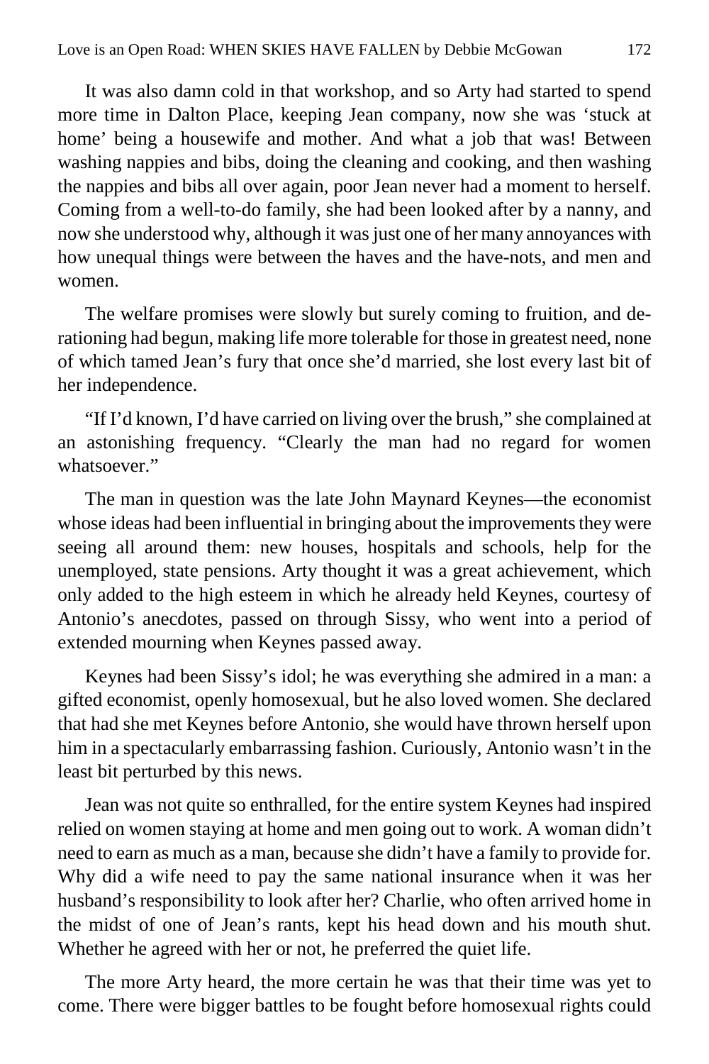It was also damn cold in that workshop, and so Arty had started to spend more time in Dalton Place, keeping Jean company, now she was 'stuck at home' being a housewife and mother. And what a job that was! Between washing nappies and bibs, doing the cleaning and cooking, and then washing the nappies and bibs all over again, poor Jean never had a moment to herself. Coming from a well-to-do family, she had been looked after by a nanny, and now she understood why, although it was just one of her many annoyances with how unequal things were between the haves and the have-nots, and men and women.

The welfare promises were slowly but surely coming to fruition, and de-rationing had begun, making life more tolerable for those in greatest need, none of which tamed Jean's fury that once she'd married, she lost every last bit of her independence.

"If I'd known, I'd have carried on living over the brush," she complained at an astonishing frequency. "Clearly the man had no regard for women whatsoever."

The man in question was the late John Maynard Keynes—the economist whose ideas had been influential in bringing about the improvements they were seeing all around them: new houses, hospitals and schools, help for the unemployed, state pensions. Arty thought it was a great achievement, which only added to the high esteem in which he already held Keynes, courtesy of Antonio's anecdotes, passed on through Sissy, who went into a period of extended mourning when Keynes passed away.

Keynes had been Sissy's idol; he was everything she admired in a man: a gifted economist, openly homosexual, but he also loved women. She declared that had she met Keynes before Antonio, she would have thrown herself upon him in a spectacularly embarrassing fashion. Curiously, Antonio wasn't in the least bit perturbed by this news.

Jean was not quite so enthralled, for the entire system Keynes had inspired relied on women staying at home and men going out to work. A woman didn't need to earn as much as a man, because she didn't have a family to provide for. Why did a wife need to pay the same national insurance when it was her husband's responsibility to look after her? Charlie, who often arrived home in the midst of one of Jean's rants, kept his head down and his mouth shut. Whether he agreed with her or not, he preferred the quiet life.

The more Arty heard, the more certain he was that their time was yet to come. There were bigger battles to be fought before homosexual rights could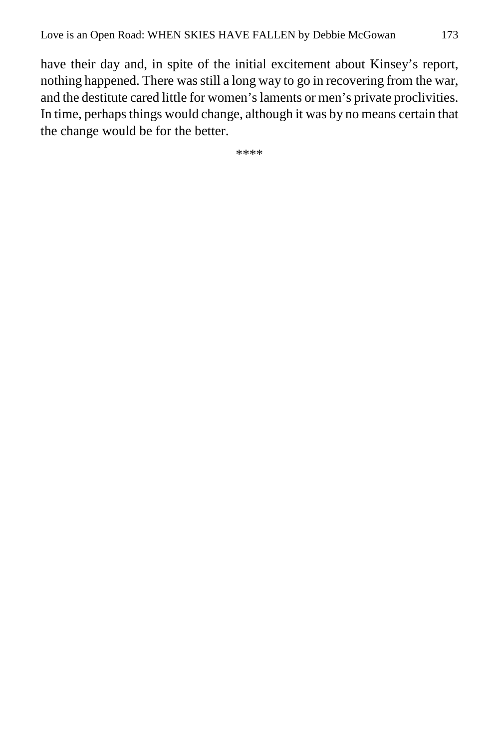have their day and, in spite of the initial excitement about Kinsey's report, nothing happened. There was still a long way to go in recovering from the war, and the destitute cared little for women's laments or men's private proclivities. In time, perhaps things would change, although it was by no means certain that the change would be for the better.

****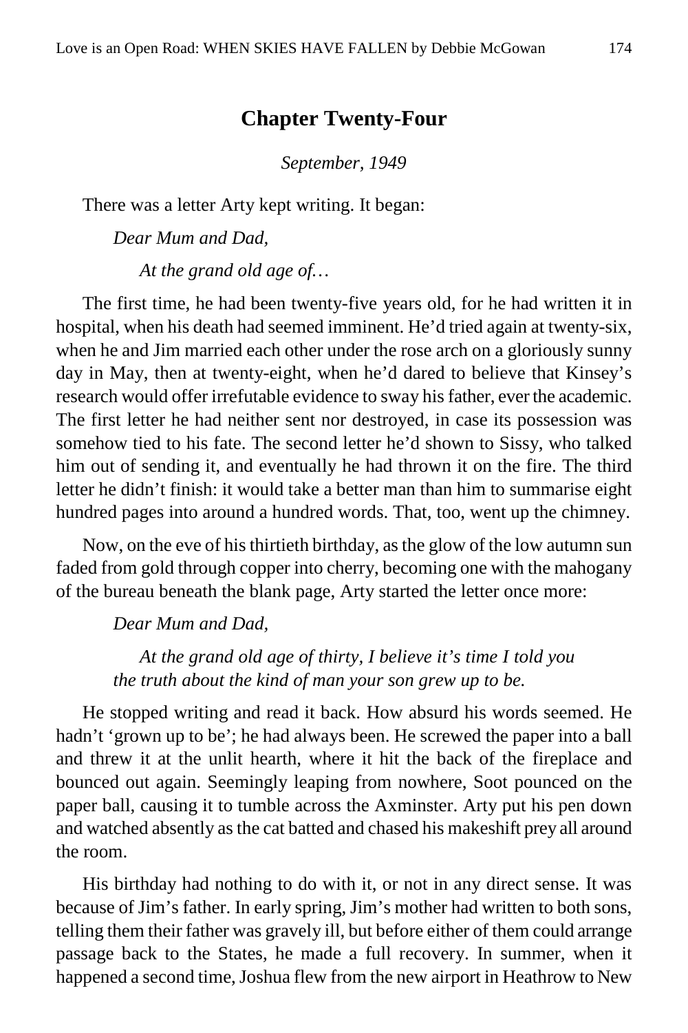## Chapter Twenty-Four

*September, 1949*

There was a letter Arty kept writing. It began:

*Dear Mum and Dad,*

*At the grand old age of…*

The first time, he had been twenty-five years old, for he had written it in hospital, when his death had seemed imminent. He'd tried again at twenty-six, when he and Jim married each other under the rose arch on a gloriously sunny day in May, then at twenty-eight, when he'd dared to believe that Kinsey's research would offer irrefutable evidence to sway his father, ever the academic. The first letter he had neither sent nor destroyed, in case its possession was somehow tied to his fate. The second letter he'd shown to Sissy, who talked him out of sending it, and eventually he had thrown it on the fire. The third letter he didn't finish: it would take a better man than him to summarise eight hundred pages into around a hundred words. That, too, went up the chimney.

Now, on the eve of his thirtieth birthday, as the glow of the low autumn sun faded from gold through copper into cherry, becoming one with the mahogany of the bureau beneath the blank page, Arty started the letter once more:

*Dear Mum and Dad,*

*At the grand old age of thirty, I believe it's time I told you the truth about the kind of man your son grew up to be.*

He stopped writing and read it back. How absurd his words seemed. He hadn't 'grown up to be'; he had always been. He screwed the paper into a ball and threw it at the unlit hearth, where it hit the back of the fireplace and bounced out again. Seemingly leaping from nowhere, Soot pounced on the paper ball, causing it to tumble across the Axminster. Arty put his pen down and watched absently as the cat batted and chased his makeshift prey all around the room.

His birthday had nothing to do with it, or not in any direct sense. It was because of Jim's father. In early spring, Jim's mother had written to both sons, telling them their father was gravely ill, but before either of them could arrange passage back to the States, he made a full recovery. In summer, when it happened a second time, Joshua flew from the new airport in Heathrow to New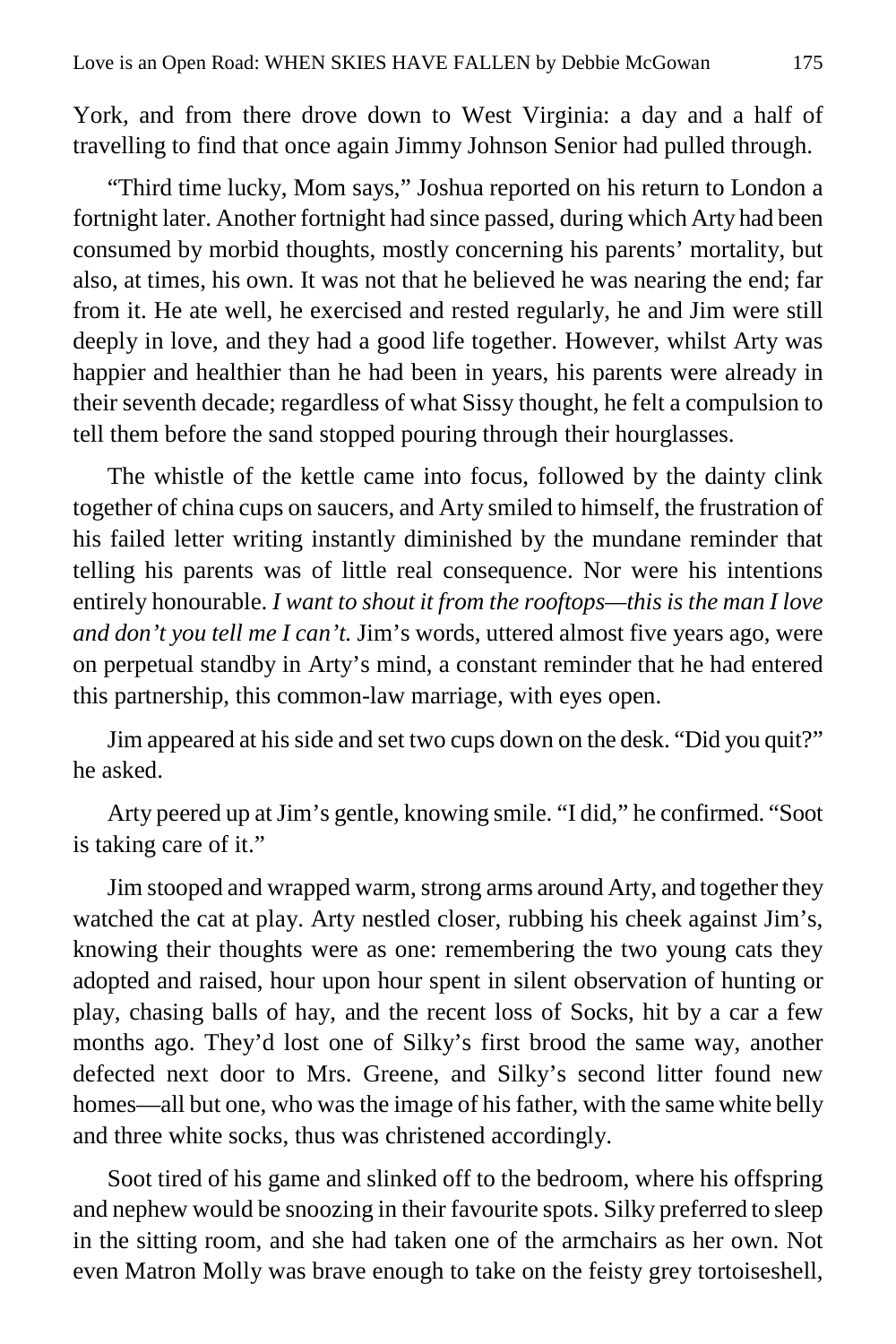York, and from there drove down to West Virginia: a day and a half of travelling to find that once again Jimmy Johnson Senior had pulled through.

"Third time lucky, Mom says," Joshua reported on his return to London a fortnight later. Another fortnight had since passed, during which Arty had been consumed by morbid thoughts, mostly concerning his parents' mortality, but also, at times, his own. It was not that he believed he was nearing the end; far from it. He ate well, he exercised and rested regularly, he and Jim were still deeply in love, and they had a good life together. However, whilst Arty was happier and healthier than he had been in years, his parents were already in their seventh decade; regardless of what Sissy thought, he felt a compulsion to tell them before the sand stopped pouring through their hourglasses.

The whistle of the kettle came into focus, followed by the dainty clink together of china cups on saucers, and Arty smiled to himself, the frustration of his failed letter writing instantly diminished by the mundane reminder that telling his parents was of little real consequence. Nor were his intentions entirely honourable. *I want to shout it from the rooftops—this is the man I love and don't you tell me I can't.* Jim's words, uttered almost five years ago, were on perpetual standby in Arty's mind, a constant reminder that he had entered this partnership, this common-law marriage, with eyes open.

Jim appeared at his side and set two cups down on the desk. "Did you quit?" he asked.

Arty peered up at Jim's gentle, knowing smile. "I did," he confirmed. "Soot is taking care of it."

Jim stooped and wrapped warm, strong arms around Arty, and together they watched the cat at play. Arty nestled closer, rubbing his cheek against Jim's, knowing their thoughts were as one: remembering the two young cats they adopted and raised, hour upon hour spent in silent observation of hunting or play, chasing balls of hay, and the recent loss of Socks, hit by a car a few months ago. They'd lost one of Silky's first brood the same way, another defected next door to Mrs. Greene, and Silky's second litter found new homes—all but one, who was the image of his father, with the same white belly and three white socks, thus was christened accordingly.

Soot tired of his game and slinked off to the bedroom, where his offspring and nephew would be snoozing in their favourite spots. Silky preferred to sleep in the sitting room, and she had taken one of the armchairs as her own. Not even Matron Molly was brave enough to take on the feisty grey tortoiseshell,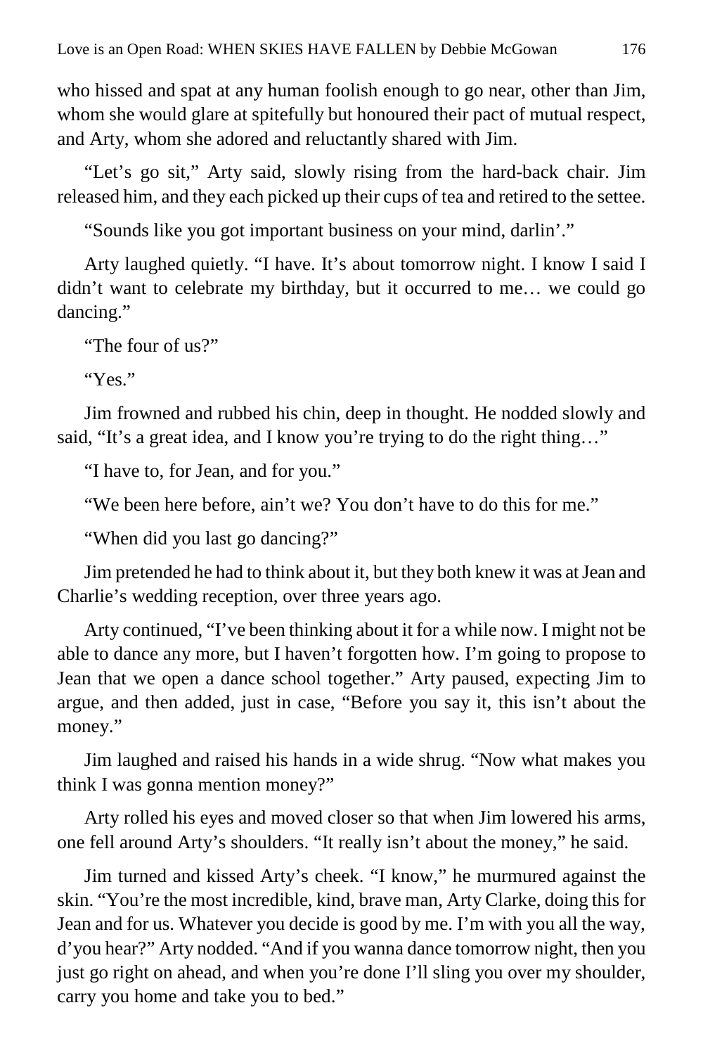who hissed and spat at any human foolish enough to go near, other than Jim, whom she would glare at spitefully but honoured their pact of mutual respect, and Arty, whom she adored and reluctantly shared with Jim.

"Let's go sit," Arty said, slowly rising from the hard-back chair. Jim released him, and they each picked up their cups of tea and retired to the settee.

"Sounds like you got important business on your mind, darlin'."

Arty laughed quietly. "I have. It's about tomorrow night. I know I said I didn't want to celebrate my birthday, but it occurred to me… we could go dancing."

"The four of us?"

"Yes."

Jim frowned and rubbed his chin, deep in thought. He nodded slowly and said, "It's a great idea, and I know you're trying to do the right thing…"

"I have to, for Jean, and for you."

"We been here before, ain't we? You don't have to do this for me."

"When did you last go dancing?"

Jim pretended he had to think about it, but they both knew it was at Jean and Charlie's wedding reception, over three years ago.

Arty continued, "I've been thinking about it for a while now. I might not be able to dance any more, but I haven't forgotten how. I'm going to propose to Jean that we open a dance school together." Arty paused, expecting Jim to argue, and then added, just in case, "Before you say it, this isn't about the money."

Jim laughed and raised his hands in a wide shrug. "Now what makes you think I was gonna mention money?"

Arty rolled his eyes and moved closer so that when Jim lowered his arms, one fell around Arty's shoulders. "It really isn't about the money," he said.

Jim turned and kissed Arty's cheek. "I know," he murmured against the skin. "You're the most incredible, kind, brave man, Arty Clarke, doing this for Jean and for us. Whatever you decide is good by me. I'm with you all the way, d'you hear?" Arty nodded. "And if you wanna dance tomorrow night, then you just go right on ahead, and when you're done I'll sling you over my shoulder, carry you home and take you to bed."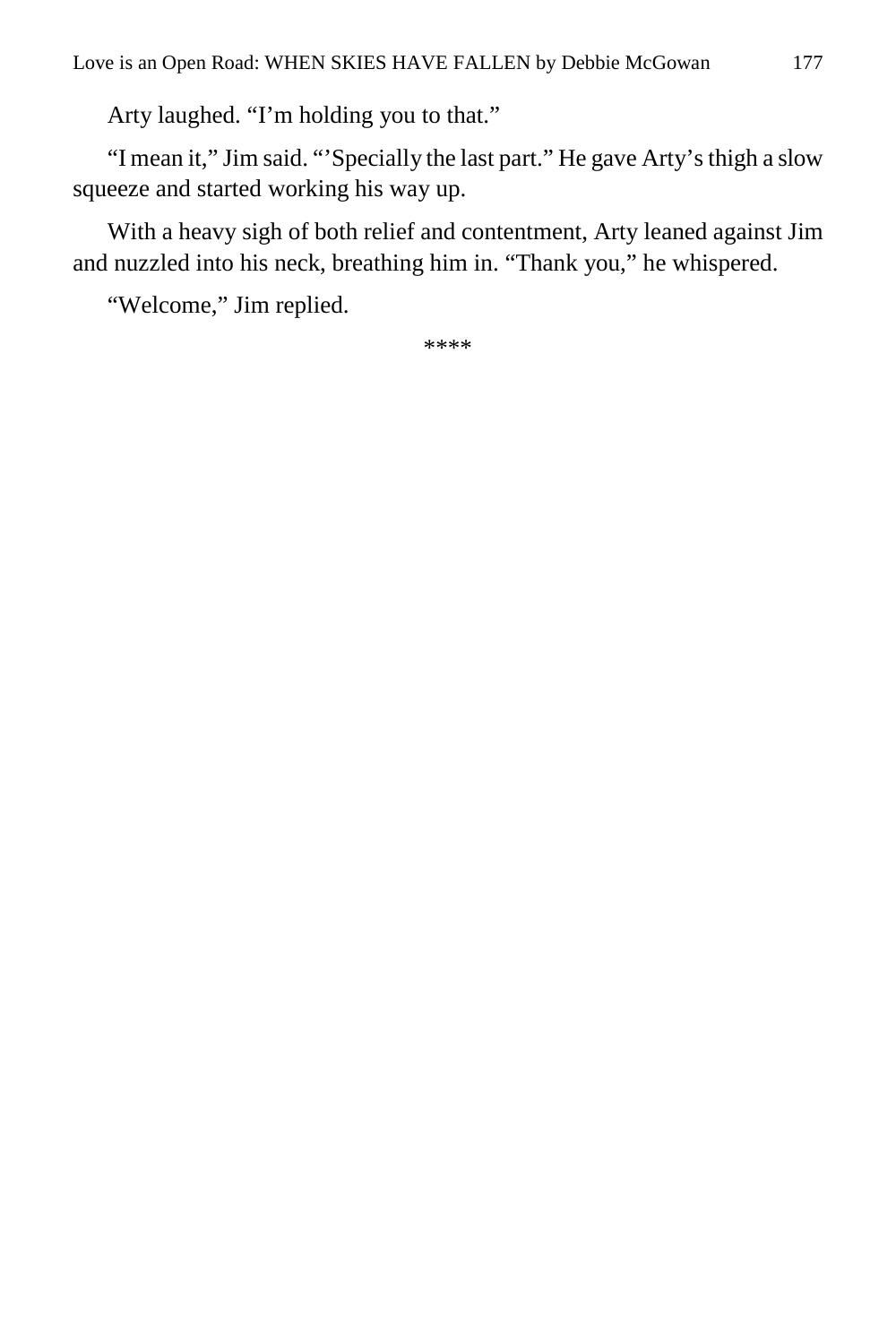Arty laughed. “I’m holding you to that.”

“I mean it,” Jim said. “’Specially the last part.” He gave Arty’s thigh a slow squeeze and started working his way up.

With a heavy sigh of both relief and contentment, Arty leaned against Jim and nuzzled into his neck, breathing him in. “Thank you,” he whispered.

“Welcome,” Jim replied.

****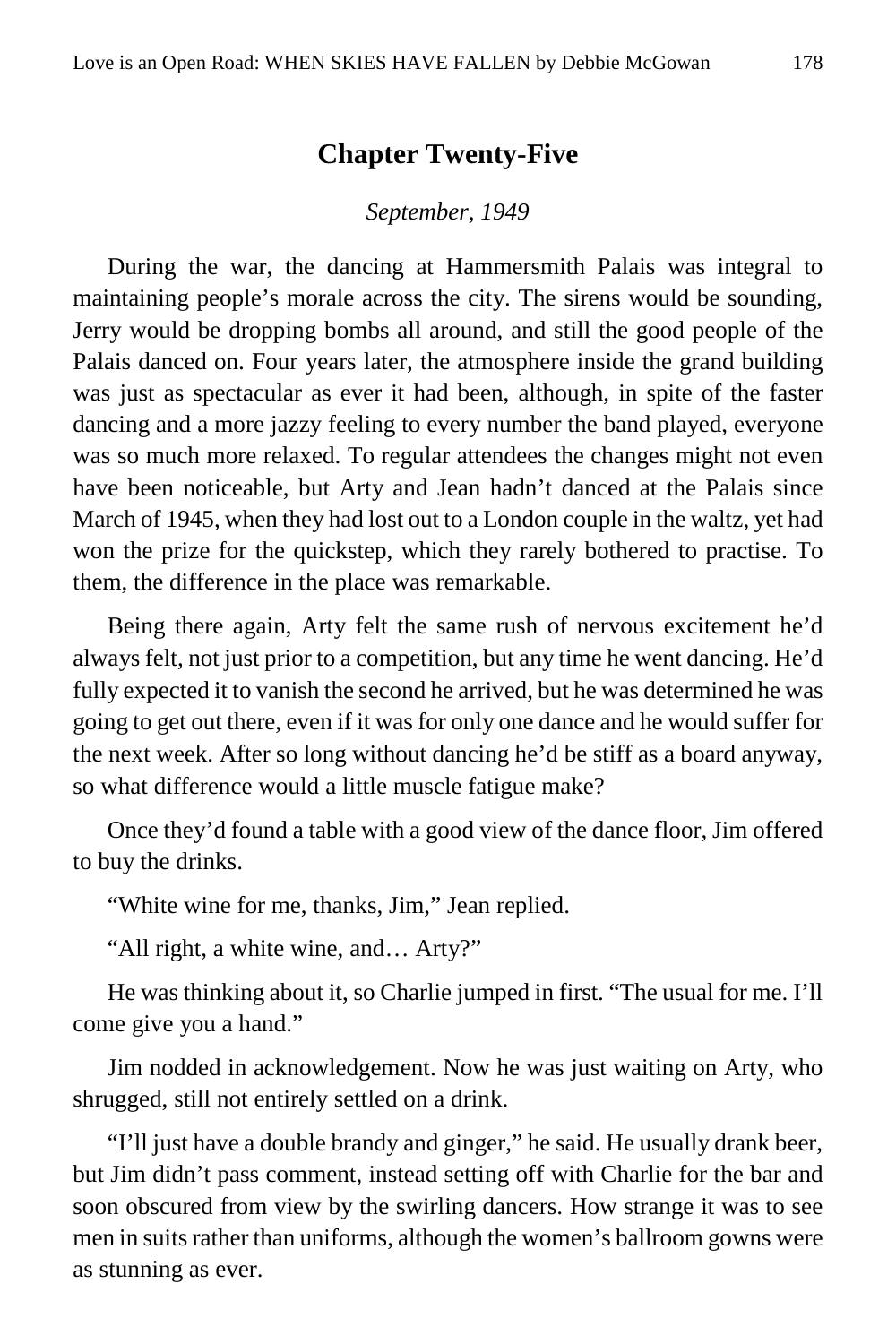## Chapter Twenty-Five

*September, 1949*

During the war, the dancing at Hammersmith Palais was integral to maintaining people's morale across the city. The sirens would be sounding, Jerry would be dropping bombs all around, and still the good people of the Palais danced on. Four years later, the atmosphere inside the grand building was just as spectacular as ever it had been, although, in spite of the faster dancing and a more jazzy feeling to every number the band played, everyone was so much more relaxed. To regular attendees the changes might not even have been noticeable, but Arty and Jean hadn't danced at the Palais since March of 1945, when they had lost out to a London couple in the waltz, yet had won the prize for the quickstep, which they rarely bothered to practise. To them, the difference in the place was remarkable.

Being there again, Arty felt the same rush of nervous excitement he'd always felt, not just prior to a competition, but any time he went dancing. He'd fully expected it to vanish the second he arrived, but he was determined he was going to get out there, even if it was for only one dance and he would suffer for the next week. After so long without dancing he'd be stiff as a board anyway, so what difference would a little muscle fatigue make?

Once they'd found a table with a good view of the dance floor, Jim offered to buy the drinks.

"White wine for me, thanks, Jim," Jean replied.

"All right, a white wine, and… Arty?"

He was thinking about it, so Charlie jumped in first. "The usual for me. I'll come give you a hand."

Jim nodded in acknowledgement. Now he was just waiting on Arty, who shrugged, still not entirely settled on a drink.

"I'll just have a double brandy and ginger," he said. He usually drank beer, but Jim didn't pass comment, instead setting off with Charlie for the bar and soon obscured from view by the swirling dancers. How strange it was to see men in suits rather than uniforms, although the women's ballroom gowns were as stunning as ever.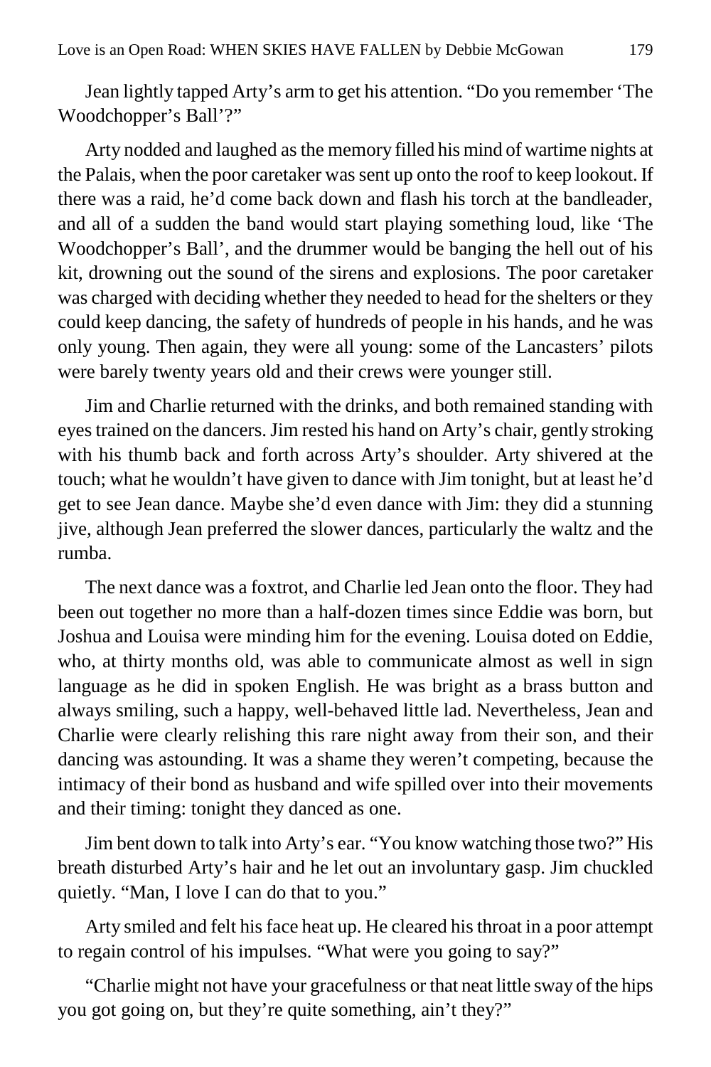Jean lightly tapped Arty's arm to get his attention. "Do you remember 'The Woodchopper's Ball'?"

Arty nodded and laughed as the memory filled his mind of wartime nights at the Palais, when the poor caretaker was sent up onto the roof to keep lookout. If there was a raid, he'd come back down and flash his torch at the bandleader, and all of a sudden the band would start playing something loud, like 'The Woodchopper's Ball', and the drummer would be banging the hell out of his kit, drowning out the sound of the sirens and explosions. The poor caretaker was charged with deciding whether they needed to head for the shelters or they could keep dancing, the safety of hundreds of people in his hands, and he was only young. Then again, they were all young: some of the Lancasters' pilots were barely twenty years old and their crews were younger still.

Jim and Charlie returned with the drinks, and both remained standing with eyes trained on the dancers. Jim rested his hand on Arty's chair, gently stroking with his thumb back and forth across Arty's shoulder. Arty shivered at the touch; what he wouldn't have given to dance with Jim tonight, but at least he'd get to see Jean dance. Maybe she'd even dance with Jim: they did a stunning jive, although Jean preferred the slower dances, particularly the waltz and the rumba.

The next dance was a foxtrot, and Charlie led Jean onto the floor. They had been out together no more than a half-dozen times since Eddie was born, but Joshua and Louisa were minding him for the evening. Louisa doted on Eddie, who, at thirty months old, was able to communicate almost as well in sign language as he did in spoken English. He was bright as a brass button and always smiling, such a happy, well-behaved little lad. Nevertheless, Jean and Charlie were clearly relishing this rare night away from their son, and their dancing was astounding. It was a shame they weren't competing, because the intimacy of their bond as husband and wife spilled over into their movements and their timing: tonight they danced as one.

Jim bent down to talk into Arty's ear. "You know watching those two?" His breath disturbed Arty's hair and he let out an involuntary gasp. Jim chuckled quietly. "Man, I love I can do that to you."

Arty smiled and felt his face heat up. He cleared his throat in a poor attempt to regain control of his impulses. "What were you going to say?"

"Charlie might not have your gracefulness or that neat little sway of the hips you got going on, but they're quite something, ain't they?"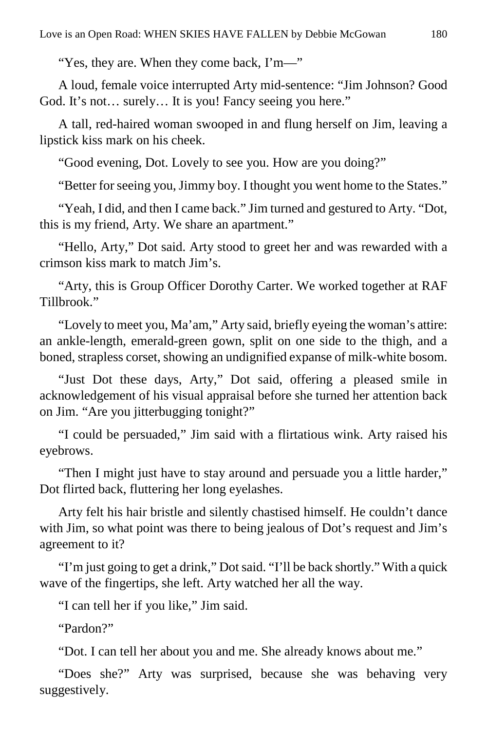"Yes, they are. When they come back, I'm—"

A loud, female voice interrupted Arty mid-sentence: "Jim Johnson? Good God. It's not… surely… It is you! Fancy seeing you here."

A tall, red-haired woman swooped in and flung herself on Jim, leaving a lipstick kiss mark on his cheek.

"Good evening, Dot. Lovely to see you. How are you doing?"

"Better for seeing you, Jimmy boy. I thought you went home to the States."

"Yeah, I did, and then I came back." Jim turned and gestured to Arty. "Dot, this is my friend, Arty. We share an apartment."

"Hello, Arty," Dot said. Arty stood to greet her and was rewarded with a crimson kiss mark to match Jim's.

"Arty, this is Group Officer Dorothy Carter. We worked together at RAF Tillbrook."

"Lovely to meet you, Ma'am," Arty said, briefly eyeing the woman's attire: an ankle-length, emerald-green gown, split on one side to the thigh, and a boned, strapless corset, showing an undignified expanse of milk-white bosom.

"Just Dot these days, Arty," Dot said, offering a pleased smile in acknowledgement of his visual appraisal before she turned her attention back on Jim. "Are you jitterbugging tonight?"

"I could be persuaded," Jim said with a flirtatious wink. Arty raised his eyebrows.

"Then I might just have to stay around and persuade you a little harder," Dot flirted back, fluttering her long eyelashes.

Arty felt his hair bristle and silently chastised himself. He couldn't dance with Jim, so what point was there to being jealous of Dot's request and Jim's agreement to it?

"I'm just going to get a drink," Dot said. "I'll be back shortly." With a quick wave of the fingertips, she left. Arty watched her all the way.

"I can tell her if you like," Jim said.

"Pardon?"

"Dot. I can tell her about you and me. She already knows about me."

"Does she?" Arty was surprised, because she was behaving very suggestively.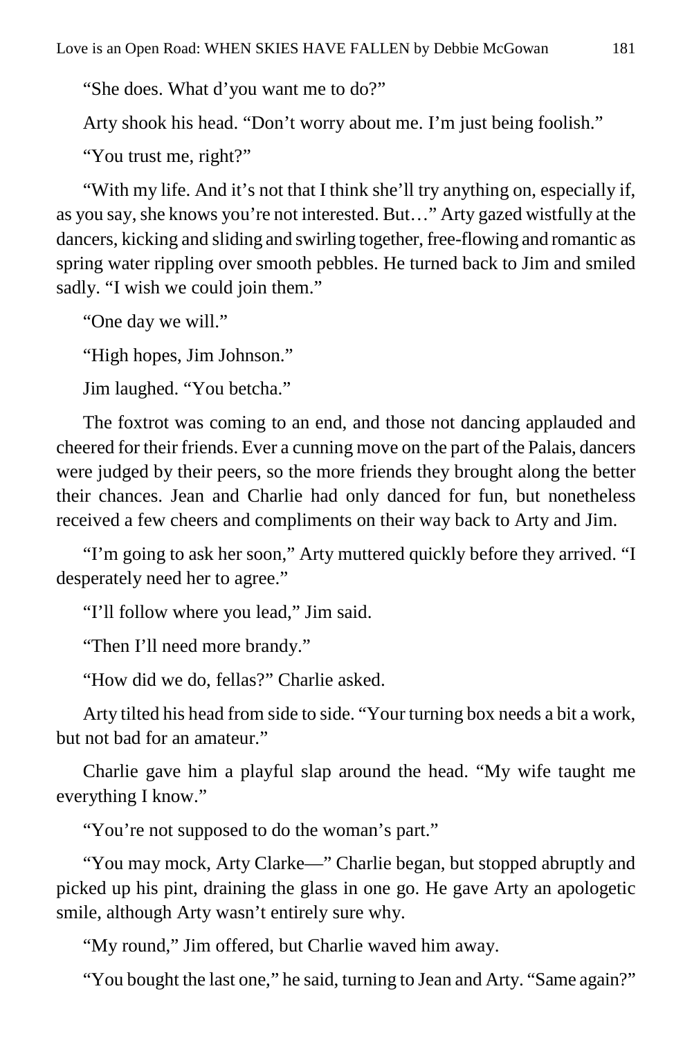"She does. What d'you want me to do?"

Arty shook his head. "Don't worry about me. I'm just being foolish."

"You trust me, right?"

"With my life. And it's not that I think she'll try anything on, especially if, as you say, she knows you're not interested. But…" Arty gazed wistfully at the dancers, kicking and sliding and swirling together, free-flowing and romantic as spring water rippling over smooth pebbles. He turned back to Jim and smiled sadly. "I wish we could join them."

"One day we will."

"High hopes, Jim Johnson."

Jim laughed. "You betcha."

The foxtrot was coming to an end, and those not dancing applauded and cheered for their friends. Ever a cunning move on the part of the Palais, dancers were judged by their peers, so the more friends they brought along the better their chances. Jean and Charlie had only danced for fun, but nonetheless received a few cheers and compliments on their way back to Arty and Jim.

"I'm going to ask her soon," Arty muttered quickly before they arrived. "I desperately need her to agree."

"I'll follow where you lead," Jim said.

"Then I'll need more brandy."

"How did we do, fellas?" Charlie asked.

Arty tilted his head from side to side. "Your turning box needs a bit a work, but not bad for an amateur."

Charlie gave him a playful slap around the head. "My wife taught me everything I know."

"You're not supposed to do the woman's part."

"You may mock, Arty Clarke—" Charlie began, but stopped abruptly and picked up his pint, draining the glass in one go. He gave Arty an apologetic smile, although Arty wasn't entirely sure why.

"My round," Jim offered, but Charlie waved him away.

"You bought the last one," he said, turning to Jean and Arty. "Same again?"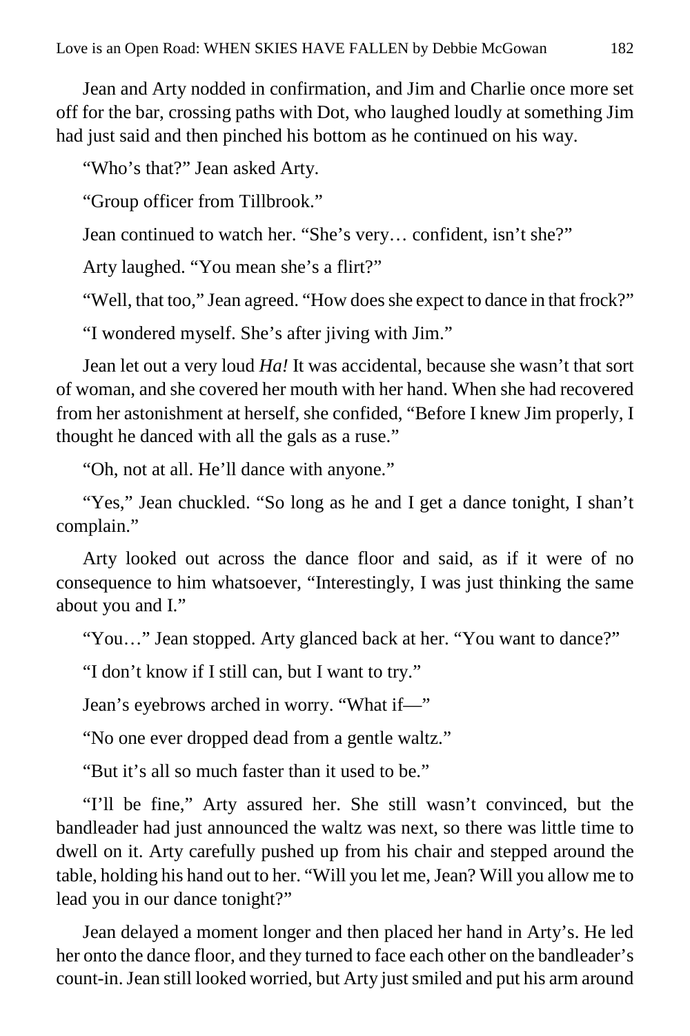Jean and Arty nodded in confirmation, and Jim and Charlie once more set off for the bar, crossing paths with Dot, who laughed loudly at something Jim had just said and then pinched his bottom as he continued on his way.

"Who's that?" Jean asked Arty.

"Group officer from Tillbrook."

Jean continued to watch her. "She's very… confident, isn't she?"

Arty laughed. "You mean she's a flirt?"

"Well, that too," Jean agreed. "How does she expect to dance in that frock?"

"I wondered myself. She's after jiving with Jim."

Jean let out a very loud *Ha!* It was accidental, because she wasn't that sort of woman, and she covered her mouth with her hand. When she had recovered from her astonishment at herself, she confided, "Before I knew Jim properly, I thought he danced with all the gals as a ruse."

"Oh, not at all. He'll dance with anyone."

"Yes," Jean chuckled. "So long as he and I get a dance tonight, I shan't complain."

Arty looked out across the dance floor and said, as if it were of no consequence to him whatsoever, "Interestingly, I was just thinking the same about you and I."

"You…" Jean stopped. Arty glanced back at her. "You want to dance?"

"I don't know if I still can, but I want to try."

Jean's eyebrows arched in worry. "What if—"

"No one ever dropped dead from a gentle waltz."

"But it's all so much faster than it used to be."

"I'll be fine," Arty assured her. She still wasn't convinced, but the bandleader had just announced the waltz was next, so there was little time to dwell on it. Arty carefully pushed up from his chair and stepped around the table, holding his hand out to her. "Will you let me, Jean? Will you allow me to lead you in our dance tonight?"

Jean delayed a moment longer and then placed her hand in Arty's. He led her onto the dance floor, and they turned to face each other on the bandleader's count-in. Jean still looked worried, but Arty just smiled and put his arm around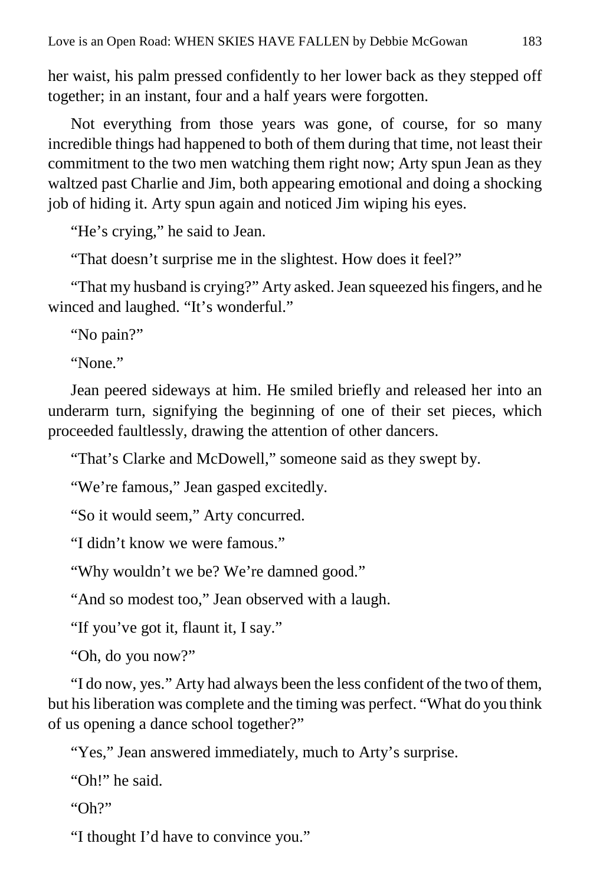her waist, his palm pressed confidently to her lower back as they stepped off together; in an instant, four and a half years were forgotten.

Not everything from those years was gone, of course, for so many incredible things had happened to both of them during that time, not least their commitment to the two men watching them right now; Arty spun Jean as they waltzed past Charlie and Jim, both appearing emotional and doing a shocking job of hiding it. Arty spun again and noticed Jim wiping his eyes.

"He's crying," he said to Jean.

"That doesn't surprise me in the slightest. How does it feel?"

"That my husband is crying?" Arty asked. Jean squeezed his fingers, and he winced and laughed. "It's wonderful."

"No pain?"

"None."

Jean peered sideways at him. He smiled briefly and released her into an underarm turn, signifying the beginning of one of their set pieces, which proceeded faultlessly, drawing the attention of other dancers.

"That's Clarke and McDowell," someone said as they swept by.

"We're famous," Jean gasped excitedly.

"So it would seem," Arty concurred.

"I didn't know we were famous."

"Why wouldn't we be? We're damned good."

"And so modest too," Jean observed with a laugh.

"If you've got it, flaunt it, I say."

"Oh, do you now?"

"I do now, yes." Arty had always been the less confident of the two of them, but his liberation was complete and the timing was perfect. "What do you think of us opening a dance school together?"

"Yes," Jean answered immediately, much to Arty's surprise.

"Oh!" he said.

"Oh?"

"I thought I'd have to convince you."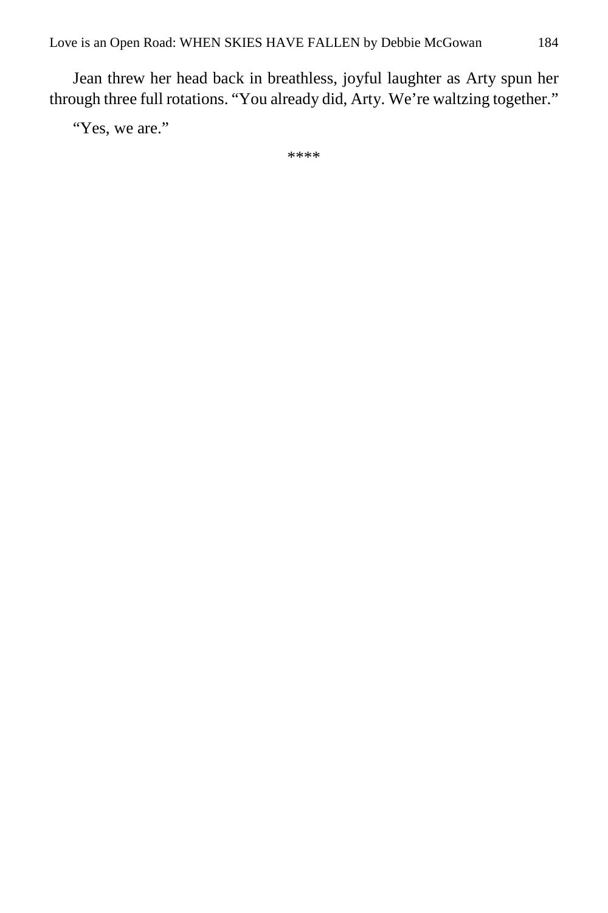Jean threw her head back in breathless, joyful laughter as Arty spun her through three full rotations. “You already did, Arty. We’re waltzing together.”

“Yes, we are.”

****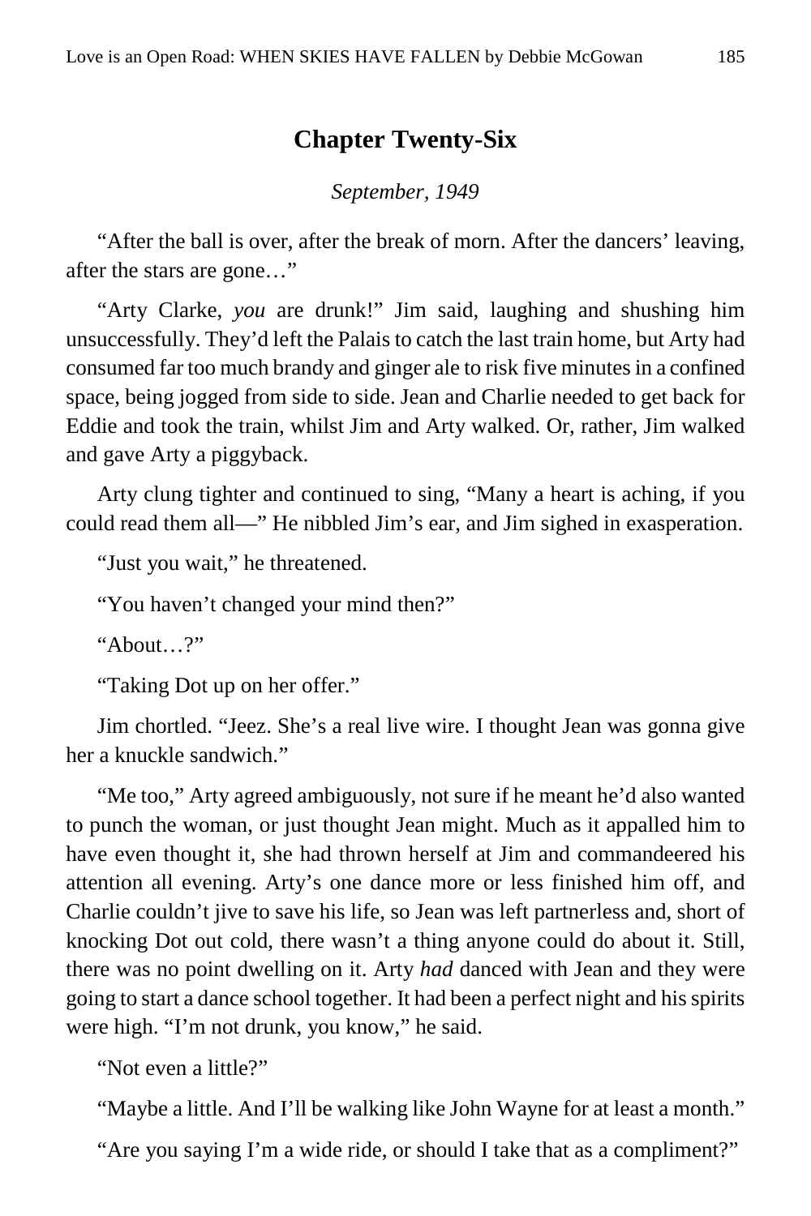## Chapter Twenty-Six

*September, 1949*

"After the ball is over, after the break of morn. After the dancers' leaving, after the stars are gone…"

"Arty Clarke, *you* are drunk!" Jim said, laughing and shushing him unsuccessfully. They'd left the Palais to catch the last train home, but Arty had consumed far too much brandy and ginger ale to risk five minutes in a confined space, being jogged from side to side. Jean and Charlie needed to get back for Eddie and took the train, whilst Jim and Arty walked. Or, rather, Jim walked and gave Arty a piggyback.

Arty clung tighter and continued to sing, "Many a heart is aching, if you could read them all—" He nibbled Jim's ear, and Jim sighed in exasperation.

"Just you wait," he threatened.

"You haven't changed your mind then?"

"About…?"

"Taking Dot up on her offer."

Jim chortled. "Jeez. She's a real live wire. I thought Jean was gonna give her a knuckle sandwich."

"Me too," Arty agreed ambiguously, not sure if he meant he'd also wanted to punch the woman, or just thought Jean might. Much as it appalled him to have even thought it, she had thrown herself at Jim and commandeered his attention all evening. Arty's one dance more or less finished him off, and Charlie couldn't jive to save his life, so Jean was left partnerless and, short of knocking Dot out cold, there wasn't a thing anyone could do about it. Still, there was no point dwelling on it. Arty *had* danced with Jean and they were going to start a dance school together. It had been a perfect night and his spirits were high. "I'm not drunk, you know," he said.

"Not even a little?"

"Maybe a little. And I'll be walking like John Wayne for at least a month."

"Are you saying I'm a wide ride, or should I take that as a compliment?"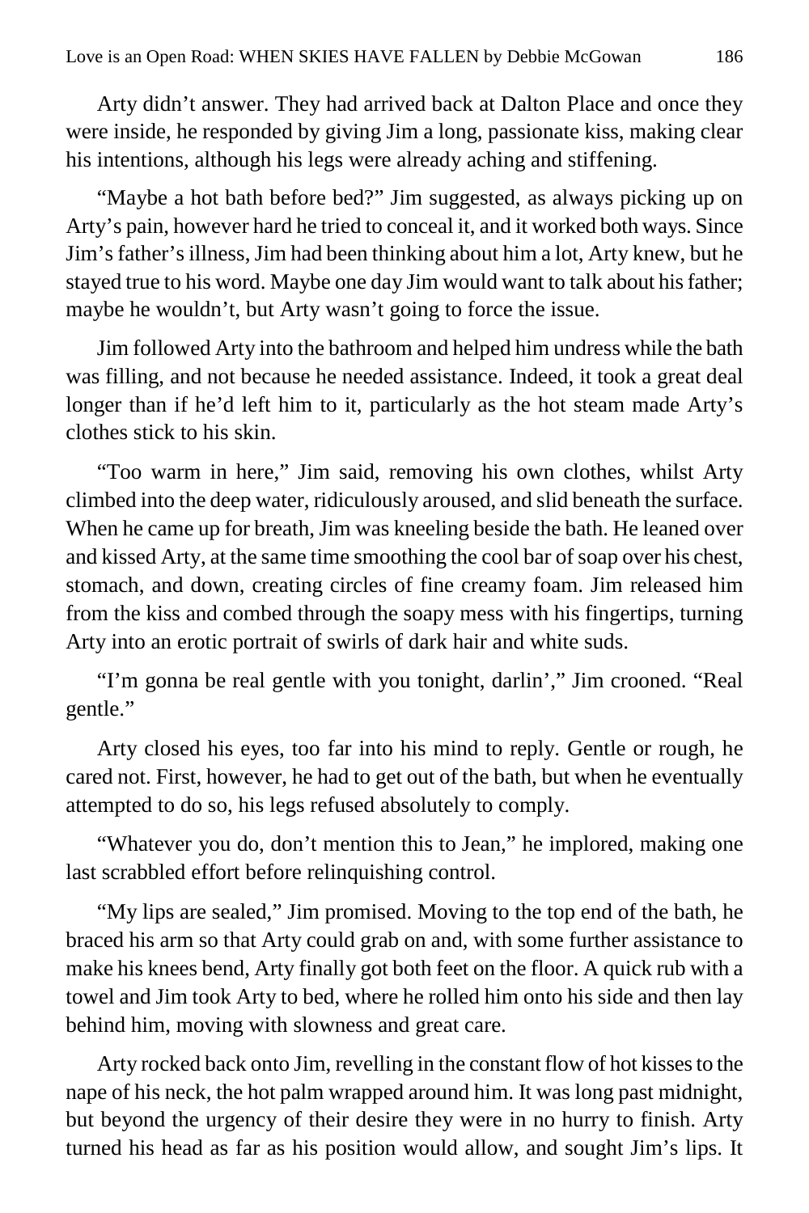Arty didn't answer. They had arrived back at Dalton Place and once they were inside, he responded by giving Jim a long, passionate kiss, making clear his intentions, although his legs were already aching and stiffening.

"Maybe a hot bath before bed?" Jim suggested, as always picking up on Arty's pain, however hard he tried to conceal it, and it worked both ways. Since Jim's father's illness, Jim had been thinking about him a lot, Arty knew, but he stayed true to his word. Maybe one day Jim would want to talk about his father; maybe he wouldn't, but Arty wasn't going to force the issue.

Jim followed Arty into the bathroom and helped him undress while the bath was filling, and not because he needed assistance. Indeed, it took a great deal longer than if he'd left him to it, particularly as the hot steam made Arty's clothes stick to his skin.

"Too warm in here," Jim said, removing his own clothes, whilst Arty climbed into the deep water, ridiculously aroused, and slid beneath the surface. When he came up for breath, Jim was kneeling beside the bath. He leaned over and kissed Arty, at the same time smoothing the cool bar of soap over his chest, stomach, and down, creating circles of fine creamy foam. Jim released him from the kiss and combed through the soapy mess with his fingertips, turning Arty into an erotic portrait of swirls of dark hair and white suds.

"I'm gonna be real gentle with you tonight, darlin'," Jim crooned. "Real gentle."

Arty closed his eyes, too far into his mind to reply. Gentle or rough, he cared not. First, however, he had to get out of the bath, but when he eventually attempted to do so, his legs refused absolutely to comply.

"Whatever you do, don't mention this to Jean," he implored, making one last scrabbled effort before relinquishing control.

"My lips are sealed," Jim promised. Moving to the top end of the bath, he braced his arm so that Arty could grab on and, with some further assistance to make his knees bend, Arty finally got both feet on the floor. A quick rub with a towel and Jim took Arty to bed, where he rolled him onto his side and then lay behind him, moving with slowness and great care.

Arty rocked back onto Jim, revelling in the constant flow of hot kisses to the nape of his neck, the hot palm wrapped around him. It was long past midnight, but beyond the urgency of their desire they were in no hurry to finish. Arty turned his head as far as his position would allow, and sought Jim's lips. It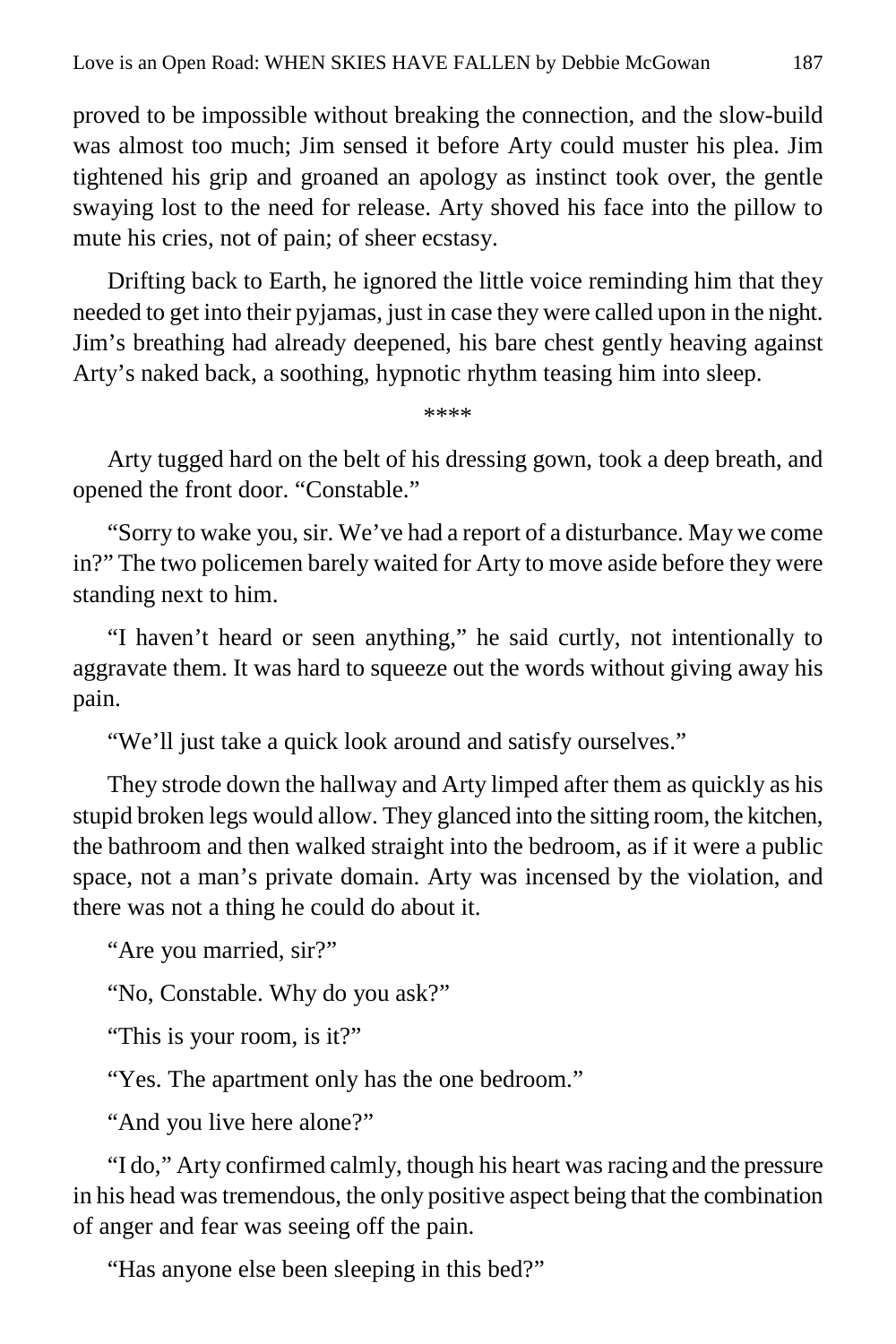proved to be impossible without breaking the connection, and the slow-build was almost too much; Jim sensed it before Arty could muster his plea. Jim tightened his grip and groaned an apology as instinct took over, the gentle swaying lost to the need for release. Arty shoved his face into the pillow to mute his cries, not of pain; of sheer ecstasy.

Drifting back to Earth, he ignored the little voice reminding him that they needed to get into their pyjamas, just in case they were called upon in the night. Jim's breathing had already deepened, his bare chest gently heaving against Arty's naked back, a soothing, hypnotic rhythm teasing him into sleep.

****

Arty tugged hard on the belt of his dressing gown, took a deep breath, and opened the front door. "Constable."

"Sorry to wake you, sir. We've had a report of a disturbance. May we come in?" The two policemen barely waited for Arty to move aside before they were standing next to him.

"I haven't heard or seen anything," he said curtly, not intentionally to aggravate them. It was hard to squeeze out the words without giving away his pain.

"We'll just take a quick look around and satisfy ourselves."

They strode down the hallway and Arty limped after them as quickly as his stupid broken legs would allow. They glanced into the sitting room, the kitchen, the bathroom and then walked straight into the bedroom, as if it were a public space, not a man's private domain. Arty was incensed by the violation, and there was not a thing he could do about it.

"Are you married, sir?"

"No, Constable. Why do you ask?"

"This is your room, is it?"

"Yes. The apartment only has the one bedroom."

"And you live here alone?"

"I do," Arty confirmed calmly, though his heart was racing and the pressure in his head was tremendous, the only positive aspect being that the combination of anger and fear was seeing off the pain.

"Has anyone else been sleeping in this bed?"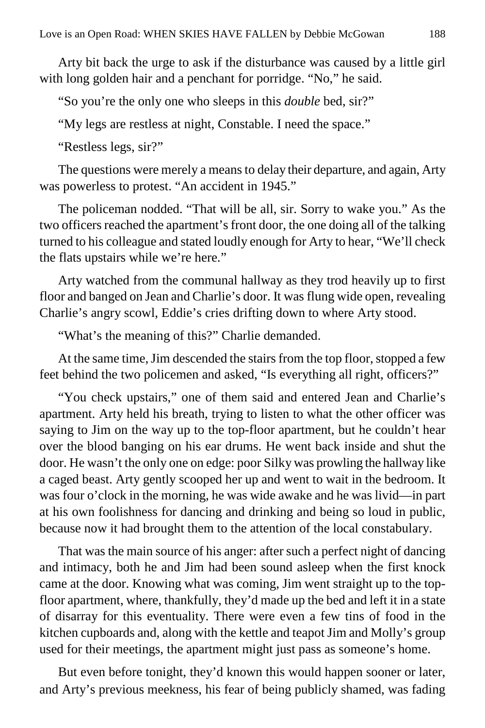Arty bit back the urge to ask if the disturbance was caused by a little girl with long golden hair and a penchant for porridge. "No," he said.

"So you're the only one who sleeps in this *double* bed, sir?"

"My legs are restless at night, Constable. I need the space."

"Restless legs, sir?"

The questions were merely a means to delay their departure, and again, Arty was powerless to protest. "An accident in 1945."

The policeman nodded. "That will be all, sir. Sorry to wake you." As the two officers reached the apartment's front door, the one doing all of the talking turned to his colleague and stated loudly enough for Arty to hear, "We'll check the flats upstairs while we're here."

Arty watched from the communal hallway as they trod heavily up to first floor and banged on Jean and Charlie's door. It was flung wide open, revealing Charlie's angry scowl, Eddie's cries drifting down to where Arty stood.

"What's the meaning of this?" Charlie demanded.

At the same time, Jim descended the stairs from the top floor, stopped a few feet behind the two policemen and asked, "Is everything all right, officers?"

"You check upstairs," one of them said and entered Jean and Charlie's apartment. Arty held his breath, trying to listen to what the other officer was saying to Jim on the way up to the top-floor apartment, but he couldn't hear over the blood banging on his ear drums. He went back inside and shut the door. He wasn't the only one on edge: poor Silky was prowling the hallway like a caged beast. Arty gently scooped her up and went to wait in the bedroom. It was four o'clock in the morning, he was wide awake and he was livid—in part at his own foolishness for dancing and drinking and being so loud in public, because now it had brought them to the attention of the local constabulary.

That was the main source of his anger: after such a perfect night of dancing and intimacy, both he and Jim had been sound asleep when the first knock came at the door. Knowing what was coming, Jim went straight up to the top-floor apartment, where, thankfully, they'd made up the bed and left it in a state of disarray for this eventuality. There were even a few tins of food in the kitchen cupboards and, along with the kettle and teapot Jim and Molly's group used for their meetings, the apartment might just pass as someone's home.

But even before tonight, they'd known this would happen sooner or later, and Arty's previous meekness, his fear of being publicly shamed, was fading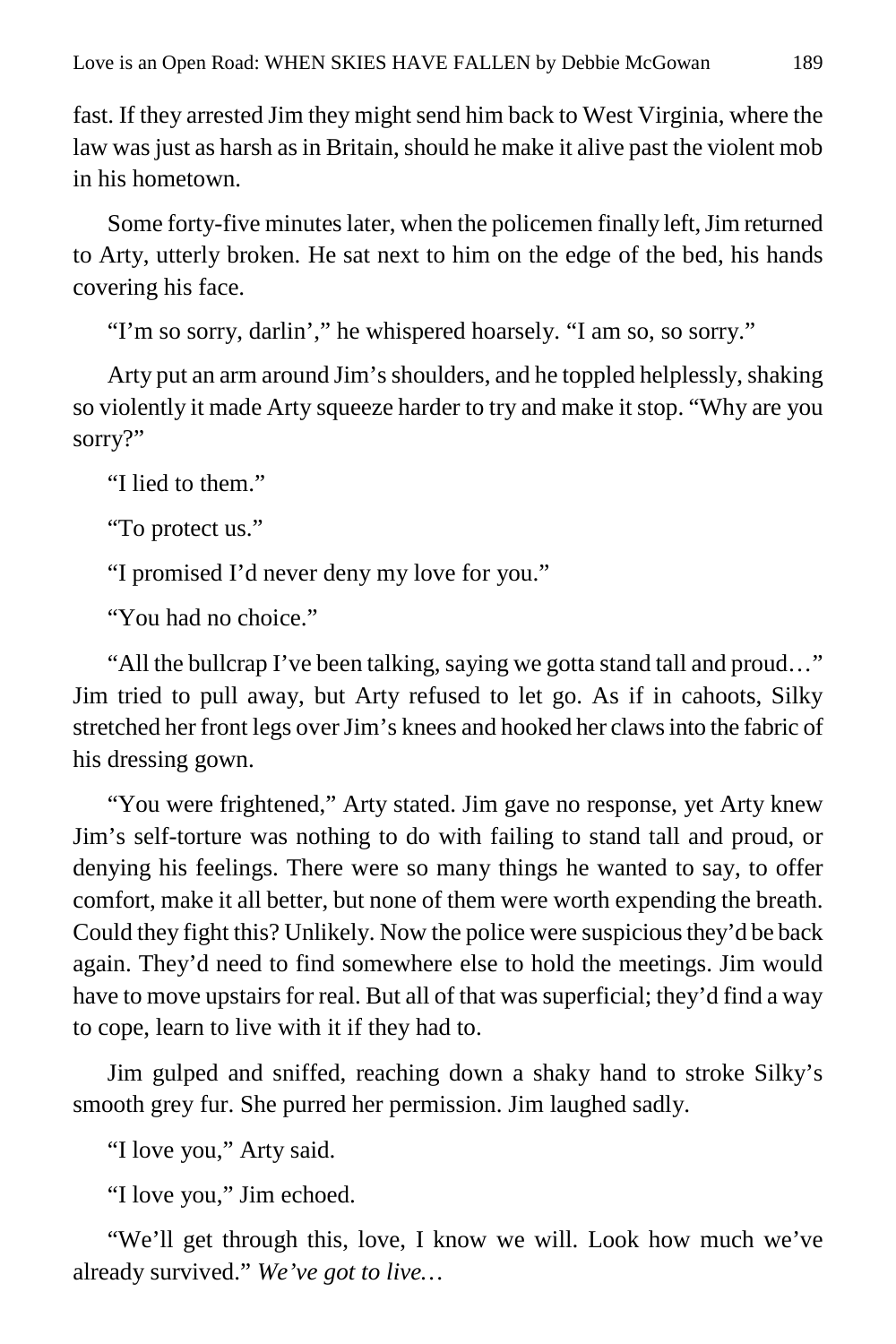fast. If they arrested Jim they might send him back to West Virginia, where the law was just as harsh as in Britain, should he make it alive past the violent mob in his hometown.

Some forty-five minutes later, when the policemen finally left, Jim returned to Arty, utterly broken. He sat next to him on the edge of the bed, his hands covering his face.

"I'm so sorry, darlin'," he whispered hoarsely. "I am so, so sorry."

Arty put an arm around Jim's shoulders, and he toppled helplessly, shaking so violently it made Arty squeeze harder to try and make it stop. "Why are you sorry?"

"I lied to them."

"To protect us."

"I promised I'd never deny my love for you."

"You had no choice."

"All the bullcrap I've been talking, saying we gotta stand tall and proud…" Jim tried to pull away, but Arty refused to let go. As if in cahoots, Silky stretched her front legs over Jim's knees and hooked her claws into the fabric of his dressing gown.

"You were frightened," Arty stated. Jim gave no response, yet Arty knew Jim's self-torture was nothing to do with failing to stand tall and proud, or denying his feelings. There were so many things he wanted to say, to offer comfort, make it all better, but none of them were worth expending the breath. Could they fight this? Unlikely. Now the police were suspicious they'd be back again. They'd need to find somewhere else to hold the meetings. Jim would have to move upstairs for real. But all of that was superficial; they'd find a way to cope, learn to live with it if they had to.

Jim gulped and sniffed, reaching down a shaky hand to stroke Silky's smooth grey fur. She purred her permission. Jim laughed sadly.

"I love you," Arty said.

"I love you," Jim echoed.

"We'll get through this, love, I know we will. Look how much we've already survived." *We've got to live…*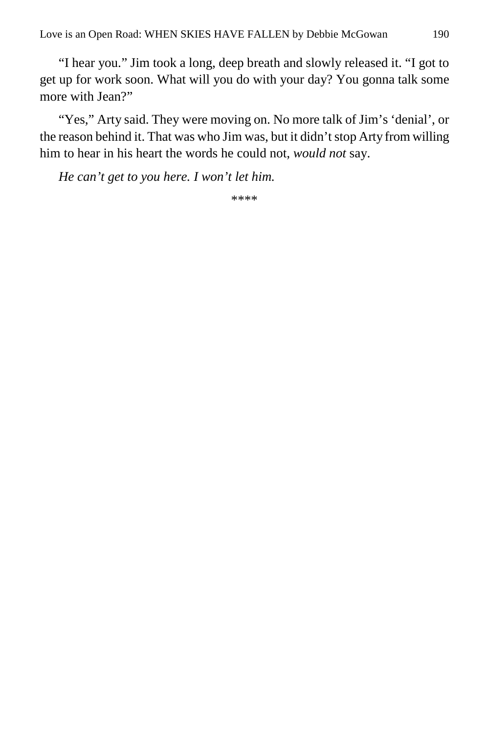"I hear you." Jim took a long, deep breath and slowly released it. "I got to get up for work soon. What will you do with your day? You gonna talk some more with Jean?"

"Yes," Arty said. They were moving on. No more talk of Jim's 'denial', or the reason behind it. That was who Jim was, but it didn't stop Arty from willing him to hear in his heart the words he could not, *would not* say.

*He can't get to you here. I won't let him.*

****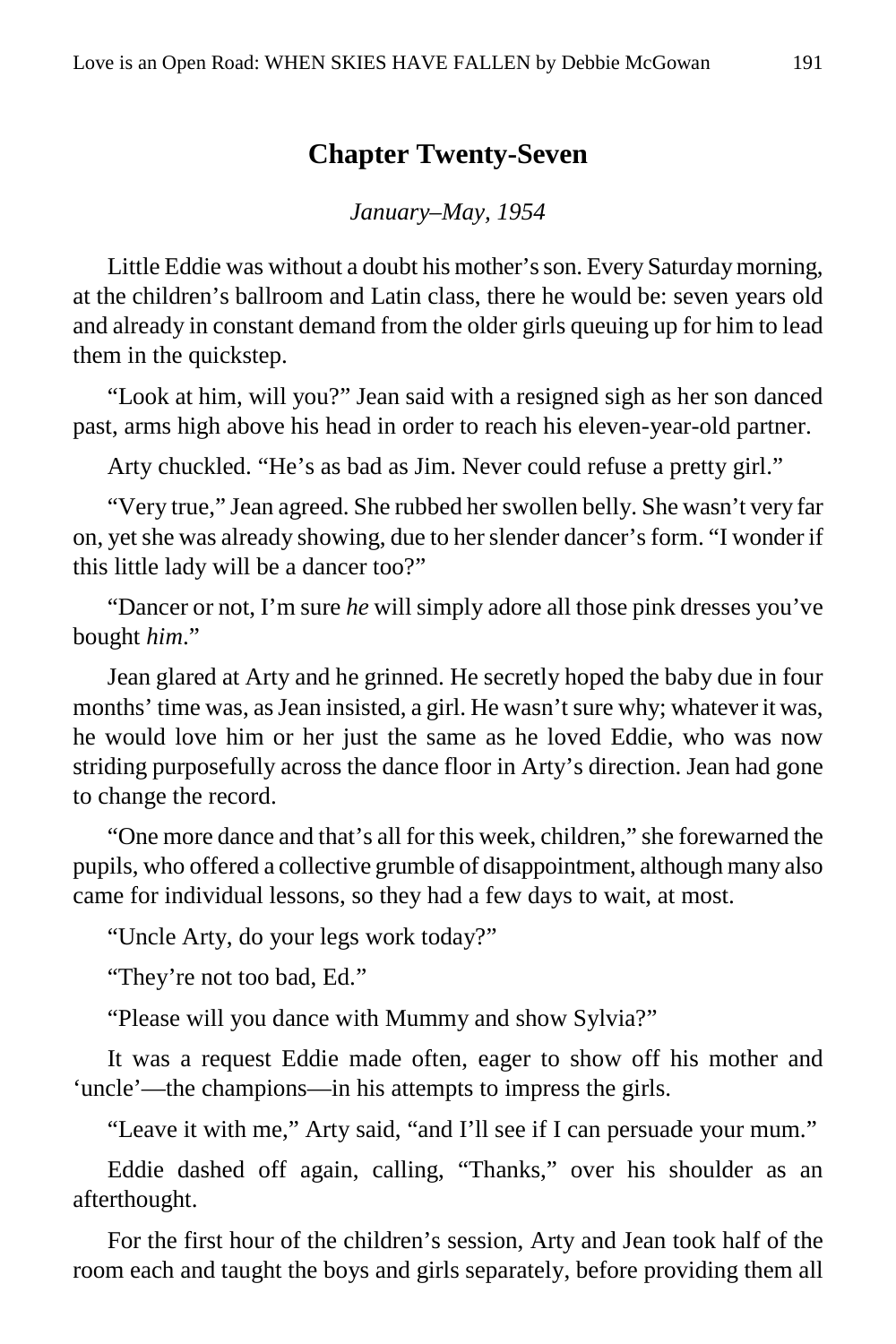## Chapter Twenty-Seven

*January–May, 1954*

Little Eddie was without a doubt his mother's son. Every Saturday morning, at the children's ballroom and Latin class, there he would be: seven years old and already in constant demand from the older girls queuing up for him to lead them in the quickstep.

"Look at him, will you?" Jean said with a resigned sigh as her son danced past, arms high above his head in order to reach his eleven-year-old partner.

Arty chuckled. "He's as bad as Jim. Never could refuse a pretty girl."

"Very true," Jean agreed. She rubbed her swollen belly. She wasn't very far on, yet she was already showing, due to her slender dancer's form. "I wonder if this little lady will be a dancer too?"

"Dancer or not, I'm sure *he* will simply adore all those pink dresses you've bought *him*."

Jean glared at Arty and he grinned. He secretly hoped the baby due in four months' time was, as Jean insisted, a girl. He wasn't sure why; whatever it was, he would love him or her just the same as he loved Eddie, who was now striding purposefully across the dance floor in Arty's direction. Jean had gone to change the record.

"One more dance and that's all for this week, children," she forewarned the pupils, who offered a collective grumble of disappointment, although many also came for individual lessons, so they had a few days to wait, at most.

"Uncle Arty, do your legs work today?"

"They're not too bad, Ed."

"Please will you dance with Mummy and show Sylvia?"

It was a request Eddie made often, eager to show off his mother and 'uncle'—the champions—in his attempts to impress the girls.

"Leave it with me," Arty said, "and I'll see if I can persuade your mum."

Eddie dashed off again, calling, "Thanks," over his shoulder as an afterthought.

For the first hour of the children's session, Arty and Jean took half of the room each and taught the boys and girls separately, before providing them all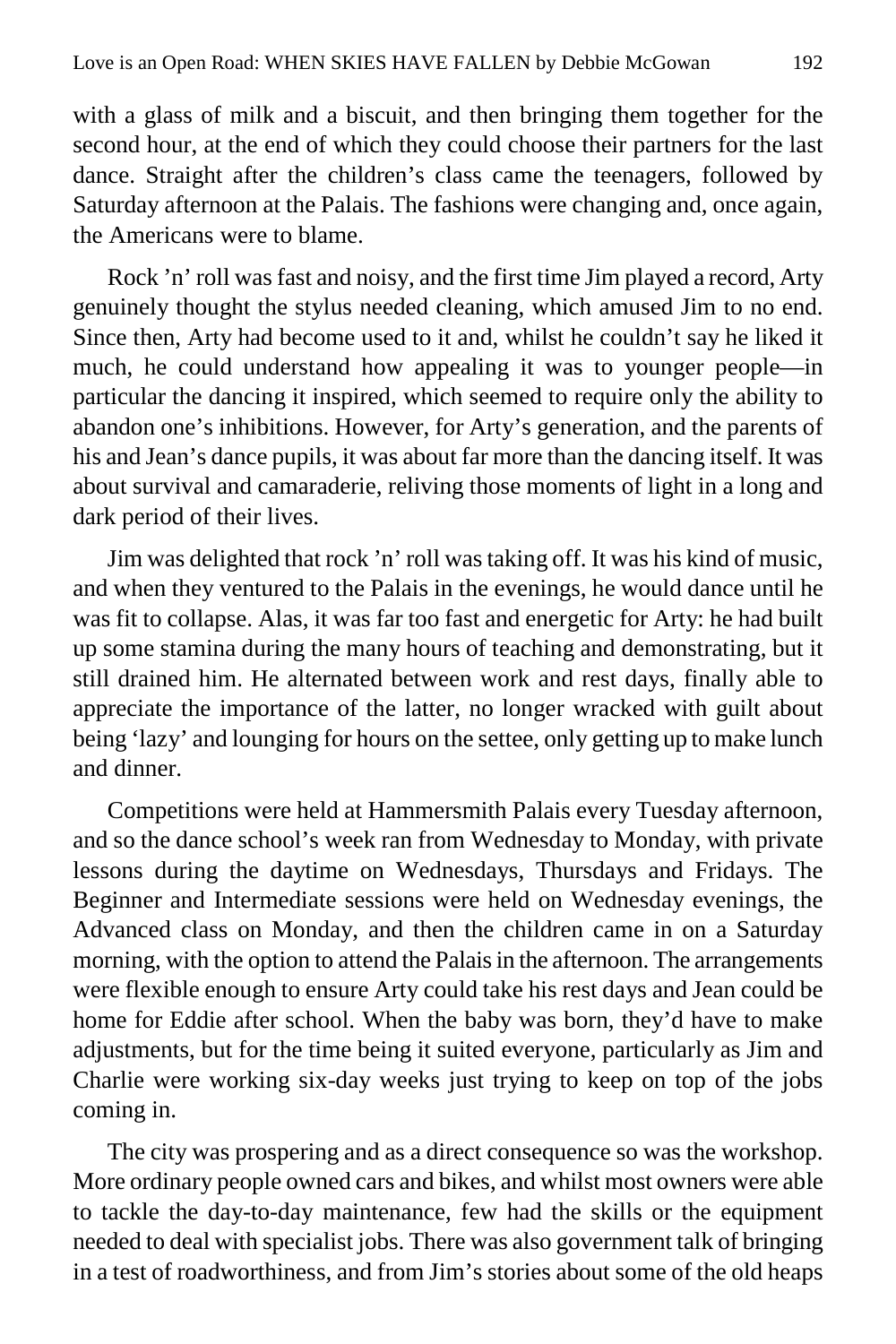with a glass of milk and a biscuit, and then bringing them together for the second hour, at the end of which they could choose their partners for the last dance. Straight after the children's class came the teenagers, followed by Saturday afternoon at the Palais. The fashions were changing and, once again, the Americans were to blame.

Rock 'n' roll was fast and noisy, and the first time Jim played a record, Arty genuinely thought the stylus needed cleaning, which amused Jim to no end. Since then, Arty had become used to it and, whilst he couldn't say he liked it much, he could understand how appealing it was to younger people—in particular the dancing it inspired, which seemed to require only the ability to abandon one's inhibitions. However, for Arty's generation, and the parents of his and Jean's dance pupils, it was about far more than the dancing itself. It was about survival and camaraderie, reliving those moments of light in a long and dark period of their lives.

Jim was delighted that rock 'n' roll was taking off. It was his kind of music, and when they ventured to the Palais in the evenings, he would dance until he was fit to collapse. Alas, it was far too fast and energetic for Arty: he had built up some stamina during the many hours of teaching and demonstrating, but it still drained him. He alternated between work and rest days, finally able to appreciate the importance of the latter, no longer wracked with guilt about being 'lazy' and lounging for hours on the settee, only getting up to make lunch and dinner.

Competitions were held at Hammersmith Palais every Tuesday afternoon, and so the dance school's week ran from Wednesday to Monday, with private lessons during the daytime on Wednesdays, Thursdays and Fridays. The Beginner and Intermediate sessions were held on Wednesday evenings, the Advanced class on Monday, and then the children came in on a Saturday morning, with the option to attend the Palais in the afternoon. The arrangements were flexible enough to ensure Arty could take his rest days and Jean could be home for Eddie after school. When the baby was born, they'd have to make adjustments, but for the time being it suited everyone, particularly as Jim and Charlie were working six-day weeks just trying to keep on top of the jobs coming in.

The city was prospering and as a direct consequence so was the workshop. More ordinary people owned cars and bikes, and whilst most owners were able to tackle the day-to-day maintenance, few had the skills or the equipment needed to deal with specialist jobs. There was also government talk of bringing in a test of roadworthiness, and from Jim's stories about some of the old heaps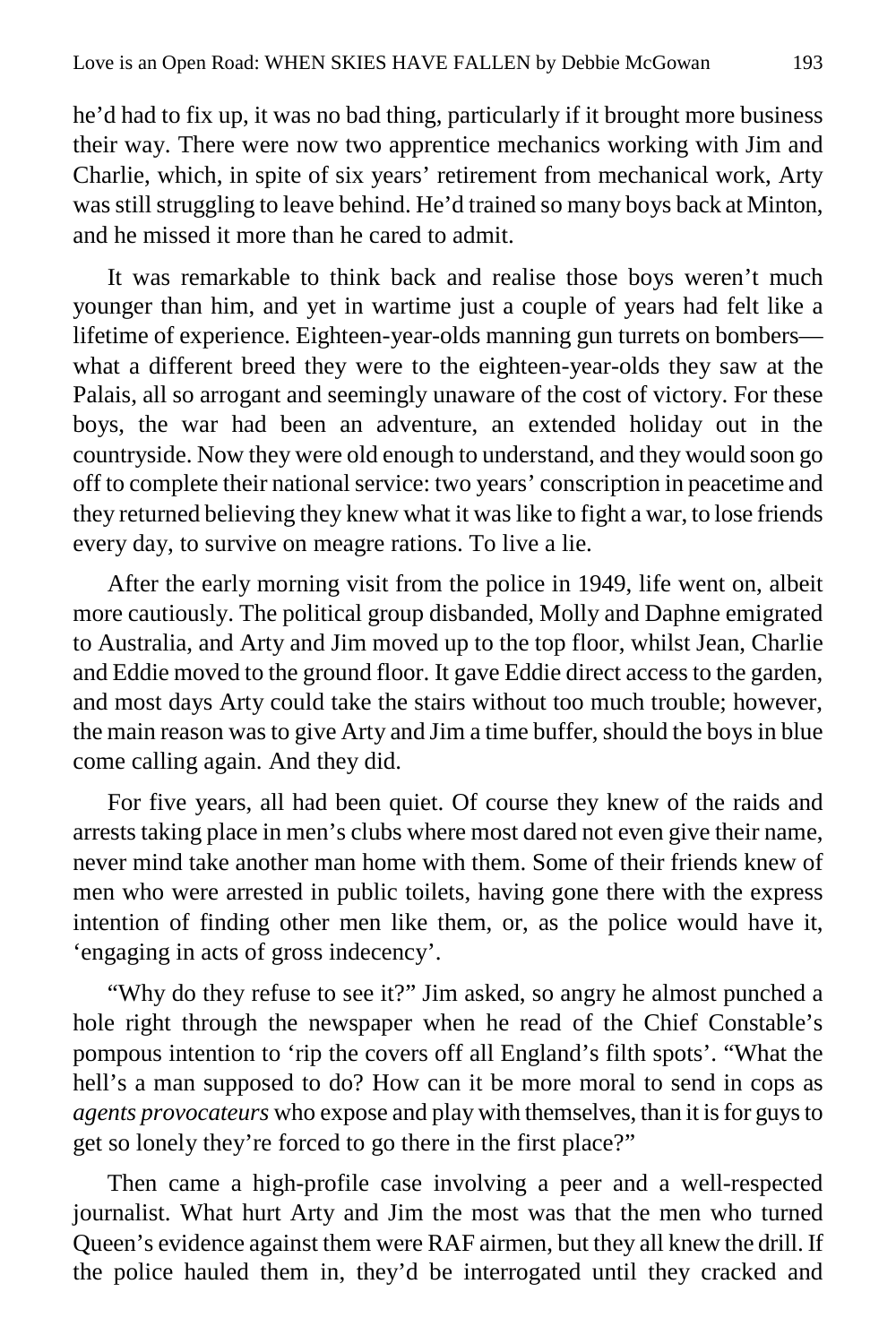he'd had to fix up, it was no bad thing, particularly if it brought more business their way. There were now two apprentice mechanics working with Jim and Charlie, which, in spite of six years' retirement from mechanical work, Arty was still struggling to leave behind. He'd trained so many boys back at Minton, and he missed it more than he cared to admit.

It was remarkable to think back and realise those boys weren't much younger than him, and yet in wartime just a couple of years had felt like a lifetime of experience. Eighteen-year-olds manning gun turrets on bombers—what a different breed they were to the eighteen-year-olds they saw at the Palais, all so arrogant and seemingly unaware of the cost of victory. For these boys, the war had been an adventure, an extended holiday out in the countryside. Now they were old enough to understand, and they would soon go off to complete their national service: two years' conscription in peacetime and they returned believing they knew what it was like to fight a war, to lose friends every day, to survive on meagre rations. To live a lie.

After the early morning visit from the police in 1949, life went on, albeit more cautiously. The political group disbanded, Molly and Daphne emigrated to Australia, and Arty and Jim moved up to the top floor, whilst Jean, Charlie and Eddie moved to the ground floor. It gave Eddie direct access to the garden, and most days Arty could take the stairs without too much trouble; however, the main reason was to give Arty and Jim a time buffer, should the boys in blue come calling again. And they did.

For five years, all had been quiet. Of course they knew of the raids and arrests taking place in men's clubs where most dared not even give their name, never mind take another man home with them. Some of their friends knew of men who were arrested in public toilets, having gone there with the express intention of finding other men like them, or, as the police would have it, 'engaging in acts of gross indecency'.

"Why do they refuse to see it?" Jim asked, so angry he almost punched a hole right through the newspaper when he read of the Chief Constable's pompous intention to 'rip the covers off all England's filth spots'. "What the hell's a man supposed to do? How can it be more moral to send in cops as *agents provocateurs* who expose and play with themselves, than it is for guys to get so lonely they're forced to go there in the first place?"

Then came a high-profile case involving a peer and a well-respected journalist. What hurt Arty and Jim the most was that the men who turned Queen's evidence against them were RAF airmen, but they all knew the drill. If the police hauled them in, they'd be interrogated until they cracked and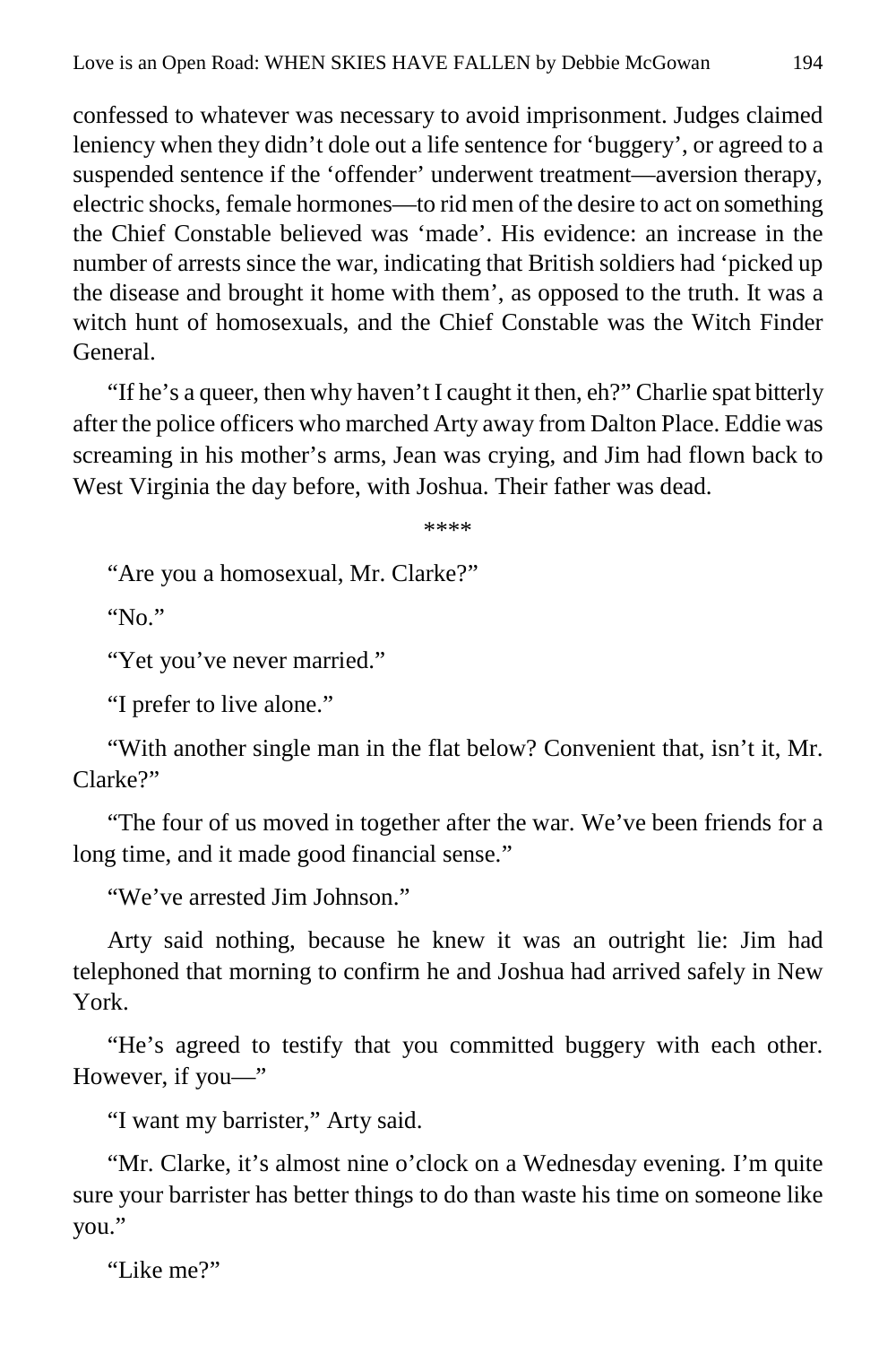confessed to whatever was necessary to avoid imprisonment. Judges claimed leniency when they didn't dole out a life sentence for 'buggery', or agreed to a suspended sentence if the 'offender' underwent treatment—aversion therapy, electric shocks, female hormones—to rid men of the desire to act on something the Chief Constable believed was 'made'. His evidence: an increase in the number of arrests since the war, indicating that British soldiers had 'picked up the disease and brought it home with them', as opposed to the truth. It was a witch hunt of homosexuals, and the Chief Constable was the Witch Finder General.

"If he's a queer, then why haven't I caught it then, eh?" Charlie spat bitterly after the police officers who marched Arty away from Dalton Place. Eddie was screaming in his mother's arms, Jean was crying, and Jim had flown back to West Virginia the day before, with Joshua. Their father was dead.

****

"Are you a homosexual, Mr. Clarke?"

"No."

"Yet you've never married."

"I prefer to live alone."

"With another single man in the flat below? Convenient that, isn't it, Mr. Clarke?"

"The four of us moved in together after the war. We've been friends for a long time, and it made good financial sense."

"We've arrested Jim Johnson."

Arty said nothing, because he knew it was an outright lie: Jim had telephoned that morning to confirm he and Joshua had arrived safely in New York.

"He's agreed to testify that you committed buggery with each other. However, if you—"

"I want my barrister," Arty said.

"Mr. Clarke, it's almost nine o'clock on a Wednesday evening. I'm quite sure your barrister has better things to do than waste his time on someone like you."

"Like me?"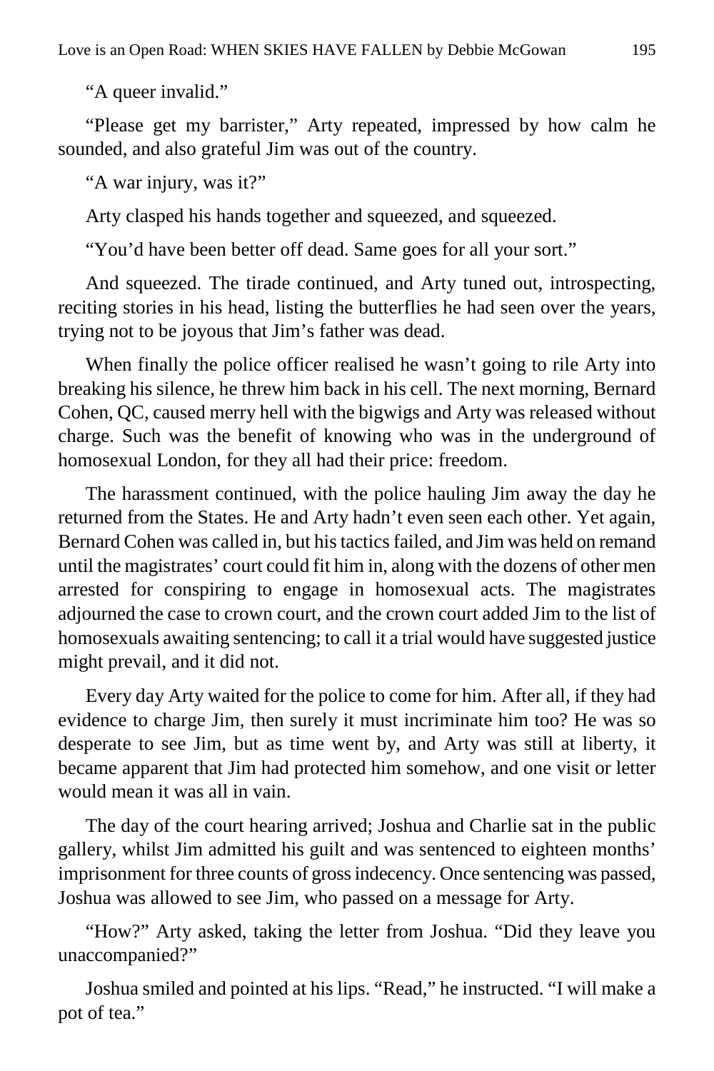“A queer invalid.”

“Please get my barrister,” Arty repeated, impressed by how calm he sounded, and also grateful Jim was out of the country.

“A war injury, was it?”

Arty clasped his hands together and squeezed, and squeezed.

“You’d have been better off dead. Same goes for all your sort.”

And squeezed. The tirade continued, and Arty tuned out, introspecting, reciting stories in his head, listing the butterflies he had seen over the years, trying not to be joyous that Jim’s father was dead.

When finally the police officer realised he wasn’t going to rile Arty into breaking his silence, he threw him back in his cell. The next morning, Bernard Cohen, QC, caused merry hell with the bigwigs and Arty was released without charge. Such was the benefit of knowing who was in the underground of homosexual London, for they all had their price: freedom.

The harassment continued, with the police hauling Jim away the day he returned from the States. He and Arty hadn’t even seen each other. Yet again, Bernard Cohen was called in, but his tactics failed, and Jim was held on remand until the magistrates’ court could fit him in, along with the dozens of other men arrested for conspiring to engage in homosexual acts. The magistrates adjourned the case to crown court, and the crown court added Jim to the list of homosexuals awaiting sentencing; to call it a trial would have suggested justice might prevail, and it did not.

Every day Arty waited for the police to come for him. After all, if they had evidence to charge Jim, then surely it must incriminate him too? He was so desperate to see Jim, but as time went by, and Arty was still at liberty, it became apparent that Jim had protected him somehow, and one visit or letter would mean it was all in vain.

The day of the court hearing arrived; Joshua and Charlie sat in the public gallery, whilst Jim admitted his guilt and was sentenced to eighteen months’ imprisonment for three counts of gross indecency. Once sentencing was passed, Joshua was allowed to see Jim, who passed on a message for Arty.

“How?” Arty asked, taking the letter from Joshua. “Did they leave you unaccompanied?”

Joshua smiled and pointed at his lips. “Read,” he instructed. “I will make a pot of tea.”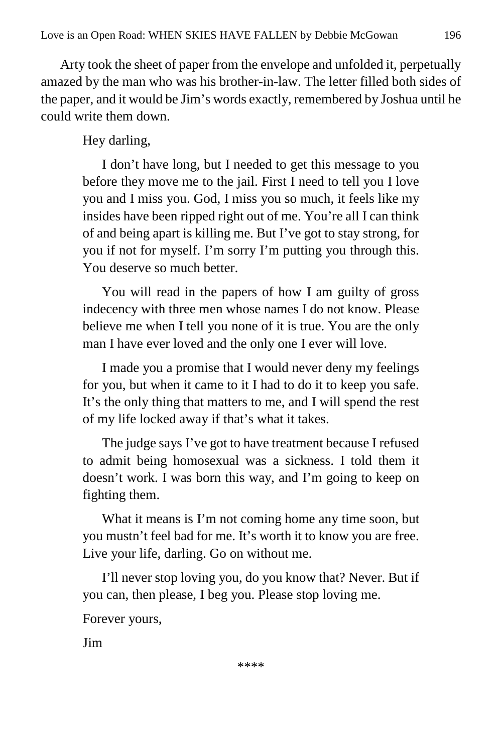Arty took the sheet of paper from the envelope and unfolded it, perpetually amazed by the man who was his brother-in-law. The letter filled both sides of the paper, and it would be Jim's words exactly, remembered by Joshua until he could write them down.

> Hey darling,
>
> I don't have long, but I needed to get this message to you before they move me to the jail. First I need to tell you I love you and I miss you. God, I miss you so much, it feels like my insides have been ripped right out of me. You're all I can think of and being apart is killing me. But I've got to stay strong, for you if not for myself. I'm sorry I'm putting you through this. You deserve so much better.
>
> You will read in the papers of how I am guilty of gross indecency with three men whose names I do not know. Please believe me when I tell you none of it is true. You are the only man I have ever loved and the only one I ever will love.
>
> I made you a promise that I would never deny my feelings for you, but when it came to it I had to do it to keep you safe. It's the only thing that matters to me, and I will spend the rest of my life locked away if that's what it takes.
>
> The judge says I've got to have treatment because I refused to admit being homosexual was a sickness. I told them it doesn't work. I was born this way, and I'm going to keep on fighting them.
>
> What it means is I'm not coming home any time soon, but you mustn't feel bad for me. It's worth it to know you are free. Live your life, darling. Go on without me.
>
> I'll never stop loving you, do you know that? Never. But if you can, then please, I beg you. Please stop loving me.
>
> Forever yours,
>
> Jim

****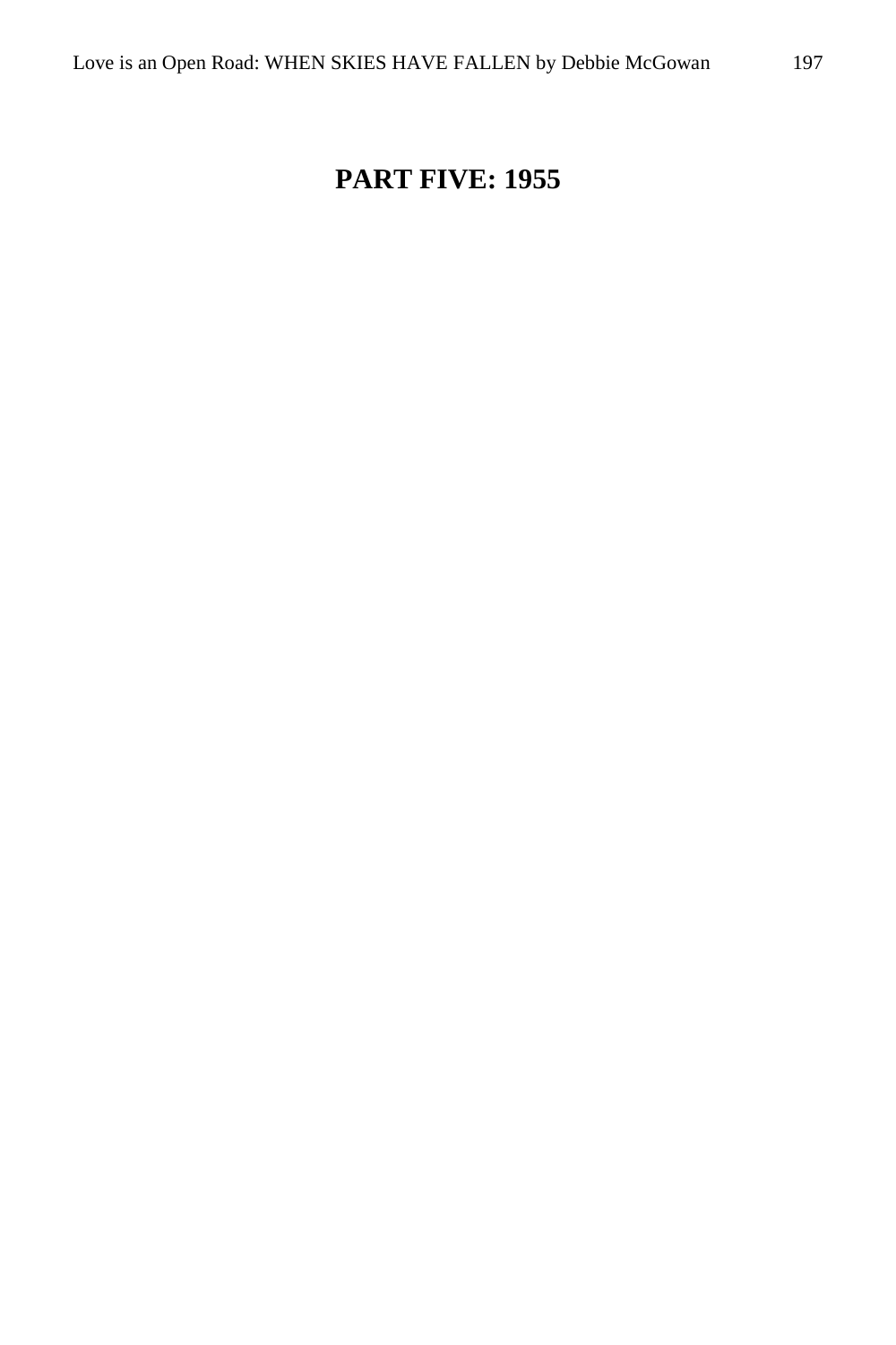# PART FIVE: 1955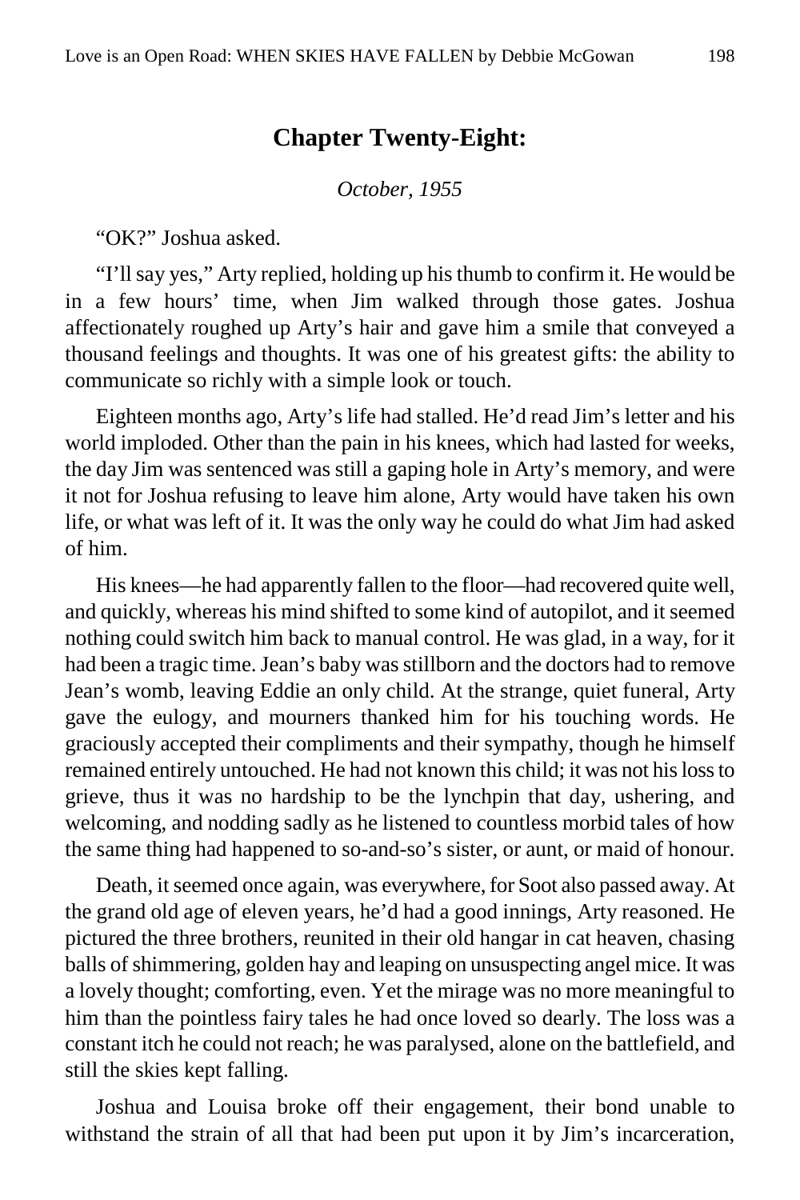## Chapter Twenty-Eight:

*October, 1955*

"OK?" Joshua asked.

"I'll say yes," Arty replied, holding up his thumb to confirm it. He would be in a few hours' time, when Jim walked through those gates. Joshua affectionately roughed up Arty's hair and gave him a smile that conveyed a thousand feelings and thoughts. It was one of his greatest gifts: the ability to communicate so richly with a simple look or touch.

Eighteen months ago, Arty's life had stalled. He'd read Jim's letter and his world imploded. Other than the pain in his knees, which had lasted for weeks, the day Jim was sentenced was still a gaping hole in Arty's memory, and were it not for Joshua refusing to leave him alone, Arty would have taken his own life, or what was left of it. It was the only way he could do what Jim had asked of him.

His knees—he had apparently fallen to the floor—had recovered quite well, and quickly, whereas his mind shifted to some kind of autopilot, and it seemed nothing could switch him back to manual control. He was glad, in a way, for it had been a tragic time. Jean's baby was stillborn and the doctors had to remove Jean's womb, leaving Eddie an only child. At the strange, quiet funeral, Arty gave the eulogy, and mourners thanked him for his touching words. He graciously accepted their compliments and their sympathy, though he himself remained entirely untouched. He had not known this child; it was not his loss to grieve, thus it was no hardship to be the lynchpin that day, ushering, and welcoming, and nodding sadly as he listened to countless morbid tales of how the same thing had happened to so-and-so's sister, or aunt, or maid of honour.

Death, it seemed once again, was everywhere, for Soot also passed away. At the grand old age of eleven years, he'd had a good innings, Arty reasoned. He pictured the three brothers, reunited in their old hangar in cat heaven, chasing balls of shimmering, golden hay and leaping on unsuspecting angel mice. It was a lovely thought; comforting, even. Yet the mirage was no more meaningful to him than the pointless fairy tales he had once loved so dearly. The loss was a constant itch he could not reach; he was paralysed, alone on the battlefield, and still the skies kept falling.

Joshua and Louisa broke off their engagement, their bond unable to withstand the strain of all that had been put upon it by Jim's incarceration,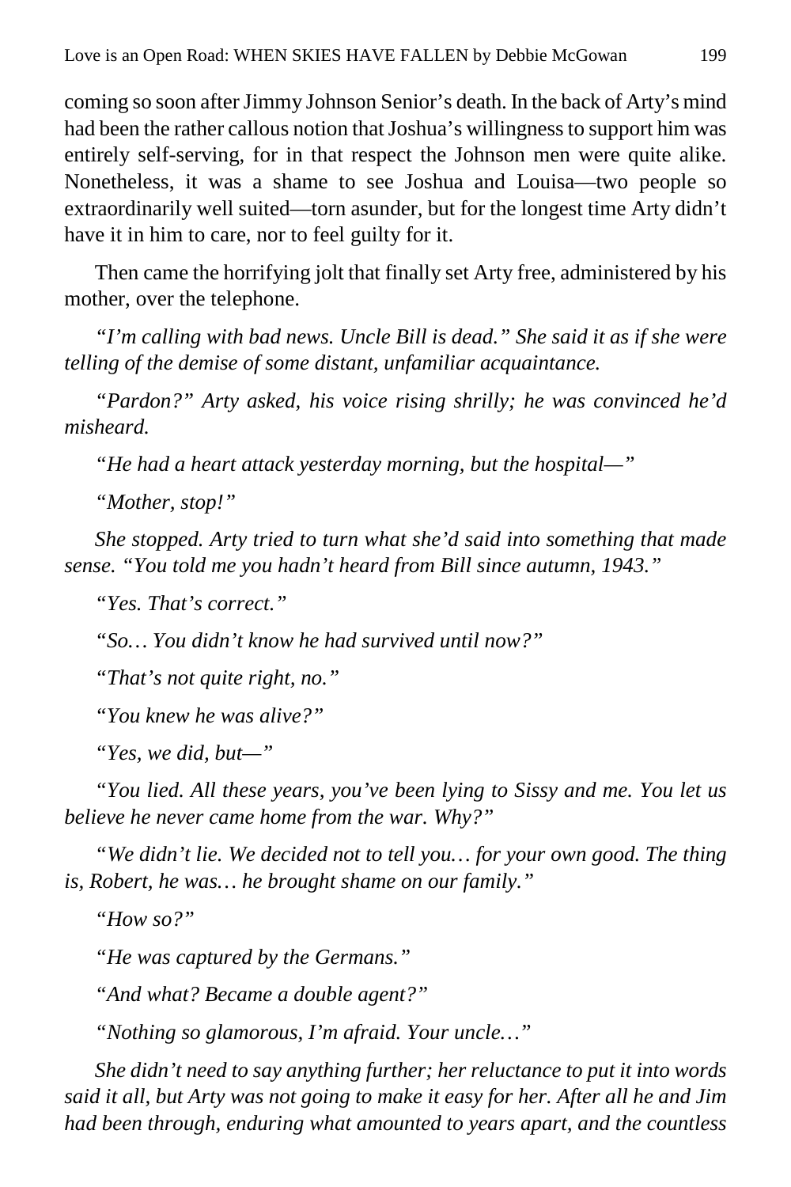coming so soon after Jimmy Johnson Senior's death. In the back of Arty's mind had been the rather callous notion that Joshua's willingness to support him was entirely self-serving, for in that respect the Johnson men were quite alike. Nonetheless, it was a shame to see Joshua and Louisa—two people so extraordinarily well suited—torn asunder, but for the longest time Arty didn't have it in him to care, nor to feel guilty for it.

Then came the horrifying jolt that finally set Arty free, administered by his mother, over the telephone.

*"I'm calling with bad news. Uncle Bill is dead." She said it as if she were telling of the demise of some distant, unfamiliar acquaintance.*

*"Pardon?" Arty asked, his voice rising shrilly; he was convinced he'd misheard.*

*"He had a heart attack yesterday morning, but the hospital—"*

*"Mother, stop!"*

*She stopped. Arty tried to turn what she'd said into something that made sense. "You told me you hadn't heard from Bill since autumn, 1943."*

*"Yes. That's correct."*

*"So… You didn't know he had survived until now?"*

*"That's not quite right, no."*

*"You knew he was alive?"*

*"Yes, we did, but—"*

*"You lied. All these years, you've been lying to Sissy and me. You let us believe he never came home from the war. Why?"*

*"We didn't lie. We decided not to tell you… for your own good. The thing is, Robert, he was… he brought shame on our family."*

*"How so?"*

*"He was captured by the Germans."*

*"And what? Became a double agent?"*

*"Nothing so glamorous, I'm afraid. Your uncle…"*

*She didn't need to say anything further; her reluctance to put it into words said it all, but Arty was not going to make it easy for her. After all he and Jim had been through, enduring what amounted to years apart, and the countless*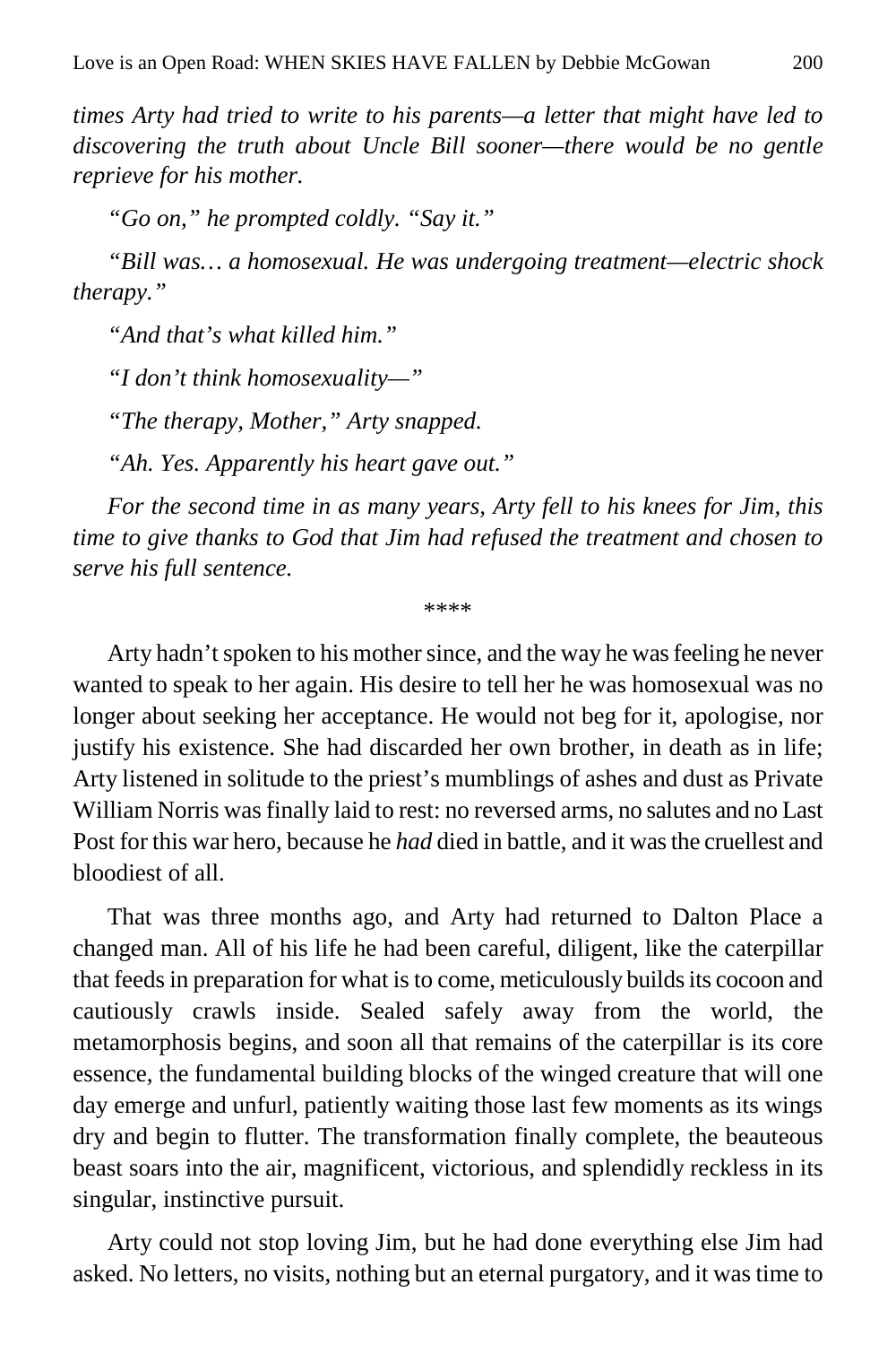*times Arty had tried to write to his parents—a letter that might have led to discovering the truth about Uncle Bill sooner—there would be no gentle reprieve for his mother.*

*"Go on," he prompted coldly. "Say it."*

*"Bill was… a homosexual. He was undergoing treatment—electric shock therapy."*

*"And that's what killed him."*

*"I don't think homosexuality—"*

*"The therapy, Mother," Arty snapped.*

*"Ah. Yes. Apparently his heart gave out."*

*For the second time in as many years, Arty fell to his knees for Jim, this time to give thanks to God that Jim had refused the treatment and chosen to serve his full sentence.*

****

Arty hadn't spoken to his mother since, and the way he was feeling he never wanted to speak to her again. His desire to tell her he was homosexual was no longer about seeking her acceptance. He would not beg for it, apologise, nor justify his existence. She had discarded her own brother, in death as in life; Arty listened in solitude to the priest's mumblings of ashes and dust as Private William Norris was finally laid to rest: no reversed arms, no salutes and no Last Post for this war hero, because he *had* died in battle, and it was the cruellest and bloodiest of all.

That was three months ago, and Arty had returned to Dalton Place a changed man. All of his life he had been careful, diligent, like the caterpillar that feeds in preparation for what is to come, meticulously builds its cocoon and cautiously crawls inside. Sealed safely away from the world, the metamorphosis begins, and soon all that remains of the caterpillar is its core essence, the fundamental building blocks of the winged creature that will one day emerge and unfurl, patiently waiting those last few moments as its wings dry and begin to flutter. The transformation finally complete, the beauteous beast soars into the air, magnificent, victorious, and splendidly reckless in its singular, instinctive pursuit.

Arty could not stop loving Jim, but he had done everything else Jim had asked. No letters, no visits, nothing but an eternal purgatory, and it was time to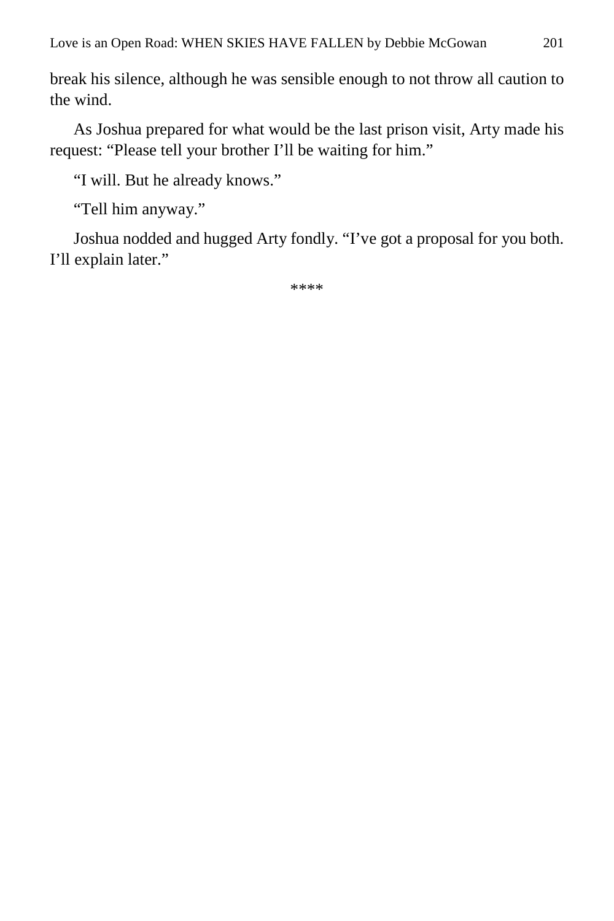break his silence, although he was sensible enough to not throw all caution to the wind.

As Joshua prepared for what would be the last prison visit, Arty made his request: “Please tell your brother I’ll be waiting for him.”

“I will. But he already knows.”

“Tell him anyway.”

Joshua nodded and hugged Arty fondly. “I’ve got a proposal for you both. I’ll explain later.”

****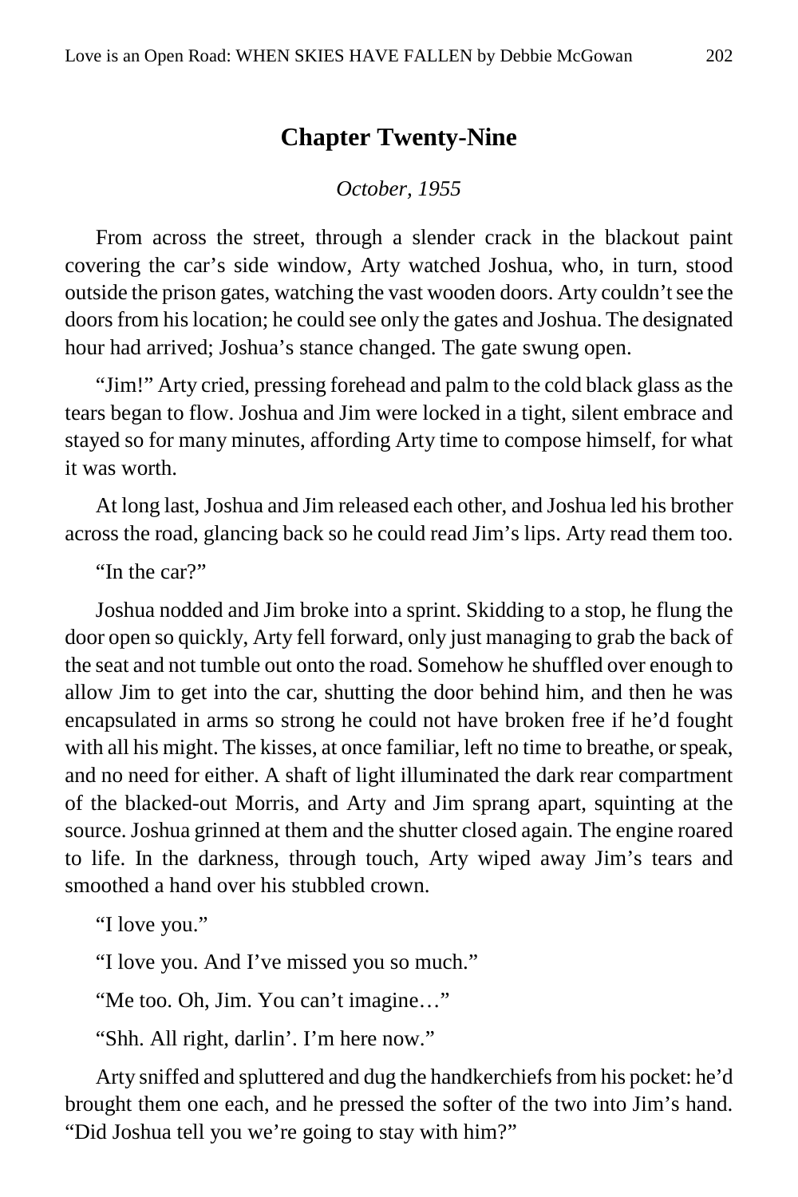## Chapter Twenty-Nine

*October, 1955*

From across the street, through a slender crack in the blackout paint covering the car's side window, Arty watched Joshua, who, in turn, stood outside the prison gates, watching the vast wooden doors. Arty couldn't see the doors from his location; he could see only the gates and Joshua. The designated hour had arrived; Joshua's stance changed. The gate swung open.

"Jim!" Arty cried, pressing forehead and palm to the cold black glass as the tears began to flow. Joshua and Jim were locked in a tight, silent embrace and stayed so for many minutes, affording Arty time to compose himself, for what it was worth.

At long last, Joshua and Jim released each other, and Joshua led his brother across the road, glancing back so he could read Jim's lips. Arty read them too.

"In the car?"

Joshua nodded and Jim broke into a sprint. Skidding to a stop, he flung the door open so quickly, Arty fell forward, only just managing to grab the back of the seat and not tumble out onto the road. Somehow he shuffled over enough to allow Jim to get into the car, shutting the door behind him, and then he was encapsulated in arms so strong he could not have broken free if he'd fought with all his might. The kisses, at once familiar, left no time to breathe, or speak, and no need for either. A shaft of light illuminated the dark rear compartment of the blacked-out Morris, and Arty and Jim sprang apart, squinting at the source. Joshua grinned at them and the shutter closed again. The engine roared to life. In the darkness, through touch, Arty wiped away Jim's tears and smoothed a hand over his stubbled crown.

"I love you."

"I love you. And I've missed you so much."

"Me too. Oh, Jim. You can't imagine…"

"Shh. All right, darlin'. I'm here now."

Arty sniffed and spluttered and dug the handkerchiefs from his pocket: he'd brought them one each, and he pressed the softer of the two into Jim's hand. "Did Joshua tell you we're going to stay with him?"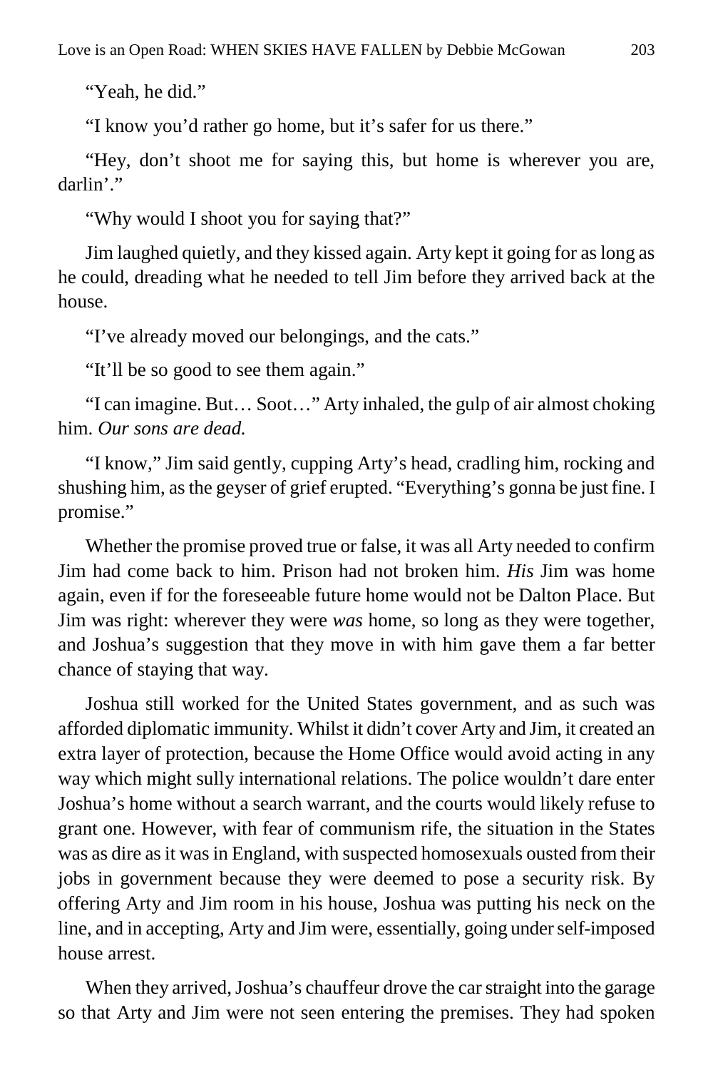"Yeah, he did."

"I know you'd rather go home, but it's safer for us there."

"Hey, don't shoot me for saying this, but home is wherever you are, darlin'."

"Why would I shoot you for saying that?"

Jim laughed quietly, and they kissed again. Arty kept it going for as long as he could, dreading what he needed to tell Jim before they arrived back at the house.

"I've already moved our belongings, and the cats."

"It'll be so good to see them again."

"I can imagine. But… Soot…" Arty inhaled, the gulp of air almost choking him. *Our sons are dead.*

"I know," Jim said gently, cupping Arty's head, cradling him, rocking and shushing him, as the geyser of grief erupted. "Everything's gonna be just fine. I promise."

Whether the promise proved true or false, it was all Arty needed to confirm Jim had come back to him. Prison had not broken him. *His* Jim was home again, even if for the foreseeable future home would not be Dalton Place. But Jim was right: wherever they were *was* home, so long as they were together, and Joshua's suggestion that they move in with him gave them a far better chance of staying that way.

Joshua still worked for the United States government, and as such was afforded diplomatic immunity. Whilst it didn't cover Arty and Jim, it created an extra layer of protection, because the Home Office would avoid acting in any way which might sully international relations. The police wouldn't dare enter Joshua's home without a search warrant, and the courts would likely refuse to grant one. However, with fear of communism rife, the situation in the States was as dire as it was in England, with suspected homosexuals ousted from their jobs in government because they were deemed to pose a security risk. By offering Arty and Jim room in his house, Joshua was putting his neck on the line, and in accepting, Arty and Jim were, essentially, going under self-imposed house arrest.

When they arrived, Joshua's chauffeur drove the car straight into the garage so that Arty and Jim were not seen entering the premises. They had spoken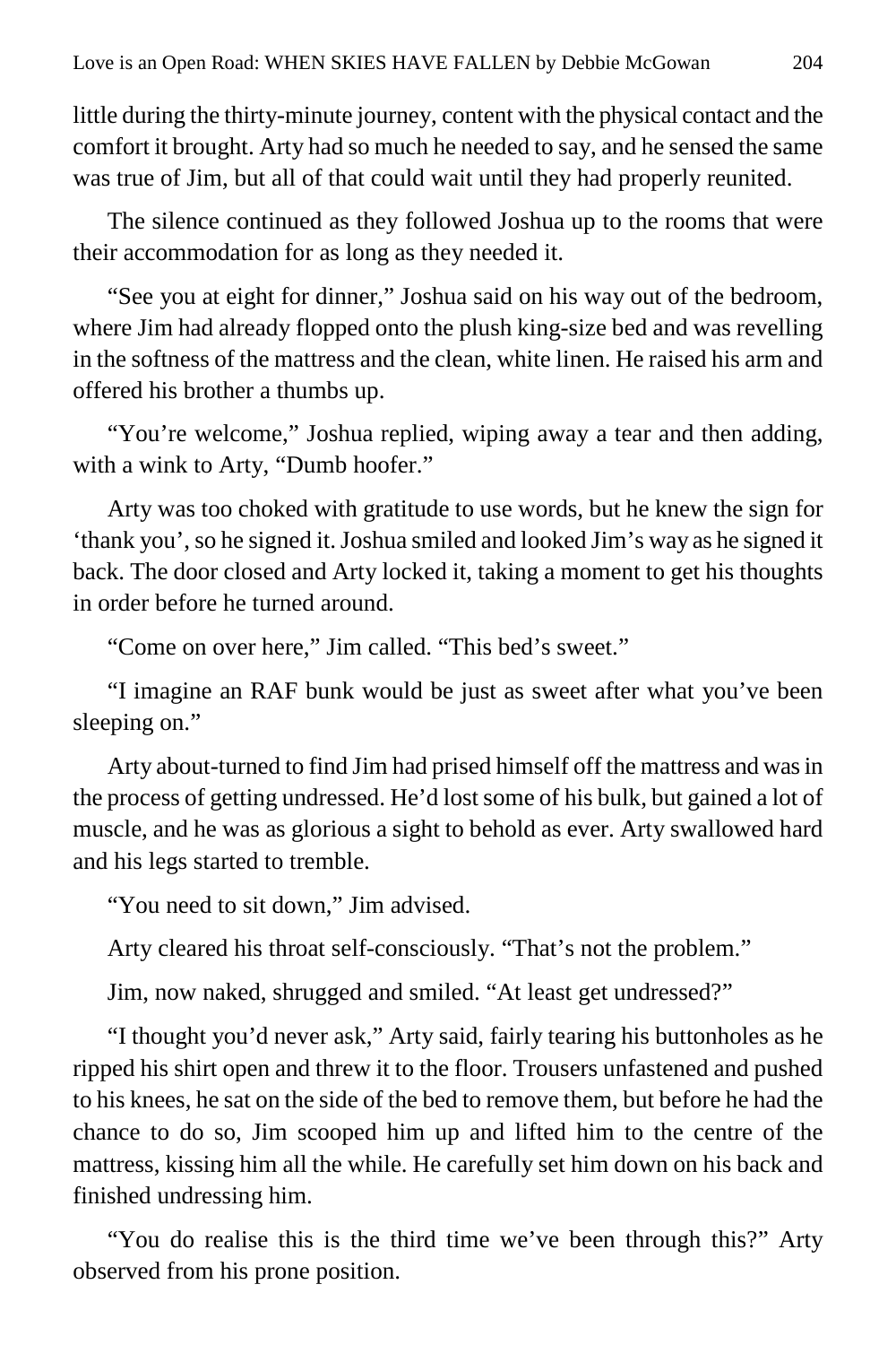little during the thirty-minute journey, content with the physical contact and the comfort it brought. Arty had so much he needed to say, and he sensed the same was true of Jim, but all of that could wait until they had properly reunited.

The silence continued as they followed Joshua up to the rooms that were their accommodation for as long as they needed it.

"See you at eight for dinner," Joshua said on his way out of the bedroom, where Jim had already flopped onto the plush king-size bed and was revelling in the softness of the mattress and the clean, white linen. He raised his arm and offered his brother a thumbs up.

"You're welcome," Joshua replied, wiping away a tear and then adding, with a wink to Arty, "Dumb hoofer."

Arty was too choked with gratitude to use words, but he knew the sign for 'thank you', so he signed it. Joshua smiled and looked Jim's way as he signed it back. The door closed and Arty locked it, taking a moment to get his thoughts in order before he turned around.

"Come on over here," Jim called. "This bed's sweet."

"I imagine an RAF bunk would be just as sweet after what you've been sleeping on."

Arty about-turned to find Jim had prised himself off the mattress and was in the process of getting undressed. He'd lost some of his bulk, but gained a lot of muscle, and he was as glorious a sight to behold as ever. Arty swallowed hard and his legs started to tremble.

"You need to sit down," Jim advised.

Arty cleared his throat self-consciously. "That's not the problem."

Jim, now naked, shrugged and smiled. "At least get undressed?"

"I thought you'd never ask," Arty said, fairly tearing his buttonholes as he ripped his shirt open and threw it to the floor. Trousers unfastened and pushed to his knees, he sat on the side of the bed to remove them, but before he had the chance to do so, Jim scooped him up and lifted him to the centre of the mattress, kissing him all the while. He carefully set him down on his back and finished undressing him.

"You do realise this is the third time we've been through this?" Arty observed from his prone position.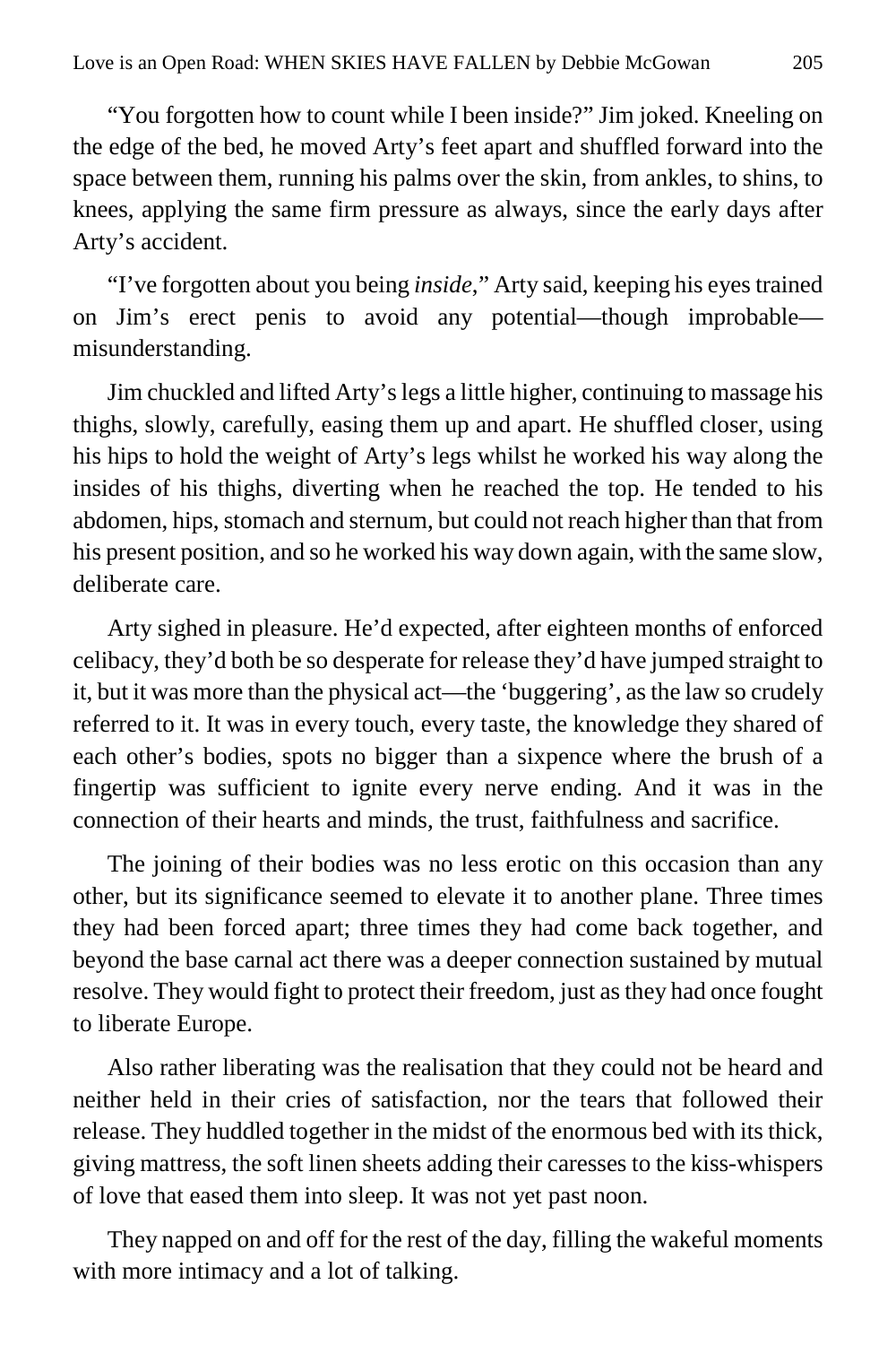"You forgotten how to count while I been inside?" Jim joked. Kneeling on the edge of the bed, he moved Arty's feet apart and shuffled forward into the space between them, running his palms over the skin, from ankles, to shins, to knees, applying the same firm pressure as always, since the early days after Arty's accident.

"I've forgotten about you being *inside*," Arty said, keeping his eyes trained on Jim's erect penis to avoid any potential—though improbable—misunderstanding.

Jim chuckled and lifted Arty's legs a little higher, continuing to massage his thighs, slowly, carefully, easing them up and apart. He shuffled closer, using his hips to hold the weight of Arty's legs whilst he worked his way along the insides of his thighs, diverting when he reached the top. He tended to his abdomen, hips, stomach and sternum, but could not reach higher than that from his present position, and so he worked his way down again, with the same slow, deliberate care.

Arty sighed in pleasure. He'd expected, after eighteen months of enforced celibacy, they'd both be so desperate for release they'd have jumped straight to it, but it was more than the physical act—the 'buggering', as the law so crudely referred to it. It was in every touch, every taste, the knowledge they shared of each other's bodies, spots no bigger than a sixpence where the brush of a fingertip was sufficient to ignite every nerve ending. And it was in the connection of their hearts and minds, the trust, faithfulness and sacrifice.

The joining of their bodies was no less erotic on this occasion than any other, but its significance seemed to elevate it to another plane. Three times they had been forced apart; three times they had come back together, and beyond the base carnal act there was a deeper connection sustained by mutual resolve. They would fight to protect their freedom, just as they had once fought to liberate Europe.

Also rather liberating was the realisation that they could not be heard and neither held in their cries of satisfaction, nor the tears that followed their release. They huddled together in the midst of the enormous bed with its thick, giving mattress, the soft linen sheets adding their caresses to the kiss-whispers of love that eased them into sleep. It was not yet past noon.

They napped on and off for the rest of the day, filling the wakeful moments with more intimacy and a lot of talking.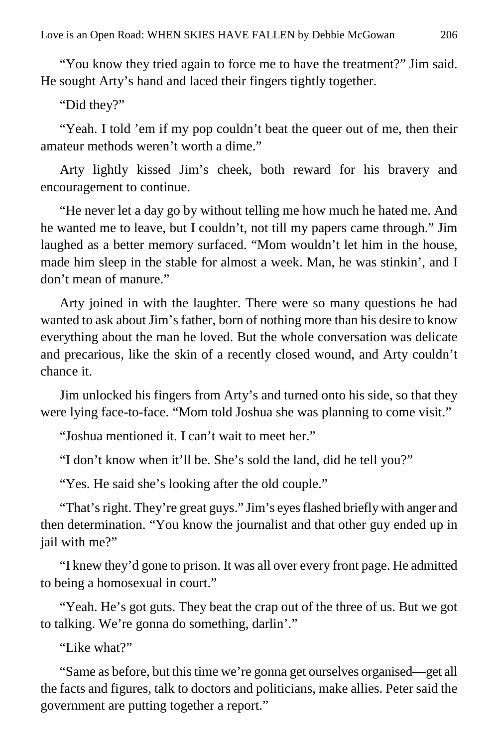"You know they tried again to force me to have the treatment?" Jim said. He sought Arty's hand and laced their fingers tightly together.

"Did they?"

"Yeah. I told 'em if my pop couldn't beat the queer out of me, then their amateur methods weren't worth a dime."

Arty lightly kissed Jim's cheek, both reward for his bravery and encouragement to continue.

"He never let a day go by without telling me how much he hated me. And he wanted me to leave, but I couldn't, not till my papers came through." Jim laughed as a better memory surfaced. "Mom wouldn't let him in the house, made him sleep in the stable for almost a week. Man, he was stinkin', and I don't mean of manure."

Arty joined in with the laughter. There were so many questions he had wanted to ask about Jim's father, born of nothing more than his desire to know everything about the man he loved. But the whole conversation was delicate and precarious, like the skin of a recently closed wound, and Arty couldn't chance it.

Jim unlocked his fingers from Arty's and turned onto his side, so that they were lying face-to-face. "Mom told Joshua she was planning to come visit."

"Joshua mentioned it. I can't wait to meet her."

"I don't know when it'll be. She's sold the land, did he tell you?"

"Yes. He said she's looking after the old couple."

"That's right. They're great guys." Jim's eyes flashed briefly with anger and then determination. "You know the journalist and that other guy ended up in jail with me?"

"I knew they'd gone to prison. It was all over every front page. He admitted to being a homosexual in court."

"Yeah. He's got guts. They beat the crap out of the three of us. But we got to talking. We're gonna do something, darlin'."

"Like what?"

"Same as before, but this time we're gonna get ourselves organised—get all the facts and figures, talk to doctors and politicians, make allies. Peter said the government are putting together a report."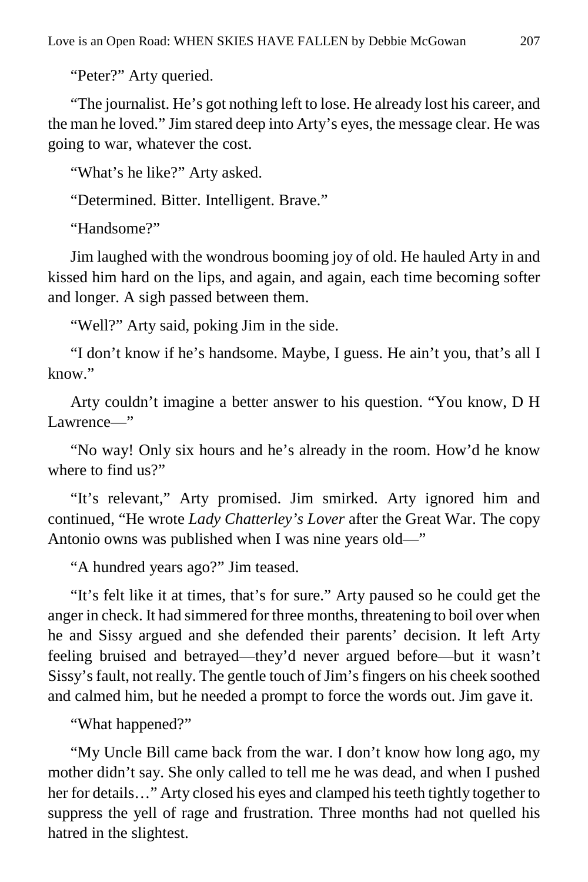"Peter?" Arty queried.

"The journalist. He's got nothing left to lose. He already lost his career, and the man he loved." Jim stared deep into Arty's eyes, the message clear. He was going to war, whatever the cost.

"What's he like?" Arty asked.

"Determined. Bitter. Intelligent. Brave."

"Handsome?"

Jim laughed with the wondrous booming joy of old. He hauled Arty in and kissed him hard on the lips, and again, and again, each time becoming softer and longer. A sigh passed between them.

"Well?" Arty said, poking Jim in the side.

"I don't know if he's handsome. Maybe, I guess. He ain't you, that's all I know."

Arty couldn't imagine a better answer to his question. "You know, D H Lawrence—"

"No way! Only six hours and he's already in the room. How'd he know where to find us?"

"It's relevant," Arty promised. Jim smirked. Arty ignored him and continued, "He wrote *Lady Chatterley's Lover* after the Great War. The copy Antonio owns was published when I was nine years old—"

"A hundred years ago?" Jim teased.

"It's felt like it at times, that's for sure." Arty paused so he could get the anger in check. It had simmered for three months, threatening to boil over when he and Sissy argued and she defended their parents' decision. It left Arty feeling bruised and betrayed—they'd never argued before—but it wasn't Sissy's fault, not really. The gentle touch of Jim's fingers on his cheek soothed and calmed him, but he needed a prompt to force the words out. Jim gave it.

"What happened?"

"My Uncle Bill came back from the war. I don't know how long ago, my mother didn't say. She only called to tell me he was dead, and when I pushed her for details…" Arty closed his eyes and clamped his teeth tightly together to suppress the yell of rage and frustration. Three months had not quelled his hatred in the slightest.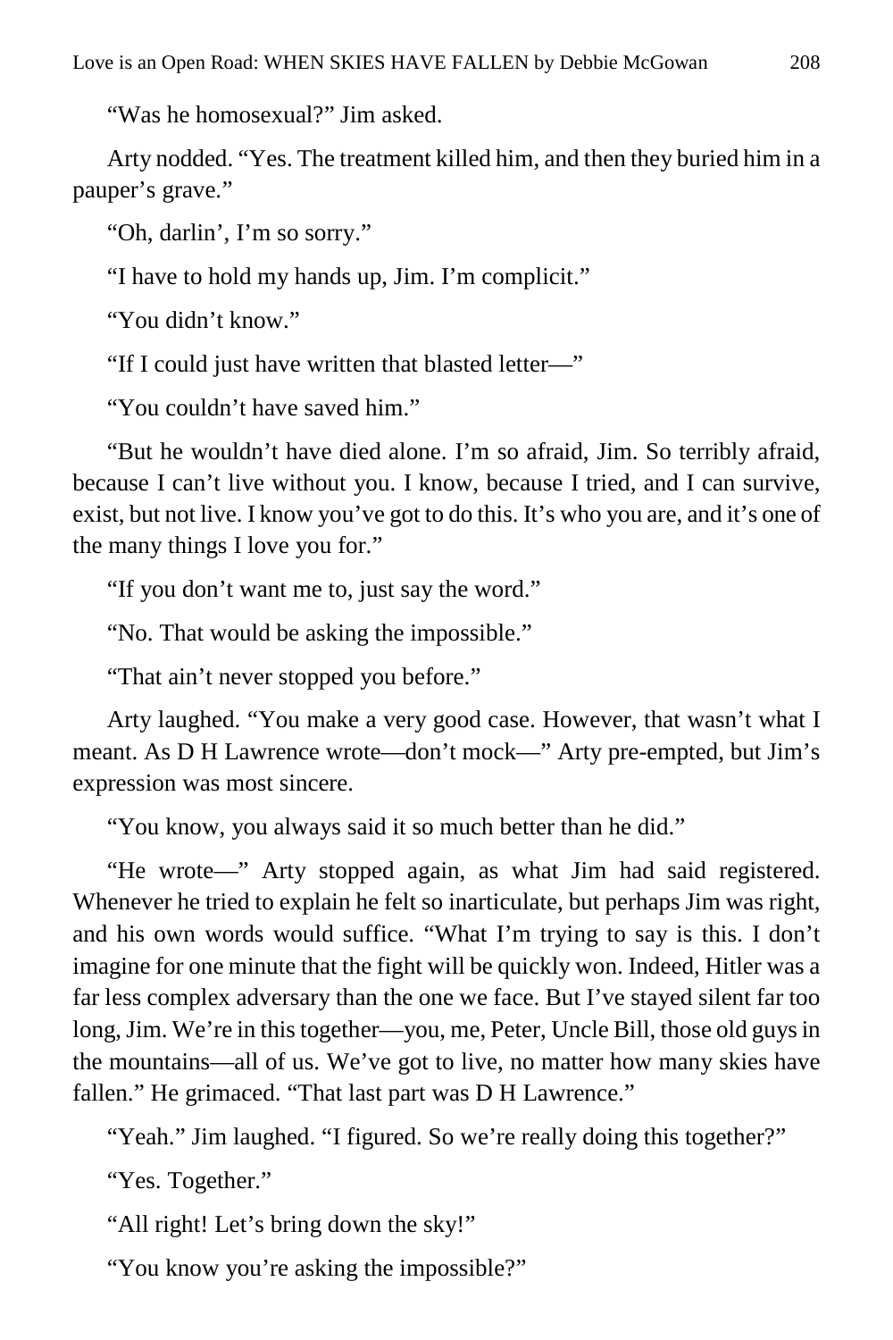"Was he homosexual?" Jim asked.

Arty nodded. "Yes. The treatment killed him, and then they buried him in a pauper's grave."

"Oh, darlin', I'm so sorry."

"I have to hold my hands up, Jim. I'm complicit."

"You didn't know."

"If I could just have written that blasted letter—"

"You couldn't have saved him."

"But he wouldn't have died alone. I'm so afraid, Jim. So terribly afraid, because I can't live without you. I know, because I tried, and I can survive, exist, but not live. I know you've got to do this. It's who you are, and it's one of the many things I love you for."

"If you don't want me to, just say the word."

"No. That would be asking the impossible."

"That ain't never stopped you before."

Arty laughed. "You make a very good case. However, that wasn't what I meant. As D H Lawrence wrote—don't mock—" Arty pre-empted, but Jim's expression was most sincere.

"You know, you always said it so much better than he did."

"He wrote—" Arty stopped again, as what Jim had said registered. Whenever he tried to explain he felt so inarticulate, but perhaps Jim was right, and his own words would suffice. "What I'm trying to say is this. I don't imagine for one minute that the fight will be quickly won. Indeed, Hitler was a far less complex adversary than the one we face. But I've stayed silent far too long, Jim. We're in this together—you, me, Peter, Uncle Bill, those old guys in the mountains—all of us. We've got to live, no matter how many skies have fallen." He grimaced. "That last part was D H Lawrence."

"Yeah." Jim laughed. "I figured. So we're really doing this together?"

"Yes. Together."

"All right! Let's bring down the sky!"

"You know you're asking the impossible?"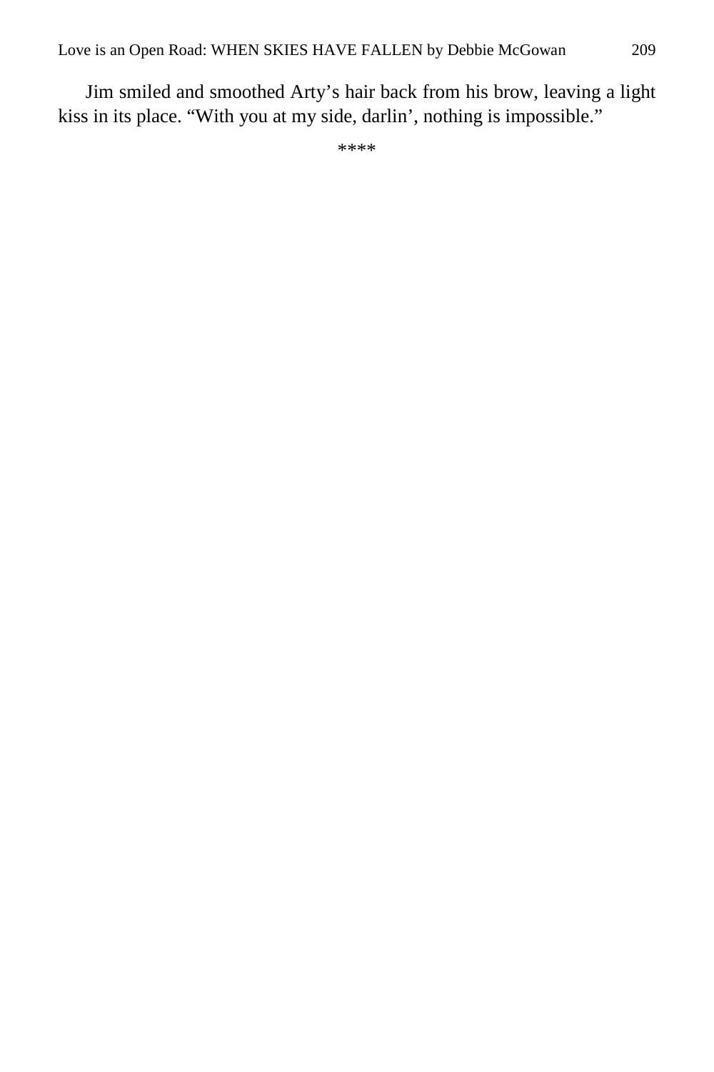Jim smiled and smoothed Arty's hair back from his brow, leaving a light kiss in its place. "With you at my side, darlin', nothing is impossible."

****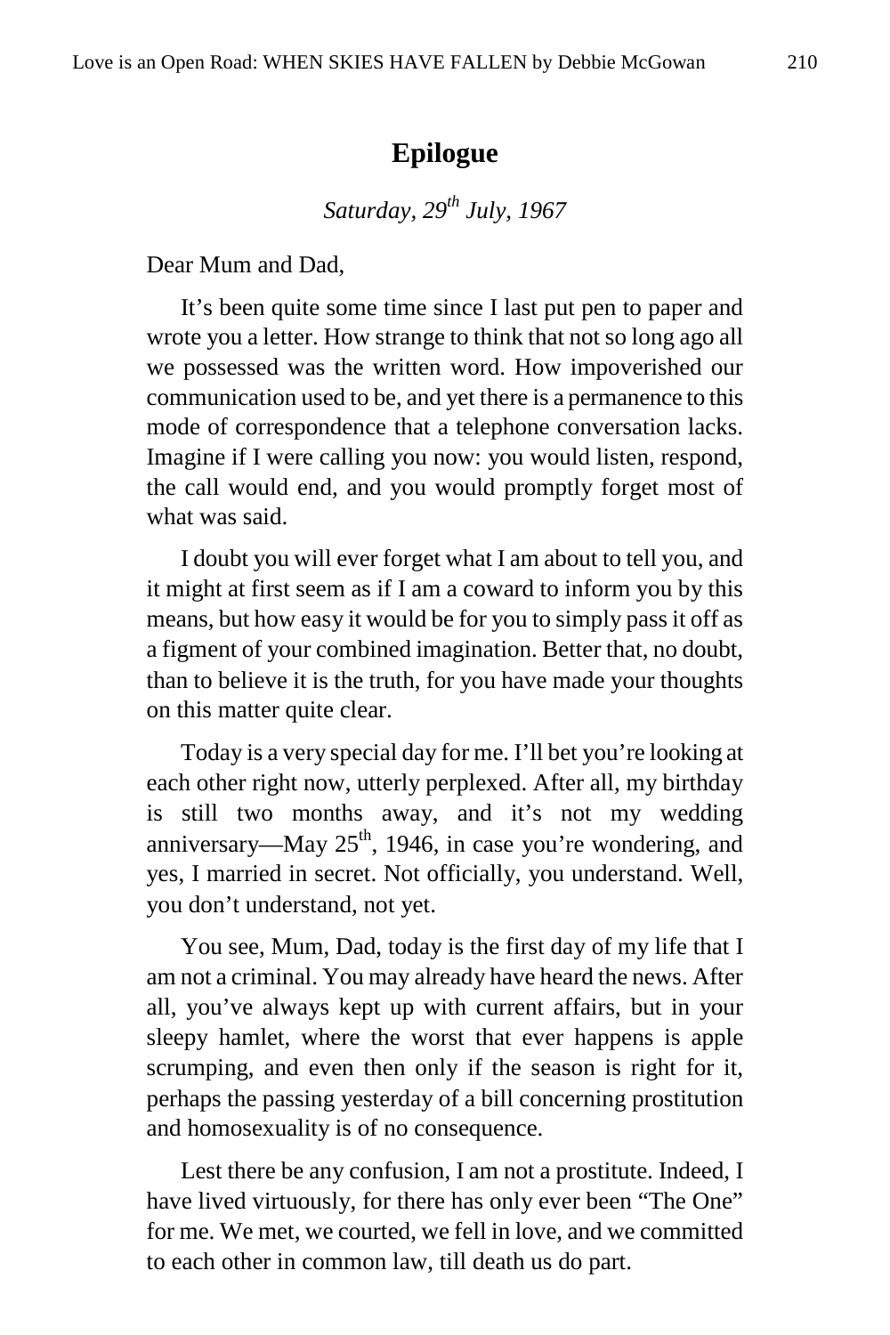## Epilogue

*Saturday, 29th July, 1967*

Dear Mum and Dad,

It's been quite some time since I last put pen to paper and wrote you a letter. How strange to think that not so long ago all we possessed was the written word. How impoverished our communication used to be, and yet there is a permanence to this mode of correspondence that a telephone conversation lacks. Imagine if I were calling you now: you would listen, respond, the call would end, and you would promptly forget most of what was said.

I doubt you will ever forget what I am about to tell you, and it might at first seem as if I am a coward to inform you by this means, but how easy it would be for you to simply pass it off as a figment of your combined imagination. Better that, no doubt, than to believe it is the truth, for you have made your thoughts on this matter quite clear.

Today is a very special day for me. I'll bet you're looking at each other right now, utterly perplexed. After all, my birthday is still two months away, and it's not my wedding anniversary—May 25th, 1946, in case you're wondering, and yes, I married in secret. Not officially, you understand. Well, you don't understand, not yet.

You see, Mum, Dad, today is the first day of my life that I am not a criminal. You may already have heard the news. After all, you've always kept up with current affairs, but in your sleepy hamlet, where the worst that ever happens is apple scrumping, and even then only if the season is right for it, perhaps the passing yesterday of a bill concerning prostitution and homosexuality is of no consequence.

Lest there be any confusion, I am not a prostitute. Indeed, I have lived virtuously, for there has only ever been "The One" for me. We met, we courted, we fell in love, and we committed to each other in common law, till death us do part.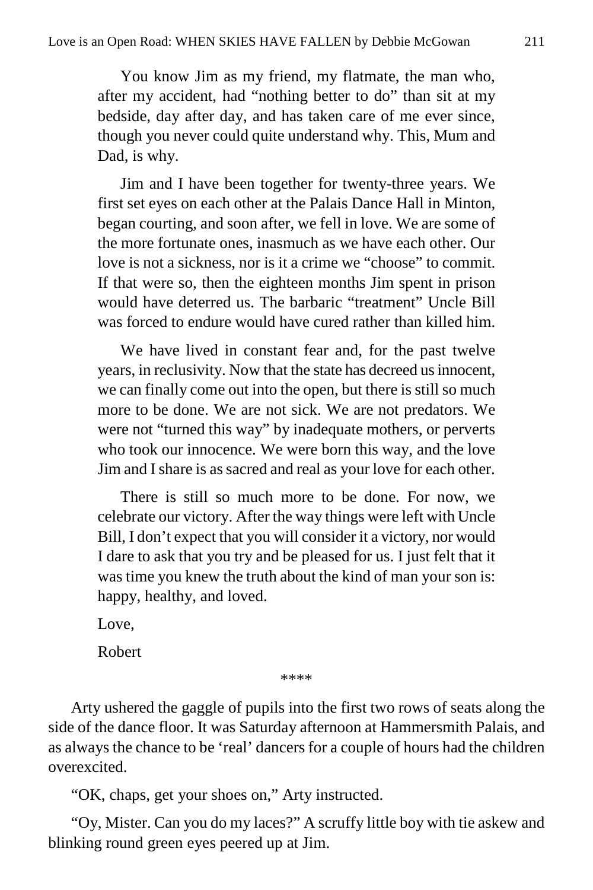You know Jim as my friend, my flatmate, the man who, after my accident, had "nothing better to do" than sit at my bedside, day after day, and has taken care of me ever since, though you never could quite understand why. This, Mum and Dad, is why.

Jim and I have been together for twenty-three years. We first set eyes on each other at the Palais Dance Hall in Minton, began courting, and soon after, we fell in love. We are some of the more fortunate ones, inasmuch as we have each other. Our love is not a sickness, nor is it a crime we "choose" to commit. If that were so, then the eighteen months Jim spent in prison would have deterred us. The barbaric "treatment" Uncle Bill was forced to endure would have cured rather than killed him.

We have lived in constant fear and, for the past twelve years, in reclusivity. Now that the state has decreed us innocent, we can finally come out into the open, but there is still so much more to be done. We are not sick. We are not predators. We were not "turned this way" by inadequate mothers, or perverts who took our innocence. We were born this way, and the love Jim and I share is as sacred and real as your love for each other.

There is still so much more to be done. For now, we celebrate our victory. After the way things were left with Uncle Bill, I don't expect that you will consider it a victory, nor would I dare to ask that you try and be pleased for us. I just felt that it was time you knew the truth about the kind of man your son is: happy, healthy, and loved.

Love,

Robert

****

Arty ushered the gaggle of pupils into the first two rows of seats along the side of the dance floor. It was Saturday afternoon at Hammersmith Palais, and as always the chance to be 'real' dancers for a couple of hours had the children overexcited.

"OK, chaps, get your shoes on," Arty instructed.

"Oy, Mister. Can you do my laces?" A scruffy little boy with tie askew and blinking round green eyes peered up at Jim.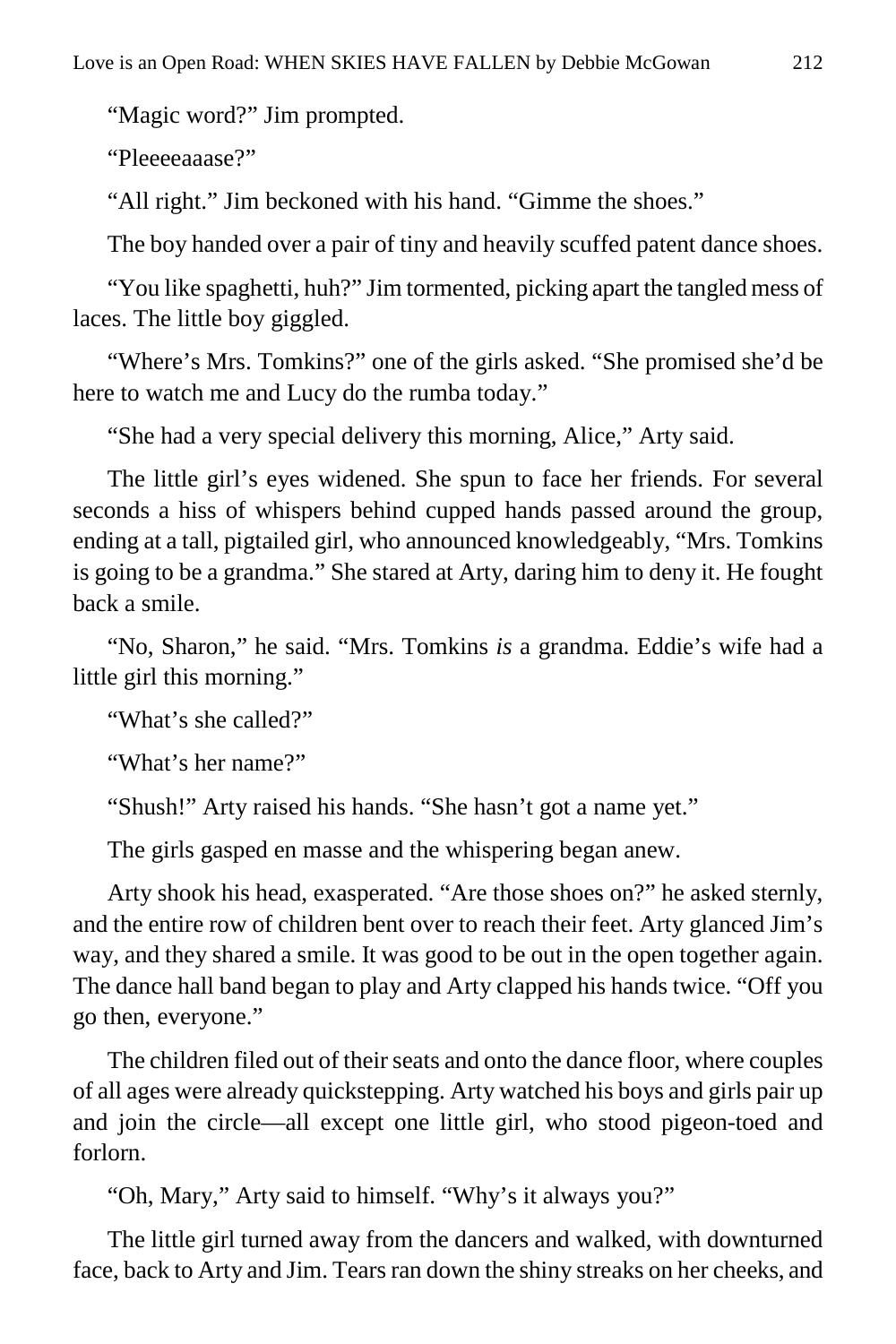“Magic word?” Jim prompted.

“Pleeeeaaase?”

“All right.” Jim beckoned with his hand. “Gimme the shoes.”

The boy handed over a pair of tiny and heavily scuffed patent dance shoes.

“You like spaghetti, huh?” Jim tormented, picking apart the tangled mess of laces. The little boy giggled.

“Where’s Mrs. Tomkins?” one of the girls asked. “She promised she’d be here to watch me and Lucy do the rumba today.”

“She had a very special delivery this morning, Alice,” Arty said.

The little girl’s eyes widened. She spun to face her friends. For several seconds a hiss of whispers behind cupped hands passed around the group, ending at a tall, pigtailed girl, who announced knowledgeably, “Mrs. Tomkins is going to be a grandma.” She stared at Arty, daring him to deny it. He fought back a smile.

“No, Sharon,” he said. “Mrs. Tomkins *is* a grandma. Eddie’s wife had a little girl this morning.”

“What’s she called?”

“What’s her name?”

“Shush!” Arty raised his hands. “She hasn’t got a name yet.”

The girls gasped en masse and the whispering began anew.

Arty shook his head, exasperated. “Are those shoes on?” he asked sternly, and the entire row of children bent over to reach their feet. Arty glanced Jim’s way, and they shared a smile. It was good to be out in the open together again. The dance hall band began to play and Arty clapped his hands twice. “Off you go then, everyone.”

The children filed out of their seats and onto the dance floor, where couples of all ages were already quickstepping. Arty watched his boys and girls pair up and join the circle—all except one little girl, who stood pigeon-toed and forlorn.

“Oh, Mary,” Arty said to himself. “Why’s it always you?”

The little girl turned away from the dancers and walked, with downturned face, back to Arty and Jim. Tears ran down the shiny streaks on her cheeks, and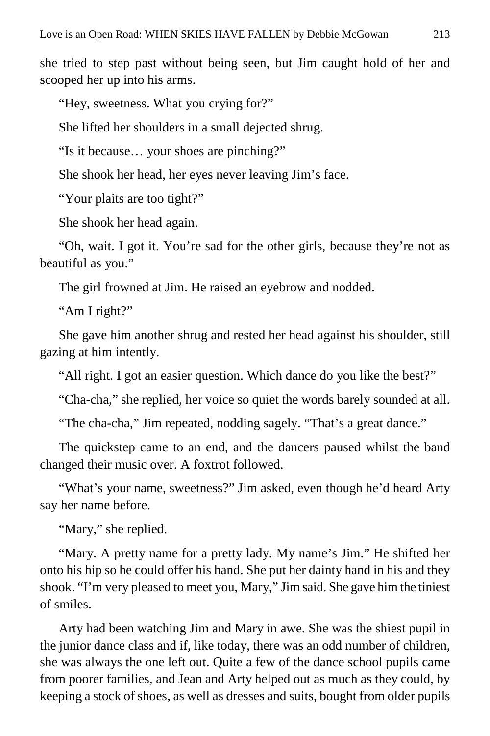she tried to step past without being seen, but Jim caught hold of her and scooped her up into his arms.

"Hey, sweetness. What you crying for?"

She lifted her shoulders in a small dejected shrug.

"Is it because… your shoes are pinching?"

She shook her head, her eyes never leaving Jim's face.

"Your plaits are too tight?"

She shook her head again.

"Oh, wait. I got it. You're sad for the other girls, because they're not as beautiful as you."

The girl frowned at Jim. He raised an eyebrow and nodded.

"Am I right?"

She gave him another shrug and rested her head against his shoulder, still gazing at him intently.

"All right. I got an easier question. Which dance do you like the best?"

"Cha-cha," she replied, her voice so quiet the words barely sounded at all.

"The cha-cha," Jim repeated, nodding sagely. "That's a great dance."

The quickstep came to an end, and the dancers paused whilst the band changed their music over. A foxtrot followed.

"What's your name, sweetness?" Jim asked, even though he'd heard Arty say her name before.

"Mary," she replied.

"Mary. A pretty name for a pretty lady. My name's Jim." He shifted her onto his hip so he could offer his hand. She put her dainty hand in his and they shook. "I'm very pleased to meet you, Mary," Jim said. She gave him the tiniest of smiles.

Arty had been watching Jim and Mary in awe. She was the shiest pupil in the junior dance class and if, like today, there was an odd number of children, she was always the one left out. Quite a few of the dance school pupils came from poorer families, and Jean and Arty helped out as much as they could, by keeping a stock of shoes, as well as dresses and suits, bought from older pupils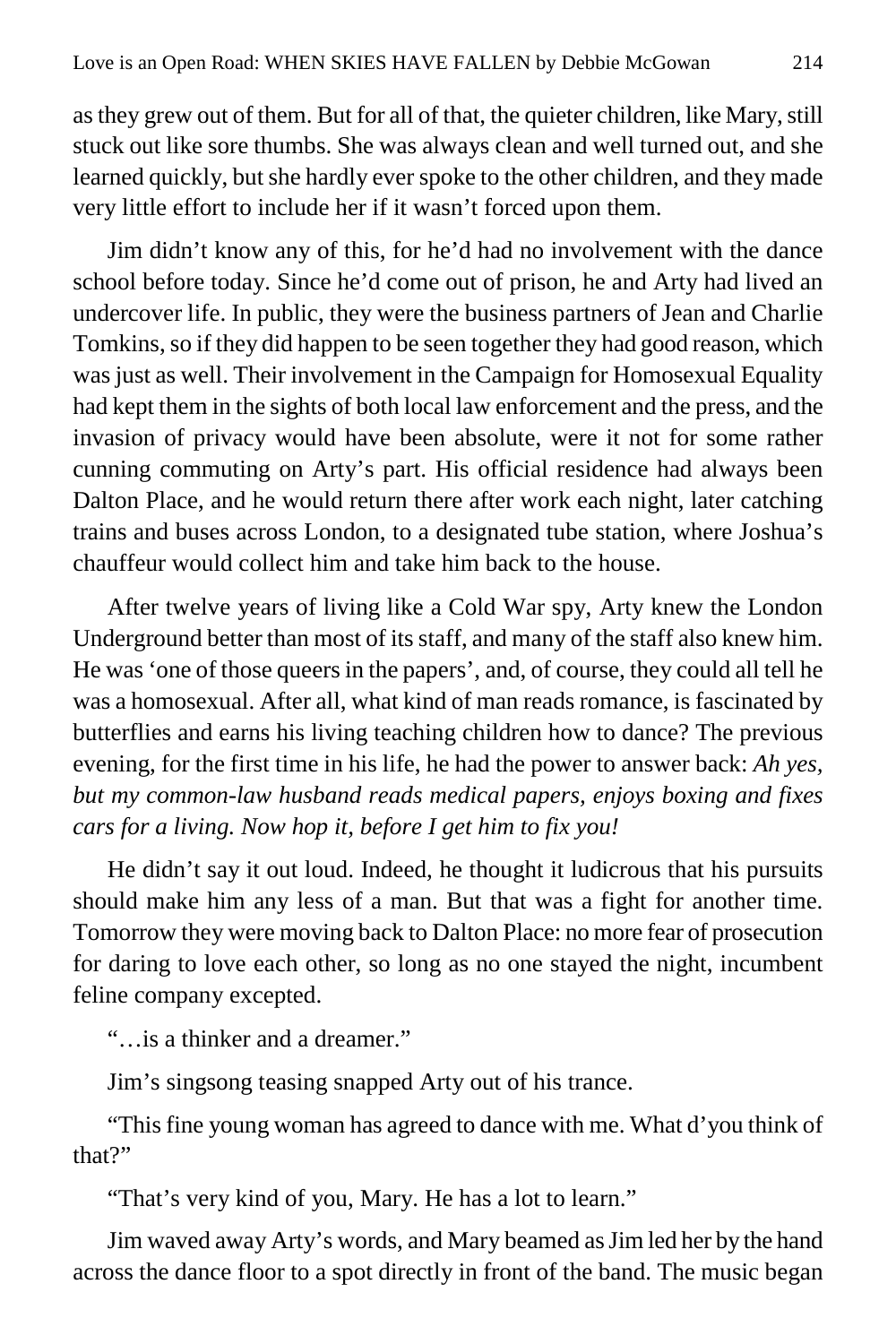as they grew out of them. But for all of that, the quieter children, like Mary, still stuck out like sore thumbs. She was always clean and well turned out, and she learned quickly, but she hardly ever spoke to the other children, and they made very little effort to include her if it wasn't forced upon them.

Jim didn't know any of this, for he'd had no involvement with the dance school before today. Since he'd come out of prison, he and Arty had lived an undercover life. In public, they were the business partners of Jean and Charlie Tomkins, so if they did happen to be seen together they had good reason, which was just as well. Their involvement in the Campaign for Homosexual Equality had kept them in the sights of both local law enforcement and the press, and the invasion of privacy would have been absolute, were it not for some rather cunning commuting on Arty's part. His official residence had always been Dalton Place, and he would return there after work each night, later catching trains and buses across London, to a designated tube station, where Joshua's chauffeur would collect him and take him back to the house.

After twelve years of living like a Cold War spy, Arty knew the London Underground better than most of its staff, and many of the staff also knew him. He was 'one of those queers in the papers', and, of course, they could all tell he was a homosexual. After all, what kind of man reads romance, is fascinated by butterflies and earns his living teaching children how to dance? The previous evening, for the first time in his life, he had the power to answer back: *Ah yes, but my common-law husband reads medical papers, enjoys boxing and fixes cars for a living. Now hop it, before I get him to fix you!*

He didn't say it out loud. Indeed, he thought it ludicrous that his pursuits should make him any less of a man. But that was a fight for another time. Tomorrow they were moving back to Dalton Place: no more fear of prosecution for daring to love each other, so long as no one stayed the night, incumbent feline company excepted.

"…is a thinker and a dreamer."

Jim's singsong teasing snapped Arty out of his trance.

"This fine young woman has agreed to dance with me. What d'you think of that?"

"That's very kind of you, Mary. He has a lot to learn."

Jim waved away Arty's words, and Mary beamed as Jim led her by the hand across the dance floor to a spot directly in front of the band. The music began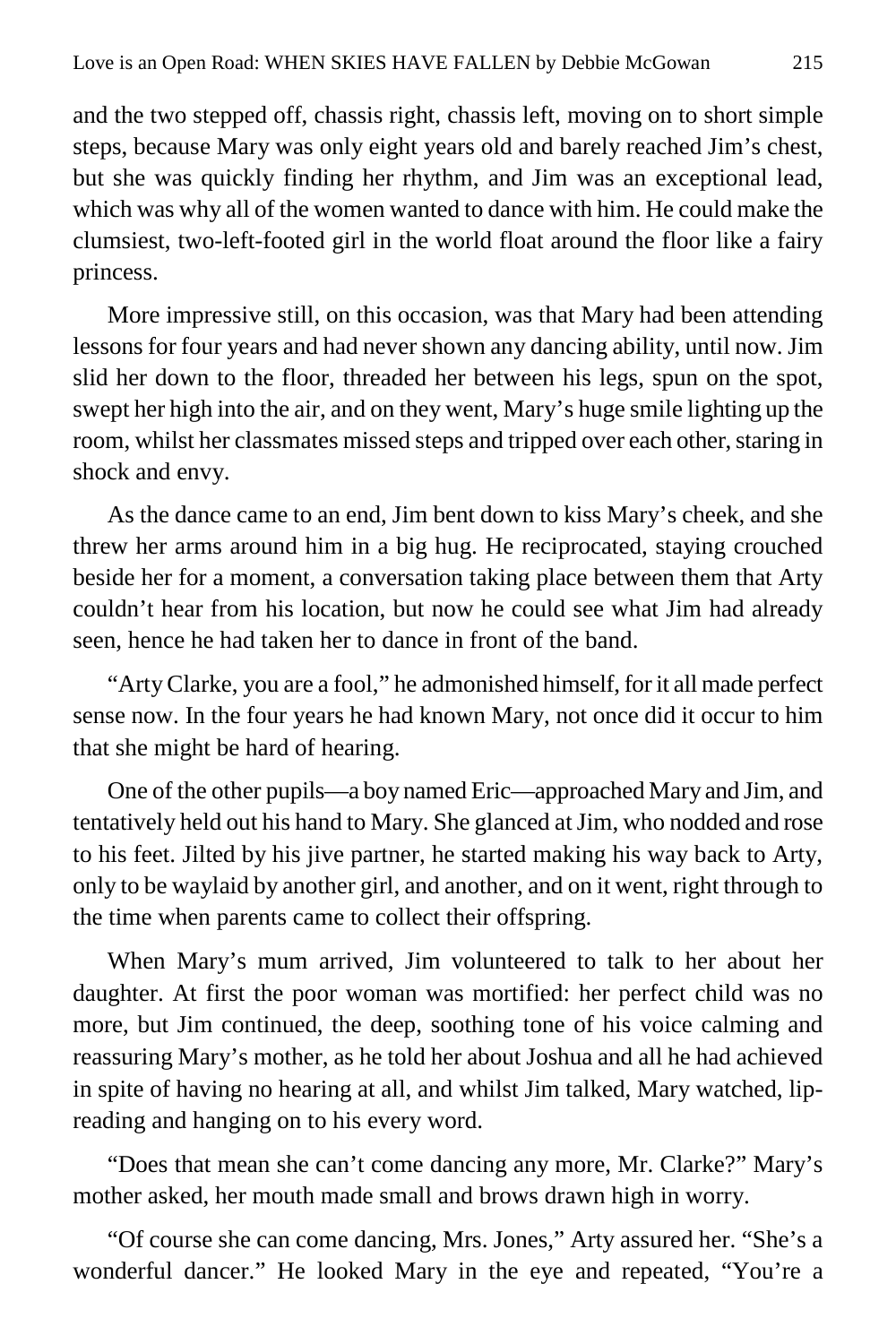and the two stepped off, chassis right, chassis left, moving on to short simple steps, because Mary was only eight years old and barely reached Jim's chest, but she was quickly finding her rhythm, and Jim was an exceptional lead, which was why all of the women wanted to dance with him. He could make the clumsiest, two-left-footed girl in the world float around the floor like a fairy princess.

More impressive still, on this occasion, was that Mary had been attending lessons for four years and had never shown any dancing ability, until now. Jim slid her down to the floor, threaded her between his legs, spun on the spot, swept her high into the air, and on they went, Mary's huge smile lighting up the room, whilst her classmates missed steps and tripped over each other, staring in shock and envy.

As the dance came to an end, Jim bent down to kiss Mary's cheek, and she threw her arms around him in a big hug. He reciprocated, staying crouched beside her for a moment, a conversation taking place between them that Arty couldn't hear from his location, but now he could see what Jim had already seen, hence he had taken her to dance in front of the band.

"Arty Clarke, you are a fool," he admonished himself, for it all made perfect sense now. In the four years he had known Mary, not once did it occur to him that she might be hard of hearing.

One of the other pupils—a boy named Eric—approached Mary and Jim, and tentatively held out his hand to Mary. She glanced at Jim, who nodded and rose to his feet. Jilted by his jive partner, he started making his way back to Arty, only to be waylaid by another girl, and another, and on it went, right through to the time when parents came to collect their offspring.

When Mary's mum arrived, Jim volunteered to talk to her about her daughter. At first the poor woman was mortified: her perfect child was no more, but Jim continued, the deep, soothing tone of his voice calming and reassuring Mary's mother, as he told her about Joshua and all he had achieved in spite of having no hearing at all, and whilst Jim talked, Mary watched, lip-reading and hanging on to his every word.

"Does that mean she can't come dancing any more, Mr. Clarke?" Mary's mother asked, her mouth made small and brows drawn high in worry.

"Of course she can come dancing, Mrs. Jones," Arty assured her. "She's a wonderful dancer." He looked Mary in the eye and repeated, "You're a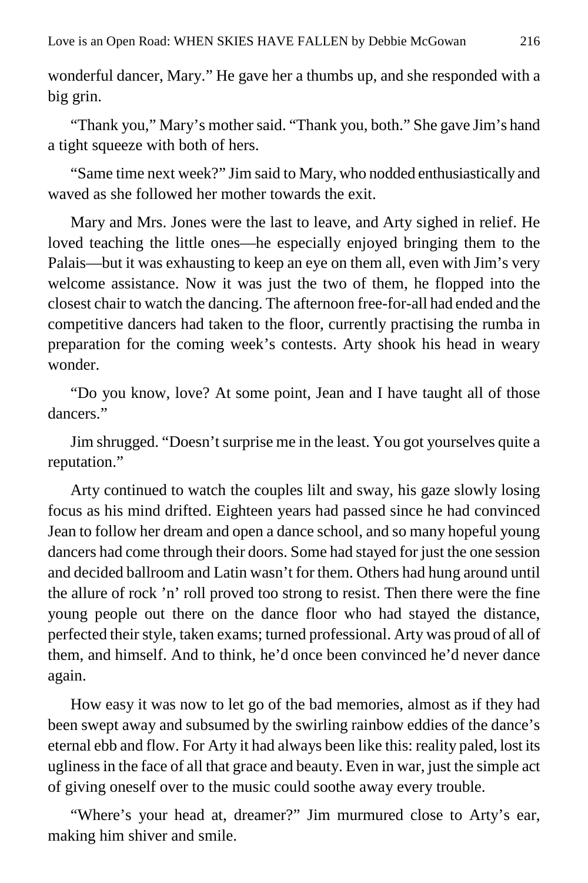wonderful dancer, Mary." He gave her a thumbs up, and she responded with a big grin.

"Thank you," Mary's mother said. "Thank you, both." She gave Jim's hand a tight squeeze with both of hers.

"Same time next week?" Jim said to Mary, who nodded enthusiastically and waved as she followed her mother towards the exit.

Mary and Mrs. Jones were the last to leave, and Arty sighed in relief. He loved teaching the little ones—he especially enjoyed bringing them to the Palais—but it was exhausting to keep an eye on them all, even with Jim's very welcome assistance. Now it was just the two of them, he flopped into the closest chair to watch the dancing. The afternoon free-for-all had ended and the competitive dancers had taken to the floor, currently practising the rumba in preparation for the coming week's contests. Arty shook his head in weary wonder.

"Do you know, love? At some point, Jean and I have taught all of those dancers."

Jim shrugged. "Doesn't surprise me in the least. You got yourselves quite a reputation."

Arty continued to watch the couples lilt and sway, his gaze slowly losing focus as his mind drifted. Eighteen years had passed since he had convinced Jean to follow her dream and open a dance school, and so many hopeful young dancers had come through their doors. Some had stayed for just the one session and decided ballroom and Latin wasn't for them. Others had hung around until the allure of rock 'n' roll proved too strong to resist. Then there were the fine young people out there on the dance floor who had stayed the distance, perfected their style, taken exams; turned professional. Arty was proud of all of them, and himself. And to think, he'd once been convinced he'd never dance again.

How easy it was now to let go of the bad memories, almost as if they had been swept away and subsumed by the swirling rainbow eddies of the dance's eternal ebb and flow. For Arty it had always been like this: reality paled, lost its ugliness in the face of all that grace and beauty. Even in war, just the simple act of giving oneself over to the music could soothe away every trouble.

"Where's your head at, dreamer?" Jim murmured close to Arty's ear, making him shiver and smile.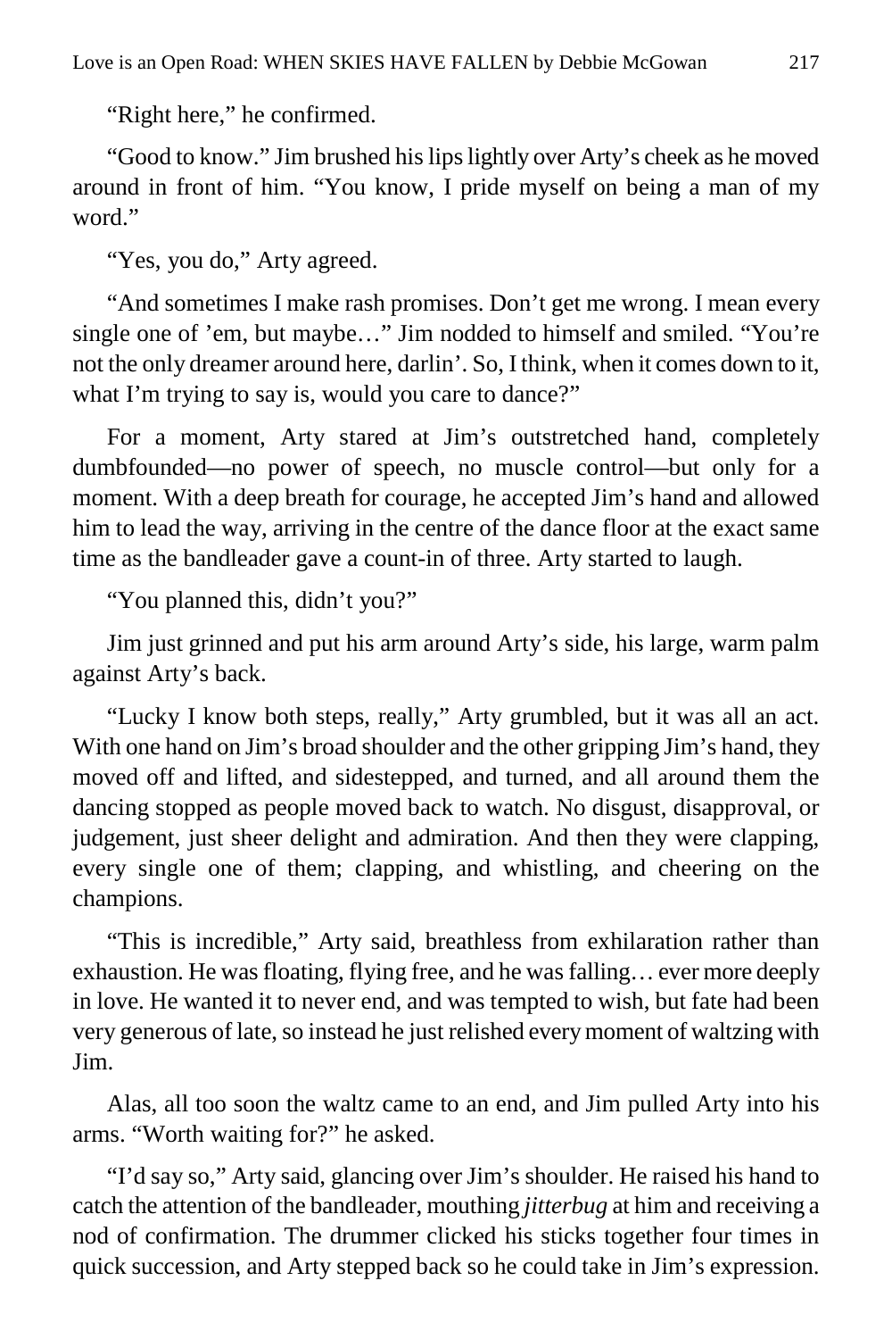"Right here," he confirmed.

"Good to know." Jim brushed his lips lightly over Arty's cheek as he moved around in front of him. "You know, I pride myself on being a man of my word."

"Yes, you do," Arty agreed.

"And sometimes I make rash promises. Don't get me wrong. I mean every single one of 'em, but maybe…" Jim nodded to himself and smiled. "You're not the only dreamer around here, darlin'. So, I think, when it comes down to it, what I'm trying to say is, would you care to dance?"

For a moment, Arty stared at Jim's outstretched hand, completely dumbfounded—no power of speech, no muscle control—but only for a moment. With a deep breath for courage, he accepted Jim's hand and allowed him to lead the way, arriving in the centre of the dance floor at the exact same time as the bandleader gave a count-in of three. Arty started to laugh.

"You planned this, didn't you?"

Jim just grinned and put his arm around Arty's side, his large, warm palm against Arty's back.

"Lucky I know both steps, really," Arty grumbled, but it was all an act. With one hand on Jim's broad shoulder and the other gripping Jim's hand, they moved off and lifted, and sidestepped, and turned, and all around them the dancing stopped as people moved back to watch. No disgust, disapproval, or judgement, just sheer delight and admiration. And then they were clapping, every single one of them; clapping, and whistling, and cheering on the champions.

"This is incredible," Arty said, breathless from exhilaration rather than exhaustion. He was floating, flying free, and he was falling… ever more deeply in love. He wanted it to never end, and was tempted to wish, but fate had been very generous of late, so instead he just relished every moment of waltzing with Jim.

Alas, all too soon the waltz came to an end, and Jim pulled Arty into his arms. "Worth waiting for?" he asked.

"I'd say so," Arty said, glancing over Jim's shoulder. He raised his hand to catch the attention of the bandleader, mouthing *jitterbug* at him and receiving a nod of confirmation. The drummer clicked his sticks together four times in quick succession, and Arty stepped back so he could take in Jim's expression.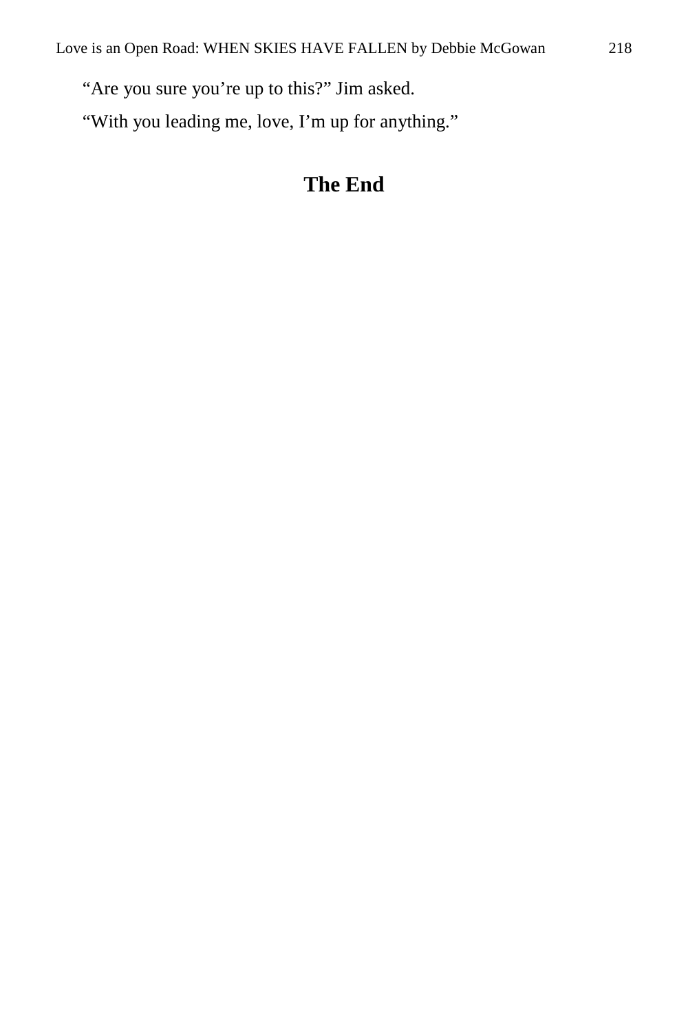“Are you sure you’re up to this?” Jim asked.

“With you leading me, love, I’m up for anything.”

**The End**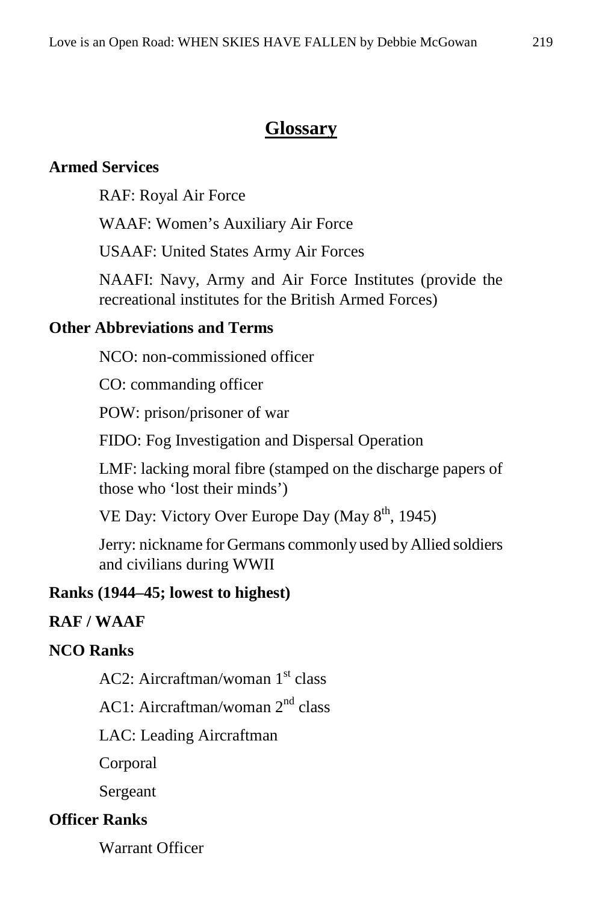## Glossary

**Armed Services**

RAF: Royal Air Force

WAAF: Women's Auxiliary Air Force

USAAF: United States Army Air Forces

NAAFI: Navy, Army and Air Force Institutes (provide the recreational institutes for the British Armed Forces)

**Other Abbreviations and Terms**

NCO: non-commissioned officer

CO: commanding officer

POW: prison/prisoner of war

FIDO: Fog Investigation and Dispersal Operation

LMF: lacking moral fibre (stamped on the discharge papers of those who 'lost their minds')

VE Day: Victory Over Europe Day (May 8th, 1945)

Jerry: nickname for Germans commonly used by Allied soldiers and civilians during WWII

**Ranks (1944–45; lowest to highest)**

**RAF / WAAF**

**NCO Ranks**

AC2: Aircraftman/woman 1st class

AC1: Aircraftman/woman 2nd class

LAC: Leading Aircraftman

Corporal

Sergeant

**Officer Ranks**

Warrant Officer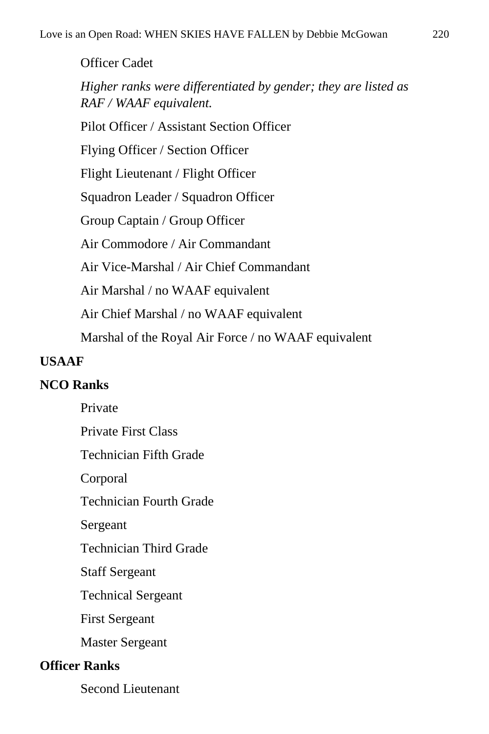Officer Cadet

*Higher ranks were differentiated by gender; they are listed as RAF / WAAF equivalent.*

Pilot Officer / Assistant Section Officer

Flying Officer / Section Officer

Flight Lieutenant / Flight Officer

Squadron Leader / Squadron Officer

Group Captain / Group Officer

Air Commodore / Air Commandant

Air Vice-Marshal / Air Chief Commandant

Air Marshal / no WAAF equivalent

Air Chief Marshal / no WAAF equivalent

Marshal of the Royal Air Force / no WAAF equivalent

**USAAF**

**NCO Ranks**

Private

Private First Class

Technician Fifth Grade

Corporal

Technician Fourth Grade

Sergeant

Technician Third Grade

Staff Sergeant

Technical Sergeant

First Sergeant

Master Sergeant

**Officer Ranks**

Second Lieutenant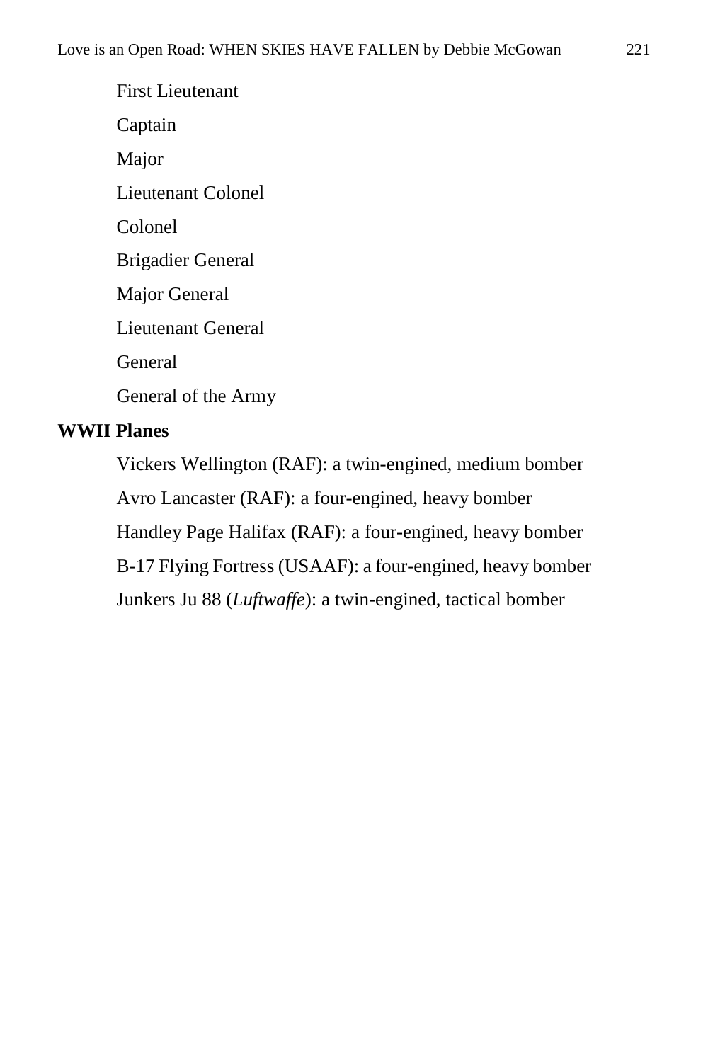First Lieutenant

Captain

Major

Lieutenant Colonel

Colonel

Brigadier General

Major General

Lieutenant General

General

General of the Army

**WWII Planes**

Vickers Wellington (RAF): a twin-engined, medium bomber

Avro Lancaster (RAF): a four-engined, heavy bomber

Handley Page Halifax (RAF): a four-engined, heavy bomber

B-17 Flying Fortress (USAAF): a four-engined, heavy bomber

Junkers Ju 88 (*Luftwaffe*): a twin-engined, tactical bomber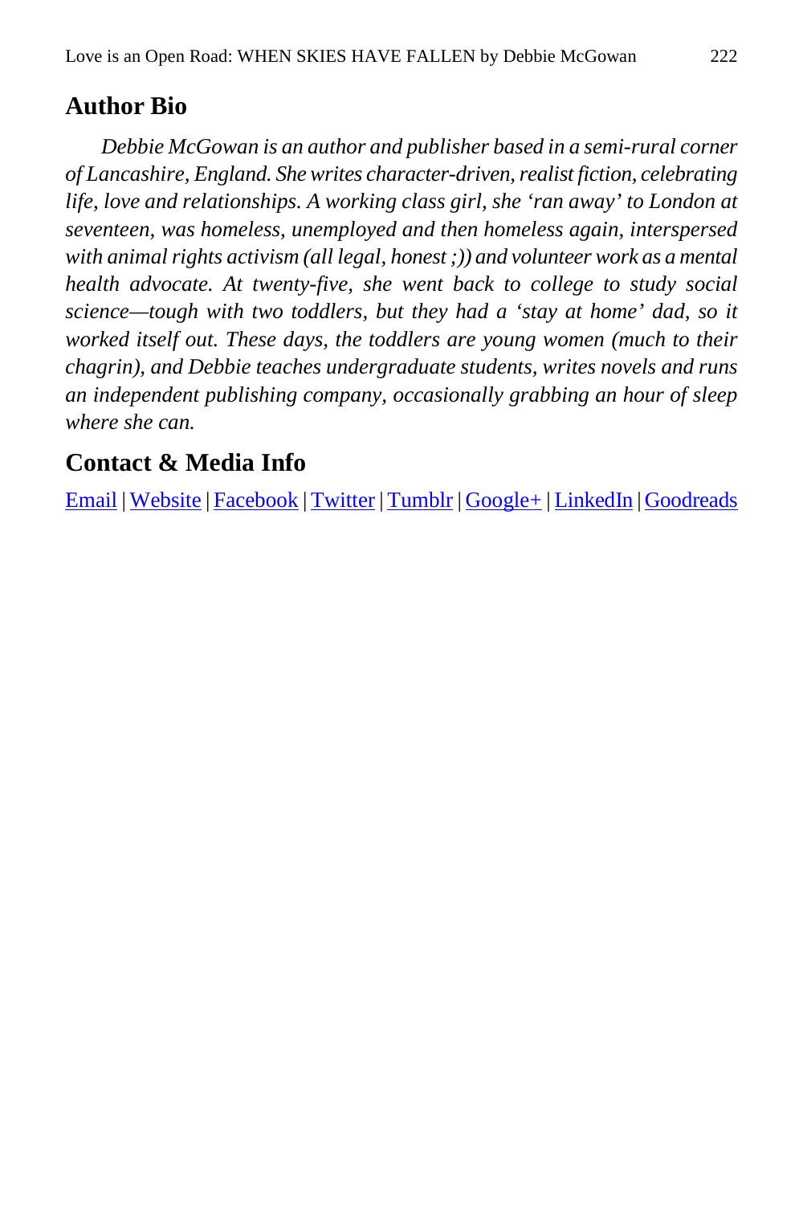## Author Bio

*Debbie McGowan is an author and publisher based in a semi-rural corner of Lancashire, England. She writes character-driven, realist fiction, celebrating life, love and relationships. A working class girl, she 'ran away' to London at seventeen, was homeless, unemployed and then homeless again, interspersed with animal rights activism (all legal, honest ;)) and volunteer work as a mental health advocate. At twenty-five, she went back to college to study social science—tough with two toddlers, but they had a 'stay at home' dad, so it worked itself out. These days, the toddlers are young women (much to their chagrin), and Debbie teaches undergraduate students, writes novels and runs an independent publishing company, occasionally grabbing an hour of sleep where she can.*

## Contact & Media Info

Email | Website | Facebook | Twitter | Tumblr | Google+ | LinkedIn | Goodreads